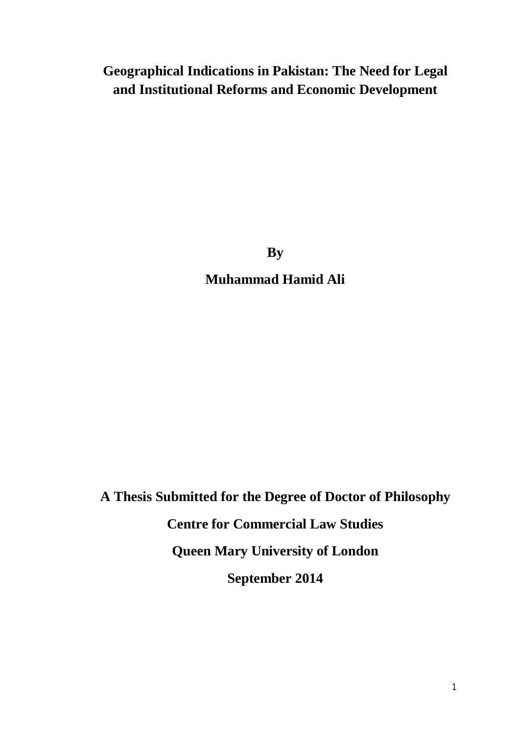# Geographical Indications in Pakistan: The Need for Legal and Institutional Reforms and Economic Development

**By**

**Muhammad Hamid Ali**

**A Thesis Submitted for the Degree of Doctor of Philosophy**

**Centre for Commercial Law Studies**

**Queen Mary University of London**

**September 2014**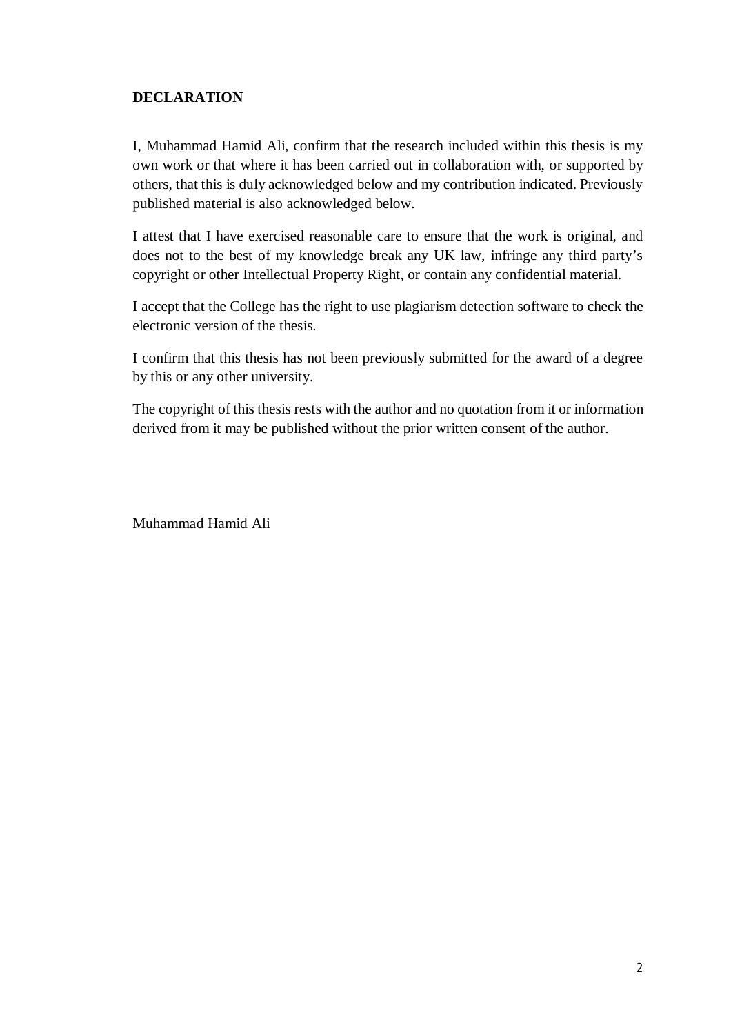## DECLARATION

I, Muhammad Hamid Ali, confirm that the research included within this thesis is my own work or that where it has been carried out in collaboration with, or supported by others, that this is duly acknowledged below and my contribution indicated. Previously published material is also acknowledged below.

I attest that I have exercised reasonable care to ensure that the work is original, and does not to the best of my knowledge break any UK law, infringe any third party's copyright or other Intellectual Property Right, or contain any confidential material.

I accept that the College has the right to use plagiarism detection software to check the electronic version of the thesis.

I confirm that this thesis has not been previously submitted for the award of a degree by this or any other university.

The copyright of this thesis rests with the author and no quotation from it or information derived from it may be published without the prior written consent of the author.

Muhammad Hamid Ali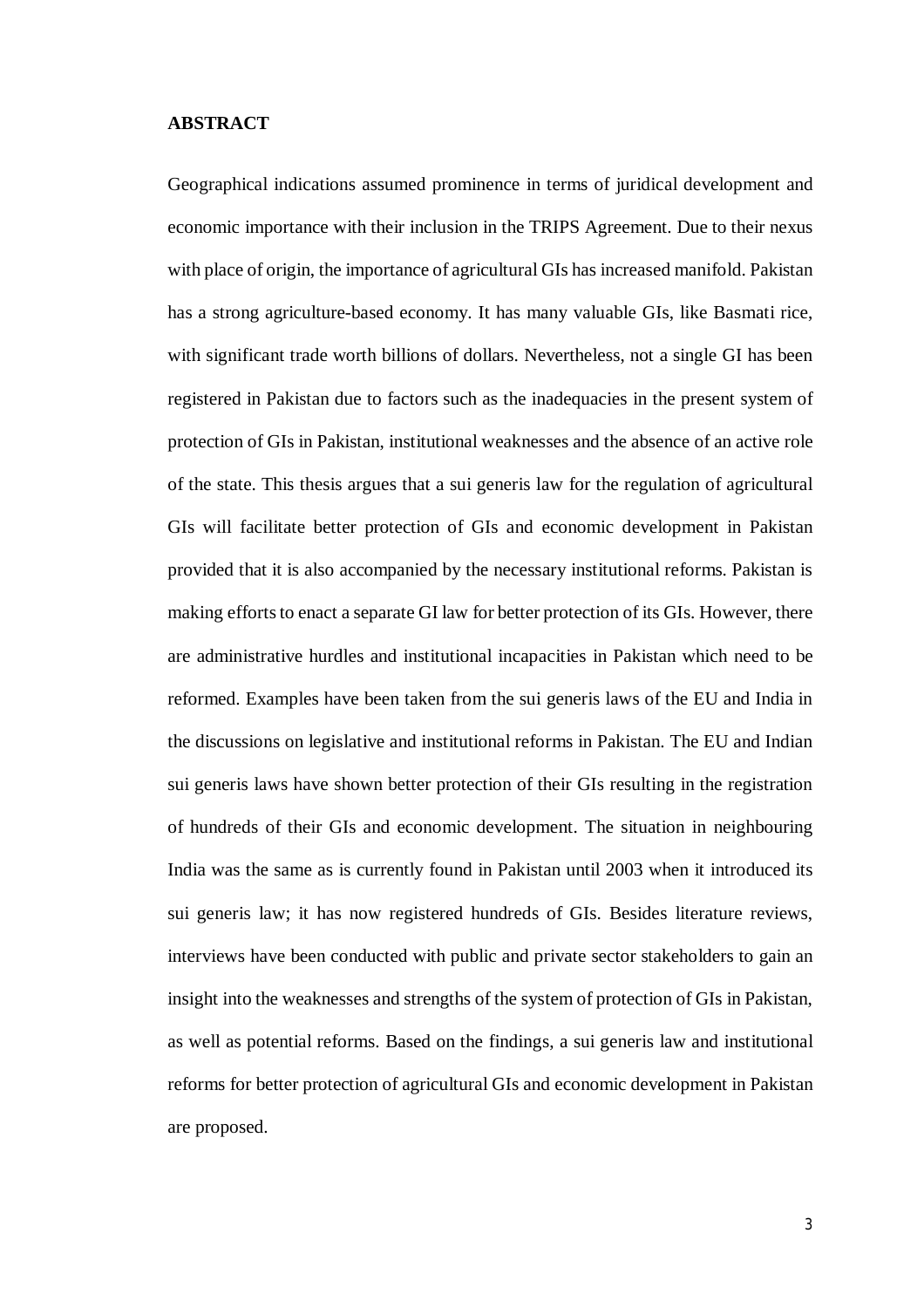**ABSTRACT**

Geographical indications assumed prominence in terms of juridical development and economic importance with their inclusion in the TRIPS Agreement. Due to their nexus with place of origin, the importance of agricultural GIs has increased manifold. Pakistan has a strong agriculture-based economy. It has many valuable GIs, like Basmati rice, with significant trade worth billions of dollars. Nevertheless, not a single GI has been registered in Pakistan due to factors such as the inadequacies in the present system of protection of GIs in Pakistan, institutional weaknesses and the absence of an active role of the state. This thesis argues that a sui generis law for the regulation of agricultural GIs will facilitate better protection of GIs and economic development in Pakistan provided that it is also accompanied by the necessary institutional reforms. Pakistan is making efforts to enact a separate GI law for better protection of its GIs. However, there are administrative hurdles and institutional incapacities in Pakistan which need to be reformed. Examples have been taken from the sui generis laws of the EU and India in the discussions on legislative and institutional reforms in Pakistan. The EU and Indian sui generis laws have shown better protection of their GIs resulting in the registration of hundreds of their GIs and economic development. The situation in neighbouring India was the same as is currently found in Pakistan until 2003 when it introduced its sui generis law; it has now registered hundreds of GIs. Besides literature reviews, interviews have been conducted with public and private sector stakeholders to gain an insight into the weaknesses and strengths of the system of protection of GIs in Pakistan, as well as potential reforms. Based on the findings, a sui generis law and institutional reforms for better protection of agricultural GIs and economic development in Pakistan are proposed.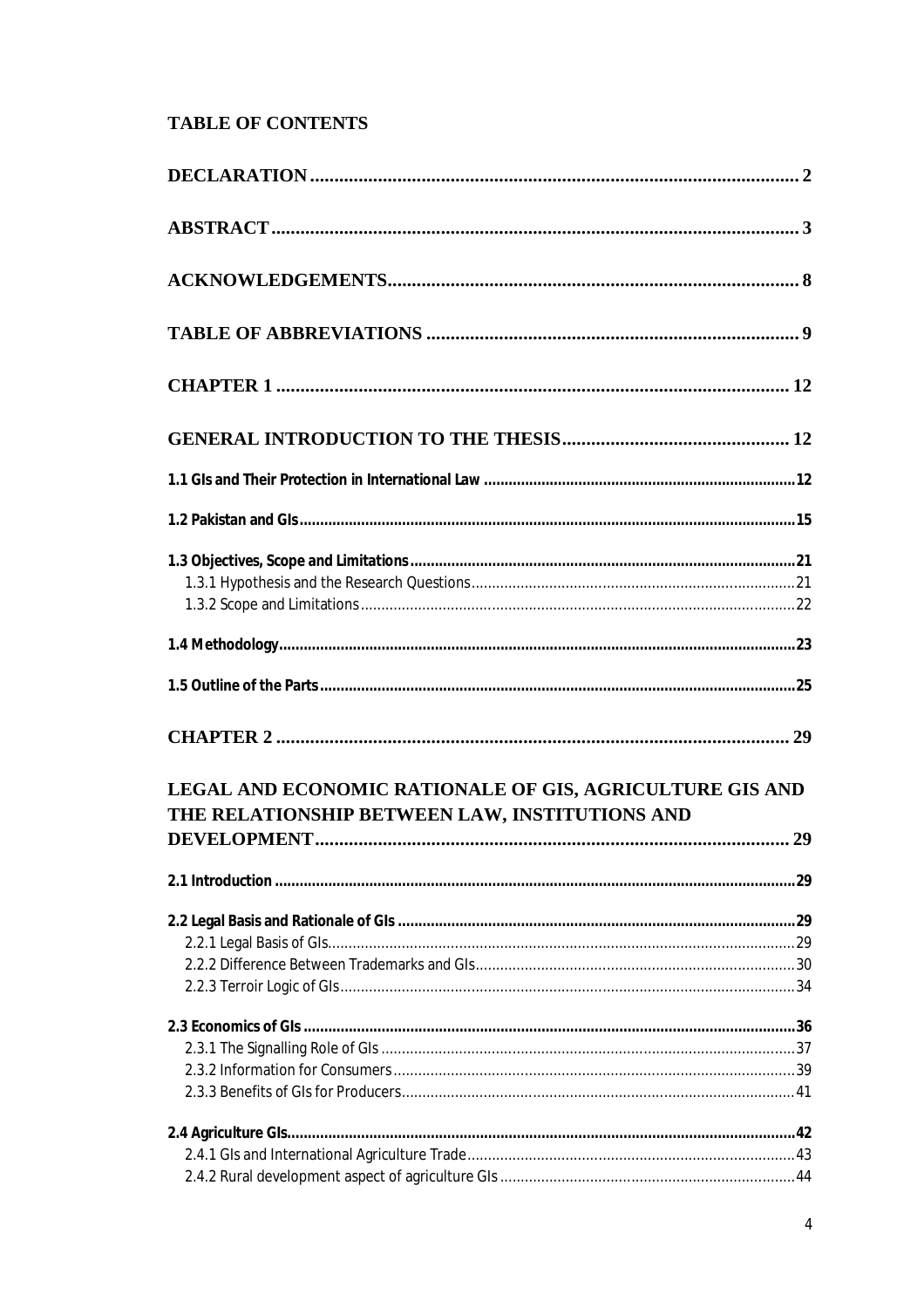**TABLE OF CONTENTS**

**DECLARATION** .......... 2

**ABSTRACT** .......... 3

**ACKNOWLEDGEMENTS** .......... 8

**TABLE OF ABBREVIATIONS** .......... 9

**CHAPTER 1** .......... 12

**GENERAL INTRODUCTION TO THE THESIS** .......... 12

**1.1 GIs and Their Protection in International Law** .......... 12

**1.2 Pakistan and GIs** .......... 15

**1.3 Objectives, Scope and Limitations** .......... 21
- 1.3.1 Hypothesis and the Research Questions .......... 21
- 1.3.2 Scope and Limitations .......... 22

**1.4 Methodology** .......... 23

**1.5 Outline of the Parts** .......... 25

**CHAPTER 2** .......... 29

**LEGAL AND ECONOMIC RATIONALE OF GIS, AGRICULTURE GIS AND THE RELATIONSHIP BETWEEN LAW, INSTITUTIONS AND DEVELOPMENT** .......... 29

**2.1 Introduction** .......... 29

**2.2 Legal Basis and Rationale of GIs** .......... 29
- 2.2.1 Legal Basis of GIs .......... 29
- 2.2.2 Difference Between Trademarks and GIs .......... 30
- 2.2.3 Terroir Logic of GIs .......... 34

**2.3 Economics of GIs** .......... 36
- 2.3.1 The Signalling Role of GIs .......... 37
- 2.3.2 Information for Consumers .......... 39
- 2.3.3 Benefits of GIs for Producers .......... 41

**2.4 Agriculture GIs** .......... 42
- 2.4.1 GIs and International Agriculture Trade .......... 43
- 2.4.2 Rural development aspect of agriculture GIs .......... 44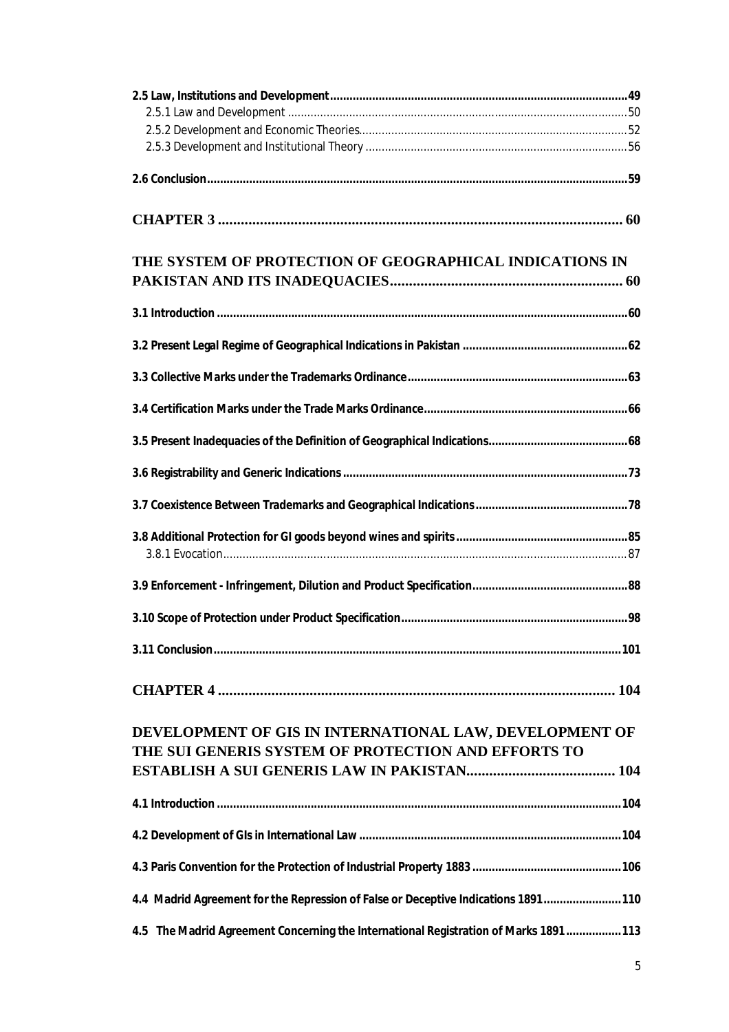**2.5 Law, Institutions and Development** .......... **49**
2.5.1 Law and Development .......... 50
2.5.2 Development and Economic Theories .......... 52
2.5.3 Development and Institutional Theory .......... 56

**2.6 Conclusion** .......... **59**

**CHAPTER 3** .......... **60**

**THE SYSTEM OF PROTECTION OF GEOGRAPHICAL INDICATIONS IN PAKISTAN AND ITS INADEQUACIES** .......... **60**

**3.1 Introduction** .......... **60**

**3.2 Present Legal Regime of Geographical Indications in Pakistan** .......... **62**

**3.3 Collective Marks under the Trademarks Ordinance** .......... **63**

**3.4 Certification Marks under the Trade Marks Ordinance** .......... **66**

**3.5 Present Inadequacies of the Definition of Geographical Indications** .......... **68**

**3.6 Registrability and Generic Indications** .......... **73**

**3.7 Coexistence Between Trademarks and Geographical Indications** .......... **78**

**3.8 Additional Protection for GI goods beyond wines and spirits** .......... **85**
3.8.1 Evocation .......... 87

**3.9 Enforcement - Infringement, Dilution and Product Specification** .......... **88**

**3.10 Scope of Protection under Product Specification** .......... **98**

**3.11 Conclusion** .......... **101**

**CHAPTER 4** .......... **104**

**DEVELOPMENT OF GIS IN INTERNATIONAL LAW, DEVELOPMENT OF THE SUI GENERIS SYSTEM OF PROTECTION AND EFFORTS TO ESTABLISH A SUI GENERIS LAW IN PAKISTAN** .......... **104**

**4.1 Introduction** .......... **104**

**4.2 Development of GIs in International Law** .......... **104**

**4.3 Paris Convention for the Protection of Industrial Property 1883** .......... **106**

**4.4 Madrid Agreement for the Repression of False or Deceptive Indications 1891** .......... **110**

**4.5 The Madrid Agreement Concerning the International Registration of Marks 1891** .......... **113**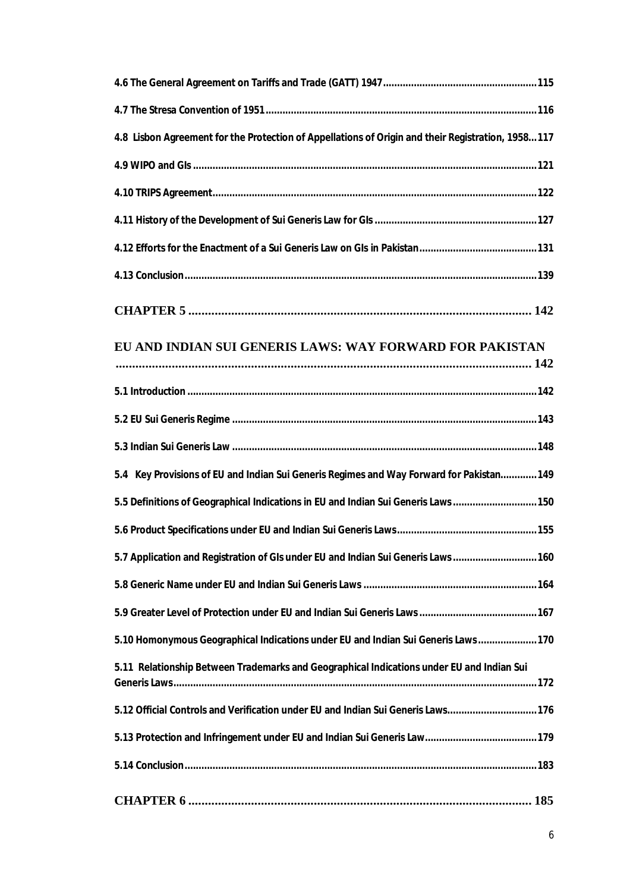4.6 The General Agreement on Tariffs and Trade (GATT) 1947 ........ 115

4.7 The Stresa Convention of 1951 ........ 116

4.8 Lisbon Agreement for the Protection of Appellations of Origin and their Registration, 1958 ... 117

4.9 WIPO and GIs ........ 121

4.10 TRIPS Agreement ........ 122

4.11 History of the Development of Sui Generis Law for GIs ........ 127

4.12 Efforts for the Enactment of a Sui Generis Law on GIs in Pakistan ........ 131

4.13 Conclusion ........ 139

**CHAPTER 5 ........ 142**

**EU AND INDIAN SUI GENERIS LAWS: WAY FORWARD FOR PAKISTAN ........ 142**

5.1 Introduction ........ 142

5.2 EU Sui Generis Regime ........ 143

5.3 Indian Sui Generis Law ........ 148

5.4 Key Provisions of EU and Indian Sui Generis Regimes and Way Forward for Pakistan ........ 149

5.5 Definitions of Geographical Indications in EU and Indian Sui Generis Laws ........ 150

5.6 Product Specifications under EU and Indian Sui Generis Laws ........ 155

5.7 Application and Registration of GIs under EU and Indian Sui Generis Laws ........ 160

5.8 Generic Name under EU and Indian Sui Generis Laws ........ 164

5.9 Greater Level of Protection under EU and Indian Sui Generis Laws ........ 167

5.10 Homonymous Geographical Indications under EU and Indian Sui Generis Laws ........ 170

5.11 Relationship Between Trademarks and Geographical Indications under EU and Indian Sui Generis Laws ........ 172

5.12 Official Controls and Verification under EU and Indian Sui Generis Laws ........ 176

5.13 Protection and Infringement under EU and Indian Sui Generis Law ........ 179

5.14 Conclusion ........ 183

**CHAPTER 6 ........ 185**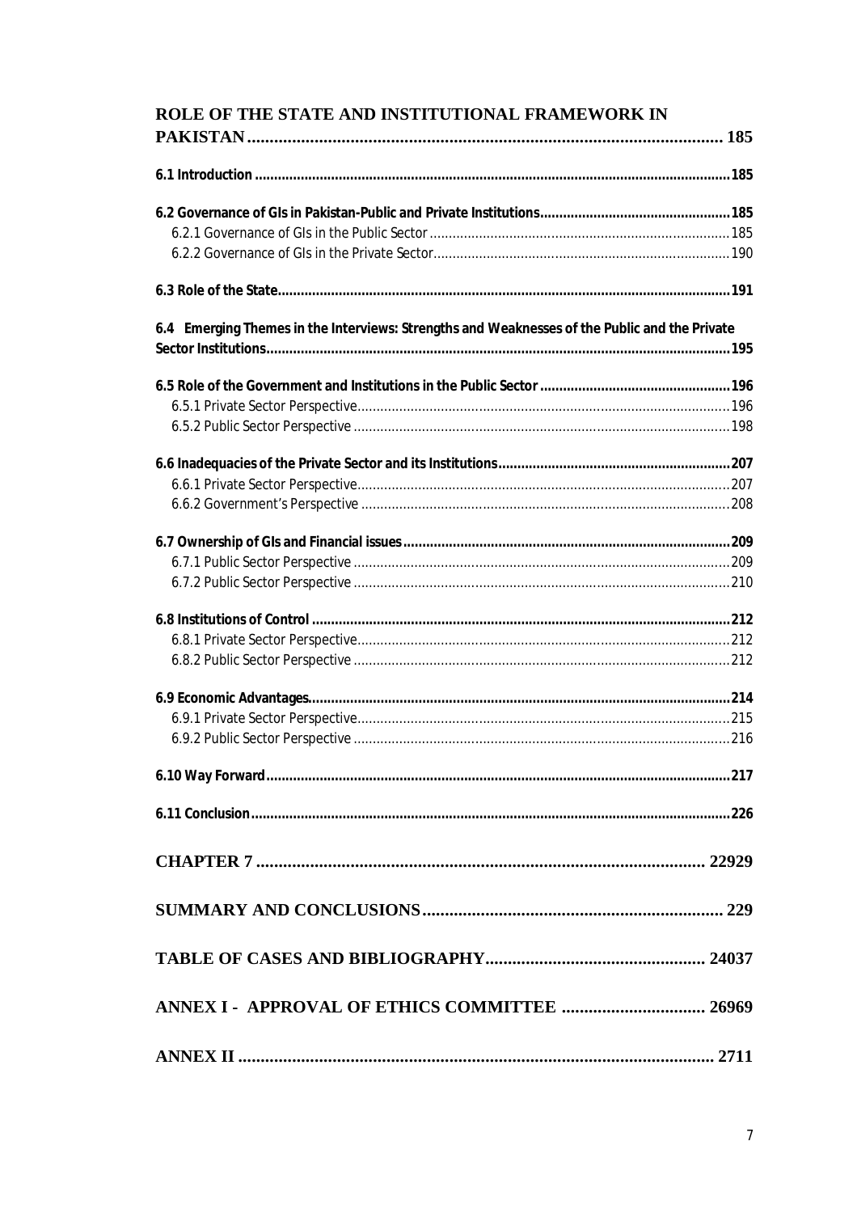**ROLE OF THE STATE AND INSTITUTIONAL FRAMEWORK IN PAKISTAN.......................................................................................... 185**

**6.1 Introduction ..........................................................................................................................185**

**6.2 Governance of GIs in Pakistan-Public and Private Institutions.................................................185**
6.2.1 Governance of GIs in the Public Sector...............................................................................185
6.2.2 Governance of GIs in the Private Sector..............................................................................190

**6.3 Role of the State.....................................................................................................................191**

**6.4 Emerging Themes in the Interviews: Strengths and Weaknesses of the Public and the Private Sector Institutions........................................................................................................................195**

**6.5 Role of the Government and Institutions in the Public Sector ..................................................196**
6.5.1 Private Sector Perspective.................................................................................................196
6.5.2 Public Sector Perspective ..................................................................................................198

**6.6 Inadequacies of the Private Sector and its Institutions.............................................................207**
6.6.1 Private Sector Perspective.................................................................................................207
6.6.2 Government's Perspective ................................................................................................208

**6.7 Ownership of GIs and Financial issues.....................................................................................209**
6.7.1 Public Sector Perspective ..................................................................................................209
6.7.2 Public Sector Perspective ..................................................................................................210

**6.8 Institutions of Control ............................................................................................................212**
6.8.1 Private Sector Perspective.................................................................................................212
6.8.2 Public Sector Perspective ..................................................................................................212

**6.9 Economic Advantages.............................................................................................................214**
6.9.1 Private Sector Perspective.................................................................................................215
6.9.2 Public Sector Perspective ..................................................................................................216

**6.10 Way Forward........................................................................................................................217**

**6.11 Conclusion............................................................................................................................226**

**CHAPTER 7 .................................................................................................. 22929**

**SUMMARY AND CONCLUSIONS................................................................. 229**

**TABLE OF CASES AND BIBLIOGRAPHY................................................ 24037**

**ANNEX I - APPROVAL OF ETHICS COMMITTEE ............................... 26969**

**ANNEX II ........................................................................................................ 2711**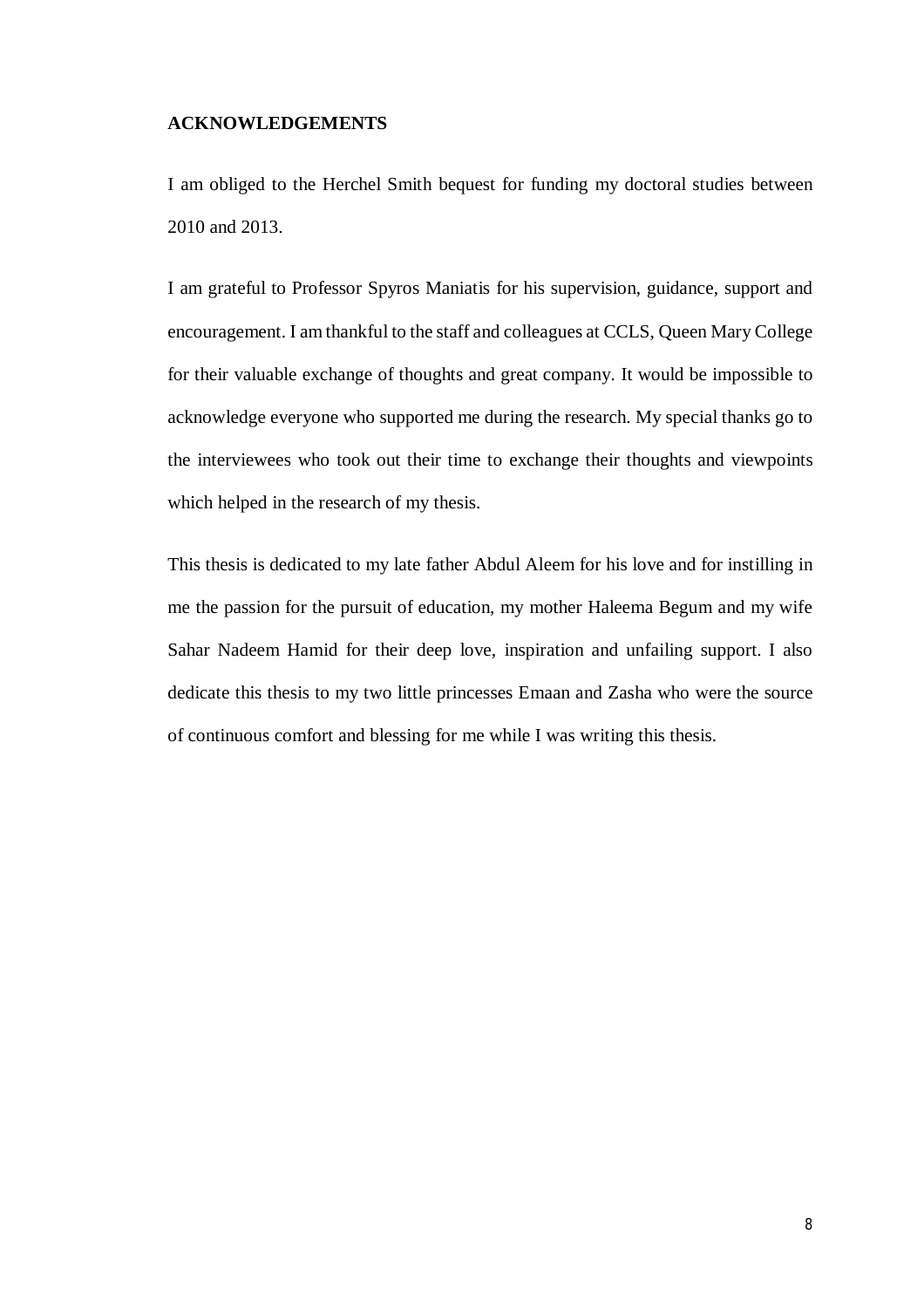## ACKNOWLEDGEMENTS

I am obliged to the Herchel Smith bequest for funding my doctoral studies between 2010 and 2013.

I am grateful to Professor Spyros Maniatis for his supervision, guidance, support and encouragement. I am thankful to the staff and colleagues at CCLS, Queen Mary College for their valuable exchange of thoughts and great company. It would be impossible to acknowledge everyone who supported me during the research. My special thanks go to the interviewees who took out their time to exchange their thoughts and viewpoints which helped in the research of my thesis.

This thesis is dedicated to my late father Abdul Aleem for his love and for instilling in me the passion for the pursuit of education, my mother Haleema Begum and my wife Sahar Nadeem Hamid for their deep love, inspiration and unfailing support. I also dedicate this thesis to my two little princesses Emaan and Zasha who were the source of continuous comfort and blessing for me while I was writing this thesis.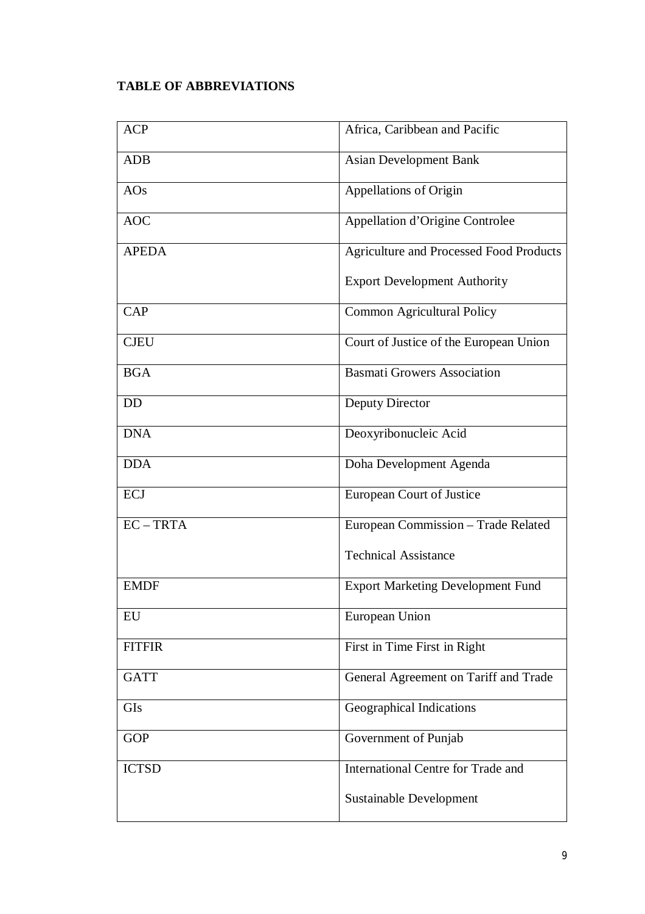**TABLE OF ABBREVIATIONS**

| | |
|---|---|
| ACP | Africa, Caribbean and Pacific |
| ADB | Asian Development Bank |
| AOs | Appellations of Origin |
| AOC | Appellation d'Origine Controlee |
| APEDA | Agriculture and Processed Food Products Export Development Authority |
| CAP | Common Agricultural Policy |
| CJEU | Court of Justice of the European Union |
| BGA | Basmati Growers Association |
| DD | Deputy Director |
| DNA | Deoxyribonucleic Acid |
| DDA | Doha Development Agenda |
| ECJ | European Court of Justice |
| EC – TRTA | European Commission – Trade Related Technical Assistance |
| EMDF | Export Marketing Development Fund |
| EU | European Union |
| FITFIR | First in Time First in Right |
| GATT | General Agreement on Tariff and Trade |
| GIs | Geographical Indications |
| GOP | Government of Punjab |
| ICTSD | International Centre for Trade and Sustainable Development |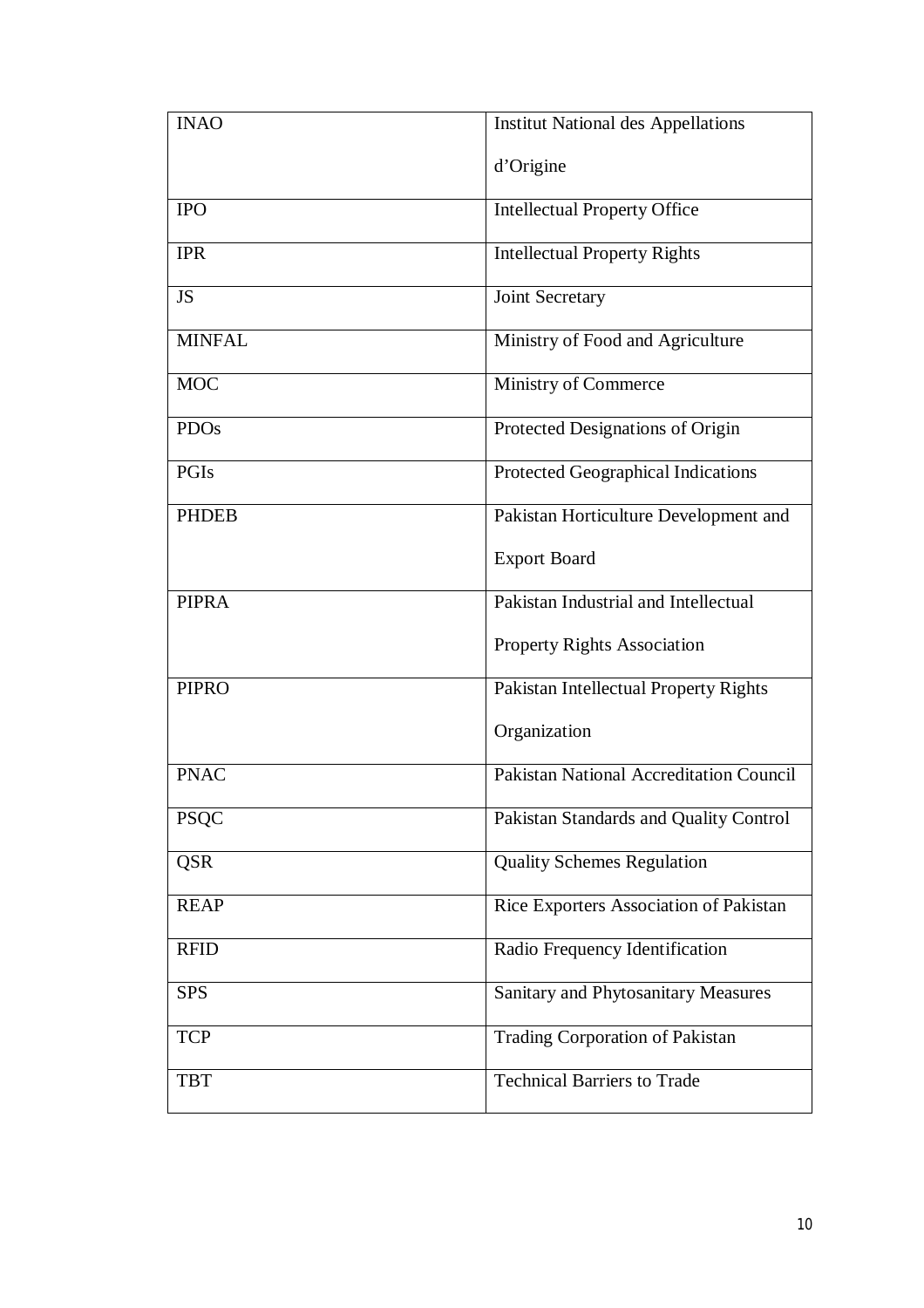| INAO | Institut National des Appellations d'Origine |
|---|---|
| IPO | Intellectual Property Office |
| IPR | Intellectual Property Rights |
| JS | Joint Secretary |
| MINFAL | Ministry of Food and Agriculture |
| MOC | Ministry of Commerce |
| PDOs | Protected Designations of Origin |
| PGIs | Protected Geographical Indications |
| PHDEB | Pakistan Horticulture Development and Export Board |
| PIPRA | Pakistan Industrial and Intellectual Property Rights Association |
| PIPRO | Pakistan Intellectual Property Rights Organization |
| PNAC | Pakistan National Accreditation Council |
| PSQC | Pakistan Standards and Quality Control |
| QSR | Quality Schemes Regulation |
| REAP | Rice Exporters Association of Pakistan |
| RFID | Radio Frequency Identification |
| SPS | Sanitary and Phytosanitary Measures |
| TCP | Trading Corporation of Pakistan |
| TBT | Technical Barriers to Trade |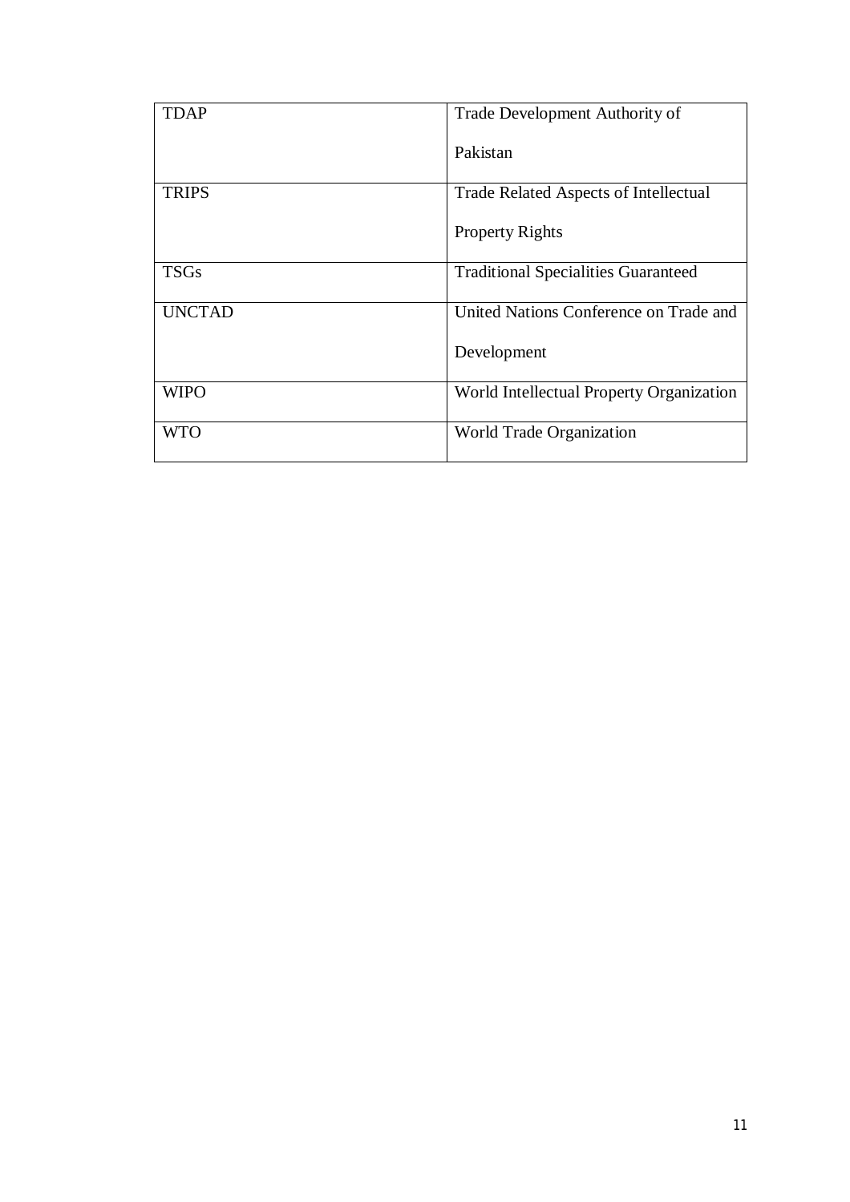| TDAP | Trade Development Authority of Pakistan |
|---|---|
| TRIPS | Trade Related Aspects of Intellectual Property Rights |
| TSGs | Traditional Specialities Guaranteed |
| UNCTAD | United Nations Conference on Trade and Development |
| WIPO | World Intellectual Property Organization |
| WTO | World Trade Organization |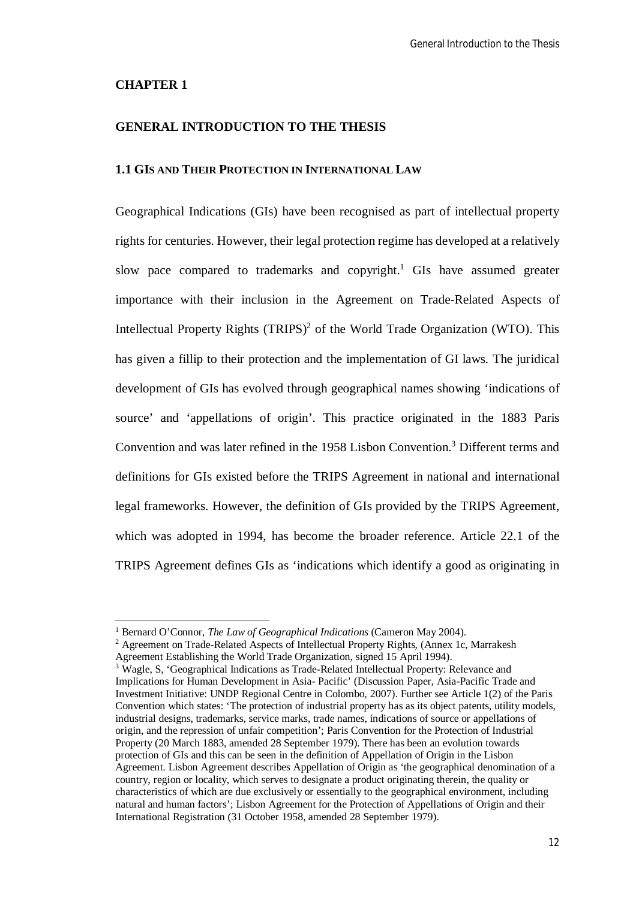# CHAPTER 1

# GENERAL INTRODUCTION TO THE THESIS

## 1.1 GIS AND THEIR PROTECTION IN INTERNATIONAL LAW

Geographical Indications (GIs) have been recognised as part of intellectual property rights for centuries. However, their legal protection regime has developed at a relatively slow pace compared to trademarks and copyright.[1] GIs have assumed greater importance with their inclusion in the Agreement on Trade-Related Aspects of Intellectual Property Rights (TRIPS)[2] of the World Trade Organization (WTO). This has given a fillip to their protection and the implementation of GI laws. The juridical development of GIs has evolved through geographical names showing 'indications of source' and 'appellations of origin'. This practice originated in the 1883 Paris Convention and was later refined in the 1958 Lisbon Convention.[3] Different terms and definitions for GIs existed before the TRIPS Agreement in national and international legal frameworks. However, the definition of GIs provided by the TRIPS Agreement, which was adopted in 1994, has become the broader reference. Article 22.1 of the TRIPS Agreement defines GIs as 'indications which identify a good as originating in

---

[1] Bernard O'Connor, *The Law of Geographical Indications* (Cameron May 2004).

[2] Agreement on Trade-Related Aspects of Intellectual Property Rights, (Annex 1c, Marrakesh Agreement Establishing the World Trade Organization, signed 15 April 1994).

[3] Wagle, S, 'Geographical Indications as Trade-Related Intellectual Property: Relevance and Implications for Human Development in Asia- Pacific' (Discussion Paper, Asia-Pacific Trade and Investment Initiative: UNDP Regional Centre in Colombo, 2007). Further see Article 1(2) of the Paris Convention which states: 'The protection of industrial property has as its object patents, utility models, industrial designs, trademarks, service marks, trade names, indications of source or appellations of origin, and the repression of unfair competition'; Paris Convention for the Protection of Industrial Property (20 March 1883, amended 28 September 1979). There has been an evolution towards protection of GIs and this can be seen in the definition of Appellation of Origin in the Lisbon Agreement. Lisbon Agreement describes Appellation of Origin as 'the geographical denomination of a country, region or locality, which serves to designate a product originating therein, the quality or characteristics of which are due exclusively or essentially to the geographical environment, including natural and human factors'; Lisbon Agreement for the Protection of Appellations of Origin and their International Registration (31 October 1958, amended 28 September 1979).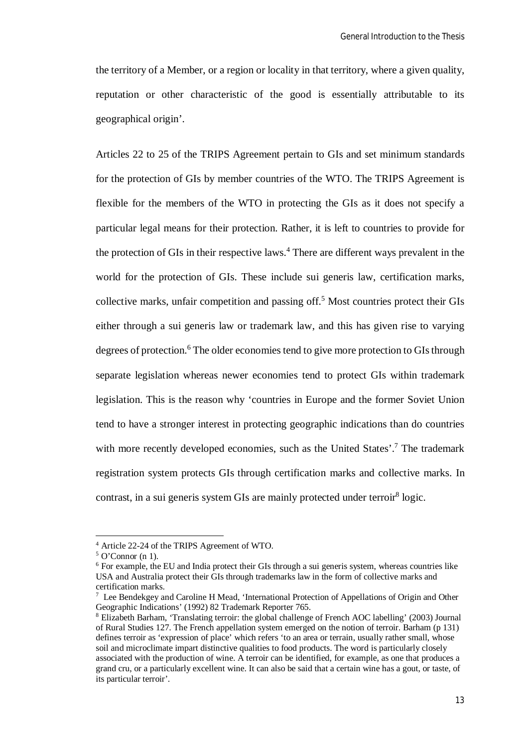the territory of a Member, or a region or locality in that territory, where a given quality, reputation or other characteristic of the good is essentially attributable to its geographical origin'.

Articles 22 to 25 of the TRIPS Agreement pertain to GIs and set minimum standards for the protection of GIs by member countries of the WTO. The TRIPS Agreement is flexible for the members of the WTO in protecting the GIs as it does not specify a particular legal means for their protection. Rather, it is left to countries to provide for the protection of GIs in their respective laws.[4] There are different ways prevalent in the world for the protection of GIs. These include sui generis law, certification marks, collective marks, unfair competition and passing off.[5] Most countries protect their GIs either through a sui generis law or trademark law, and this has given rise to varying degrees of protection.[6] The older economies tend to give more protection to GIs through separate legislation whereas newer economies tend to protect GIs within trademark legislation. This is the reason why 'countries in Europe and the former Soviet Union tend to have a stronger interest in protecting geographic indications than do countries with more recently developed economies, such as the United States'.[7] The trademark registration system protects GIs through certification marks and collective marks. In contrast, in a sui generis system GIs are mainly protected under terroir[8] logic.

---

[4] Article 22-24 of the TRIPS Agreement of WTO.

[5] O'Connor (n 1).

[6] For example, the EU and India protect their GIs through a sui generis system, whereas countries like USA and Australia protect their GIs through trademarks law in the form of collective marks and certification marks.

[7] Lee Bendekgey and Caroline H Mead, 'International Protection of Appellations of Origin and Other Geographic Indications' (1992) 82 Trademark Reporter 765.

[8] Elizabeth Barham, 'Translating terroir: the global challenge of French AOC labelling' (2003) Journal of Rural Studies 127. The French appellation system emerged on the notion of terroir. Barham (p 131) defines terroir as 'expression of place' which refers 'to an area or terrain, usually rather small, whose soil and microclimate impart distinctive qualities to food products. The word is particularly closely associated with the production of wine. A terroir can be identified, for example, as one that produces a grand cru, or a particularly excellent wine. It can also be said that a certain wine has a gout, or taste, of its particular terroir'.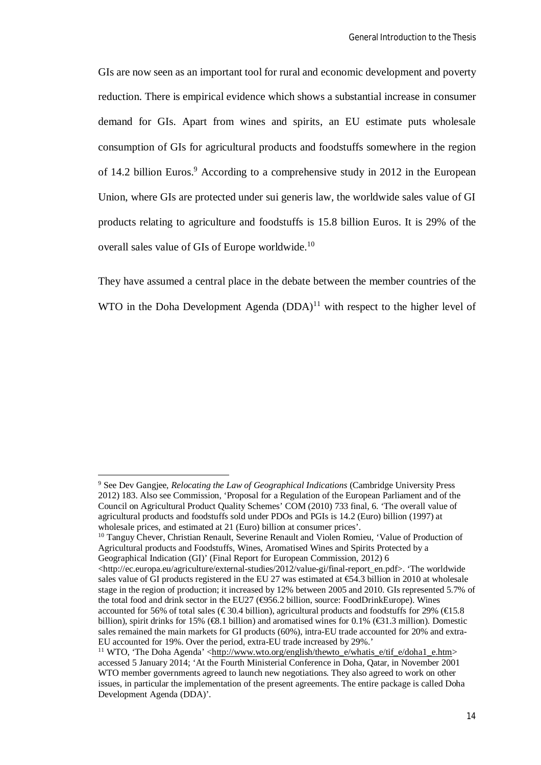GIs are now seen as an important tool for rural and economic development and poverty reduction. There is empirical evidence which shows a substantial increase in consumer demand for GIs. Apart from wines and spirits, an EU estimate puts wholesale consumption of GIs for agricultural products and foodstuffs somewhere in the region of 14.2 billion Euros.[9] According to a comprehensive study in 2012 in the European Union, where GIs are protected under sui generis law, the worldwide sales value of GI products relating to agriculture and foodstuffs is 15.8 billion Euros. It is 29% of the overall sales value of GIs of Europe worldwide.[10]

They have assumed a central place in the debate between the member countries of the WTO in the Doha Development Agenda (DDA)[11] with respect to the higher level of

---

[9] See Dev Gangjee, *Relocating the Law of Geographical Indications* (Cambridge University Press 2012) 183. Also see Commission, 'Proposal for a Regulation of the European Parliament and of the Council on Agricultural Product Quality Schemes' COM (2010) 733 final, 6. 'The overall value of agricultural products and foodstuffs sold under PDOs and PGIs is 14.2 (Euro) billion (1997) at wholesale prices, and estimated at 21 (Euro) billion at consumer prices'.

[10] Tanguy Chever, Christian Renault, Severine Renault and Violen Romieu, 'Value of Production of Agricultural products and Foodstuffs, Wines, Aromatised Wines and Spirits Protected by a Geographical Indication (GI)' (Final Report for European Commission, 2012) 6 <http://ec.europa.eu/agriculture/external-studies/2012/value-gi/final-report_en.pdf>. 'The worldwide sales value of GI products registered in the EU 27 was estimated at €54.3 billion in 2010 at wholesale stage in the region of production; it increased by 12% between 2005 and 2010. GIs represented 5.7% of the total food and drink sector in the EU27 (€956.2 billion, source: FoodDrinkEurope). Wines accounted for 56% of total sales (€ 30.4 billion), agricultural products and foodstuffs for 29% (€15.8 billion), spirit drinks for 15% (€8.1 billion) and aromatised wines for 0.1% (€31.3 million). Domestic sales remained the main markets for GI products (60%), intra-EU trade accounted for 20% and extra-EU accounted for 19%. Over the period, extra-EU trade increased by 29%.'

[11] WTO, 'The Doha Agenda' <http://www.wto.org/english/thewto_e/whatis_e/tif_e/doha1_e.htm> accessed 5 January 2014; 'At the Fourth Ministerial Conference in Doha, Qatar, in November 2001 WTO member governments agreed to launch new negotiations. They also agreed to work on other issues, in particular the implementation of the present agreements. The entire package is called Doha Development Agenda (DDA)'.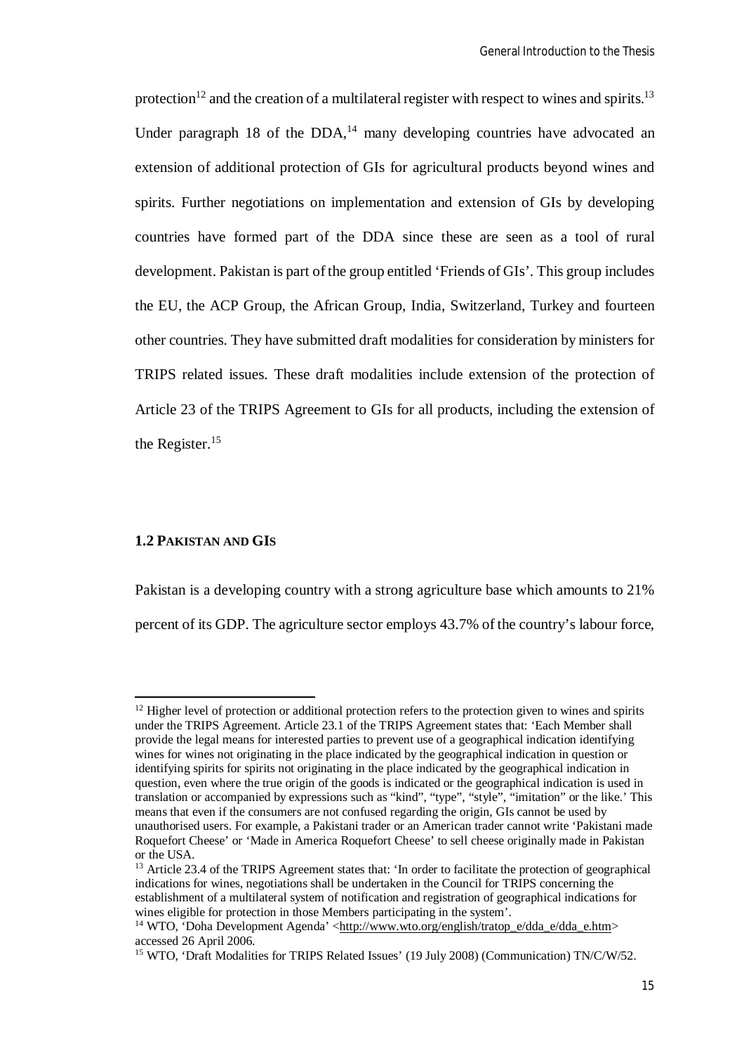protection[12] and the creation of a multilateral register with respect to wines and spirits.[13] Under paragraph 18 of the DDA,[14] many developing countries have advocated an extension of additional protection of GIs for agricultural products beyond wines and spirits. Further negotiations on implementation and extension of GIs by developing countries have formed part of the DDA since these are seen as a tool of rural development. Pakistan is part of the group entitled 'Friends of GIs'. This group includes the EU, the ACP Group, the African Group, India, Switzerland, Turkey and fourteen other countries. They have submitted draft modalities for consideration by ministers for TRIPS related issues. These draft modalities include extension of the protection of Article 23 of the TRIPS Agreement to GIs for all products, including the extension of the Register.[15]

## 1.2 PAKISTAN AND GIS

Pakistan is a developing country with a strong agriculture base which amounts to 21% percent of its GDP. The agriculture sector employs 43.7% of the country's labour force,

---

[12] Higher level of protection or additional protection refers to the protection given to wines and spirits under the TRIPS Agreement. Article 23.1 of the TRIPS Agreement states that: 'Each Member shall provide the legal means for interested parties to prevent use of a geographical indication identifying wines for wines not originating in the place indicated by the geographical indication in question or identifying spirits for spirits not originating in the place indicated by the geographical indication in question, even where the true origin of the goods is indicated or the geographical indication is used in translation or accompanied by expressions such as "kind", "type", "style", "imitation" or the like.' This means that even if the consumers are not confused regarding the origin, GIs cannot be used by unauthorised users. For example, a Pakistani trader or an American trader cannot write 'Pakistani made Roquefort Cheese' or 'Made in America Roquefort Cheese' to sell cheese originally made in Pakistan or the USA.

[13] Article 23.4 of the TRIPS Agreement states that: 'In order to facilitate the protection of geographical indications for wines, negotiations shall be undertaken in the Council for TRIPS concerning the establishment of a multilateral system of notification and registration of geographical indications for wines eligible for protection in those Members participating in the system'.

[14] WTO, 'Doha Development Agenda' <http://www.wto.org/english/tratop_e/dda_e/dda_e.htm> accessed 26 April 2006.

[15] WTO, 'Draft Modalities for TRIPS Related Issues' (19 July 2008) (Communication) TN/C/W/52.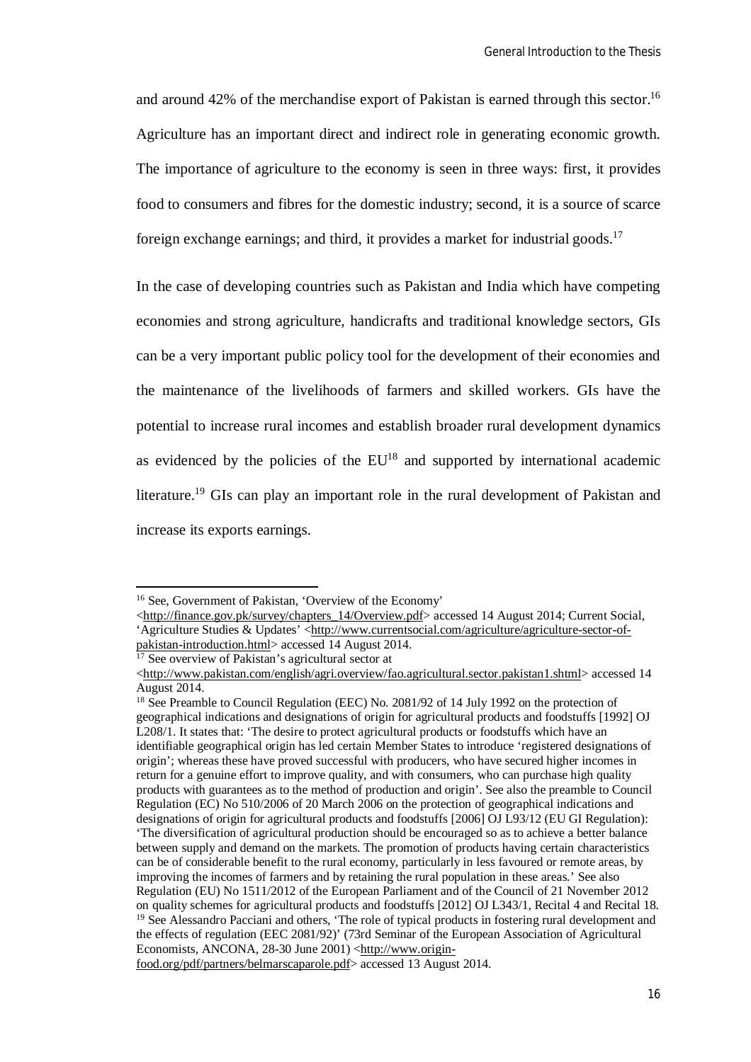and around 42% of the merchandise export of Pakistan is earned through this sector.[16] Agriculture has an important direct and indirect role in generating economic growth. The importance of agriculture to the economy is seen in three ways: first, it provides food to consumers and fibres for the domestic industry; second, it is a source of scarce foreign exchange earnings; and third, it provides a market for industrial goods.[17]

In the case of developing countries such as Pakistan and India which have competing economies and strong agriculture, handicrafts and traditional knowledge sectors, GIs can be a very important public policy tool for the development of their economies and the maintenance of the livelihoods of farmers and skilled workers. GIs have the potential to increase rural incomes and establish broader rural development dynamics as evidenced by the policies of the EU[18] and supported by international academic literature.[19] GIs can play an important role in the rural development of Pakistan and increase its exports earnings.

---

[16] See, Government of Pakistan, 'Overview of the Economy' <http://finance.gov.pk/survey/chapters_14/Overview.pdf> accessed 14 August 2014; Current Social, 'Agriculture Studies & Updates' <http://www.currentsocial.com/agriculture/agriculture-sector-of-pakistan-introduction.html> accessed 14 August 2014.

[17] See overview of Pakistan's agricultural sector at <http://www.pakistan.com/english/agri.overview/fao.agricultural.sector.pakistan1.shtml> accessed 14 August 2014.

[18] See Preamble to Council Regulation (EEC) No. 2081/92 of 14 July 1992 on the protection of geographical indications and designations of origin for agricultural products and foodstuffs [1992] OJ L208/1. It states that: 'The desire to protect agricultural products or foodstuffs which have an identifiable geographical origin has led certain Member States to introduce 'registered designations of origin'; whereas these have proved successful with producers, who have secured higher incomes in return for a genuine effort to improve quality, and with consumers, who can purchase high quality products with guarantees as to the method of production and origin'. See also the preamble to Council Regulation (EC) No 510/2006 of 20 March 2006 on the protection of geographical indications and designations of origin for agricultural products and foodstuffs [2006] OJ L93/12 (EU GI Regulation): 'The diversification of agricultural production should be encouraged so as to achieve a better balance between supply and demand on the markets. The promotion of products having certain characteristics can be of considerable benefit to the rural economy, particularly in less favoured or remote areas, by improving the incomes of farmers and by retaining the rural population in these areas.' See also Regulation (EU) No 1511/2012 of the European Parliament and of the Council of 21 November 2012 on quality schemes for agricultural products and foodstuffs [2012] OJ L343/1, Recital 4 and Recital 18.

[19] See Alessandro Pacciani and others, 'The role of typical products in fostering rural development and the effects of regulation (EEC 2081/92)' (73rd Seminar of the European Association of Agricultural Economists, ANCONA, 28-30 June 2001) <http://www.origin-food.org/pdf/partners/belmarscaparole.pdf> accessed 13 August 2014.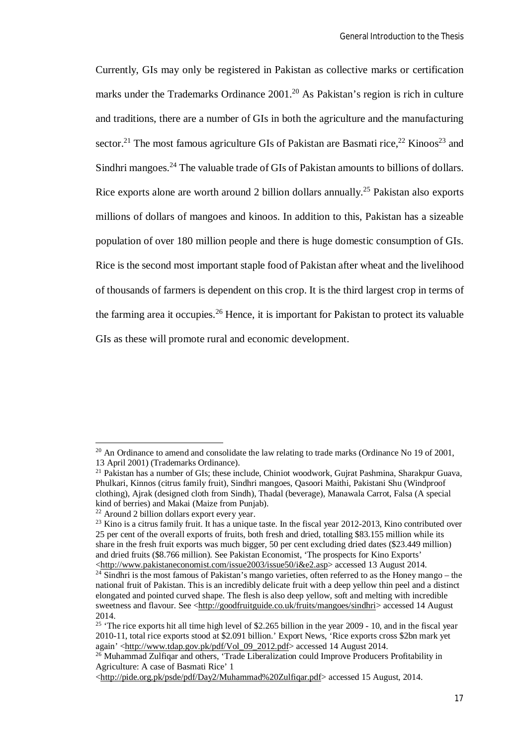Currently, GIs may only be registered in Pakistan as collective marks or certification marks under the Trademarks Ordinance 2001.[20] As Pakistan's region is rich in culture and traditions, there are a number of GIs in both the agriculture and the manufacturing sector.[21] The most famous agriculture GIs of Pakistan are Basmati rice,[22] Kinoos[23] and Sindhri mangoes.[24] The valuable trade of GIs of Pakistan amounts to billions of dollars. Rice exports alone are worth around 2 billion dollars annually.[25] Pakistan also exports millions of dollars of mangoes and kinoos. In addition to this, Pakistan has a sizeable population of over 180 million people and there is huge domestic consumption of GIs. Rice is the second most important staple food of Pakistan after wheat and the livelihood of thousands of farmers is dependent on this crop. It is the third largest crop in terms of the farming area it occupies.[26] Hence, it is important for Pakistan to protect its valuable GIs as these will promote rural and economic development.

---

[20] An Ordinance to amend and consolidate the law relating to trade marks (Ordinance No 19 of 2001, 13 April 2001) (Trademarks Ordinance).

[21] Pakistan has a number of GIs; these include, Chiniot woodwork, Gujrat Pashmina, Sharakpur Guava, Phulkari, Kinnos (citrus family fruit), Sindhri mangoes, Qasoori Maithi, Pakistani Shu (Windproof clothing), Ajrak (designed cloth from Sindh), Thadal (beverage), Manawala Carrot, Falsa (A special kind of berries) and Makai (Maize from Punjab).

[22] Around 2 billion dollars export every year.

[23] Kino is a citrus family fruit. It has a unique taste. In the fiscal year 2012-2013, Kino contributed over 25 per cent of the overall exports of fruits, both fresh and dried, totalling $83.155 million while its share in the fresh fruit exports was much bigger, 50 per cent excluding dried dates ($23.449 million) and dried fruits ($8.766 million). See Pakistan Economist, 'The prospects for Kino Exports' <http://www.pakistaneconomist.com/issue2003/issue50/i&e2.asp> accessed 13 August 2014.

[24] Sindhri is the most famous of Pakistan's mango varieties, often referred to as the Honey mango – the national fruit of Pakistan. This is an incredibly delicate fruit with a deep yellow thin peel and a distinct elongated and pointed curved shape. The flesh is also deep yellow, soft and melting with incredible sweetness and flavour. See <http://goodfruitguide.co.uk/fruits/mangoes/sindhri> accessed 14 August 2014.

[25] 'The rice exports hit all time high level of $2.265 billion in the year 2009 - 10, and in the fiscal year 2010-11, total rice exports stood at $2.091 billion.' Export News, 'Rice exports cross $2bn mark yet again' <http://www.tdap.gov.pk/pdf/Vol_09_2012.pdf> accessed 14 August 2014.

[26] Muhammad Zulfiqar and others, 'Trade Liberalization could Improve Producers Profitability in Agriculture: A case of Basmati Rice' 1 <http://pide.org.pk/psde/pdf/Day2/Muhammad%20Zulfiqar.pdf> accessed 15 August, 2014.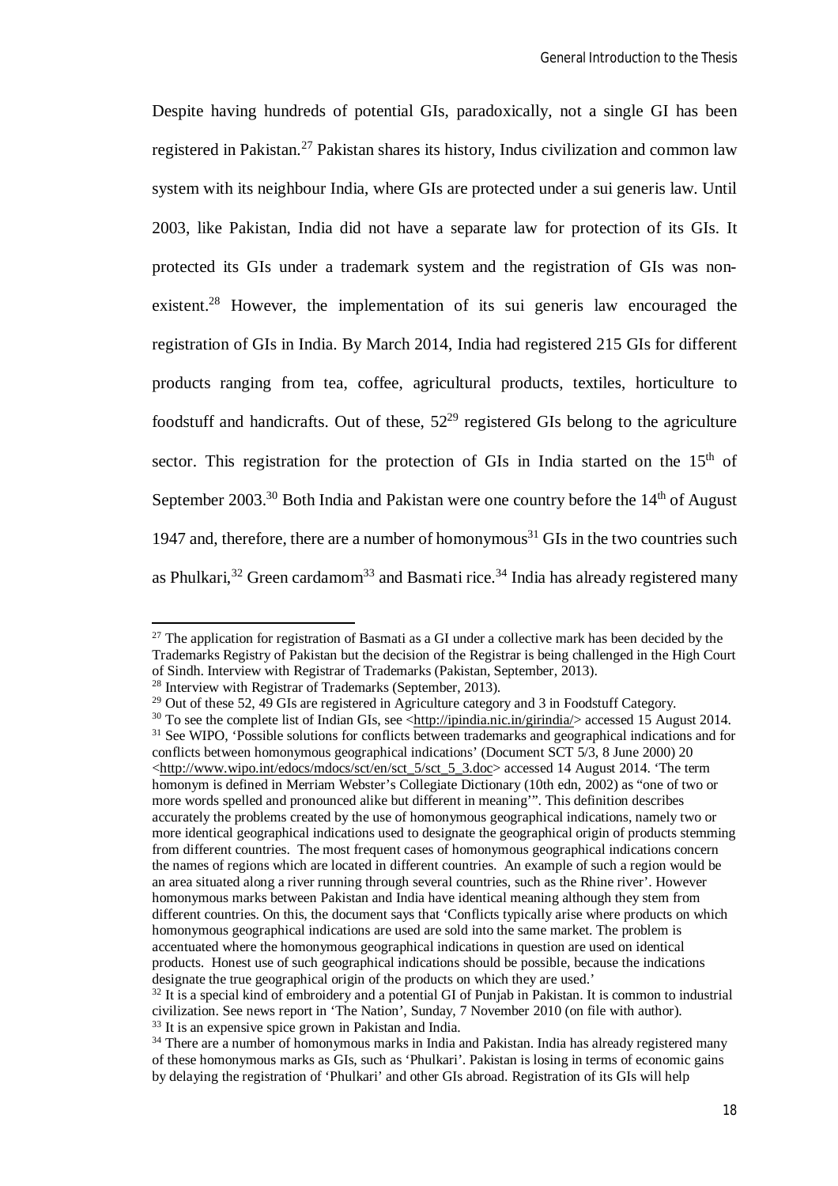Despite having hundreds of potential GIs, paradoxically, not a single GI has been registered in Pakistan.[27] Pakistan shares its history, Indus civilization and common law system with its neighbour India, where GIs are protected under a sui generis law. Until 2003, like Pakistan, India did not have a separate law for protection of its GIs. It protected its GIs under a trademark system and the registration of GIs was non-existent.[28] However, the implementation of its sui generis law encouraged the registration of GIs in India. By March 2014, India had registered 215 GIs for different products ranging from tea, coffee, agricultural products, textiles, horticulture to foodstuff and handicrafts. Out of these, 52[29] registered GIs belong to the agriculture sector. This registration for the protection of GIs in India started on the 15th of September 2003.[30] Both India and Pakistan were one country before the 14th of August 1947 and, therefore, there are a number of homonymous[31] GIs in the two countries such as Phulkari,[32] Green cardamom[33] and Basmati rice.[34] India has already registered many

---

[27] The application for registration of Basmati as a GI under a collective mark has been decided by the Trademarks Registry of Pakistan but the decision of the Registrar is being challenged in the High Court of Sindh. Interview with Registrar of Trademarks (Pakistan, September, 2013).

[28] Interview with Registrar of Trademarks (September, 2013).

[29] Out of these 52, 49 GIs are registered in Agriculture category and 3 in Foodstuff Category.

[30] To see the complete list of Indian GIs, see <http://ipindia.nic.in/girindia/> accessed 15 August 2014.

[31] See WIPO, 'Possible solutions for conflicts between trademarks and geographical indications and for conflicts between homonymous geographical indications' (Document SCT 5/3, 8 June 2000) 20 <http://www.wipo.int/edocs/mdocs/sct/en/sct_5/sct_5_3.doc> accessed 14 August 2014. 'The term homonym is defined in Merriam Webster's Collegiate Dictionary (10th edn, 2002) as "one of two or more words spelled and pronounced alike but different in meaning"'. This definition describes accurately the problems created by the use of homonymous geographical indications, namely two or more identical geographical indications used to designate the geographical origin of products stemming from different countries. The most frequent cases of homonymous geographical indications concern the names of regions which are located in different countries. An example of such a region would be an area situated along a river running through several countries, such as the Rhine river'. However homonymous marks between Pakistan and India have identical meaning although they stem from different countries. On this, the document says that 'Conflicts typically arise where products on which homonymous geographical indications are used are sold into the same market. The problem is accentuated where the homonymous geographical indications in question are used on identical products. Honest use of such geographical indications should be possible, because the indications designate the true geographical origin of the products on which they are used.'

[32] It is a special kind of embroidery and a potential GI of Punjab in Pakistan. It is common to industrial civilization. See news report in 'The Nation', Sunday, 7 November 2010 (on file with author).

[33] It is an expensive spice grown in Pakistan and India.

[34] There are a number of homonymous marks in India and Pakistan. India has already registered many of these homonymous marks as GIs, such as 'Phulkari'. Pakistan is losing in terms of economic gains by delaying the registration of 'Phulkari' and other GIs abroad. Registration of its GIs will help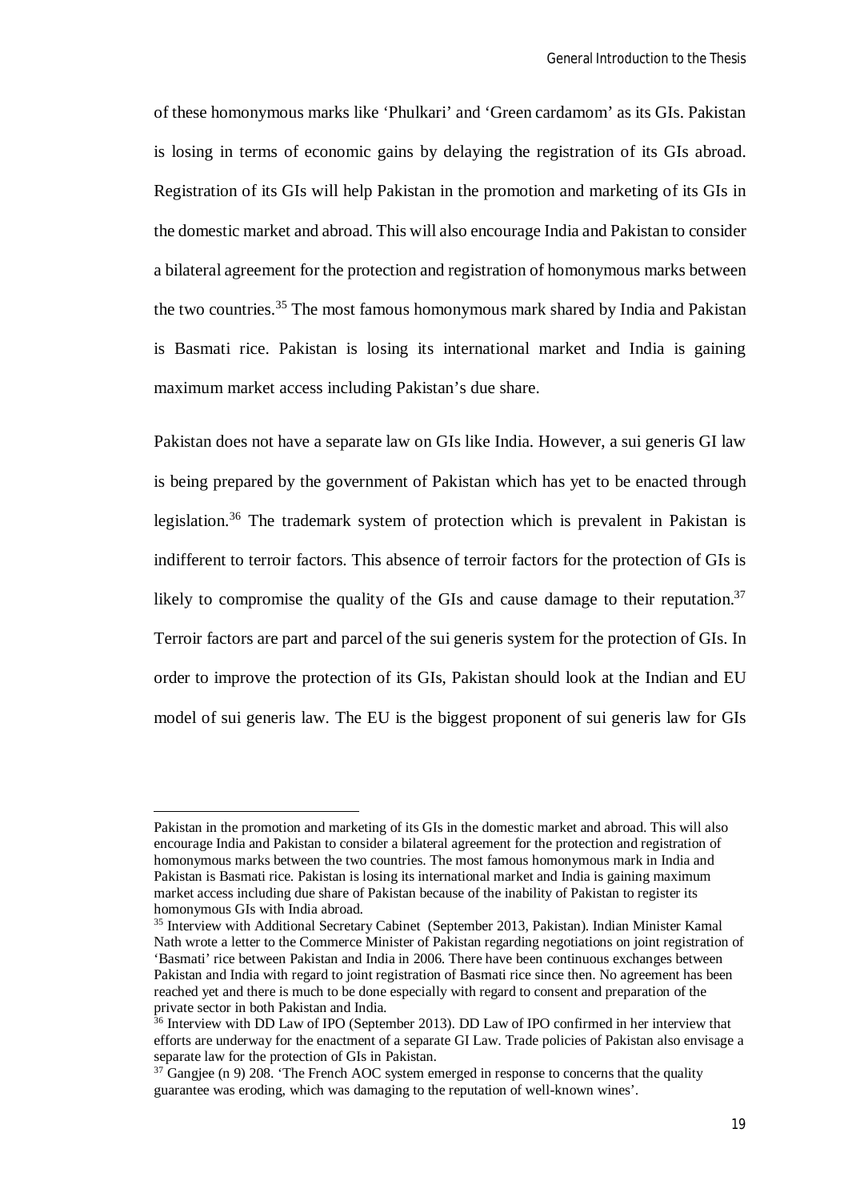of these homonymous marks like 'Phulkari' and 'Green cardamom' as its GIs. Pakistan is losing in terms of economic gains by delaying the registration of its GIs abroad. Registration of its GIs will help Pakistan in the promotion and marketing of its GIs in the domestic market and abroad. This will also encourage India and Pakistan to consider a bilateral agreement for the protection and registration of homonymous marks between the two countries.[35] The most famous homonymous mark shared by India and Pakistan is Basmati rice. Pakistan is losing its international market and India is gaining maximum market access including Pakistan's due share.

Pakistan does not have a separate law on GIs like India. However, a sui generis GI law is being prepared by the government of Pakistan which has yet to be enacted through legislation.[36] The trademark system of protection which is prevalent in Pakistan is indifferent to terroir factors. This absence of terroir factors for the protection of GIs is likely to compromise the quality of the GIs and cause damage to their reputation.[37] Terroir factors are part and parcel of the sui generis system for the protection of GIs. In order to improve the protection of its GIs, Pakistan should look at the Indian and EU model of sui generis law. The EU is the biggest proponent of sui generis law for GIs

---

Pakistan in the promotion and marketing of its GIs in the domestic market and abroad. This will also encourage India and Pakistan to consider a bilateral agreement for the protection and registration of homonymous marks between the two countries. The most famous homonymous mark in India and Pakistan is Basmati rice. Pakistan is losing its international market and India is gaining maximum market access including due share of Pakistan because of the inability of Pakistan to register its homonymous GIs with India abroad.

[35] Interview with Additional Secretary Cabinet (September 2013, Pakistan). Indian Minister Kamal Nath wrote a letter to the Commerce Minister of Pakistan regarding negotiations on joint registration of 'Basmati' rice between Pakistan and India in 2006. There have been continuous exchanges between Pakistan and India with regard to joint registration of Basmati rice since then. No agreement has been reached yet and there is much to be done especially with regard to consent and preparation of the private sector in both Pakistan and India.

[36] Interview with DD Law of IPO (September 2013). DD Law of IPO confirmed in her interview that efforts are underway for the enactment of a separate GI Law. Trade policies of Pakistan also envisage a separate law for the protection of GIs in Pakistan.

[37] Gangjee (n 9) 208. 'The French AOC system emerged in response to concerns that the quality guarantee was eroding, which was damaging to the reputation of well-known wines'.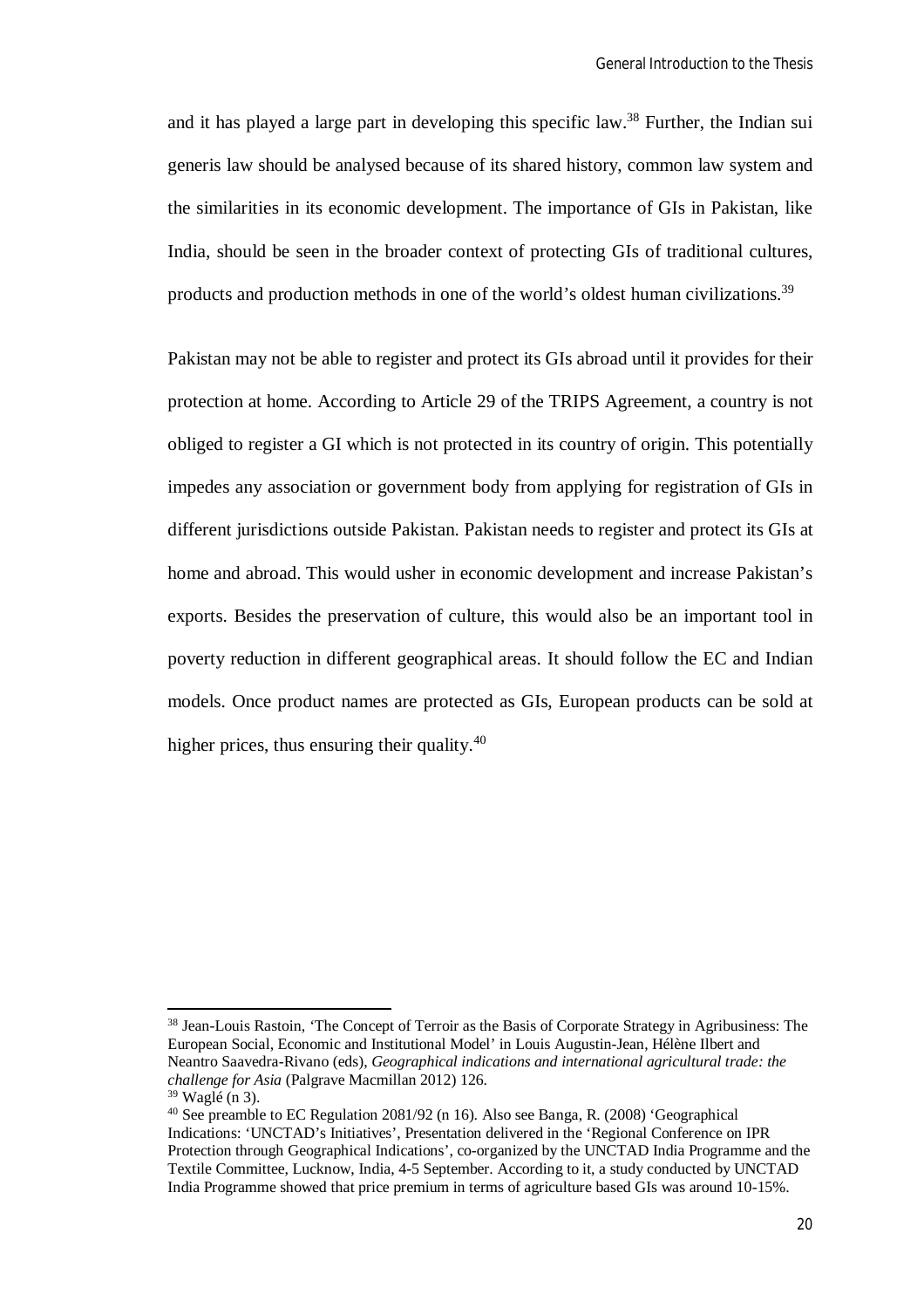and it has played a large part in developing this specific law.[38] Further, the Indian sui generis law should be analysed because of its shared history, common law system and the similarities in its economic development. The importance of GIs in Pakistan, like India, should be seen in the broader context of protecting GIs of traditional cultures, products and production methods in one of the world's oldest human civilizations.[39]

Pakistan may not be able to register and protect its GIs abroad until it provides for their protection at home. According to Article 29 of the TRIPS Agreement, a country is not obliged to register a GI which is not protected in its country of origin. This potentially impedes any association or government body from applying for registration of GIs in different jurisdictions outside Pakistan. Pakistan needs to register and protect its GIs at home and abroad. This would usher in economic development and increase Pakistan's exports. Besides the preservation of culture, this would also be an important tool in poverty reduction in different geographical areas. It should follow the EC and Indian models. Once product names are protected as GIs, European products can be sold at higher prices, thus ensuring their quality.[40]

---

[38] Jean-Louis Rastoin, 'The Concept of Terroir as the Basis of Corporate Strategy in Agribusiness: The European Social, Economic and Institutional Model' in Louis Augustin-Jean, Hélène Ilbert and Neantro Saavedra-Rivano (eds), *Geographical indications and international agricultural trade: the challenge for Asia* (Palgrave Macmillan 2012) 126.

[39] Waglé (n 3).

[40] See preamble to EC Regulation 2081/92 (n 16). Also see Banga, R. (2008) 'Geographical Indications: 'UNCTAD's Initiatives', Presentation delivered in the 'Regional Conference on IPR Protection through Geographical Indications', co-organized by the UNCTAD India Programme and the Textile Committee, Lucknow, India, 4-5 September. According to it, a study conducted by UNCTAD India Programme showed that price premium in terms of agriculture based GIs was around 10-15%.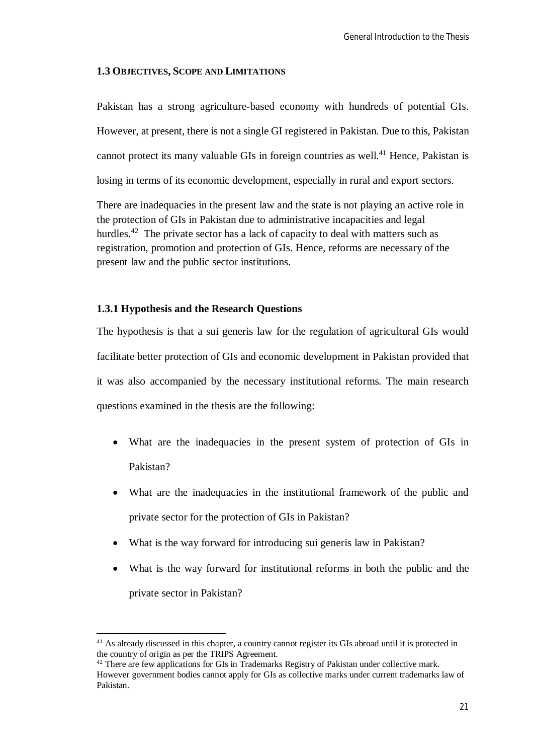### 1.3 Objectives, Scope and Limitations

Pakistan has a strong agriculture-based economy with hundreds of potential GIs. However, at present, there is not a single GI registered in Pakistan. Due to this, Pakistan cannot protect its many valuable GIs in foreign countries as well.[41] Hence, Pakistan is losing in terms of its economic development, especially in rural and export sectors.

There are inadequacies in the present law and the state is not playing an active role in the protection of GIs in Pakistan due to administrative incapacities and legal hurdles.[42] The private sector has a lack of capacity to deal with matters such as registration, promotion and protection of GIs. Hence, reforms are necessary of the present law and the public sector institutions.

#### 1.3.1 Hypothesis and the Research Questions

The hypothesis is that a sui generis law for the regulation of agricultural GIs would facilitate better protection of GIs and economic development in Pakistan provided that it was also accompanied by the necessary institutional reforms. The main research questions examined in the thesis are the following:

- What are the inadequacies in the present system of protection of GIs in Pakistan?
- What are the inadequacies in the institutional framework of the public and private sector for the protection of GIs in Pakistan?
- What is the way forward for introducing sui generis law in Pakistan?
- What is the way forward for institutional reforms in both the public and the private sector in Pakistan?

---

[41] As already discussed in this chapter, a country cannot register its GIs abroad until it is protected in the country of origin as per the TRIPS Agreement.

[42] There are few applications for GIs in Trademarks Registry of Pakistan under collective mark. However government bodies cannot apply for GIs as collective marks under current trademarks law of Pakistan.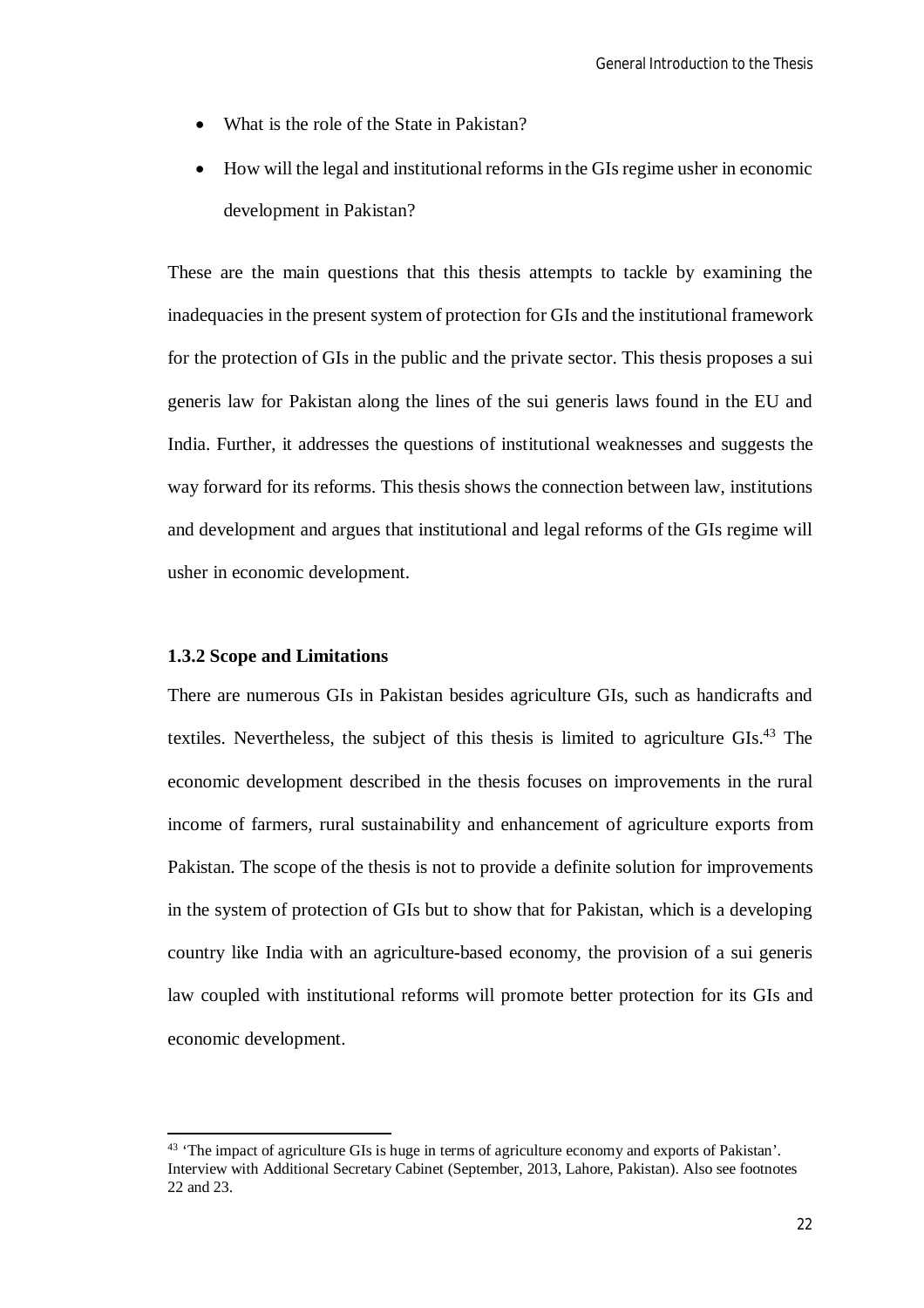- What is the role of the State in Pakistan?
- How will the legal and institutional reforms in the GIs regime usher in economic development in Pakistan?

These are the main questions that this thesis attempts to tackle by examining the inadequacies in the present system of protection for GIs and the institutional framework for the protection of GIs in the public and the private sector. This thesis proposes a sui generis law for Pakistan along the lines of the sui generis laws found in the EU and India. Further, it addresses the questions of institutional weaknesses and suggests the way forward for its reforms. This thesis shows the connection between law, institutions and development and argues that institutional and legal reforms of the GIs regime will usher in economic development.

### 1.3.2 Scope and Limitations

There are numerous GIs in Pakistan besides agriculture GIs, such as handicrafts and textiles. Nevertheless, the subject of this thesis is limited to agriculture GIs.[43] The economic development described in the thesis focuses on improvements in the rural income of farmers, rural sustainability and enhancement of agriculture exports from Pakistan. The scope of the thesis is not to provide a definite solution for improvements in the system of protection of GIs but to show that for Pakistan, which is a developing country like India with an agriculture-based economy, the provision of a sui generis law coupled with institutional reforms will promote better protection for its GIs and economic development.

---

[43] 'The impact of agriculture GIs is huge in terms of agriculture economy and exports of Pakistan'. Interview with Additional Secretary Cabinet (September, 2013, Lahore, Pakistan). Also see footnotes 22 and 23.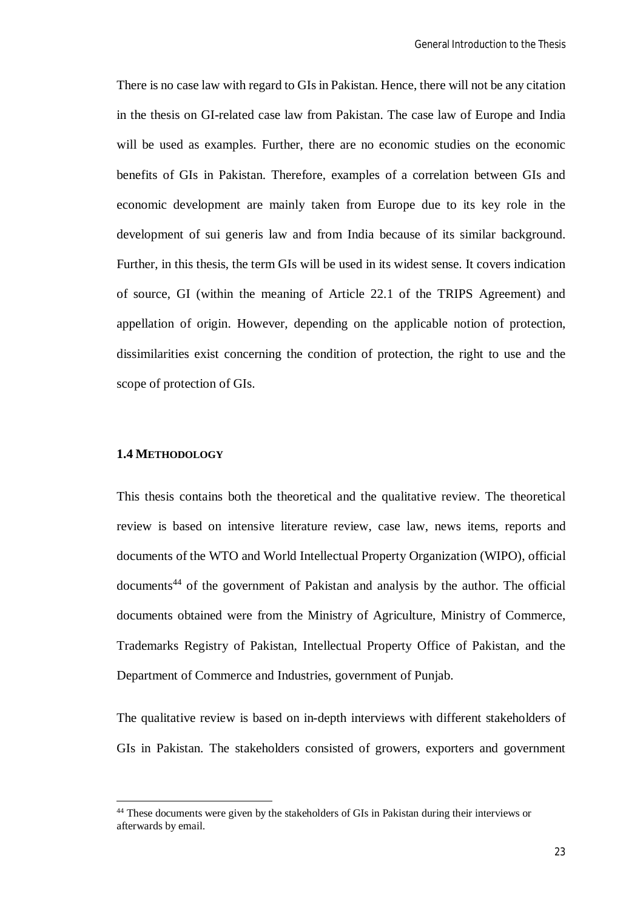There is no case law with regard to GIs in Pakistan. Hence, there will not be any citation in the thesis on GI-related case law from Pakistan. The case law of Europe and India will be used as examples. Further, there are no economic studies on the economic benefits of GIs in Pakistan. Therefore, examples of a correlation between GIs and economic development are mainly taken from Europe due to its key role in the development of sui generis law and from India because of its similar background. Further, in this thesis, the term GIs will be used in its widest sense. It covers indication of source, GI (within the meaning of Article 22.1 of the TRIPS Agreement) and appellation of origin. However, depending on the applicable notion of protection, dissimilarities exist concerning the condition of protection, the right to use and the scope of protection of GIs.

### 1.4 Methodology

This thesis contains both the theoretical and the qualitative review. The theoretical review is based on intensive literature review, case law, news items, reports and documents of the WTO and World Intellectual Property Organization (WIPO), official documents[44] of the government of Pakistan and analysis by the author. The official documents obtained were from the Ministry of Agriculture, Ministry of Commerce, Trademarks Registry of Pakistan, Intellectual Property Office of Pakistan, and the Department of Commerce and Industries, government of Punjab.

The qualitative review is based on in-depth interviews with different stakeholders of GIs in Pakistan. The stakeholders consisted of growers, exporters and government

[44] These documents were given by the stakeholders of GIs in Pakistan during their interviews or afterwards by email.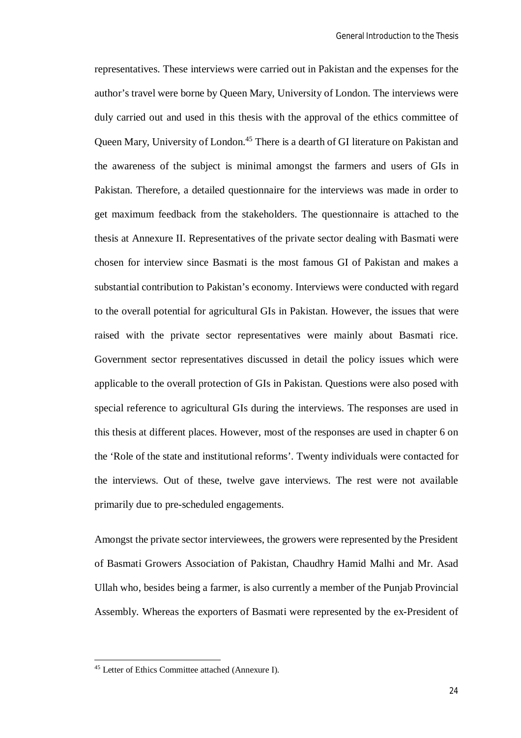representatives. These interviews were carried out in Pakistan and the expenses for the author's travel were borne by Queen Mary, University of London. The interviews were duly carried out and used in this thesis with the approval of the ethics committee of Queen Mary, University of London.[45] There is a dearth of GI literature on Pakistan and the awareness of the subject is minimal amongst the farmers and users of GIs in Pakistan. Therefore, a detailed questionnaire for the interviews was made in order to get maximum feedback from the stakeholders. The questionnaire is attached to the thesis at Annexure II. Representatives of the private sector dealing with Basmati were chosen for interview since Basmati is the most famous GI of Pakistan and makes a substantial contribution to Pakistan's economy. Interviews were conducted with regard to the overall potential for agricultural GIs in Pakistan. However, the issues that were raised with the private sector representatives were mainly about Basmati rice. Government sector representatives discussed in detail the policy issues which were applicable to the overall protection of GIs in Pakistan. Questions were also posed with special reference to agricultural GIs during the interviews. The responses are used in this thesis at different places. However, most of the responses are used in chapter 6 on the 'Role of the state and institutional reforms'. Twenty individuals were contacted for the interviews. Out of these, twelve gave interviews. The rest were not available primarily due to pre-scheduled engagements.

Amongst the private sector interviewees, the growers were represented by the President of Basmati Growers Association of Pakistan, Chaudhry Hamid Malhi and Mr. Asad Ullah who, besides being a farmer, is also currently a member of the Punjab Provincial Assembly. Whereas the exporters of Basmati were represented by the ex-President of

---

[45] Letter of Ethics Committee attached (Annexure I).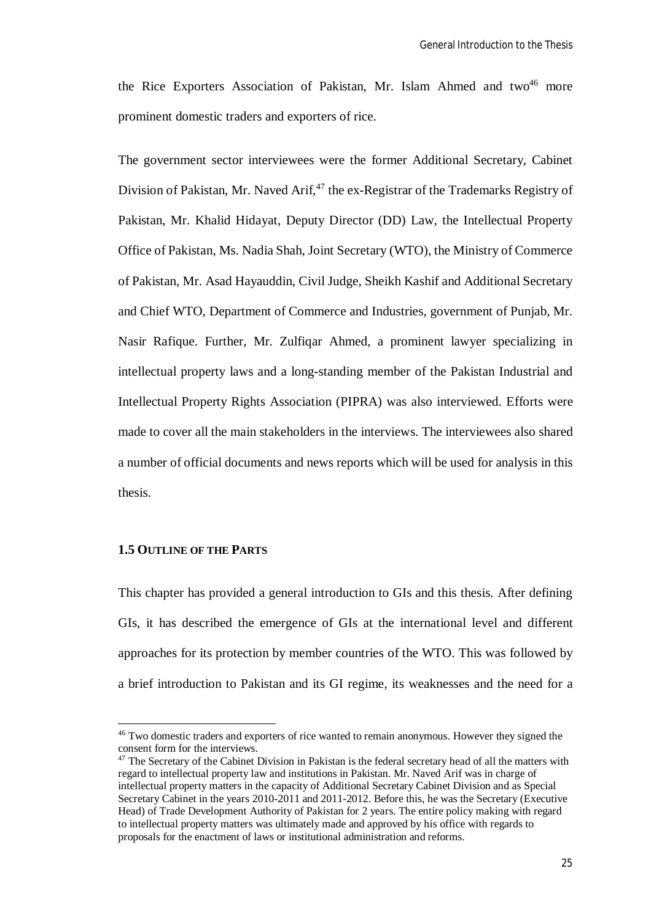the Rice Exporters Association of Pakistan, Mr. Islam Ahmed and two[46] more prominent domestic traders and exporters of rice.

The government sector interviewees were the former Additional Secretary, Cabinet Division of Pakistan, Mr. Naved Arif,[47] the ex-Registrar of the Trademarks Registry of Pakistan, Mr. Khalid Hidayat, Deputy Director (DD) Law, the Intellectual Property Office of Pakistan, Ms. Nadia Shah, Joint Secretary (WTO), the Ministry of Commerce of Pakistan, Mr. Asad Hayauddin, Civil Judge, Sheikh Kashif and Additional Secretary and Chief WTO, Department of Commerce and Industries, government of Punjab, Mr. Nasir Rafique. Further, Mr. Zulfiqar Ahmed, a prominent lawyer specializing in intellectual property laws and a long-standing member of the Pakistan Industrial and Intellectual Property Rights Association (PIPRA) was also interviewed. Efforts were made to cover all the main stakeholders in the interviews. The interviewees also shared a number of official documents and news reports which will be used for analysis in this thesis.

### 1.5 Outline of the Parts

This chapter has provided a general introduction to GIs and this thesis. After defining GIs, it has described the emergence of GIs at the international level and different approaches for its protection by member countries of the WTO. This was followed by a brief introduction to Pakistan and its GI regime, its weaknesses and the need for a

---

[46] Two domestic traders and exporters of rice wanted to remain anonymous. However they signed the consent form for the interviews.

[47] The Secretary of the Cabinet Division in Pakistan is the federal secretary head of all the matters with regard to intellectual property law and institutions in Pakistan. Mr. Naved Arif was in charge of intellectual property matters in the capacity of Additional Secretary Cabinet Division and as Special Secretary Cabinet in the years 2010-2011 and 2011-2012. Before this, he was the Secretary (Executive Head) of Trade Development Authority of Pakistan for 2 years. The entire policy making with regard to intellectual property matters was ultimately made and approved by his office with regards to proposals for the enactment of laws or institutional administration and reforms.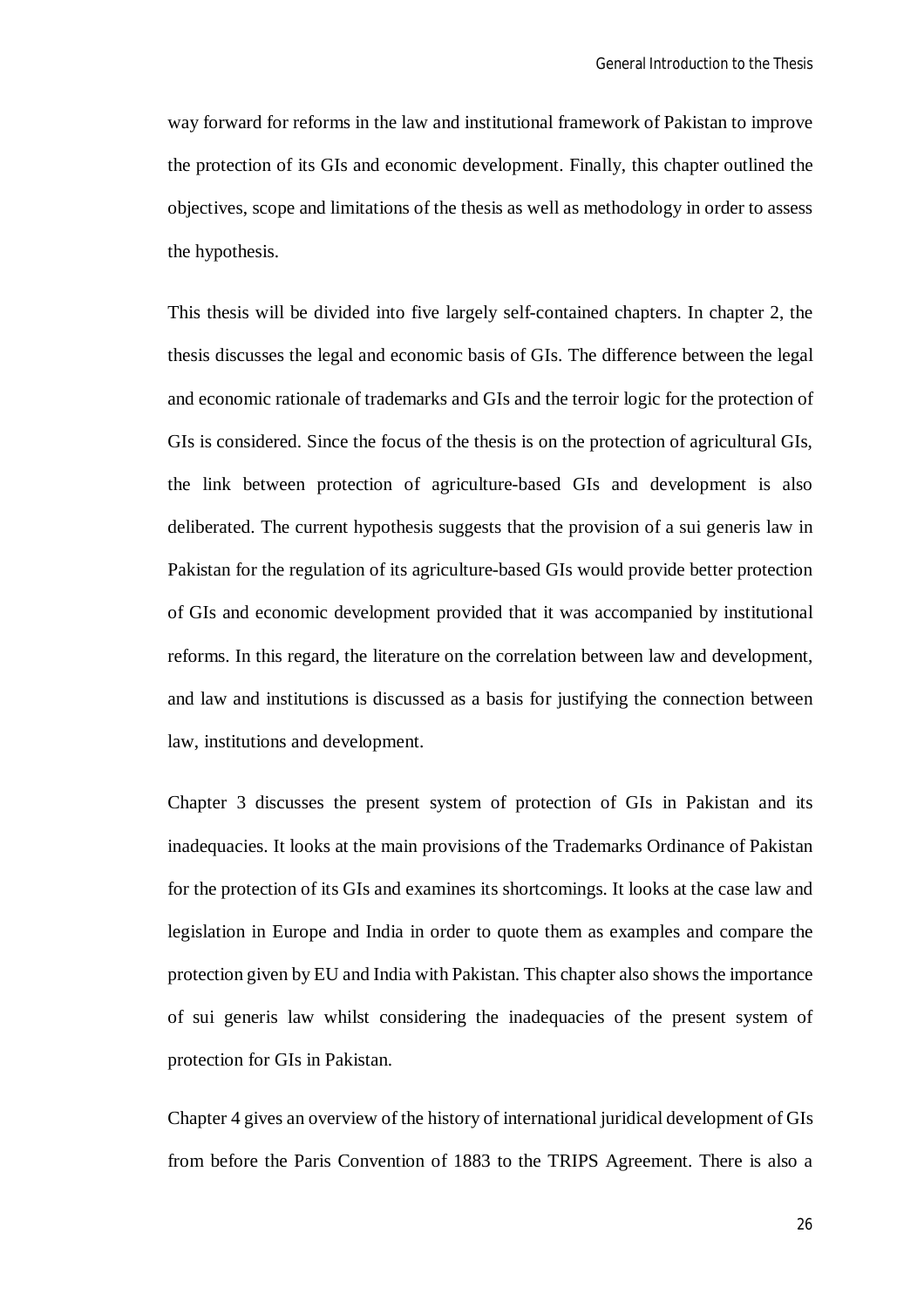way forward for reforms in the law and institutional framework of Pakistan to improve the protection of its GIs and economic development. Finally, this chapter outlined the objectives, scope and limitations of the thesis as well as methodology in order to assess the hypothesis.

This thesis will be divided into five largely self-contained chapters. In chapter 2, the thesis discusses the legal and economic basis of GIs. The difference between the legal and economic rationale of trademarks and GIs and the terroir logic for the protection of GIs is considered. Since the focus of the thesis is on the protection of agricultural GIs, the link between protection of agriculture-based GIs and development is also deliberated. The current hypothesis suggests that the provision of a sui generis law in Pakistan for the regulation of its agriculture-based GIs would provide better protection of GIs and economic development provided that it was accompanied by institutional reforms. In this regard, the literature on the correlation between law and development, and law and institutions is discussed as a basis for justifying the connection between law, institutions and development.

Chapter 3 discusses the present system of protection of GIs in Pakistan and its inadequacies. It looks at the main provisions of the Trademarks Ordinance of Pakistan for the protection of its GIs and examines its shortcomings. It looks at the case law and legislation in Europe and India in order to quote them as examples and compare the protection given by EU and India with Pakistan. This chapter also shows the importance of sui generis law whilst considering the inadequacies of the present system of protection for GIs in Pakistan.

Chapter 4 gives an overview of the history of international juridical development of GIs from before the Paris Convention of 1883 to the TRIPS Agreement. There is also a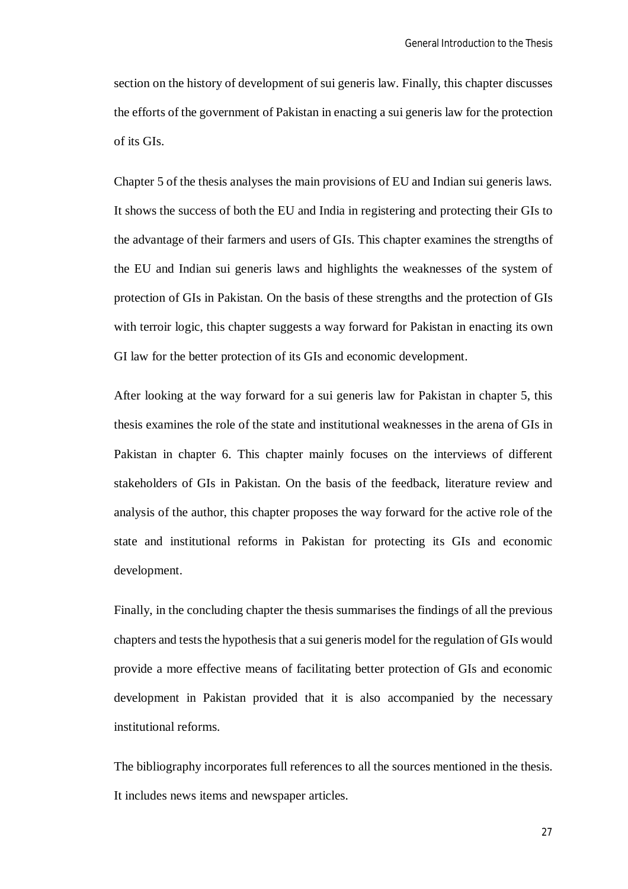section on the history of development of sui generis law. Finally, this chapter discusses the efforts of the government of Pakistan in enacting a sui generis law for the protection of its GIs.

Chapter 5 of the thesis analyses the main provisions of EU and Indian sui generis laws. It shows the success of both the EU and India in registering and protecting their GIs to the advantage of their farmers and users of GIs. This chapter examines the strengths of the EU and Indian sui generis laws and highlights the weaknesses of the system of protection of GIs in Pakistan. On the basis of these strengths and the protection of GIs with terroir logic, this chapter suggests a way forward for Pakistan in enacting its own GI law for the better protection of its GIs and economic development.

After looking at the way forward for a sui generis law for Pakistan in chapter 5, this thesis examines the role of the state and institutional weaknesses in the arena of GIs in Pakistan in chapter 6. This chapter mainly focuses on the interviews of different stakeholders of GIs in Pakistan. On the basis of the feedback, literature review and analysis of the author, this chapter proposes the way forward for the active role of the state and institutional reforms in Pakistan for protecting its GIs and economic development.

Finally, in the concluding chapter the thesis summarises the findings of all the previous chapters and tests the hypothesis that a sui generis model for the regulation of GIs would provide a more effective means of facilitating better protection of GIs and economic development in Pakistan provided that it is also accompanied by the necessary institutional reforms.

The bibliography incorporates full references to all the sources mentioned in the thesis. It includes news items and newspaper articles.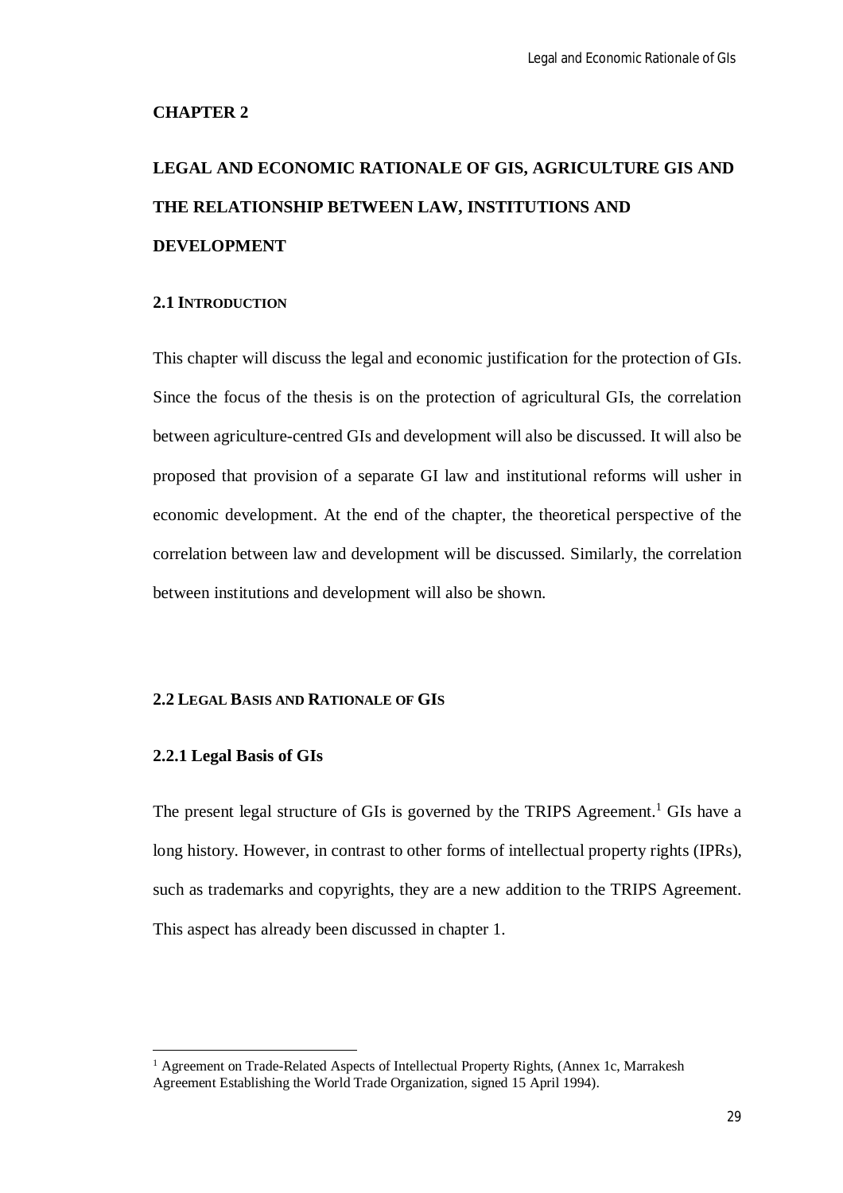# CHAPTER 2

# LEGAL AND ECONOMIC RATIONALE OF GIS, AGRICULTURE GIS AND THE RELATIONSHIP BETWEEN LAW, INSTITUTIONS AND DEVELOPMENT

## 2.1 INTRODUCTION

This chapter will discuss the legal and economic justification for the protection of GIs. Since the focus of the thesis is on the protection of agricultural GIs, the correlation between agriculture-centred GIs and development will also be discussed. It will also be proposed that provision of a separate GI law and institutional reforms will usher in economic development. At the end of the chapter, the theoretical perspective of the correlation between law and development will be discussed. Similarly, the correlation between institutions and development will also be shown.

## 2.2 LEGAL BASIS AND RATIONALE OF GIS

### 2.2.1 Legal Basis of GIs

The present legal structure of GIs is governed by the TRIPS Agreement.[1] GIs have a long history. However, in contrast to other forms of intellectual property rights (IPRs), such as trademarks and copyrights, they are a new addition to the TRIPS Agreement. This aspect has already been discussed in chapter 1.

---

[1] Agreement on Trade-Related Aspects of Intellectual Property Rights, (Annex 1c, Marrakesh Agreement Establishing the World Trade Organization, signed 15 April 1994).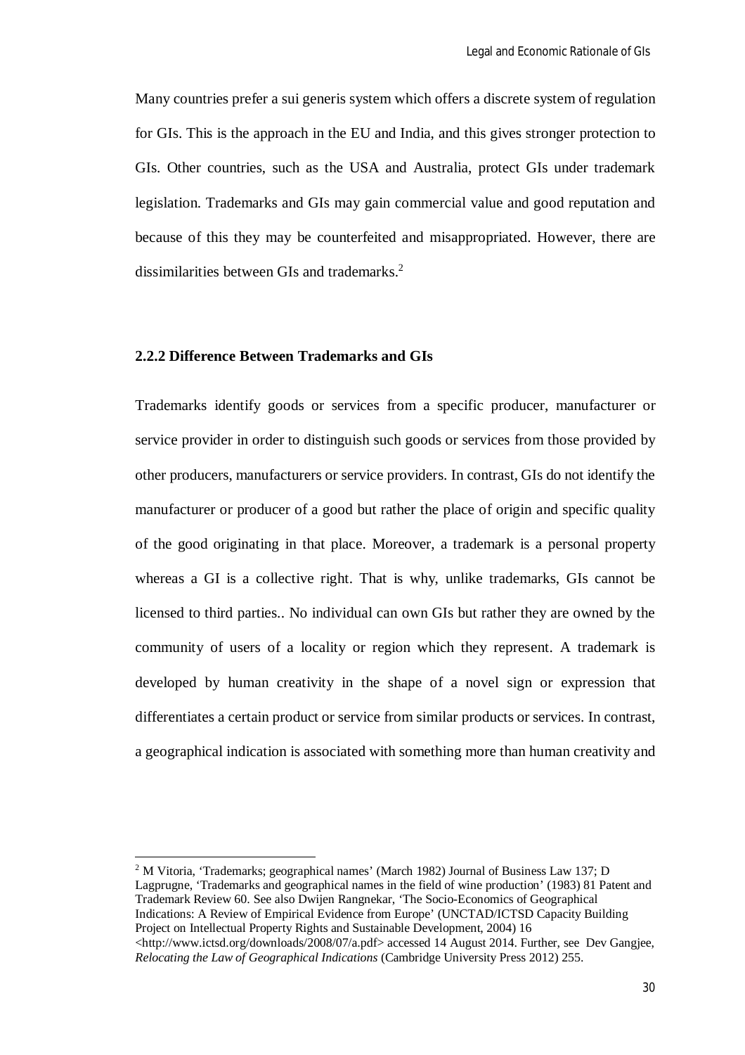Many countries prefer a sui generis system which offers a discrete system of regulation for GIs. This is the approach in the EU and India, and this gives stronger protection to GIs. Other countries, such as the USA and Australia, protect GIs under trademark legislation. Trademarks and GIs may gain commercial value and good reputation and because of this they may be counterfeited and misappropriated. However, there are dissimilarities between GIs and trademarks.[2]

### 2.2.2 Difference Between Trademarks and GIs

Trademarks identify goods or services from a specific producer, manufacturer or service provider in order to distinguish such goods or services from those provided by other producers, manufacturers or service providers. In contrast, GIs do not identify the manufacturer or producer of a good but rather the place of origin and specific quality of the good originating in that place. Moreover, a trademark is a personal property whereas a GI is a collective right. That is why, unlike trademarks, GIs cannot be licensed to third parties.. No individual can own GIs but rather they are owned by the community of users of a locality or region which they represent. A trademark is developed by human creativity in the shape of a novel sign or expression that differentiates a certain product or service from similar products or services. In contrast, a geographical indication is associated with something more than human creativity and

---

[2] M Vitoria, 'Trademarks; geographical names' (March 1982) Journal of Business Law 137; D Lagprugne, 'Trademarks and geographical names in the field of wine production' (1983) 81 Patent and Trademark Review 60. See also Dwijen Rangnekar, 'The Socio-Economics of Geographical Indications: A Review of Empirical Evidence from Europe' (UNCTAD/ICTSD Capacity Building Project on Intellectual Property Rights and Sustainable Development, 2004) 16 <http://www.ictsd.org/downloads/2008/07/a.pdf> accessed 14 August 2014. Further, see Dev Gangjee, *Relocating the Law of Geographical Indications* (Cambridge University Press 2012) 255.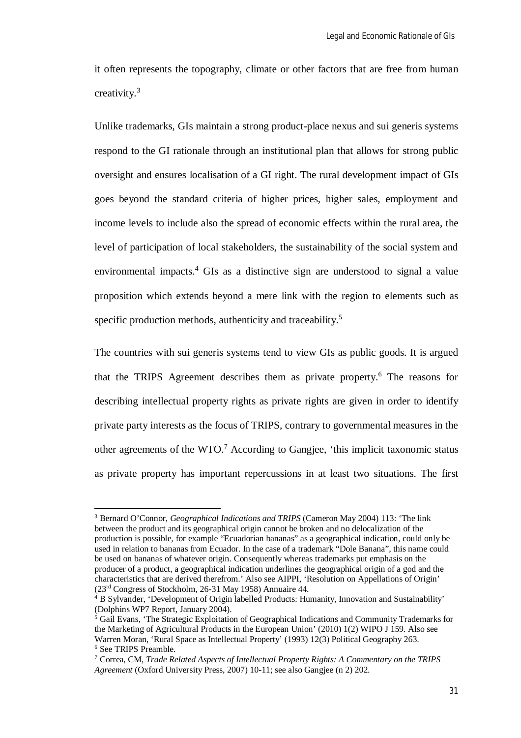it often represents the topography, climate or other factors that are free from human creativity.[3]

Unlike trademarks, GIs maintain a strong product-place nexus and sui generis systems respond to the GI rationale through an institutional plan that allows for strong public oversight and ensures localisation of a GI right. The rural development impact of GIs goes beyond the standard criteria of higher prices, higher sales, employment and income levels to include also the spread of economic effects within the rural area, the level of participation of local stakeholders, the sustainability of the social system and environmental impacts.[4] GIs as a distinctive sign are understood to signal a value proposition which extends beyond a mere link with the region to elements such as specific production methods, authenticity and traceability.[5]

The countries with sui generis systems tend to view GIs as public goods. It is argued that the TRIPS Agreement describes them as private property.[6] The reasons for describing intellectual property rights as private rights are given in order to identify private party interests as the focus of TRIPS, contrary to governmental measures in the other agreements of the WTO.[7] According to Gangjee, 'this implicit taxonomic status as private property has important repercussions in at least two situations. The first

---

[3] Bernard O'Connor, *Geographical Indications and TRIPS* (Cameron May 2004) 113: 'The link between the product and its geographical origin cannot be broken and no delocalization of the production is possible, for example "Ecuadorian bananas" as a geographical indication, could only be used in relation to bananas from Ecuador. In the case of a trademark "Dole Banana", this name could be used on bananas of whatever origin. Consequently whereas trademarks put emphasis on the producer of a product, a geographical indication underlines the geographical origin of a god and the characteristics that are derived therefrom.' Also see AIPPI, 'Resolution on Appellations of Origin' (23rd Congress of Stockholm, 26-31 May 1958) Annuaire 44.

[4] B Sylvander, 'Development of Origin labelled Products: Humanity, Innovation and Sustainability' (Dolphins WP7 Report, January 2004).

[5] Gail Evans, 'The Strategic Exploitation of Geographical Indications and Community Trademarks for the Marketing of Agricultural Products in the European Union' (2010) 1(2) WIPO J 159. Also see Warren Moran, 'Rural Space as Intellectual Property' (1993) 12(3) Political Geography 263.

[6] See TRIPS Preamble.

[7] Correa, CM, *Trade Related Aspects of Intellectual Property Rights: A Commentary on the TRIPS Agreement* (Oxford University Press, 2007) 10-11; see also Gangjee (n 2) 202.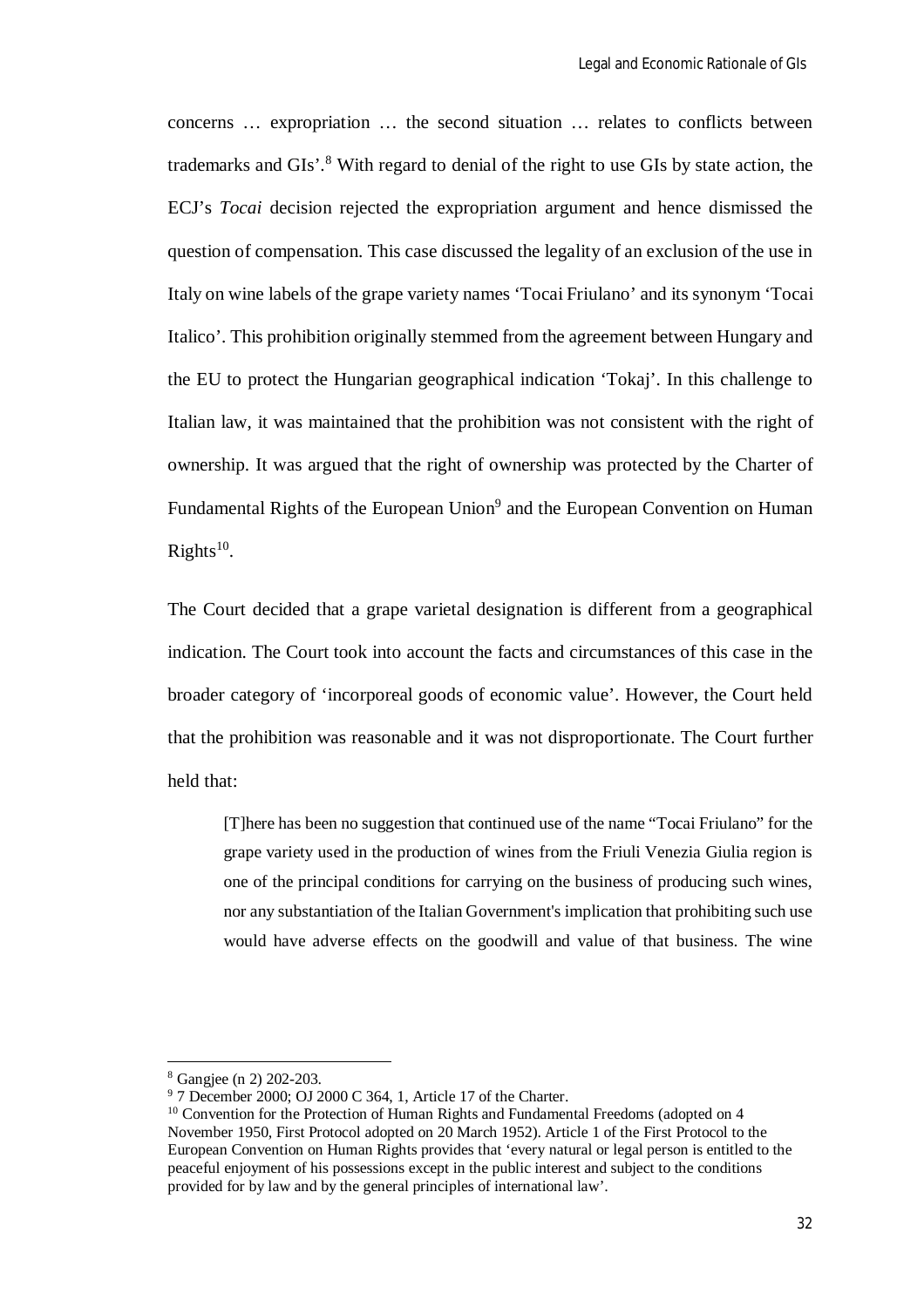concerns … expropriation … the second situation … relates to conflicts between trademarks and GIs'.[8] With regard to denial of the right to use GIs by state action, the ECJ's *Tocai* decision rejected the expropriation argument and hence dismissed the question of compensation. This case discussed the legality of an exclusion of the use in Italy on wine labels of the grape variety names 'Tocai Friulano' and its synonym 'Tocai Italico'. This prohibition originally stemmed from the agreement between Hungary and the EU to protect the Hungarian geographical indication 'Tokaj'. In this challenge to Italian law, it was maintained that the prohibition was not consistent with the right of ownership. It was argued that the right of ownership was protected by the Charter of Fundamental Rights of the European Union[9] and the European Convention on Human Rights[10].

The Court decided that a grape varietal designation is different from a geographical indication. The Court took into account the facts and circumstances of this case in the broader category of 'incorporeal goods of economic value'. However, the Court held that the prohibition was reasonable and it was not disproportionate. The Court further held that:

> [T]here has been no suggestion that continued use of the name "Tocai Friulano" for the grape variety used in the production of wines from the Friuli Venezia Giulia region is one of the principal conditions for carrying on the business of producing such wines, nor any substantiation of the Italian Government's implication that prohibiting such use would have adverse effects on the goodwill and value of that business. The wine

---

[8] Gangjee (n 2) 202-203.

[9] 7 December 2000; OJ 2000 C 364, 1, Article 17 of the Charter.

[10] Convention for the Protection of Human Rights and Fundamental Freedoms (adopted on 4 November 1950, First Protocol adopted on 20 March 1952). Article 1 of the First Protocol to the European Convention on Human Rights provides that 'every natural or legal person is entitled to the peaceful enjoyment of his possessions except in the public interest and subject to the conditions provided for by law and by the general principles of international law'.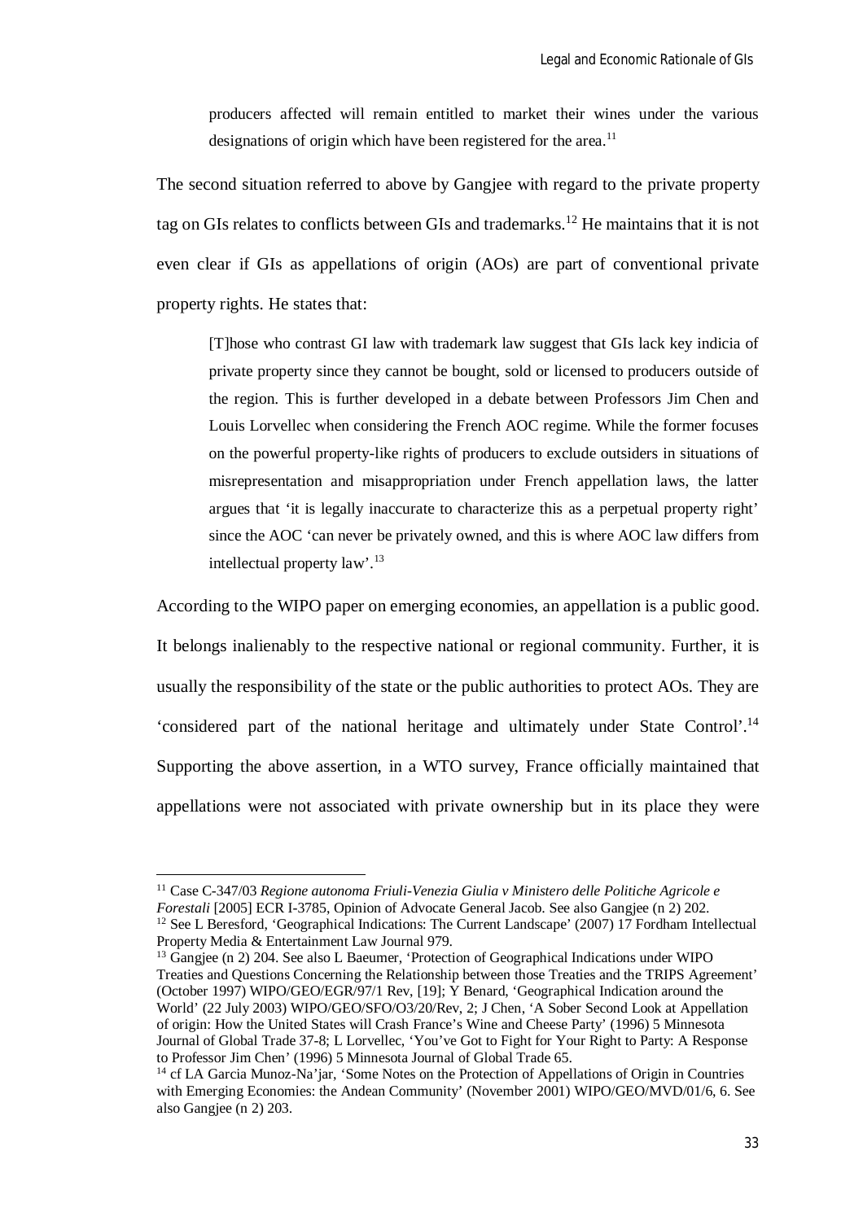> producers affected will remain entitled to market their wines under the various designations of origin which have been registered for the area.[11]

The second situation referred to above by Gangjee with regard to the private property tag on GIs relates to conflicts between GIs and trademarks.[12] He maintains that it is not even clear if GIs as appellations of origin (AOs) are part of conventional private property rights. He states that:

> [T]hose who contrast GI law with trademark law suggest that GIs lack key indicia of private property since they cannot be bought, sold or licensed to producers outside of the region. This is further developed in a debate between Professors Jim Chen and Louis Lorvellec when considering the French AOC regime. While the former focuses on the powerful property-like rights of producers to exclude outsiders in situations of misrepresentation and misappropriation under French appellation laws, the latter argues that 'it is legally inaccurate to characterize this as a perpetual property right' since the AOC 'can never be privately owned, and this is where AOC law differs from intellectual property law'.[13]

According to the WIPO paper on emerging economies, an appellation is a public good. It belongs inalienably to the respective national or regional community. Further, it is usually the responsibility of the state or the public authorities to protect AOs. They are 'considered part of the national heritage and ultimately under State Control'.[14] Supporting the above assertion, in a WTO survey, France officially maintained that appellations were not associated with private ownership but in its place they were

---

[11] Case C-347/03 *Regione autonoma Friuli-Venezia Giulia v Ministero delle Politiche Agricole e Forestali* [2005] ECR I-3785, Opinion of Advocate General Jacob. See also Gangjee (n 2) 202.

[12] See L Beresford, 'Geographical Indications: The Current Landscape' (2007) 17 Fordham Intellectual Property Media & Entertainment Law Journal 979.

[13] Gangjee (n 2) 204. See also L Baeumer, 'Protection of Geographical Indications under WIPO Treaties and Questions Concerning the Relationship between those Treaties and the TRIPS Agreement' (October 1997) WIPO/GEO/EGR/97/1 Rev, [19]; Y Benard, 'Geographical Indication around the World' (22 July 2003) WIPO/GEO/SFO/O3/20/Rev, 2; J Chen, 'A Sober Second Look at Appellation of origin: How the United States will Crash France's Wine and Cheese Party' (1996) 5 Minnesota Journal of Global Trade 37-8; L Lorvellec, 'You've Got to Fight for Your Right to Party: A Response to Professor Jim Chen' (1996) 5 Minnesota Journal of Global Trade 65.

[14] cf LA Garcia Munoz-Na'jar, 'Some Notes on the Protection of Appellations of Origin in Countries with Emerging Economies: the Andean Community' (November 2001) WIPO/GEO/MVD/01/6, 6. See also Gangjee (n 2) 203.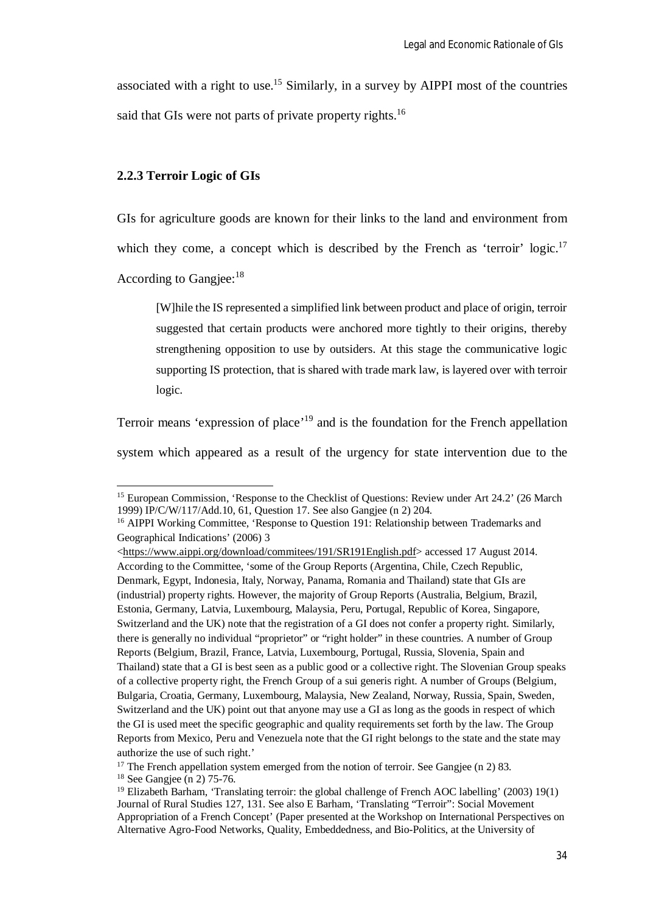associated with a right to use.[15] Similarly, in a survey by AIPPI most of the countries said that GIs were not parts of private property rights.[16]

### 2.2.3 Terroir Logic of GIs

GIs for agriculture goods are known for their links to the land and environment from which they come, a concept which is described by the French as 'terroir' logic.[17] According to Gangjee:[18]

> [W]hile the IS represented a simplified link between product and place of origin, terroir suggested that certain products were anchored more tightly to their origins, thereby strengthening opposition to use by outsiders. At this stage the communicative logic supporting IS protection, that is shared with trade mark law, is layered over with terroir logic.

Terroir means 'expression of place'[19] and is the foundation for the French appellation system which appeared as a result of the urgency for state intervention due to the

---

[15] European Commission, 'Response to the Checklist of Questions: Review under Art 24.2' (26 March 1999) IP/C/W/117/Add.10, 61, Question 17. See also Gangjee (n 2) 204.

[16] AIPPI Working Committee, 'Response to Question 191: Relationship between Trademarks and Geographical Indications' (2006) 3 <https://www.aippi.org/download/commitees/191/SR191English.pdf> accessed 17 August 2014. According to the Committee, 'some of the Group Reports (Argentina, Chile, Czech Republic, Denmark, Egypt, Indonesia, Italy, Norway, Panama, Romania and Thailand) state that GIs are (industrial) property rights. However, the majority of Group Reports (Australia, Belgium, Brazil, Estonia, Germany, Latvia, Luxembourg, Malaysia, Peru, Portugal, Republic of Korea, Singapore, Switzerland and the UK) note that the registration of a GI does not confer a property right. Similarly, there is generally no individual "proprietor" or "right holder" in these countries. A number of Group Reports (Belgium, Brazil, France, Latvia, Luxembourg, Portugal, Russia, Slovenia, Spain and Thailand) state that a GI is best seen as a public good or a collective right. The Slovenian Group speaks of a collective property right, the French Group of a sui generis right. A number of Groups (Belgium, Bulgaria, Croatia, Germany, Luxembourg, Malaysia, New Zealand, Norway, Russia, Spain, Sweden, Switzerland and the UK) point out that anyone may use a GI as long as the goods in respect of which the GI is used meet the specific geographic and quality requirements set forth by the law. The Group Reports from Mexico, Peru and Venezuela note that the GI right belongs to the state and the state may authorize the use of such right.'

[17] The French appellation system emerged from the notion of terroir. See Gangjee (n 2) 83.

[18] See Gangjee (n 2) 75-76.

[19] Elizabeth Barham, 'Translating terroir: the global challenge of French AOC labelling' (2003) 19(1) Journal of Rural Studies 127, 131. See also E Barham, 'Translating "Terroir": Social Movement Appropriation of a French Concept' (Paper presented at the Workshop on International Perspectives on Alternative Agro-Food Networks, Quality, Embeddedness, and Bio-Politics, at the University of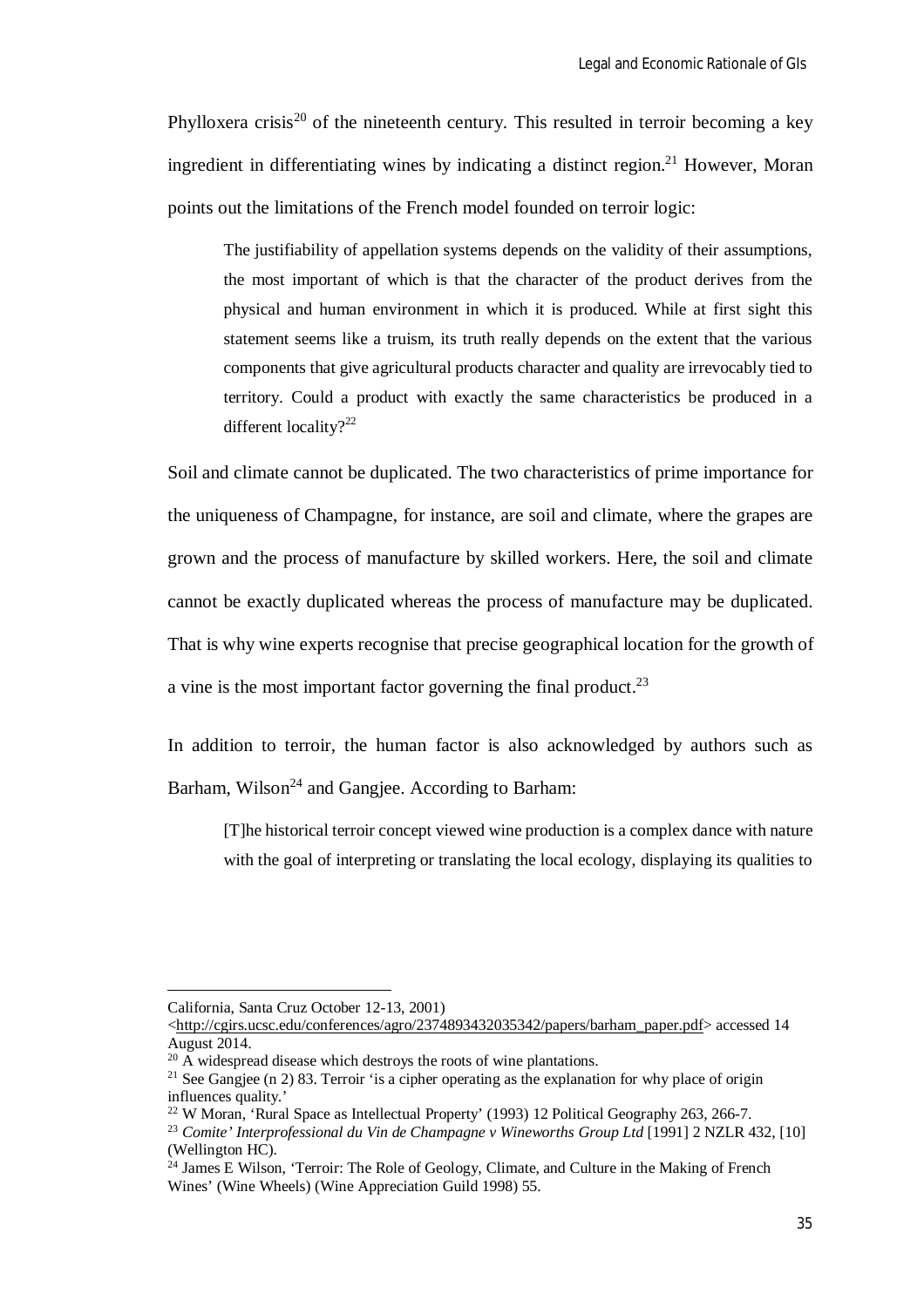Phylloxera crisis[20] of the nineteenth century. This resulted in terroir becoming a key ingredient in differentiating wines by indicating a distinct region.[21] However, Moran points out the limitations of the French model founded on terroir logic:

> The justifiability of appellation systems depends on the validity of their assumptions, the most important of which is that the character of the product derives from the physical and human environment in which it is produced. While at first sight this statement seems like a truism, its truth really depends on the extent that the various components that give agricultural products character and quality are irrevocably tied to territory. Could a product with exactly the same characteristics be produced in a different locality?[22]

Soil and climate cannot be duplicated. The two characteristics of prime importance for the uniqueness of Champagne, for instance, are soil and climate, where the grapes are grown and the process of manufacture by skilled workers. Here, the soil and climate cannot be exactly duplicated whereas the process of manufacture may be duplicated. That is why wine experts recognise that precise geographical location for the growth of a vine is the most important factor governing the final product.[23]

In addition to terroir, the human factor is also acknowledged by authors such as Barham, Wilson[24] and Gangjee. According to Barham:

> [T]he historical terroir concept viewed wine production is a complex dance with nature with the goal of interpreting or translating the local ecology, displaying its qualities to

---

California, Santa Cruz October 12-13, 2001) <http://cgirs.ucsc.edu/conferences/agro/2374893432035342/papers/barham_paper.pdf> accessed 14 August 2014.

[20] A widespread disease which destroys the roots of wine plantations.

[21] See Gangjee (n 2) 83. Terroir 'is a cipher operating as the explanation for why place of origin influences quality.'

[22] W Moran, 'Rural Space as Intellectual Property' (1993) 12 Political Geography 263, 266-7.

[23] *Comite' Interprofessional du Vin de Champagne v Wineworths Group Ltd* [1991] 2 NZLR 432, [10] (Wellington HC).

[24] James E Wilson, 'Terroir: The Role of Geology, Climate, and Culture in the Making of French Wines' (Wine Wheels) (Wine Appreciation Guild 1998) 55.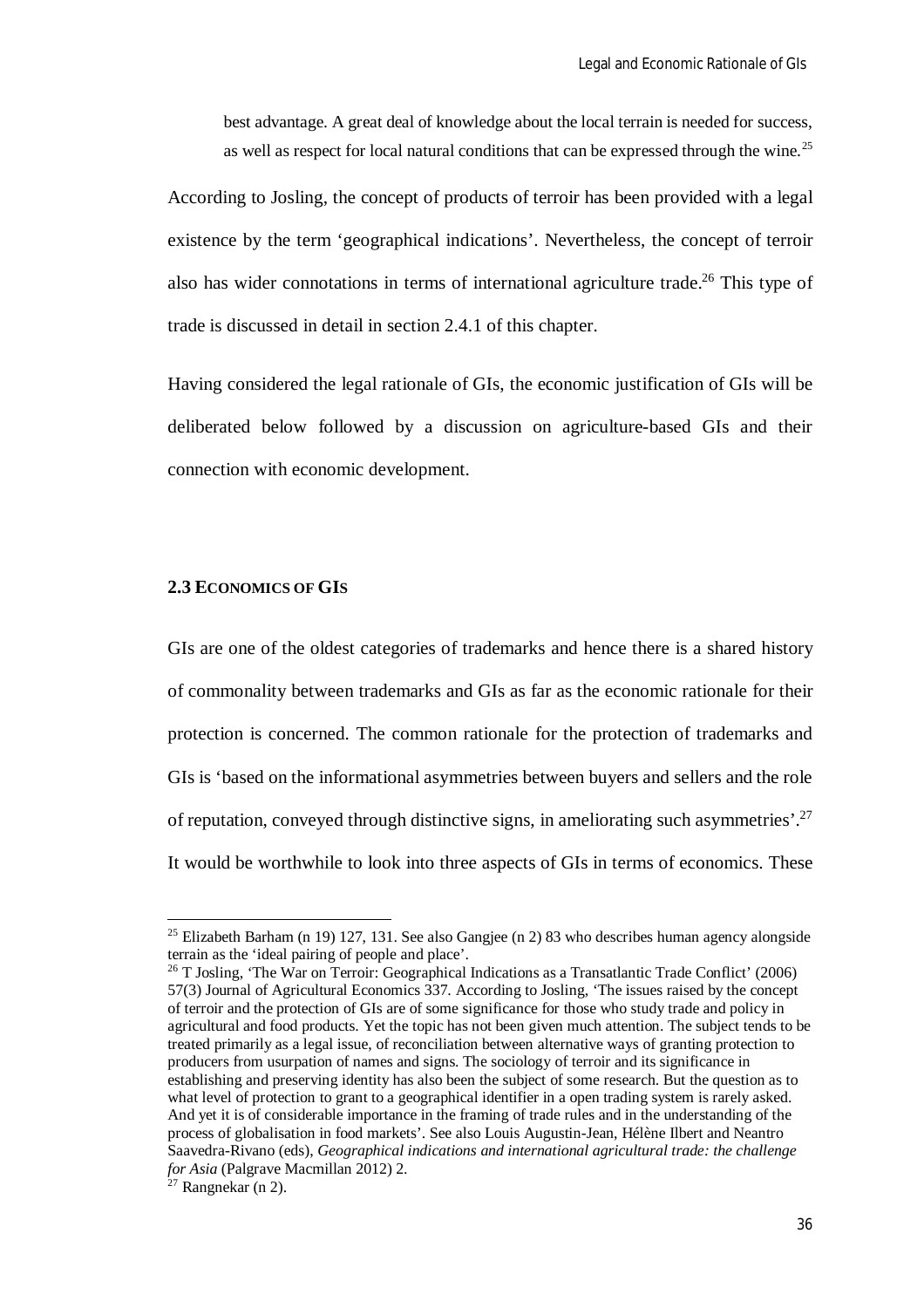best advantage. A great deal of knowledge about the local terrain is needed for success, as well as respect for local natural conditions that can be expressed through the wine.[25]

According to Josling, the concept of products of terroir has been provided with a legal existence by the term 'geographical indications'. Nevertheless, the concept of terroir also has wider connotations in terms of international agriculture trade.[26] This type of trade is discussed in detail in section 2.4.1 of this chapter.

Having considered the legal rationale of GIs, the economic justification of GIs will be deliberated below followed by a discussion on agriculture-based GIs and their connection with economic development.

## 2.3 Economics of GIs

GIs are one of the oldest categories of trademarks and hence there is a shared history of commonality between trademarks and GIs as far as the economic rationale for their protection is concerned. The common rationale for the protection of trademarks and GIs is 'based on the informational asymmetries between buyers and sellers and the role of reputation, conveyed through distinctive signs, in ameliorating such asymmetries'.[27] It would be worthwhile to look into three aspects of GIs in terms of economics. These

---

[25] Elizabeth Barham (n 19) 127, 131. See also Gangjee (n 2) 83 who describes human agency alongside terrain as the 'ideal pairing of people and place'.

[26] T Josling, 'The War on Terroir: Geographical Indications as a Transatlantic Trade Conflict' (2006) 57(3) Journal of Agricultural Economics 337. According to Josling, 'The issues raised by the concept of terroir and the protection of GIs are of some significance for those who study trade and policy in agricultural and food products. Yet the topic has not been given much attention. The subject tends to be treated primarily as a legal issue, of reconciliation between alternative ways of granting protection to producers from usurpation of names and signs. The sociology of terroir and its significance in establishing and preserving identity has also been the subject of some research. But the question as to what level of protection to grant to a geographical identifier in a open trading system is rarely asked. And yet it is of considerable importance in the framing of trade rules and in the understanding of the process of globalisation in food markets'. See also Louis Augustin-Jean, Hélène Ilbert and Neantro Saavedra-Rivano (eds), *Geographical indications and international agricultural trade: the challenge for Asia* (Palgrave Macmillan 2012) 2.

[27] Rangnekar (n 2).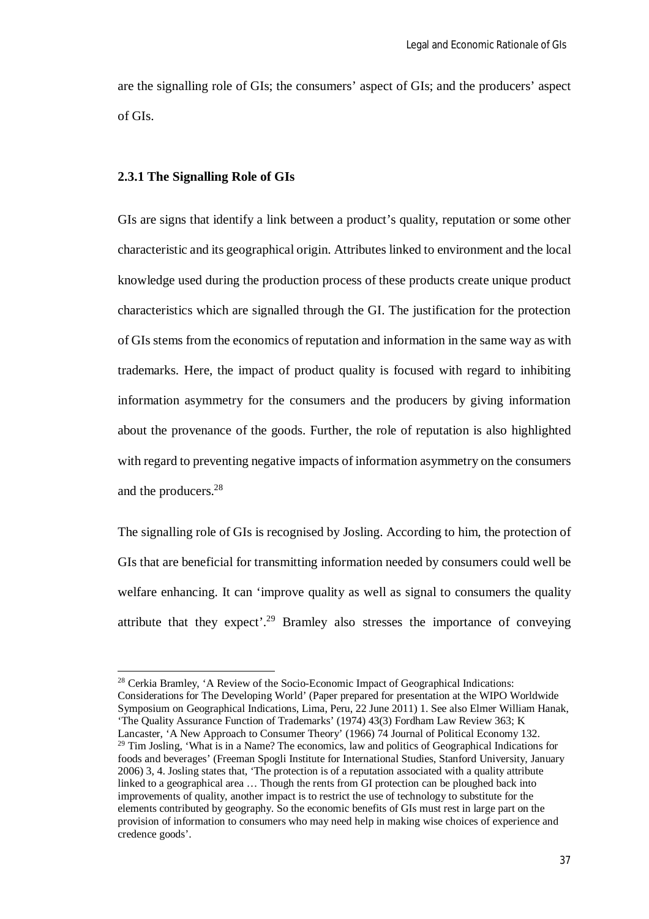are the signalling role of GIs; the consumers' aspect of GIs; and the producers' aspect of GIs.

### 2.3.1 The Signalling Role of GIs

GIs are signs that identify a link between a product's quality, reputation or some other characteristic and its geographical origin. Attributes linked to environment and the local knowledge used during the production process of these products create unique product characteristics which are signalled through the GI. The justification for the protection of GIs stems from the economics of reputation and information in the same way as with trademarks. Here, the impact of product quality is focused with regard to inhibiting information asymmetry for the consumers and the producers by giving information about the provenance of the goods. Further, the role of reputation is also highlighted with regard to preventing negative impacts of information asymmetry on the consumers and the producers.[28]

The signalling role of GIs is recognised by Josling. According to him, the protection of GIs that are beneficial for transmitting information needed by consumers could well be welfare enhancing. It can 'improve quality as well as signal to consumers the quality attribute that they expect'.[29] Bramley also stresses the importance of conveying

---

[28] Cerkia Bramley, 'A Review of the Socio-Economic Impact of Geographical Indications: Considerations for The Developing World' (Paper prepared for presentation at the WIPO Worldwide Symposium on Geographical Indications, Lima, Peru, 22 June 2011) 1. See also Elmer William Hanak, 'The Quality Assurance Function of Trademarks' (1974) 43(3) Fordham Law Review 363; K Lancaster, 'A New Approach to Consumer Theory' (1966) 74 Journal of Political Economy 132.

[29] Tim Josling, 'What is in a Name? The economics, law and politics of Geographical Indications for foods and beverages' (Freeman Spogli Institute for International Studies, Stanford University, January 2006) 3, 4. Josling states that, 'The protection is of a reputation associated with a quality attribute linked to a geographical area … Though the rents from GI protection can be ploughed back into improvements of quality, another impact is to restrict the use of technology to substitute for the elements contributed by geography. So the economic benefits of GIs must rest in large part on the provision of information to consumers who may need help in making wise choices of experience and credence goods'.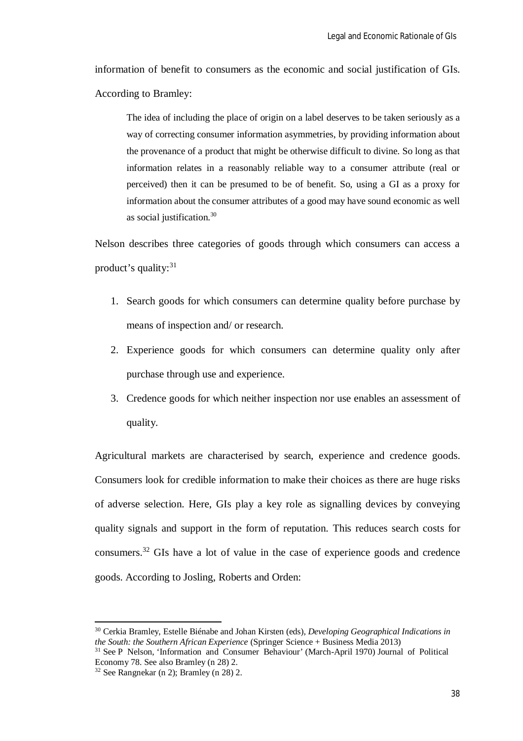information of benefit to consumers as the economic and social justification of GIs. According to Bramley:

> The idea of including the place of origin on a label deserves to be taken seriously as a way of correcting consumer information asymmetries, by providing information about the provenance of a product that might be otherwise difficult to divine. So long as that information relates in a reasonably reliable way to a consumer attribute (real or perceived) then it can be presumed to be of benefit. So, using a GI as a proxy for information about the consumer attributes of a good may have sound economic as well as social justification.[30]

Nelson describes three categories of goods through which consumers can access a product's quality:[31]

1. Search goods for which consumers can determine quality before purchase by means of inspection and/ or research.
2. Experience goods for which consumers can determine quality only after purchase through use and experience.
3. Credence goods for which neither inspection nor use enables an assessment of quality.

Agricultural markets are characterised by search, experience and credence goods. Consumers look for credible information to make their choices as there are huge risks of adverse selection. Here, GIs play a key role as signalling devices by conveying quality signals and support in the form of reputation. This reduces search costs for consumers.[32] GIs have a lot of value in the case of experience goods and credence goods. According to Josling, Roberts and Orden:

---

[30] Cerkia Bramley, Estelle Biénabe and Johan Kirsten (eds), *Developing Geographical Indications in the South: the Southern African Experience* (Springer Science + Business Media 2013)

[31] See P Nelson, 'Information and Consumer Behaviour' (March-April 1970) Journal of Political Economy 78. See also Bramley (n 28) 2.

[32] See Rangnekar (n 2); Bramley (n 28) 2.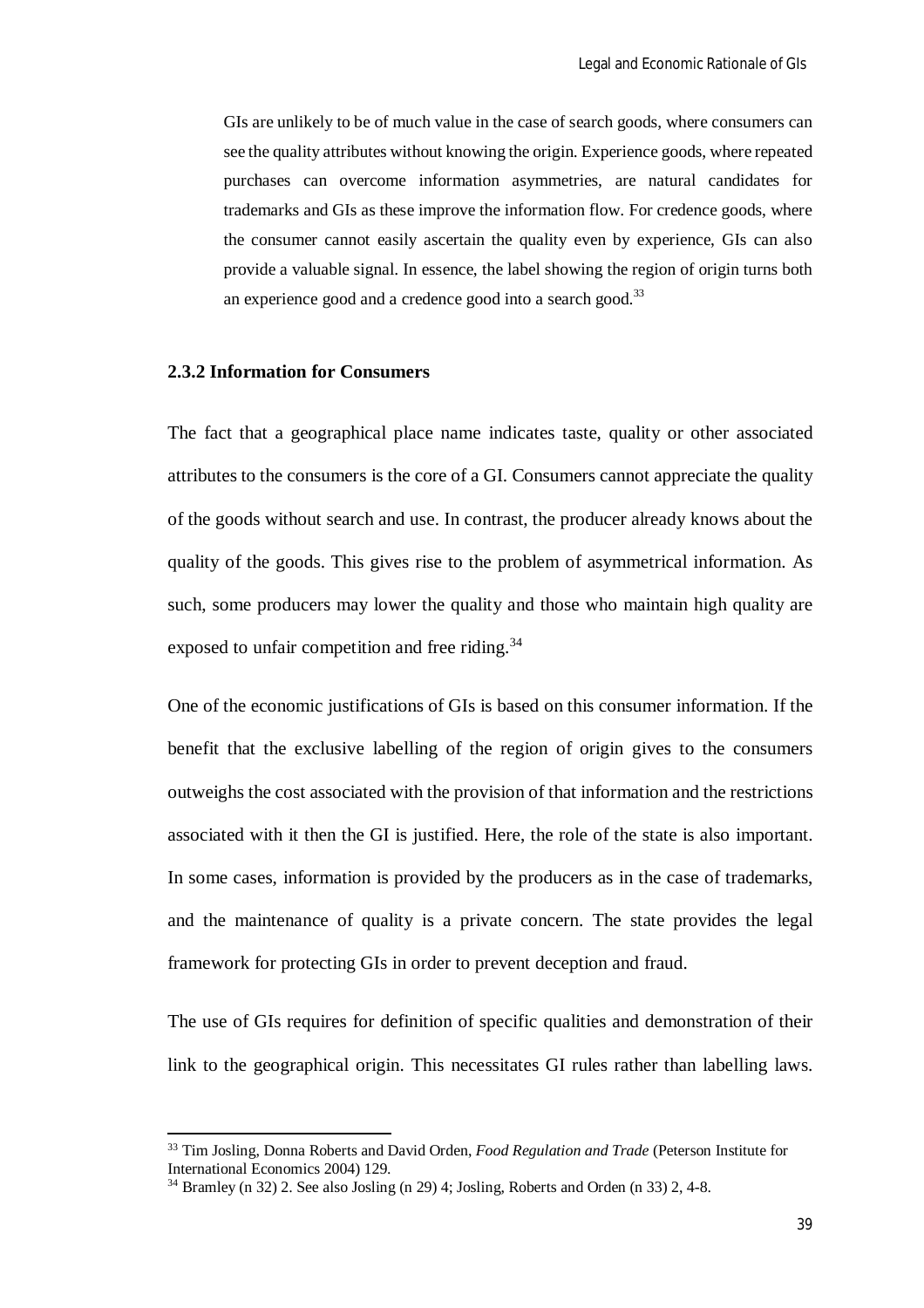> GIs are unlikely to be of much value in the case of search goods, where consumers can see the quality attributes without knowing the origin. Experience goods, where repeated purchases can overcome information asymmetries, are natural candidates for trademarks and GIs as these improve the information flow. For credence goods, where the consumer cannot easily ascertain the quality even by experience, GIs can also provide a valuable signal. In essence, the label showing the region of origin turns both an experience good and a credence good into a search good.[33]

### 2.3.2 Information for Consumers

The fact that a geographical place name indicates taste, quality or other associated attributes to the consumers is the core of a GI. Consumers cannot appreciate the quality of the goods without search and use. In contrast, the producer already knows about the quality of the goods. This gives rise to the problem of asymmetrical information. As such, some producers may lower the quality and those who maintain high quality are exposed to unfair competition and free riding.[34]

One of the economic justifications of GIs is based on this consumer information. If the benefit that the exclusive labelling of the region of origin gives to the consumers outweighs the cost associated with the provision of that information and the restrictions associated with it then the GI is justified. Here, the role of the state is also important. In some cases, information is provided by the producers as in the case of trademarks, and the maintenance of quality is a private concern. The state provides the legal framework for protecting GIs in order to prevent deception and fraud.

The use of GIs requires for definition of specific qualities and demonstration of their link to the geographical origin. This necessitates GI rules rather than labelling laws.

---

[33] Tim Josling, Donna Roberts and David Orden, *Food Regulation and Trade* (Peterson Institute for International Economics 2004) 129.

[34] Bramley (n 32) 2. See also Josling (n 29) 4; Josling, Roberts and Orden (n 33) 2, 4-8.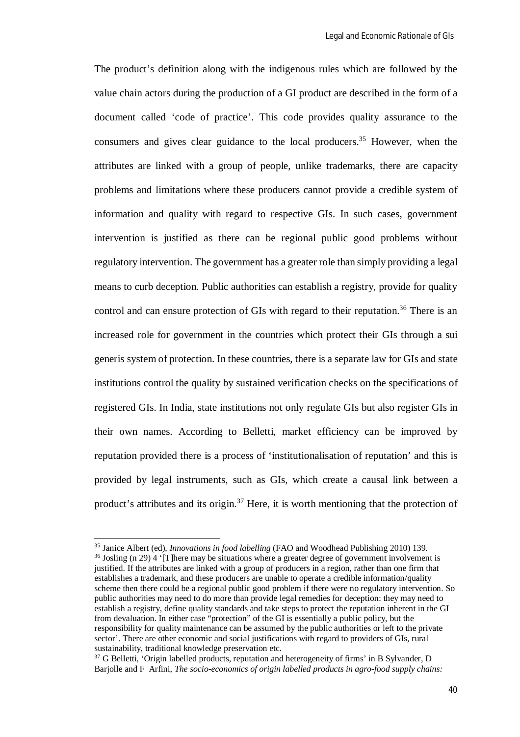The product's definition along with the indigenous rules which are followed by the value chain actors during the production of a GI product are described in the form of a document called 'code of practice'. This code provides quality assurance to the consumers and gives clear guidance to the local producers.[35] However, when the attributes are linked with a group of people, unlike trademarks, there are capacity problems and limitations where these producers cannot provide a credible system of information and quality with regard to respective GIs. In such cases, government intervention is justified as there can be regional public good problems without regulatory intervention. The government has a greater role than simply providing a legal means to curb deception. Public authorities can establish a registry, provide for quality control and can ensure protection of GIs with regard to their reputation.[36] There is an increased role for government in the countries which protect their GIs through a sui generis system of protection. In these countries, there is a separate law for GIs and state institutions control the quality by sustained verification checks on the specifications of registered GIs. In India, state institutions not only regulate GIs but also register GIs in their own names. According to Belletti, market efficiency can be improved by reputation provided there is a process of 'institutionalisation of reputation' and this is provided by legal instruments, such as GIs, which create a causal link between a product's attributes and its origin.[37] Here, it is worth mentioning that the protection of

---

[35] Janice Albert (ed), *Innovations in food labelling* (FAO and Woodhead Publishing 2010) 139.

[36] Josling (n 29) 4 '[T]here may be situations where a greater degree of government involvement is justified. If the attributes are linked with a group of producers in a region, rather than one firm that establishes a trademark, and these producers are unable to operate a credible information/quality scheme then there could be a regional public good problem if there were no regulatory intervention. So public authorities may need to do more than provide legal remedies for deception: they may need to establish a registry, define quality standards and take steps to protect the reputation inherent in the GI from devaluation. In either case "protection" of the GI is essentially a public policy, but the responsibility for quality maintenance can be assumed by the public authorities or left to the private sector'. There are other economic and social justifications with regard to providers of GIs, rural sustainability, traditional knowledge preservation etc.

[37] G Belletti, 'Origin labelled products, reputation and heterogeneity of firms' in B Sylvander, D Barjolle and F Arfini, *The socio-economics of origin labelled products in agro-food supply chains:*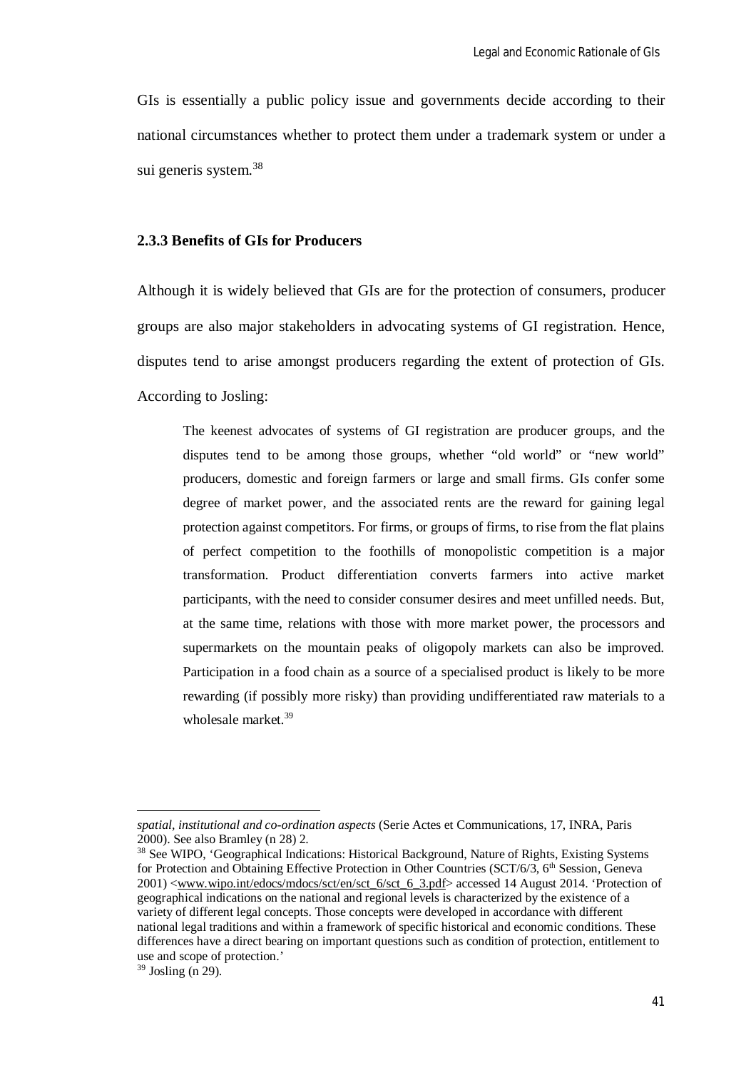GIs is essentially a public policy issue and governments decide according to their national circumstances whether to protect them under a trademark system or under a sui generis system.[38]

### 2.3.3 Benefits of GIs for Producers

Although it is widely believed that GIs are for the protection of consumers, producer groups are also major stakeholders in advocating systems of GI registration. Hence, disputes tend to arise amongst producers regarding the extent of protection of GIs. According to Josling:

> The keenest advocates of systems of GI registration are producer groups, and the disputes tend to be among those groups, whether "old world" or "new world" producers, domestic and foreign farmers or large and small firms. GIs confer some degree of market power, and the associated rents are the reward for gaining legal protection against competitors. For firms, or groups of firms, to rise from the flat plains of perfect competition to the foothills of monopolistic competition is a major transformation. Product differentiation converts farmers into active market participants, with the need to consider consumer desires and meet unfilled needs. But, at the same time, relations with those with more market power, the processors and supermarkets on the mountain peaks of oligopoly markets can also be improved. Participation in a food chain as a source of a specialised product is likely to be more rewarding (if possibly more risky) than providing undifferentiated raw materials to a wholesale market.[39]

---

*spatial, institutional and co-ordination aspects* (Serie Actes et Communications, 17, INRA, Paris 2000). See also Bramley (n 28) 2.

[38] See WIPO, 'Geographical Indications: Historical Background, Nature of Rights, Existing Systems for Protection and Obtaining Effective Protection in Other Countries (SCT/6/3, 6th Session, Geneva 2001) <www.wipo.int/edocs/mdocs/sct/en/sct_6/sct_6_3.pdf> accessed 14 August 2014. 'Protection of geographical indications on the national and regional levels is characterized by the existence of a variety of different legal concepts. Those concepts were developed in accordance with different national legal traditions and within a framework of specific historical and economic conditions. These differences have a direct bearing on important questions such as condition of protection, entitlement to use and scope of protection.'

[39] Josling (n 29).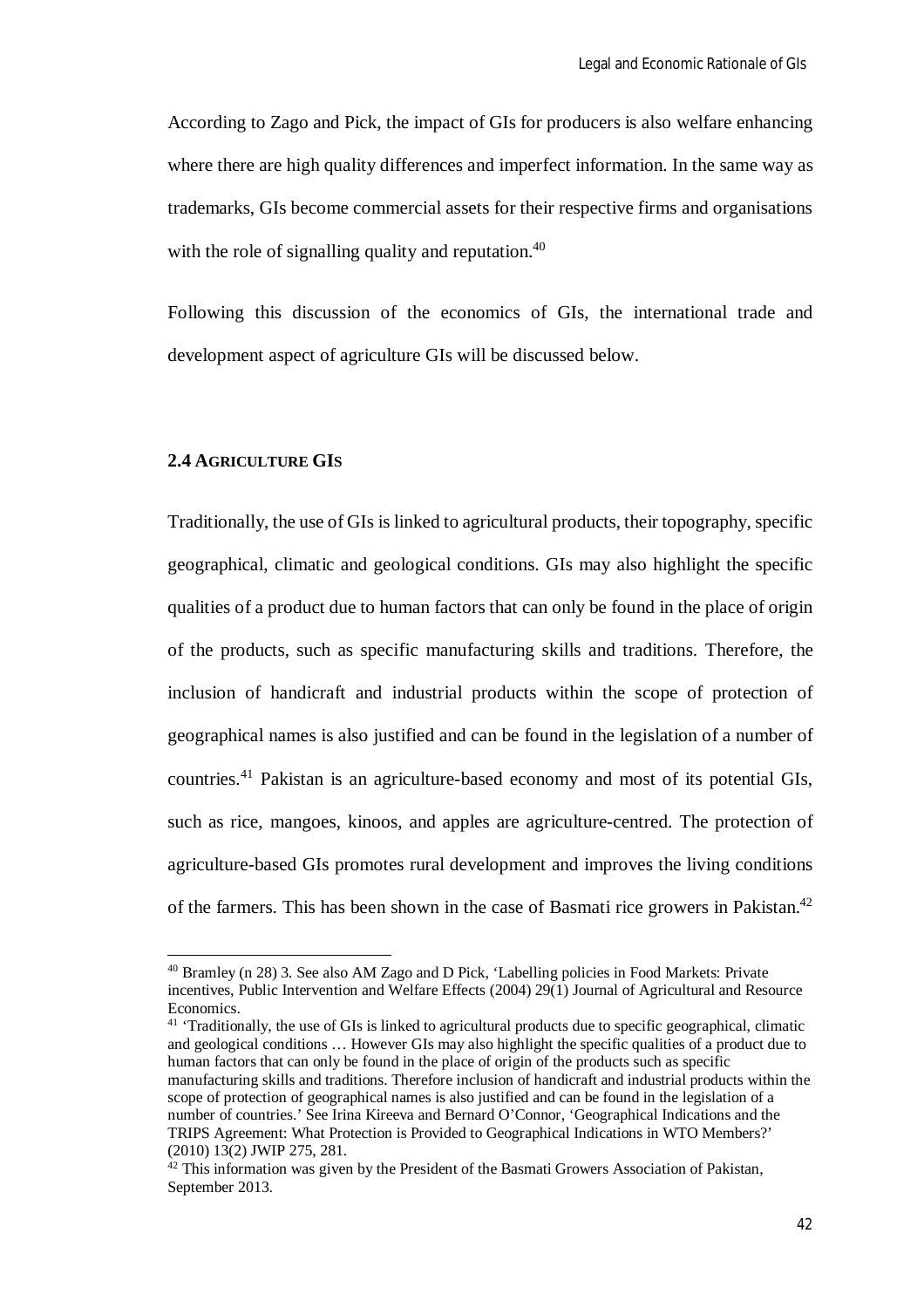According to Zago and Pick, the impact of GIs for producers is also welfare enhancing where there are high quality differences and imperfect information. In the same way as trademarks, GIs become commercial assets for their respective firms and organisations with the role of signalling quality and reputation.[40]

Following this discussion of the economics of GIs, the international trade and development aspect of agriculture GIs will be discussed below.

## 2.4 AGRICULTURE GIS

Traditionally, the use of GIs is linked to agricultural products, their topography, specific geographical, climatic and geological conditions. GIs may also highlight the specific qualities of a product due to human factors that can only be found in the place of origin of the products, such as specific manufacturing skills and traditions. Therefore, the inclusion of handicraft and industrial products within the scope of protection of geographical names is also justified and can be found in the legislation of a number of countries.[41] Pakistan is an agriculture-based economy and most of its potential GIs, such as rice, mangoes, kinoos, and apples are agriculture-centred. The protection of agriculture-based GIs promotes rural development and improves the living conditions of the farmers. This has been shown in the case of Basmati rice growers in Pakistan.[42]

---

[40] Bramley (n 28) 3. See also AM Zago and D Pick, 'Labelling policies in Food Markets: Private incentives, Public Intervention and Welfare Effects (2004) 29(1) Journal of Agricultural and Resource Economics.

[41] 'Traditionally, the use of GIs is linked to agricultural products due to specific geographical, climatic and geological conditions … However GIs may also highlight the specific qualities of a product due to human factors that can only be found in the place of origin of the products such as specific manufacturing skills and traditions. Therefore inclusion of handicraft and industrial products within the scope of protection of geographical names is also justified and can be found in the legislation of a number of countries.' See Irina Kireeva and Bernard O'Connor, 'Geographical Indications and the TRIPS Agreement: What Protection is Provided to Geographical Indications in WTO Members?' (2010) 13(2) JWIP 275, 281.

[42] This information was given by the President of the Basmati Growers Association of Pakistan, September 2013.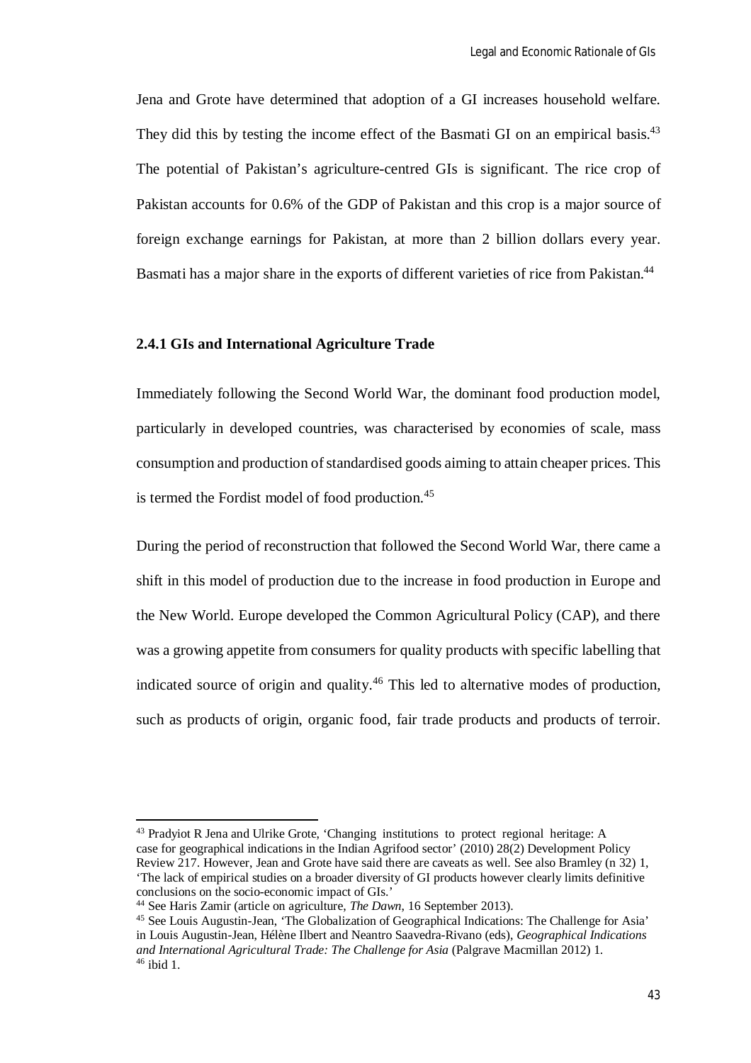Jena and Grote have determined that adoption of a GI increases household welfare. They did this by testing the income effect of the Basmati GI on an empirical basis.[43] The potential of Pakistan's agriculture-centred GIs is significant. The rice crop of Pakistan accounts for 0.6% of the GDP of Pakistan and this crop is a major source of foreign exchange earnings for Pakistan, at more than 2 billion dollars every year. Basmati has a major share in the exports of different varieties of rice from Pakistan.[44]

### 2.4.1 GIs and International Agriculture Trade

Immediately following the Second World War, the dominant food production model, particularly in developed countries, was characterised by economies of scale, mass consumption and production of standardised goods aiming to attain cheaper prices. This is termed the Fordist model of food production.[45]

During the period of reconstruction that followed the Second World War, there came a shift in this model of production due to the increase in food production in Europe and the New World. Europe developed the Common Agricultural Policy (CAP), and there was a growing appetite from consumers for quality products with specific labelling that indicated source of origin and quality.[46] This led to alternative modes of production, such as products of origin, organic food, fair trade products and products of terroir.

---

[43] Pradyiot R Jena and Ulrike Grote, 'Changing institutions to protect regional heritage: A case for geographical indications in the Indian Agrifood sector' (2010) 28(2) Development Policy Review 217. However, Jean and Grote have said there are caveats as well. See also Bramley (n 32) 1, 'The lack of empirical studies on a broader diversity of GI products however clearly limits definitive conclusions on the socio-economic impact of GIs.'

[44] See Haris Zamir (article on agriculture, *The Dawn*, 16 September 2013).

[45] See Louis Augustin-Jean, 'The Globalization of Geographical Indications: The Challenge for Asia' in Louis Augustin-Jean, Hélène Ilbert and Neantro Saavedra-Rivano (eds), *Geographical Indications and International Agricultural Trade: The Challenge for Asia* (Palgrave Macmillan 2012) 1.

[46] ibid 1.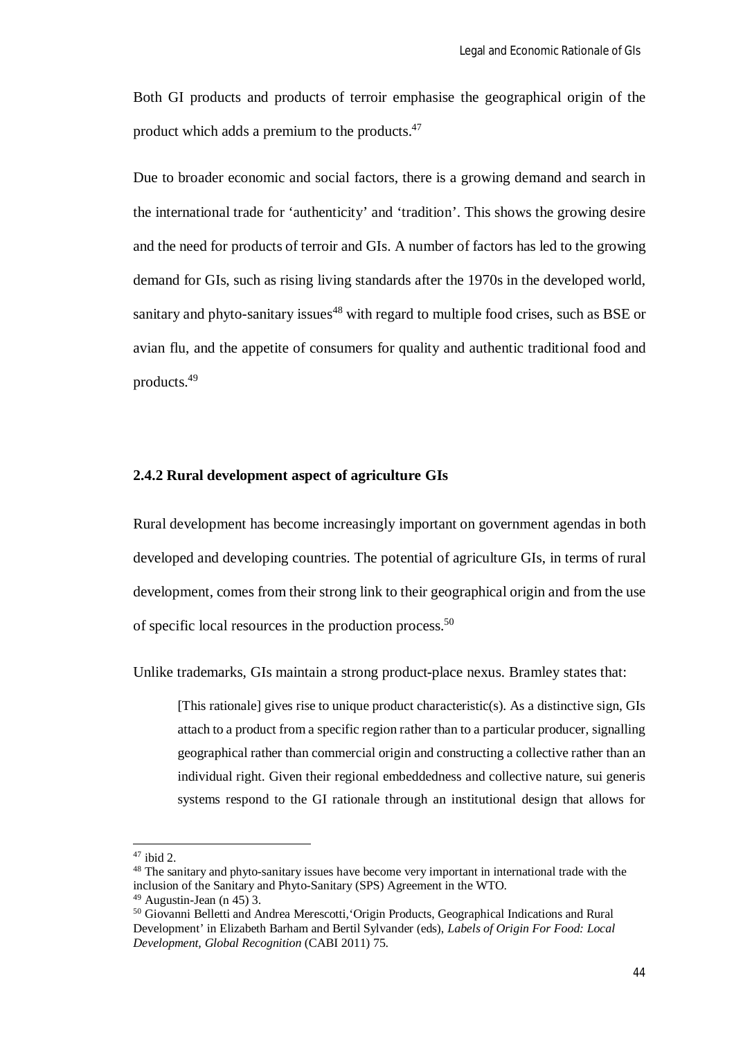Both GI products and products of terroir emphasise the geographical origin of the product which adds a premium to the products.[47]

Due to broader economic and social factors, there is a growing demand and search in the international trade for 'authenticity' and 'tradition'. This shows the growing desire and the need for products of terroir and GIs. A number of factors has led to the growing demand for GIs, such as rising living standards after the 1970s in the developed world, sanitary and phyto-sanitary issues[48] with regard to multiple food crises, such as BSE or avian flu, and the appetite of consumers for quality and authentic traditional food and products.[49]

### 2.4.2 Rural development aspect of agriculture GIs

Rural development has become increasingly important on government agendas in both developed and developing countries. The potential of agriculture GIs, in terms of rural development, comes from their strong link to their geographical origin and from the use of specific local resources in the production process.[50]

Unlike trademarks, GIs maintain a strong product-place nexus. Bramley states that:

> [This rationale] gives rise to unique product characteristic(s). As a distinctive sign, GIs attach to a product from a specific region rather than to a particular producer, signalling geographical rather than commercial origin and constructing a collective rather than an individual right. Given their regional embeddedness and collective nature, sui generis systems respond to the GI rationale through an institutional design that allows for

---

[47] ibid 2.

[48] The sanitary and phyto-sanitary issues have become very important in international trade with the inclusion of the Sanitary and Phyto-Sanitary (SPS) Agreement in the WTO.

[49] Augustin-Jean (n 45) 3.

[50] Giovanni Belletti and Andrea Merescotti,'Origin Products, Geographical Indications and Rural Development' in Elizabeth Barham and Bertil Sylvander (eds), *Labels of Origin For Food: Local Development, Global Recognition* (CABI 2011) 75.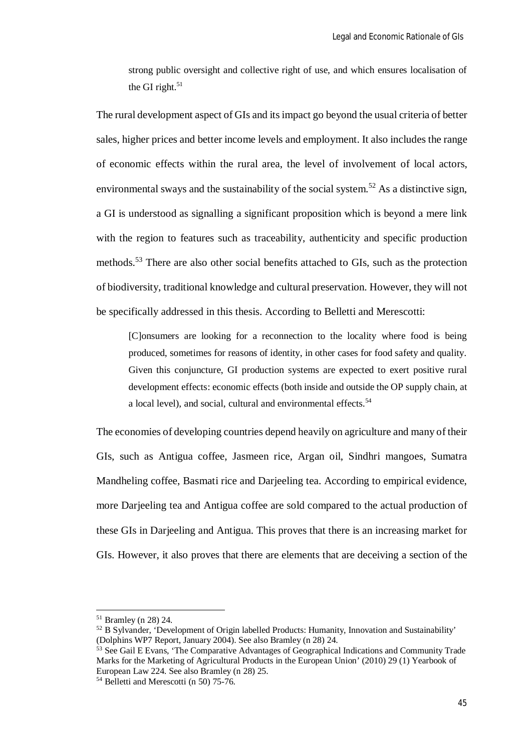> strong public oversight and collective right of use, and which ensures localisation of the GI right.[51]

The rural development aspect of GIs and its impact go beyond the usual criteria of better sales, higher prices and better income levels and employment. It also includes the range of economic effects within the rural area, the level of involvement of local actors, environmental sways and the sustainability of the social system.[52] As a distinctive sign, a GI is understood as signalling a significant proposition which is beyond a mere link with the region to features such as traceability, authenticity and specific production methods.[53] There are also other social benefits attached to GIs, such as the protection of biodiversity, traditional knowledge and cultural preservation. However, they will not be specifically addressed in this thesis. According to Belletti and Merescotti:

> [C]onsumers are looking for a reconnection to the locality where food is being produced, sometimes for reasons of identity, in other cases for food safety and quality. Given this conjuncture, GI production systems are expected to exert positive rural development effects: economic effects (both inside and outside the OP supply chain, at a local level), and social, cultural and environmental effects.[54]

The economies of developing countries depend heavily on agriculture and many of their GIs, such as Antigua coffee, Jasmeen rice, Argan oil, Sindhri mangoes, Sumatra Mandheling coffee, Basmati rice and Darjeeling tea. According to empirical evidence, more Darjeeling tea and Antigua coffee are sold compared to the actual production of these GIs in Darjeeling and Antigua. This proves that there is an increasing market for GIs. However, it also proves that there are elements that are deceiving a section of the

---

[51] Bramley (n 28) 24.

[52] B Sylvander, 'Development of Origin labelled Products: Humanity, Innovation and Sustainability' (Dolphins WP7 Report, January 2004). See also Bramley (n 28) 24.

[53] See Gail E Evans, 'The Comparative Advantages of Geographical Indications and Community Trade Marks for the Marketing of Agricultural Products in the European Union' (2010) 29 (1) Yearbook of European Law 224. See also Bramley (n 28) 25.

[54] Belletti and Merescotti (n 50) 75-76.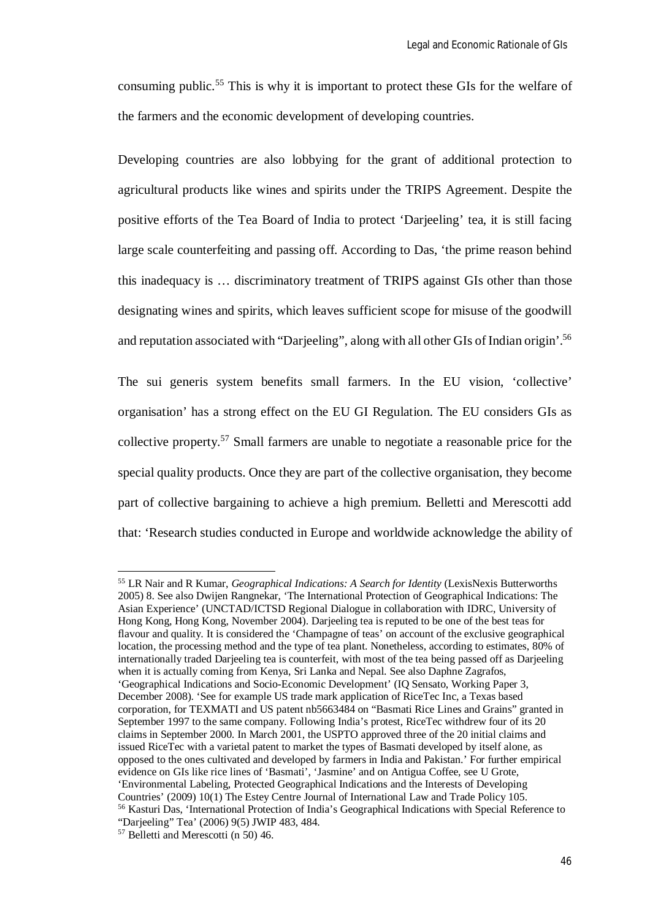consuming public.[55] This is why it is important to protect these GIs for the welfare of the farmers and the economic development of developing countries.

Developing countries are also lobbying for the grant of additional protection to agricultural products like wines and spirits under the TRIPS Agreement. Despite the positive efforts of the Tea Board of India to protect 'Darjeeling' tea, it is still facing large scale counterfeiting and passing off. According to Das, 'the prime reason behind this inadequacy is … discriminatory treatment of TRIPS against GIs other than those designating wines and spirits, which leaves sufficient scope for misuse of the goodwill and reputation associated with "Darjeeling", along with all other GIs of Indian origin'.[56]

The sui generis system benefits small farmers. In the EU vision, 'collective' organisation' has a strong effect on the EU GI Regulation. The EU considers GIs as collective property.[57] Small farmers are unable to negotiate a reasonable price for the special quality products. Once they are part of the collective organisation, they become part of collective bargaining to achieve a high premium. Belletti and Merescotti add that: 'Research studies conducted in Europe and worldwide acknowledge the ability of

---

[55] LR Nair and R Kumar, *Geographical Indications: A Search for Identity* (LexisNexis Butterworths 2005) 8. See also Dwijen Rangnekar, 'The International Protection of Geographical Indications: The Asian Experience' (UNCTAD/ICTSD Regional Dialogue in collaboration with IDRC, University of Hong Kong, Hong Kong, November 2004). Darjeeling tea is reputed to be one of the best teas for flavour and quality. It is considered the 'Champagne of teas' on account of the exclusive geographical location, the processing method and the type of tea plant. Nonetheless, according to estimates, 80% of internationally traded Darjeeling tea is counterfeit, with most of the tea being passed off as Darjeeling when it is actually coming from Kenya, Sri Lanka and Nepal. See also Daphne Zagrafos, 'Geographical Indications and Socio-Economic Development' (IQ Sensato, Working Paper 3, December 2008). 'See for example US trade mark application of RiceTec Inc, a Texas based corporation, for TEXMATI and US patent nb5663484 on "Basmati Rice Lines and Grains" granted in September 1997 to the same company. Following India's protest, RiceTec withdrew four of its 20 claims in September 2000. In March 2001, the USPTO approved three of the 20 initial claims and issued RiceTec with a varietal patent to market the types of Basmati developed by itself alone, as opposed to the ones cultivated and developed by farmers in India and Pakistan.' For further empirical evidence on GIs like rice lines of 'Basmati', 'Jasmine' and on Antigua Coffee, see U Grote, 'Environmental Labeling, Protected Geographical Indications and the Interests of Developing Countries' (2009) 10(1) The Estey Centre Journal of International Law and Trade Policy 105.

[56] Kasturi Das, 'International Protection of India's Geographical Indications with Special Reference to "Darjeeling" Tea' (2006) 9(5) JWIP 483, 484.

[57] Belletti and Merescotti (n 50) 46.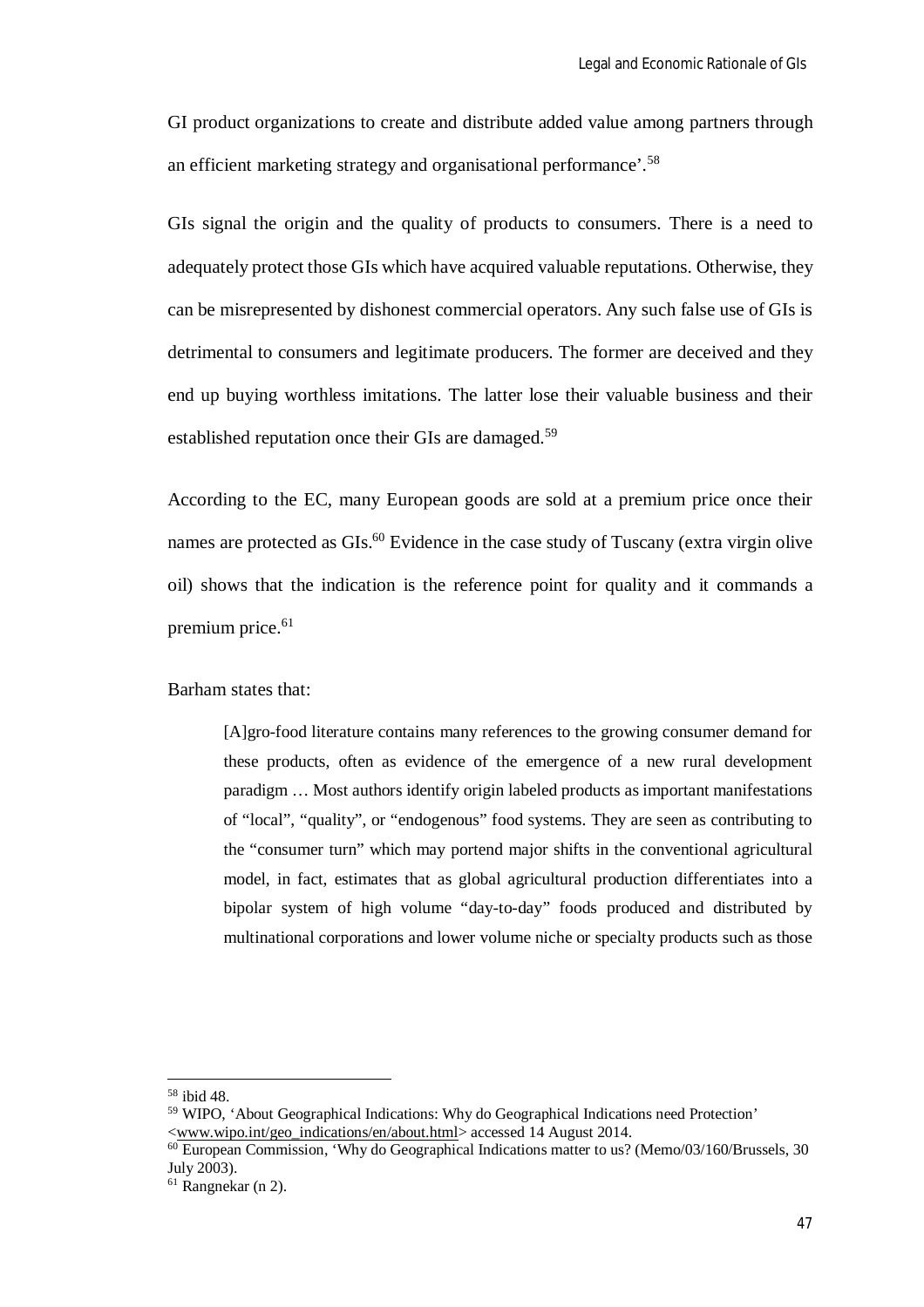GI product organizations to create and distribute added value among partners through an efficient marketing strategy and organisational performance'.[58]

GIs signal the origin and the quality of products to consumers. There is a need to adequately protect those GIs which have acquired valuable reputations. Otherwise, they can be misrepresented by dishonest commercial operators. Any such false use of GIs is detrimental to consumers and legitimate producers. The former are deceived and they end up buying worthless imitations. The latter lose their valuable business and their established reputation once their GIs are damaged.[59]

According to the EC, many European goods are sold at a premium price once their names are protected as GIs.[60] Evidence in the case study of Tuscany (extra virgin olive oil) shows that the indication is the reference point for quality and it commands a premium price.[61]

Barham states that:

> [A]gro-food literature contains many references to the growing consumer demand for these products, often as evidence of the emergence of a new rural development paradigm … Most authors identify origin labeled products as important manifestations of "local", "quality", or "endogenous" food systems. They are seen as contributing to the "consumer turn" which may portend major shifts in the conventional agricultural model, in fact, estimates that as global agricultural production differentiates into a bipolar system of high volume "day-to-day" foods produced and distributed by multinational corporations and lower volume niche or specialty products such as those

---

[58] ibid 48.

[59] WIPO, 'About Geographical Indications: Why do Geographical Indications need Protection' <www.wipo.int/geo_indications/en/about.html> accessed 14 August 2014.

[60] European Commission, 'Why do Geographical Indications matter to us? (Memo/03/160/Brussels, 30 July 2003).

[61] Rangnekar (n 2).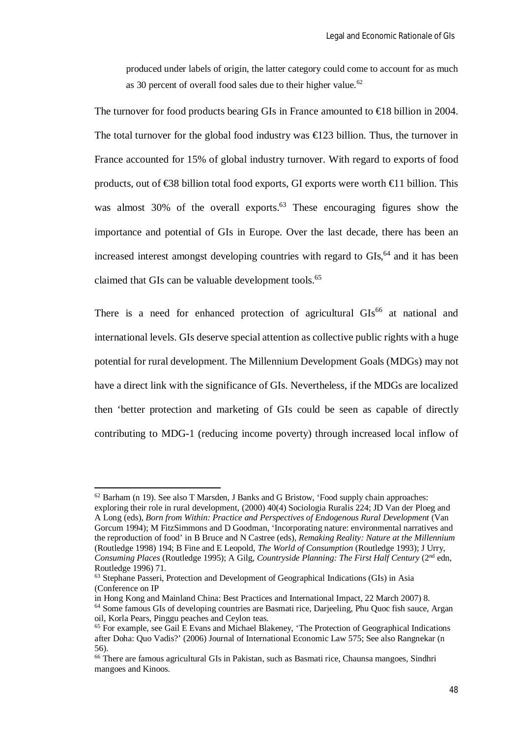> produced under labels of origin, the latter category could come to account for as much as 30 percent of overall food sales due to their higher value.[62]

The turnover for food products bearing GIs in France amounted to €18 billion in 2004. The total turnover for the global food industry was €123 billion. Thus, the turnover in France accounted for 15% of global industry turnover. With regard to exports of food products, out of €38 billion total food exports, GI exports were worth €11 billion. This was almost 30% of the overall exports.[63] These encouraging figures show the importance and potential of GIs in Europe. Over the last decade, there has been an increased interest amongst developing countries with regard to GIs,[64] and it has been claimed that GIs can be valuable development tools.[65]

There is a need for enhanced protection of agricultural GIs[66] at national and international levels. GIs deserve special attention as collective public rights with a huge potential for rural development. The Millennium Development Goals (MDGs) may not have a direct link with the significance of GIs. Nevertheless, if the MDGs are localized then 'better protection and marketing of GIs could be seen as capable of directly contributing to MDG-1 (reducing income poverty) through increased local inflow of

---

[62] Barham (n 19). See also T Marsden, J Banks and G Bristow, 'Food supply chain approaches: exploring their role in rural development, (2000) 40(4) Sociologia Ruralis 224; JD Van der Ploeg and A Long (eds), *Born from Within: Practice and Perspectives of Endogenous Rural Development* (Van Gorcum 1994); M FitzSimmons and D Goodman, 'Incorporating nature: environmental narratives and the reproduction of food' in B Bruce and N Castree (eds), *Remaking Reality: Nature at the Millennium* (Routledge 1998) 194; B Fine and E Leopold, *The World of Consumption* (Routledge 1993); J Urry, *Consuming Places* (Routledge 1995); A Gilg, *Countryside Planning: The First Half Century* (2nd edn, Routledge 1996) 71.

[63] Stephane Passeri, Protection and Development of Geographical Indications (GIs) in Asia (Conference on IP in Hong Kong and Mainland China: Best Practices and International Impact, 22 March 2007) 8.

[64] Some famous GIs of developing countries are Basmati rice, Darjeeling, Phu Quoc fish sauce, Argan oil, Korla Pears, Pinggu peaches and Ceylon teas.

[65] For example, see Gail E Evans and Michael Blakeney, 'The Protection of Geographical Indications after Doha: Quo Vadis?' (2006) Journal of International Economic Law 575; See also Rangnekar (n 56).

[66] There are famous agricultural GIs in Pakistan, such as Basmati rice, Chaunsa mangoes, Sindhri mangoes and Kinoos.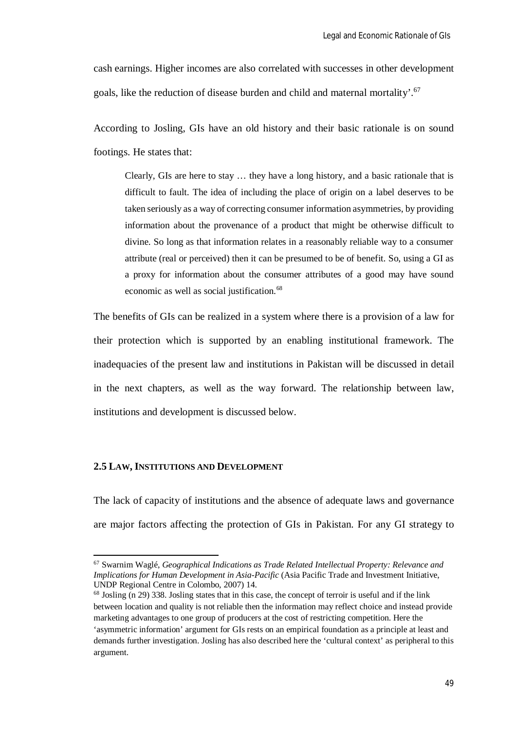cash earnings. Higher incomes are also correlated with successes in other development goals, like the reduction of disease burden and child and maternal mortality'.[67]

According to Josling, GIs have an old history and their basic rationale is on sound footings. He states that:

> Clearly, GIs are here to stay … they have a long history, and a basic rationale that is difficult to fault. The idea of including the place of origin on a label deserves to be taken seriously as a way of correcting consumer information asymmetries, by providing information about the provenance of a product that might be otherwise difficult to divine. So long as that information relates in a reasonably reliable way to a consumer attribute (real or perceived) then it can be presumed to be of benefit. So, using a GI as a proxy for information about the consumer attributes of a good may have sound economic as well as social justification.[68]

The benefits of GIs can be realized in a system where there is a provision of a law for their protection which is supported by an enabling institutional framework. The inadequacies of the present law and institutions in Pakistan will be discussed in detail in the next chapters, as well as the way forward. The relationship between law, institutions and development is discussed below.

### 2.5 Law, Institutions and Development

The lack of capacity of institutions and the absence of adequate laws and governance are major factors affecting the protection of GIs in Pakistan. For any GI strategy to

---

[67] Swarnim Waglé, *Geographical Indications as Trade Related Intellectual Property: Relevance and Implications for Human Development in Asia-Pacific* (Asia Pacific Trade and Investment Initiative, UNDP Regional Centre in Colombo, 2007) 14.

[68] Josling (n 29) 338. Josling states that in this case, the concept of terroir is useful and if the link between location and quality is not reliable then the information may reflect choice and instead provide marketing advantages to one group of producers at the cost of restricting competition. Here the 'asymmetric information' argument for GIs rests on an empirical foundation as a principle at least and demands further investigation. Josling has also described here the 'cultural context' as peripheral to this argument.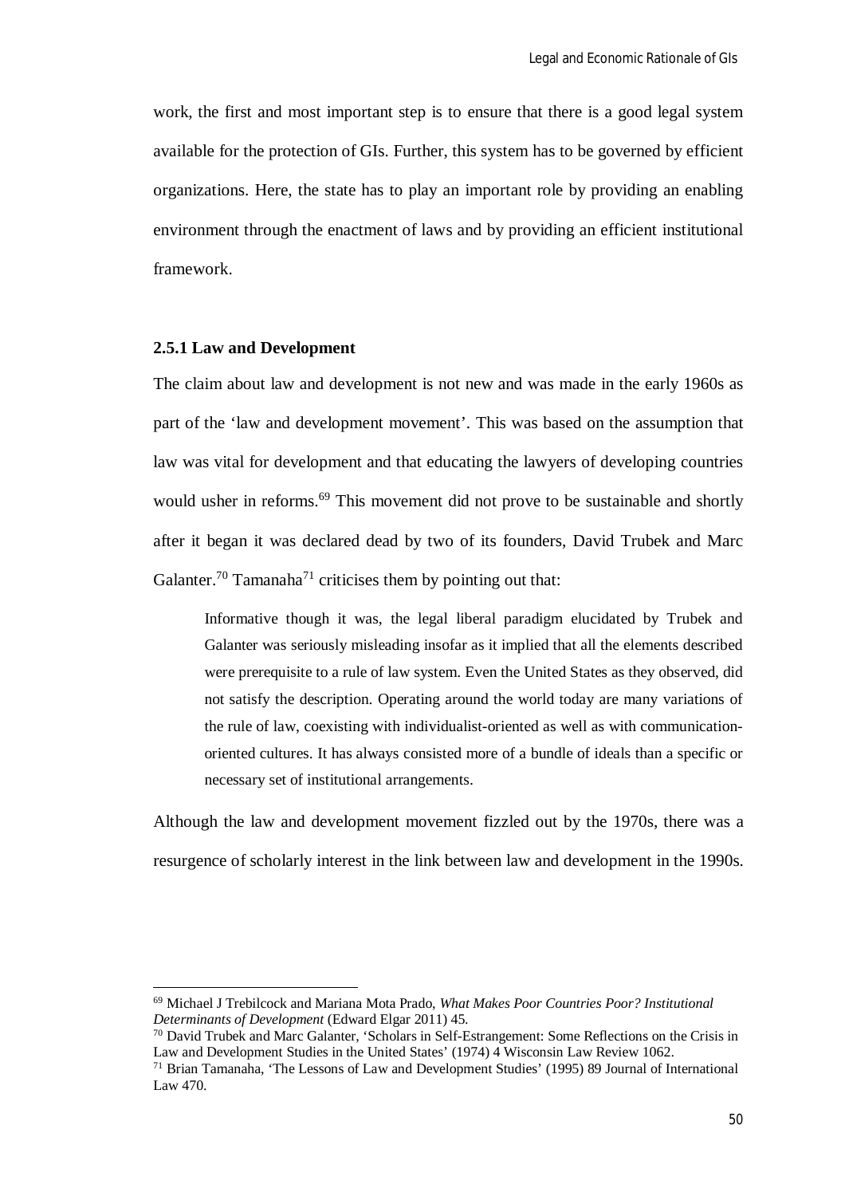work, the first and most important step is to ensure that there is a good legal system available for the protection of GIs. Further, this system has to be governed by efficient organizations. Here, the state has to play an important role by providing an enabling environment through the enactment of laws and by providing an efficient institutional framework.

### 2.5.1 Law and Development

The claim about law and development is not new and was made in the early 1960s as part of the 'law and development movement'. This was based on the assumption that law was vital for development and that educating the lawyers of developing countries would usher in reforms.[69] This movement did not prove to be sustainable and shortly after it began it was declared dead by two of its founders, David Trubek and Marc Galanter.[70] Tamanaha[71] criticises them by pointing out that:

> Informative though it was, the legal liberal paradigm elucidated by Trubek and Galanter was seriously misleading insofar as it implied that all the elements described were prerequisite to a rule of law system. Even the United States as they observed, did not satisfy the description. Operating around the world today are many variations of the rule of law, coexisting with individualist-oriented as well as with communication-oriented cultures. It has always consisted more of a bundle of ideals than a specific or necessary set of institutional arrangements.

Although the law and development movement fizzled out by the 1970s, there was a resurgence of scholarly interest in the link between law and development in the 1990s.

---

[69] Michael J Trebilcock and Mariana Mota Prado, *What Makes Poor Countries Poor? Institutional Determinants of Development* (Edward Elgar 2011) 45.

[70] David Trubek and Marc Galanter, 'Scholars in Self-Estrangement: Some Reflections on the Crisis in Law and Development Studies in the United States' (1974) 4 Wisconsin Law Review 1062.

[71] Brian Tamanaha, 'The Lessons of Law and Development Studies' (1995) 89 Journal of International Law 470.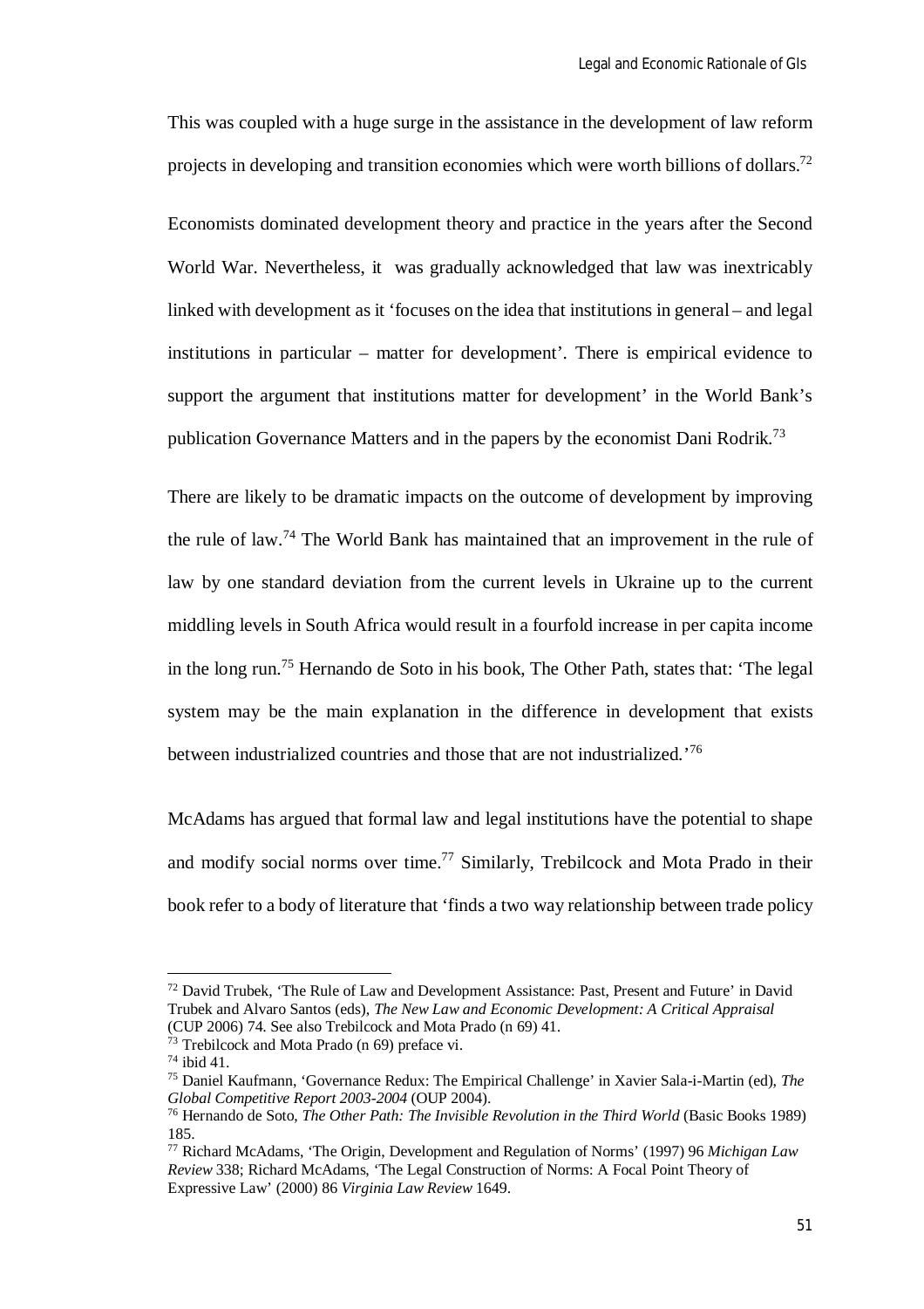This was coupled with a huge surge in the assistance in the development of law reform projects in developing and transition economies which were worth billions of dollars.[72]

Economists dominated development theory and practice in the years after the Second World War. Nevertheless, it was gradually acknowledged that law was inextricably linked with development as it 'focuses on the idea that institutions in general – and legal institutions in particular – matter for development'. There is empirical evidence to support the argument that institutions matter for development' in the World Bank's publication Governance Matters and in the papers by the economist Dani Rodrik.[73]

There are likely to be dramatic impacts on the outcome of development by improving the rule of law.[74] The World Bank has maintained that an improvement in the rule of law by one standard deviation from the current levels in Ukraine up to the current middling levels in South Africa would result in a fourfold increase in per capita income in the long run.[75] Hernando de Soto in his book, The Other Path, states that: 'The legal system may be the main explanation in the difference in development that exists between industrialized countries and those that are not industrialized.'[76]

McAdams has argued that formal law and legal institutions have the potential to shape and modify social norms over time.[77] Similarly, Trebilcock and Mota Prado in their book refer to a body of literature that 'finds a two way relationship between trade policy

---

[72] David Trubek, 'The Rule of Law and Development Assistance: Past, Present and Future' in David Trubek and Alvaro Santos (eds), *The New Law and Economic Development: A Critical Appraisal* (CUP 2006) 74. See also Trebilcock and Mota Prado (n 69) 41.

[73] Trebilcock and Mota Prado (n 69) preface vi.

[74] ibid 41.

[75] Daniel Kaufmann, 'Governance Redux: The Empirical Challenge' in Xavier Sala-i-Martin (ed), *The Global Competitive Report 2003-2004* (OUP 2004).

[76] Hernando de Soto, *The Other Path: The Invisible Revolution in the Third World* (Basic Books 1989) 185.

[77] Richard McAdams, 'The Origin, Development and Regulation of Norms' (1997) 96 *Michigan Law Review* 338; Richard McAdams, 'The Legal Construction of Norms: A Focal Point Theory of Expressive Law' (2000) 86 *Virginia Law Review* 1649.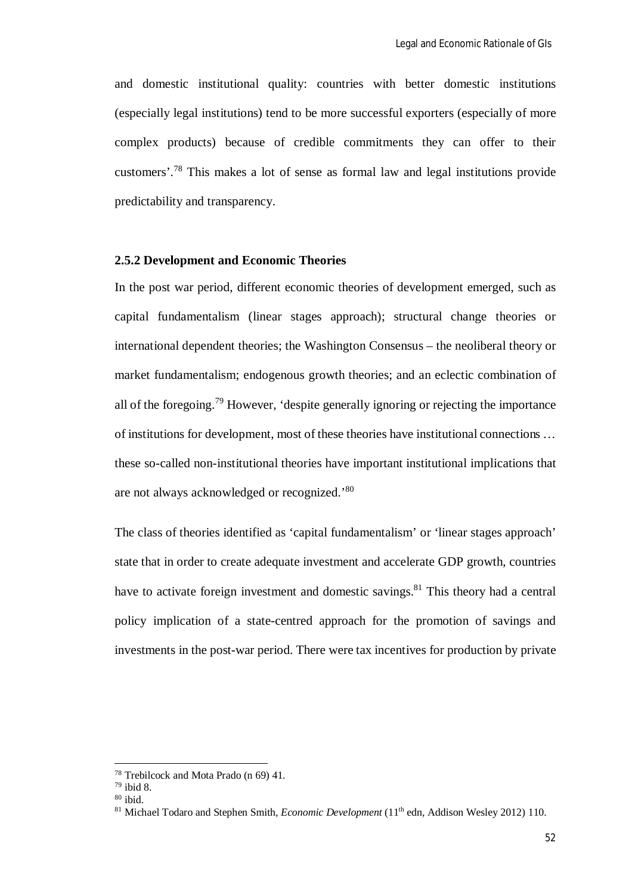and domestic institutional quality: countries with better domestic institutions (especially legal institutions) tend to be more successful exporters (especially of more complex products) because of credible commitments they can offer to their customers'.[78] This makes a lot of sense as formal law and legal institutions provide predictability and transparency.

### 2.5.2 Development and Economic Theories

In the post war period, different economic theories of development emerged, such as capital fundamentalism (linear stages approach); structural change theories or international dependent theories; the Washington Consensus – the neoliberal theory or market fundamentalism; endogenous growth theories; and an eclectic combination of all of the foregoing.[79] However, 'despite generally ignoring or rejecting the importance of institutions for development, most of these theories have institutional connections … these so-called non-institutional theories have important institutional implications that are not always acknowledged or recognized.'[80]

The class of theories identified as 'capital fundamentalism' or 'linear stages approach' state that in order to create adequate investment and accelerate GDP growth, countries have to activate foreign investment and domestic savings.[81] This theory had a central policy implication of a state-centred approach for the promotion of savings and investments in the post-war period. There were tax incentives for production by private

---

[78] Trebilcock and Mota Prado (n 69) 41.

[79] ibid 8.

[80] ibid.

[81] Michael Todaro and Stephen Smith, *Economic Development* (11th edn, Addison Wesley 2012) 110.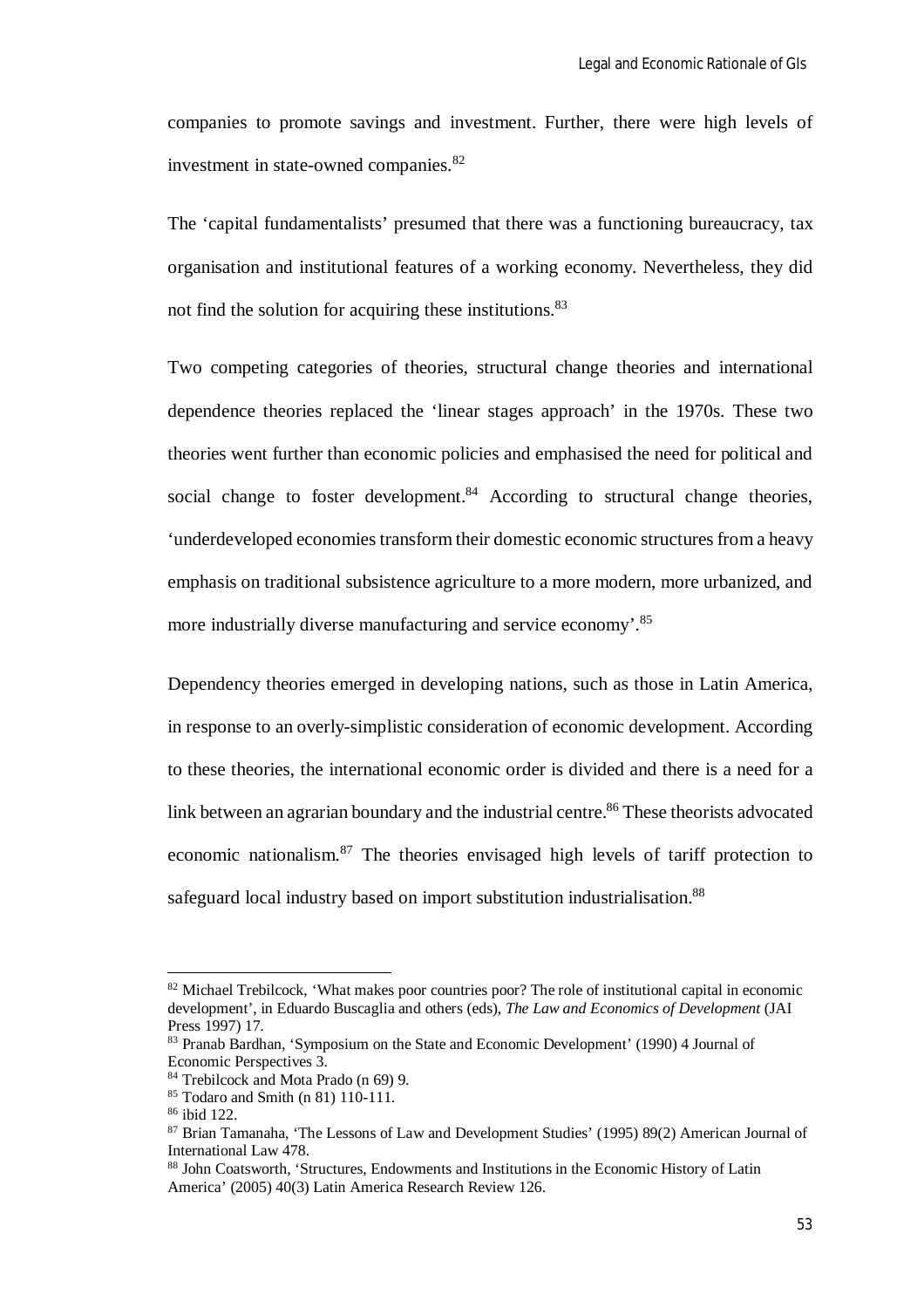companies to promote savings and investment. Further, there were high levels of investment in state-owned companies.[82]

The 'capital fundamentalists' presumed that there was a functioning bureaucracy, tax organisation and institutional features of a working economy. Nevertheless, they did not find the solution for acquiring these institutions.[83]

Two competing categories of theories, structural change theories and international dependence theories replaced the 'linear stages approach' in the 1970s. These two theories went further than economic policies and emphasised the need for political and social change to foster development.[84] According to structural change theories, 'underdeveloped economies transform their domestic economic structures from a heavy emphasis on traditional subsistence agriculture to a more modern, more urbanized, and more industrially diverse manufacturing and service economy'.[85]

Dependency theories emerged in developing nations, such as those in Latin America, in response to an overly-simplistic consideration of economic development. According to these theories, the international economic order is divided and there is a need for a link between an agrarian boundary and the industrial centre.[86] These theorists advocated economic nationalism.[87] The theories envisaged high levels of tariff protection to safeguard local industry based on import substitution industrialisation.[88]

---

[82] Michael Trebilcock, 'What makes poor countries poor? The role of institutional capital in economic development', in Eduardo Buscaglia and others (eds), *The Law and Economics of Development* (JAI Press 1997) 17.

[83] Pranab Bardhan, 'Symposium on the State and Economic Development' (1990) 4 Journal of Economic Perspectives 3.

[84] Trebilcock and Mota Prado (n 69) 9.

[85] Todaro and Smith (n 81) 110-111.

[86] ibid 122.

[87] Brian Tamanaha, 'The Lessons of Law and Development Studies' (1995) 89(2) American Journal of International Law 478.

[88] John Coatsworth, 'Structures, Endowments and Institutions in the Economic History of Latin America' (2005) 40(3) Latin America Research Review 126.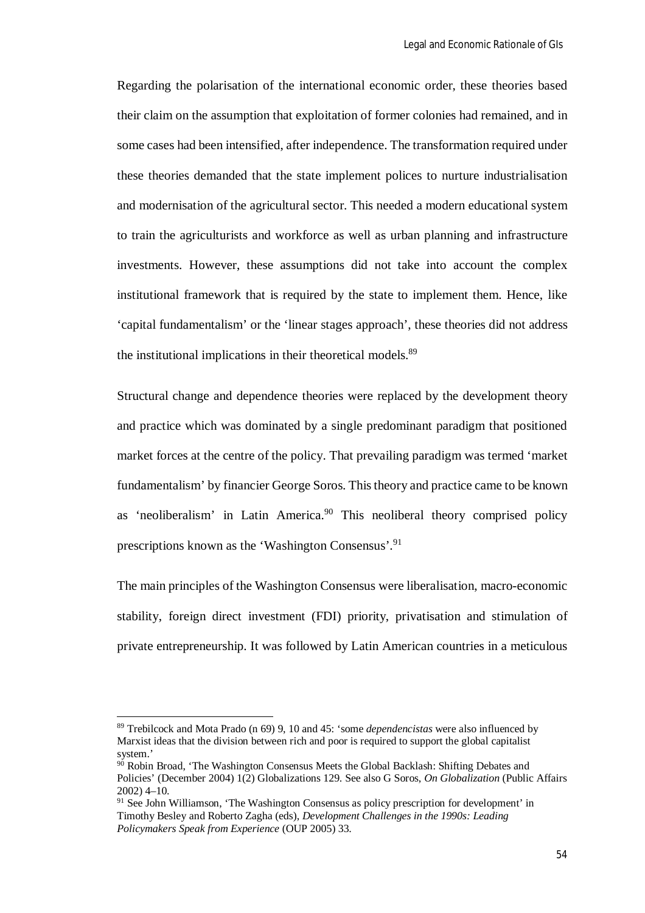Regarding the polarisation of the international economic order, these theories based their claim on the assumption that exploitation of former colonies had remained, and in some cases had been intensified, after independence. The transformation required under these theories demanded that the state implement polices to nurture industrialisation and modernisation of the agricultural sector. This needed a modern educational system to train the agriculturists and workforce as well as urban planning and infrastructure investments. However, these assumptions did not take into account the complex institutional framework that is required by the state to implement them. Hence, like 'capital fundamentalism' or the 'linear stages approach', these theories did not address the institutional implications in their theoretical models.[89]

Structural change and dependence theories were replaced by the development theory and practice which was dominated by a single predominant paradigm that positioned market forces at the centre of the policy. That prevailing paradigm was termed 'market fundamentalism' by financier George Soros. This theory and practice came to be known as 'neoliberalism' in Latin America.[90] This neoliberal theory comprised policy prescriptions known as the 'Washington Consensus'.[91]

The main principles of the Washington Consensus were liberalisation, macro-economic stability, foreign direct investment (FDI) priority, privatisation and stimulation of private entrepreneurship. It was followed by Latin American countries in a meticulous

---

[89] Trebilcock and Mota Prado (n 69) 9, 10 and 45: 'some *dependencistas* were also influenced by Marxist ideas that the division between rich and poor is required to support the global capitalist system.'

[90] Robin Broad, 'The Washington Consensus Meets the Global Backlash: Shifting Debates and Policies' (December 2004) 1(2) Globalizations 129. See also G Soros, *On Globalization* (Public Affairs 2002) 4–10.

[91] See John Williamson, 'The Washington Consensus as policy prescription for development' in Timothy Besley and Roberto Zagha (eds), *Development Challenges in the 1990s: Leading Policymakers Speak from Experience* (OUP 2005) 33.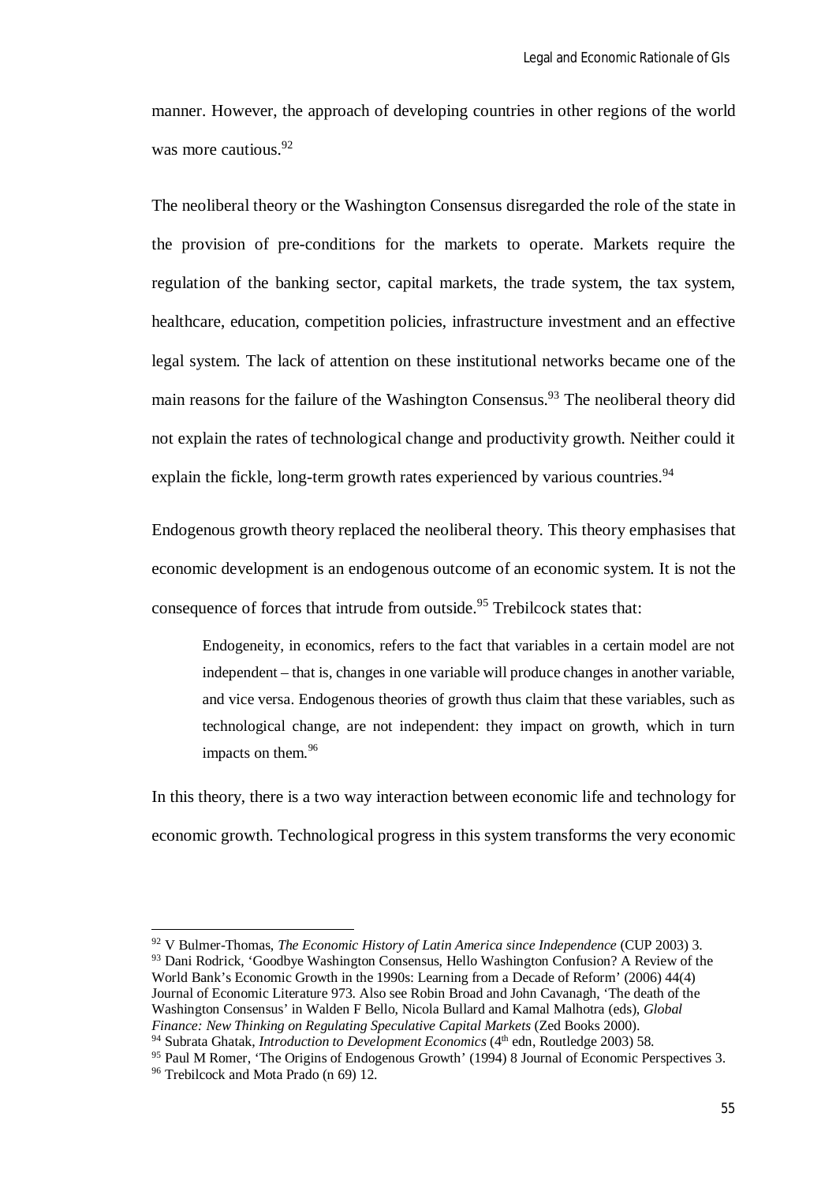manner. However, the approach of developing countries in other regions of the world was more cautious.[92]

The neoliberal theory or the Washington Consensus disregarded the role of the state in the provision of pre-conditions for the markets to operate. Markets require the regulation of the banking sector, capital markets, the trade system, the tax system, healthcare, education, competition policies, infrastructure investment and an effective legal system. The lack of attention on these institutional networks became one of the main reasons for the failure of the Washington Consensus.[93] The neoliberal theory did not explain the rates of technological change and productivity growth. Neither could it explain the fickle, long-term growth rates experienced by various countries.[94]

Endogenous growth theory replaced the neoliberal theory. This theory emphasises that economic development is an endogenous outcome of an economic system. It is not the consequence of forces that intrude from outside.[95] Trebilcock states that:

> Endogeneity, in economics, refers to the fact that variables in a certain model are not independent – that is, changes in one variable will produce changes in another variable, and vice versa. Endogenous theories of growth thus claim that these variables, such as technological change, are not independent: they impact on growth, which in turn impacts on them.[96]

In this theory, there is a two way interaction between economic life and technology for economic growth. Technological progress in this system transforms the very economic

---

[92] V Bulmer-Thomas, *The Economic History of Latin America since Independence* (CUP 2003) 3.

[93] Dani Rodrick, 'Goodbye Washington Consensus, Hello Washington Confusion? A Review of the World Bank's Economic Growth in the 1990s: Learning from a Decade of Reform' (2006) 44(4) Journal of Economic Literature 973. Also see Robin Broad and John Cavanagh, 'The death of the Washington Consensus' in Walden F Bello, Nicola Bullard and Kamal Malhotra (eds), *Global Finance: New Thinking on Regulating Speculative Capital Markets* (Zed Books 2000).

[94] Subrata Ghatak, *Introduction to Development Economics* (4th edn, Routledge 2003) 58.

[95] Paul M Romer, 'The Origins of Endogenous Growth' (1994) 8 Journal of Economic Perspectives 3.

[96] Trebilcock and Mota Prado (n 69) 12.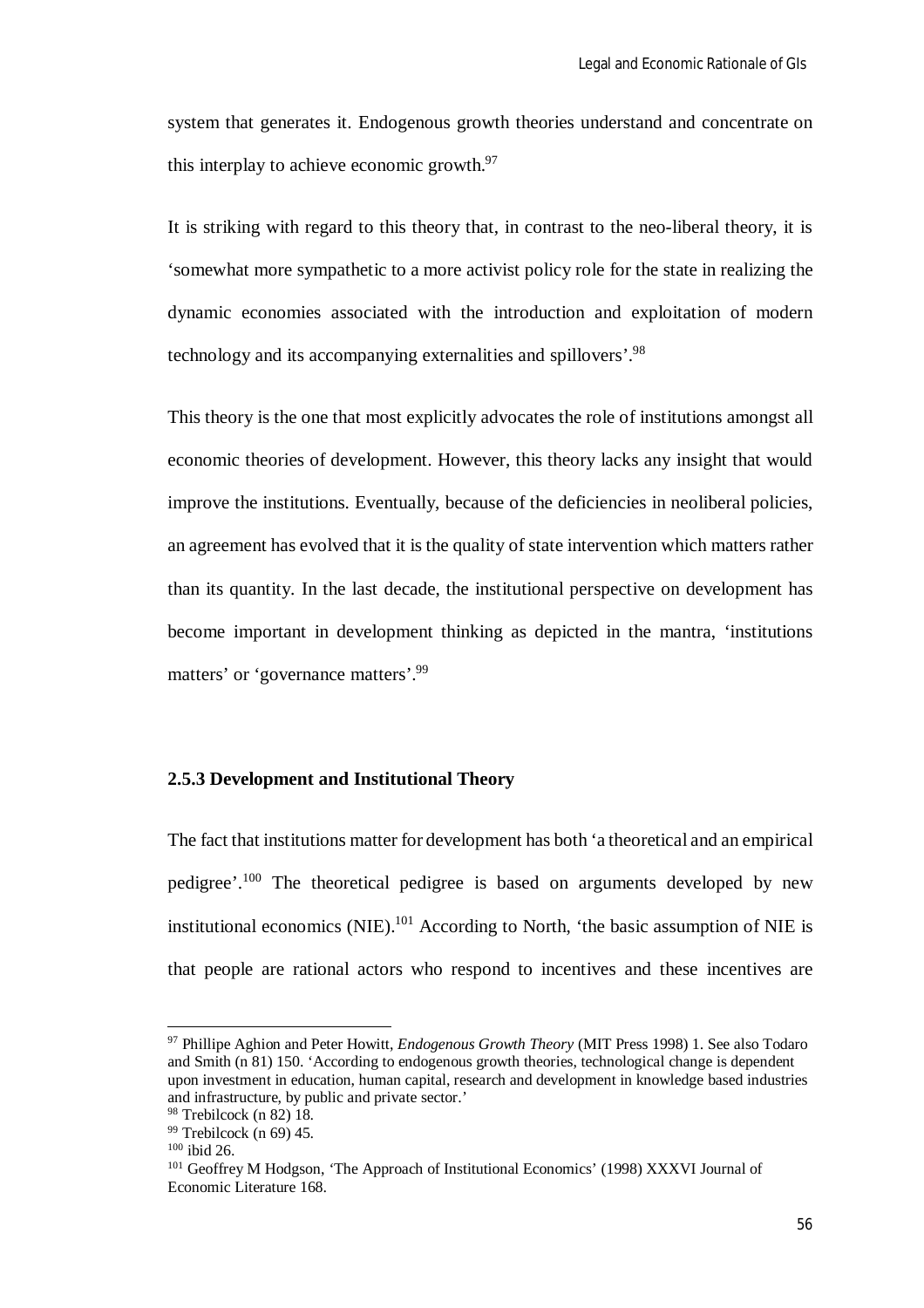system that generates it. Endogenous growth theories understand and concentrate on this interplay to achieve economic growth.[97]

It is striking with regard to this theory that, in contrast to the neo-liberal theory, it is 'somewhat more sympathetic to a more activist policy role for the state in realizing the dynamic economies associated with the introduction and exploitation of modern technology and its accompanying externalities and spillovers'.[98]

This theory is the one that most explicitly advocates the role of institutions amongst all economic theories of development. However, this theory lacks any insight that would improve the institutions. Eventually, because of the deficiencies in neoliberal policies, an agreement has evolved that it is the quality of state intervention which matters rather than its quantity. In the last decade, the institutional perspective on development has become important in development thinking as depicted in the mantra, 'institutions matters' or 'governance matters'.[99]

### 2.5.3 Development and Institutional Theory

The fact that institutions matter for development has both 'a theoretical and an empirical pedigree'.[100] The theoretical pedigree is based on arguments developed by new institutional economics (NIE).[101] According to North, 'the basic assumption of NIE is that people are rational actors who respond to incentives and these incentives are

---

[97] Phillipe Aghion and Peter Howitt, *Endogenous Growth Theory* (MIT Press 1998) 1. See also Todaro and Smith (n 81) 150. 'According to endogenous growth theories, technological change is dependent upon investment in education, human capital, research and development in knowledge based industries and infrastructure, by public and private sector.'

[98] Trebilcock (n 82) 18.

[99] Trebilcock (n 69) 45.

[100] ibid 26.

[101] Geoffrey M Hodgson, 'The Approach of Institutional Economics' (1998) XXXVI Journal of Economic Literature 168.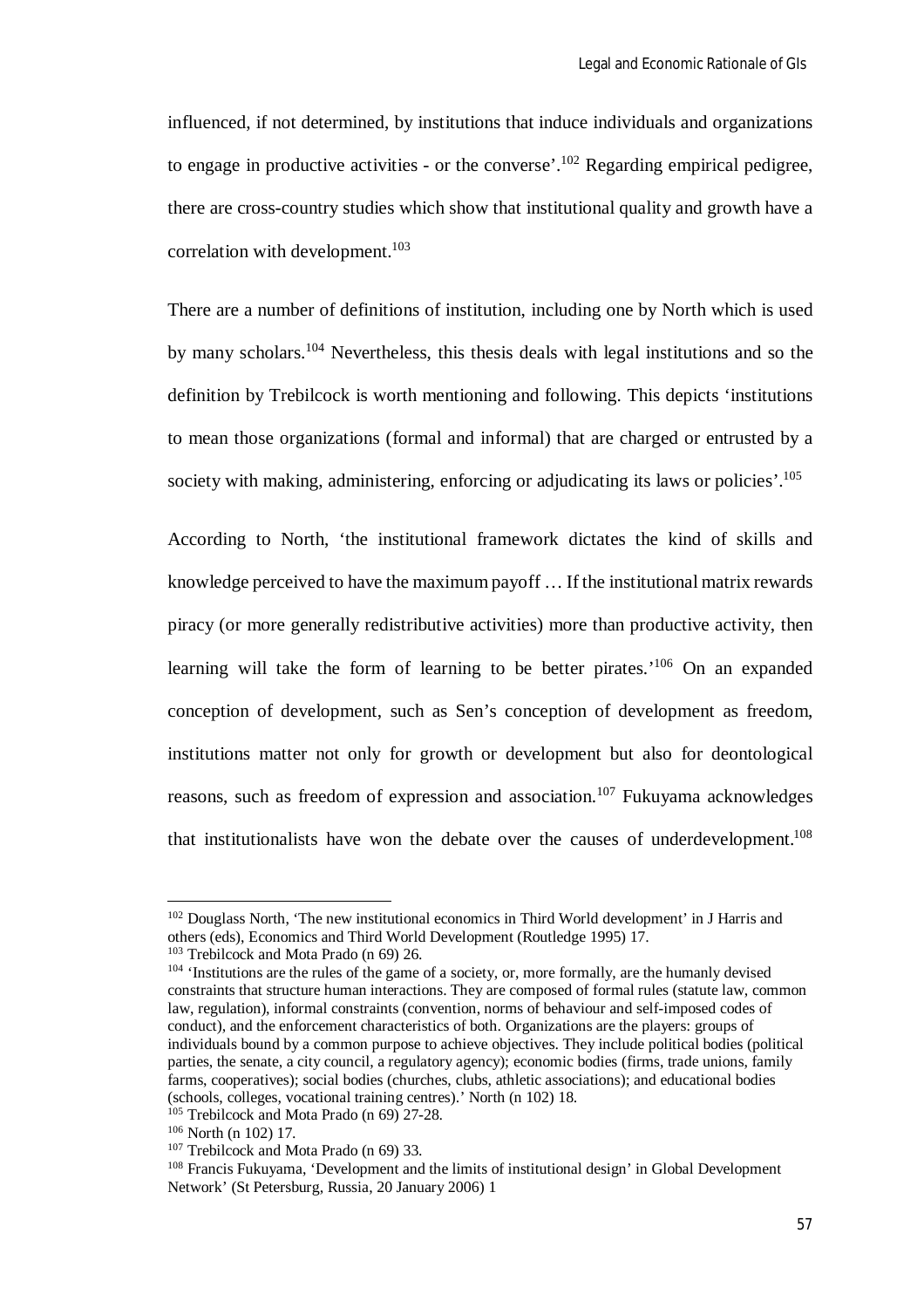influenced, if not determined, by institutions that induce individuals and organizations to engage in productive activities - or the converse'.[102] Regarding empirical pedigree, there are cross-country studies which show that institutional quality and growth have a correlation with development.[103]

There are a number of definitions of institution, including one by North which is used by many scholars.[104] Nevertheless, this thesis deals with legal institutions and so the definition by Trebilcock is worth mentioning and following. This depicts 'institutions to mean those organizations (formal and informal) that are charged or entrusted by a society with making, administering, enforcing or adjudicating its laws or policies'.[105]

According to North, 'the institutional framework dictates the kind of skills and knowledge perceived to have the maximum payoff … If the institutional matrix rewards piracy (or more generally redistributive activities) more than productive activity, then learning will take the form of learning to be better pirates.'[106] On an expanded conception of development, such as Sen's conception of development as freedom, institutions matter not only for growth or development but also for deontological reasons, such as freedom of expression and association.[107] Fukuyama acknowledges that institutionalists have won the debate over the causes of underdevelopment.[108]

---

[102] Douglass North, 'The new institutional economics in Third World development' in J Harris and others (eds), Economics and Third World Development (Routledge 1995) 17.

[103] Trebilcock and Mota Prado (n 69) 26.

[104] 'Institutions are the rules of the game of a society, or, more formally, are the humanly devised constraints that structure human interactions. They are composed of formal rules (statute law, common law, regulation), informal constraints (convention, norms of behaviour and self-imposed codes of conduct), and the enforcement characteristics of both. Organizations are the players: groups of individuals bound by a common purpose to achieve objectives. They include political bodies (political parties, the senate, a city council, a regulatory agency); economic bodies (firms, trade unions, family farms, cooperatives); social bodies (churches, clubs, athletic associations); and educational bodies (schools, colleges, vocational training centres).' North (n 102) 18.

[105] Trebilcock and Mota Prado (n 69) 27-28.

[106] North (n 102) 17.

[107] Trebilcock and Mota Prado (n 69) 33.

[108] Francis Fukuyama, 'Development and the limits of institutional design' in Global Development Network' (St Petersburg, Russia, 20 January 2006) 1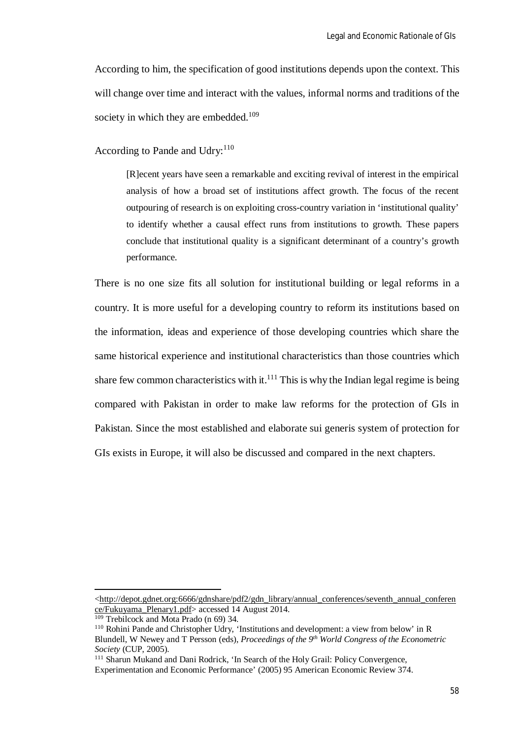According to him, the specification of good institutions depends upon the context. This will change over time and interact with the values, informal norms and traditions of the society in which they are embedded.[109]

According to Pande and Udry:[110]

> [R]ecent years have seen a remarkable and exciting revival of interest in the empirical analysis of how a broad set of institutions affect growth. The focus of the recent outpouring of research is on exploiting cross-country variation in 'institutional quality' to identify whether a causal effect runs from institutions to growth. These papers conclude that institutional quality is a significant determinant of a country's growth performance.

There is no one size fits all solution for institutional building or legal reforms in a country. It is more useful for a developing country to reform its institutions based on the information, ideas and experience of those developing countries which share the same historical experience and institutional characteristics than those countries which share few common characteristics with it.[111] This is why the Indian legal regime is being compared with Pakistan in order to make law reforms for the protection of GIs in Pakistan. Since the most established and elaborate sui generis system of protection for GIs exists in Europe, it will also be discussed and compared in the next chapters.

---

<http://depot.gdnet.org:6666/gdnshare/pdf2/gdn_library/annual_conferences/seventh_annual_conference/Fukuyama_Plenary1.pdf> accessed 14 August 2014.

[109] Trebilcock and Mota Prado (n 69) 34.

[110] Rohini Pande and Christopher Udry, 'Institutions and development: a view from below' in R Blundell, W Newey and T Persson (eds), *Proceedings of the 9th World Congress of the Econometric Society* (CUP, 2005).

[111] Sharun Mukand and Dani Rodrick, 'In Search of the Holy Grail: Policy Convergence, Experimentation and Economic Performance' (2005) 95 American Economic Review 374.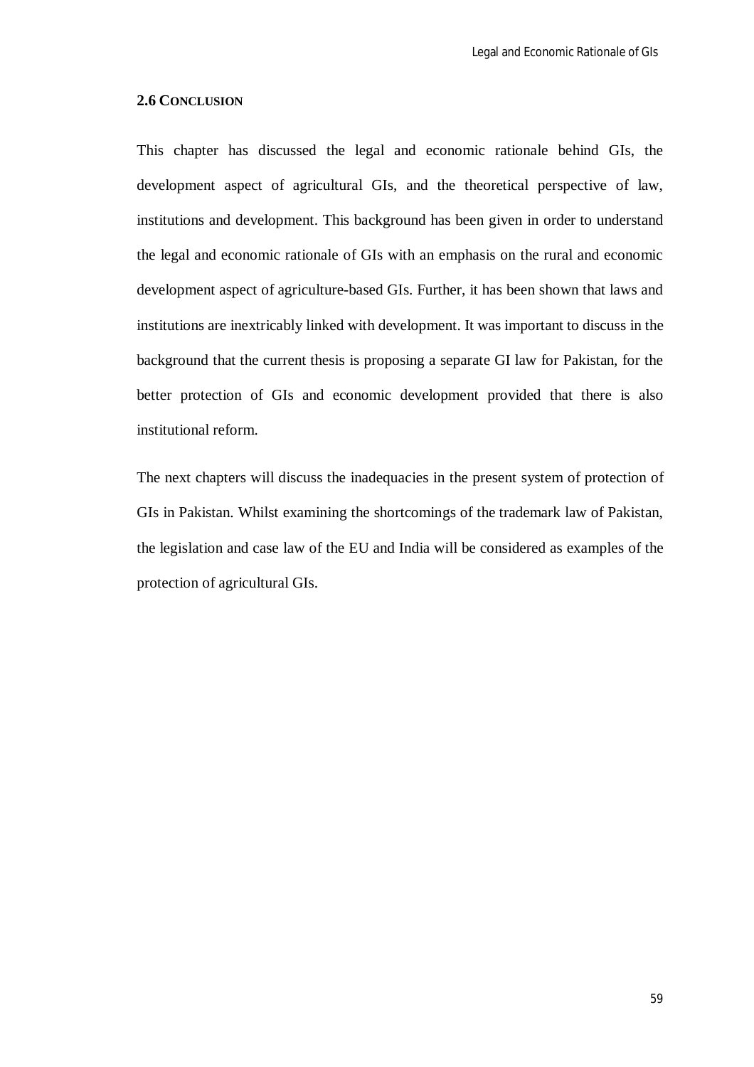## 2.6 Conclusion

This chapter has discussed the legal and economic rationale behind GIs, the development aspect of agricultural GIs, and the theoretical perspective of law, institutions and development. This background has been given in order to understand the legal and economic rationale of GIs with an emphasis on the rural and economic development aspect of agriculture-based GIs. Further, it has been shown that laws and institutions are inextricably linked with development. It was important to discuss in the background that the current thesis is proposing a separate GI law for Pakistan, for the better protection of GIs and economic development provided that there is also institutional reform.

The next chapters will discuss the inadequacies in the present system of protection of GIs in Pakistan. Whilst examining the shortcomings of the trademark law of Pakistan, the legislation and case law of the EU and India will be considered as examples of the protection of agricultural GIs.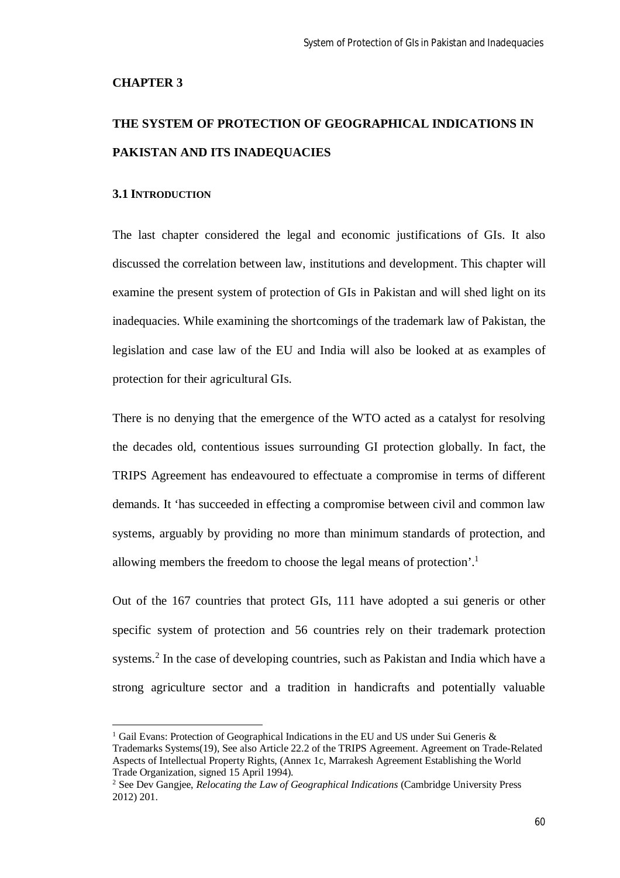**CHAPTER 3**

# THE SYSTEM OF PROTECTION OF GEOGRAPHICAL INDICATIONS IN PAKISTAN AND ITS INADEQUACIES

## 3.1 INTRODUCTION

The last chapter considered the legal and economic justifications of GIs. It also discussed the correlation between law, institutions and development. This chapter will examine the present system of protection of GIs in Pakistan and will shed light on its inadequacies. While examining the shortcomings of the trademark law of Pakistan, the legislation and case law of the EU and India will also be looked at as examples of protection for their agricultural GIs.

There is no denying that the emergence of the WTO acted as a catalyst for resolving the decades old, contentious issues surrounding GI protection globally. In fact, the TRIPS Agreement has endeavoured to effectuate a compromise in terms of different demands. It 'has succeeded in effecting a compromise between civil and common law systems, arguably by providing no more than minimum standards of protection, and allowing members the freedom to choose the legal means of protection'.[1]

Out of the 167 countries that protect GIs, 111 have adopted a sui generis or other specific system of protection and 56 countries rely on their trademark protection systems.[2] In the case of developing countries, such as Pakistan and India which have a strong agriculture sector and a tradition in handicrafts and potentially valuable

---

[1] Gail Evans: Protection of Geographical Indications in the EU and US under Sui Generis & Trademarks Systems(19), See also Article 22.2 of the TRIPS Agreement. Agreement on Trade-Related Aspects of Intellectual Property Rights, (Annex 1c, Marrakesh Agreement Establishing the World Trade Organization, signed 15 April 1994).

[2] See Dev Gangjee, *Relocating the Law of Geographical Indications* (Cambridge University Press 2012) 201.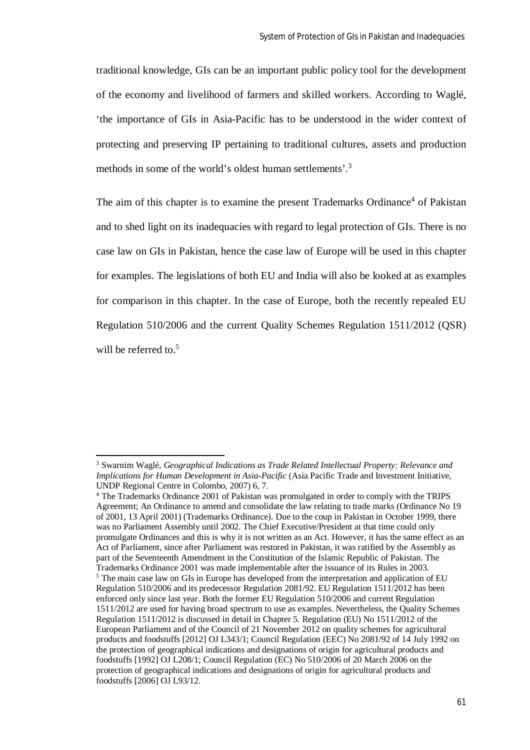traditional knowledge, GIs can be an important public policy tool for the development of the economy and livelihood of farmers and skilled workers. According to Waglé, 'the importance of GIs in Asia-Pacific has to be understood in the wider context of protecting and preserving IP pertaining to traditional cultures, assets and production methods in some of the world's oldest human settlements'.[3]

The aim of this chapter is to examine the present Trademarks Ordinance[4] of Pakistan and to shed light on its inadequacies with regard to legal protection of GIs. There is no case law on GIs in Pakistan, hence the case law of Europe will be used in this chapter for examples. The legislations of both EU and India will also be looked at as examples for comparison in this chapter. In the case of Europe, both the recently repealed EU Regulation 510/2006 and the current Quality Schemes Regulation 1511/2012 (QSR) will be referred to.[5]

---

[3] Swarnim Waglé, *Geographical Indications as Trade Related Intellectual Property: Relevance and Implications for Human Development in Asia-Pacific* (Asia Pacific Trade and Investment Initiative, UNDP Regional Centre in Colombo, 2007) 6, 7.

[4] The Trademarks Ordinance 2001 of Pakistan was promulgated in order to comply with the TRIPS Agreement; An Ordinance to amend and consolidate the law relating to trade marks (Ordinance No 19 of 2001, 13 April 2001) (Trademarks Ordinance). Due to the coup in Pakistan in October 1999, there was no Parliament Assembly until 2002. The Chief Executive/President at that time could only promulgate Ordinances and this is why it is not written as an Act. However, it has the same effect as an Act of Parliament, since after Parliament was restored in Pakistan, it was ratified by the Assembly as part of the Seventeenth Amendment in the Constitution of the Islamic Republic of Pakistan. The Trademarks Ordinance 2001 was made implementable after the issuance of its Rules in 2003.

[5] The main case law on GIs in Europe has developed from the interpretation and application of EU Regulation 510/2006 and its predecessor Regulation 2081/92. EU Regulation 1511/2012 has been enforced only since last year. Both the former EU Regulation 510/2006 and current Regulation 1511/2012 are used for having broad spectrum to use as examples. Nevertheless, the Quality Schemes Regulation 1511/2012 is discussed in detail in Chapter 5. Regulation (EU) No 1511/2012 of the European Parliament and of the Council of 21 November 2012 on quality schemes for agricultural products and foodstuffs [2012] OJ L343/1; Council Regulation (EEC) No 2081/92 of 14 July 1992 on the protection of geographical indications and designations of origin for agricultural products and foodstuffs [1992] OJ L208/1; Council Regulation (EC) No 510/2006 of 20 March 2006 on the protection of geographical indications and designations of origin for agricultural products and foodstuffs [2006] OJ L93/12.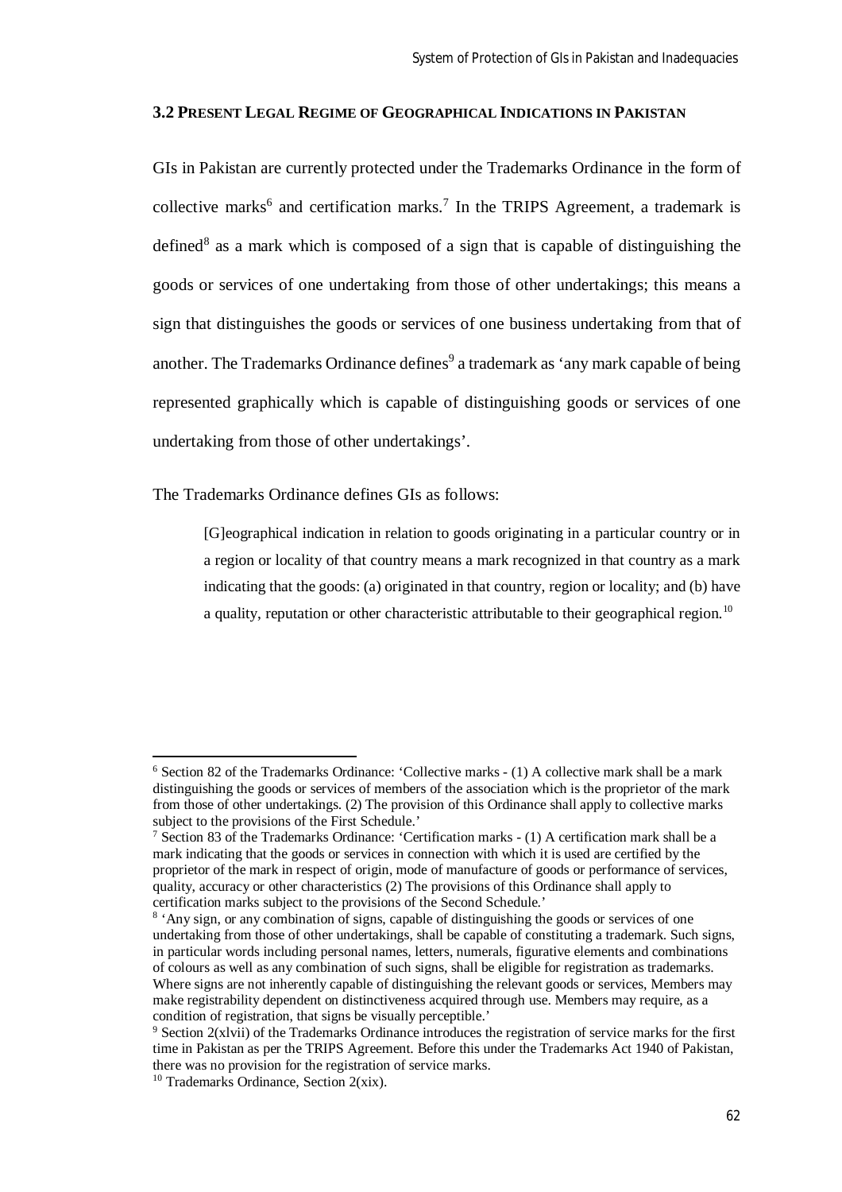### 3.2 Present Legal Regime of Geographical Indications in Pakistan

GIs in Pakistan are currently protected under the Trademarks Ordinance in the form of collective marks[6] and certification marks.[7] In the TRIPS Agreement, a trademark is defined[8] as a mark which is composed of a sign that is capable of distinguishing the goods or services of one undertaking from those of other undertakings; this means a sign that distinguishes the goods or services of one business undertaking from that of another. The Trademarks Ordinance defines[9] a trademark as 'any mark capable of being represented graphically which is capable of distinguishing goods or services of one undertaking from those of other undertakings'.

The Trademarks Ordinance defines GIs as follows:

> [G]eographical indication in relation to goods originating in a particular country or in a region or locality of that country means a mark recognized in that country as a mark indicating that the goods: (a) originated in that country, region or locality; and (b) have a quality, reputation or other characteristic attributable to their geographical region.[10]

---

[6] Section 82 of the Trademarks Ordinance: 'Collective marks - (1) A collective mark shall be a mark distinguishing the goods or services of members of the association which is the proprietor of the mark from those of other undertakings. (2) The provision of this Ordinance shall apply to collective marks subject to the provisions of the First Schedule.'

[7] Section 83 of the Trademarks Ordinance: 'Certification marks - (1) A certification mark shall be a mark indicating that the goods or services in connection with which it is used are certified by the proprietor of the mark in respect of origin, mode of manufacture of goods or performance of services, quality, accuracy or other characteristics (2) The provisions of this Ordinance shall apply to certification marks subject to the provisions of the Second Schedule.'

[8] 'Any sign, or any combination of signs, capable of distinguishing the goods or services of one undertaking from those of other undertakings, shall be capable of constituting a trademark. Such signs, in particular words including personal names, letters, numerals, figurative elements and combinations of colours as well as any combination of such signs, shall be eligible for registration as trademarks. Where signs are not inherently capable of distinguishing the relevant goods or services, Members may make registrability dependent on distinctiveness acquired through use. Members may require, as a condition of registration, that signs be visually perceptible.'

[9] Section 2(xlvii) of the Trademarks Ordinance introduces the registration of service marks for the first time in Pakistan as per the TRIPS Agreement. Before this under the Trademarks Act 1940 of Pakistan, there was no provision for the registration of service marks.

[10] Trademarks Ordinance, Section 2(xix).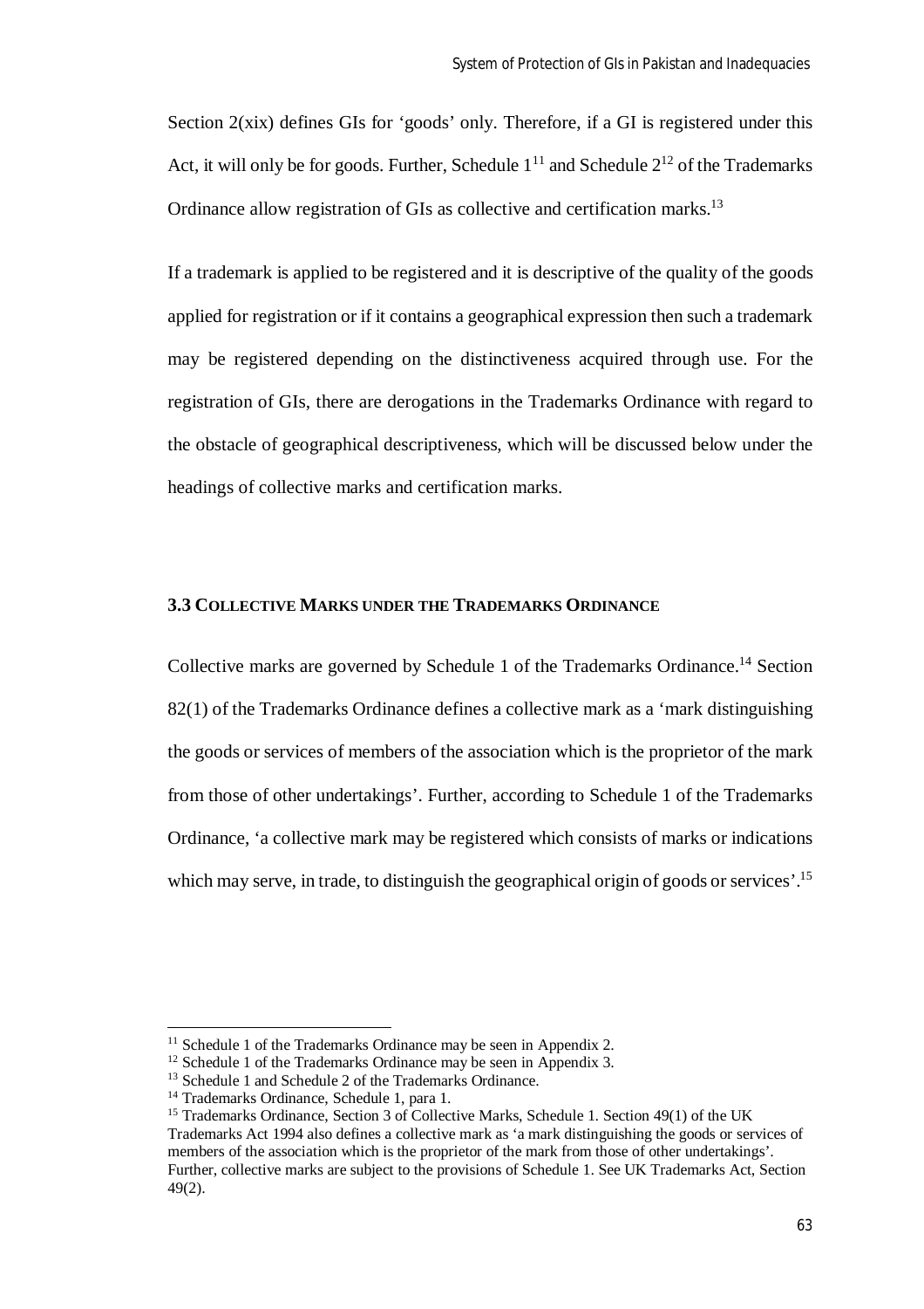Section 2(xix) defines GIs for 'goods' only. Therefore, if a GI is registered under this Act, it will only be for goods. Further, Schedule 1[11] and Schedule 2[12] of the Trademarks Ordinance allow registration of GIs as collective and certification marks.[13]

If a trademark is applied to be registered and it is descriptive of the quality of the goods applied for registration or if it contains a geographical expression then such a trademark may be registered depending on the distinctiveness acquired through use. For the registration of GIs, there are derogations in the Trademarks Ordinance with regard to the obstacle of geographical descriptiveness, which will be discussed below under the headings of collective marks and certification marks.

### 3.3 COLLECTIVE MARKS UNDER THE TRADEMARKS ORDINANCE

Collective marks are governed by Schedule 1 of the Trademarks Ordinance.[14] Section 82(1) of the Trademarks Ordinance defines a collective mark as a 'mark distinguishing the goods or services of members of the association which is the proprietor of the mark from those of other undertakings'. Further, according to Schedule 1 of the Trademarks Ordinance, 'a collective mark may be registered which consists of marks or indications which may serve, in trade, to distinguish the geographical origin of goods or services'.[15]

---

[11] Schedule 1 of the Trademarks Ordinance may be seen in Appendix 2.

[12] Schedule 1 of the Trademarks Ordinance may be seen in Appendix 3.

[13] Schedule 1 and Schedule 2 of the Trademarks Ordinance.

[14] Trademarks Ordinance, Schedule 1, para 1.

[15] Trademarks Ordinance, Section 3 of Collective Marks, Schedule 1. Section 49(1) of the UK Trademarks Act 1994 also defines a collective mark as 'a mark distinguishing the goods or services of members of the association which is the proprietor of the mark from those of other undertakings'. Further, collective marks are subject to the provisions of Schedule 1. See UK Trademarks Act, Section 49(2).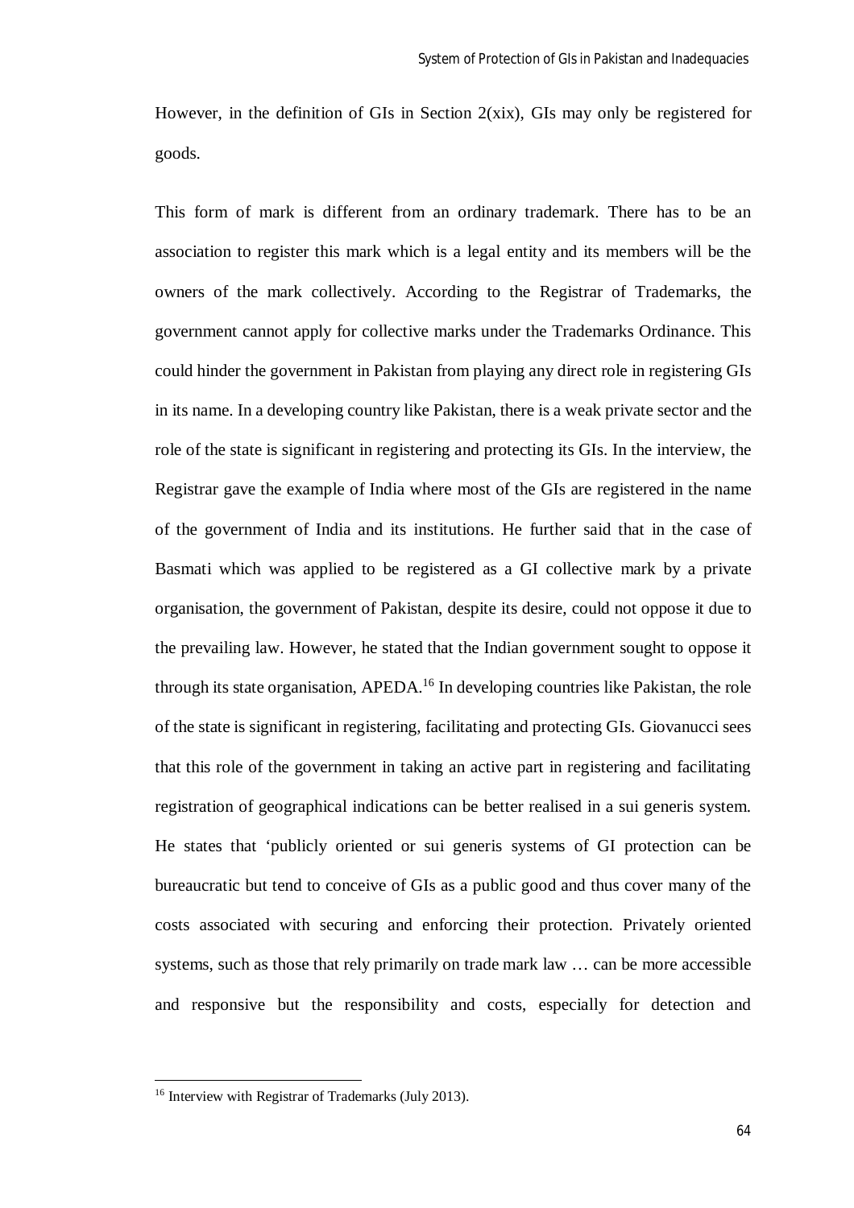However, in the definition of GIs in Section 2(xix), GIs may only be registered for goods.

This form of mark is different from an ordinary trademark. There has to be an association to register this mark which is a legal entity and its members will be the owners of the mark collectively. According to the Registrar of Trademarks, the government cannot apply for collective marks under the Trademarks Ordinance. This could hinder the government in Pakistan from playing any direct role in registering GIs in its name. In a developing country like Pakistan, there is a weak private sector and the role of the state is significant in registering and protecting its GIs. In the interview, the Registrar gave the example of India where most of the GIs are registered in the name of the government of India and its institutions. He further said that in the case of Basmati which was applied to be registered as a GI collective mark by a private organisation, the government of Pakistan, despite its desire, could not oppose it due to the prevailing law. However, he stated that the Indian government sought to oppose it through its state organisation, APEDA.[16] In developing countries like Pakistan, the role of the state is significant in registering, facilitating and protecting GIs. Giovanucci sees that this role of the government in taking an active part in registering and facilitating registration of geographical indications can be better realised in a sui generis system. He states that 'publicly oriented or sui generis systems of GI protection can be bureaucratic but tend to conceive of GIs as a public good and thus cover many of the costs associated with securing and enforcing their protection. Privately oriented systems, such as those that rely primarily on trade mark law … can be more accessible and responsive but the responsibility and costs, especially for detection and

[16] Interview with Registrar of Trademarks (July 2013).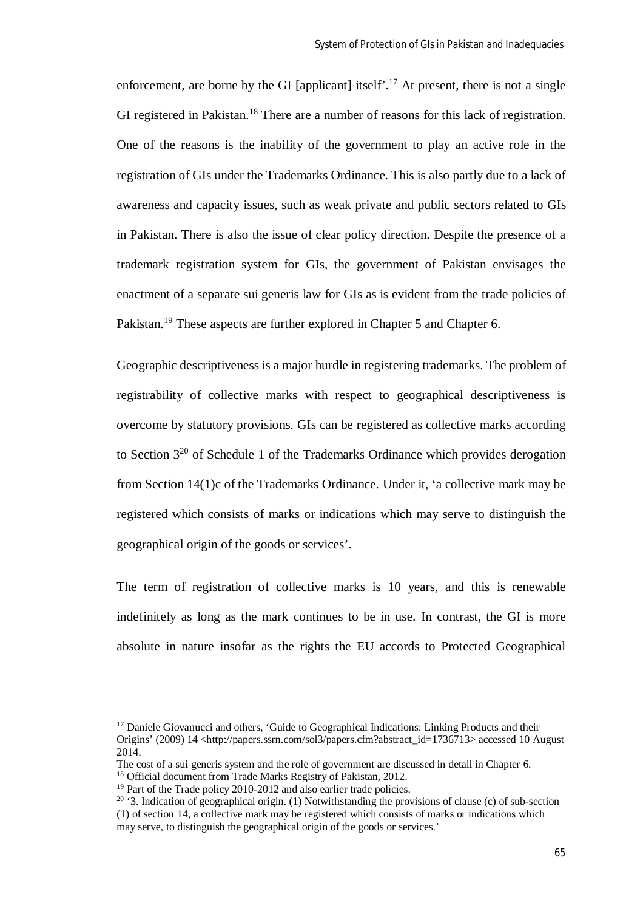enforcement, are borne by the GI [applicant] itself'.[17] At present, there is not a single GI registered in Pakistan.[18] There are a number of reasons for this lack of registration. One of the reasons is the inability of the government to play an active role in the registration of GIs under the Trademarks Ordinance. This is also partly due to a lack of awareness and capacity issues, such as weak private and public sectors related to GIs in Pakistan. There is also the issue of clear policy direction. Despite the presence of a trademark registration system for GIs, the government of Pakistan envisages the enactment of a separate sui generis law for GIs as is evident from the trade policies of Pakistan.[19] These aspects are further explored in Chapter 5 and Chapter 6.

Geographic descriptiveness is a major hurdle in registering trademarks. The problem of registrability of collective marks with respect to geographical descriptiveness is overcome by statutory provisions. GIs can be registered as collective marks according to Section 3[20] of Schedule 1 of the Trademarks Ordinance which provides derogation from Section 14(1)c of the Trademarks Ordinance. Under it, 'a collective mark may be registered which consists of marks or indications which may serve to distinguish the geographical origin of the goods or services'.

The term of registration of collective marks is 10 years, and this is renewable indefinitely as long as the mark continues to be in use. In contrast, the GI is more absolute in nature insofar as the rights the EU accords to Protected Geographical

---

[17] Daniele Giovanucci and others, 'Guide to Geographical Indications: Linking Products and their Origins' (2009) 14 <http://papers.ssrn.com/sol3/papers.cfm?abstract_id=1736713> accessed 10 August 2014.
The cost of a sui generis system and the role of government are discussed in detail in Chapter 6.

[18] Official document from Trade Marks Registry of Pakistan, 2012.

[19] Part of the Trade policy 2010-2012 and also earlier trade policies.

[20] '3. Indication of geographical origin. (1) Notwithstanding the provisions of clause (c) of sub-section (1) of section 14, a collective mark may be registered which consists of marks or indications which may serve, to distinguish the geographical origin of the goods or services.'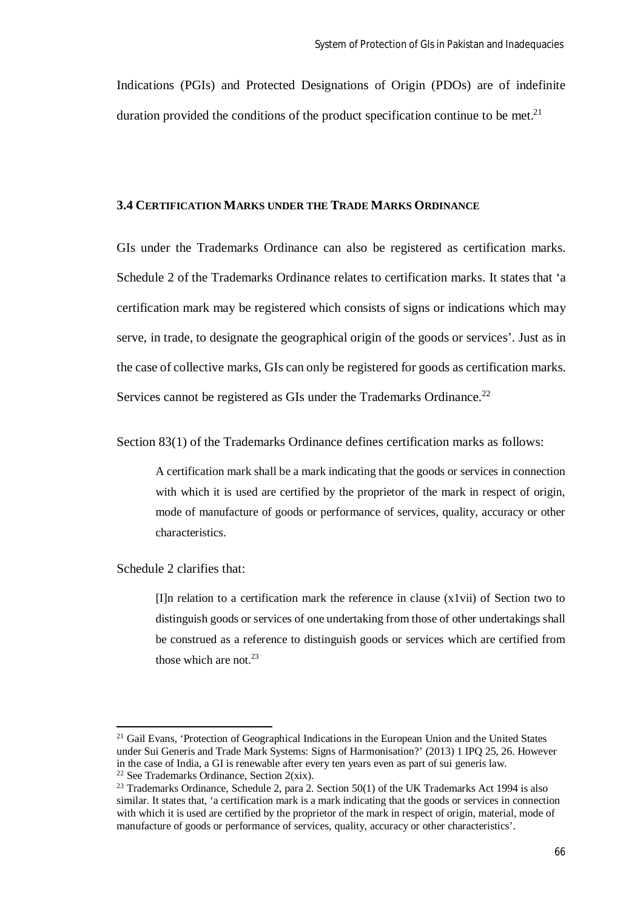Indications (PGIs) and Protected Designations of Origin (PDOs) are of indefinite duration provided the conditions of the product specification continue to be met.[21]

### 3.4 Certification Marks under the Trade Marks Ordinance

GIs under the Trademarks Ordinance can also be registered as certification marks. Schedule 2 of the Trademarks Ordinance relates to certification marks. It states that 'a certification mark may be registered which consists of signs or indications which may serve, in trade, to designate the geographical origin of the goods or services'. Just as in the case of collective marks, GIs can only be registered for goods as certification marks. Services cannot be registered as GIs under the Trademarks Ordinance.[22]

Section 83(1) of the Trademarks Ordinance defines certification marks as follows:

> A certification mark shall be a mark indicating that the goods or services in connection with which it is used are certified by the proprietor of the mark in respect of origin, mode of manufacture of goods or performance of services, quality, accuracy or other characteristics.

Schedule 2 clarifies that:

> [I]n relation to a certification mark the reference in clause (x1vii) of Section two to distinguish goods or services of one undertaking from those of other undertakings shall be construed as a reference to distinguish goods or services which are certified from those which are not.[23]

---

[21] Gail Evans, 'Protection of Geographical Indications in the European Union and the United States under Sui Generis and Trade Mark Systems: Signs of Harmonisation?' (2013) 1 IPQ 25, 26. However in the case of India, a GI is renewable after every ten years even as part of sui generis law.

[22] See Trademarks Ordinance, Section 2(xix).

[23] Trademarks Ordinance, Schedule 2, para 2. Section 50(1) of the UK Trademarks Act 1994 is also similar. It states that, 'a certification mark is a mark indicating that the goods or services in connection with which it is used are certified by the proprietor of the mark in respect of origin, material, mode of manufacture of goods or performance of services, quality, accuracy or other characteristics'.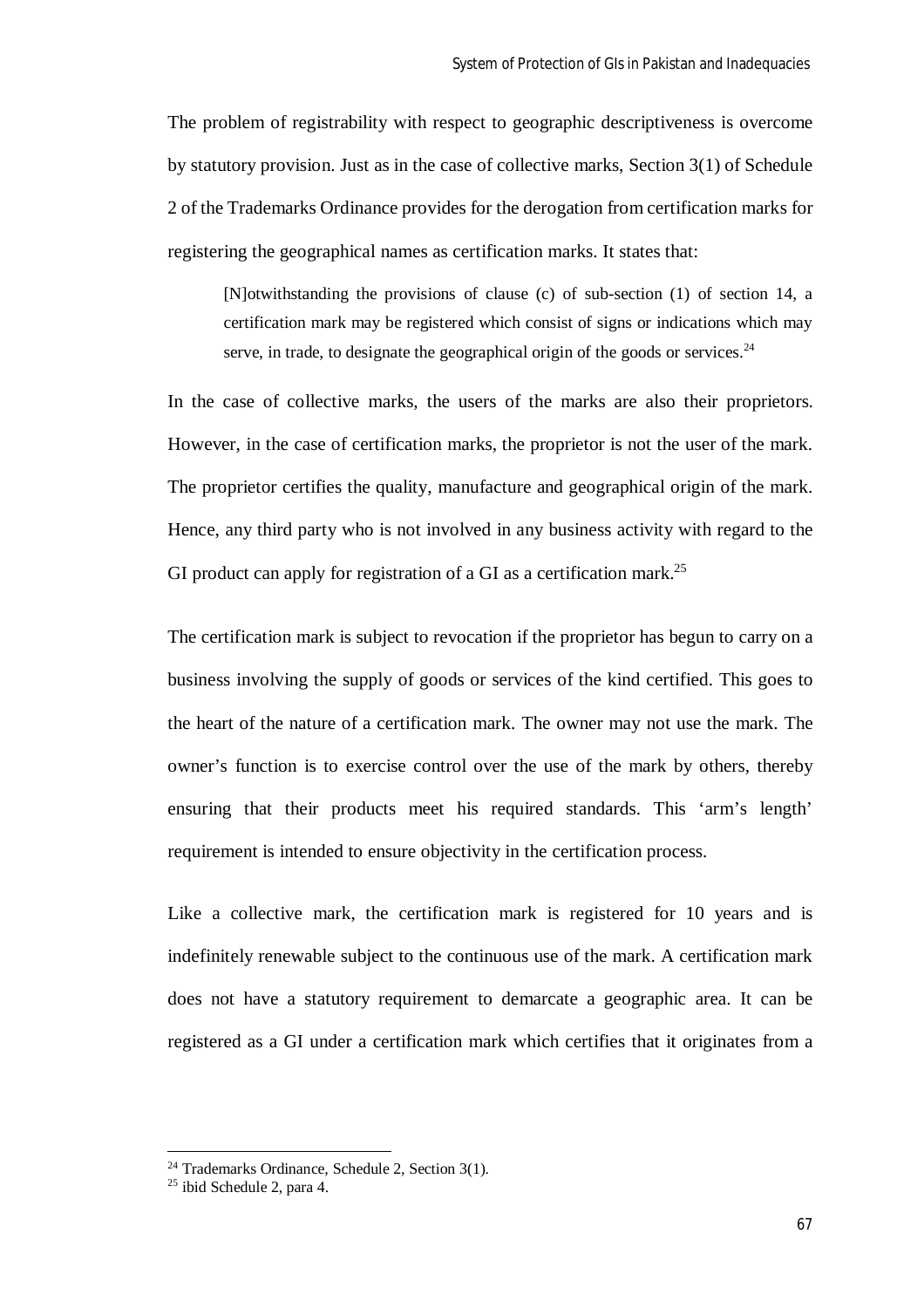The problem of registrability with respect to geographic descriptiveness is overcome by statutory provision. Just as in the case of collective marks, Section 3(1) of Schedule 2 of the Trademarks Ordinance provides for the derogation from certification marks for registering the geographical names as certification marks. It states that:

> [N]otwithstanding the provisions of clause (c) of sub-section (1) of section 14, a certification mark may be registered which consist of signs or indications which may serve, in trade, to designate the geographical origin of the goods or services.[24]

In the case of collective marks, the users of the marks are also their proprietors. However, in the case of certification marks, the proprietor is not the user of the mark. The proprietor certifies the quality, manufacture and geographical origin of the mark. Hence, any third party who is not involved in any business activity with regard to the GI product can apply for registration of a GI as a certification mark.[25]

The certification mark is subject to revocation if the proprietor has begun to carry on a business involving the supply of goods or services of the kind certified. This goes to the heart of the nature of a certification mark. The owner may not use the mark. The owner's function is to exercise control over the use of the mark by others, thereby ensuring that their products meet his required standards. This 'arm's length' requirement is intended to ensure objectivity in the certification process.

Like a collective mark, the certification mark is registered for 10 years and is indefinitely renewable subject to the continuous use of the mark. A certification mark does not have a statutory requirement to demarcate a geographic area. It can be registered as a GI under a certification mark which certifies that it originates from a

[24] Trademarks Ordinance, Schedule 2, Section 3(1).

[25] ibid Schedule 2, para 4.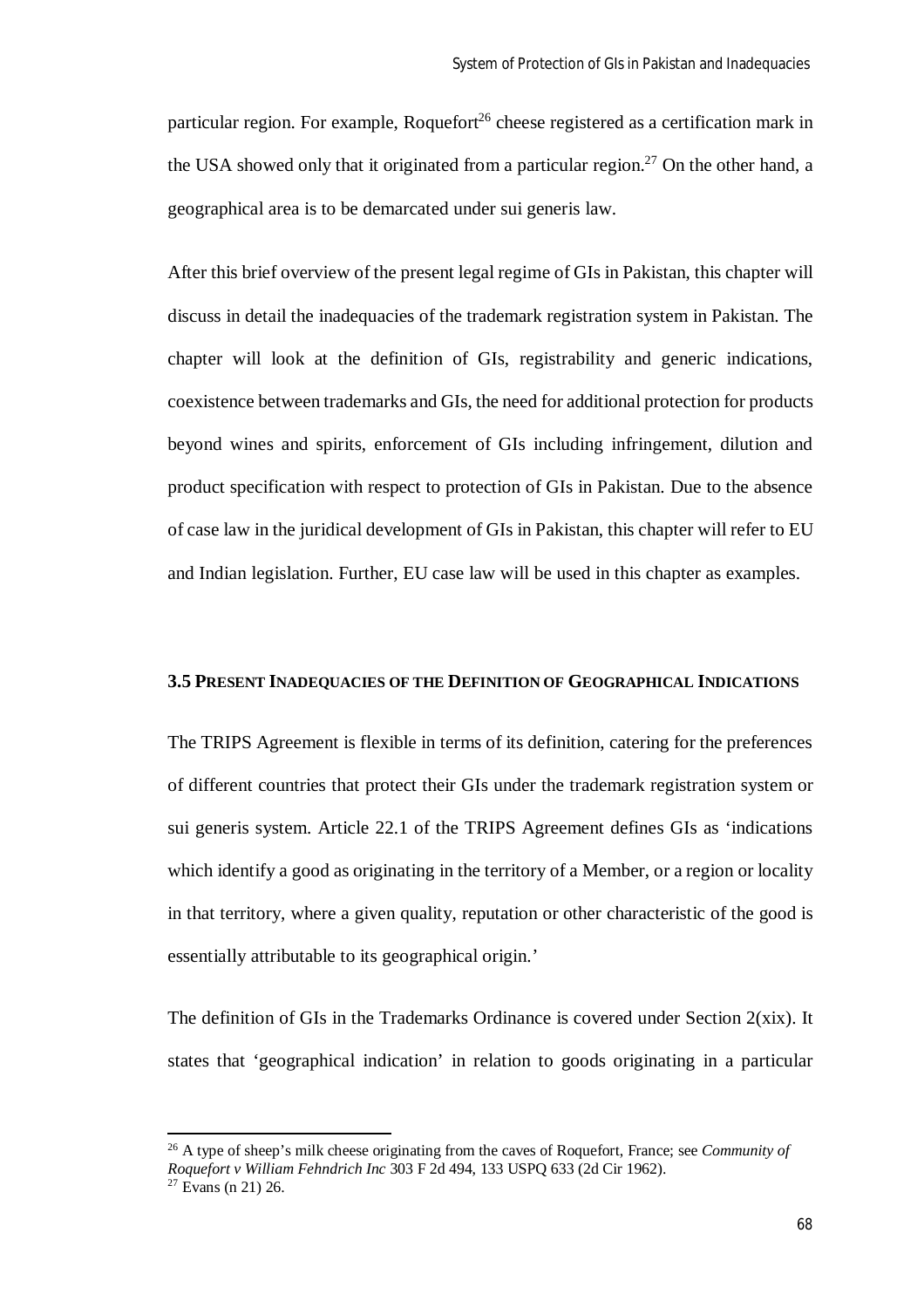particular region. For example, Roquefort[26] cheese registered as a certification mark in the USA showed only that it originated from a particular region.[27] On the other hand, a geographical area is to be demarcated under sui generis law.

After this brief overview of the present legal regime of GIs in Pakistan, this chapter will discuss in detail the inadequacies of the trademark registration system in Pakistan. The chapter will look at the definition of GIs, registrability and generic indications, coexistence between trademarks and GIs, the need for additional protection for products beyond wines and spirits, enforcement of GIs including infringement, dilution and product specification with respect to protection of GIs in Pakistan. Due to the absence of case law in the juridical development of GIs in Pakistan, this chapter will refer to EU and Indian legislation. Further, EU case law will be used in this chapter as examples.

### 3.5 Present Inadequacies of the Definition of Geographical Indications

The TRIPS Agreement is flexible in terms of its definition, catering for the preferences of different countries that protect their GIs under the trademark registration system or sui generis system. Article 22.1 of the TRIPS Agreement defines GIs as 'indications which identify a good as originating in the territory of a Member, or a region or locality in that territory, where a given quality, reputation or other characteristic of the good is essentially attributable to its geographical origin.'

The definition of GIs in the Trademarks Ordinance is covered under Section 2(xix). It states that 'geographical indication' in relation to goods originating in a particular

---

[26] A type of sheep's milk cheese originating from the caves of Roquefort, France; see *Community of Roquefort v William Fehndrich Inc* 303 F 2d 494, 133 USPQ 633 (2d Cir 1962).

[27] Evans (n 21) 26.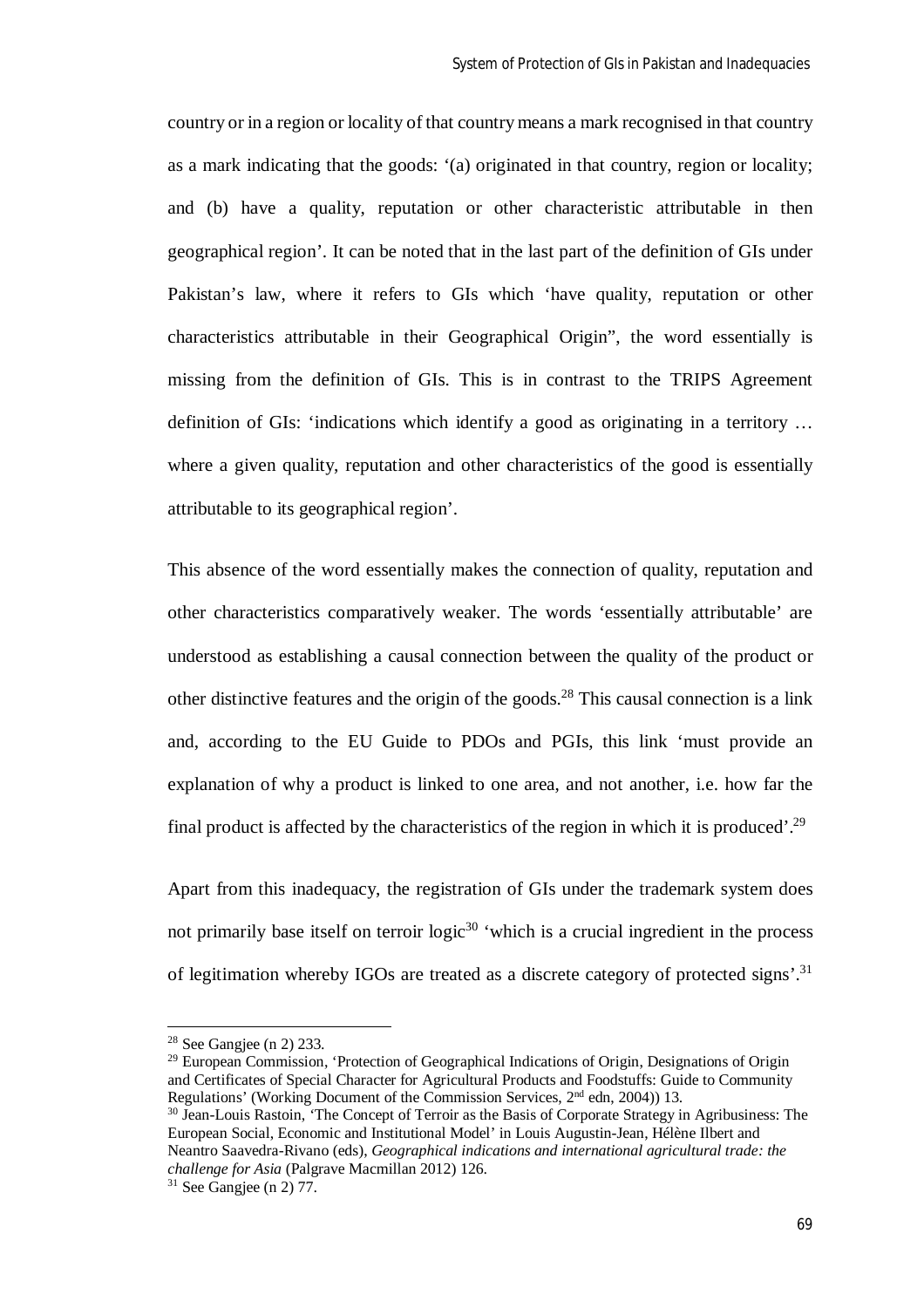country or in a region or locality of that country means a mark recognised in that country as a mark indicating that the goods: '(a) originated in that country, region or locality; and (b) have a quality, reputation or other characteristic attributable in then geographical region'. It can be noted that in the last part of the definition of GIs under Pakistan's law, where it refers to GIs which 'have quality, reputation or other characteristics attributable in their Geographical Origin", the word essentially is missing from the definition of GIs. This is in contrast to the TRIPS Agreement definition of GIs: 'indications which identify a good as originating in a territory … where a given quality, reputation and other characteristics of the good is essentially attributable to its geographical region'.

This absence of the word essentially makes the connection of quality, reputation and other characteristics comparatively weaker. The words 'essentially attributable' are understood as establishing a causal connection between the quality of the product or other distinctive features and the origin of the goods.[28] This causal connection is a link and, according to the EU Guide to PDOs and PGIs, this link 'must provide an explanation of why a product is linked to one area, and not another, i.e. how far the final product is affected by the characteristics of the region in which it is produced'.[29]

Apart from this inadequacy, the registration of GIs under the trademark system does not primarily base itself on terroir logic[30] 'which is a crucial ingredient in the process of legitimation whereby IGOs are treated as a discrete category of protected signs'.[31]

---

[28] See Gangjee (n 2) 233.

[29] European Commission, 'Protection of Geographical Indications of Origin, Designations of Origin and Certificates of Special Character for Agricultural Products and Foodstuffs: Guide to Community Regulations' (Working Document of the Commission Services, 2nd edn, 2004)) 13.

[30] Jean-Louis Rastoin, 'The Concept of Terroir as the Basis of Corporate Strategy in Agribusiness: The European Social, Economic and Institutional Model' in Louis Augustin-Jean, Hélène Ilbert and Neantro Saavedra-Rivano (eds), *Geographical indications and international agricultural trade: the challenge for Asia* (Palgrave Macmillan 2012) 126.

[31] See Gangjee (n 2) 77.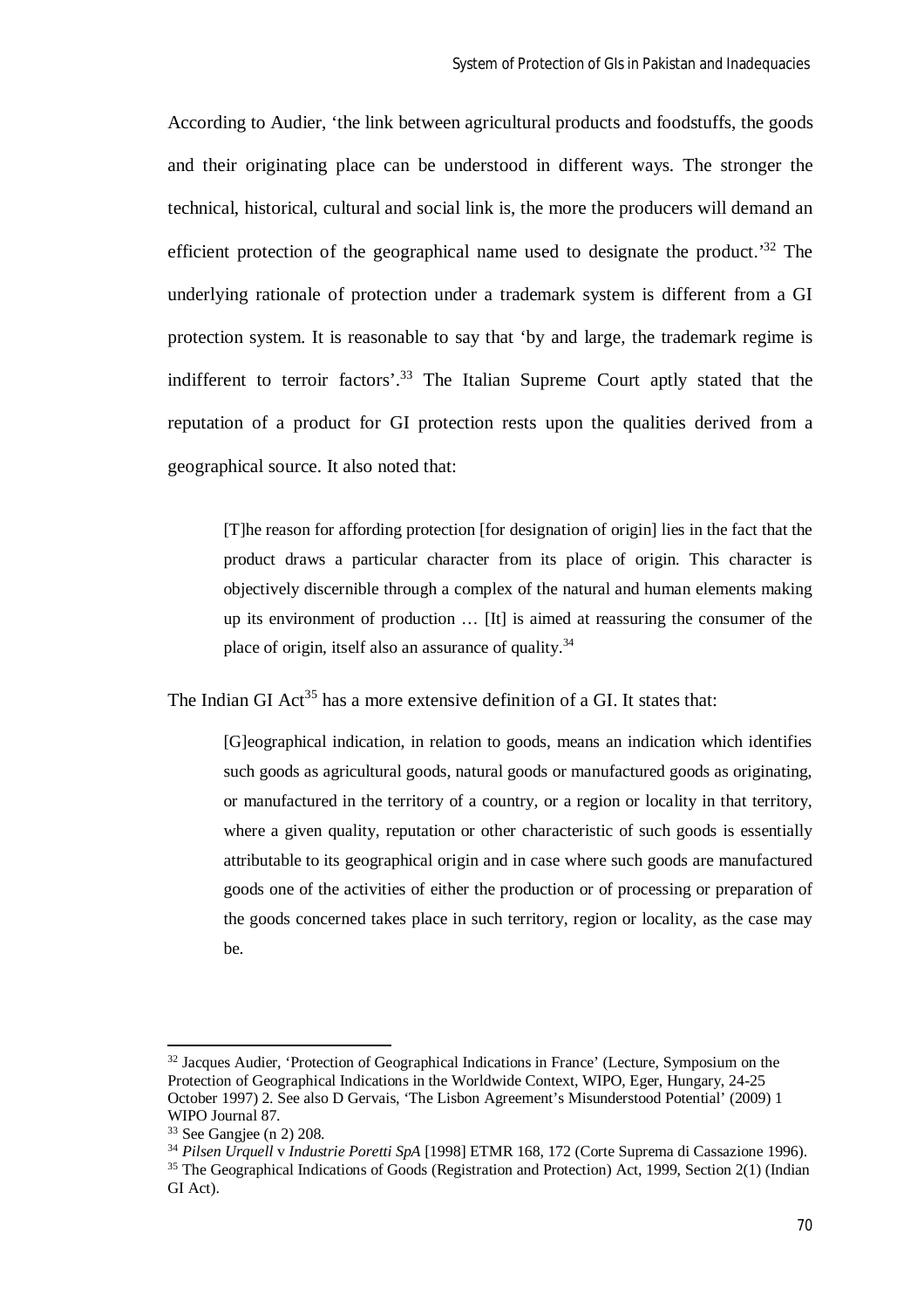According to Audier, 'the link between agricultural products and foodstuffs, the goods and their originating place can be understood in different ways. The stronger the technical, historical, cultural and social link is, the more the producers will demand an efficient protection of the geographical name used to designate the product.'[32] The underlying rationale of protection under a trademark system is different from a GI protection system. It is reasonable to say that 'by and large, the trademark regime is indifferent to terroir factors'.[33] The Italian Supreme Court aptly stated that the reputation of a product for GI protection rests upon the qualities derived from a geographical source. It also noted that:

> [T]he reason for affording protection [for designation of origin] lies in the fact that the product draws a particular character from its place of origin. This character is objectively discernible through a complex of the natural and human elements making up its environment of production … [It] is aimed at reassuring the consumer of the place of origin, itself also an assurance of quality.[34]

The Indian GI Act[35] has a more extensive definition of a GI. It states that:

> [G]eographical indication, in relation to goods, means an indication which identifies such goods as agricultural goods, natural goods or manufactured goods as originating, or manufactured in the territory of a country, or a region or locality in that territory, where a given quality, reputation or other characteristic of such goods is essentially attributable to its geographical origin and in case where such goods are manufactured goods one of the activities of either the production or of processing or preparation of the goods concerned takes place in such territory, region or locality, as the case may be.

---

[32] Jacques Audier, 'Protection of Geographical Indications in France' (Lecture, Symposium on the Protection of Geographical Indications in the Worldwide Context, WIPO, Eger, Hungary, 24-25 October 1997) 2. See also D Gervais, 'The Lisbon Agreement's Misunderstood Potential' (2009) 1 WIPO Journal 87.

[33] See Gangjee (n 2) 208.

[34] *Pilsen Urquell* v *Industrie Poretti SpA* [1998] ETMR 168, 172 (Corte Suprema di Cassazione 1996).

[35] The Geographical Indications of Goods (Registration and Protection) Act, 1999, Section 2(1) (Indian GI Act).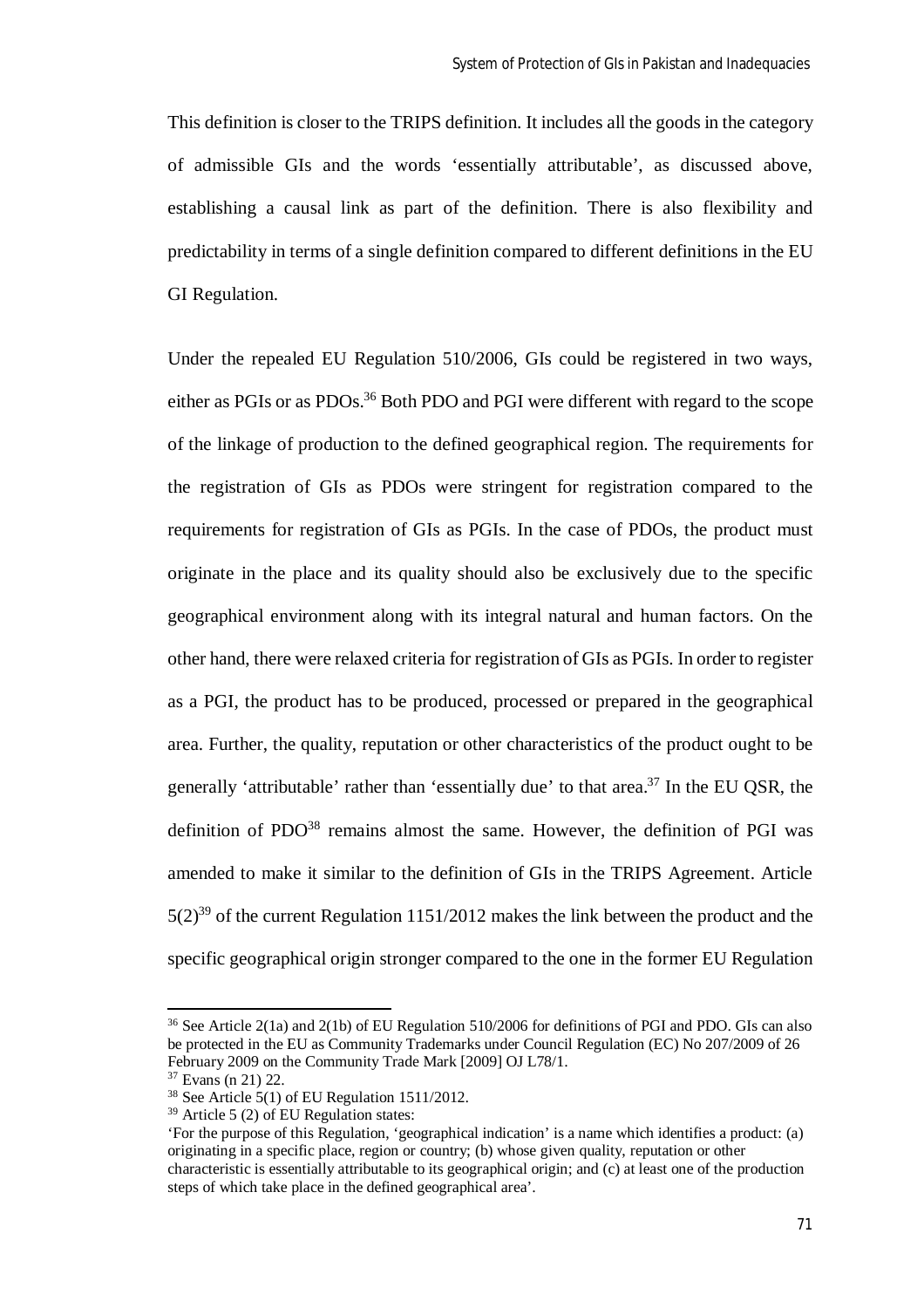This definition is closer to the TRIPS definition. It includes all the goods in the category of admissible GIs and the words 'essentially attributable', as discussed above, establishing a causal link as part of the definition. There is also flexibility and predictability in terms of a single definition compared to different definitions in the EU GI Regulation.

Under the repealed EU Regulation 510/2006, GIs could be registered in two ways, either as PGIs or as PDOs.[36] Both PDO and PGI were different with regard to the scope of the linkage of production to the defined geographical region. The requirements for the registration of GIs as PDOs were stringent for registration compared to the requirements for registration of GIs as PGIs. In the case of PDOs, the product must originate in the place and its quality should also be exclusively due to the specific geographical environment along with its integral natural and human factors. On the other hand, there were relaxed criteria for registration of GIs as PGIs. In order to register as a PGI, the product has to be produced, processed or prepared in the geographical area. Further, the quality, reputation or other characteristics of the product ought to be generally 'attributable' rather than 'essentially due' to that area.[37] In the EU QSR, the definition of PDO[38] remains almost the same. However, the definition of PGI was amended to make it similar to the definition of GIs in the TRIPS Agreement. Article 5(2)[39] of the current Regulation 1151/2012 makes the link between the product and the specific geographical origin stronger compared to the one in the former EU Regulation

---

[36] See Article 2(1a) and 2(1b) of EU Regulation 510/2006 for definitions of PGI and PDO. GIs can also be protected in the EU as Community Trademarks under Council Regulation (EC) No 207/2009 of 26 February 2009 on the Community Trade Mark [2009] OJ L78/1.

[37] Evans (n 21) 22.

[38] See Article 5(1) of EU Regulation 1511/2012.

[39] Article 5 (2) of EU Regulation states:
'For the purpose of this Regulation, 'geographical indication' is a name which identifies a product: (a) originating in a specific place, region or country; (b) whose given quality, reputation or other characteristic is essentially attributable to its geographical origin; and (c) at least one of the production steps of which take place in the defined geographical area'.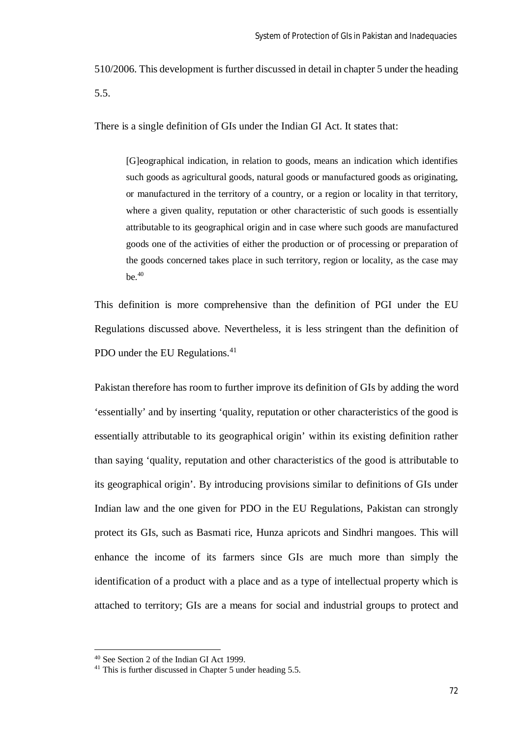510/2006. This development is further discussed in detail in chapter 5 under the heading 5.5.

There is a single definition of GIs under the Indian GI Act. It states that:

> [G]eographical indication, in relation to goods, means an indication which identifies such goods as agricultural goods, natural goods or manufactured goods as originating, or manufactured in the territory of a country, or a region or locality in that territory, where a given quality, reputation or other characteristic of such goods is essentially attributable to its geographical origin and in case where such goods are manufactured goods one of the activities of either the production or of processing or preparation of the goods concerned takes place in such territory, region or locality, as the case may be.[40]

This definition is more comprehensive than the definition of PGI under the EU Regulations discussed above. Nevertheless, it is less stringent than the definition of PDO under the EU Regulations.[41]

Pakistan therefore has room to further improve its definition of GIs by adding the word 'essentially' and by inserting 'quality, reputation or other characteristics of the good is essentially attributable to its geographical origin' within its existing definition rather than saying 'quality, reputation and other characteristics of the good is attributable to its geographical origin'. By introducing provisions similar to definitions of GIs under Indian law and the one given for PDO in the EU Regulations, Pakistan can strongly protect its GIs, such as Basmati rice, Hunza apricots and Sindhri mangoes. This will enhance the income of its farmers since GIs are much more than simply the identification of a product with a place and as a type of intellectual property which is attached to territory; GIs are a means for social and industrial groups to protect and

---

[40] See Section 2 of the Indian GI Act 1999.

[41] This is further discussed in Chapter 5 under heading 5.5.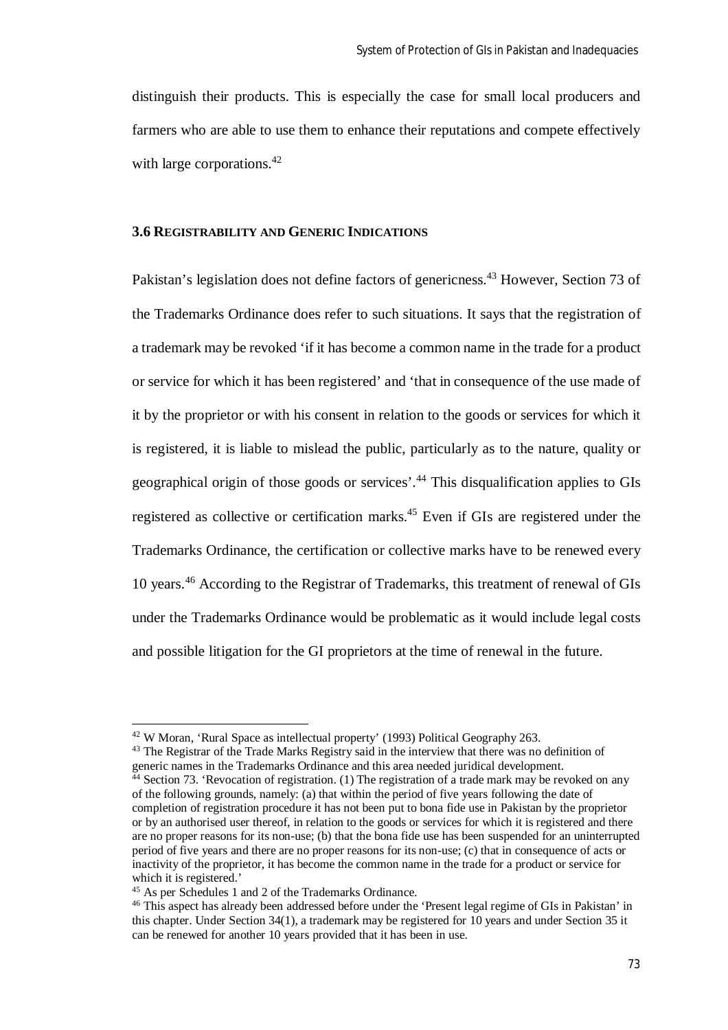distinguish their products. This is especially the case for small local producers and farmers who are able to use them to enhance their reputations and compete effectively with large corporations.[42]

### 3.6 Registrability and Generic Indications

Pakistan's legislation does not define factors of genericness.[43] However, Section 73 of the Trademarks Ordinance does refer to such situations. It says that the registration of a trademark may be revoked 'if it has become a common name in the trade for a product or service for which it has been registered' and 'that in consequence of the use made of it by the proprietor or with his consent in relation to the goods or services for which it is registered, it is liable to mislead the public, particularly as to the nature, quality or geographical origin of those goods or services'.[44] This disqualification applies to GIs registered as collective or certification marks.[45] Even if GIs are registered under the Trademarks Ordinance, the certification or collective marks have to be renewed every 10 years.[46] According to the Registrar of Trademarks, this treatment of renewal of GIs under the Trademarks Ordinance would be problematic as it would include legal costs and possible litigation for the GI proprietors at the time of renewal in the future.

---

[42] W Moran, 'Rural Space as intellectual property' (1993) Political Geography 263.

[43] The Registrar of the Trade Marks Registry said in the interview that there was no definition of generic names in the Trademarks Ordinance and this area needed juridical development.

[44] Section 73. 'Revocation of registration. (1) The registration of a trade mark may be revoked on any of the following grounds, namely: (a) that within the period of five years following the date of completion of registration procedure it has not been put to bona fide use in Pakistan by the proprietor or by an authorised user thereof, in relation to the goods or services for which it is registered and there are no proper reasons for its non-use; (b) that the bona fide use has been suspended for an uninterrupted period of five years and there are no proper reasons for its non-use; (c) that in consequence of acts or inactivity of the proprietor, it has become the common name in the trade for a product or service for which it is registered.'

[45] As per Schedules 1 and 2 of the Trademarks Ordinance.

[46] This aspect has already been addressed before under the 'Present legal regime of GIs in Pakistan' in this chapter. Under Section 34(1), a trademark may be registered for 10 years and under Section 35 it can be renewed for another 10 years provided that it has been in use.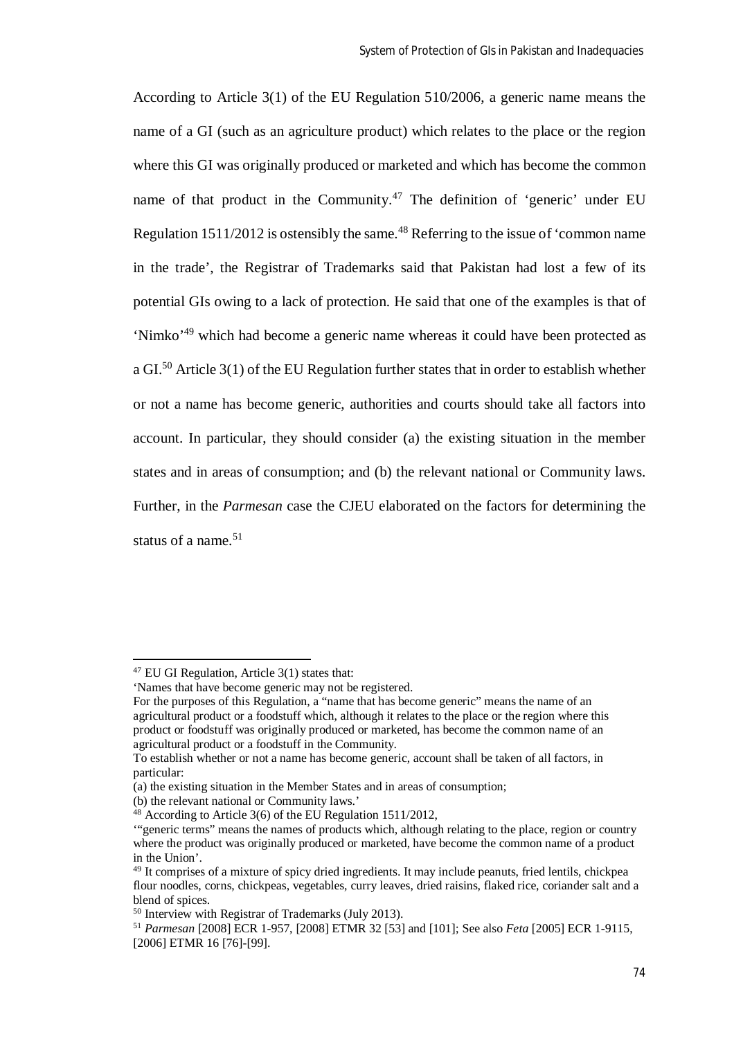According to Article 3(1) of the EU Regulation 510/2006, a generic name means the name of a GI (such as an agriculture product) which relates to the place or the region where this GI was originally produced or marketed and which has become the common name of that product in the Community.[47] The definition of 'generic' under EU Regulation 1511/2012 is ostensibly the same.[48] Referring to the issue of 'common name in the trade', the Registrar of Trademarks said that Pakistan had lost a few of its potential GIs owing to a lack of protection. He said that one of the examples is that of 'Nimko'[49] which had become a generic name whereas it could have been protected as a GI.[50] Article 3(1) of the EU Regulation further states that in order to establish whether or not a name has become generic, authorities and courts should take all factors into account. In particular, they should consider (a) the existing situation in the member states and in areas of consumption; and (b) the relevant national or Community laws. Further, in the *Parmesan* case the CJEU elaborated on the factors for determining the status of a name.[51]

---

[47] EU GI Regulation, Article 3(1) states that:
'Names that have become generic may not be registered.
For the purposes of this Regulation, a "name that has become generic" means the name of an agricultural product or a foodstuff which, although it relates to the place or the region where this product or foodstuff was originally produced or marketed, has become the common name of an agricultural product or a foodstuff in the Community.
To establish whether or not a name has become generic, account shall be taken of all factors, in particular:
(a) the existing situation in the Member States and in areas of consumption;
(b) the relevant national or Community laws.'

[48] According to Article 3(6) of the EU Regulation 1511/2012,
'"generic terms" means the names of products which, although relating to the place, region or country where the product was originally produced or marketed, have become the common name of a product in the Union'.

[49] It comprises of a mixture of spicy dried ingredients. It may include peanuts, fried lentils, chickpea flour noodles, corns, chickpeas, vegetables, curry leaves, dried raisins, flaked rice, coriander salt and a blend of spices.

[50] Interview with Registrar of Trademarks (July 2013).

[51] *Parmesan* [2008] ECR 1-957, [2008] ETMR 32 [53] and [101]; See also *Feta* [2005] ECR 1-9115, [2006] ETMR 16 [76]-[99].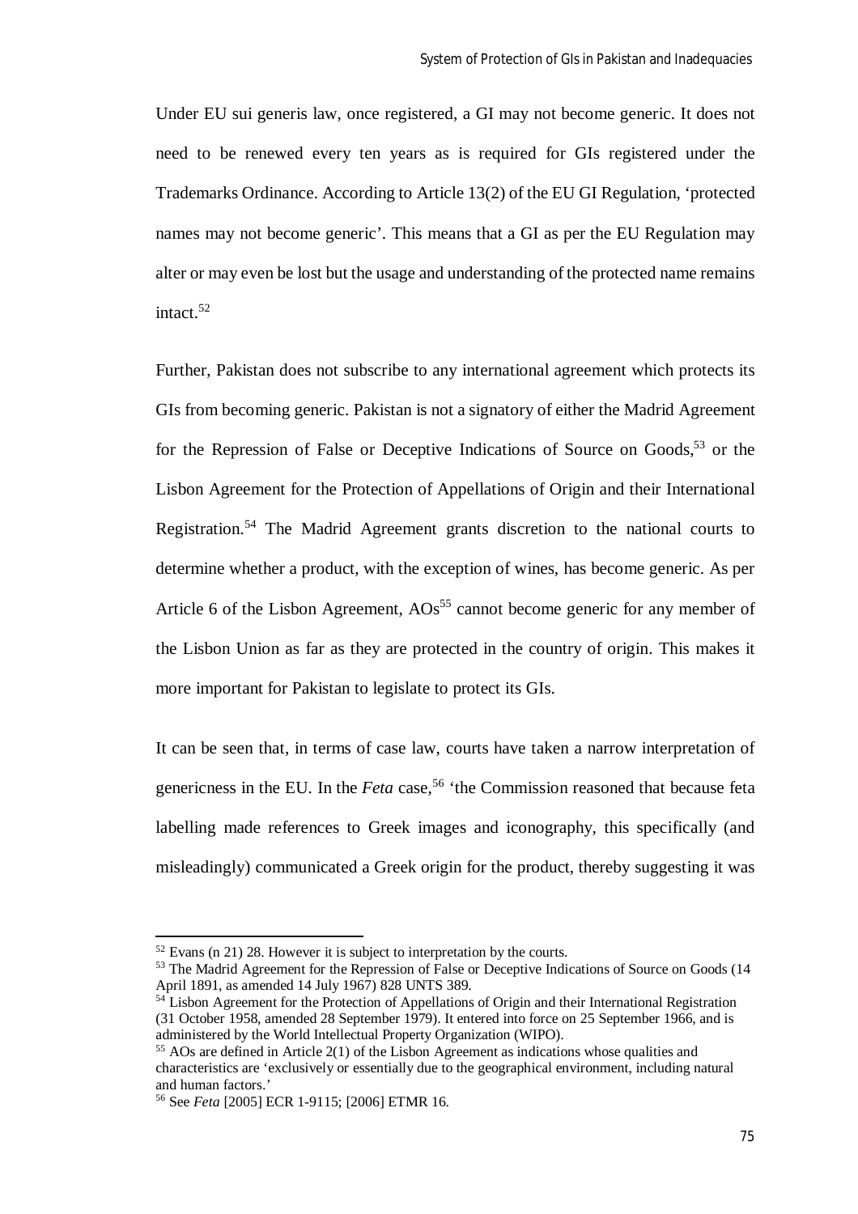Under EU sui generis law, once registered, a GI may not become generic. It does not need to be renewed every ten years as is required for GIs registered under the Trademarks Ordinance. According to Article 13(2) of the EU GI Regulation, 'protected names may not become generic'. This means that a GI as per the EU Regulation may alter or may even be lost but the usage and understanding of the protected name remains intact.[52]

Further, Pakistan does not subscribe to any international agreement which protects its GIs from becoming generic. Pakistan is not a signatory of either the Madrid Agreement for the Repression of False or Deceptive Indications of Source on Goods,[53] or the Lisbon Agreement for the Protection of Appellations of Origin and their International Registration.[54] The Madrid Agreement grants discretion to the national courts to determine whether a product, with the exception of wines, has become generic. As per Article 6 of the Lisbon Agreement, AOs[55] cannot become generic for any member of the Lisbon Union as far as they are protected in the country of origin. This makes it more important for Pakistan to legislate to protect its GIs.

It can be seen that, in terms of case law, courts have taken a narrow interpretation of genericness in the EU. In the *Feta* case,[56] 'the Commission reasoned that because feta labelling made references to Greek images and iconography, this specifically (and misleadingly) communicated a Greek origin for the product, thereby suggesting it was

---

[52] Evans (n 21) 28. However it is subject to interpretation by the courts.

[53] The Madrid Agreement for the Repression of False or Deceptive Indications of Source on Goods (14 April 1891, as amended 14 July 1967) 828 UNTS 389.

[54] Lisbon Agreement for the Protection of Appellations of Origin and their International Registration (31 October 1958, amended 28 September 1979). It entered into force on 25 September 1966, and is administered by the World Intellectual Property Organization (WIPO).

[55] AOs are defined in Article 2(1) of the Lisbon Agreement as indications whose qualities and characteristics are 'exclusively or essentially due to the geographical environment, including natural and human factors.'

[56] See *Feta* [2005] ECR 1-9115; [2006] ETMR 16.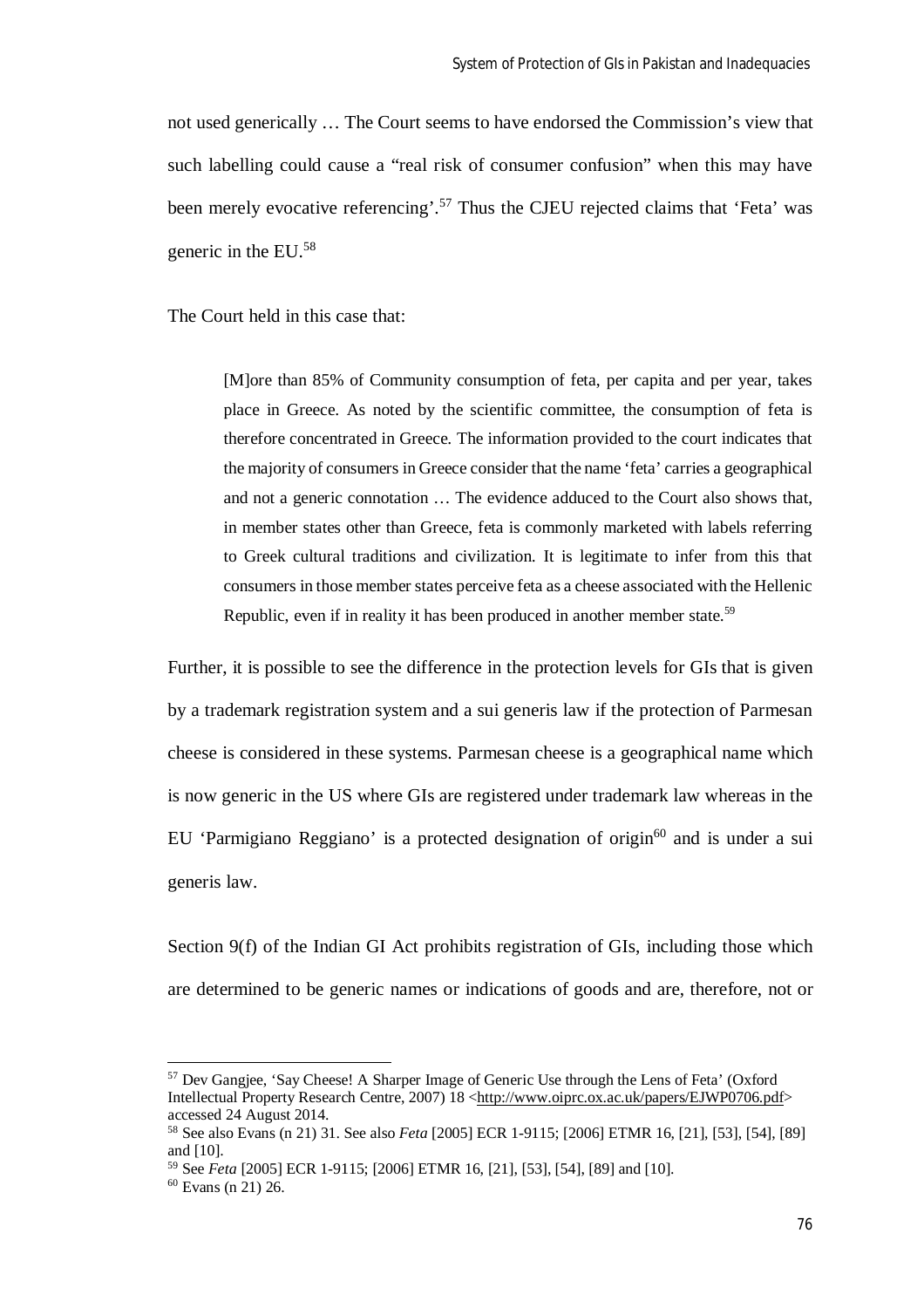not used generically … The Court seems to have endorsed the Commission's view that such labelling could cause a "real risk of consumer confusion" when this may have been merely evocative referencing'.[57] Thus the CJEU rejected claims that 'Feta' was generic in the EU.[58]

The Court held in this case that:

> [M]ore than 85% of Community consumption of feta, per capita and per year, takes place in Greece. As noted by the scientific committee, the consumption of feta is therefore concentrated in Greece. The information provided to the court indicates that the majority of consumers in Greece consider that the name 'feta' carries a geographical and not a generic connotation … The evidence adduced to the Court also shows that, in member states other than Greece, feta is commonly marketed with labels referring to Greek cultural traditions and civilization. It is legitimate to infer from this that consumers in those member states perceive feta as a cheese associated with the Hellenic Republic, even if in reality it has been produced in another member state.[59]

Further, it is possible to see the difference in the protection levels for GIs that is given by a trademark registration system and a sui generis law if the protection of Parmesan cheese is considered in these systems. Parmesan cheese is a geographical name which is now generic in the US where GIs are registered under trademark law whereas in the EU 'Parmigiano Reggiano' is a protected designation of origin[60] and is under a sui generis law.

Section 9(f) of the Indian GI Act prohibits registration of GIs, including those which are determined to be generic names or indications of goods and are, therefore, not or

---

[57] Dev Gangjee, 'Say Cheese! A Sharper Image of Generic Use through the Lens of Feta' (Oxford Intellectual Property Research Centre, 2007) 18 <http://www.oiprc.ox.ac.uk/papers/EJWP0706.pdf> accessed 24 August 2014.

[58] See also Evans (n 21) 31. See also *Feta* [2005] ECR 1-9115; [2006] ETMR 16, [21], [53], [54], [89] and [10].

[59] See *Feta* [2005] ECR 1-9115; [2006] ETMR 16, [21], [53], [54], [89] and [10].

[60] Evans (n 21) 26.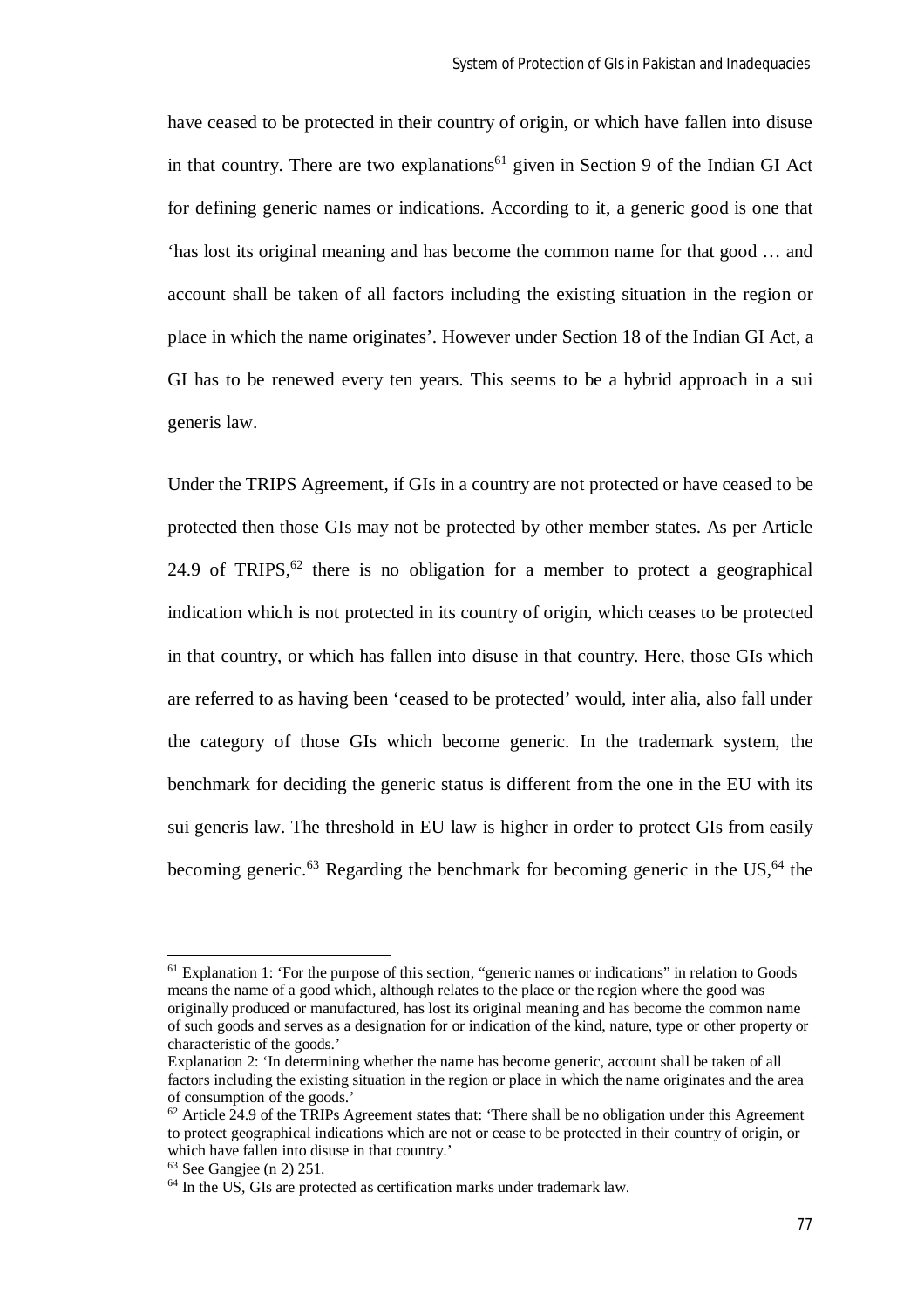have ceased to be protected in their country of origin, or which have fallen into disuse in that country. There are two explanations[61] given in Section 9 of the Indian GI Act for defining generic names or indications. According to it, a generic good is one that 'has lost its original meaning and has become the common name for that good … and account shall be taken of all factors including the existing situation in the region or place in which the name originates'. However under Section 18 of the Indian GI Act, a GI has to be renewed every ten years. This seems to be a hybrid approach in a sui generis law.

Under the TRIPS Agreement, if GIs in a country are not protected or have ceased to be protected then those GIs may not be protected by other member states. As per Article 24.9 of TRIPS,[62] there is no obligation for a member to protect a geographical indication which is not protected in its country of origin, which ceases to be protected in that country, or which has fallen into disuse in that country. Here, those GIs which are referred to as having been 'ceased to be protected' would, inter alia, also fall under the category of those GIs which become generic. In the trademark system, the benchmark for deciding the generic status is different from the one in the EU with its sui generis law. The threshold in EU law is higher in order to protect GIs from easily becoming generic.[63] Regarding the benchmark for becoming generic in the US,[64] the

---

[61] Explanation 1: 'For the purpose of this section, "generic names or indications" in relation to Goods means the name of a good which, although relates to the place or the region where the good was originally produced or manufactured, has lost its original meaning and has become the common name of such goods and serves as a designation for or indication of the kind, nature, type or other property or characteristic of the goods.'

Explanation 2: 'In determining whether the name has become generic, account shall be taken of all factors including the existing situation in the region or place in which the name originates and the area of consumption of the goods.'

[62] Article 24.9 of the TRIPs Agreement states that: 'There shall be no obligation under this Agreement to protect geographical indications which are not or cease to be protected in their country of origin, or which have fallen into disuse in that country.'

[63] See Gangjee (n 2) 251.

[64] In the US, GIs are protected as certification marks under trademark law.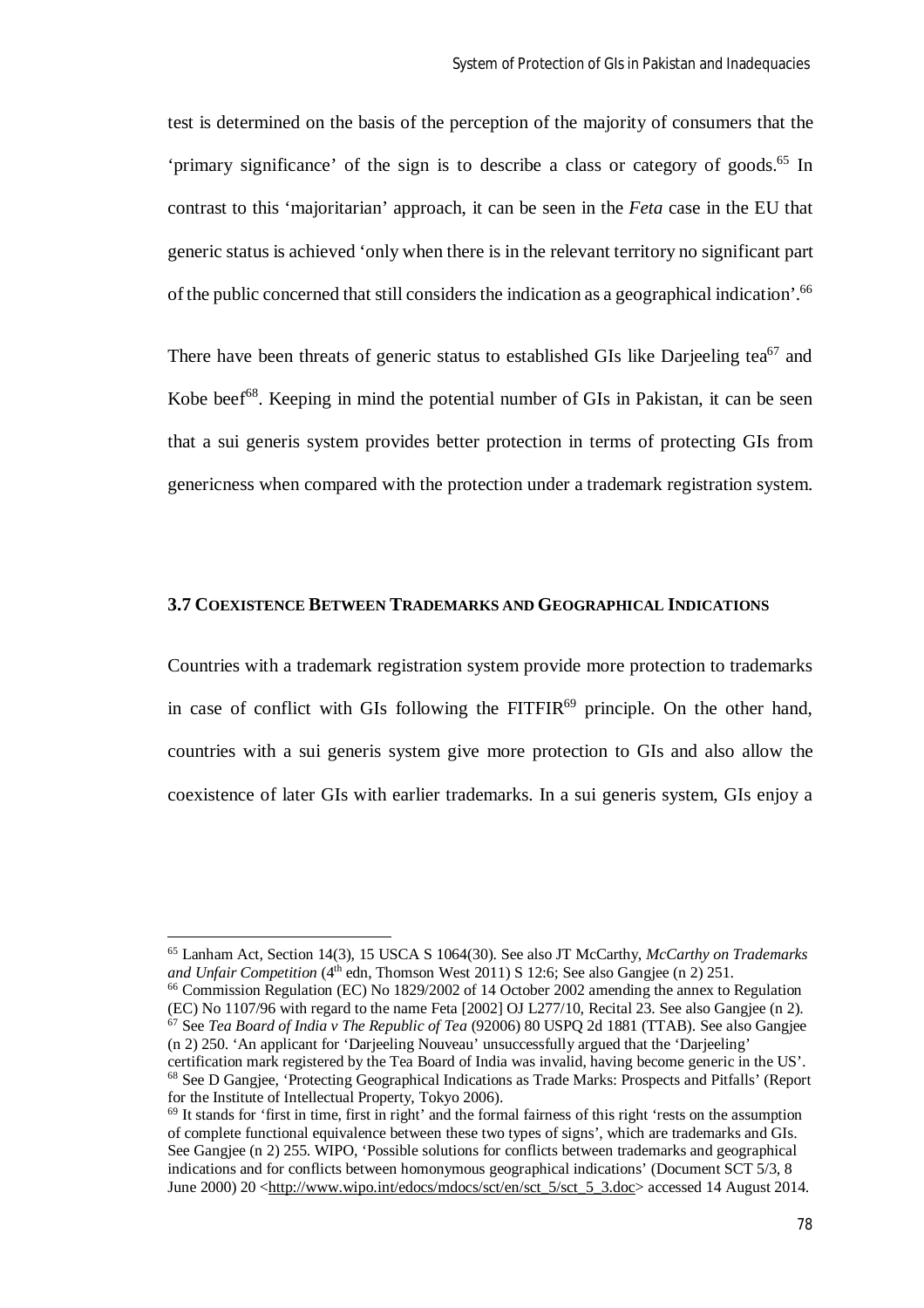test is determined on the basis of the perception of the majority of consumers that the 'primary significance' of the sign is to describe a class or category of goods.[65] In contrast to this 'majoritarian' approach, it can be seen in the *Feta* case in the EU that generic status is achieved 'only when there is in the relevant territory no significant part of the public concerned that still considers the indication as a geographical indication'.[66]

There have been threats of generic status to established GIs like Darjeeling tea[67] and Kobe beef[68]. Keeping in mind the potential number of GIs in Pakistan, it can be seen that a sui generis system provides better protection in terms of protecting GIs from genericness when compared with the protection under a trademark registration system.

### 3.7 Coexistence Between Trademarks and Geographical Indications

Countries with a trademark registration system provide more protection to trademarks in case of conflict with GIs following the FITFIR[69] principle. On the other hand, countries with a sui generis system give more protection to GIs and also allow the coexistence of later GIs with earlier trademarks. In a sui generis system, GIs enjoy a

---

[65] Lanham Act, Section 14(3), 15 USCA S 1064(30). See also JT McCarthy, *McCarthy on Trademarks and Unfair Competition* (4th edn, Thomson West 2011) S 12:6; See also Gangjee (n 2) 251.

[66] Commission Regulation (EC) No 1829/2002 of 14 October 2002 amending the annex to Regulation (EC) No 1107/96 with regard to the name Feta [2002] OJ L277/10, Recital 23. See also Gangjee (n 2).

[67] See *Tea Board of India v The Republic of Tea* (92006) 80 USPQ 2d 1881 (TTAB). See also Gangjee (n 2) 250. 'An applicant for 'Darjeeling Nouveau' unsuccessfully argued that the 'Darjeeling' certification mark registered by the Tea Board of India was invalid, having become generic in the US'.

[68] See D Gangjee, 'Protecting Geographical Indications as Trade Marks: Prospects and Pitfalls' (Report for the Institute of Intellectual Property, Tokyo 2006).

[69] It stands for 'first in time, first in right' and the formal fairness of this right 'rests on the assumption of complete functional equivalence between these two types of signs', which are trademarks and GIs. See Gangjee (n 2) 255. WIPO, 'Possible solutions for conflicts between trademarks and geographical indications and for conflicts between homonymous geographical indications' (Document SCT 5/3, 8 June 2000) 20 <http://www.wipo.int/edocs/mdocs/sct/en/sct_5/sct_5_3.doc> accessed 14 August 2014.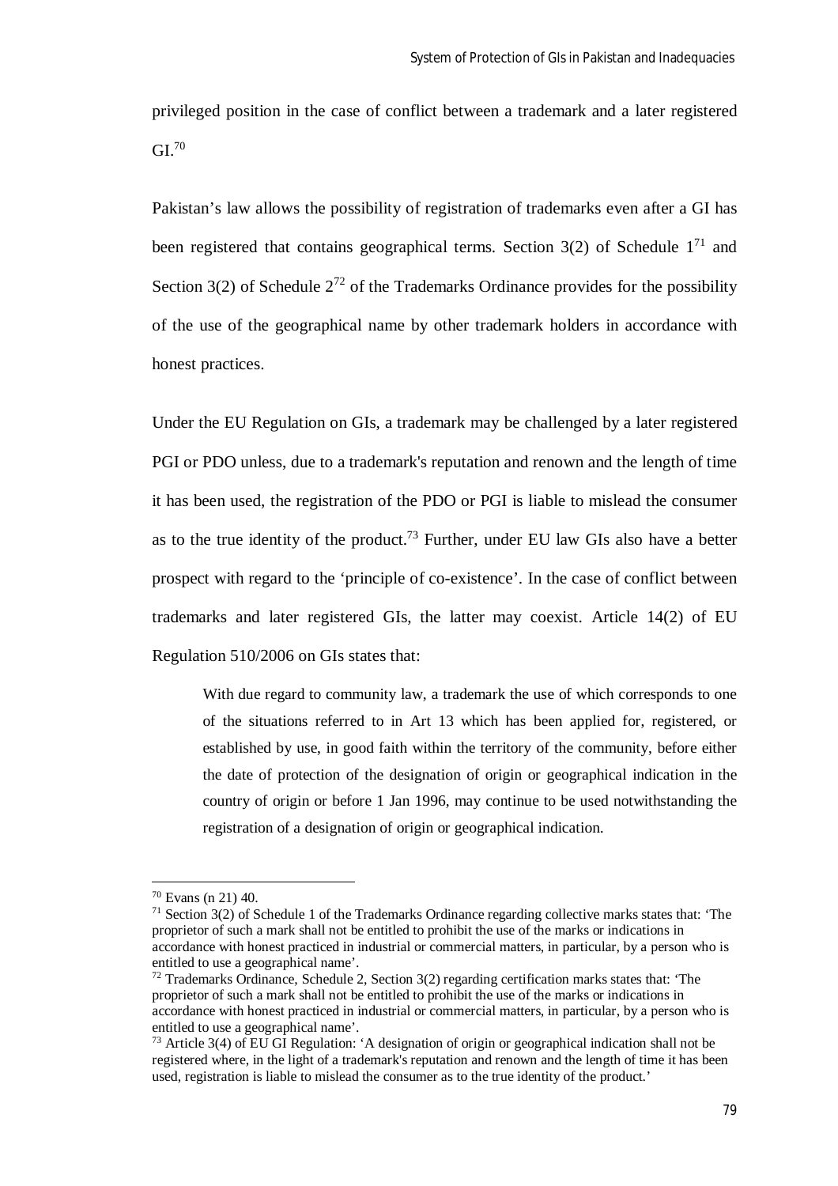privileged position in the case of conflict between a trademark and a later registered GI.[70]

Pakistan's law allows the possibility of registration of trademarks even after a GI has been registered that contains geographical terms. Section 3(2) of Schedule 1[71] and Section 3(2) of Schedule 2[72] of the Trademarks Ordinance provides for the possibility of the use of the geographical name by other trademark holders in accordance with honest practices.

Under the EU Regulation on GIs, a trademark may be challenged by a later registered PGI or PDO unless, due to a trademark's reputation and renown and the length of time it has been used, the registration of the PDO or PGI is liable to mislead the consumer as to the true identity of the product.[73] Further, under EU law GIs also have a better prospect with regard to the 'principle of co-existence'. In the case of conflict between trademarks and later registered GIs, the latter may coexist. Article 14(2) of EU Regulation 510/2006 on GIs states that:

> With due regard to community law, a trademark the use of which corresponds to one of the situations referred to in Art 13 which has been applied for, registered, or established by use, in good faith within the territory of the community, before either the date of protection of the designation of origin or geographical indication in the country of origin or before 1 Jan 1996, may continue to be used notwithstanding the registration of a designation of origin or geographical indication.

---

[70] Evans (n 21) 40.

[71] Section 3(2) of Schedule 1 of the Trademarks Ordinance regarding collective marks states that: 'The proprietor of such a mark shall not be entitled to prohibit the use of the marks or indications in accordance with honest practiced in industrial or commercial matters, in particular, by a person who is entitled to use a geographical name'.

[72] Trademarks Ordinance, Schedule 2, Section 3(2) regarding certification marks states that: 'The proprietor of such a mark shall not be entitled to prohibit the use of the marks or indications in accordance with honest practiced in industrial or commercial matters, in particular, by a person who is entitled to use a geographical name'.

[73] Article 3(4) of EU GI Regulation: 'A designation of origin or geographical indication shall not be registered where, in the light of a trademark's reputation and renown and the length of time it has been used, registration is liable to mislead the consumer as to the true identity of the product.'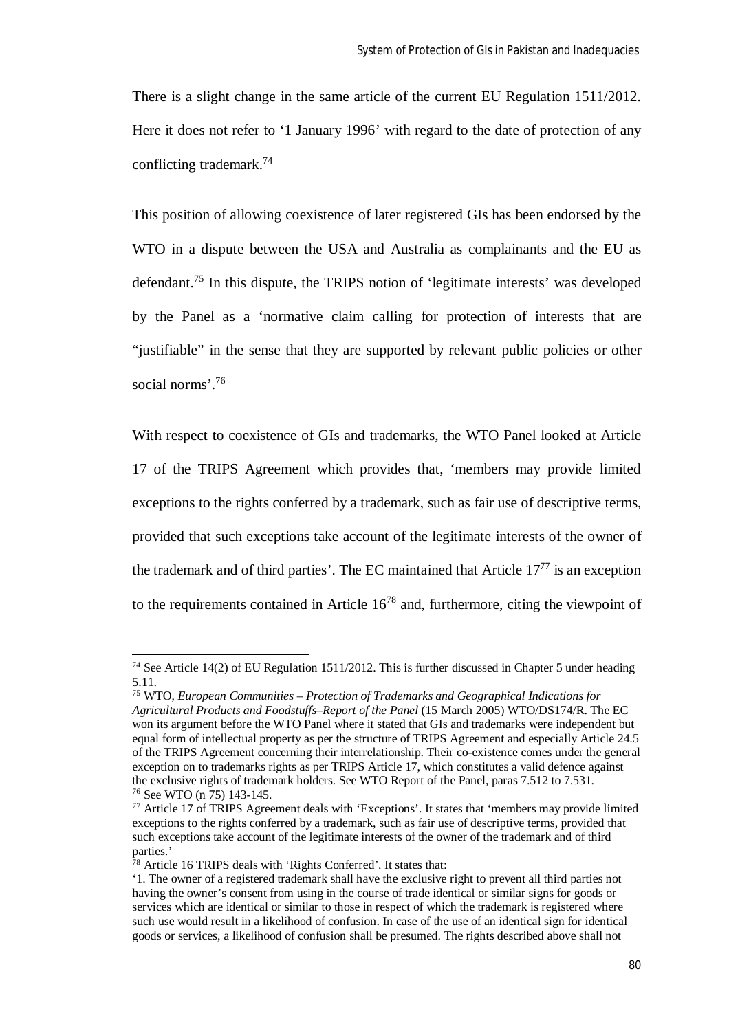There is a slight change in the same article of the current EU Regulation 1511/2012. Here it does not refer to '1 January 1996' with regard to the date of protection of any conflicting trademark.[74]

This position of allowing coexistence of later registered GIs has been endorsed by the WTO in a dispute between the USA and Australia as complainants and the EU as defendant.[75] In this dispute, the TRIPS notion of 'legitimate interests' was developed by the Panel as a 'normative claim calling for protection of interests that are "justifiable" in the sense that they are supported by relevant public policies or other social norms'.[76]

With respect to coexistence of GIs and trademarks, the WTO Panel looked at Article 17 of the TRIPS Agreement which provides that, 'members may provide limited exceptions to the rights conferred by a trademark, such as fair use of descriptive terms, provided that such exceptions take account of the legitimate interests of the owner of the trademark and of third parties'. The EC maintained that Article 17[77] is an exception to the requirements contained in Article 16[78] and, furthermore, citing the viewpoint of

---

[74] See Article 14(2) of EU Regulation 1511/2012. This is further discussed in Chapter 5 under heading 5.11.

[75] WTO, *European Communities – Protection of Trademarks and Geographical Indications for Agricultural Products and Foodstuffs–Report of the Panel* (15 March 2005) WTO/DS174/R. The EC won its argument before the WTO Panel where it stated that GIs and trademarks were independent but equal form of intellectual property as per the structure of TRIPS Agreement and especially Article 24.5 of the TRIPS Agreement concerning their interrelationship. Their co-existence comes under the general exception on to trademarks rights as per TRIPS Article 17, which constitutes a valid defence against the exclusive rights of trademark holders. See WTO Report of the Panel, paras 7.512 to 7.531.

[76] See WTO (n 75) 143-145.

[77] Article 17 of TRIPS Agreement deals with 'Exceptions'. It states that 'members may provide limited exceptions to the rights conferred by a trademark, such as fair use of descriptive terms, provided that such exceptions take account of the legitimate interests of the owner of the trademark and of third parties.'

[78] Article 16 TRIPS deals with 'Rights Conferred'. It states that:

'1. The owner of a registered trademark shall have the exclusive right to prevent all third parties not having the owner's consent from using in the course of trade identical or similar signs for goods or services which are identical or similar to those in respect of which the trademark is registered where such use would result in a likelihood of confusion. In case of the use of an identical sign for identical goods or services, a likelihood of confusion shall be presumed. The rights described above shall not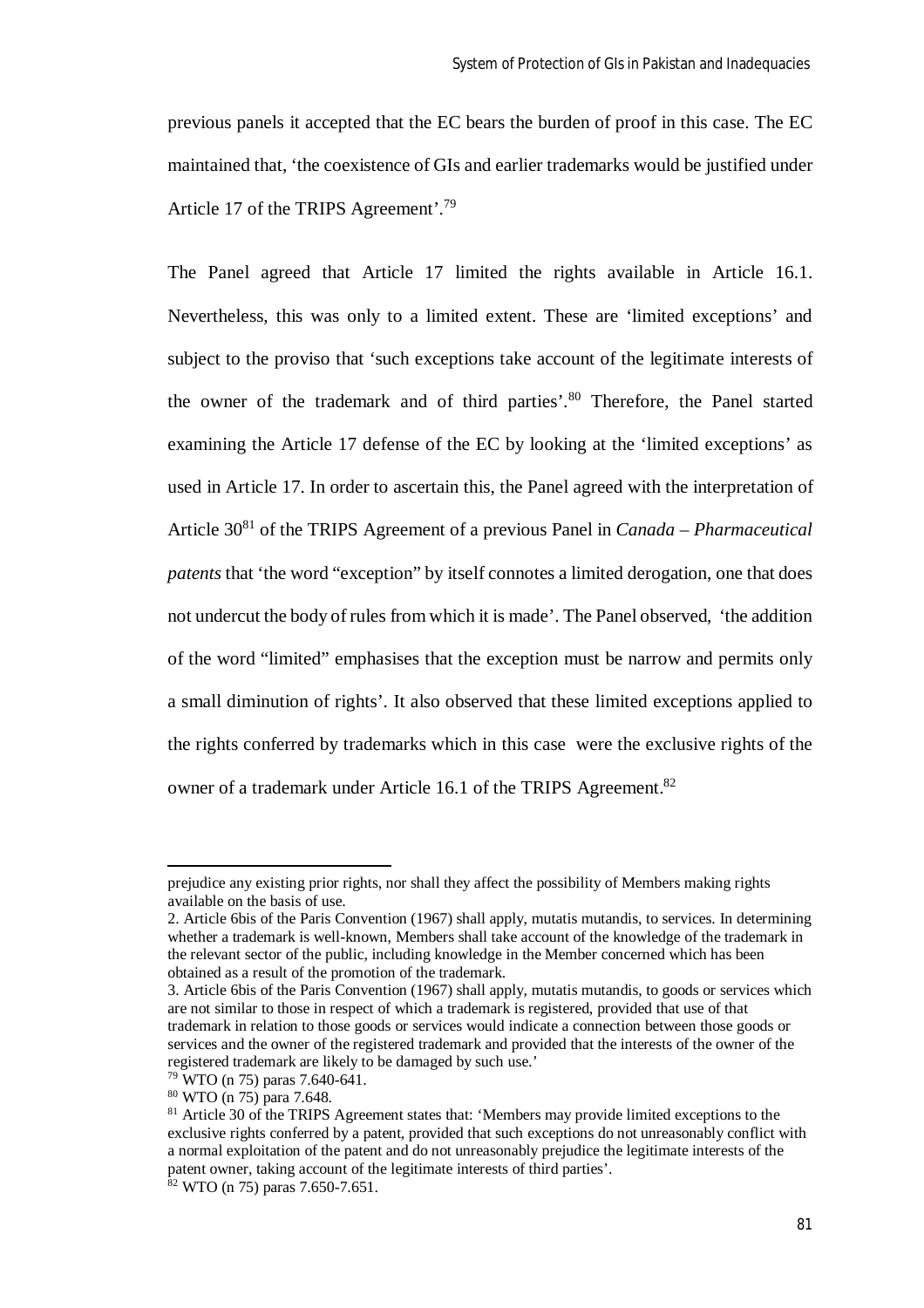previous panels it accepted that the EC bears the burden of proof in this case. The EC maintained that, 'the coexistence of GIs and earlier trademarks would be justified under Article 17 of the TRIPS Agreement'.[79]

The Panel agreed that Article 17 limited the rights available in Article 16.1. Nevertheless, this was only to a limited extent. These are 'limited exceptions' and subject to the proviso that 'such exceptions take account of the legitimate interests of the owner of the trademark and of third parties'.[80] Therefore, the Panel started examining the Article 17 defense of the EC by looking at the 'limited exceptions' as used in Article 17. In order to ascertain this, the Panel agreed with the interpretation of Article 30[81] of the TRIPS Agreement of a previous Panel in *Canada – Pharmaceutical patents* that 'the word "exception" by itself connotes a limited derogation, one that does not undercut the body of rules from which it is made'. The Panel observed, 'the addition of the word "limited" emphasises that the exception must be narrow and permits only a small diminution of rights'. It also observed that these limited exceptions applied to the rights conferred by trademarks which in this case were the exclusive rights of the owner of a trademark under Article 16.1 of the TRIPS Agreement.[82]

---

prejudice any existing prior rights, nor shall they affect the possibility of Members making rights available on the basis of use.

2. Article 6bis of the Paris Convention (1967) shall apply, mutatis mutandis, to services. In determining whether a trademark is well-known, Members shall take account of the knowledge of the trademark in the relevant sector of the public, including knowledge in the Member concerned which has been obtained as a result of the promotion of the trademark.

3. Article 6bis of the Paris Convention (1967) shall apply, mutatis mutandis, to goods or services which are not similar to those in respect of which a trademark is registered, provided that use of that trademark in relation to those goods or services would indicate a connection between those goods or services and the owner of the registered trademark and provided that the interests of the owner of the registered trademark are likely to be damaged by such use.'

[79] WTO (n 75) paras 7.640-641.

[80] WTO (n 75) para 7.648.

[81] Article 30 of the TRIPS Agreement states that: 'Members may provide limited exceptions to the exclusive rights conferred by a patent, provided that such exceptions do not unreasonably conflict with a normal exploitation of the patent and do not unreasonably prejudice the legitimate interests of the patent owner, taking account of the legitimate interests of third parties'.

[82] WTO (n 75) paras 7.650-7.651.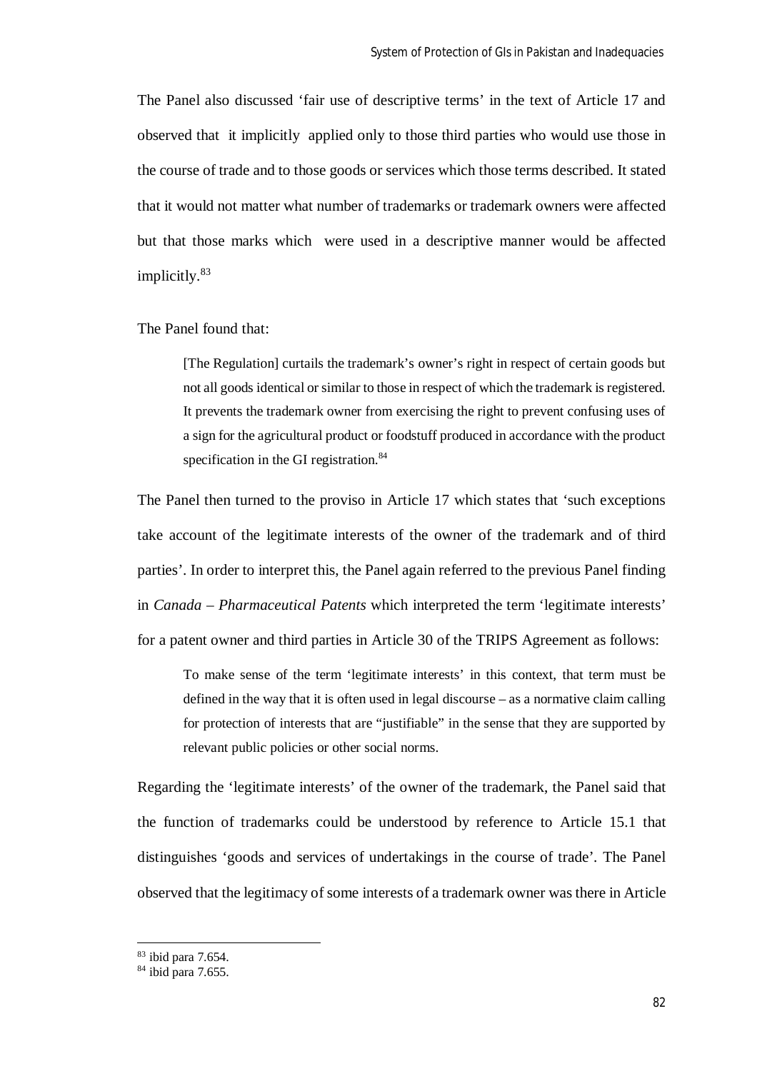The Panel also discussed 'fair use of descriptive terms' in the text of Article 17 and observed that it implicitly applied only to those third parties who would use those in the course of trade and to those goods or services which those terms described. It stated that it would not matter what number of trademarks or trademark owners were affected but that those marks which were used in a descriptive manner would be affected implicitly.[83]

The Panel found that:

> [The Regulation] curtails the trademark's owner's right in respect of certain goods but not all goods identical or similar to those in respect of which the trademark is registered. It prevents the trademark owner from exercising the right to prevent confusing uses of a sign for the agricultural product or foodstuff produced in accordance with the product specification in the GI registration.[84]

The Panel then turned to the proviso in Article 17 which states that 'such exceptions take account of the legitimate interests of the owner of the trademark and of third parties'. In order to interpret this, the Panel again referred to the previous Panel finding in *Canada – Pharmaceutical Patents* which interpreted the term 'legitimate interests' for a patent owner and third parties in Article 30 of the TRIPS Agreement as follows:

> To make sense of the term 'legitimate interests' in this context, that term must be defined in the way that it is often used in legal discourse – as a normative claim calling for protection of interests that are "justifiable" in the sense that they are supported by relevant public policies or other social norms.

Regarding the 'legitimate interests' of the owner of the trademark, the Panel said that the function of trademarks could be understood by reference to Article 15.1 that distinguishes 'goods and services of undertakings in the course of trade'. The Panel observed that the legitimacy of some interests of a trademark owner was there in Article

[83] ibid para 7.654.

[84] ibid para 7.655.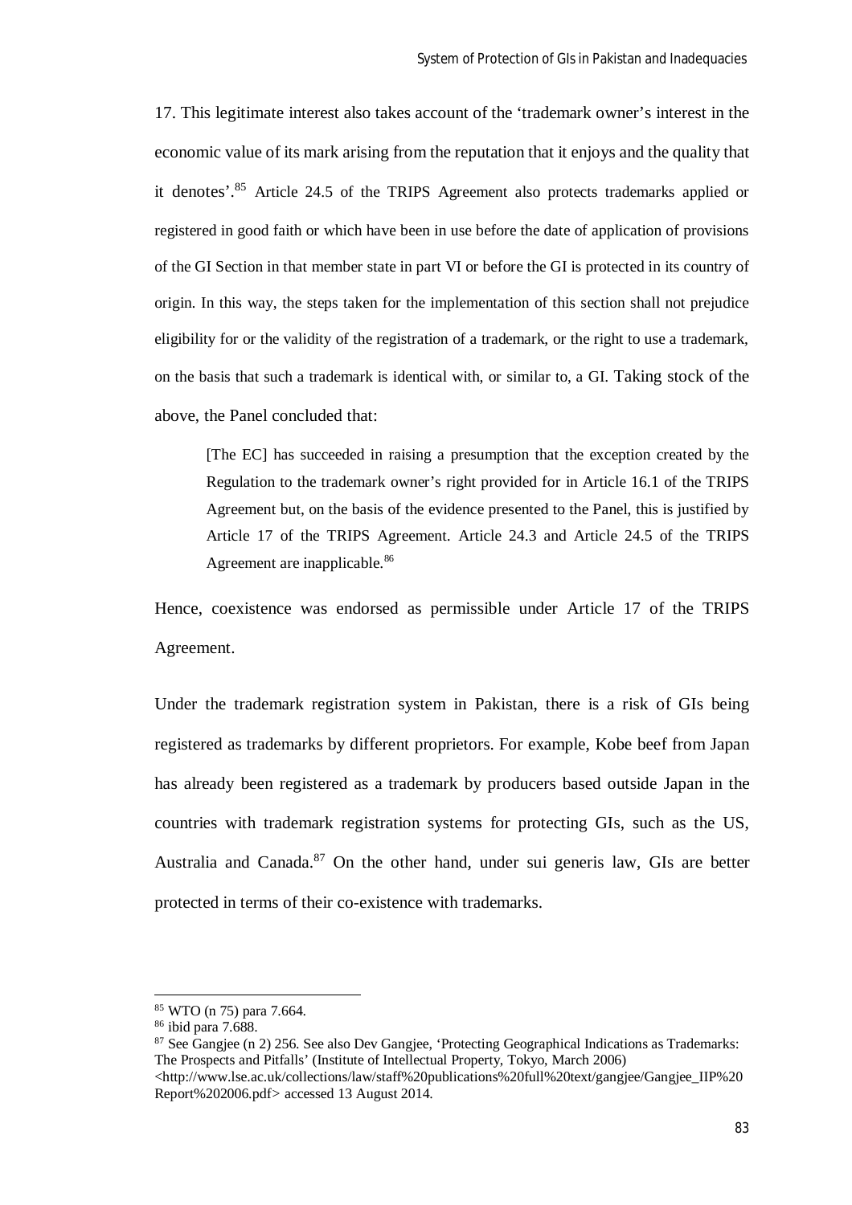17. This legitimate interest also takes account of the 'trademark owner's interest in the economic value of its mark arising from the reputation that it enjoys and the quality that it denotes'.[85] Article 24.5 of the TRIPS Agreement also protects trademarks applied or registered in good faith or which have been in use before the date of application of provisions of the GI Section in that member state in part VI or before the GI is protected in its country of origin. In this way, the steps taken for the implementation of this section shall not prejudice eligibility for or the validity of the registration of a trademark, or the right to use a trademark, on the basis that such a trademark is identical with, or similar to, a GI. Taking stock of the above, the Panel concluded that:

> [The EC] has succeeded in raising a presumption that the exception created by the Regulation to the trademark owner's right provided for in Article 16.1 of the TRIPS Agreement but, on the basis of the evidence presented to the Panel, this is justified by Article 17 of the TRIPS Agreement. Article 24.3 and Article 24.5 of the TRIPS Agreement are inapplicable.[86]

Hence, coexistence was endorsed as permissible under Article 17 of the TRIPS Agreement.

Under the trademark registration system in Pakistan, there is a risk of GIs being registered as trademarks by different proprietors. For example, Kobe beef from Japan has already been registered as a trademark by producers based outside Japan in the countries with trademark registration systems for protecting GIs, such as the US, Australia and Canada.[87] On the other hand, under sui generis law, GIs are better protected in terms of their co-existence with trademarks.

---

[85] WTO (n 75) para 7.664.

[86] ibid para 7.688.

[87] See Gangjee (n 2) 256. See also Dev Gangjee, 'Protecting Geographical Indications as Trademarks: The Prospects and Pitfalls' (Institute of Intellectual Property, Tokyo, March 2006) <http://www.lse.ac.uk/collections/law/staff%20publications%20full%20text/gangjee/Gangjee_IIP%20Report%202006.pdf> accessed 13 August 2014.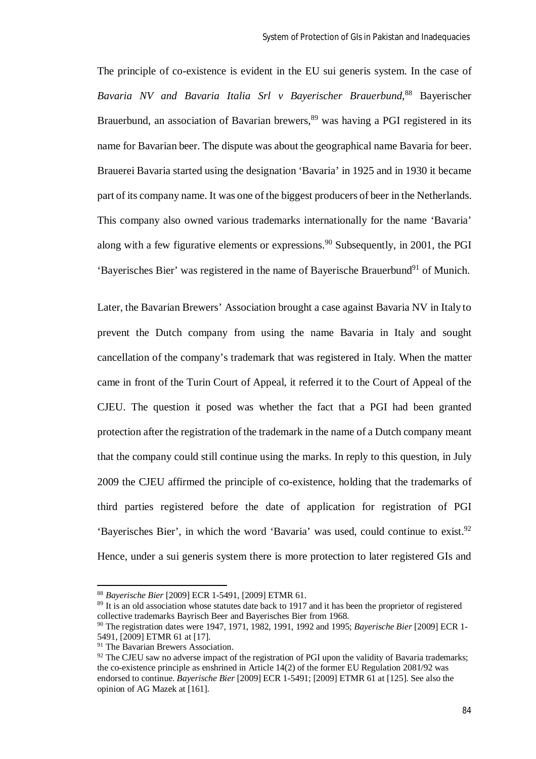The principle of co-existence is evident in the EU sui generis system. In the case of *Bavaria NV and Bavaria Italia Srl v Bayerischer Brauerbund*,[88] Bayerischer Brauerbund, an association of Bavarian brewers,[89] was having a PGI registered in its name for Bavarian beer. The dispute was about the geographical name Bavaria for beer. Brauerei Bavaria started using the designation 'Bavaria' in 1925 and in 1930 it became part of its company name. It was one of the biggest producers of beer in the Netherlands. This company also owned various trademarks internationally for the name 'Bavaria' along with a few figurative elements or expressions.[90] Subsequently, in 2001, the PGI 'Bayerisches Bier' was registered in the name of Bayerische Brauerbund[91] of Munich.

Later, the Bavarian Brewers' Association brought a case against Bavaria NV in Italy to prevent the Dutch company from using the name Bavaria in Italy and sought cancellation of the company's trademark that was registered in Italy. When the matter came in front of the Turin Court of Appeal, it referred it to the Court of Appeal of the CJEU. The question it posed was whether the fact that a PGI had been granted protection after the registration of the trademark in the name of a Dutch company meant that the company could still continue using the marks. In reply to this question, in July 2009 the CJEU affirmed the principle of co-existence, holding that the trademarks of third parties registered before the date of application for registration of PGI 'Bayerisches Bier', in which the word 'Bavaria' was used, could continue to exist.[92] Hence, under a sui generis system there is more protection to later registered GIs and

---

[88] *Bayerische Bier* [2009] ECR 1-5491, [2009] ETMR 61.

[89] It is an old association whose statutes date back to 1917 and it has been the proprietor of registered collective trademarks Bayrisch Beer and Bayerisches Bier from 1968.

[90] The registration dates were 1947, 1971, 1982, 1991, 1992 and 1995; *Bayerische Bier* [2009] ECR 1-5491, [2009] ETMR 61 at [17].

[91] The Bavarian Brewers Association.

[92] The CJEU saw no adverse impact of the registration of PGI upon the validity of Bavaria trademarks; the co-existence principle as enshrined in Article 14(2) of the former EU Regulation 2081/92 was endorsed to continue. *Bayerische Bier* [2009] ECR 1-5491; [2009] ETMR 61 at [125]. See also the opinion of AG Mazek at [161].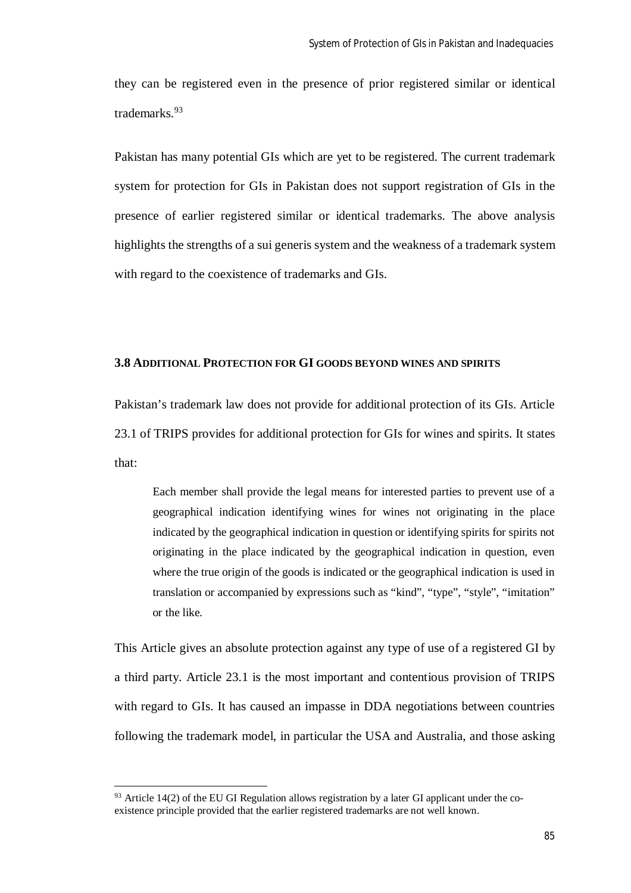they can be registered even in the presence of prior registered similar or identical trademarks.[93]

Pakistan has many potential GIs which are yet to be registered. The current trademark system for protection for GIs in Pakistan does not support registration of GIs in the presence of earlier registered similar or identical trademarks. The above analysis highlights the strengths of a sui generis system and the weakness of a trademark system with regard to the coexistence of trademarks and GIs.

### 3.8 Additional Protection for GI goods beyond wines and spirits

Pakistan's trademark law does not provide for additional protection of its GIs. Article 23.1 of TRIPS provides for additional protection for GIs for wines and spirits. It states that:

> Each member shall provide the legal means for interested parties to prevent use of a geographical indication identifying wines for wines not originating in the place indicated by the geographical indication in question or identifying spirits for spirits not originating in the place indicated by the geographical indication in question, even where the true origin of the goods is indicated or the geographical indication is used in translation or accompanied by expressions such as "kind", "type", "style", "imitation" or the like.

This Article gives an absolute protection against any type of use of a registered GI by a third party. Article 23.1 is the most important and contentious provision of TRIPS with regard to GIs. It has caused an impasse in DDA negotiations between countries following the trademark model, in particular the USA and Australia, and those asking

[93] Article 14(2) of the EU GI Regulation allows registration by a later GI applicant under the co-existence principle provided that the earlier registered trademarks are not well known.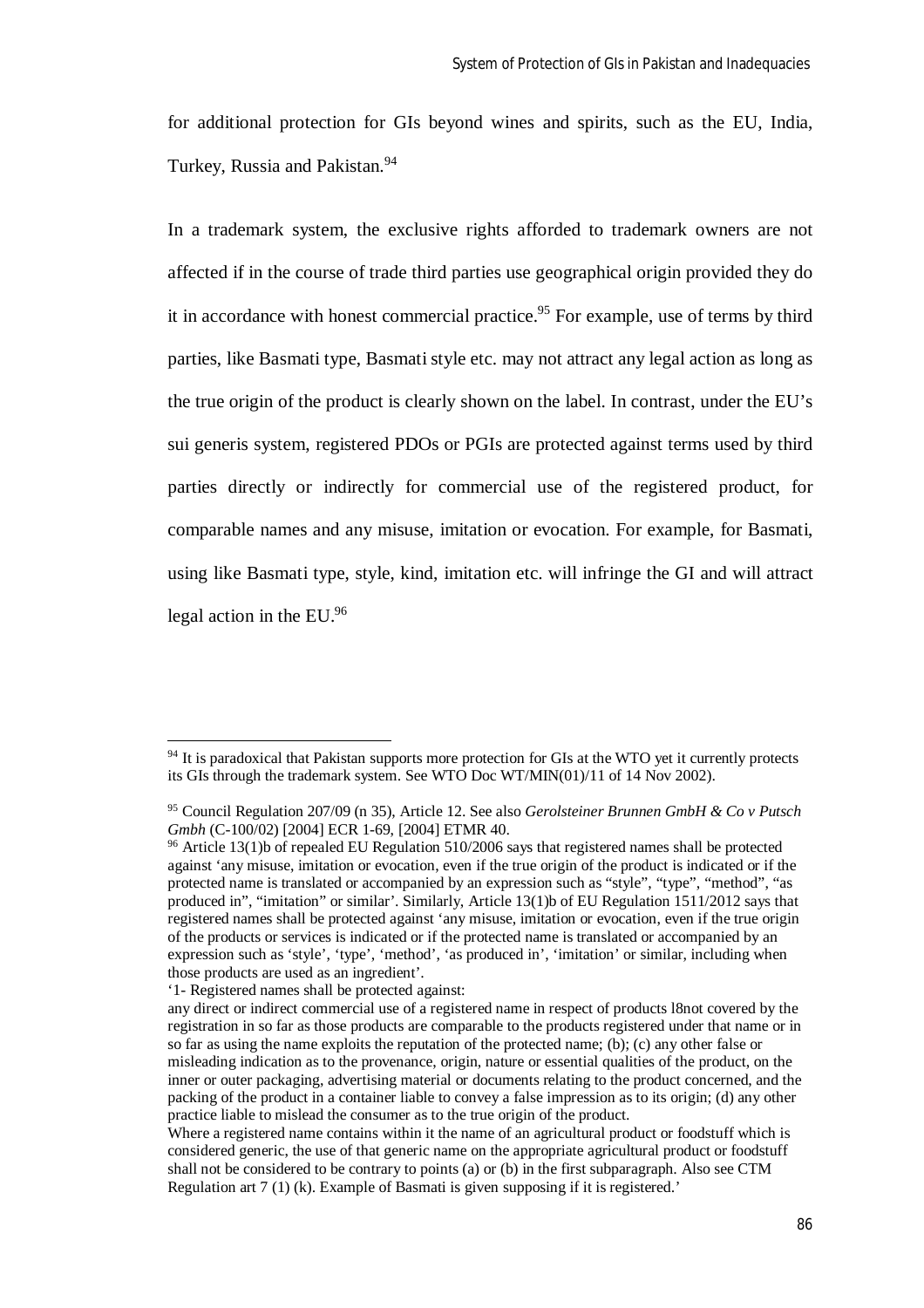for additional protection for GIs beyond wines and spirits, such as the EU, India, Turkey, Russia and Pakistan.[94]

In a trademark system, the exclusive rights afforded to trademark owners are not affected if in the course of trade third parties use geographical origin provided they do it in accordance with honest commercial practice.[95] For example, use of terms by third parties, like Basmati type, Basmati style etc. may not attract any legal action as long as the true origin of the product is clearly shown on the label. In contrast, under the EU's sui generis system, registered PDOs or PGIs are protected against terms used by third parties directly or indirectly for commercial use of the registered product, for comparable names and any misuse, imitation or evocation. For example, for Basmati, using like Basmati type, style, kind, imitation etc. will infringe the GI and will attract legal action in the EU.[96]

---

[94] It is paradoxical that Pakistan supports more protection for GIs at the WTO yet it currently protects its GIs through the trademark system. See WTO Doc WT/MIN(01)/11 of 14 Nov 2002).

[95] Council Regulation 207/09 (n 35), Article 12. See also *Gerolsteiner Brunnen GmbH & Co v Putsch Gmbh* (C-100/02) [2004] ECR 1-69, [2004] ETMR 40.

[96] Article 13(1)b of repealed EU Regulation 510/2006 says that registered names shall be protected against 'any misuse, imitation or evocation, even if the true origin of the product is indicated or if the protected name is translated or accompanied by an expression such as "style", "type", "method", "as produced in", "imitation" or similar'. Similarly, Article 13(1)b of EU Regulation 1511/2012 says that registered names shall be protected against 'any misuse, imitation or evocation, even if the true origin of the products or services is indicated or if the protected name is translated or accompanied by an expression such as 'style', 'type', 'method', 'as produced in', 'imitation' or similar, including when those products are used as an ingredient'.

'1- Registered names shall be protected against:

any direct or indirect commercial use of a registered name in respect of products l8not covered by the registration in so far as those products are comparable to the products registered under that name or in so far as using the name exploits the reputation of the protected name; (b); (c) any other false or misleading indication as to the provenance, origin, nature or essential qualities of the product, on the inner or outer packaging, advertising material or documents relating to the product concerned, and the packing of the product in a container liable to convey a false impression as to its origin; (d) any other practice liable to mislead the consumer as to the true origin of the product.

Where a registered name contains within it the name of an agricultural product or foodstuff which is considered generic, the use of that generic name on the appropriate agricultural product or foodstuff shall not be considered to be contrary to points (a) or (b) in the first subparagraph. Also see CTM Regulation art 7 (1) (k). Example of Basmati is given supposing if it is registered.'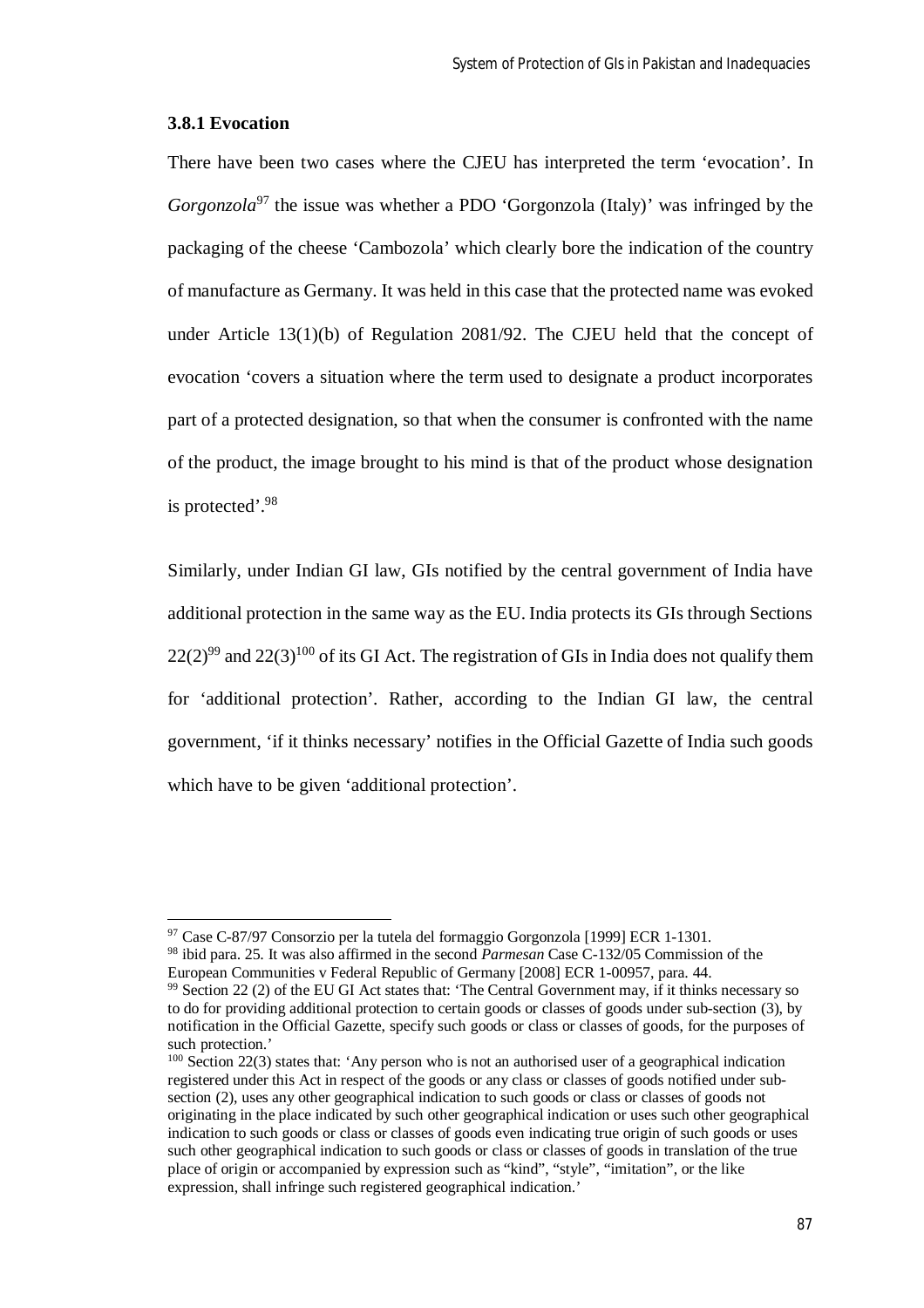### 3.8.1 Evocation

There have been two cases where the CJEU has interpreted the term 'evocation'. In *Gorgonzola*[97] the issue was whether a PDO 'Gorgonzola (Italy)' was infringed by the packaging of the cheese 'Cambozola' which clearly bore the indication of the country of manufacture as Germany. It was held in this case that the protected name was evoked under Article 13(1)(b) of Regulation 2081/92. The CJEU held that the concept of evocation 'covers a situation where the term used to designate a product incorporates part of a protected designation, so that when the consumer is confronted with the name of the product, the image brought to his mind is that of the product whose designation is protected'.[98]

Similarly, under Indian GI law, GIs notified by the central government of India have additional protection in the same way as the EU. India protects its GIs through Sections 22(2)[99] and 22(3)[100] of its GI Act. The registration of GIs in India does not qualify them for 'additional protection'. Rather, according to the Indian GI law, the central government, 'if it thinks necessary' notifies in the Official Gazette of India such goods which have to be given 'additional protection'.

---

[97] Case C-87/97 Consorzio per la tutela del formaggio Gorgonzola [1999] ECR 1-1301.

[98] ibid para. 25. It was also affirmed in the second *Parmesan* Case C-132/05 Commission of the European Communities v Federal Republic of Germany [2008] ECR 1-00957, para. 44.

[99] Section 22 (2) of the EU GI Act states that: 'The Central Government may, if it thinks necessary so to do for providing additional protection to certain goods or classes of goods under sub-section (3), by notification in the Official Gazette, specify such goods or class or classes of goods, for the purposes of such protection.'

[100] Section 22(3) states that: 'Any person who is not an authorised user of a geographical indication registered under this Act in respect of the goods or any class or classes of goods notified under sub-section (2), uses any other geographical indication to such goods or class or classes of goods not originating in the place indicated by such other geographical indication or uses such other geographical indication to such goods or class or classes of goods even indicating true origin of such goods or uses such other geographical indication to such goods or class or classes of goods in translation of the true place of origin or accompanied by expression such as "kind", "style", "imitation", or the like expression, shall infringe such registered geographical indication.'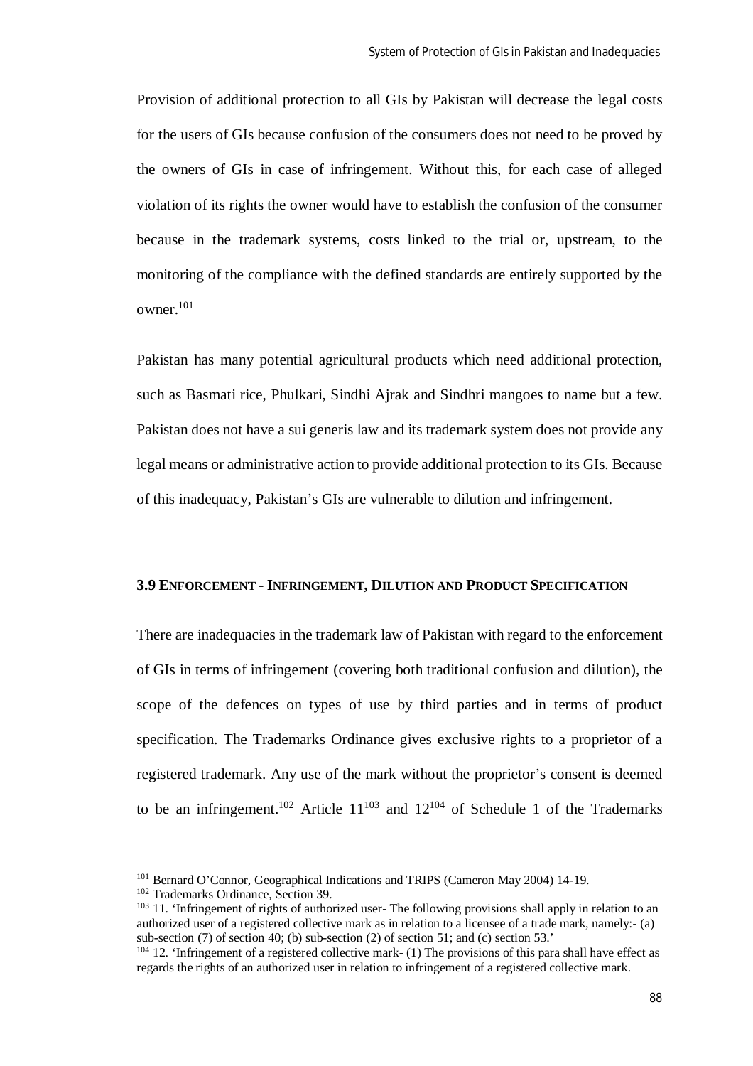Provision of additional protection to all GIs by Pakistan will decrease the legal costs for the users of GIs because confusion of the consumers does not need to be proved by the owners of GIs in case of infringement. Without this, for each case of alleged violation of its rights the owner would have to establish the confusion of the consumer because in the trademark systems, costs linked to the trial or, upstream, to the monitoring of the compliance with the defined standards are entirely supported by the owner.[101]

Pakistan has many potential agricultural products which need additional protection, such as Basmati rice, Phulkari, Sindhi Ajrak and Sindhri mangoes to name but a few. Pakistan does not have a sui generis law and its trademark system does not provide any legal means or administrative action to provide additional protection to its GIs. Because of this inadequacy, Pakistan's GIs are vulnerable to dilution and infringement.

### 3.9 Enforcement - Infringement, Dilution and Product Specification

There are inadequacies in the trademark law of Pakistan with regard to the enforcement of GIs in terms of infringement (covering both traditional confusion and dilution), the scope of the defences on types of use by third parties and in terms of product specification. The Trademarks Ordinance gives exclusive rights to a proprietor of a registered trademark. Any use of the mark without the proprietor's consent is deemed to be an infringement.[102] Article 11[103] and 12[104] of Schedule 1 of the Trademarks

---

[101] Bernard O'Connor, Geographical Indications and TRIPS (Cameron May 2004) 14-19.

[102] Trademarks Ordinance, Section 39.

[103] 11. 'Infringement of rights of authorized user- The following provisions shall apply in relation to an authorized user of a registered collective mark as in relation to a licensee of a trade mark, namely:- (a) sub-section (7) of section 40; (b) sub-section (2) of section 51; and (c) section 53.'

[104] 12. 'Infringement of a registered collective mark- (1) The provisions of this para shall have effect as regards the rights of an authorized user in relation to infringement of a registered collective mark.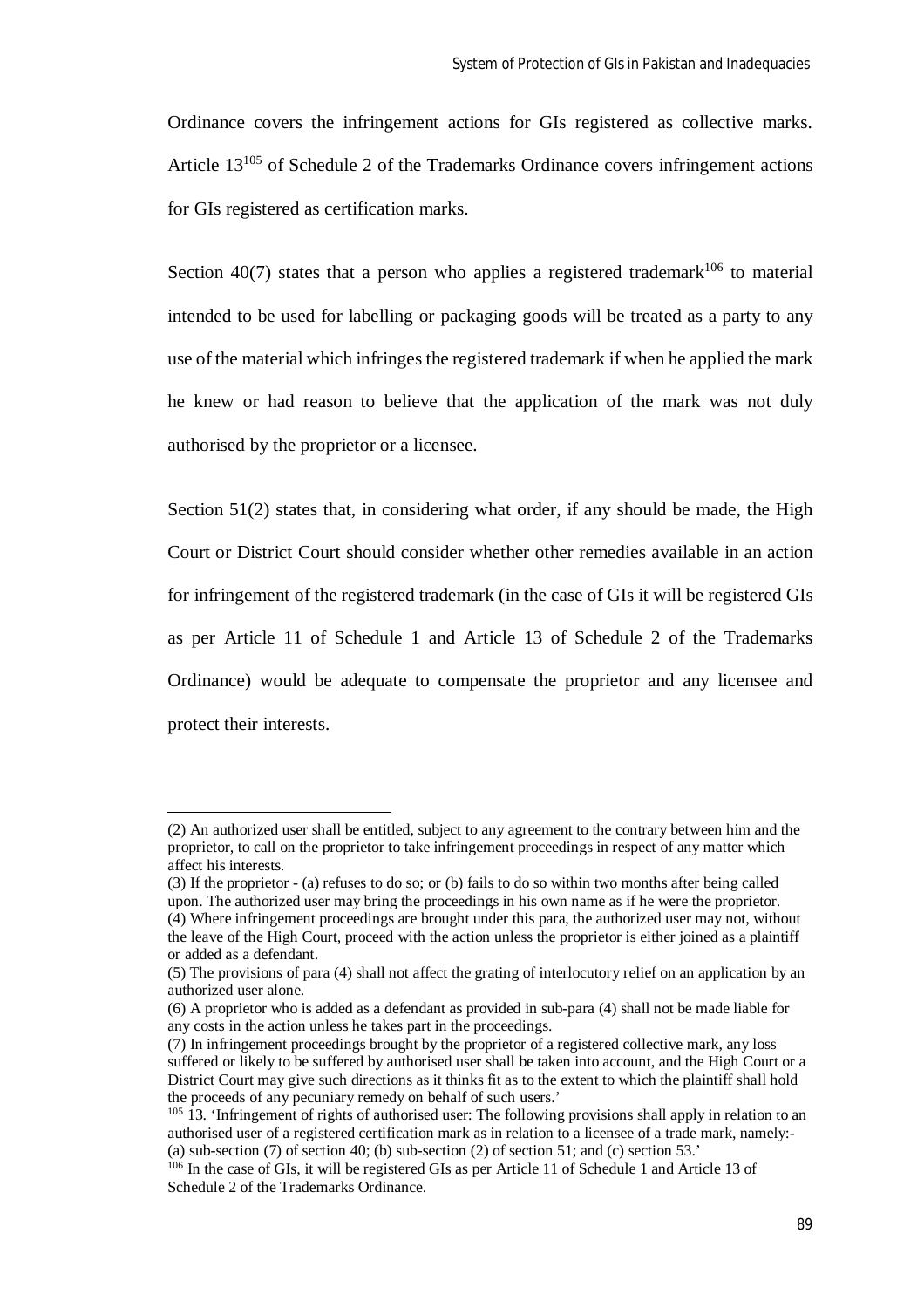Ordinance covers the infringement actions for GIs registered as collective marks. Article 13[105] of Schedule 2 of the Trademarks Ordinance covers infringement actions for GIs registered as certification marks.

Section 40(7) states that a person who applies a registered trademark[106] to material intended to be used for labelling or packaging goods will be treated as a party to any use of the material which infringes the registered trademark if when he applied the mark he knew or had reason to believe that the application of the mark was not duly authorised by the proprietor or a licensee.

Section 51(2) states that, in considering what order, if any should be made, the High Court or District Court should consider whether other remedies available in an action for infringement of the registered trademark (in the case of GIs it will be registered GIs as per Article 11 of Schedule 1 and Article 13 of Schedule 2 of the Trademarks Ordinance) would be adequate to compensate the proprietor and any licensee and protect their interests.

---

(2) An authorized user shall be entitled, subject to any agreement to the contrary between him and the proprietor, to call on the proprietor to take infringement proceedings in respect of any matter which affect his interests.
(3) If the proprietor - (a) refuses to do so; or (b) fails to do so within two months after being called upon. The authorized user may bring the proceedings in his own name as if he were the proprietor.
(4) Where infringement proceedings are brought under this para, the authorized user may not, without the leave of the High Court, proceed with the action unless the proprietor is either joined as a plaintiff or added as a defendant.
(5) The provisions of para (4) shall not affect the grating of interlocutory relief on an application by an authorized user alone.
(6) A proprietor who is added as a defendant as provided in sub-para (4) shall not be made liable for any costs in the action unless he takes part in the proceedings.
(7) In infringement proceedings brought by the proprietor of a registered collective mark, any loss suffered or likely to be suffered by authorised user shall be taken into account, and the High Court or a District Court may give such directions as it thinks fit as to the extent to which the plaintiff shall hold the proceeds of any pecuniary remedy on behalf of such users.'

[105] 13. 'Infringement of rights of authorised user: The following provisions shall apply in relation to an authorised user of a registered certification mark as in relation to a licensee of a trade mark, namely:- (a) sub-section (7) of section 40; (b) sub-section (2) of section 51; and (c) section 53.'

[106] In the case of GIs, it will be registered GIs as per Article 11 of Schedule 1 and Article 13 of Schedule 2 of the Trademarks Ordinance.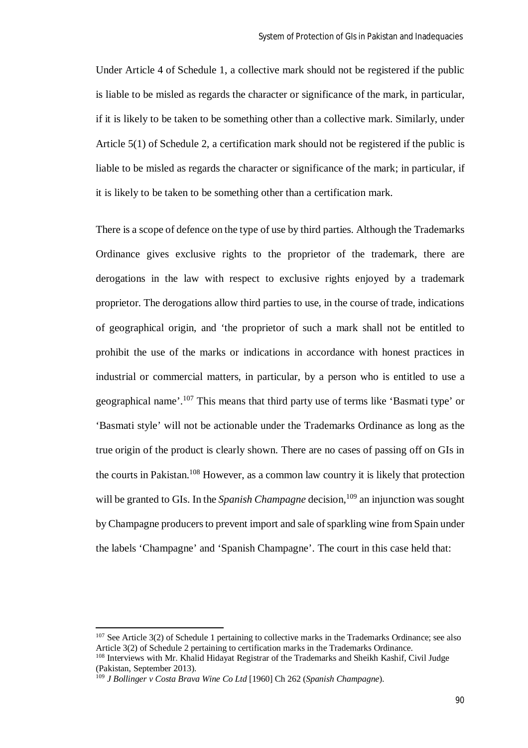Under Article 4 of Schedule 1, a collective mark should not be registered if the public is liable to be misled as regards the character or significance of the mark, in particular, if it is likely to be taken to be something other than a collective mark. Similarly, under Article 5(1) of Schedule 2, a certification mark should not be registered if the public is liable to be misled as regards the character or significance of the mark; in particular, if it is likely to be taken to be something other than a certification mark.

There is a scope of defence on the type of use by third parties. Although the Trademarks Ordinance gives exclusive rights to the proprietor of the trademark, there are derogations in the law with respect to exclusive rights enjoyed by a trademark proprietor. The derogations allow third parties to use, in the course of trade, indications of geographical origin, and 'the proprietor of such a mark shall not be entitled to prohibit the use of the marks or indications in accordance with honest practices in industrial or commercial matters, in particular, by a person who is entitled to use a geographical name'.[107] This means that third party use of terms like 'Basmati type' or 'Basmati style' will not be actionable under the Trademarks Ordinance as long as the true origin of the product is clearly shown. There are no cases of passing off on GIs in the courts in Pakistan.[108] However, as a common law country it is likely that protection will be granted to GIs. In the *Spanish Champagne* decision,[109] an injunction was sought by Champagne producers to prevent import and sale of sparkling wine from Spain under the labels 'Champagne' and 'Spanish Champagne'. The court in this case held that:

---

[107] See Article 3(2) of Schedule 1 pertaining to collective marks in the Trademarks Ordinance; see also Article 3(2) of Schedule 2 pertaining to certification marks in the Trademarks Ordinance.

[108] Interviews with Mr. Khalid Hidayat Registrar of the Trademarks and Sheikh Kashif, Civil Judge (Pakistan, September 2013).

[109] *J Bollinger v Costa Brava Wine Co Ltd* [1960] Ch 262 (*Spanish Champagne*).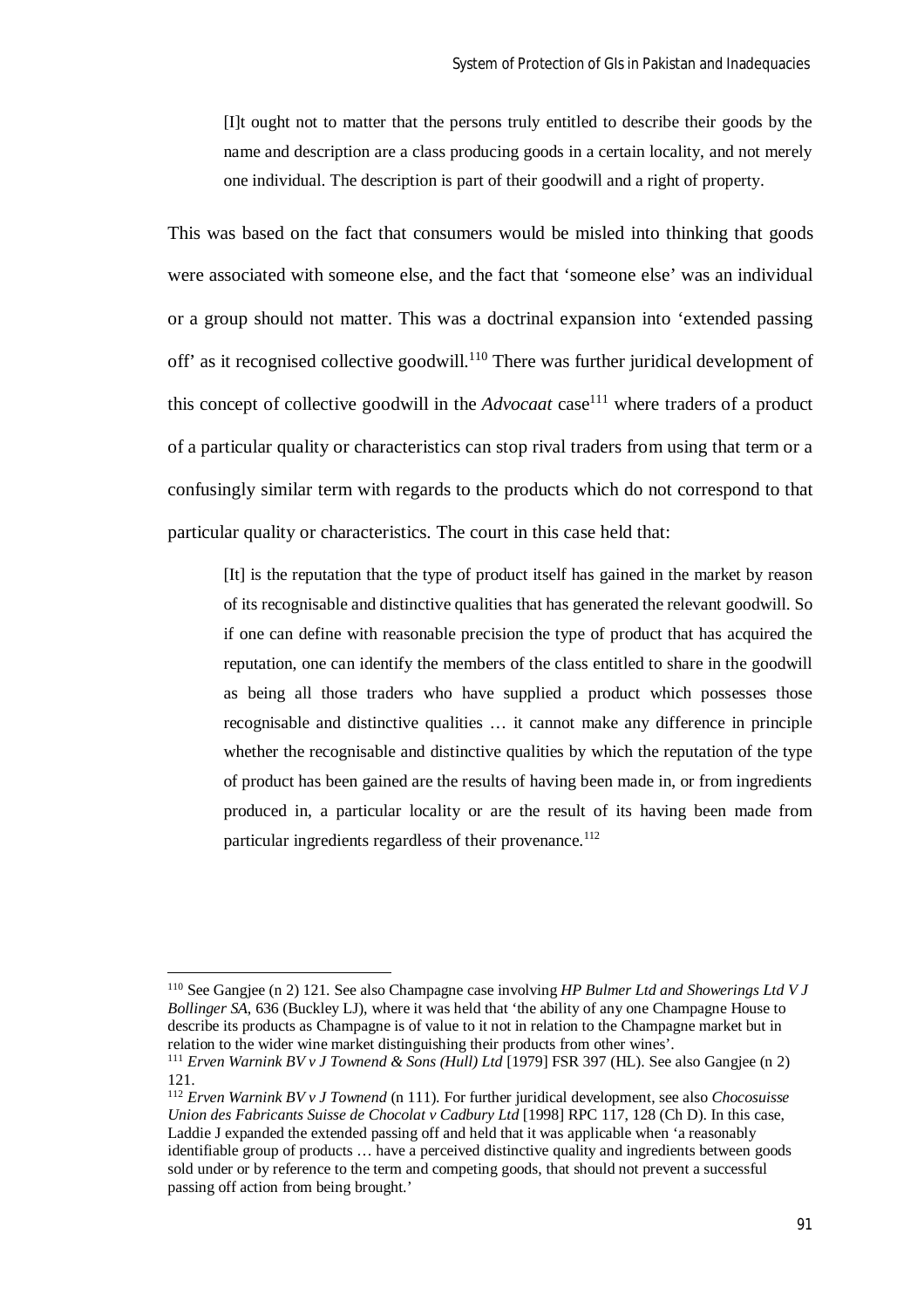> [I]t ought not to matter that the persons truly entitled to describe their goods by the name and description are a class producing goods in a certain locality, and not merely one individual. The description is part of their goodwill and a right of property.

This was based on the fact that consumers would be misled into thinking that goods were associated with someone else, and the fact that 'someone else' was an individual or a group should not matter. This was a doctrinal expansion into 'extended passing off' as it recognised collective goodwill.[110] There was further juridical development of this concept of collective goodwill in the *Advocaat* case[111] where traders of a product of a particular quality or characteristics can stop rival traders from using that term or a confusingly similar term with regards to the products which do not correspond to that particular quality or characteristics. The court in this case held that:

> [It] is the reputation that the type of product itself has gained in the market by reason of its recognisable and distinctive qualities that has generated the relevant goodwill. So if one can define with reasonable precision the type of product that has acquired the reputation, one can identify the members of the class entitled to share in the goodwill as being all those traders who have supplied a product which possesses those recognisable and distinctive qualities … it cannot make any difference in principle whether the recognisable and distinctive qualities by which the reputation of the type of product has been gained are the results of having been made in, or from ingredients produced in, a particular locality or are the result of its having been made from particular ingredients regardless of their provenance.[112]

---

[110] See Gangjee (n 2) 121. See also Champagne case involving *HP Bulmer Ltd and Showerings Ltd V J Bollinger SA*, 636 (Buckley LJ), where it was held that 'the ability of any one Champagne House to describe its products as Champagne is of value to it not in relation to the Champagne market but in relation to the wider wine market distinguishing their products from other wines'.

[111] *Erven Warnink BV v J Townend & Sons (Hull) Ltd* [1979] FSR 397 (HL). See also Gangjee (n 2) 121.

[112] *Erven Warnink BV v J Townend* (n 111). For further juridical development, see also *Chocosuisse Union des Fabricants Suisse de Chocolat v Cadbury Ltd* [1998] RPC 117, 128 (Ch D). In this case, Laddie J expanded the extended passing off and held that it was applicable when 'a reasonably identifiable group of products … have a perceived distinctive quality and ingredients between goods sold under or by reference to the term and competing goods, that should not prevent a successful passing off action from being brought.'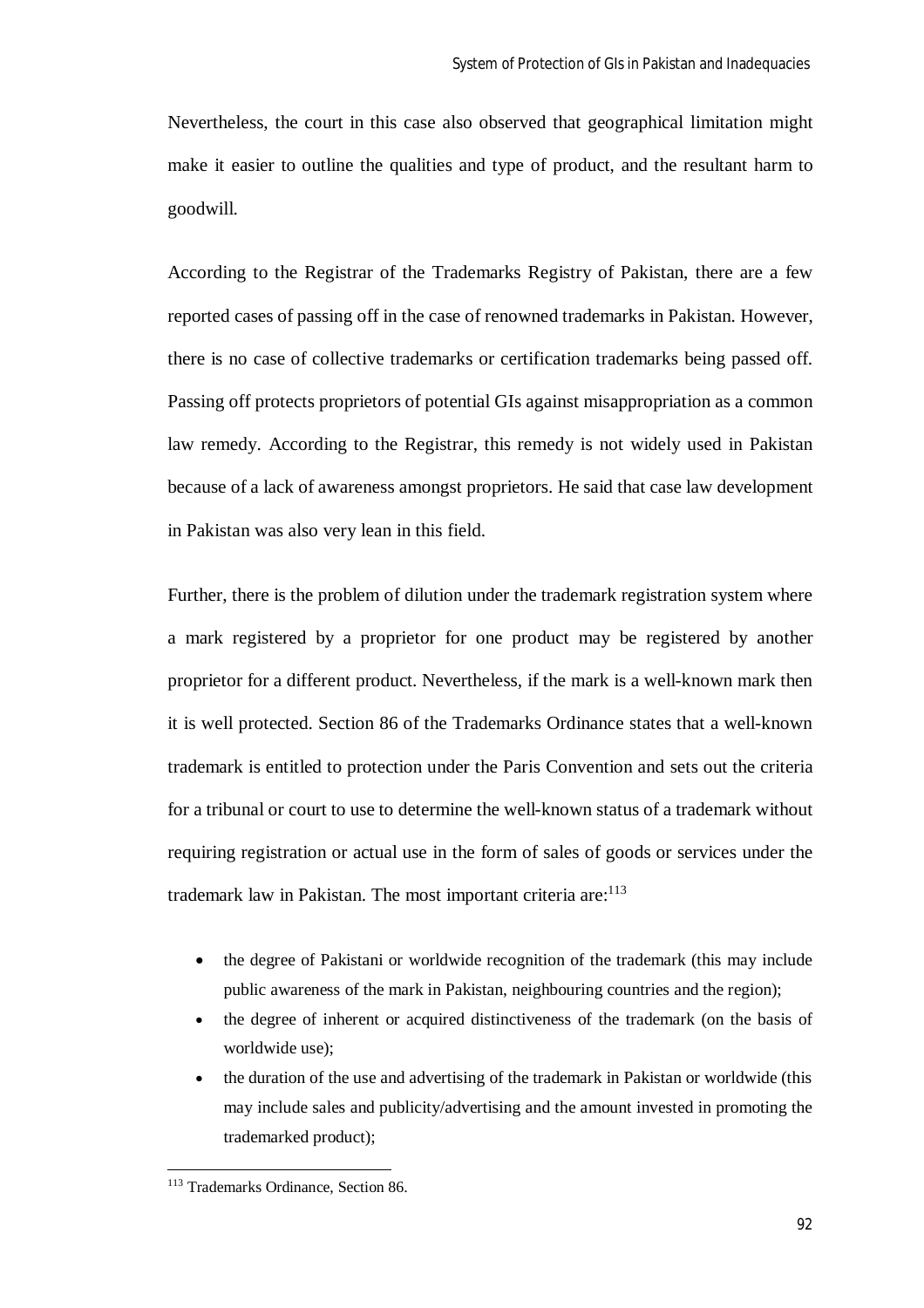Nevertheless, the court in this case also observed that geographical limitation might make it easier to outline the qualities and type of product, and the resultant harm to goodwill.

According to the Registrar of the Trademarks Registry of Pakistan, there are a few reported cases of passing off in the case of renowned trademarks in Pakistan. However, there is no case of collective trademarks or certification trademarks being passed off. Passing off protects proprietors of potential GIs against misappropriation as a common law remedy. According to the Registrar, this remedy is not widely used in Pakistan because of a lack of awareness amongst proprietors. He said that case law development in Pakistan was also very lean in this field.

Further, there is the problem of dilution under the trademark registration system where a mark registered by a proprietor for one product may be registered by another proprietor for a different product. Nevertheless, if the mark is a well-known mark then it is well protected. Section 86 of the Trademarks Ordinance states that a well-known trademark is entitled to protection under the Paris Convention and sets out the criteria for a tribunal or court to use to determine the well-known status of a trademark without requiring registration or actual use in the form of sales of goods or services under the trademark law in Pakistan. The most important criteria are:[113]

- the degree of Pakistani or worldwide recognition of the trademark (this may include public awareness of the mark in Pakistan, neighbouring countries and the region);
- the degree of inherent or acquired distinctiveness of the trademark (on the basis of worldwide use);
- the duration of the use and advertising of the trademark in Pakistan or worldwide (this may include sales and publicity/advertising and the amount invested in promoting the trademarked product);

[113] Trademarks Ordinance, Section 86.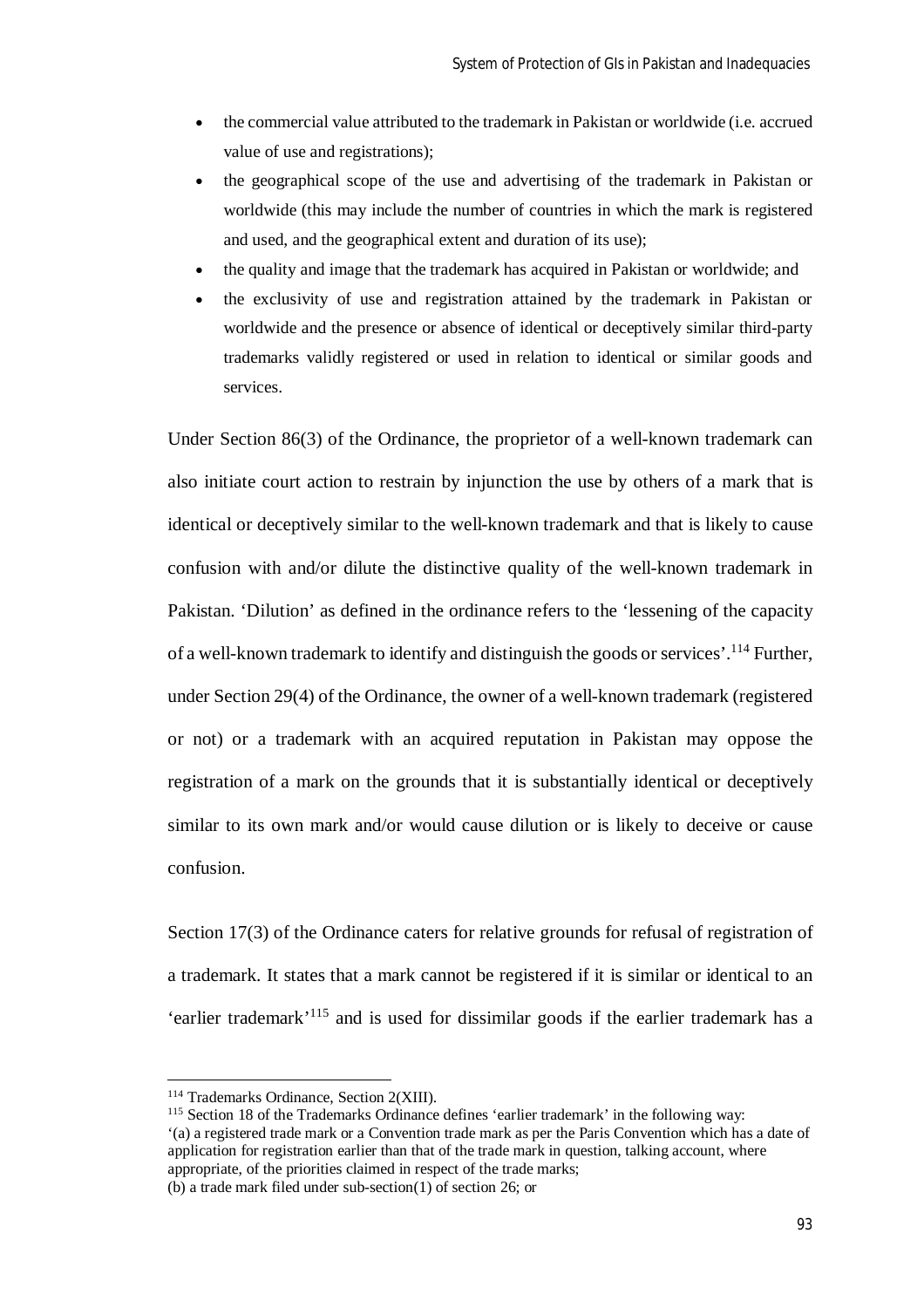- the commercial value attributed to the trademark in Pakistan or worldwide (i.e. accrued value of use and registrations);
- the geographical scope of the use and advertising of the trademark in Pakistan or worldwide (this may include the number of countries in which the mark is registered and used, and the geographical extent and duration of its use);
- the quality and image that the trademark has acquired in Pakistan or worldwide; and
- the exclusivity of use and registration attained by the trademark in Pakistan or worldwide and the presence or absence of identical or deceptively similar third-party trademarks validly registered or used in relation to identical or similar goods and services.

Under Section 86(3) of the Ordinance, the proprietor of a well-known trademark can also initiate court action to restrain by injunction the use by others of a mark that is identical or deceptively similar to the well-known trademark and that is likely to cause confusion with and/or dilute the distinctive quality of the well-known trademark in Pakistan. 'Dilution' as defined in the ordinance refers to the 'lessening of the capacity of a well-known trademark to identify and distinguish the goods or services'.[114] Further, under Section 29(4) of the Ordinance, the owner of a well-known trademark (registered or not) or a trademark with an acquired reputation in Pakistan may oppose the registration of a mark on the grounds that it is substantially identical or deceptively similar to its own mark and/or would cause dilution or is likely to deceive or cause confusion.

Section 17(3) of the Ordinance caters for relative grounds for refusal of registration of a trademark. It states that a mark cannot be registered if it is similar or identical to an 'earlier trademark'[115] and is used for dissimilar goods if the earlier trademark has a

---

[114] Trademarks Ordinance, Section 2(XIII).

[115] Section 18 of the Trademarks Ordinance defines 'earlier trademark' in the following way:
'(a) a registered trade mark or a Convention trade mark as per the Paris Convention which has a date of application for registration earlier than that of the trade mark in question, talking account, where appropriate, of the priorities claimed in respect of the trade marks;
(b) a trade mark filed under sub-section(1) of section 26; or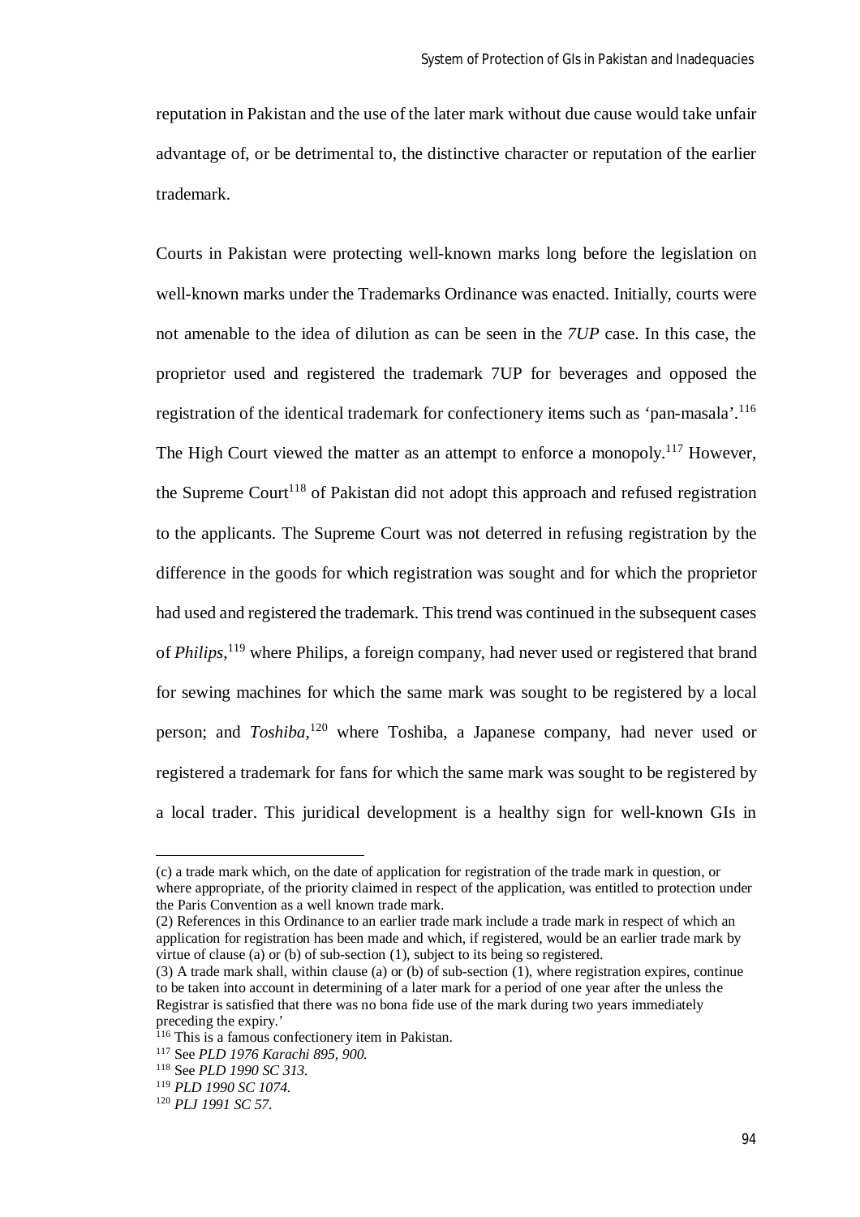reputation in Pakistan and the use of the later mark without due cause would take unfair advantage of, or be detrimental to, the distinctive character or reputation of the earlier trademark.

Courts in Pakistan were protecting well-known marks long before the legislation on well-known marks under the Trademarks Ordinance was enacted. Initially, courts were not amenable to the idea of dilution as can be seen in the *7UP* case. In this case, the proprietor used and registered the trademark 7UP for beverages and opposed the registration of the identical trademark for confectionery items such as 'pan-masala'.[116] The High Court viewed the matter as an attempt to enforce a monopoly.[117] However, the Supreme Court[118] of Pakistan did not adopt this approach and refused registration to the applicants. The Supreme Court was not deterred in refusing registration by the difference in the goods for which registration was sought and for which the proprietor had used and registered the trademark. This trend was continued in the subsequent cases of *Philips*,[119] where Philips, a foreign company, had never used or registered that brand for sewing machines for which the same mark was sought to be registered by a local person; and *Toshiba*,[120] where Toshiba, a Japanese company, had never used or registered a trademark for fans for which the same mark was sought to be registered by a local trader. This juridical development is a healthy sign for well-known GIs in

---

(c) a trade mark which, on the date of application for registration of the trade mark in question, or where appropriate, of the priority claimed in respect of the application, was entitled to protection under the Paris Convention as a well known trade mark.

(2) References in this Ordinance to an earlier trade mark include a trade mark in respect of which an application for registration has been made and which, if registered, would be an earlier trade mark by virtue of clause (a) or (b) of sub-section (1), subject to its being so registered.

(3) A trade mark shall, within clause (a) or (b) of sub-section (1), where registration expires, continue to be taken into account in determining of a later mark for a period of one year after the unless the Registrar is satisfied that there was no bona fide use of the mark during two years immediately preceding the expiry.'

[116] This is a famous confectionery item in Pakistan.

[117] See *PLD 1976 Karachi 895, 900.*

[118] See *PLD 1990 SC 313.*

[119] *PLD 1990 SC 1074.*

[120] *PLJ 1991 SC 57.*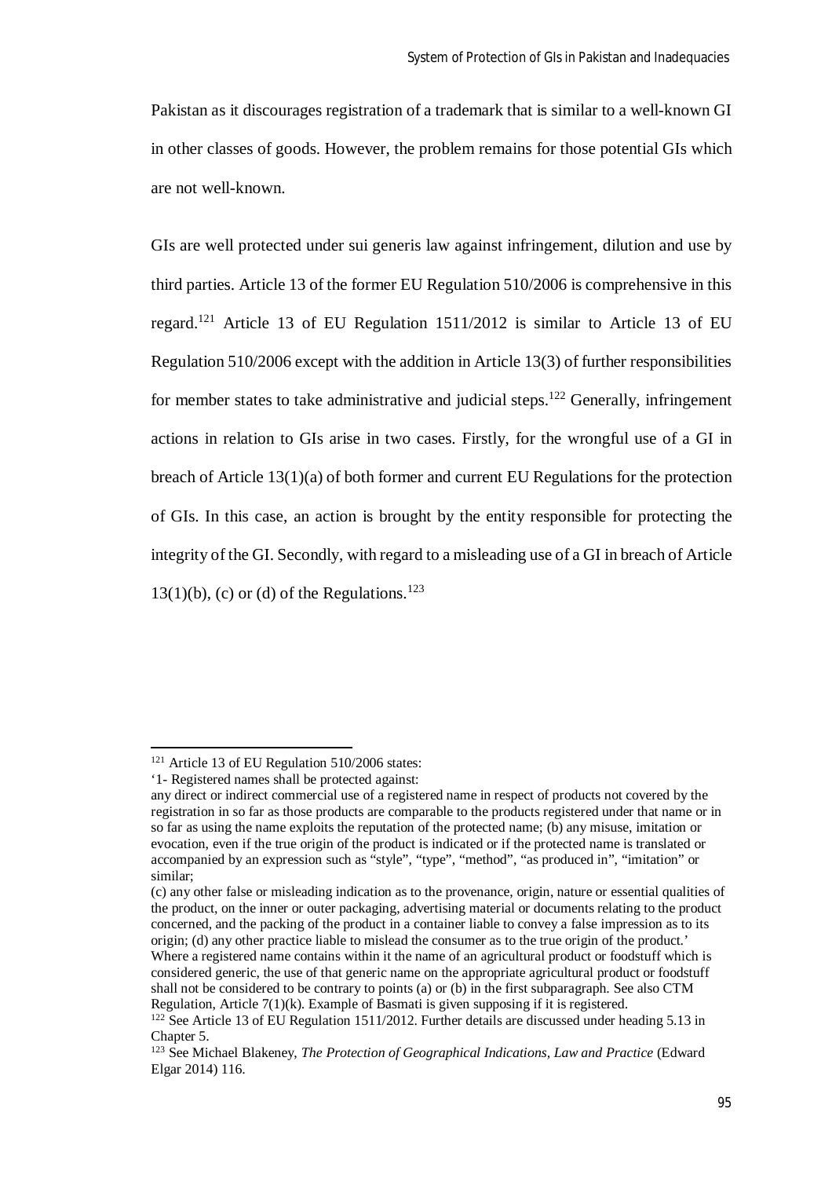Pakistan as it discourages registration of a trademark that is similar to a well-known GI in other classes of goods. However, the problem remains for those potential GIs which are not well-known.

GIs are well protected under sui generis law against infringement, dilution and use by third parties. Article 13 of the former EU Regulation 510/2006 is comprehensive in this regard.[121] Article 13 of EU Regulation 1511/2012 is similar to Article 13 of EU Regulation 510/2006 except with the addition in Article 13(3) of further responsibilities for member states to take administrative and judicial steps.[122] Generally, infringement actions in relation to GIs arise in two cases. Firstly, for the wrongful use of a GI in breach of Article 13(1)(a) of both former and current EU Regulations for the protection of GIs. In this case, an action is brought by the entity responsible for protecting the integrity of the GI. Secondly, with regard to a misleading use of a GI in breach of Article 13(1)(b), (c) or (d) of the Regulations.[123]

---

[121] Article 13 of EU Regulation 510/2006 states:
'1- Registered names shall be protected against:
any direct or indirect commercial use of a registered name in respect of products not covered by the registration in so far as those products are comparable to the products registered under that name or in so far as using the name exploits the reputation of the protected name; (b) any misuse, imitation or evocation, even if the true origin of the product is indicated or if the protected name is translated or accompanied by an expression such as "style", "type", "method", "as produced in", "imitation" or similar;
(c) any other false or misleading indication as to the provenance, origin, nature or essential qualities of the product, on the inner or outer packaging, advertising material or documents relating to the product concerned, and the packing of the product in a container liable to convey a false impression as to its origin; (d) any other practice liable to mislead the consumer as to the true origin of the product.'
Where a registered name contains within it the name of an agricultural product or foodstuff which is considered generic, the use of that generic name on the appropriate agricultural product or foodstuff shall not be considered to be contrary to points (a) or (b) in the first subparagraph. See also CTM Regulation, Article 7(1)(k). Example of Basmati is given supposing if it is registered.

[122] See Article 13 of EU Regulation 1511/2012. Further details are discussed under heading 5.13 in Chapter 5.

[123] See Michael Blakeney, *The Protection of Geographical Indications, Law and Practice* (Edward Elgar 2014) 116.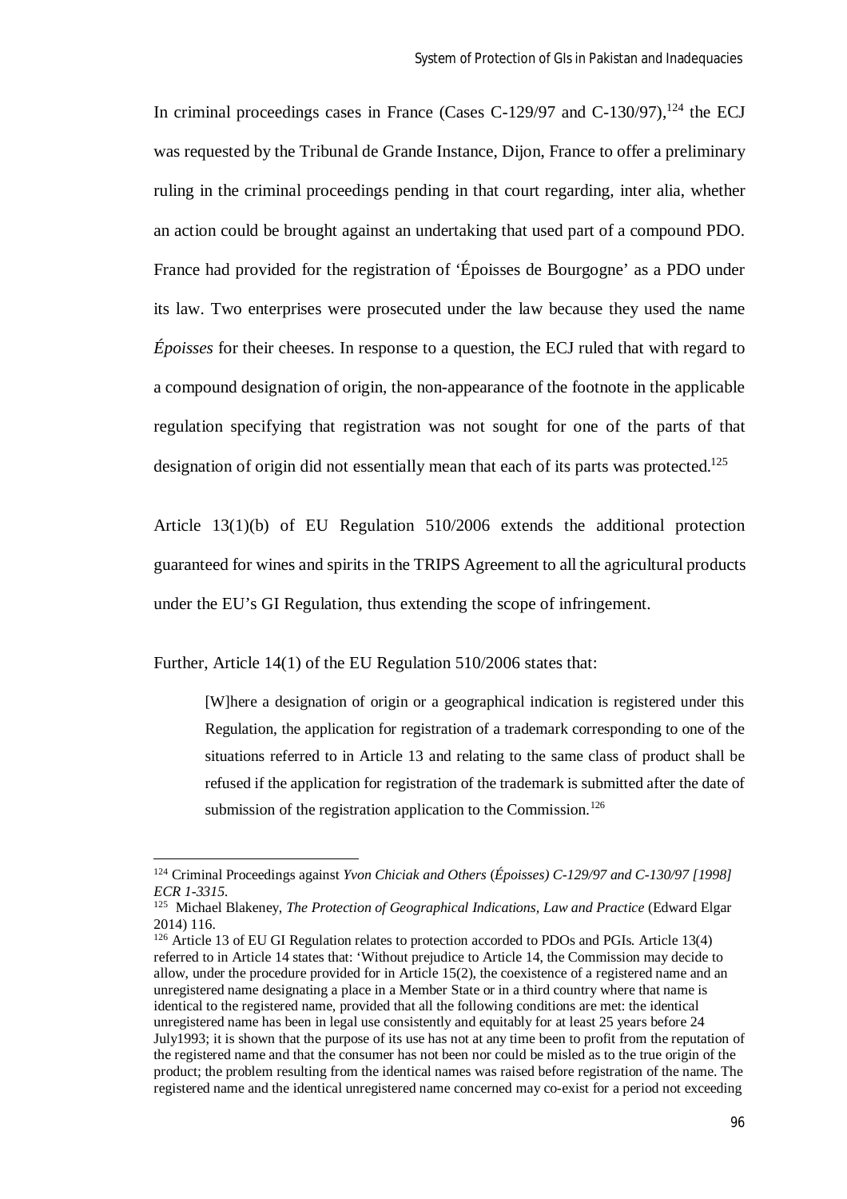In criminal proceedings cases in France (Cases C-129/97 and C-130/97),[124] the ECJ was requested by the Tribunal de Grande Instance, Dijon, France to offer a preliminary ruling in the criminal proceedings pending in that court regarding, inter alia, whether an action could be brought against an undertaking that used part of a compound PDO. France had provided for the registration of 'Époisses de Bourgogne' as a PDO under its law. Two enterprises were prosecuted under the law because they used the name *Époisses* for their cheeses. In response to a question, the ECJ ruled that with regard to a compound designation of origin, the non-appearance of the footnote in the applicable regulation specifying that registration was not sought for one of the parts of that designation of origin did not essentially mean that each of its parts was protected.[125]

Article 13(1)(b) of EU Regulation 510/2006 extends the additional protection guaranteed for wines and spirits in the TRIPS Agreement to all the agricultural products under the EU's GI Regulation, thus extending the scope of infringement.

Further, Article 14(1) of the EU Regulation 510/2006 states that:

> [W]here a designation of origin or a geographical indication is registered under this Regulation, the application for registration of a trademark corresponding to one of the situations referred to in Article 13 and relating to the same class of product shall be refused if the application for registration of the trademark is submitted after the date of submission of the registration application to the Commission.[126]

---

[124] Criminal Proceedings against *Yvon Chiciak and Others (Époisses) C-129/97 and C-130/97 [1998] ECR 1-3315.*

[125] Michael Blakeney, *The Protection of Geographical Indications, Law and Practice* (Edward Elgar 2014) 116.

[126] Article 13 of EU GI Regulation relates to protection accorded to PDOs and PGIs. Article 13(4) referred to in Article 14 states that: 'Without prejudice to Article 14, the Commission may decide to allow, under the procedure provided for in Article 15(2), the coexistence of a registered name and an unregistered name designating a place in a Member State or in a third country where that name is identical to the registered name, provided that all the following conditions are met: the identical unregistered name has been in legal use consistently and equitably for at least 25 years before 24 July1993; it is shown that the purpose of its use has not at any time been to profit from the reputation of the registered name and that the consumer has not been nor could be misled as to the true origin of the product; the problem resulting from the identical names was raised before registration of the name. The registered name and the identical unregistered name concerned may co-exist for a period not exceeding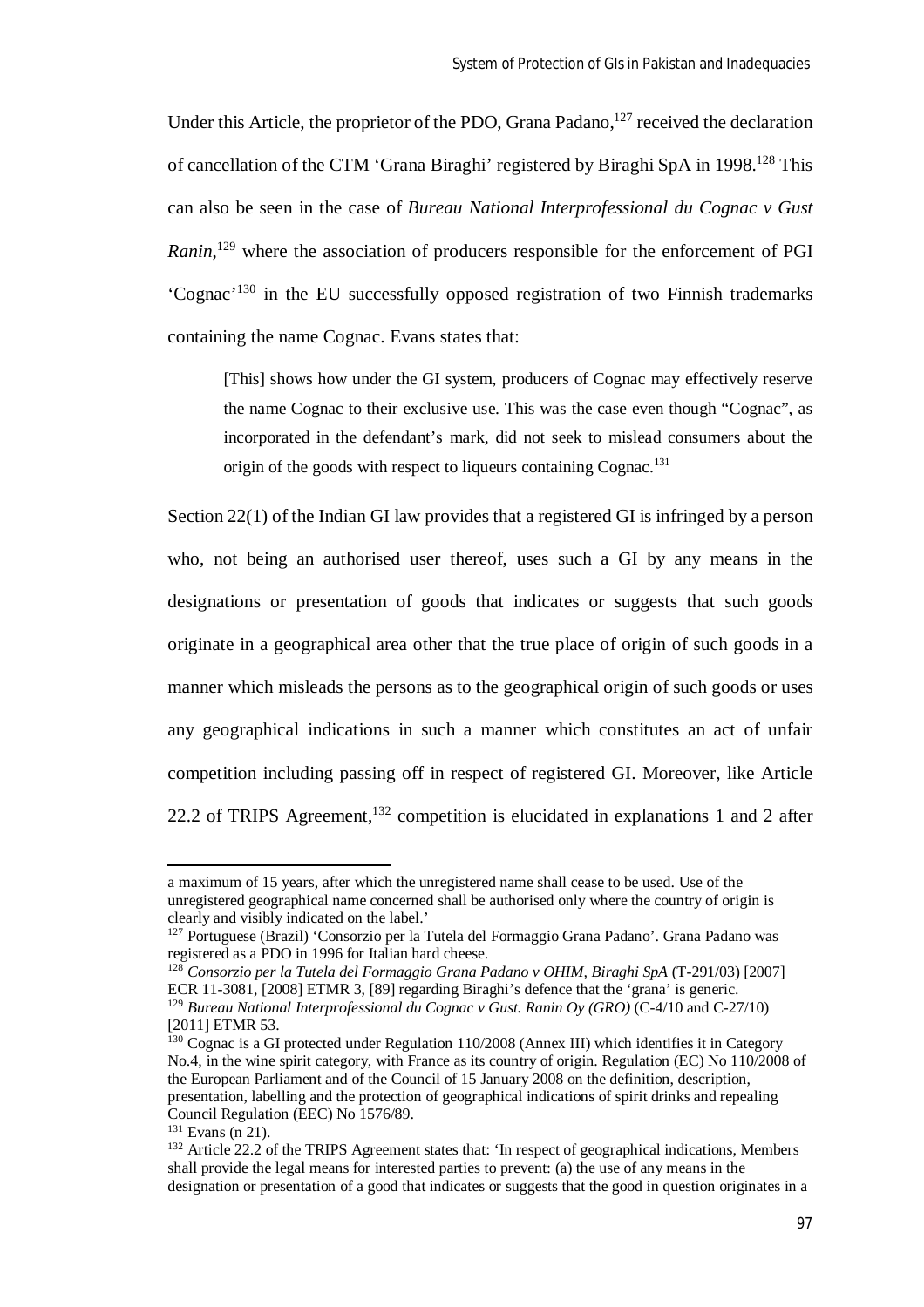Under this Article, the proprietor of the PDO, Grana Padano,[127] received the declaration of cancellation of the CTM 'Grana Biraghi' registered by Biraghi SpA in 1998.[128] This can also be seen in the case of *Bureau National Interprofessional du Cognac v Gust Ranin*,[129] where the association of producers responsible for the enforcement of PGI 'Cognac'[130] in the EU successfully opposed registration of two Finnish trademarks containing the name Cognac. Evans states that:

> [This] shows how under the GI system, producers of Cognac may effectively reserve the name Cognac to their exclusive use. This was the case even though "Cognac", as incorporated in the defendant's mark, did not seek to mislead consumers about the origin of the goods with respect to liqueurs containing Cognac.[131]

Section 22(1) of the Indian GI law provides that a registered GI is infringed by a person who, not being an authorised user thereof, uses such a GI by any means in the designations or presentation of goods that indicates or suggests that such goods originate in a geographical area other that the true place of origin of such goods in a manner which misleads the persons as to the geographical origin of such goods or uses any geographical indications in such a manner which constitutes an act of unfair competition including passing off in respect of registered GI. Moreover, like Article 22.2 of TRIPS Agreement,[132] competition is elucidated in explanations 1 and 2 after

---

a maximum of 15 years, after which the unregistered name shall cease to be used. Use of the unregistered geographical name concerned shall be authorised only where the country of origin is clearly and visibly indicated on the label.'

[127] Portuguese (Brazil) 'Consorzio per la Tutela del Formaggio Grana Padano'. Grana Padano was registered as a PDO in 1996 for Italian hard cheese.

[128] *Consorzio per la Tutela del Formaggio Grana Padano v OHIM, Biraghi SpA* (T-291/03) [2007] ECR 11-3081, [2008] ETMR 3, [89] regarding Biraghi's defence that the 'grana' is generic.

[129] *Bureau National Interprofessional du Cognac v Gust. Ranin Oy (GRO)* (C-4/10 and C-27/10) [2011] ETMR 53.

[130] Cognac is a GI protected under Regulation 110/2008 (Annex III) which identifies it in Category No.4, in the wine spirit category, with France as its country of origin. Regulation (EC) No 110/2008 of the European Parliament and of the Council of 15 January 2008 on the definition, description, presentation, labelling and the protection of geographical indications of spirit drinks and repealing Council Regulation (EEC) No 1576/89.

[131] Evans (n 21).

[132] Article 22.2 of the TRIPS Agreement states that: 'In respect of geographical indications, Members shall provide the legal means for interested parties to prevent: (a) the use of any means in the designation or presentation of a good that indicates or suggests that the good in question originates in a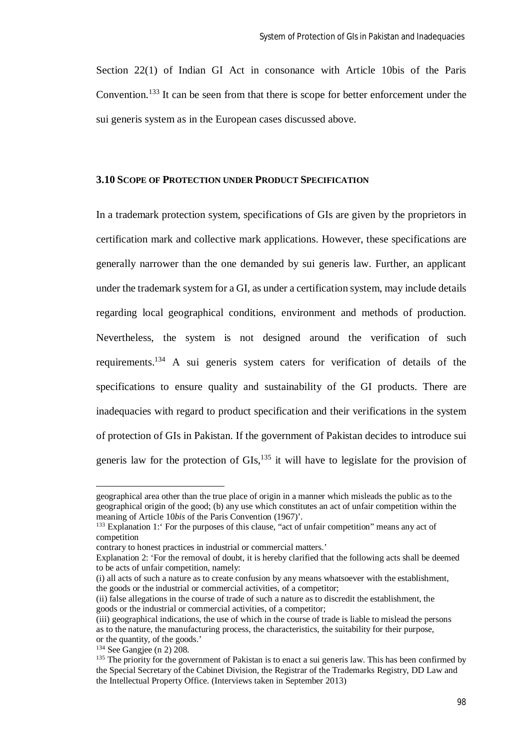Section 22(1) of Indian GI Act in consonance with Article 10bis of the Paris Convention.[133] It can be seen from that there is scope for better enforcement under the sui generis system as in the European cases discussed above.

### 3.10 Scope of Protection under Product Specification

In a trademark protection system, specifications of GIs are given by the proprietors in certification mark and collective mark applications. However, these specifications are generally narrower than the one demanded by sui generis law. Further, an applicant under the trademark system for a GI, as under a certification system, may include details regarding local geographical conditions, environment and methods of production. Nevertheless, the system is not designed around the verification of such requirements.[134] A sui generis system caters for verification of details of the specifications to ensure quality and sustainability of the GI products. There are inadequacies with regard to product specification and their verifications in the system of protection of GIs in Pakistan. If the government of Pakistan decides to introduce sui generis law for the protection of GIs,[135] it will have to legislate for the provision of

---

geographical area other than the true place of origin in a manner which misleads the public as to the geographical origin of the good; (b) any use which constitutes an act of unfair competition within the meaning of Article 10*bis* of the Paris Convention (1967)'.

[133] Explanation 1:' For the purposes of this clause, "act of unfair competition" means any act of competition

contrary to honest practices in industrial or commercial matters.'

Explanation 2: 'For the removal of doubt, it is hereby clarified that the following acts shall be deemed to be acts of unfair competition, namely:

(i) all acts of such a nature as to create confusion by any means whatsoever with the establishment, the goods or the industrial or commercial activities, of a competitor;

(ii) false allegations in the course of trade of such a nature as to discredit the establishment, the goods or the industrial or commercial activities, of a competitor;

(iii) geographical indications, the use of which in the course of trade is liable to mislead the persons as to the nature, the manufacturing process, the characteristics, the suitability for their purpose, or the quantity, of the goods.'

[134] See Gangjee (n 2) 208.

[135] The priority for the government of Pakistan is to enact a sui generis law. This has been confirmed by the Special Secretary of the Cabinet Division, the Registrar of the Trademarks Registry, DD Law and the Intellectual Property Office. (Interviews taken in September 2013)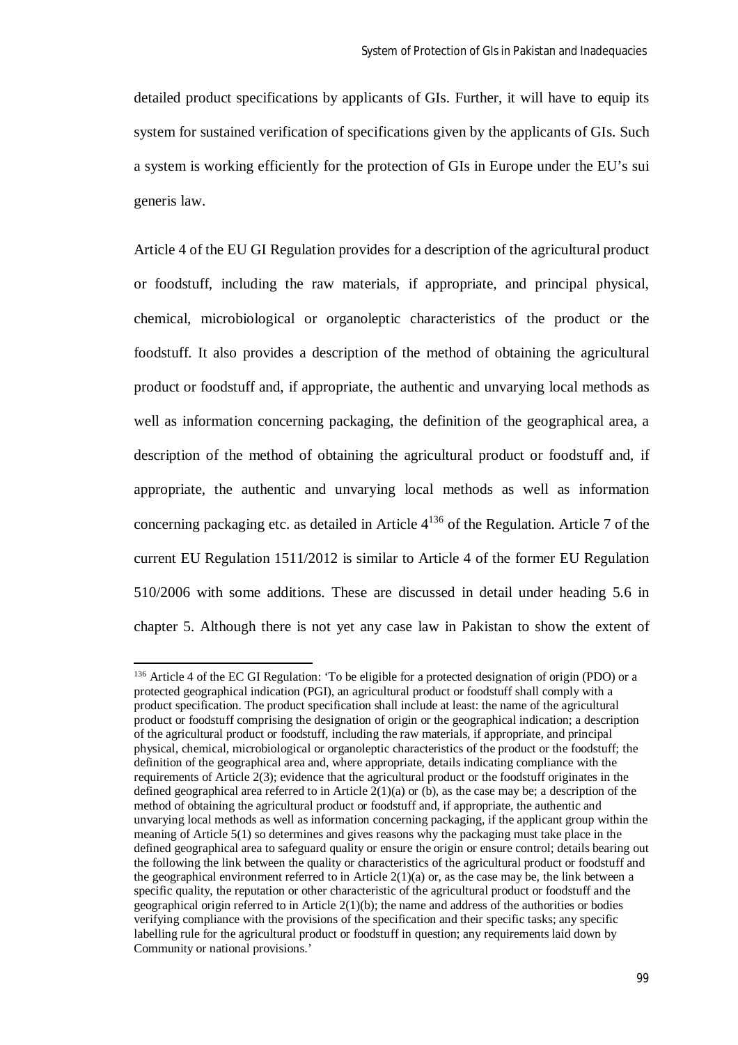detailed product specifications by applicants of GIs. Further, it will have to equip its system for sustained verification of specifications given by the applicants of GIs. Such a system is working efficiently for the protection of GIs in Europe under the EU's sui generis law.

Article 4 of the EU GI Regulation provides for a description of the agricultural product or foodstuff, including the raw materials, if appropriate, and principal physical, chemical, microbiological or organoleptic characteristics of the product or the foodstuff. It also provides a description of the method of obtaining the agricultural product or foodstuff and, if appropriate, the authentic and unvarying local methods as well as information concerning packaging, the definition of the geographical area, a description of the method of obtaining the agricultural product or foodstuff and, if appropriate, the authentic and unvarying local methods as well as information concerning packaging etc. as detailed in Article 4[136] of the Regulation. Article 7 of the current EU Regulation 1511/2012 is similar to Article 4 of the former EU Regulation 510/2006 with some additions. These are discussed in detail under heading 5.6 in chapter 5. Although there is not yet any case law in Pakistan to show the extent of

[136] Article 4 of the EC GI Regulation: 'To be eligible for a protected designation of origin (PDO) or a protected geographical indication (PGI), an agricultural product or foodstuff shall comply with a product specification. The product specification shall include at least: the name of the agricultural product or foodstuff comprising the designation of origin or the geographical indication; a description of the agricultural product or foodstuff, including the raw materials, if appropriate, and principal physical, chemical, microbiological or organoleptic characteristics of the product or the foodstuff; the definition of the geographical area and, where appropriate, details indicating compliance with the requirements of Article 2(3); evidence that the agricultural product or the foodstuff originates in the defined geographical area referred to in Article 2(1)(a) or (b), as the case may be; a description of the method of obtaining the agricultural product or foodstuff and, if appropriate, the authentic and unvarying local methods as well as information concerning packaging, if the applicant group within the meaning of Article 5(1) so determines and gives reasons why the packaging must take place in the defined geographical area to safeguard quality or ensure the origin or ensure control; details bearing out the following the link between the quality or characteristics of the agricultural product or foodstuff and the geographical environment referred to in Article 2(1)(a) or, as the case may be, the link between a specific quality, the reputation or other characteristic of the agricultural product or foodstuff and the geographical origin referred to in Article 2(1)(b); the name and address of the authorities or bodies verifying compliance with the provisions of the specification and their specific tasks; any specific labelling rule for the agricultural product or foodstuff in question; any requirements laid down by Community or national provisions.'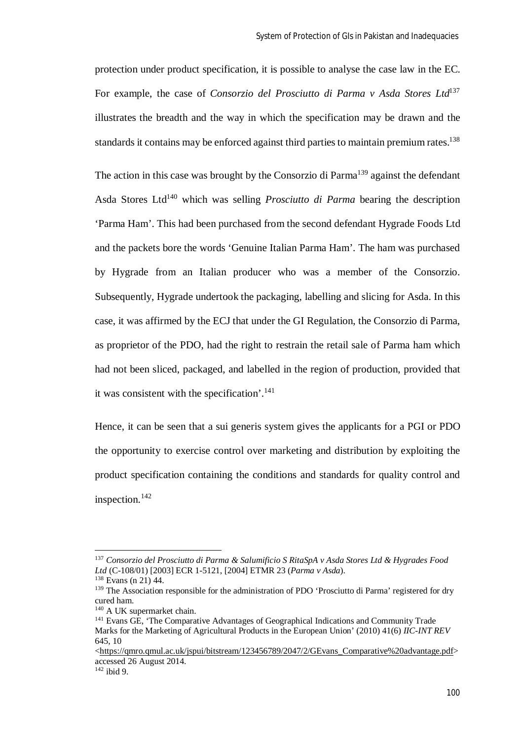protection under product specification, it is possible to analyse the case law in the EC. For example, the case of *Consorzio del Prosciutto di Parma v Asda Stores Ltd*[137] illustrates the breadth and the way in which the specification may be drawn and the standards it contains may be enforced against third parties to maintain premium rates.[138]

The action in this case was brought by the Consorzio di Parma[139] against the defendant Asda Stores Ltd[140] which was selling *Prosciutto di Parma* bearing the description 'Parma Ham'. This had been purchased from the second defendant Hygrade Foods Ltd and the packets bore the words 'Genuine Italian Parma Ham'. The ham was purchased by Hygrade from an Italian producer who was a member of the Consorzio. Subsequently, Hygrade undertook the packaging, labelling and slicing for Asda. In this case, it was affirmed by the ECJ that under the GI Regulation, the Consorzio di Parma, as proprietor of the PDO, had the right to restrain the retail sale of Parma ham which had not been sliced, packaged, and labelled in the region of production, provided that it was consistent with the specification'.[141]

Hence, it can be seen that a sui generis system gives the applicants for a PGI or PDO the opportunity to exercise control over marketing and distribution by exploiting the product specification containing the conditions and standards for quality control and inspection.[142]

---

[137] *Consorzio del Prosciutto di Parma & Salumificio S RitaSpA v Asda Stores Ltd & Hygrades Food Ltd* (C-108/01) [2003] ECR 1-5121, [2004] ETMR 23 (*Parma v Asda*).

[138] Evans (n 21) 44.

[139] The Association responsible for the administration of PDO 'Prosciutto di Parma' registered for dry cured ham.

[140] A UK supermarket chain.

[141] Evans GE, 'The Comparative Advantages of Geographical Indications and Community Trade Marks for the Marketing of Agricultural Products in the European Union' (2010) 41(6) *IIC-INT REV* 645, 10 <https://qmro.qmul.ac.uk/jspui/bitstream/123456789/2047/2/GEvans_Comparative%20advantage.pdf> accessed 26 August 2014.

[142] ibid 9.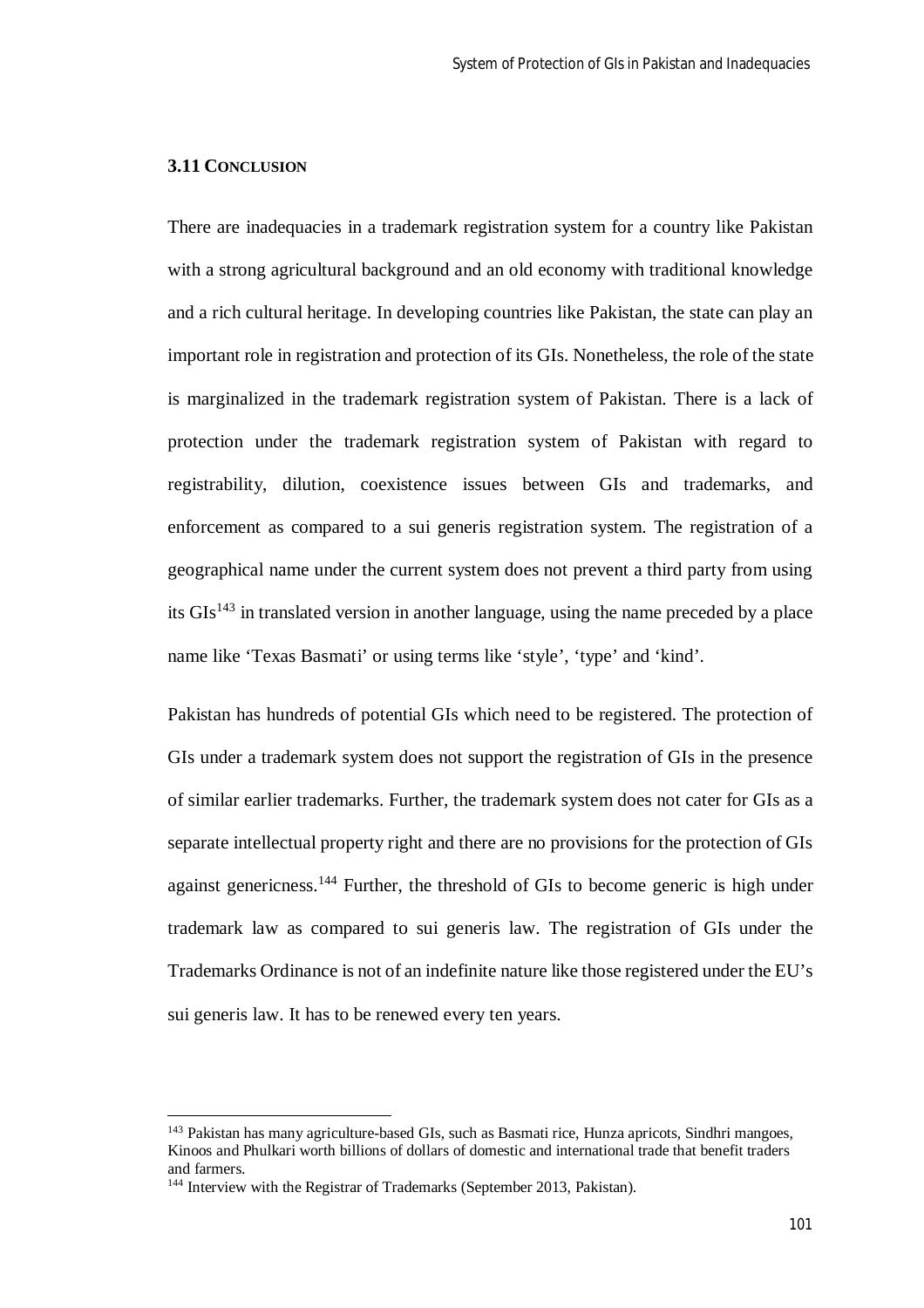### 3.11 CONCLUSION

There are inadequacies in a trademark registration system for a country like Pakistan with a strong agricultural background and an old economy with traditional knowledge and a rich cultural heritage. In developing countries like Pakistan, the state can play an important role in registration and protection of its GIs. Nonetheless, the role of the state is marginalized in the trademark registration system of Pakistan. There is a lack of protection under the trademark registration system of Pakistan with regard to registrability, dilution, coexistence issues between GIs and trademarks, and enforcement as compared to a sui generis registration system. The registration of a geographical name under the current system does not prevent a third party from using its GIs[143] in translated version in another language, using the name preceded by a place name like 'Texas Basmati' or using terms like 'style', 'type' and 'kind'.

Pakistan has hundreds of potential GIs which need to be registered. The protection of GIs under a trademark system does not support the registration of GIs in the presence of similar earlier trademarks. Further, the trademark system does not cater for GIs as a separate intellectual property right and there are no provisions for the protection of GIs against genericness.[144] Further, the threshold of GIs to become generic is high under trademark law as compared to sui generis law. The registration of GIs under the Trademarks Ordinance is not of an indefinite nature like those registered under the EU's sui generis law. It has to be renewed every ten years.

---

[143] Pakistan has many agriculture-based GIs, such as Basmati rice, Hunza apricots, Sindhri mangoes, Kinoos and Phulkari worth billions of dollars of domestic and international trade that benefit traders and farmers.

[144] Interview with the Registrar of Trademarks (September 2013, Pakistan).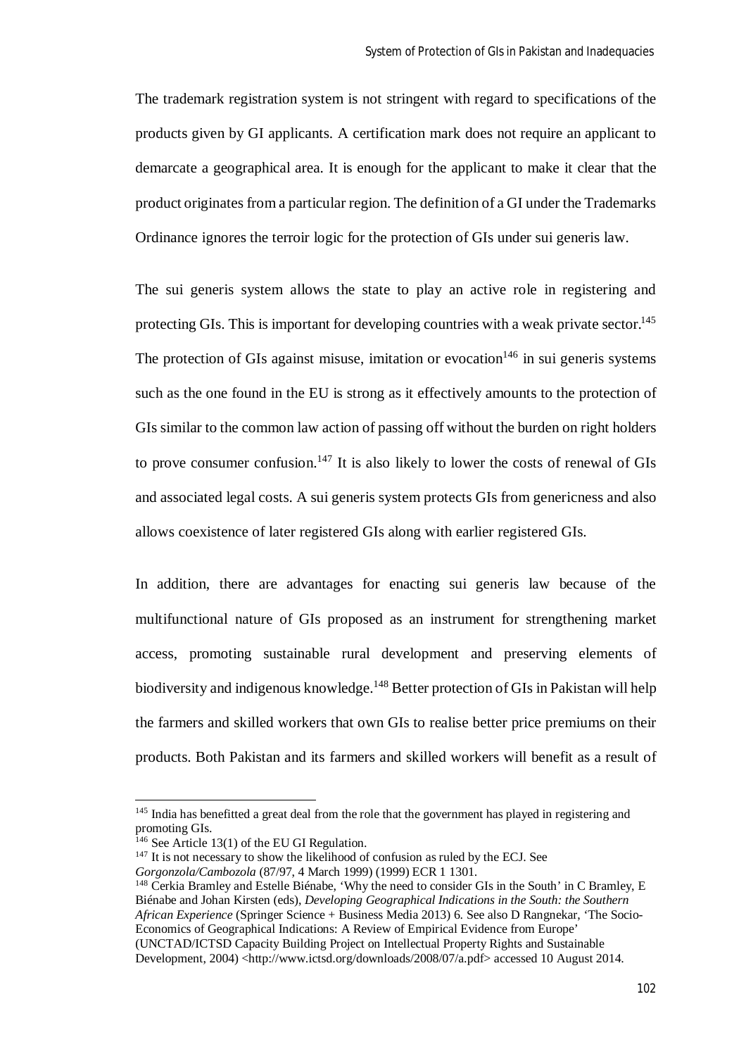The trademark registration system is not stringent with regard to specifications of the products given by GI applicants. A certification mark does not require an applicant to demarcate a geographical area. It is enough for the applicant to make it clear that the product originates from a particular region. The definition of a GI under the Trademarks Ordinance ignores the terroir logic for the protection of GIs under sui generis law.

The sui generis system allows the state to play an active role in registering and protecting GIs. This is important for developing countries with a weak private sector.[145] The protection of GIs against misuse, imitation or evocation[146] in sui generis systems such as the one found in the EU is strong as it effectively amounts to the protection of GIs similar to the common law action of passing off without the burden on right holders to prove consumer confusion.[147] It is also likely to lower the costs of renewal of GIs and associated legal costs. A sui generis system protects GIs from genericness and also allows coexistence of later registered GIs along with earlier registered GIs.

In addition, there are advantages for enacting sui generis law because of the multifunctional nature of GIs proposed as an instrument for strengthening market access, promoting sustainable rural development and preserving elements of biodiversity and indigenous knowledge.[148] Better protection of GIs in Pakistan will help the farmers and skilled workers that own GIs to realise better price premiums on their products. Both Pakistan and its farmers and skilled workers will benefit as a result of

---

[145] India has benefitted a great deal from the role that the government has played in registering and promoting GIs.

[146] See Article 13(1) of the EU GI Regulation.

[147] It is not necessary to show the likelihood of confusion as ruled by the ECJ. See *Gorgonzola/Cambozola* (87/97, 4 March 1999) (1999) ECR 1 1301.

[148] Cerkia Bramley and Estelle Biénabe, 'Why the need to consider GIs in the South' in C Bramley, E Biénabe and Johan Kirsten (eds), *Developing Geographical Indications in the South: the Southern African Experience* (Springer Science + Business Media 2013) 6. See also D Rangnekar, 'The Socio-Economics of Geographical Indications: A Review of Empirical Evidence from Europe' (UNCTAD/ICTSD Capacity Building Project on Intellectual Property Rights and Sustainable Development, 2004) <http://www.ictsd.org/downloads/2008/07/a.pdf> accessed 10 August 2014.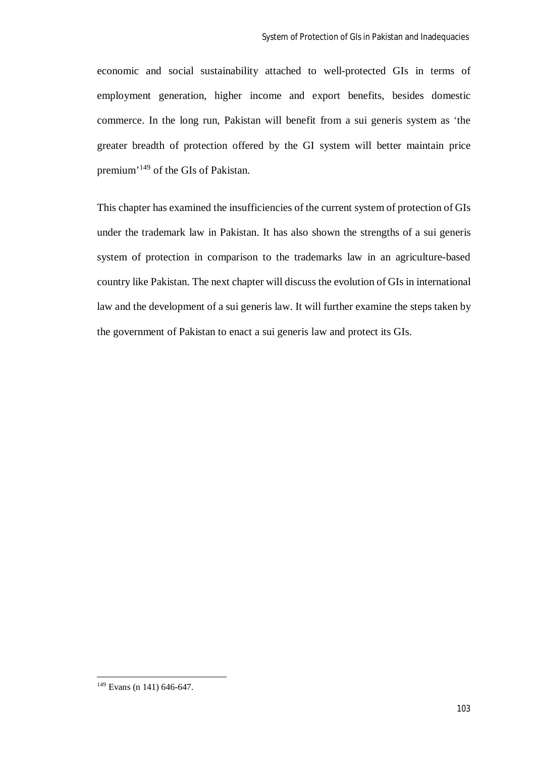economic and social sustainability attached to well-protected GIs in terms of employment generation, higher income and export benefits, besides domestic commerce. In the long run, Pakistan will benefit from a sui generis system as 'the greater breadth of protection offered by the GI system will better maintain price premium'[149] of the GIs of Pakistan.

This chapter has examined the insufficiencies of the current system of protection of GIs under the trademark law in Pakistan. It has also shown the strengths of a sui generis system of protection in comparison to the trademarks law in an agriculture-based country like Pakistan. The next chapter will discuss the evolution of GIs in international law and the development of a sui generis law. It will further examine the steps taken by the government of Pakistan to enact a sui generis law and protect its GIs.

[149] Evans (n 141) 646-647.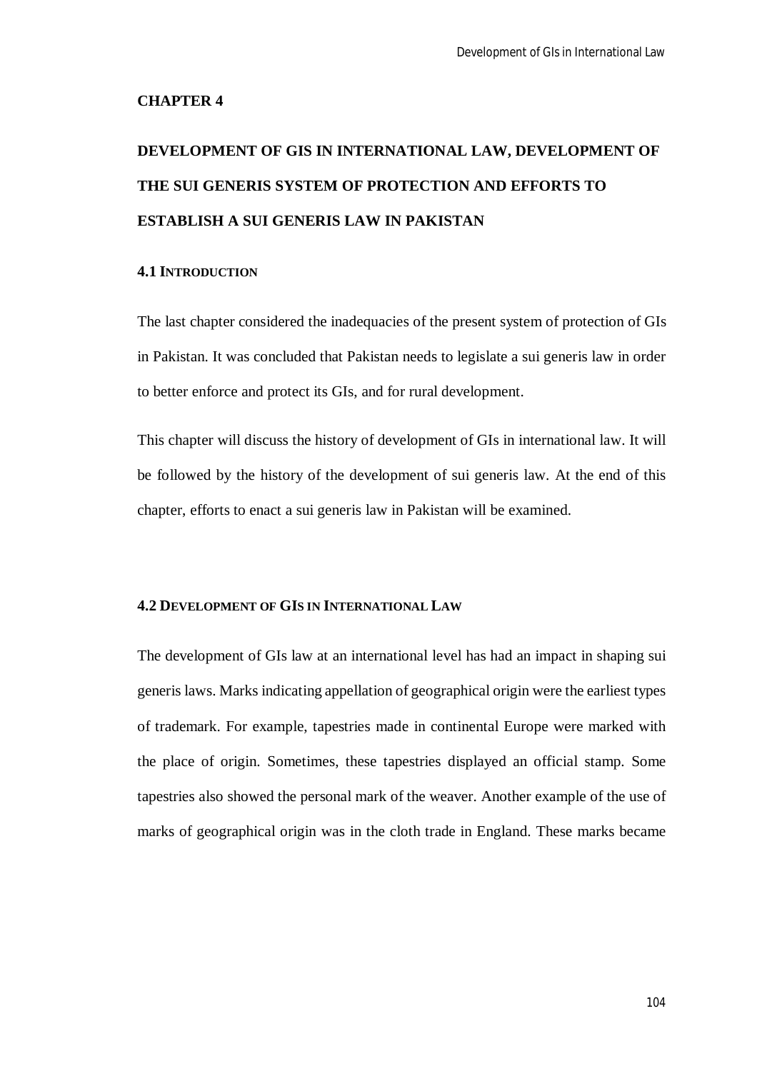# CHAPTER 4

# DEVELOPMENT OF GIS IN INTERNATIONAL LAW, DEVELOPMENT OF THE SUI GENERIS SYSTEM OF PROTECTION AND EFFORTS TO ESTABLISH A SUI GENERIS LAW IN PAKISTAN

## 4.1 INTRODUCTION

The last chapter considered the inadequacies of the present system of protection of GIs in Pakistan. It was concluded that Pakistan needs to legislate a sui generis law in order to better enforce and protect its GIs, and for rural development.

This chapter will discuss the history of development of GIs in international law. It will be followed by the history of the development of sui generis law. At the end of this chapter, efforts to enact a sui generis law in Pakistan will be examined.

## 4.2 DEVELOPMENT OF GIS IN INTERNATIONAL LAW

The development of GIs law at an international level has had an impact in shaping sui generis laws. Marks indicating appellation of geographical origin were the earliest types of trademark. For example, tapestries made in continental Europe were marked with the place of origin. Sometimes, these tapestries displayed an official stamp. Some tapestries also showed the personal mark of the weaver. Another example of the use of marks of geographical origin was in the cloth trade in England. These marks became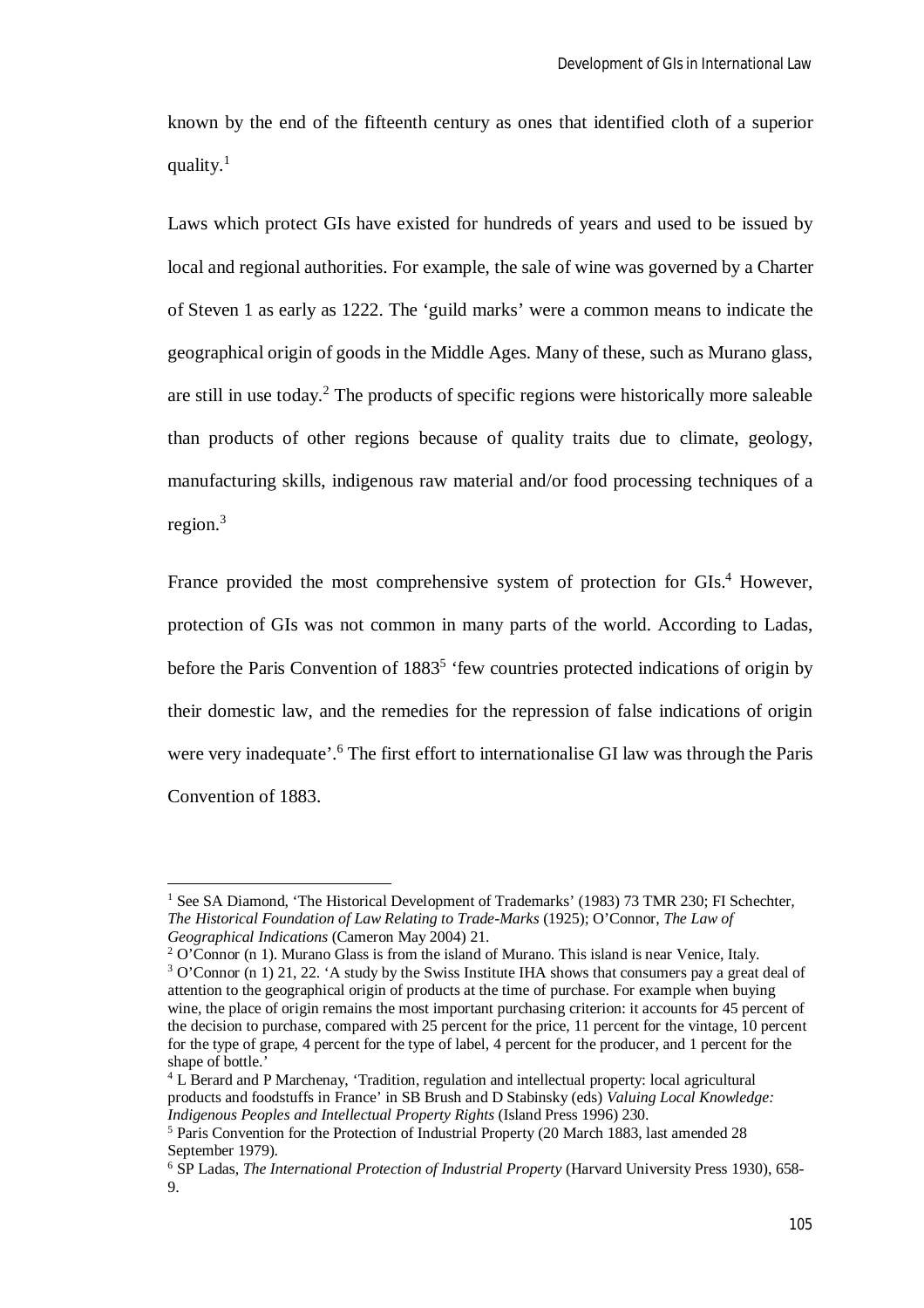known by the end of the fifteenth century as ones that identified cloth of a superior quality.[1]

Laws which protect GIs have existed for hundreds of years and used to be issued by local and regional authorities. For example, the sale of wine was governed by a Charter of Steven 1 as early as 1222. The 'guild marks' were a common means to indicate the geographical origin of goods in the Middle Ages. Many of these, such as Murano glass, are still in use today.[2] The products of specific regions were historically more saleable than products of other regions because of quality traits due to climate, geology, manufacturing skills, indigenous raw material and/or food processing techniques of a region.[3]

France provided the most comprehensive system of protection for GIs.[4] However, protection of GIs was not common in many parts of the world. According to Ladas, before the Paris Convention of 1883[5] 'few countries protected indications of origin by their domestic law, and the remedies for the repression of false indications of origin were very inadequate'.[6] The first effort to internationalise GI law was through the Paris Convention of 1883.

---

[1] See SA Diamond, 'The Historical Development of Trademarks' (1983) 73 TMR 230; FI Schechter, *The Historical Foundation of Law Relating to Trade-Marks* (1925); O'Connor, *The Law of Geographical Indications* (Cameron May 2004) 21.

[2] O'Connor (n 1). Murano Glass is from the island of Murano. This island is near Venice, Italy.

[3] O'Connor (n 1) 21, 22. 'A study by the Swiss Institute IHA shows that consumers pay a great deal of attention to the geographical origin of products at the time of purchase. For example when buying wine, the place of origin remains the most important purchasing criterion: it accounts for 45 percent of the decision to purchase, compared with 25 percent for the price, 11 percent for the vintage, 10 percent for the type of grape, 4 percent for the type of label, 4 percent for the producer, and 1 percent for the shape of bottle.'

[4] L Berard and P Marchenay, 'Tradition, regulation and intellectual property: local agricultural products and foodstuffs in France' in SB Brush and D Stabinsky (eds) *Valuing Local Knowledge: Indigenous Peoples and Intellectual Property Rights* (Island Press 1996) 230.

[5] Paris Convention for the Protection of Industrial Property (20 March 1883, last amended 28 September 1979).

[6] SP Ladas, *The International Protection of Industrial Property* (Harvard University Press 1930), 658-9.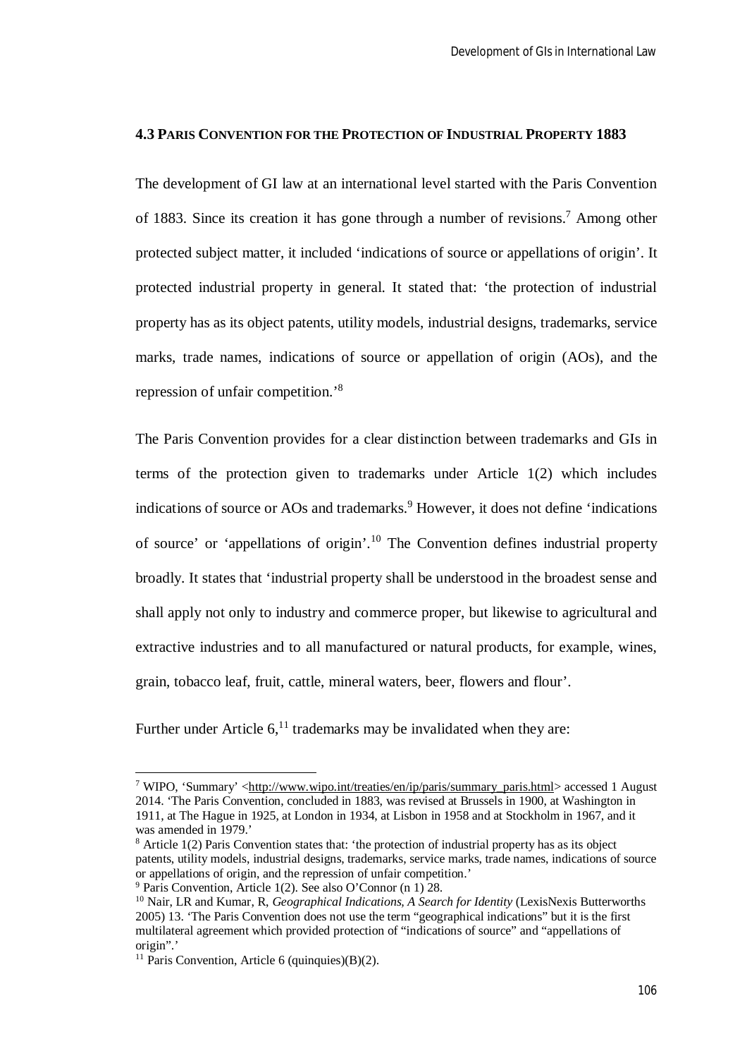### 4.3 Paris Convention for the Protection of Industrial Property 1883

The development of GI law at an international level started with the Paris Convention of 1883. Since its creation it has gone through a number of revisions.[7] Among other protected subject matter, it included 'indications of source or appellations of origin'. It protected industrial property in general. It stated that: 'the protection of industrial property has as its object patents, utility models, industrial designs, trademarks, service marks, trade names, indications of source or appellation of origin (AOs), and the repression of unfair competition.'[8]

The Paris Convention provides for a clear distinction between trademarks and GIs in terms of the protection given to trademarks under Article 1(2) which includes indications of source or AOs and trademarks.[9] However, it does not define 'indications of source' or 'appellations of origin'.[10] The Convention defines industrial property broadly. It states that 'industrial property shall be understood in the broadest sense and shall apply not only to industry and commerce proper, but likewise to agricultural and extractive industries and to all manufactured or natural products, for example, wines, grain, tobacco leaf, fruit, cattle, mineral waters, beer, flowers and flour'.

Further under Article 6,[11] trademarks may be invalidated when they are:

---

[7] WIPO, 'Summary' <http://www.wipo.int/treaties/en/ip/paris/summary_paris.html> accessed 1 August 2014. 'The Paris Convention, concluded in 1883, was revised at Brussels in 1900, at Washington in 1911, at The Hague in 1925, at London in 1934, at Lisbon in 1958 and at Stockholm in 1967, and it was amended in 1979.'

[8] Article 1(2) Paris Convention states that: 'the protection of industrial property has as its object patents, utility models, industrial designs, trademarks, service marks, trade names, indications of source or appellations of origin, and the repression of unfair competition.'

[9] Paris Convention, Article 1(2). See also O'Connor (n 1) 28.

[10] Nair, LR and Kumar, R, *Geographical Indications, A Search for Identity* (LexisNexis Butterworths 2005) 13. 'The Paris Convention does not use the term "geographical indications" but it is the first multilateral agreement which provided protection of "indications of source" and "appellations of origin".'

[11] Paris Convention, Article 6 (quinquies)(B)(2).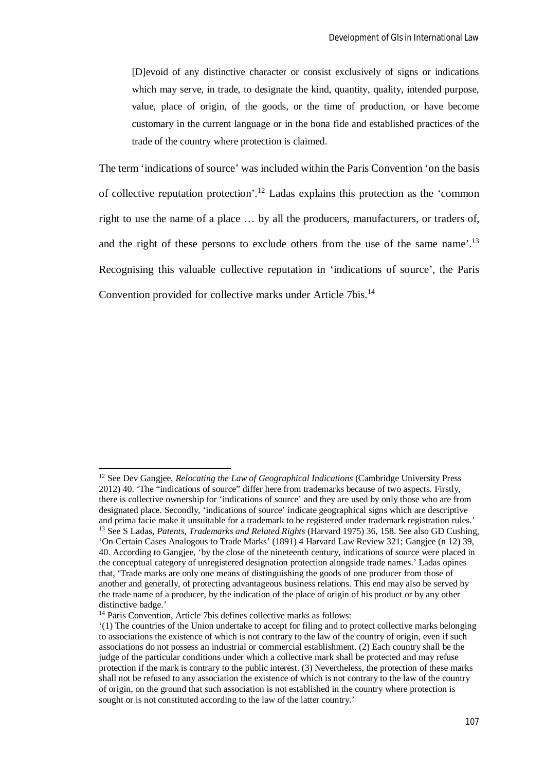> [D]evoid of any distinctive character or consist exclusively of signs or indications which may serve, in trade, to designate the kind, quantity, quality, intended purpose, value, place of origin, of the goods, or the time of production, or have become customary in the current language or in the bona fide and established practices of the trade of the country where protection is claimed.

The term 'indications of source' was included within the Paris Convention 'on the basis of collective reputation protection'.[12] Ladas explains this protection as the 'common right to use the name of a place … by all the producers, manufacturers, or traders of, and the right of these persons to exclude others from the use of the same name'.[13] Recognising this valuable collective reputation in 'indications of source', the Paris Convention provided for collective marks under Article 7bis.[14]

---

[12] See Dev Gangjee, *Relocating the Law of Geographical Indications* (Cambridge University Press 2012) 40. 'The "indications of source" differ here from trademarks because of two aspects. Firstly, there is collective ownership for 'indications of source' and they are used by only those who are from designated place. Secondly, 'indications of source' indicate geographical signs which are descriptive and prima facie make it unsuitable for a trademark to be registered under trademark registration rules.'

[13] See S Ladas, *Patents, Trademarks and Related Rights* (Harvard 1975) 36, 158. See also GD Cushing, 'On Certain Cases Analogous to Trade Marks' (1891) 4 Harvard Law Review 321; Gangjee (n 12) 39, 40. According to Gangjee, 'by the close of the nineteenth century, indications of source were placed in the conceptual category of unregistered designation protection alongside trade names.' Ladas opines that, 'Trade marks are only one means of distinguishing the goods of one producer from those of another and generally, of protecting advantageous business relations. This end may also be served by the trade name of a producer, by the indication of the place of origin of his product or by any other distinctive badge.'

[14] Paris Convention, Article 7bis defines collective marks as follows:
'(1) The countries of the Union undertake to accept for filing and to protect collective marks belonging to associations the existence of which is not contrary to the law of the country of origin, even if such associations do not possess an industrial or commercial establishment. (2) Each country shall be the judge of the particular conditions under which a collective mark shall be protected and may refuse protection if the mark is contrary to the public interest. (3) Nevertheless, the protection of these marks shall not be refused to any association the existence of which is not contrary to the law of the country of origin, on the ground that such association is not established in the country where protection is sought or is not constituted according to the law of the latter country.'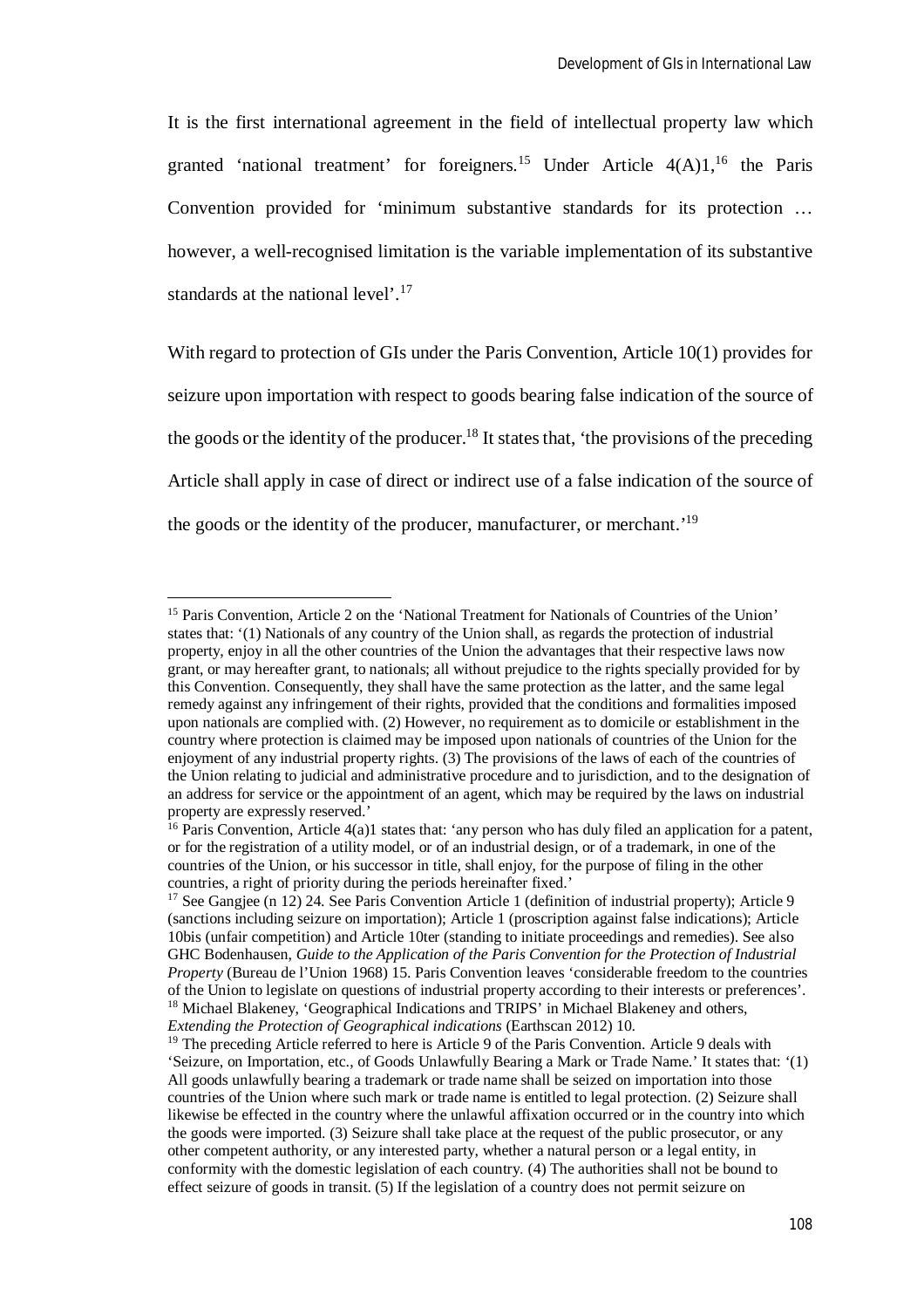It is the first international agreement in the field of intellectual property law which granted 'national treatment' for foreigners.[15] Under Article 4(A)1,[16] the Paris Convention provided for 'minimum substantive standards for its protection … however, a well-recognised limitation is the variable implementation of its substantive standards at the national level'.[17]

With regard to protection of GIs under the Paris Convention, Article 10(1) provides for seizure upon importation with respect to goods bearing false indication of the source of the goods or the identity of the producer.[18] It states that, 'the provisions of the preceding Article shall apply in case of direct or indirect use of a false indication of the source of the goods or the identity of the producer, manufacturer, or merchant.'[19]

---

[15] Paris Convention, Article 2 on the 'National Treatment for Nationals of Countries of the Union' states that: '(1) Nationals of any country of the Union shall, as regards the protection of industrial property, enjoy in all the other countries of the Union the advantages that their respective laws now grant, or may hereafter grant, to nationals; all without prejudice to the rights specially provided for by this Convention. Consequently, they shall have the same protection as the latter, and the same legal remedy against any infringement of their rights, provided that the conditions and formalities imposed upon nationals are complied with. (2) However, no requirement as to domicile or establishment in the country where protection is claimed may be imposed upon nationals of countries of the Union for the enjoyment of any industrial property rights. (3) The provisions of the laws of each of the countries of the Union relating to judicial and administrative procedure and to jurisdiction, and to the designation of an address for service or the appointment of an agent, which may be required by the laws on industrial property are expressly reserved.'

[16] Paris Convention, Article 4(a)1 states that: 'any person who has duly filed an application for a patent, or for the registration of a utility model, or of an industrial design, or of a trademark, in one of the countries of the Union, or his successor in title, shall enjoy, for the purpose of filing in the other countries, a right of priority during the periods hereinafter fixed.'

[17] See Gangjee (n 12) 24. See Paris Convention Article 1 (definition of industrial property); Article 9 (sanctions including seizure on importation); Article 1 (proscription against false indications); Article 10bis (unfair competition) and Article 10ter (standing to initiate proceedings and remedies). See also GHC Bodenhausen, *Guide to the Application of the Paris Convention for the Protection of Industrial Property* (Bureau de l'Union 1968) 15. Paris Convention leaves 'considerable freedom to the countries of the Union to legislate on questions of industrial property according to their interests or preferences'.

[18] Michael Blakeney, 'Geographical Indications and TRIPS' in Michael Blakeney and others, *Extending the Protection of Geographical indications* (Earthscan 2012) 10.

[19] The preceding Article referred to here is Article 9 of the Paris Convention. Article 9 deals with 'Seizure, on Importation, etc., of Goods Unlawfully Bearing a Mark or Trade Name.' It states that: '(1) All goods unlawfully bearing a trademark or trade name shall be seized on importation into those countries of the Union where such mark or trade name is entitled to legal protection. (2) Seizure shall likewise be effected in the country where the unlawful affixation occurred or in the country into which the goods were imported. (3) Seizure shall take place at the request of the public prosecutor, or any other competent authority, or any interested party, whether a natural person or a legal entity, in conformity with the domestic legislation of each country. (4) The authorities shall not be bound to effect seizure of goods in transit. (5) If the legislation of a country does not permit seizure on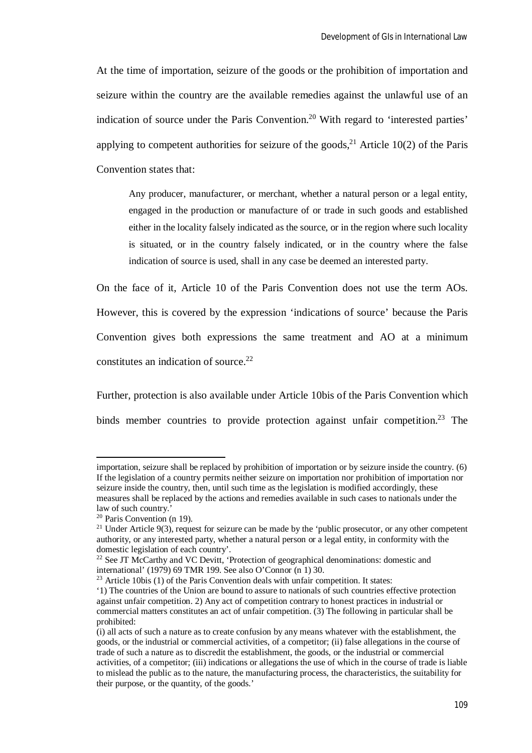At the time of importation, seizure of the goods or the prohibition of importation and seizure within the country are the available remedies against the unlawful use of an indication of source under the Paris Convention.[20] With regard to 'interested parties' applying to competent authorities for seizure of the goods,[21] Article 10(2) of the Paris Convention states that:

> Any producer, manufacturer, or merchant, whether a natural person or a legal entity, engaged in the production or manufacture of or trade in such goods and established either in the locality falsely indicated as the source, or in the region where such locality is situated, or in the country falsely indicated, or in the country where the false indication of source is used, shall in any case be deemed an interested party.

On the face of it, Article 10 of the Paris Convention does not use the term AOs. However, this is covered by the expression 'indications of source' because the Paris Convention gives both expressions the same treatment and AO at a minimum constitutes an indication of source.[22]

Further, protection is also available under Article 10bis of the Paris Convention which binds member countries to provide protection against unfair competition.[23] The

---

importation, seizure shall be replaced by prohibition of importation or by seizure inside the country. (6) If the legislation of a country permits neither seizure on importation nor prohibition of importation nor seizure inside the country, then, until such time as the legislation is modified accordingly, these measures shall be replaced by the actions and remedies available in such cases to nationals under the law of such country.'

[20] Paris Convention (n 19).

[21] Under Article 9(3), request for seizure can be made by the 'public prosecutor, or any other competent authority, or any interested party, whether a natural person or a legal entity, in conformity with the domestic legislation of each country'.

[22] See JT McCarthy and VC Devitt, 'Protection of geographical denominations: domestic and international' (1979) 69 TMR 199. See also O'Connor (n 1) 30.

[23] Article 10bis (1) of the Paris Convention deals with unfair competition. It states:
'1) The countries of the Union are bound to assure to nationals of such countries effective protection against unfair competition. 2) Any act of competition contrary to honest practices in industrial or commercial matters constitutes an act of unfair competition. (3) The following in particular shall be prohibited:
(i) all acts of such a nature as to create confusion by any means whatever with the establishment, the goods, or the industrial or commercial activities, of a competitor; (ii) false allegations in the course of trade of such a nature as to discredit the establishment, the goods, or the industrial or commercial activities, of a competitor; (iii) indications or allegations the use of which in the course of trade is liable to mislead the public as to the nature, the manufacturing process, the characteristics, the suitability for their purpose, or the quantity, of the goods.'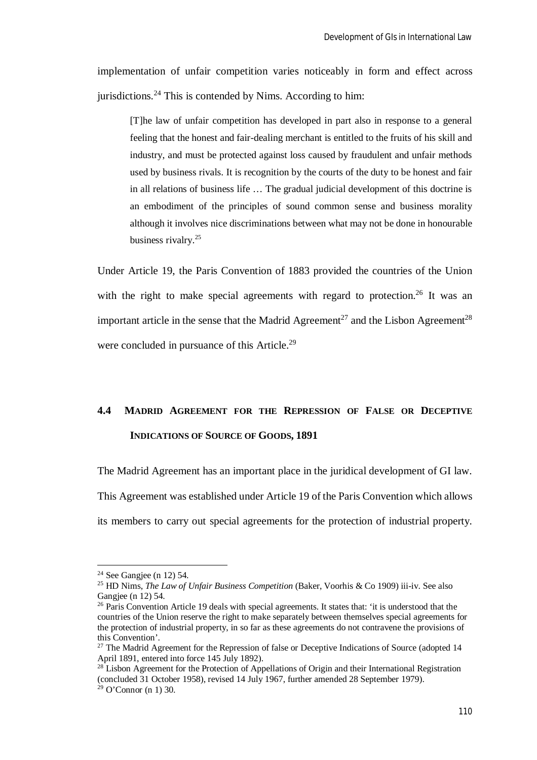implementation of unfair competition varies noticeably in form and effect across jurisdictions.[24] This is contended by Nims. According to him:

> [T]he law of unfair competition has developed in part also in response to a general feeling that the honest and fair-dealing merchant is entitled to the fruits of his skill and industry, and must be protected against loss caused by fraudulent and unfair methods used by business rivals. It is recognition by the courts of the duty to be honest and fair in all relations of business life … The gradual judicial development of this doctrine is an embodiment of the principles of sound common sense and business morality although it involves nice discriminations between what may not be done in honourable business rivalry.[25]

Under Article 19, the Paris Convention of 1883 provided the countries of the Union with the right to make special agreements with regard to protection.[26] It was an important article in the sense that the Madrid Agreement[27] and the Lisbon Agreement[28] were concluded in pursuance of this Article.[29]

## 4.4 Madrid Agreement for the Repression of False or Deceptive Indications of Source of Goods, 1891

The Madrid Agreement has an important place in the juridical development of GI law. This Agreement was established under Article 19 of the Paris Convention which allows its members to carry out special agreements for the protection of industrial property.

---

[24] See Gangjee (n 12) 54.

[25] HD Nims, *The Law of Unfair Business Competition* (Baker, Voorhis & Co 1909) iii-iv. See also Gangjee (n 12) 54.

[26] Paris Convention Article 19 deals with special agreements. It states that: 'it is understood that the countries of the Union reserve the right to make separately between themselves special agreements for the protection of industrial property, in so far as these agreements do not contravene the provisions of this Convention'.

[27] The Madrid Agreement for the Repression of false or Deceptive Indications of Source (adopted 14 April 1891, entered into force 145 July 1892).

[28] Lisbon Agreement for the Protection of Appellations of Origin and their International Registration (concluded 31 October 1958), revised 14 July 1967, further amended 28 September 1979).

[29] O'Connor (n 1) 30.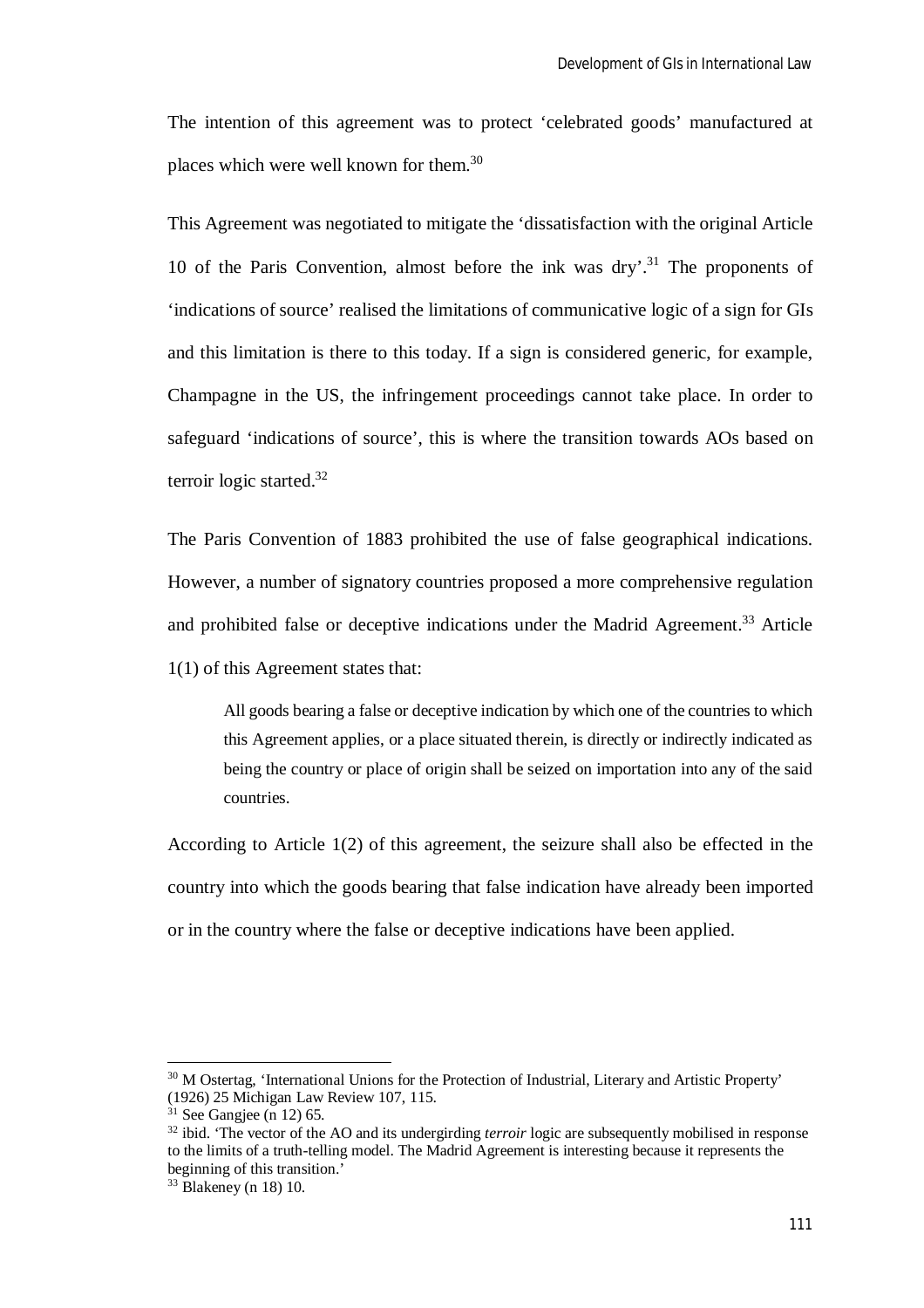The intention of this agreement was to protect 'celebrated goods' manufactured at places which were well known for them.[30]

This Agreement was negotiated to mitigate the 'dissatisfaction with the original Article 10 of the Paris Convention, almost before the ink was dry'.[31] The proponents of 'indications of source' realised the limitations of communicative logic of a sign for GIs and this limitation is there to this today. If a sign is considered generic, for example, Champagne in the US, the infringement proceedings cannot take place. In order to safeguard 'indications of source', this is where the transition towards AOs based on terroir logic started.[32]

The Paris Convention of 1883 prohibited the use of false geographical indications. However, a number of signatory countries proposed a more comprehensive regulation and prohibited false or deceptive indications under the Madrid Agreement.[33] Article 1(1) of this Agreement states that:

> All goods bearing a false or deceptive indication by which one of the countries to which this Agreement applies, or a place situated therein, is directly or indirectly indicated as being the country or place of origin shall be seized on importation into any of the said countries.

According to Article 1(2) of this agreement, the seizure shall also be effected in the country into which the goods bearing that false indication have already been imported or in the country where the false or deceptive indications have been applied.

---

[30] M Ostertag, 'International Unions for the Protection of Industrial, Literary and Artistic Property' (1926) 25 Michigan Law Review 107, 115.

[31] See Gangjee (n 12) 65.

[32] ibid. 'The vector of the AO and its undergirding *terroir* logic are subsequently mobilised in response to the limits of a truth-telling model. The Madrid Agreement is interesting because it represents the beginning of this transition.'

[33] Blakeney (n 18) 10.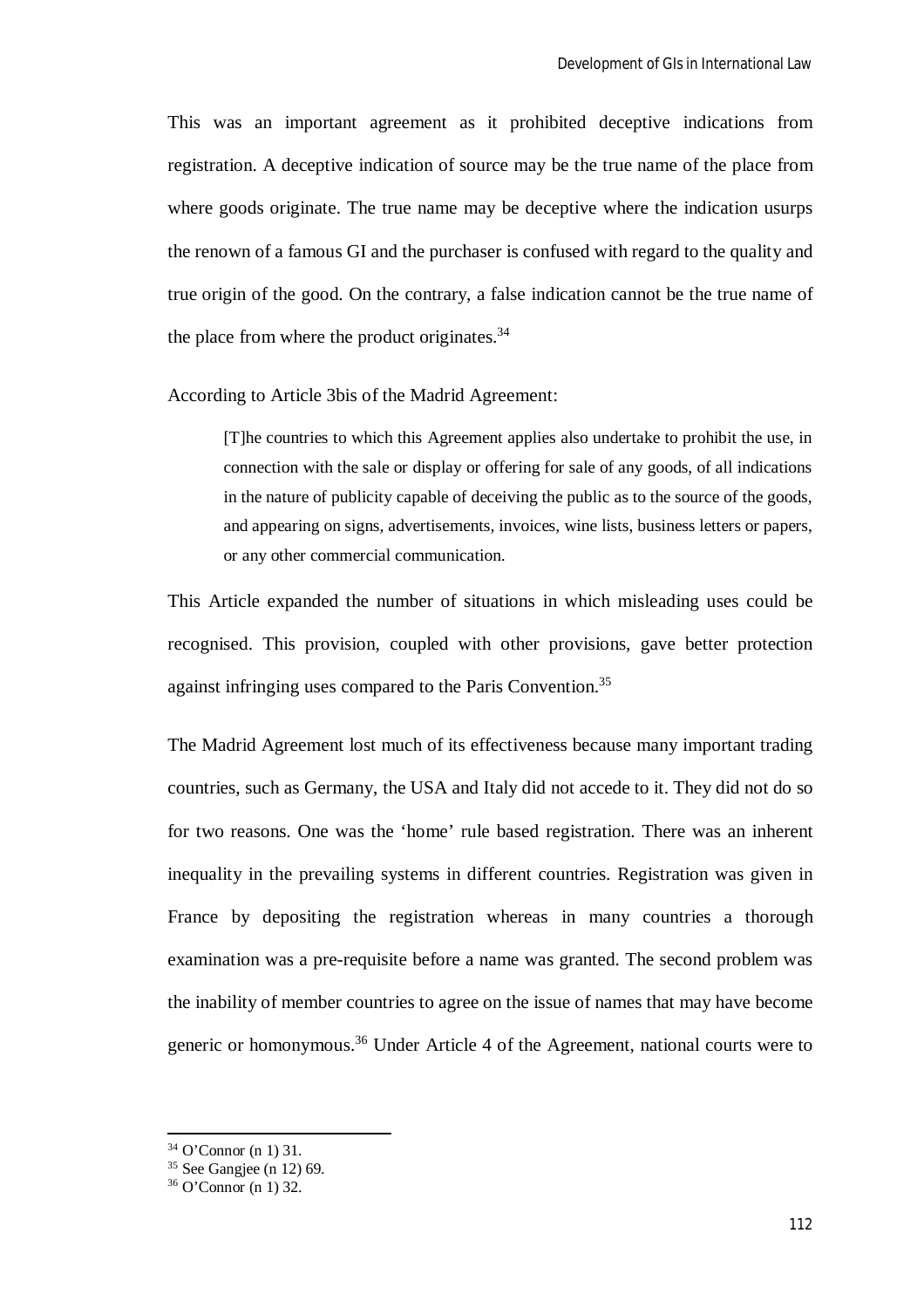This was an important agreement as it prohibited deceptive indications from registration. A deceptive indication of source may be the true name of the place from where goods originate. The true name may be deceptive where the indication usurps the renown of a famous GI and the purchaser is confused with regard to the quality and true origin of the good. On the contrary, a false indication cannot be the true name of the place from where the product originates.[34]

According to Article 3bis of the Madrid Agreement:

> [T]he countries to which this Agreement applies also undertake to prohibit the use, in connection with the sale or display or offering for sale of any goods, of all indications in the nature of publicity capable of deceiving the public as to the source of the goods, and appearing on signs, advertisements, invoices, wine lists, business letters or papers, or any other commercial communication.

This Article expanded the number of situations in which misleading uses could be recognised. This provision, coupled with other provisions, gave better protection against infringing uses compared to the Paris Convention.[35]

The Madrid Agreement lost much of its effectiveness because many important trading countries, such as Germany, the USA and Italy did not accede to it. They did not do so for two reasons. One was the 'home' rule based registration. There was an inherent inequality in the prevailing systems in different countries. Registration was given in France by depositing the registration whereas in many countries a thorough examination was a pre-requisite before a name was granted. The second problem was the inability of member countries to agree on the issue of names that may have become generic or homonymous.[36] Under Article 4 of the Agreement, national courts were to

---

[34] O'Connor (n 1) 31.

[35] See Gangjee (n 12) 69.

[36] O'Connor (n 1) 32.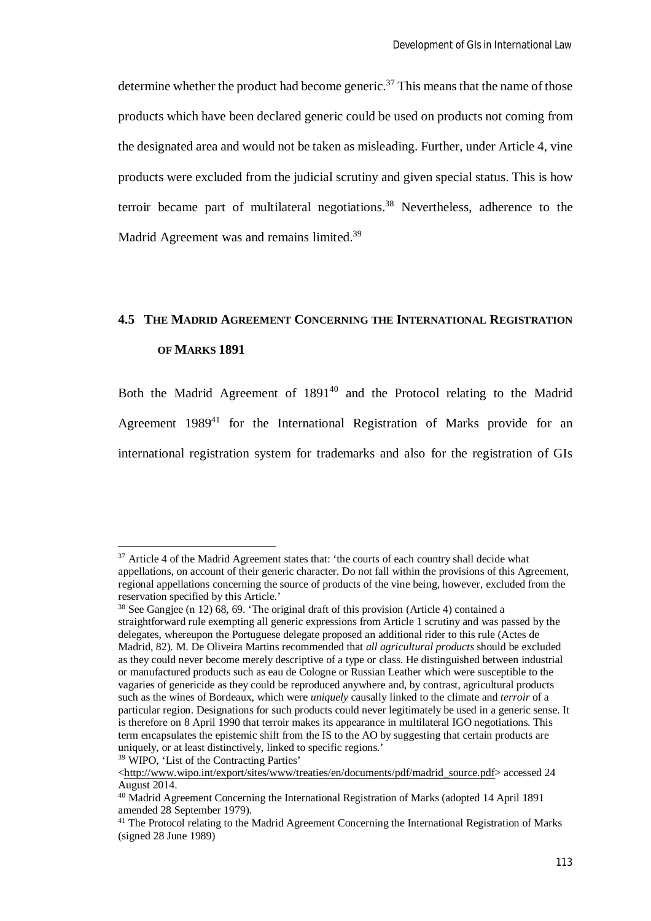determine whether the product had become generic.[37] This means that the name of those products which have been declared generic could be used on products not coming from the designated area and would not be taken as misleading. Further, under Article 4, vine products were excluded from the judicial scrutiny and given special status. This is how terroir became part of multilateral negotiations.[38] Nevertheless, adherence to the Madrid Agreement was and remains limited.[39]

## 4.5 THE MADRID AGREEMENT CONCERNING THE INTERNATIONAL REGISTRATION OF MARKS 1891

Both the Madrid Agreement of 1891[40] and the Protocol relating to the Madrid Agreement 1989[41] for the International Registration of Marks provide for an international registration system for trademarks and also for the registration of GIs

---

[37] Article 4 of the Madrid Agreement states that: 'the courts of each country shall decide what appellations, on account of their generic character. Do not fall within the provisions of this Agreement, regional appellations concerning the source of products of the vine being, however, excluded from the reservation specified by this Article.'

[38] See Gangjee (n 12) 68, 69. 'The original draft of this provision (Article 4) contained a straightforward rule exempting all generic expressions from Article 1 scrutiny and was passed by the delegates, whereupon the Portuguese delegate proposed an additional rider to this rule (Actes de Madrid, 82). M. De Oliveira Martins recommended that *all agricultural products* should be excluded as they could never become merely descriptive of a type or class. He distinguished between industrial or manufactured products such as eau de Cologne or Russian Leather which were susceptible to the vagaries of genericide as they could be reproduced anywhere and, by contrast, agricultural products such as the wines of Bordeaux, which were *uniquely* causally linked to the climate and *terroir* of a particular region. Designations for such products could never legitimately be used in a generic sense. It is therefore on 8 April 1990 that terroir makes its appearance in multilateral IGO negotiations. This term encapsulates the epistemic shift from the IS to the AO by suggesting that certain products are uniquely, or at least distinctively, linked to specific regions.'

[39] WIPO, 'List of the Contracting Parties' <http://www.wipo.int/export/sites/www/treaties/en/documents/pdf/madrid_source.pdf> accessed 24 August 2014.

[40] Madrid Agreement Concerning the International Registration of Marks (adopted 14 April 1891 amended 28 September 1979).

[41] The Protocol relating to the Madrid Agreement Concerning the International Registration of Marks (signed 28 June 1989)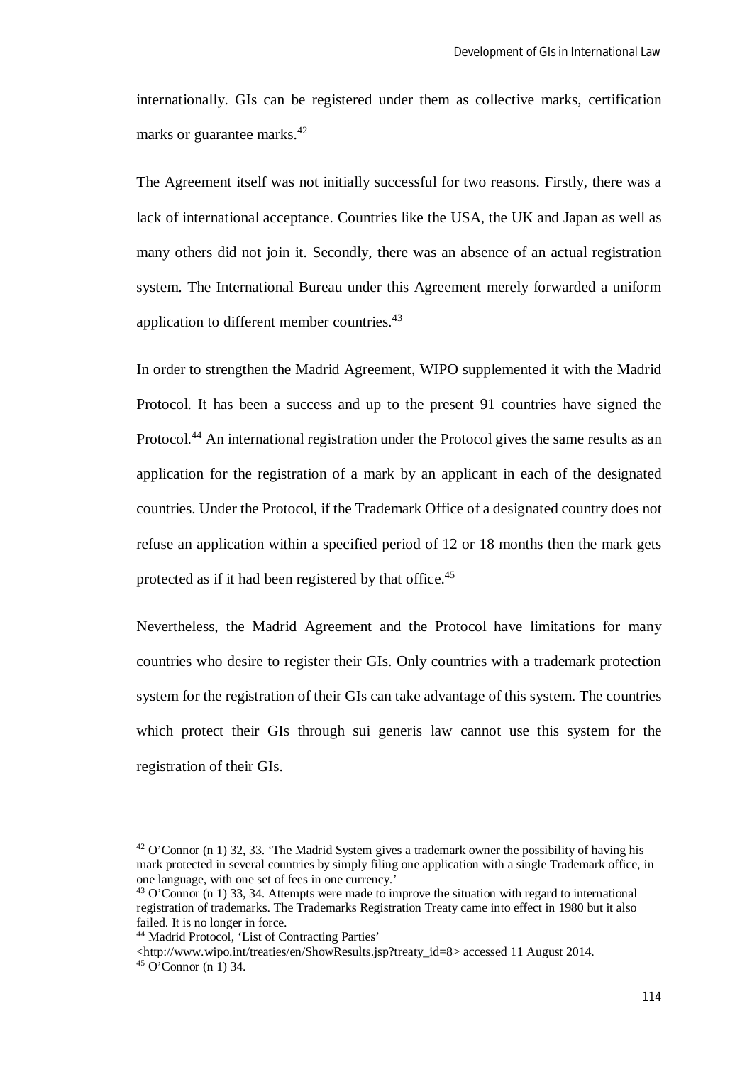internationally. GIs can be registered under them as collective marks, certification marks or guarantee marks.[42]

The Agreement itself was not initially successful for two reasons. Firstly, there was a lack of international acceptance. Countries like the USA, the UK and Japan as well as many others did not join it. Secondly, there was an absence of an actual registration system. The International Bureau under this Agreement merely forwarded a uniform application to different member countries.[43]

In order to strengthen the Madrid Agreement, WIPO supplemented it with the Madrid Protocol. It has been a success and up to the present 91 countries have signed the Protocol.[44] An international registration under the Protocol gives the same results as an application for the registration of a mark by an applicant in each of the designated countries. Under the Protocol, if the Trademark Office of a designated country does not refuse an application within a specified period of 12 or 18 months then the mark gets protected as if it had been registered by that office.[45]

Nevertheless, the Madrid Agreement and the Protocol have limitations for many countries who desire to register their GIs. Only countries with a trademark protection system for the registration of their GIs can take advantage of this system. The countries which protect their GIs through sui generis law cannot use this system for the registration of their GIs.

---

[42] O'Connor (n 1) 32, 33. 'The Madrid System gives a trademark owner the possibility of having his mark protected in several countries by simply filing one application with a single Trademark office, in one language, with one set of fees in one currency.'

[43] O'Connor (n 1) 33, 34. Attempts were made to improve the situation with regard to international registration of trademarks. The Trademarks Registration Treaty came into effect in 1980 but it also failed. It is no longer in force.

[44] Madrid Protocol, 'List of Contracting Parties' <http://www.wipo.int/treaties/en/ShowResults.jsp?treaty_id=8> accessed 11 August 2014.

[45] O'Connor (n 1) 34.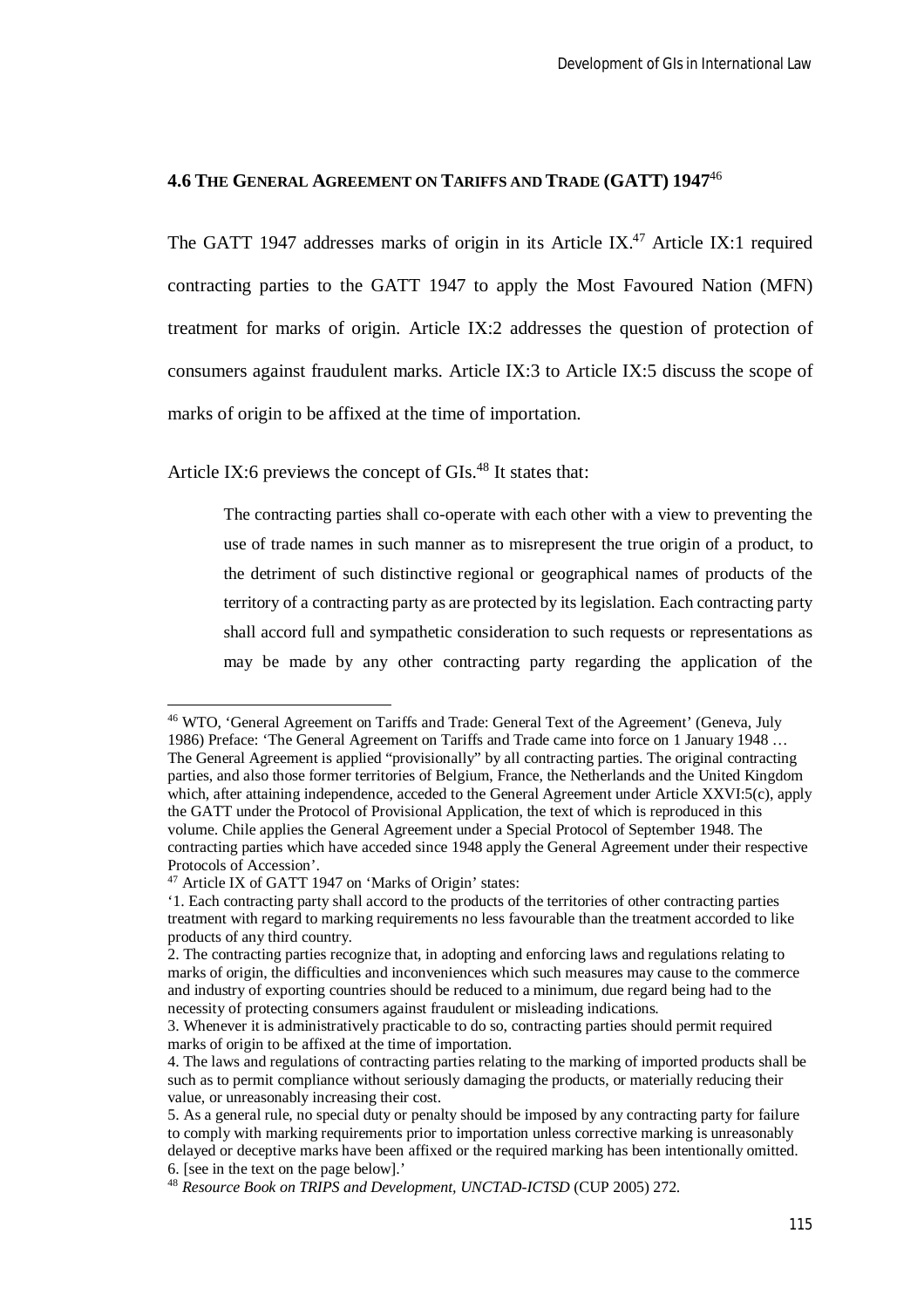### 4.6 The General Agreement on Tariffs and Trade (GATT) 1947[46]

The GATT 1947 addresses marks of origin in its Article IX.[47] Article IX:1 required contracting parties to the GATT 1947 to apply the Most Favoured Nation (MFN) treatment for marks of origin. Article IX:2 addresses the question of protection of consumers against fraudulent marks. Article IX:3 to Article IX:5 discuss the scope of marks of origin to be affixed at the time of importation.

Article IX:6 previews the concept of GIs.[48] It states that:

> The contracting parties shall co-operate with each other with a view to preventing the use of trade names in such manner as to misrepresent the true origin of a product, to the detriment of such distinctive regional or geographical names of products of the territory of a contracting party as are protected by its legislation. Each contracting party shall accord full and sympathetic consideration to such requests or representations as may be made by any other contracting party regarding the application of the

---

[46] WTO, 'General Agreement on Tariffs and Trade: General Text of the Agreement' (Geneva, July 1986) Preface: 'The General Agreement on Tariffs and Trade came into force on 1 January 1948 … The General Agreement is applied "provisionally" by all contracting parties. The original contracting parties, and also those former territories of Belgium, France, the Netherlands and the United Kingdom which, after attaining independence, acceded to the General Agreement under Article XXVI:5(c), apply the GATT under the Protocol of Provisional Application, the text of which is reproduced in this volume. Chile applies the General Agreement under a Special Protocol of September 1948. The contracting parties which have acceded since 1948 apply the General Agreement under their respective Protocols of Accession'.

[47] Article IX of GATT 1947 on 'Marks of Origin' states:

'1. Each contracting party shall accord to the products of the territories of other contracting parties treatment with regard to marking requirements no less favourable than the treatment accorded to like products of any third country.

2. The contracting parties recognize that, in adopting and enforcing laws and regulations relating to marks of origin, the difficulties and inconveniences which such measures may cause to the commerce and industry of exporting countries should be reduced to a minimum, due regard being had to the necessity of protecting consumers against fraudulent or misleading indications.

3. Whenever it is administratively practicable to do so, contracting parties should permit required marks of origin to be affixed at the time of importation.

4. The laws and regulations of contracting parties relating to the marking of imported products shall be such as to permit compliance without seriously damaging the products, or materially reducing their value, or unreasonably increasing their cost.

5. As a general rule, no special duty or penalty should be imposed by any contracting party for failure to comply with marking requirements prior to importation unless corrective marking is unreasonably delayed or deceptive marks have been affixed or the required marking has been intentionally omitted.

6. [see in the text on the page below].'

[48] *Resource Book on TRIPS and Development, UNCTAD-ICTSD* (CUP 2005) 272.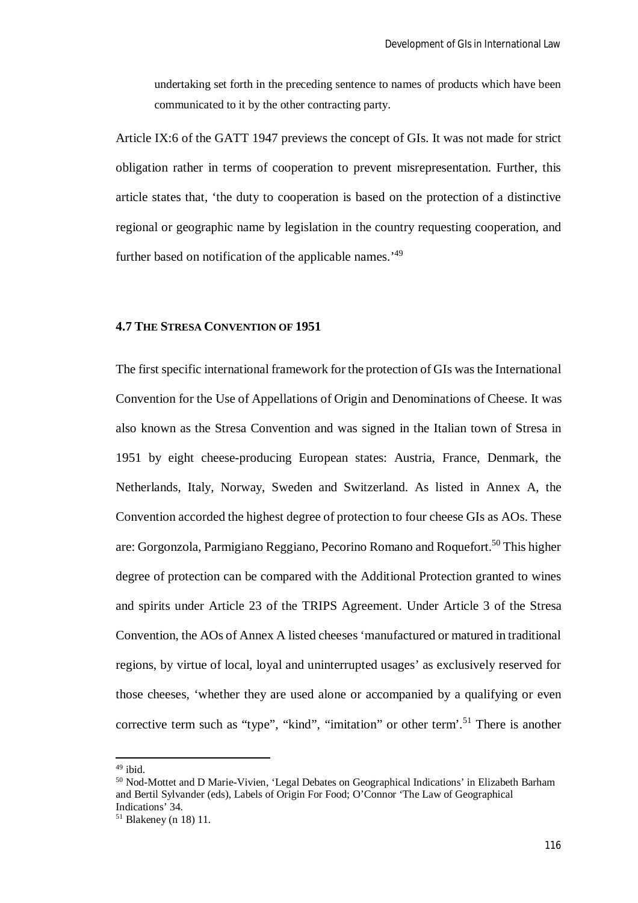> undertaking set forth in the preceding sentence to names of products which have been communicated to it by the other contracting party.

Article IX:6 of the GATT 1947 previews the concept of GIs. It was not made for strict obligation rather in terms of cooperation to prevent misrepresentation. Further, this article states that, 'the duty to cooperation is based on the protection of a distinctive regional or geographic name by legislation in the country requesting cooperation, and further based on notification of the applicable names.'[49]

### 4.7 The Stresa Convention of 1951

The first specific international framework for the protection of GIs was the International Convention for the Use of Appellations of Origin and Denominations of Cheese. It was also known as the Stresa Convention and was signed in the Italian town of Stresa in 1951 by eight cheese-producing European states: Austria, France, Denmark, the Netherlands, Italy, Norway, Sweden and Switzerland. As listed in Annex A, the Convention accorded the highest degree of protection to four cheese GIs as AOs. These are: Gorgonzola, Parmigiano Reggiano, Pecorino Romano and Roquefort.[50] This higher degree of protection can be compared with the Additional Protection granted to wines and spirits under Article 23 of the TRIPS Agreement. Under Article 3 of the Stresa Convention, the AOs of Annex A listed cheeses 'manufactured or matured in traditional regions, by virtue of local, loyal and uninterrupted usages' as exclusively reserved for those cheeses, 'whether they are used alone or accompanied by a qualifying or even corrective term such as "type", "kind", "imitation" or other term'.[51] There is another

---

[49] ibid.

[50] Nod-Mottet and D Marie-Vivien, 'Legal Debates on Geographical Indications' in Elizabeth Barham and Bertil Sylvander (eds), Labels of Origin For Food; O'Connor 'The Law of Geographical Indications' 34.

[51] Blakeney (n 18) 11.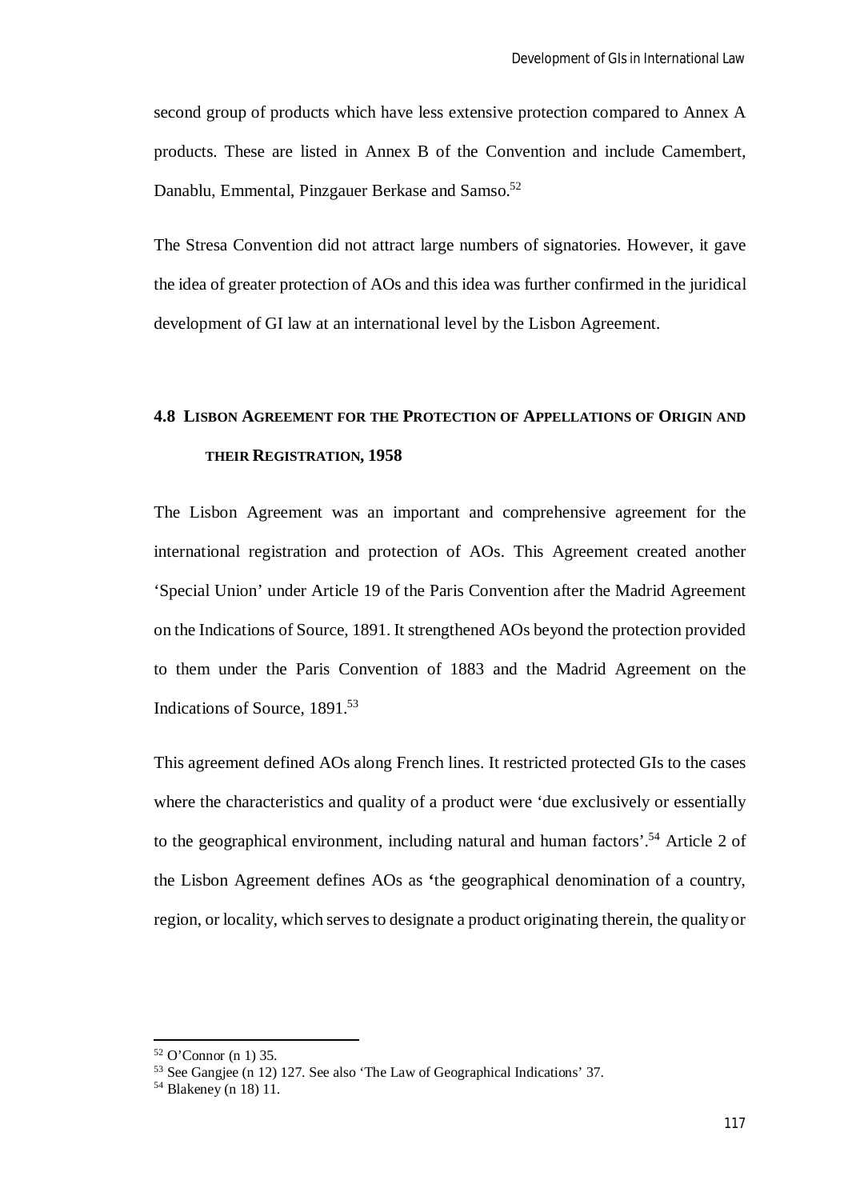second group of products which have less extensive protection compared to Annex A products. These are listed in Annex B of the Convention and include Camembert, Danablu, Emmental, Pinzgauer Berkase and Samso.[52]

The Stresa Convention did not attract large numbers of signatories. However, it gave the idea of greater protection of AOs and this idea was further confirmed in the juridical development of GI law at an international level by the Lisbon Agreement.

## 4.8 Lisbon Agreement for the Protection of Appellations of Origin and their Registration, 1958

The Lisbon Agreement was an important and comprehensive agreement for the international registration and protection of AOs. This Agreement created another 'Special Union' under Article 19 of the Paris Convention after the Madrid Agreement on the Indications of Source, 1891. It strengthened AOs beyond the protection provided to them under the Paris Convention of 1883 and the Madrid Agreement on the Indications of Source, 1891.[53]

This agreement defined AOs along French lines. It restricted protected GIs to the cases where the characteristics and quality of a product were 'due exclusively or essentially to the geographical environment, including natural and human factors'.[54] Article 2 of the Lisbon Agreement defines AOs as **'**the geographical denomination of a country, region, or locality, which serves to designate a product originating therein, the quality or

[52] O'Connor (n 1) 35.

[53] See Gangjee (n 12) 127. See also 'The Law of Geographical Indications' 37.

[54] Blakeney (n 18) 11.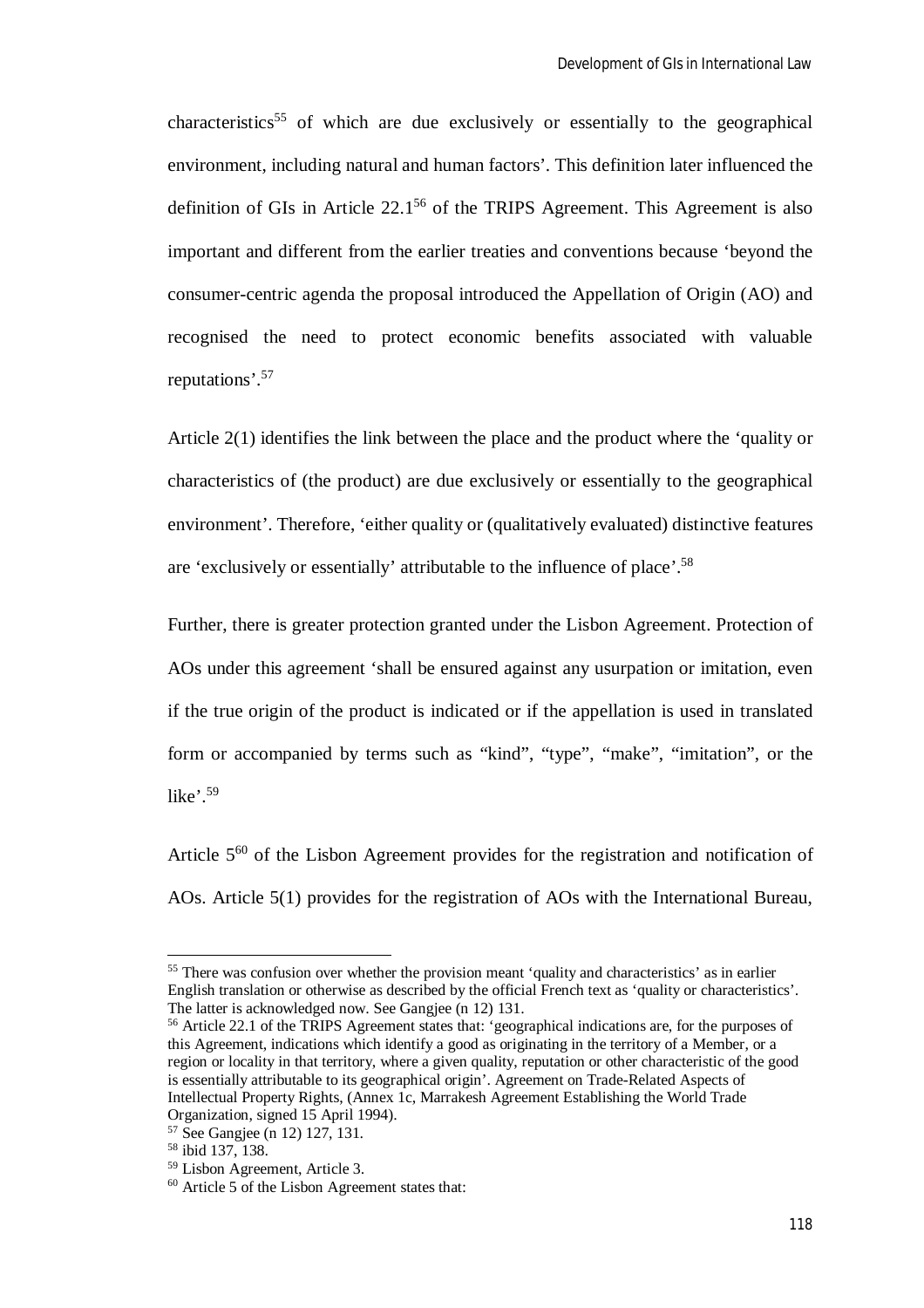characteristics[55] of which are due exclusively or essentially to the geographical environment, including natural and human factors'. This definition later influenced the definition of GIs in Article 22.1[56] of the TRIPS Agreement. This Agreement is also important and different from the earlier treaties and conventions because 'beyond the consumer-centric agenda the proposal introduced the Appellation of Origin (AO) and recognised the need to protect economic benefits associated with valuable reputations'.[57]

Article 2(1) identifies the link between the place and the product where the 'quality or characteristics of (the product) are due exclusively or essentially to the geographical environment'. Therefore, 'either quality or (qualitatively evaluated) distinctive features are 'exclusively or essentially' attributable to the influence of place'.[58]

Further, there is greater protection granted under the Lisbon Agreement. Protection of AOs under this agreement 'shall be ensured against any usurpation or imitation, even if the true origin of the product is indicated or if the appellation is used in translated form or accompanied by terms such as "kind", "type", "make", "imitation", or the like'.[59]

Article 5[60] of the Lisbon Agreement provides for the registration and notification of AOs. Article 5(1) provides for the registration of AOs with the International Bureau,

---

[55] There was confusion over whether the provision meant 'quality and characteristics' as in earlier English translation or otherwise as described by the official French text as 'quality or characteristics'. The latter is acknowledged now. See Gangjee (n 12) 131.

[56] Article 22.1 of the TRIPS Agreement states that: 'geographical indications are, for the purposes of this Agreement, indications which identify a good as originating in the territory of a Member, or a region or locality in that territory, where a given quality, reputation or other characteristic of the good is essentially attributable to its geographical origin'. Agreement on Trade-Related Aspects of Intellectual Property Rights, (Annex 1c, Marrakesh Agreement Establishing the World Trade Organization, signed 15 April 1994).

[57] See Gangjee (n 12) 127, 131.

[58] ibid 137, 138.

[59] Lisbon Agreement, Article 3.

[60] Article 5 of the Lisbon Agreement states that: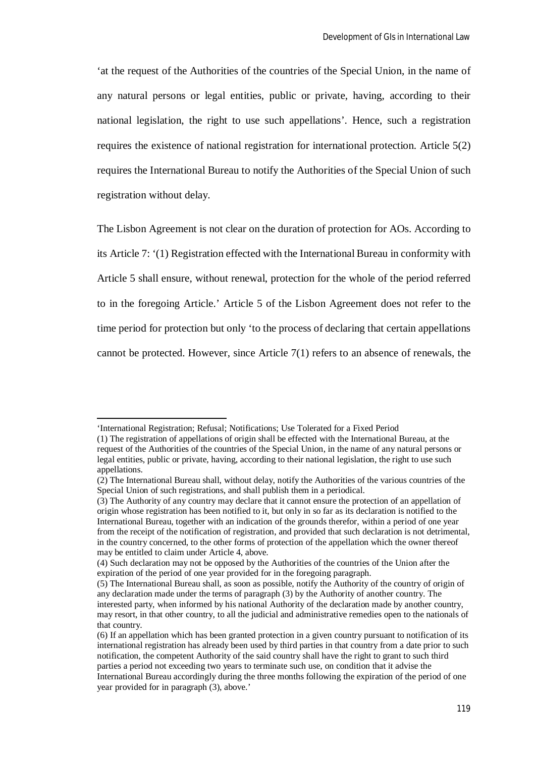'at the request of the Authorities of the countries of the Special Union, in the name of any natural persons or legal entities, public or private, having, according to their national legislation, the right to use such appellations'. Hence, such a registration requires the existence of national registration for international protection. Article 5(2) requires the International Bureau to notify the Authorities of the Special Union of such registration without delay.

The Lisbon Agreement is not clear on the duration of protection for AOs. According to its Article 7: '(1) Registration effected with the International Bureau in conformity with Article 5 shall ensure, without renewal, protection for the whole of the period referred to in the foregoing Article.' Article 5 of the Lisbon Agreement does not refer to the time period for protection but only 'to the process of declaring that certain appellations cannot be protected. However, since Article 7(1) refers to an absence of renewals, the

---

'International Registration; Refusal; Notifications; Use Tolerated for a Fixed Period
(1) The registration of appellations of origin shall be effected with the International Bureau, at the request of the Authorities of the countries of the Special Union, in the name of any natural persons or legal entities, public or private, having, according to their national legislation, the right to use such appellations.
(2) The International Bureau shall, without delay, notify the Authorities of the various countries of the Special Union of such registrations, and shall publish them in a periodical.
(3) The Authority of any country may declare that it cannot ensure the protection of an appellation of origin whose registration has been notified to it, but only in so far as its declaration is notified to the International Bureau, together with an indication of the grounds therefor, within a period of one year from the receipt of the notification of registration, and provided that such declaration is not detrimental, in the country concerned, to the other forms of protection of the appellation which the owner thereof may be entitled to claim under Article 4, above.
(4) Such declaration may not be opposed by the Authorities of the countries of the Union after the expiration of the period of one year provided for in the foregoing paragraph.
(5) The International Bureau shall, as soon as possible, notify the Authority of the country of origin of any declaration made under the terms of paragraph (3) by the Authority of another country. The interested party, when informed by his national Authority of the declaration made by another country, may resort, in that other country, to all the judicial and administrative remedies open to the nationals of that country.
(6) If an appellation which has been granted protection in a given country pursuant to notification of its international registration has already been used by third parties in that country from a date prior to such notification, the competent Authority of the said country shall have the right to grant to such third parties a period not exceeding two years to terminate such use, on condition that it advise the International Bureau accordingly during the three months following the expiration of the period of one year provided for in paragraph (3), above.'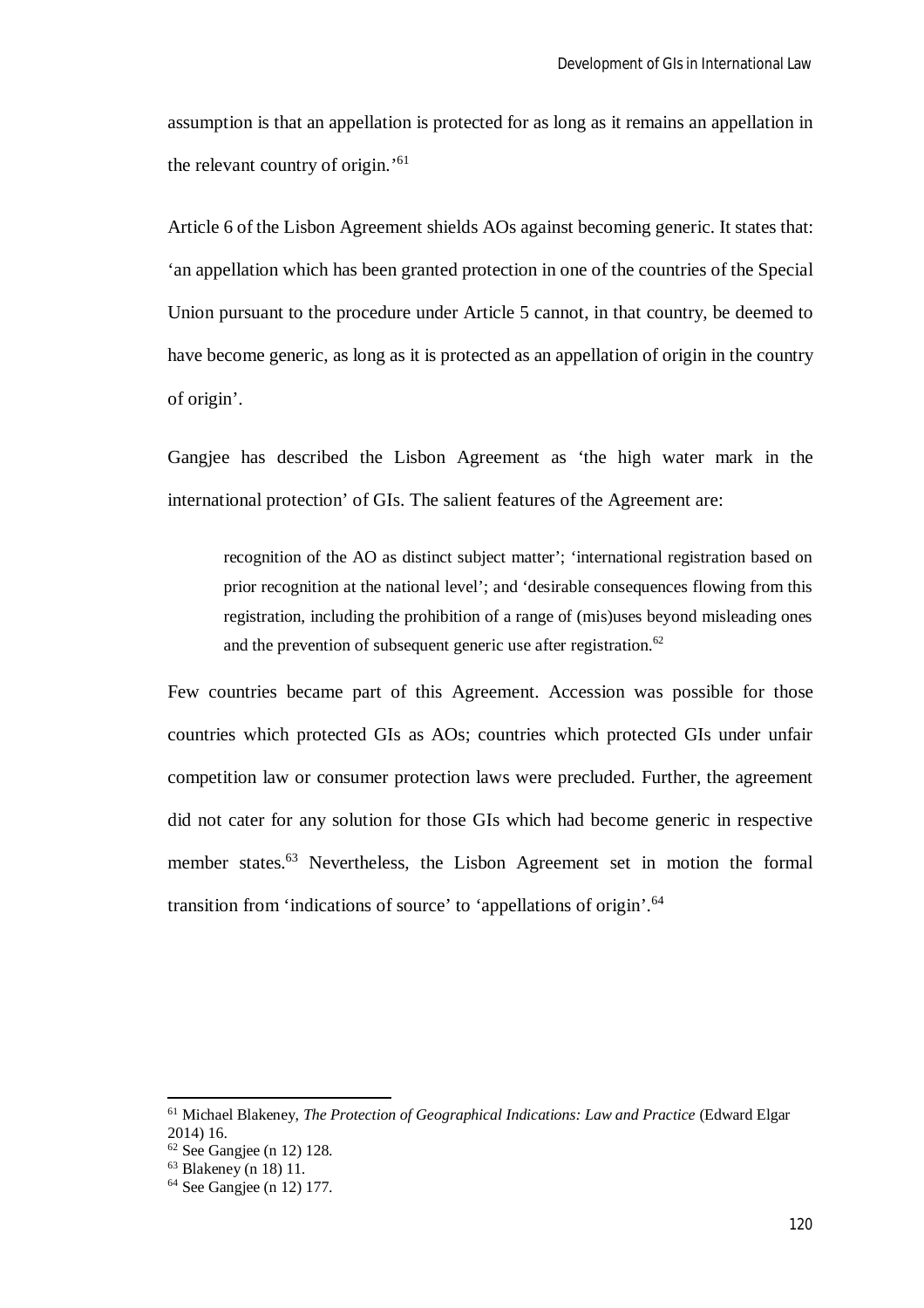assumption is that an appellation is protected for as long as it remains an appellation in the relevant country of origin.'[61]

Article 6 of the Lisbon Agreement shields AOs against becoming generic. It states that: 'an appellation which has been granted protection in one of the countries of the Special Union pursuant to the procedure under Article 5 cannot, in that country, be deemed to have become generic, as long as it is protected as an appellation of origin in the country of origin'.

Gangjee has described the Lisbon Agreement as 'the high water mark in the international protection' of GIs. The salient features of the Agreement are:

> recognition of the AO as distinct subject matter'; 'international registration based on prior recognition at the national level'; and 'desirable consequences flowing from this registration, including the prohibition of a range of (mis)uses beyond misleading ones and the prevention of subsequent generic use after registration.[62]

Few countries became part of this Agreement. Accession was possible for those countries which protected GIs as AOs; countries which protected GIs under unfair competition law or consumer protection laws were precluded. Further, the agreement did not cater for any solution for those GIs which had become generic in respective member states.[63] Nevertheless, the Lisbon Agreement set in motion the formal transition from 'indications of source' to 'appellations of origin'.[64]

---

[61] Michael Blakeney, *The Protection of Geographical Indications: Law and Practice* (Edward Elgar 2014) 16.

[62] See Gangjee (n 12) 128.

[63] Blakeney (n 18) 11.

[64] See Gangjee (n 12) 177.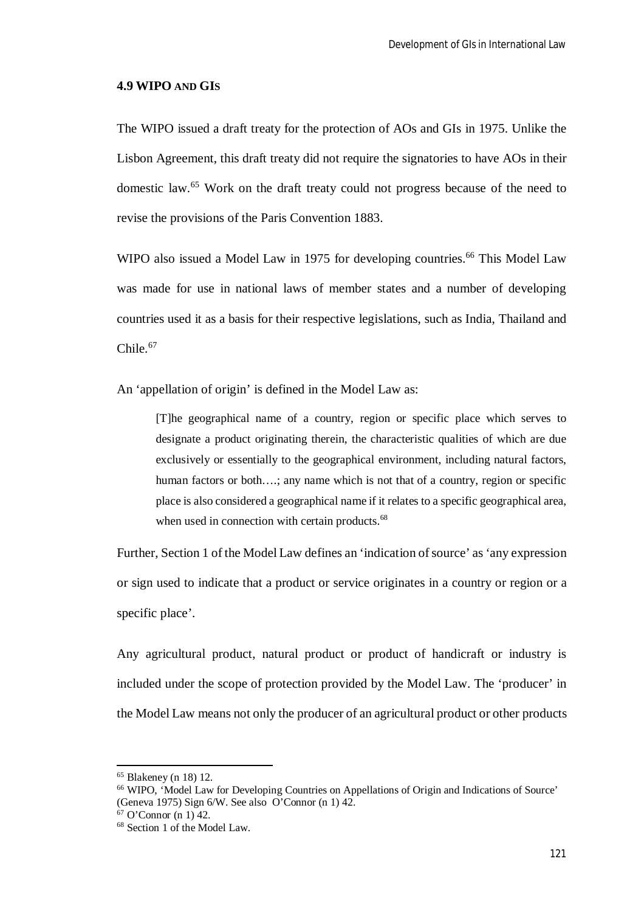### 4.9 WIPO AND GIS

The WIPO issued a draft treaty for the protection of AOs and GIs in 1975. Unlike the Lisbon Agreement, this draft treaty did not require the signatories to have AOs in their domestic law.[65] Work on the draft treaty could not progress because of the need to revise the provisions of the Paris Convention 1883.

WIPO also issued a Model Law in 1975 for developing countries.[66] This Model Law was made for use in national laws of member states and a number of developing countries used it as a basis for their respective legislations, such as India, Thailand and Chile.[67]

An 'appellation of origin' is defined in the Model Law as:

> [T]he geographical name of a country, region or specific place which serves to designate a product originating therein, the characteristic qualities of which are due exclusively or essentially to the geographical environment, including natural factors, human factors or both….; any name which is not that of a country, region or specific place is also considered a geographical name if it relates to a specific geographical area, when used in connection with certain products.[68]

Further, Section 1 of the Model Law defines an 'indication of source' as 'any expression or sign used to indicate that a product or service originates in a country or region or a specific place'.

Any agricultural product, natural product or product of handicraft or industry is included under the scope of protection provided by the Model Law. The 'producer' in the Model Law means not only the producer of an agricultural product or other products

---

[65] Blakeney (n 18) 12.

[66] WIPO, 'Model Law for Developing Countries on Appellations of Origin and Indications of Source' (Geneva 1975) Sign 6/W. See also O'Connor (n 1) 42.

[67] O'Connor (n 1) 42.

[68] Section 1 of the Model Law.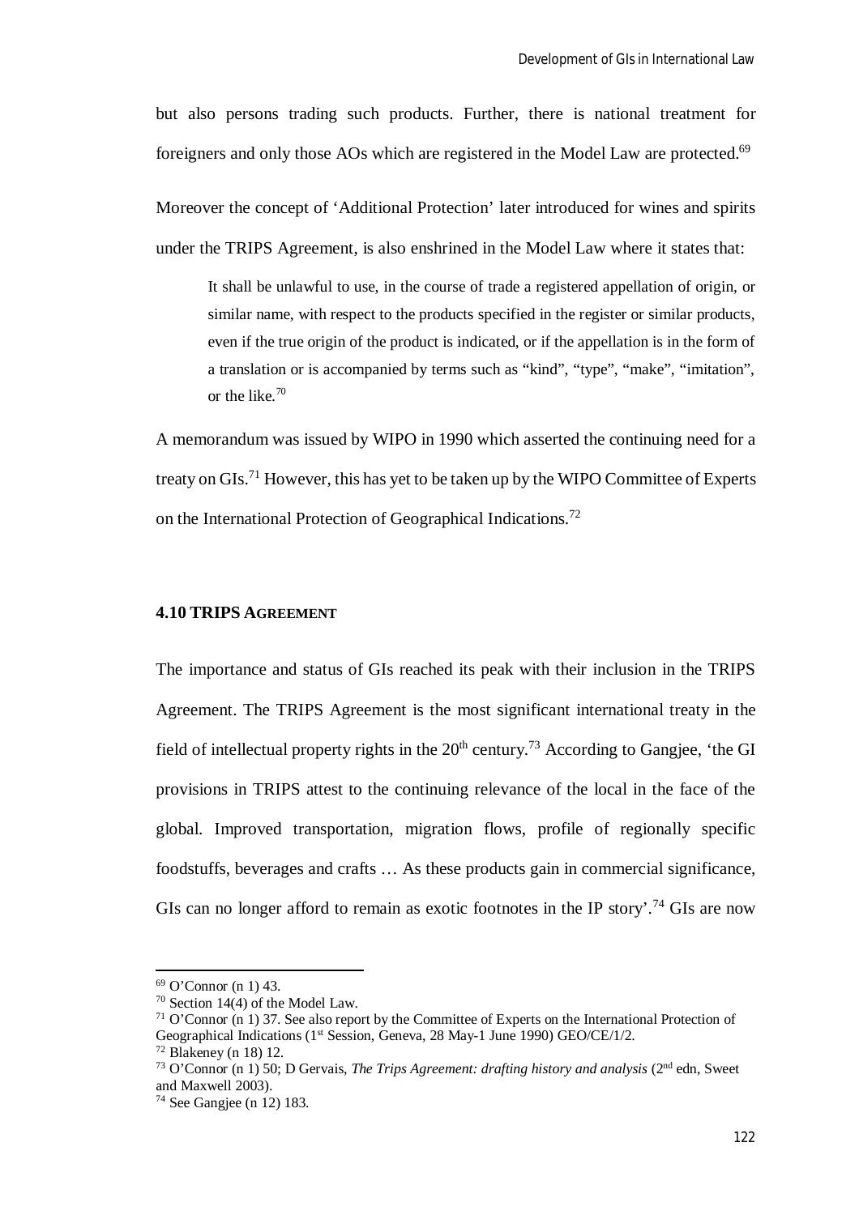but also persons trading such products. Further, there is national treatment for foreigners and only those AOs which are registered in the Model Law are protected.[69]

Moreover the concept of 'Additional Protection' later introduced for wines and spirits under the TRIPS Agreement, is also enshrined in the Model Law where it states that:

> It shall be unlawful to use, in the course of trade a registered appellation of origin, or similar name, with respect to the products specified in the register or similar products, even if the true origin of the product is indicated, or if the appellation is in the form of a translation or is accompanied by terms such as "kind", "type", "make", "imitation", or the like.[70]

A memorandum was issued by WIPO in 1990 which asserted the continuing need for a treaty on GIs.[71] However, this has yet to be taken up by the WIPO Committee of Experts on the International Protection of Geographical Indications.[72]

## 4.10 TRIPS AGREEMENT

The importance and status of GIs reached its peak with their inclusion in the TRIPS Agreement. The TRIPS Agreement is the most significant international treaty in the field of intellectual property rights in the 20th century.[73] According to Gangjee, 'the GI provisions in TRIPS attest to the continuing relevance of the local in the face of the global. Improved transportation, migration flows, profile of regionally specific foodstuffs, beverages and crafts … As these products gain in commercial significance, GIs can no longer afford to remain as exotic footnotes in the IP story'.[74] GIs are now

---

[69] O'Connor (n 1) 43.

[70] Section 14(4) of the Model Law.

[71] O'Connor (n 1) 37. See also report by the Committee of Experts on the International Protection of Geographical Indications (1st Session, Geneva, 28 May-1 June 1990) GEO/CE/1/2.

[72] Blakeney (n 18) 12.

[73] O'Connor (n 1) 50; D Gervais, *The Trips Agreement: drafting history and analysis* (2nd edn, Sweet and Maxwell 2003).

[74] See Gangjee (n 12) 183.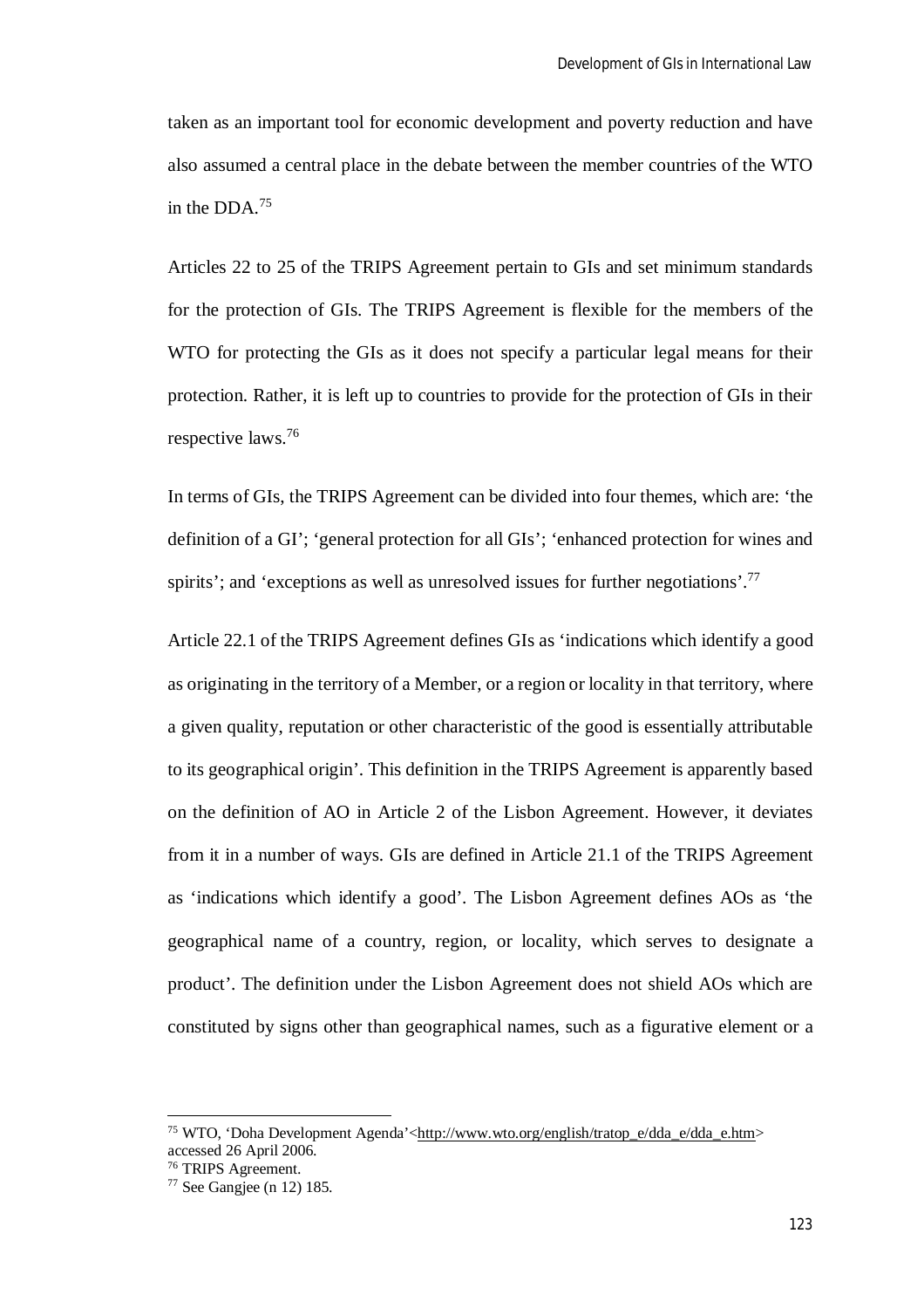taken as an important tool for economic development and poverty reduction and have also assumed a central place in the debate between the member countries of the WTO in the DDA.[75]

Articles 22 to 25 of the TRIPS Agreement pertain to GIs and set minimum standards for the protection of GIs. The TRIPS Agreement is flexible for the members of the WTO for protecting the GIs as it does not specify a particular legal means for their protection. Rather, it is left up to countries to provide for the protection of GIs in their respective laws.[76]

In terms of GIs, the TRIPS Agreement can be divided into four themes, which are: 'the definition of a GI'; 'general protection for all GIs'; 'enhanced protection for wines and spirits'; and 'exceptions as well as unresolved issues for further negotiations'.[77]

Article 22.1 of the TRIPS Agreement defines GIs as 'indications which identify a good as originating in the territory of a Member, or a region or locality in that territory, where a given quality, reputation or other characteristic of the good is essentially attributable to its geographical origin'. This definition in the TRIPS Agreement is apparently based on the definition of AO in Article 2 of the Lisbon Agreement. However, it deviates from it in a number of ways. GIs are defined in Article 21.1 of the TRIPS Agreement as 'indications which identify a good'. The Lisbon Agreement defines AOs as 'the geographical name of a country, region, or locality, which serves to designate a product'. The definition under the Lisbon Agreement does not shield AOs which are constituted by signs other than geographical names, such as a figurative element or a

---

[75] WTO, 'Doha Development Agenda'<http://www.wto.org/english/tratop_e/dda_e/dda_e.htm> accessed 26 April 2006.

[76] TRIPS Agreement.

[77] See Gangjee (n 12) 185.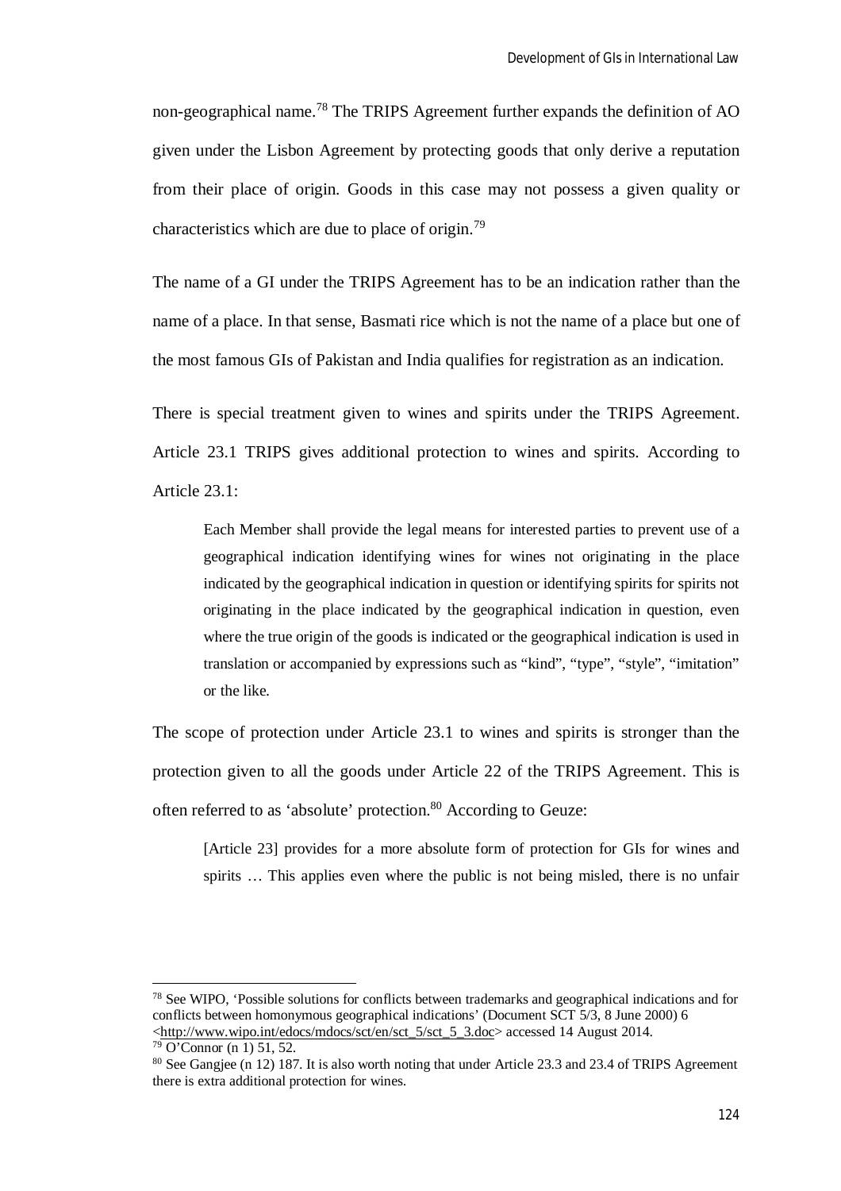non-geographical name.[78] The TRIPS Agreement further expands the definition of AO given under the Lisbon Agreement by protecting goods that only derive a reputation from their place of origin. Goods in this case may not possess a given quality or characteristics which are due to place of origin.[79]

The name of a GI under the TRIPS Agreement has to be an indication rather than the name of a place. In that sense, Basmati rice which is not the name of a place but one of the most famous GIs of Pakistan and India qualifies for registration as an indication.

There is special treatment given to wines and spirits under the TRIPS Agreement. Article 23.1 TRIPS gives additional protection to wines and spirits. According to Article 23.1:

> Each Member shall provide the legal means for interested parties to prevent use of a geographical indication identifying wines for wines not originating in the place indicated by the geographical indication in question or identifying spirits for spirits not originating in the place indicated by the geographical indication in question, even where the true origin of the goods is indicated or the geographical indication is used in translation or accompanied by expressions such as "kind", "type", "style", "imitation" or the like.

The scope of protection under Article 23.1 to wines and spirits is stronger than the protection given to all the goods under Article 22 of the TRIPS Agreement. This is often referred to as 'absolute' protection.[80] According to Geuze:

> [Article 23] provides for a more absolute form of protection for GIs for wines and spirits … This applies even where the public is not being misled, there is no unfair

---

[78] See WIPO, 'Possible solutions for conflicts between trademarks and geographical indications and for conflicts between homonymous geographical indications' (Document SCT 5/3, 8 June 2000) 6 <http://www.wipo.int/edocs/mdocs/sct/en/sct_5/sct_5_3.doc> accessed 14 August 2014.

[79] O'Connor (n 1) 51, 52.

[80] See Gangjee (n 12) 187. It is also worth noting that under Article 23.3 and 23.4 of TRIPS Agreement there is extra additional protection for wines.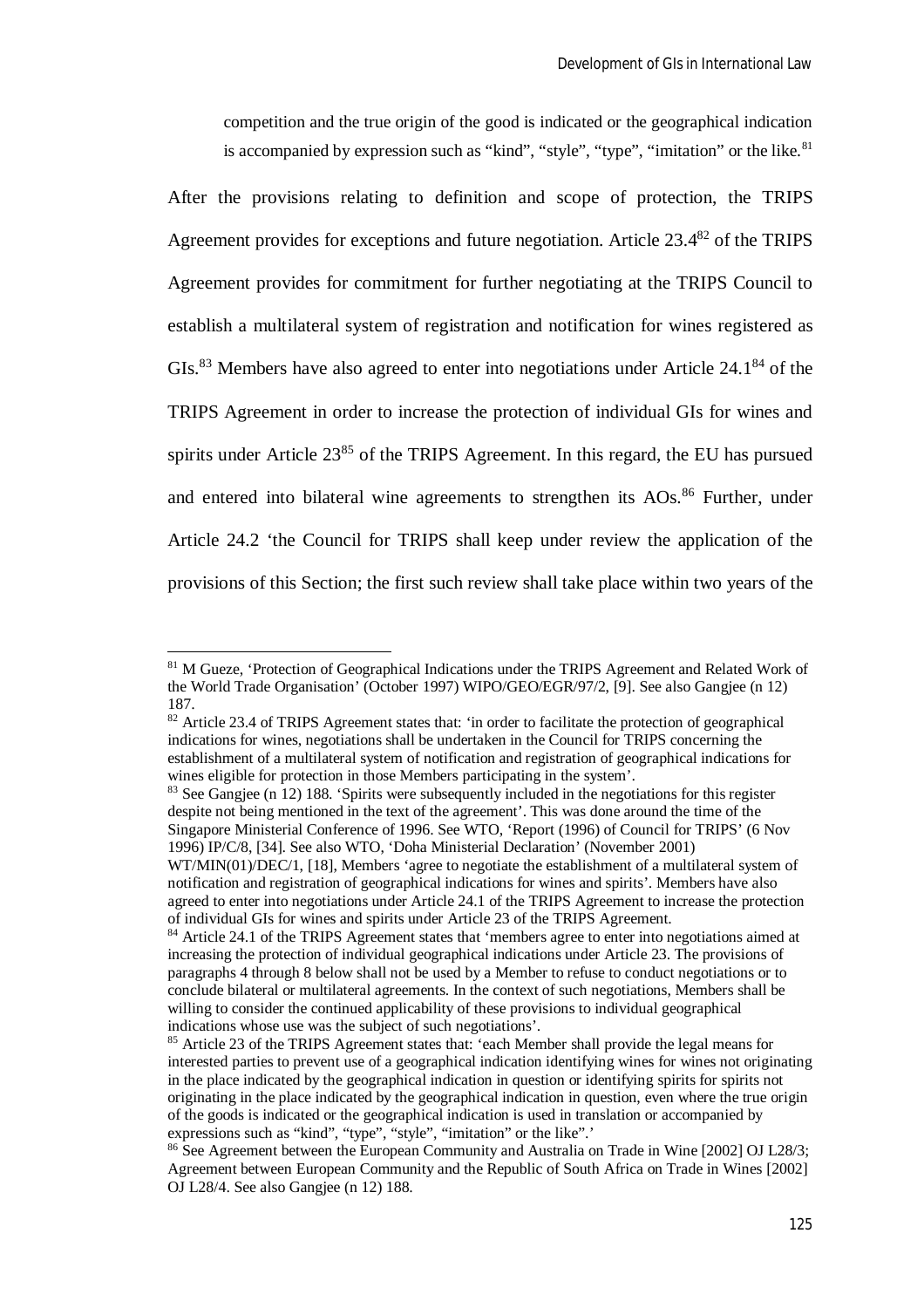competition and the true origin of the good is indicated or the geographical indication is accompanied by expression such as "kind", "style", "type", "imitation" or the like.[81]

After the provisions relating to definition and scope of protection, the TRIPS Agreement provides for exceptions and future negotiation. Article 23.4[82] of the TRIPS Agreement provides for commitment for further negotiating at the TRIPS Council to establish a multilateral system of registration and notification for wines registered as GIs.[83] Members have also agreed to enter into negotiations under Article 24.1[84] of the TRIPS Agreement in order to increase the protection of individual GIs for wines and spirits under Article 23[85] of the TRIPS Agreement. In this regard, the EU has pursued and entered into bilateral wine agreements to strengthen its AOs.[86] Further, under Article 24.2 'the Council for TRIPS shall keep under review the application of the provisions of this Section; the first such review shall take place within two years of the

---

[81] M Gueze, 'Protection of Geographical Indications under the TRIPS Agreement and Related Work of the World Trade Organisation' (October 1997) WIPO/GEO/EGR/97/2, [9]. See also Gangjee (n 12) 187.

[82] Article 23.4 of TRIPS Agreement states that: 'in order to facilitate the protection of geographical indications for wines, negotiations shall be undertaken in the Council for TRIPS concerning the establishment of a multilateral system of notification and registration of geographical indications for wines eligible for protection in those Members participating in the system'.

[83] See Gangjee (n 12) 188. 'Spirits were subsequently included in the negotiations for this register despite not being mentioned in the text of the agreement'. This was done around the time of the Singapore Ministerial Conference of 1996. See WTO, 'Report (1996) of Council for TRIPS' (6 Nov 1996) IP/C/8, [34]. See also WTO, 'Doha Ministerial Declaration' (November 2001) WT/MIN(01)/DEC/1, [18], Members 'agree to negotiate the establishment of a multilateral system of notification and registration of geographical indications for wines and spirits'. Members have also agreed to enter into negotiations under Article 24.1 of the TRIPS Agreement to increase the protection of individual GIs for wines and spirits under Article 23 of the TRIPS Agreement.

[84] Article 24.1 of the TRIPS Agreement states that 'members agree to enter into negotiations aimed at increasing the protection of individual geographical indications under Article 23. The provisions of paragraphs 4 through 8 below shall not be used by a Member to refuse to conduct negotiations or to conclude bilateral or multilateral agreements. In the context of such negotiations, Members shall be willing to consider the continued applicability of these provisions to individual geographical indications whose use was the subject of such negotiations'.

[85] Article 23 of the TRIPS Agreement states that: 'each Member shall provide the legal means for interested parties to prevent use of a geographical indication identifying wines for wines not originating in the place indicated by the geographical indication in question or identifying spirits for spirits not originating in the place indicated by the geographical indication in question, even where the true origin of the goods is indicated or the geographical indication is used in translation or accompanied by expressions such as "kind", "type", "style", "imitation" or the like".'

[86] See Agreement between the European Community and Australia on Trade in Wine [2002] OJ L28/3; Agreement between European Community and the Republic of South Africa on Trade in Wines [2002] OJ L28/4. See also Gangjee (n 12) 188.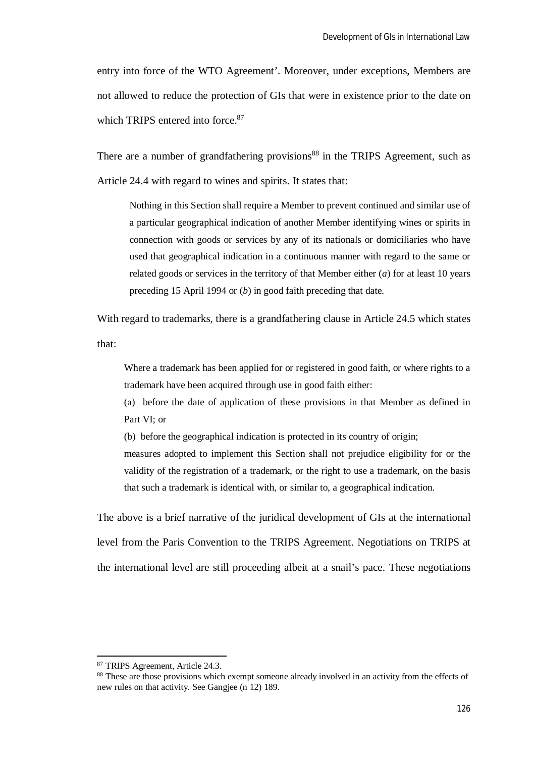entry into force of the WTO Agreement'. Moreover, under exceptions, Members are not allowed to reduce the protection of GIs that were in existence prior to the date on which TRIPS entered into force.[87]

There are a number of grandfathering provisions[88] in the TRIPS Agreement, such as Article 24.4 with regard to wines and spirits. It states that:

> Nothing in this Section shall require a Member to prevent continued and similar use of a particular geographical indication of another Member identifying wines or spirits in connection with goods or services by any of its nationals or domiciliaries who have used that geographical indication in a continuous manner with regard to the same or related goods or services in the territory of that Member either (*a*) for at least 10 years preceding 15 April 1994 or (*b*) in good faith preceding that date.

With regard to trademarks, there is a grandfathering clause in Article 24.5 which states that:

> Where a trademark has been applied for or registered in good faith, or where rights to a trademark have been acquired through use in good faith either:
>
> (a) before the date of application of these provisions in that Member as defined in Part VI; or
>
> (b) before the geographical indication is protected in its country of origin;
>
> measures adopted to implement this Section shall not prejudice eligibility for or the validity of the registration of a trademark, or the right to use a trademark, on the basis that such a trademark is identical with, or similar to, a geographical indication.

The above is a brief narrative of the juridical development of GIs at the international level from the Paris Convention to the TRIPS Agreement. Negotiations on TRIPS at the international level are still proceeding albeit at a snail's pace. These negotiations

---

[87] TRIPS Agreement, Article 24.3.

[88] These are those provisions which exempt someone already involved in an activity from the effects of new rules on that activity. See Gangjee (n 12) 189.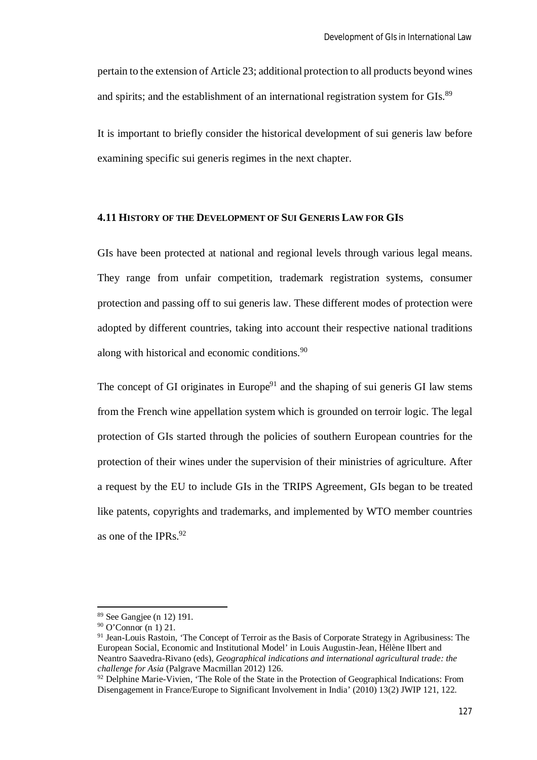pertain to the extension of Article 23; additional protection to all products beyond wines and spirits; and the establishment of an international registration system for GIs.[89]

It is important to briefly consider the historical development of sui generis law before examining specific sui generis regimes in the next chapter.

### 4.11 HISTORY OF THE DEVELOPMENT OF SUI GENERIS LAW FOR GIS

GIs have been protected at national and regional levels through various legal means. They range from unfair competition, trademark registration systems, consumer protection and passing off to sui generis law. These different modes of protection were adopted by different countries, taking into account their respective national traditions along with historical and economic conditions.[90]

The concept of GI originates in Europe[91] and the shaping of sui generis GI law stems from the French wine appellation system which is grounded on terroir logic. The legal protection of GIs started through the policies of southern European countries for the protection of their wines under the supervision of their ministries of agriculture. After a request by the EU to include GIs in the TRIPS Agreement, GIs began to be treated like patents, copyrights and trademarks, and implemented by WTO member countries as one of the IPRs.[92]

---

[89] See Gangjee (n 12) 191.

[90] O'Connor (n 1) 21.

[91] Jean-Louis Rastoin, 'The Concept of Terroir as the Basis of Corporate Strategy in Agribusiness: The European Social, Economic and Institutional Model' in Louis Augustin-Jean, Hélène Ilbert and Neantro Saavedra-Rivano (eds), *Geographical indications and international agricultural trade: the challenge for Asia* (Palgrave Macmillan 2012) 126.

[92] Delphine Marie-Vivien, 'The Role of the State in the Protection of Geographical Indications: From Disengagement in France/Europe to Significant Involvement in India' (2010) 13(2) JWIP 121, 122.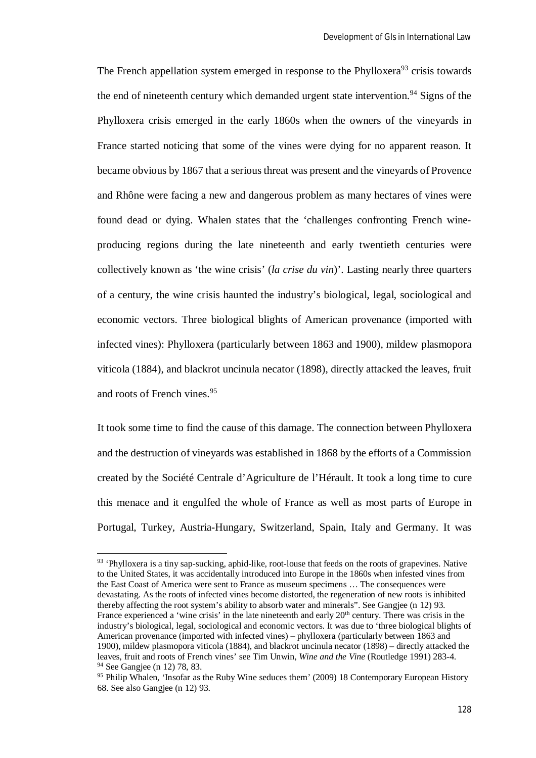The French appellation system emerged in response to the Phylloxera[93] crisis towards the end of nineteenth century which demanded urgent state intervention.[94] Signs of the Phylloxera crisis emerged in the early 1860s when the owners of the vineyards in France started noticing that some of the vines were dying for no apparent reason. It became obvious by 1867 that a serious threat was present and the vineyards of Provence and Rhône were facing a new and dangerous problem as many hectares of vines were found dead or dying. Whalen states that the 'challenges confronting French wine-producing regions during the late nineteenth and early twentieth centuries were collectively known as 'the wine crisis' (*la crise du vin*)'. Lasting nearly three quarters of a century, the wine crisis haunted the industry's biological, legal, sociological and economic vectors. Three biological blights of American provenance (imported with infected vines): Phylloxera (particularly between 1863 and 1900), mildew plasmopora viticola (1884), and blackrot uncinula necator (1898), directly attacked the leaves, fruit and roots of French vines.[95]

It took some time to find the cause of this damage. The connection between Phylloxera and the destruction of vineyards was established in 1868 by the efforts of a Commission created by the Société Centrale d'Agriculture de l'Hérault. It took a long time to cure this menace and it engulfed the whole of France as well as most parts of Europe in Portugal, Turkey, Austria-Hungary, Switzerland, Spain, Italy and Germany. It was

[93] 'Phylloxera is a tiny sap-sucking, aphid-like, root-louse that feeds on the roots of grapevines. Native to the United States, it was accidentally introduced into Europe in the 1860s when infested vines from the East Coast of America were sent to France as museum specimens … The consequences were devastating. As the roots of infected vines become distorted, the regeneration of new roots is inhibited thereby affecting the root system's ability to absorb water and minerals". See Gangjee (n 12) 93. France experienced a 'wine crisis' in the late nineteenth and early 20th century. There was crisis in the industry's biological, legal, sociological and economic vectors. It was due to 'three biological blights of American provenance (imported with infected vines) – phylloxera (particularly between 1863 and 1900), mildew plasmopora viticola (1884), and blackrot uncinula necator (1898) – directly attacked the leaves, fruit and roots of French vines' see Tim Unwin, *Wine and the Vine* (Routledge 1991) 283-4.

[94] See Gangjee (n 12) 78, 83.

[95] Philip Whalen, 'Insofar as the Ruby Wine seduces them' (2009) 18 Contemporary European History 68. See also Gangjee (n 12) 93.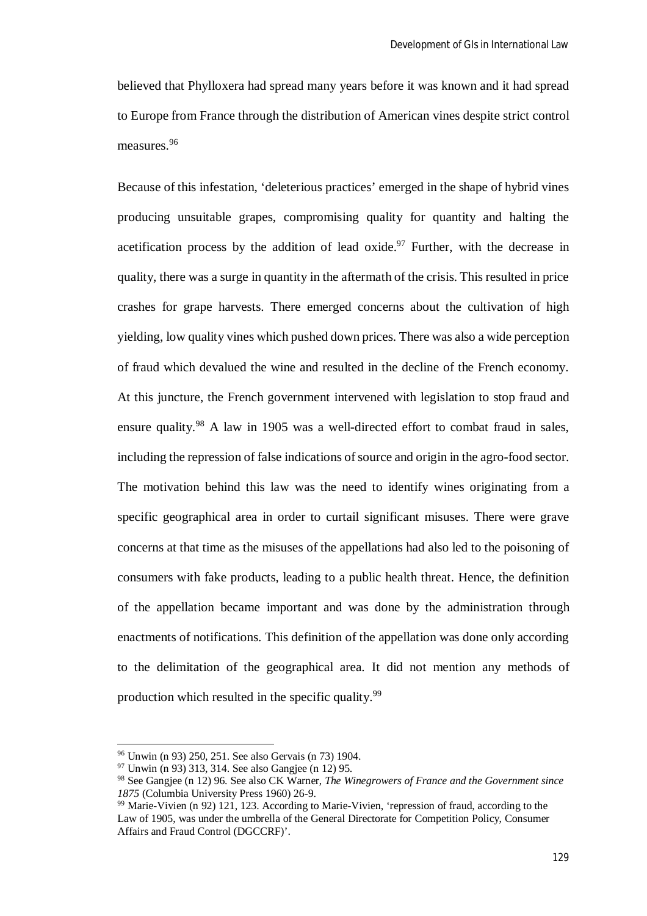believed that Phylloxera had spread many years before it was known and it had spread to Europe from France through the distribution of American vines despite strict control measures.[96]

Because of this infestation, 'deleterious practices' emerged in the shape of hybrid vines producing unsuitable grapes, compromising quality for quantity and halting the acetification process by the addition of lead oxide.[97] Further, with the decrease in quality, there was a surge in quantity in the aftermath of the crisis. This resulted in price crashes for grape harvests. There emerged concerns about the cultivation of high yielding, low quality vines which pushed down prices. There was also a wide perception of fraud which devalued the wine and resulted in the decline of the French economy. At this juncture, the French government intervened with legislation to stop fraud and ensure quality.[98] A law in 1905 was a well-directed effort to combat fraud in sales, including the repression of false indications of source and origin in the agro-food sector. The motivation behind this law was the need to identify wines originating from a specific geographical area in order to curtail significant misuses. There were grave concerns at that time as the misuses of the appellations had also led to the poisoning of consumers with fake products, leading to a public health threat. Hence, the definition of the appellation became important and was done by the administration through enactments of notifications. This definition of the appellation was done only according to the delimitation of the geographical area. It did not mention any methods of production which resulted in the specific quality.[99]

---

[96] Unwin (n 93) 250, 251. See also Gervais (n 73) 1904.

[97] Unwin (n 93) 313, 314. See also Gangjee (n 12) 95.

[98] See Gangjee (n 12) 96. See also CK Warner, *The Winegrowers of France and the Government since 1875* (Columbia University Press 1960) 26-9.

[99] Marie-Vivien (n 92) 121, 123. According to Marie-Vivien, 'repression of fraud, according to the Law of 1905, was under the umbrella of the General Directorate for Competition Policy, Consumer Affairs and Fraud Control (DGCCRF)'.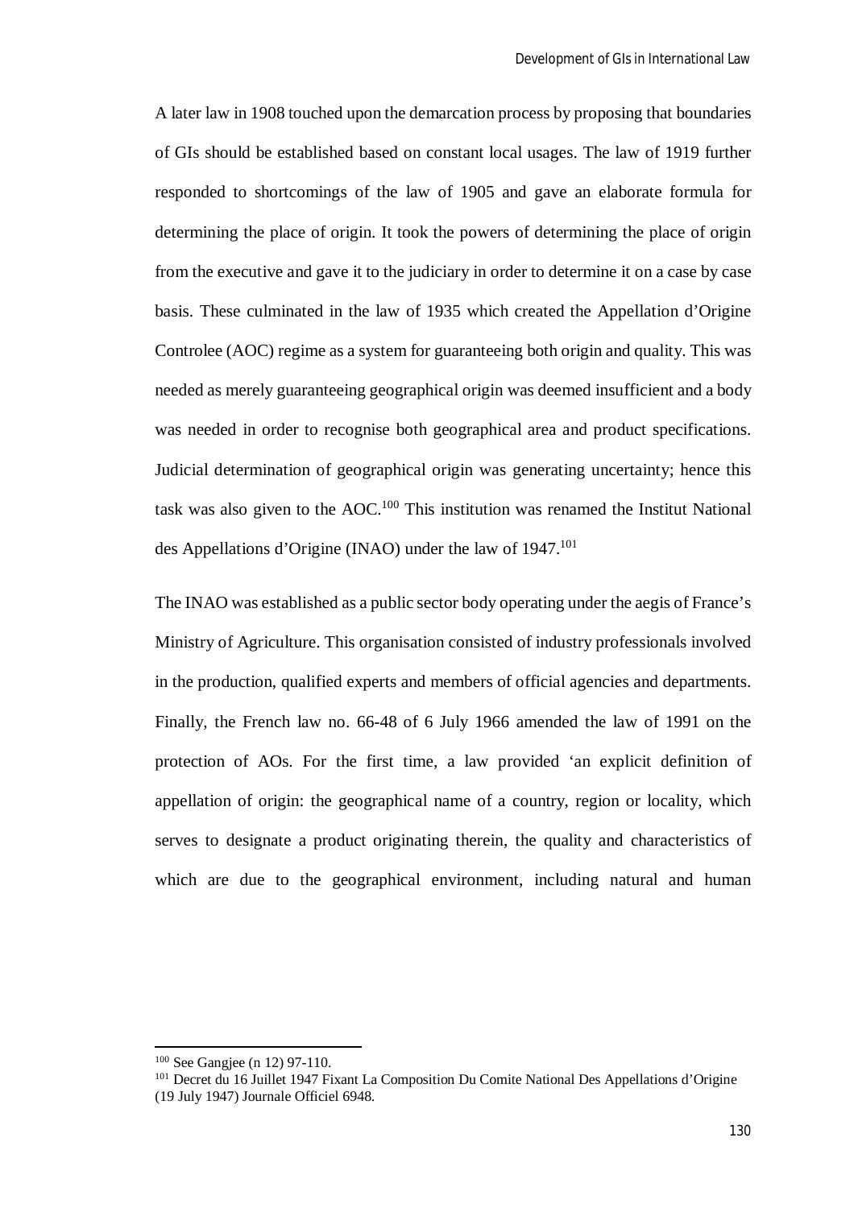A later law in 1908 touched upon the demarcation process by proposing that boundaries of GIs should be established based on constant local usages. The law of 1919 further responded to shortcomings of the law of 1905 and gave an elaborate formula for determining the place of origin. It took the powers of determining the place of origin from the executive and gave it to the judiciary in order to determine it on a case by case basis. These culminated in the law of 1935 which created the Appellation d'Origine Controlee (AOC) regime as a system for guaranteeing both origin and quality. This was needed as merely guaranteeing geographical origin was deemed insufficient and a body was needed in order to recognise both geographical area and product specifications. Judicial determination of geographical origin was generating uncertainty; hence this task was also given to the AOC.[100] This institution was renamed the Institut National des Appellations d'Origine (INAO) under the law of 1947.[101]

The INAO was established as a public sector body operating under the aegis of France's Ministry of Agriculture. This organisation consisted of industry professionals involved in the production, qualified experts and members of official agencies and departments. Finally, the French law no. 66-48 of 6 July 1966 amended the law of 1991 on the protection of AOs. For the first time, a law provided 'an explicit definition of appellation of origin: the geographical name of a country, region or locality, which serves to designate a product originating therein, the quality and characteristics of which are due to the geographical environment, including natural and human

---

[100] See Gangjee (n 12) 97-110.

[101] Decret du 16 Juillet 1947 Fixant La Composition Du Comite National Des Appellations d'Origine (19 July 1947) Journale Officiel 6948.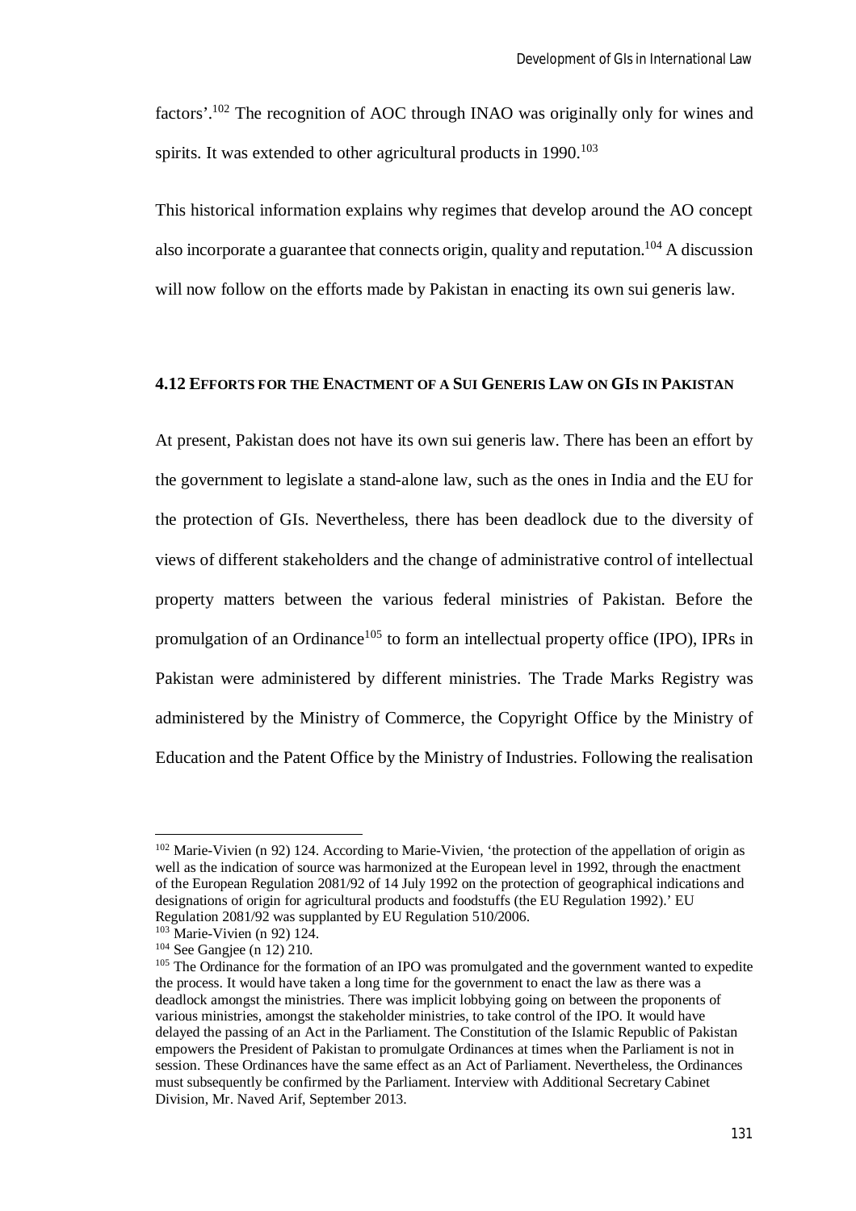factors'.[102] The recognition of AOC through INAO was originally only for wines and spirits. It was extended to other agricultural products in 1990.[103]

This historical information explains why regimes that develop around the AO concept also incorporate a guarantee that connects origin, quality and reputation.[104] A discussion will now follow on the efforts made by Pakistan in enacting its own sui generis law.

### 4.12 Efforts for the Enactment of a Sui Generis Law on GIs in Pakistan

At present, Pakistan does not have its own sui generis law. There has been an effort by the government to legislate a stand-alone law, such as the ones in India and the EU for the protection of GIs. Nevertheless, there has been deadlock due to the diversity of views of different stakeholders and the change of administrative control of intellectual property matters between the various federal ministries of Pakistan. Before the promulgation of an Ordinance[105] to form an intellectual property office (IPO), IPRs in Pakistan were administered by different ministries. The Trade Marks Registry was administered by the Ministry of Commerce, the Copyright Office by the Ministry of Education and the Patent Office by the Ministry of Industries. Following the realisation

---

[102] Marie-Vivien (n 92) 124. According to Marie-Vivien, 'the protection of the appellation of origin as well as the indication of source was harmonized at the European level in 1992, through the enactment of the European Regulation 2081/92 of 14 July 1992 on the protection of geographical indications and designations of origin for agricultural products and foodstuffs (the EU Regulation 1992).' EU Regulation 2081/92 was supplanted by EU Regulation 510/2006.

[103] Marie-Vivien (n 92) 124.

[104] See Gangjee (n 12) 210.

[105] The Ordinance for the formation of an IPO was promulgated and the government wanted to expedite the process. It would have taken a long time for the government to enact the law as there was a deadlock amongst the ministries. There was implicit lobbying going on between the proponents of various ministries, amongst the stakeholder ministries, to take control of the IPO. It would have delayed the passing of an Act in the Parliament. The Constitution of the Islamic Republic of Pakistan empowers the President of Pakistan to promulgate Ordinances at times when the Parliament is not in session. These Ordinances have the same effect as an Act of Parliament. Nevertheless, the Ordinances must subsequently be confirmed by the Parliament. Interview with Additional Secretary Cabinet Division, Mr. Naved Arif, September 2013.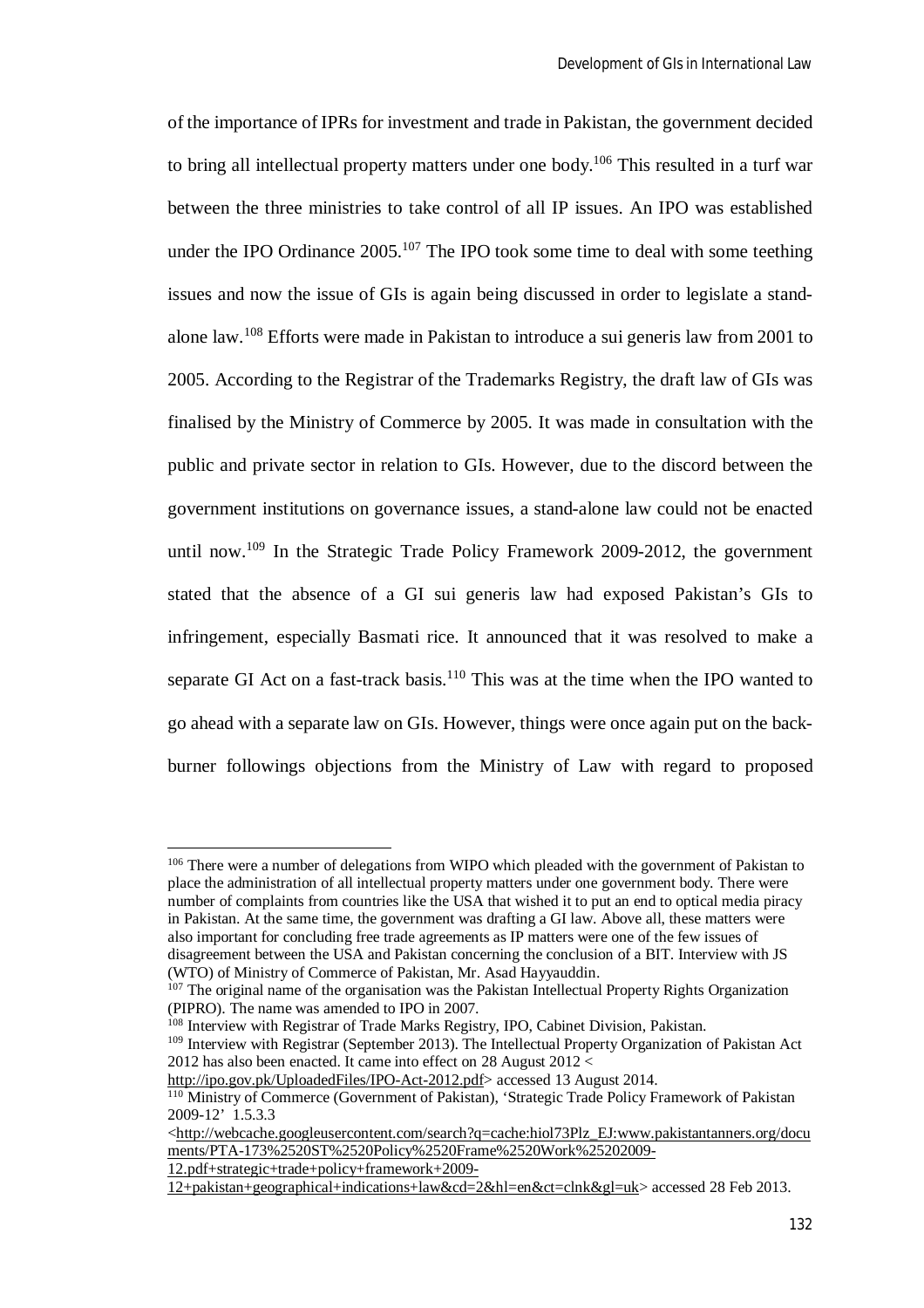of the importance of IPRs for investment and trade in Pakistan, the government decided to bring all intellectual property matters under one body.[106] This resulted in a turf war between the three ministries to take control of all IP issues. An IPO was established under the IPO Ordinance 2005.[107] The IPO took some time to deal with some teething issues and now the issue of GIs is again being discussed in order to legislate a stand-alone law.[108] Efforts were made in Pakistan to introduce a sui generis law from 2001 to 2005. According to the Registrar of the Trademarks Registry, the draft law of GIs was finalised by the Ministry of Commerce by 2005. It was made in consultation with the public and private sector in relation to GIs. However, due to the discord between the government institutions on governance issues, a stand-alone law could not be enacted until now.[109] In the Strategic Trade Policy Framework 2009-2012, the government stated that the absence of a GI sui generis law had exposed Pakistan's GIs to infringement, especially Basmati rice. It announced that it was resolved to make a separate GI Act on a fast-track basis.[110] This was at the time when the IPO wanted to go ahead with a separate law on GIs. However, things were once again put on the back-burner followings objections from the Ministry of Law with regard to proposed

---

[106] There were a number of delegations from WIPO which pleaded with the government of Pakistan to place the administration of all intellectual property matters under one government body. There were number of complaints from countries like the USA that wished it to put an end to optical media piracy in Pakistan. At the same time, the government was drafting a GI law. Above all, these matters were also important for concluding free trade agreements as IP matters were one of the few issues of disagreement between the USA and Pakistan concerning the conclusion of a BIT. Interview with JS (WTO) of Ministry of Commerce of Pakistan, Mr. Asad Hayyauddin.

[107] The original name of the organisation was the Pakistan Intellectual Property Rights Organization (PIPRO). The name was amended to IPO in 2007.

[108] Interview with Registrar of Trade Marks Registry, IPO, Cabinet Division, Pakistan.

[109] Interview with Registrar (September 2013). The Intellectual Property Organization of Pakistan Act 2012 has also been enacted. It came into effect on 28 August 2012 < http://ipo.gov.pk/UploadedFiles/IPO-Act-2012.pdf> accessed 13 August 2014.

[110] Ministry of Commerce (Government of Pakistan), 'Strategic Trade Policy Framework of Pakistan 2009-12' 1.5.3.3 <http://webcache.googleusercontent.com/search?q=cache:hiol73Plz_EJ:www.pakistantanners.org/documents/PTA-173%2520ST%2520Policy%2520Frame%2520Work%25202009-12.pdf+strategic+trade+policy+framework+2009-12+pakistan+geographical+indications+law&cd=2&hl=en&ct=clnk&gl=uk> accessed 28 Feb 2013.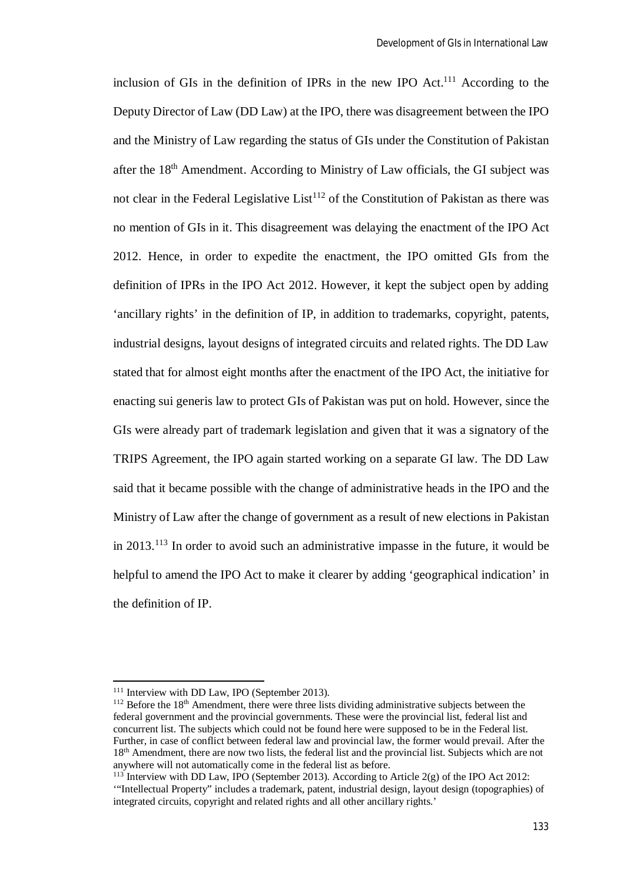inclusion of GIs in the definition of IPRs in the new IPO Act.[111] According to the Deputy Director of Law (DD Law) at the IPO, there was disagreement between the IPO and the Ministry of Law regarding the status of GIs under the Constitution of Pakistan after the 18th Amendment. According to Ministry of Law officials, the GI subject was not clear in the Federal Legislative List[112] of the Constitution of Pakistan as there was no mention of GIs in it. This disagreement was delaying the enactment of the IPO Act 2012. Hence, in order to expedite the enactment, the IPO omitted GIs from the definition of IPRs in the IPO Act 2012. However, it kept the subject open by adding 'ancillary rights' in the definition of IP, in addition to trademarks, copyright, patents, industrial designs, layout designs of integrated circuits and related rights. The DD Law stated that for almost eight months after the enactment of the IPO Act, the initiative for enacting sui generis law to protect GIs of Pakistan was put on hold. However, since the GIs were already part of trademark legislation and given that it was a signatory of the TRIPS Agreement, the IPO again started working on a separate GI law. The DD Law said that it became possible with the change of administrative heads in the IPO and the Ministry of Law after the change of government as a result of new elections in Pakistan in 2013.[113] In order to avoid such an administrative impasse in the future, it would be helpful to amend the IPO Act to make it clearer by adding 'geographical indication' in the definition of IP.

---

[111] Interview with DD Law, IPO (September 2013).

[112] Before the 18th Amendment, there were three lists dividing administrative subjects between the federal government and the provincial governments. These were the provincial list, federal list and concurrent list. The subjects which could not be found here were supposed to be in the Federal list. Further, in case of conflict between federal law and provincial law, the former would prevail. After the 18th Amendment, there are now two lists, the federal list and the provincial list. Subjects which are not anywhere will not automatically come in the federal list as before.

[113] Interview with DD Law, IPO (September 2013). According to Article 2(g) of the IPO Act 2012: '"Intellectual Property" includes a trademark, patent, industrial design, layout design (topographies) of integrated circuits, copyright and related rights and all other ancillary rights.'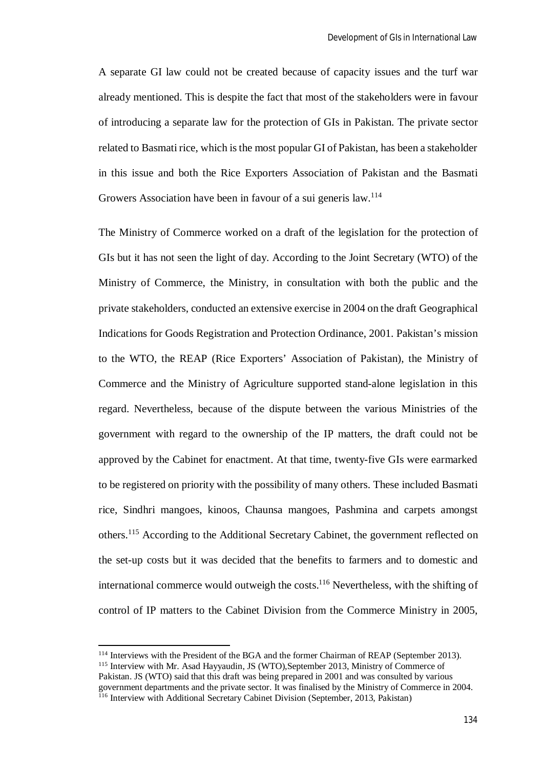A separate GI law could not be created because of capacity issues and the turf war already mentioned. This is despite the fact that most of the stakeholders were in favour of introducing a separate law for the protection of GIs in Pakistan. The private sector related to Basmati rice, which is the most popular GI of Pakistan, has been a stakeholder in this issue and both the Rice Exporters Association of Pakistan and the Basmati Growers Association have been in favour of a sui generis law.[114]

The Ministry of Commerce worked on a draft of the legislation for the protection of GIs but it has not seen the light of day. According to the Joint Secretary (WTO) of the Ministry of Commerce, the Ministry, in consultation with both the public and the private stakeholders, conducted an extensive exercise in 2004 on the draft Geographical Indications for Goods Registration and Protection Ordinance, 2001. Pakistan's mission to the WTO, the REAP (Rice Exporters' Association of Pakistan), the Ministry of Commerce and the Ministry of Agriculture supported stand-alone legislation in this regard. Nevertheless, because of the dispute between the various Ministries of the government with regard to the ownership of the IP matters, the draft could not be approved by the Cabinet for enactment. At that time, twenty-five GIs were earmarked to be registered on priority with the possibility of many others. These included Basmati rice, Sindhri mangoes, kinoos, Chaunsa mangoes, Pashmina and carpets amongst others.[115] According to the Additional Secretary Cabinet, the government reflected on the set-up costs but it was decided that the benefits to farmers and to domestic and international commerce would outweigh the costs.[116] Nevertheless, with the shifting of control of IP matters to the Cabinet Division from the Commerce Ministry in 2005,

[114] Interviews with the President of the BGA and the former Chairman of REAP (September 2013).

[115] Interview with Mr. Asad Hayyaudin, JS (WTO),September 2013, Ministry of Commerce of Pakistan. JS (WTO) said that this draft was being prepared in 2001 and was consulted by various government departments and the private sector. It was finalised by the Ministry of Commerce in 2004.

[116] Interview with Additional Secretary Cabinet Division (September, 2013, Pakistan)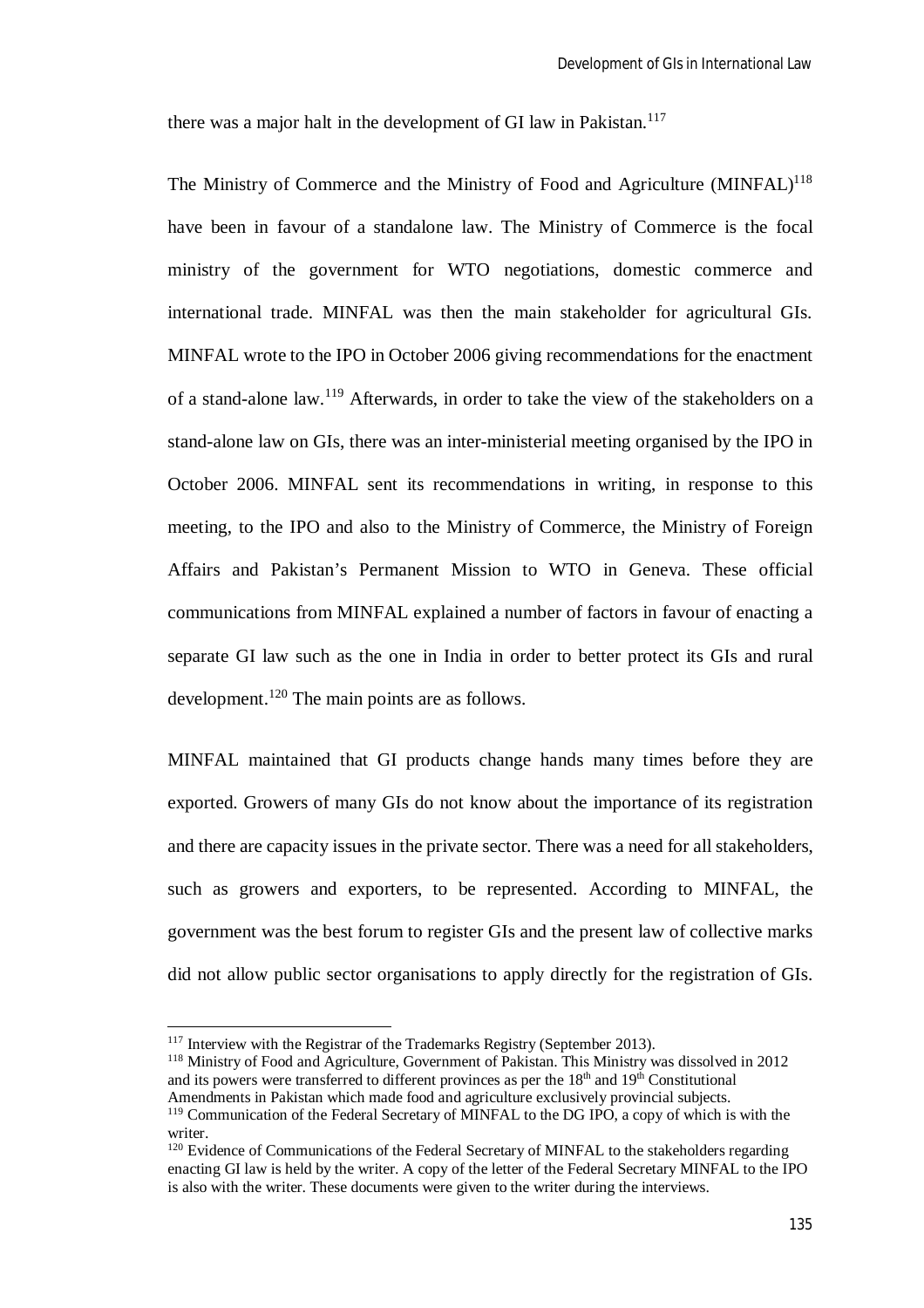there was a major halt in the development of GI law in Pakistan.[117]

The Ministry of Commerce and the Ministry of Food and Agriculture (MINFAL)[118] have been in favour of a standalone law. The Ministry of Commerce is the focal ministry of the government for WTO negotiations, domestic commerce and international trade. MINFAL was then the main stakeholder for agricultural GIs. MINFAL wrote to the IPO in October 2006 giving recommendations for the enactment of a stand-alone law.[119] Afterwards, in order to take the view of the stakeholders on a stand-alone law on GIs, there was an inter-ministerial meeting organised by the IPO in October 2006. MINFAL sent its recommendations in writing, in response to this meeting, to the IPO and also to the Ministry of Commerce, the Ministry of Foreign Affairs and Pakistan's Permanent Mission to WTO in Geneva. These official communications from MINFAL explained a number of factors in favour of enacting a separate GI law such as the one in India in order to better protect its GIs and rural development.[120] The main points are as follows.

MINFAL maintained that GI products change hands many times before they are exported. Growers of many GIs do not know about the importance of its registration and there are capacity issues in the private sector. There was a need for all stakeholders, such as growers and exporters, to be represented. According to MINFAL, the government was the best forum to register GIs and the present law of collective marks did not allow public sector organisations to apply directly for the registration of GIs.

---

[117] Interview with the Registrar of the Trademarks Registry (September 2013).

[118] Ministry of Food and Agriculture, Government of Pakistan. This Ministry was dissolved in 2012 and its powers were transferred to different provinces as per the 18th and 19th Constitutional Amendments in Pakistan which made food and agriculture exclusively provincial subjects.

[119] Communication of the Federal Secretary of MINFAL to the DG IPO, a copy of which is with the writer.

[120] Evidence of Communications of the Federal Secretary of MINFAL to the stakeholders regarding enacting GI law is held by the writer. A copy of the letter of the Federal Secretary MINFAL to the IPO is also with the writer. These documents were given to the writer during the interviews.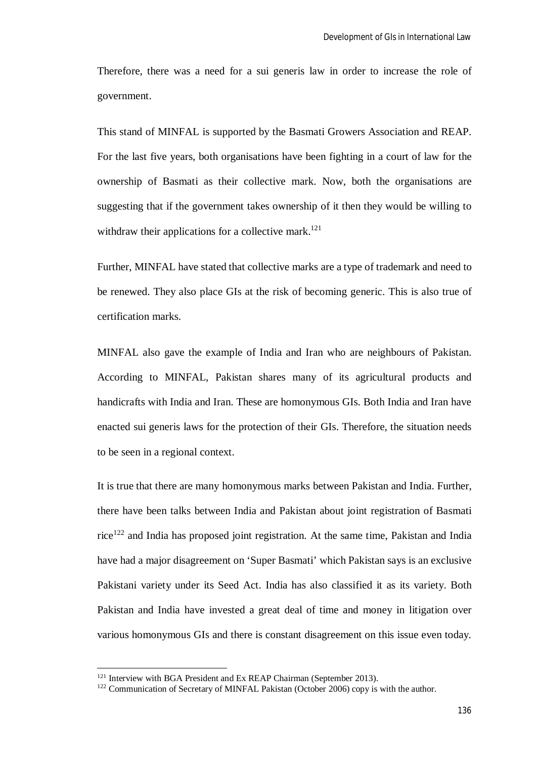Therefore, there was a need for a sui generis law in order to increase the role of government.

This stand of MINFAL is supported by the Basmati Growers Association and REAP. For the last five years, both organisations have been fighting in a court of law for the ownership of Basmati as their collective mark. Now, both the organisations are suggesting that if the government takes ownership of it then they would be willing to withdraw their applications for a collective mark.[121]

Further, MINFAL have stated that collective marks are a type of trademark and need to be renewed. They also place GIs at the risk of becoming generic. This is also true of certification marks.

MINFAL also gave the example of India and Iran who are neighbours of Pakistan. According to MINFAL, Pakistan shares many of its agricultural products and handicrafts with India and Iran. These are homonymous GIs. Both India and Iran have enacted sui generis laws for the protection of their GIs. Therefore, the situation needs to be seen in a regional context.

It is true that there are many homonymous marks between Pakistan and India. Further, there have been talks between India and Pakistan about joint registration of Basmati rice[122] and India has proposed joint registration. At the same time, Pakistan and India have had a major disagreement on 'Super Basmati' which Pakistan says is an exclusive Pakistani variety under its Seed Act. India has also classified it as its variety. Both Pakistan and India have invested a great deal of time and money in litigation over various homonymous GIs and there is constant disagreement on this issue even today.

---

[121] Interview with BGA President and Ex REAP Chairman (September 2013).

[122] Communication of Secretary of MINFAL Pakistan (October 2006) copy is with the author.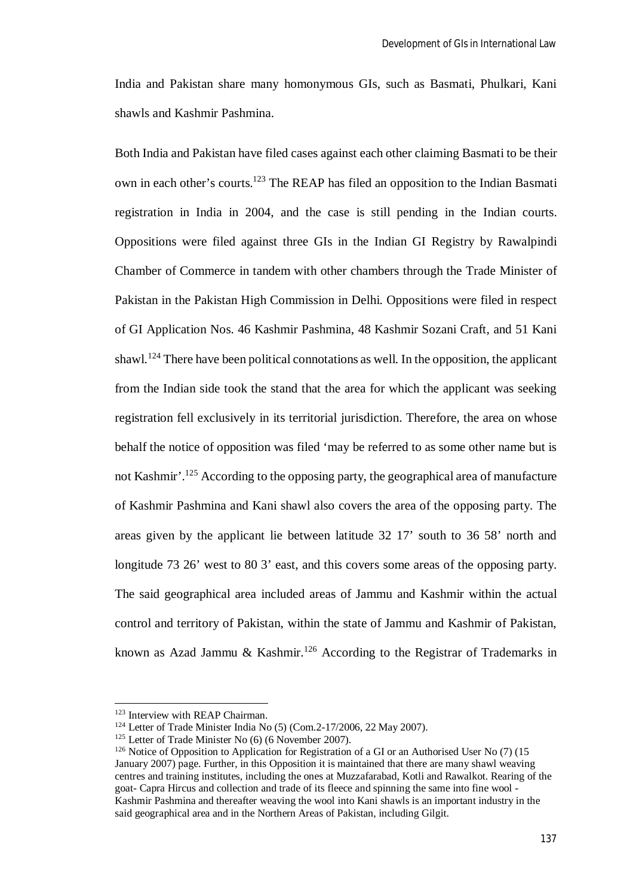India and Pakistan share many homonymous GIs, such as Basmati, Phulkari, Kani shawls and Kashmir Pashmina.

Both India and Pakistan have filed cases against each other claiming Basmati to be their own in each other's courts.[123] The REAP has filed an opposition to the Indian Basmati registration in India in 2004, and the case is still pending in the Indian courts. Oppositions were filed against three GIs in the Indian GI Registry by Rawalpindi Chamber of Commerce in tandem with other chambers through the Trade Minister of Pakistan in the Pakistan High Commission in Delhi. Oppositions were filed in respect of GI Application Nos. 46 Kashmir Pashmina, 48 Kashmir Sozani Craft, and 51 Kani shawl.[124] There have been political connotations as well. In the opposition, the applicant from the Indian side took the stand that the area for which the applicant was seeking registration fell exclusively in its territorial jurisdiction. Therefore, the area on whose behalf the notice of opposition was filed 'may be referred to as some other name but is not Kashmir'.[125] According to the opposing party, the geographical area of manufacture of Kashmir Pashmina and Kani shawl also covers the area of the opposing party. The areas given by the applicant lie between latitude 32 17' south to 36 58' north and longitude 73 26' west to 80 3' east, and this covers some areas of the opposing party. The said geographical area included areas of Jammu and Kashmir within the actual control and territory of Pakistan, within the state of Jammu and Kashmir of Pakistan, known as Azad Jammu & Kashmir.[126] According to the Registrar of Trademarks in

---

[123] Interview with REAP Chairman.

[124] Letter of Trade Minister India No (5) (Com.2-17/2006, 22 May 2007).

[125] Letter of Trade Minister No (6) (6 November 2007).

[126] Notice of Opposition to Application for Registration of a GI or an Authorised User No (7) (15 January 2007) page. Further, in this Opposition it is maintained that there are many shawl weaving centres and training institutes, including the ones at Muzzafarabad, Kotli and Rawalkot. Rearing of the goat- Capra Hircus and collection and trade of its fleece and spinning the same into fine wool - Kashmir Pashmina and thereafter weaving the wool into Kani shawls is an important industry in the said geographical area and in the Northern Areas of Pakistan, including Gilgit.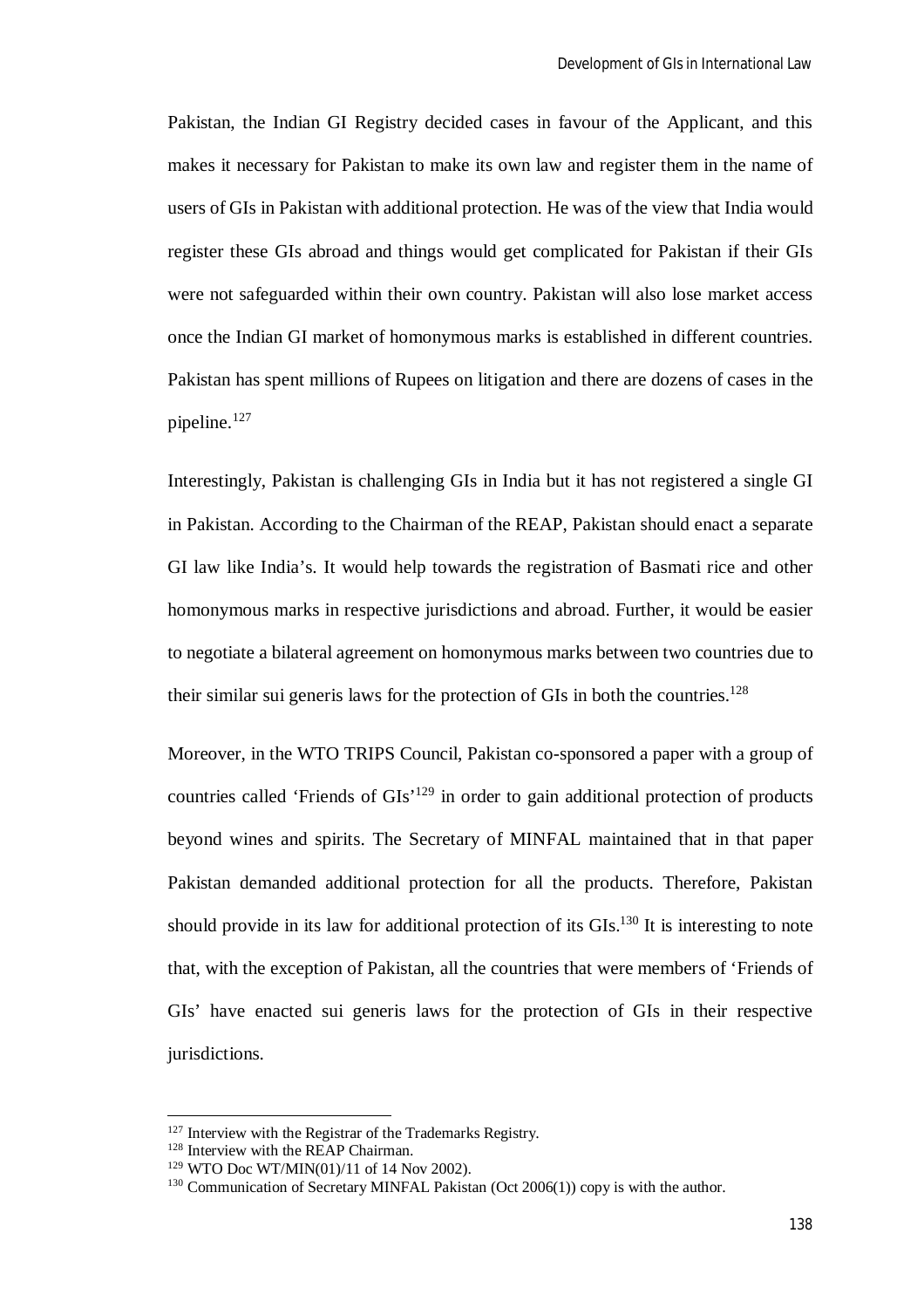Pakistan, the Indian GI Registry decided cases in favour of the Applicant, and this makes it necessary for Pakistan to make its own law and register them in the name of users of GIs in Pakistan with additional protection. He was of the view that India would register these GIs abroad and things would get complicated for Pakistan if their GIs were not safeguarded within their own country. Pakistan will also lose market access once the Indian GI market of homonymous marks is established in different countries. Pakistan has spent millions of Rupees on litigation and there are dozens of cases in the pipeline.[127]

Interestingly, Pakistan is challenging GIs in India but it has not registered a single GI in Pakistan. According to the Chairman of the REAP, Pakistan should enact a separate GI law like India's. It would help towards the registration of Basmati rice and other homonymous marks in respective jurisdictions and abroad. Further, it would be easier to negotiate a bilateral agreement on homonymous marks between two countries due to their similar sui generis laws for the protection of GIs in both the countries.[128]

Moreover, in the WTO TRIPS Council, Pakistan co-sponsored a paper with a group of countries called 'Friends of GIs'[129] in order to gain additional protection of products beyond wines and spirits. The Secretary of MINFAL maintained that in that paper Pakistan demanded additional protection for all the products. Therefore, Pakistan should provide in its law for additional protection of its GIs.[130] It is interesting to note that, with the exception of Pakistan, all the countries that were members of 'Friends of GIs' have enacted sui generis laws for the protection of GIs in their respective jurisdictions.

---

[127] Interview with the Registrar of the Trademarks Registry.

[128] Interview with the REAP Chairman.

[129] WTO Doc WT/MIN(01)/11 of 14 Nov 2002).

[130] Communication of Secretary MINFAL Pakistan (Oct 2006(1)) copy is with the author.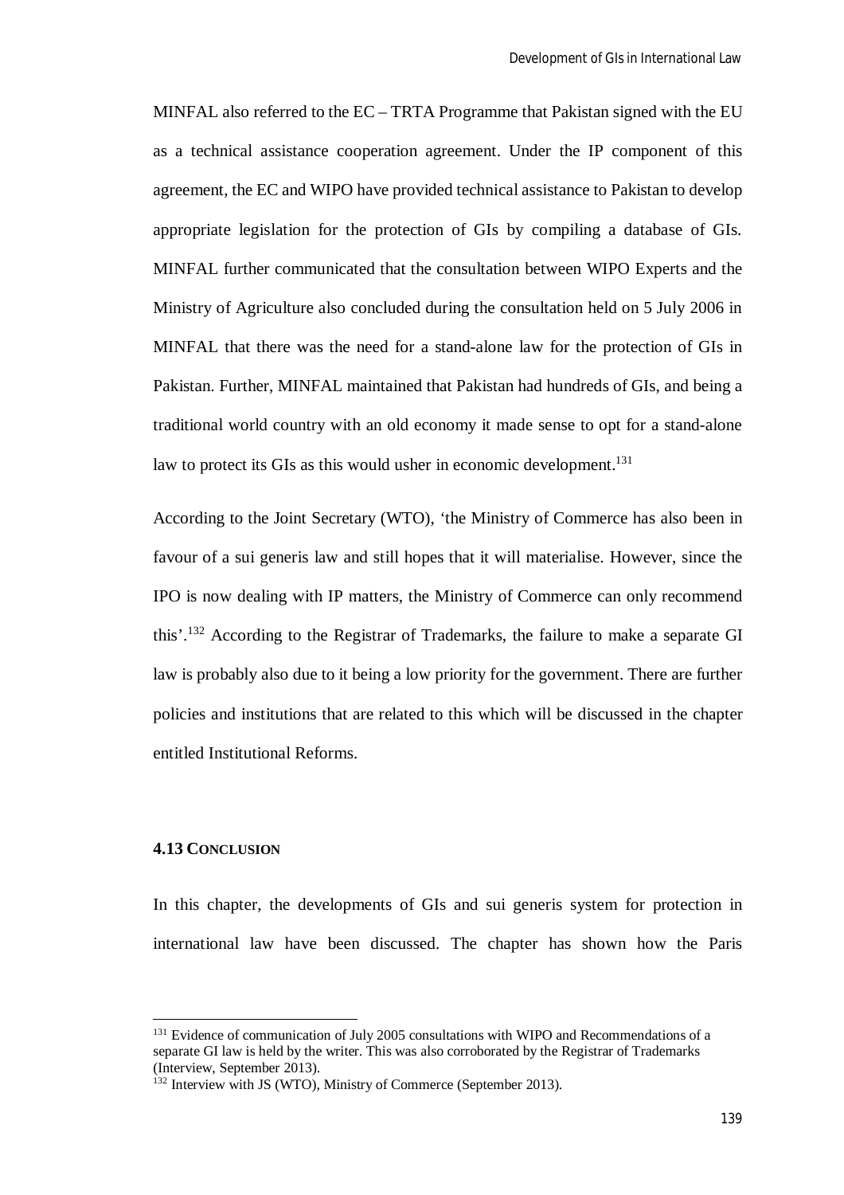MINFAL also referred to the EC – TRTA Programme that Pakistan signed with the EU as a technical assistance cooperation agreement. Under the IP component of this agreement, the EC and WIPO have provided technical assistance to Pakistan to develop appropriate legislation for the protection of GIs by compiling a database of GIs. MINFAL further communicated that the consultation between WIPO Experts and the Ministry of Agriculture also concluded during the consultation held on 5 July 2006 in MINFAL that there was the need for a stand-alone law for the protection of GIs in Pakistan. Further, MINFAL maintained that Pakistan had hundreds of GIs, and being a traditional world country with an old economy it made sense to opt for a stand-alone law to protect its GIs as this would usher in economic development.[131]

According to the Joint Secretary (WTO), 'the Ministry of Commerce has also been in favour of a sui generis law and still hopes that it will materialise. However, since the IPO is now dealing with IP matters, the Ministry of Commerce can only recommend this'.[132] According to the Registrar of Trademarks, the failure to make a separate GI law is probably also due to it being a low priority for the government. There are further policies and institutions that are related to this which will be discussed in the chapter entitled Institutional Reforms.

### 4.13 CONCLUSION

In this chapter, the developments of GIs and sui generis system for protection in international law have been discussed. The chapter has shown how the Paris

---

[131] Evidence of communication of July 2005 consultations with WIPO and Recommendations of a separate GI law is held by the writer. This was also corroborated by the Registrar of Trademarks (Interview, September 2013).

[132] Interview with JS (WTO), Ministry of Commerce (September 2013).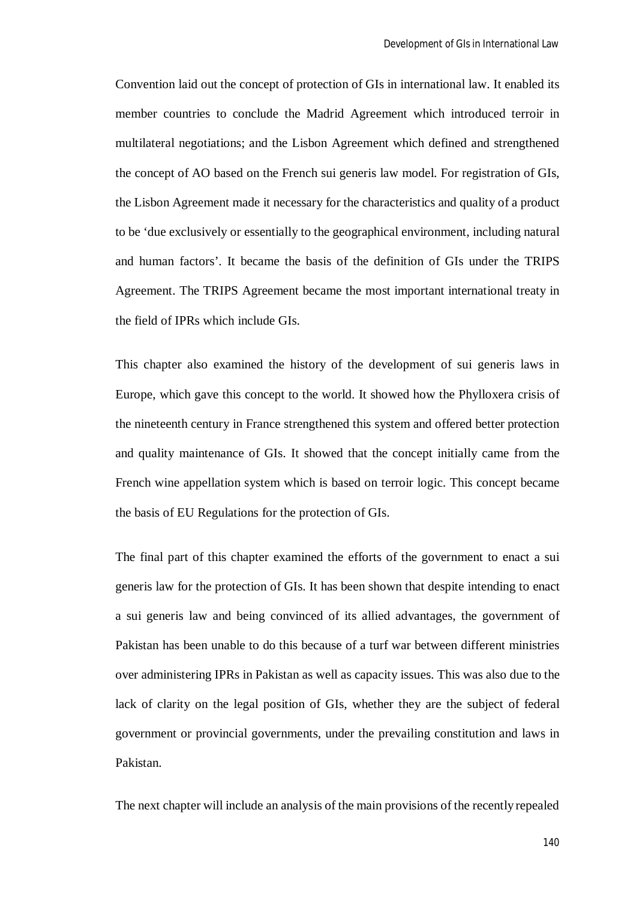Convention laid out the concept of protection of GIs in international law. It enabled its member countries to conclude the Madrid Agreement which introduced terroir in multilateral negotiations; and the Lisbon Agreement which defined and strengthened the concept of AO based on the French sui generis law model. For registration of GIs, the Lisbon Agreement made it necessary for the characteristics and quality of a product to be 'due exclusively or essentially to the geographical environment, including natural and human factors'. It became the basis of the definition of GIs under the TRIPS Agreement. The TRIPS Agreement became the most important international treaty in the field of IPRs which include GIs.

This chapter also examined the history of the development of sui generis laws in Europe, which gave this concept to the world. It showed how the Phylloxera crisis of the nineteenth century in France strengthened this system and offered better protection and quality maintenance of GIs. It showed that the concept initially came from the French wine appellation system which is based on terroir logic. This concept became the basis of EU Regulations for the protection of GIs.

The final part of this chapter examined the efforts of the government to enact a sui generis law for the protection of GIs. It has been shown that despite intending to enact a sui generis law and being convinced of its allied advantages, the government of Pakistan has been unable to do this because of a turf war between different ministries over administering IPRs in Pakistan as well as capacity issues. This was also due to the lack of clarity on the legal position of GIs, whether they are the subject of federal government or provincial governments, under the prevailing constitution and laws in Pakistan.

The next chapter will include an analysis of the main provisions of the recently repealed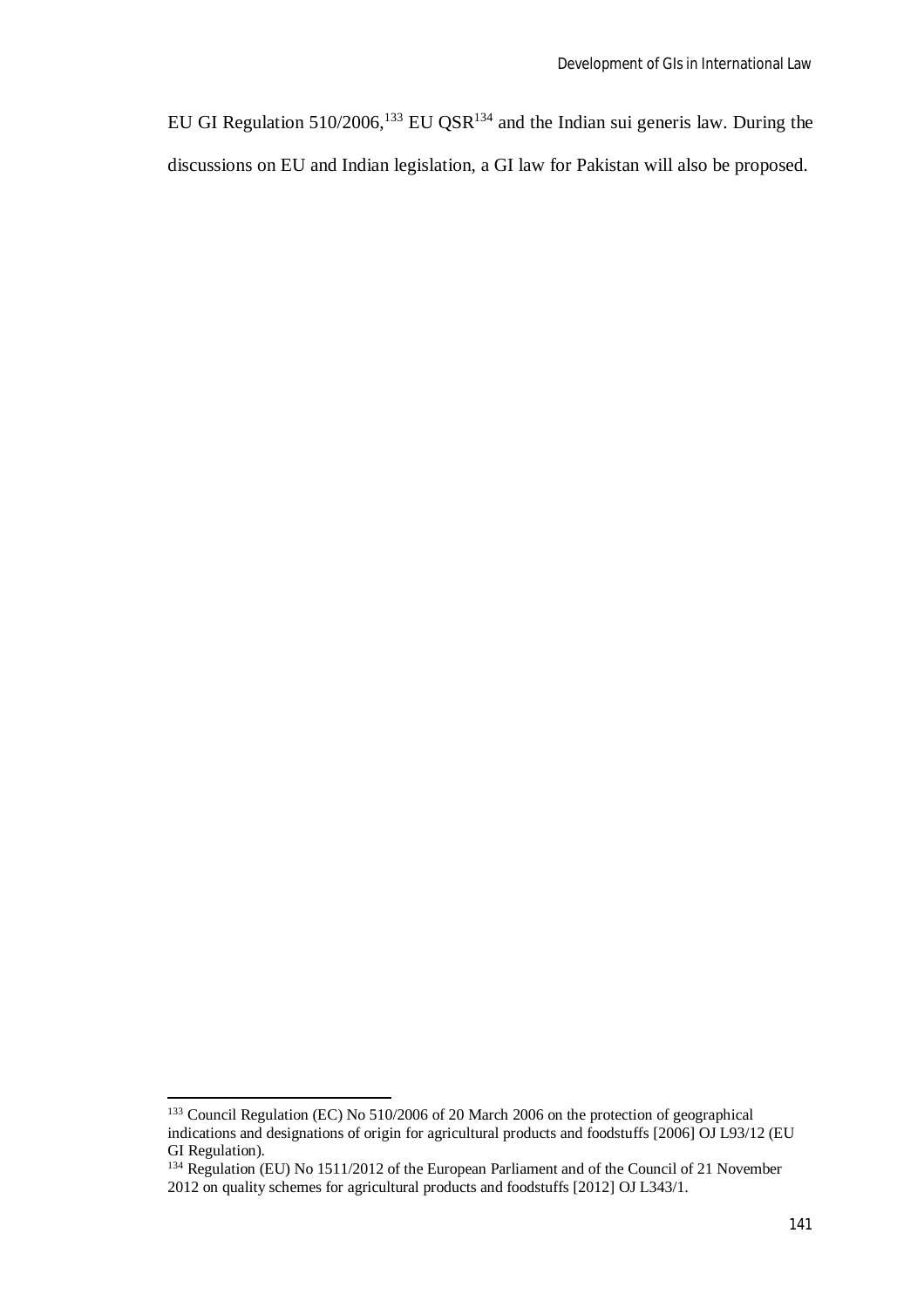EU GI Regulation 510/2006,[133] EU QSR[134] and the Indian sui generis law. During the discussions on EU and Indian legislation, a GI law for Pakistan will also be proposed.

[133] Council Regulation (EC) No 510/2006 of 20 March 2006 on the protection of geographical indications and designations of origin for agricultural products and foodstuffs [2006] OJ L93/12 (EU GI Regulation).

[134] Regulation (EU) No 1511/2012 of the European Parliament and of the Council of 21 November 2012 on quality schemes for agricultural products and foodstuffs [2012] OJ L343/1.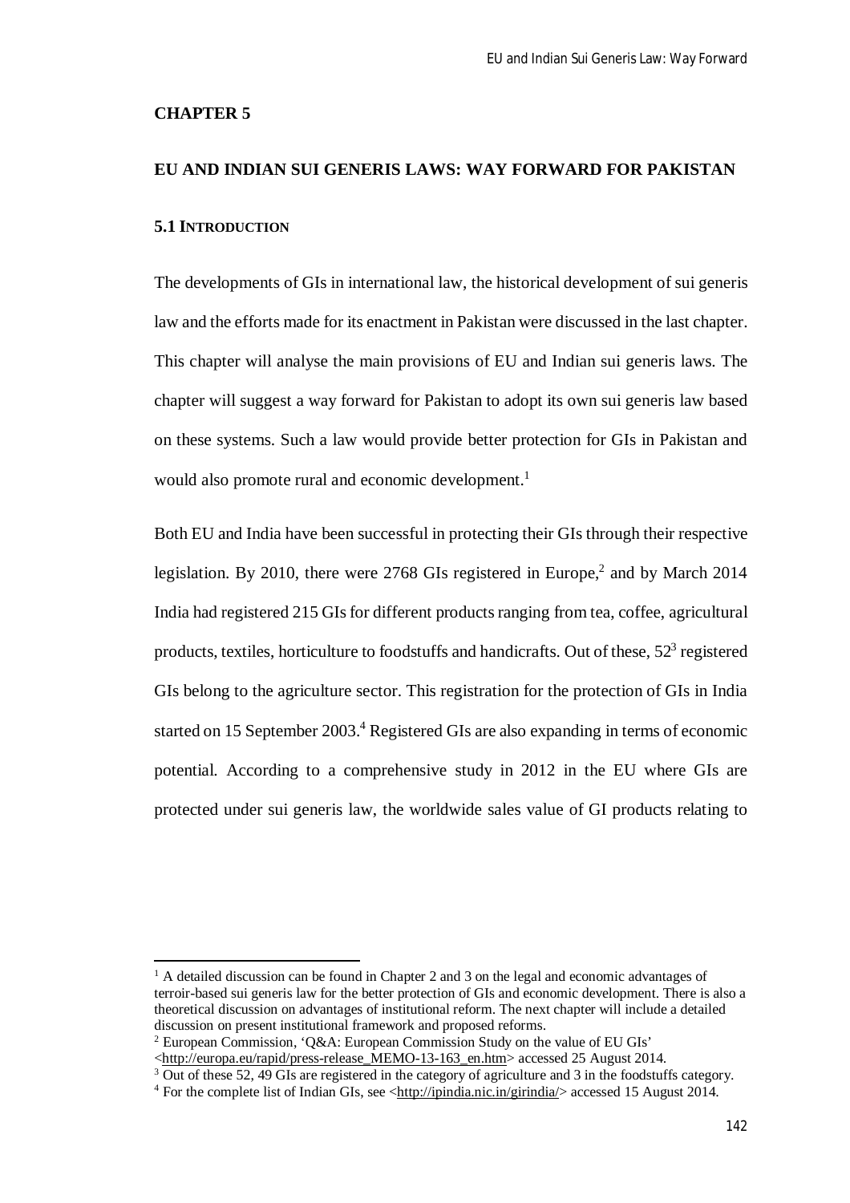# CHAPTER 5

## EU AND INDIAN SUI GENERIS LAWS: WAY FORWARD FOR PAKISTAN

### 5.1 INTRODUCTION

The developments of GIs in international law, the historical development of sui generis law and the efforts made for its enactment in Pakistan were discussed in the last chapter. This chapter will analyse the main provisions of EU and Indian sui generis laws. The chapter will suggest a way forward for Pakistan to adopt its own sui generis law based on these systems. Such a law would provide better protection for GIs in Pakistan and would also promote rural and economic development.[1]

Both EU and India have been successful in protecting their GIs through their respective legislation. By 2010, there were 2768 GIs registered in Europe,[2] and by March 2014 India had registered 215 GIs for different products ranging from tea, coffee, agricultural products, textiles, horticulture to foodstuffs and handicrafts. Out of these, 52[3] registered GIs belong to the agriculture sector. This registration for the protection of GIs in India started on 15 September 2003.[4] Registered GIs are also expanding in terms of economic potential. According to a comprehensive study in 2012 in the EU where GIs are protected under sui generis law, the worldwide sales value of GI products relating to

---

[1] A detailed discussion can be found in Chapter 2 and 3 on the legal and economic advantages of terroir-based sui generis law for the better protection of GIs and economic development. There is also a theoretical discussion on advantages of institutional reform. The next chapter will include a detailed discussion on present institutional framework and proposed reforms.

[2] European Commission, 'Q&A: European Commission Study on the value of EU GIs' <http://europa.eu/rapid/press-release_MEMO-13-163_en.htm> accessed 25 August 2014.

[3] Out of these 52, 49 GIs are registered in the category of agriculture and 3 in the foodstuffs category.

[4] For the complete list of Indian GIs, see <http://ipindia.nic.in/girindia/> accessed 15 August 2014.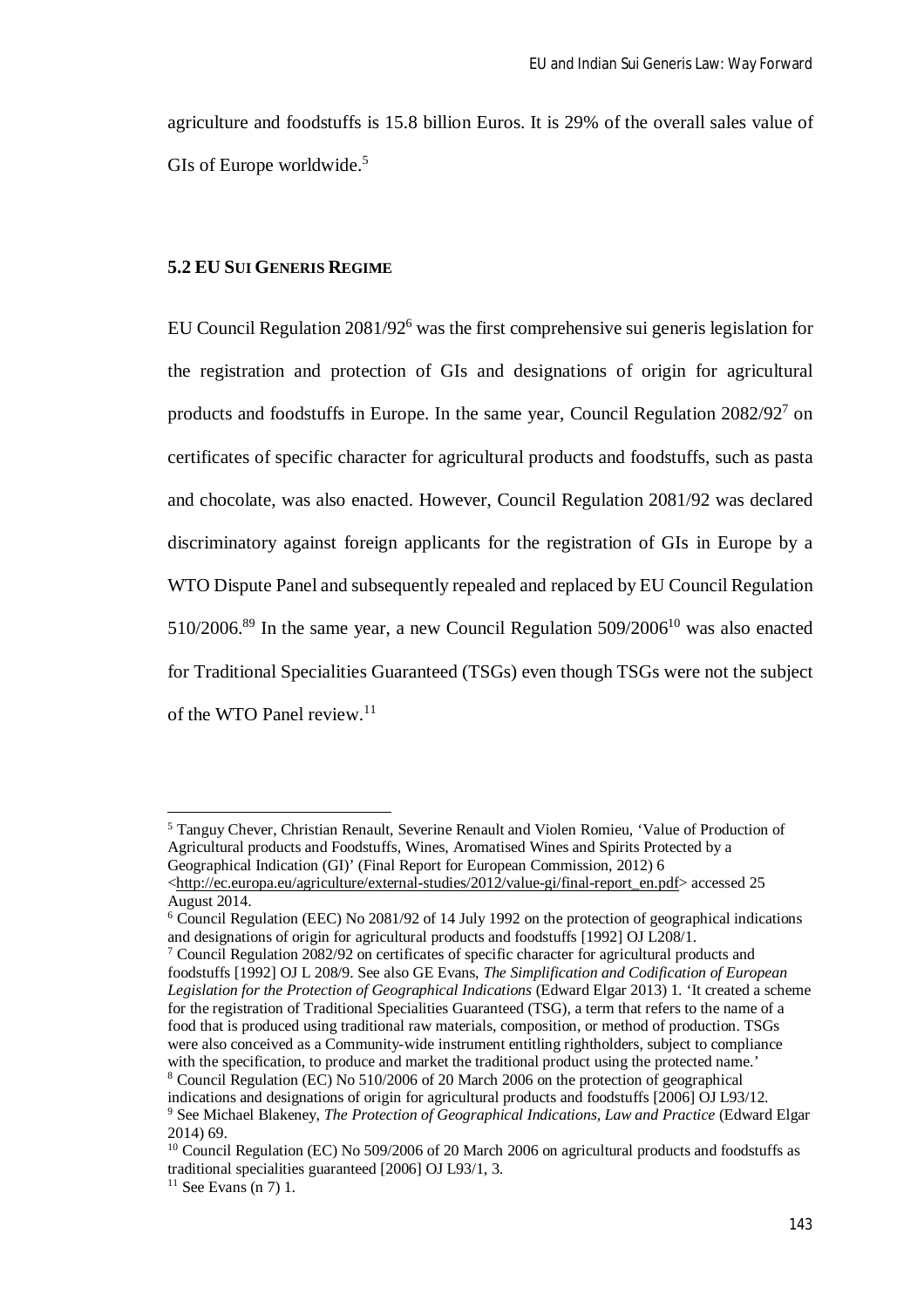agriculture and foodstuffs is 15.8 billion Euros. It is 29% of the overall sales value of GIs of Europe worldwide.[5]

### 5.2 EU Sui Generis Regime

EU Council Regulation 2081/92[6] was the first comprehensive sui generis legislation for the registration and protection of GIs and designations of origin for agricultural products and foodstuffs in Europe. In the same year, Council Regulation 2082/92[7] on certificates of specific character for agricultural products and foodstuffs, such as pasta and chocolate, was also enacted. However, Council Regulation 2081/92 was declared discriminatory against foreign applicants for the registration of GIs in Europe by a WTO Dispute Panel and subsequently repealed and replaced by EU Council Regulation 510/2006.[8][9] In the same year, a new Council Regulation 509/2006[10] was also enacted for Traditional Specialities Guaranteed (TSGs) even though TSGs were not the subject of the WTO Panel review.[11]

---

[5] Tanguy Chever, Christian Renault, Severine Renault and Violen Romieu, 'Value of Production of Agricultural products and Foodstuffs, Wines, Aromatised Wines and Spirits Protected by a Geographical Indication (GI)' (Final Report for European Commission, 2012) 6 <http://ec.europa.eu/agriculture/external-studies/2012/value-gi/final-report_en.pdf> accessed 25 August 2014.

[6] Council Regulation (EEC) No 2081/92 of 14 July 1992 on the protection of geographical indications and designations of origin for agricultural products and foodstuffs [1992] OJ L208/1.

[7] Council Regulation 2082/92 on certificates of specific character for agricultural products and foodstuffs [1992] OJ L 208/9. See also GE Evans, *The Simplification and Codification of European Legislation for the Protection of Geographical Indications* (Edward Elgar 2013) 1. 'It created a scheme for the registration of Traditional Specialities Guaranteed (TSG), a term that refers to the name of a food that is produced using traditional raw materials, composition, or method of production. TSGs were also conceived as a Community-wide instrument entitling rightholders, subject to compliance with the specification, to produce and market the traditional product using the protected name.'

[8] Council Regulation (EC) No 510/2006 of 20 March 2006 on the protection of geographical indications and designations of origin for agricultural products and foodstuffs [2006] OJ L93/12.

[9] See Michael Blakeney, *The Protection of Geographical Indications, Law and Practice* (Edward Elgar 2014) 69.

[10] Council Regulation (EC) No 509/2006 of 20 March 2006 on agricultural products and foodstuffs as traditional specialities guaranteed [2006] OJ L93/1, 3.

[11] See Evans (n 7) 1.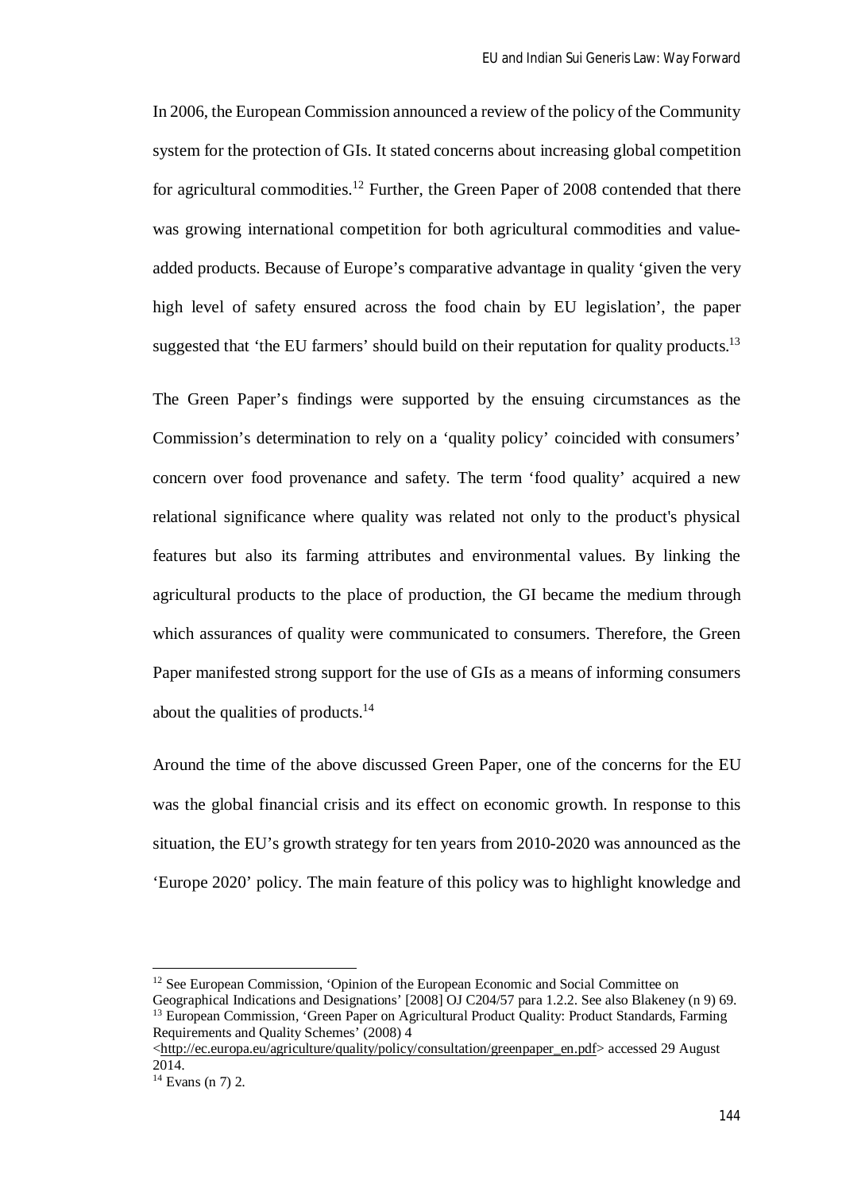In 2006, the European Commission announced a review of the policy of the Community system for the protection of GIs. It stated concerns about increasing global competition for agricultural commodities.[12] Further, the Green Paper of 2008 contended that there was growing international competition for both agricultural commodities and value-added products. Because of Europe's comparative advantage in quality 'given the very high level of safety ensured across the food chain by EU legislation', the paper suggested that 'the EU farmers' should build on their reputation for quality products.[13]

The Green Paper's findings were supported by the ensuing circumstances as the Commission's determination to rely on a 'quality policy' coincided with consumers' concern over food provenance and safety. The term 'food quality' acquired a new relational significance where quality was related not only to the product's physical features but also its farming attributes and environmental values. By linking the agricultural products to the place of production, the GI became the medium through which assurances of quality were communicated to consumers. Therefore, the Green Paper manifested strong support for the use of GIs as a means of informing consumers about the qualities of products.[14]

Around the time of the above discussed Green Paper, one of the concerns for the EU was the global financial crisis and its effect on economic growth. In response to this situation, the EU's growth strategy for ten years from 2010-2020 was announced as the 'Europe 2020' policy. The main feature of this policy was to highlight knowledge and

---

[12] See European Commission, 'Opinion of the European Economic and Social Committee on Geographical Indications and Designations' [2008] OJ C204/57 para 1.2.2. See also Blakeney (n 9) 69.

[13] European Commission, 'Green Paper on Agricultural Product Quality: Product Standards, Farming Requirements and Quality Schemes' (2008) 4 <http://ec.europa.eu/agriculture/quality/policy/consultation/greenpaper_en.pdf> accessed 29 August 2014.

[14] Evans (n 7) 2.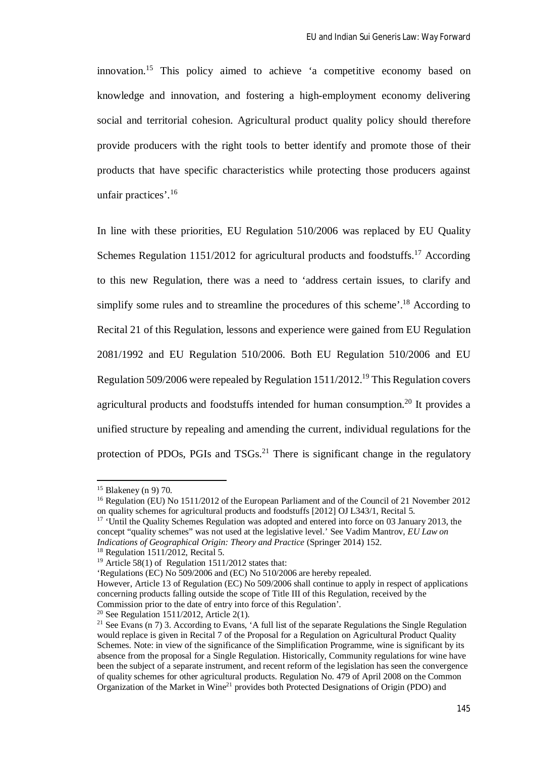innovation.[15] This policy aimed to achieve 'a competitive economy based on knowledge and innovation, and fostering a high-employment economy delivering social and territorial cohesion. Agricultural product quality policy should therefore provide producers with the right tools to better identify and promote those of their products that have specific characteristics while protecting those producers against unfair practices'.[16]

In line with these priorities, EU Regulation 510/2006 was replaced by EU Quality Schemes Regulation 1151/2012 for agricultural products and foodstuffs.[17] According to this new Regulation, there was a need to 'address certain issues, to clarify and simplify some rules and to streamline the procedures of this scheme'.[18] According to Recital 21 of this Regulation, lessons and experience were gained from EU Regulation 2081/1992 and EU Regulation 510/2006. Both EU Regulation 510/2006 and EU Regulation 509/2006 were repealed by Regulation 1511/2012.[19] This Regulation covers agricultural products and foodstuffs intended for human consumption.[20] It provides a unified structure by repealing and amending the current, individual regulations for the protection of PDOs, PGIs and TSGs.[21] There is significant change in the regulatory

---

[15] Blakeney (n 9) 70.

[16] Regulation (EU) No 1511/2012 of the European Parliament and of the Council of 21 November 2012 on quality schemes for agricultural products and foodstuffs [2012] OJ L343/1, Recital 5.

[17] 'Until the Quality Schemes Regulation was adopted and entered into force on 03 January 2013, the concept "quality schemes" was not used at the legislative level.' See Vadim Mantrov, *EU Law on Indications of Geographical Origin: Theory and Practice* (Springer 2014) 152.

[18] Regulation 1511/2012, Recital 5.

[19] Article 58(1) of Regulation 1511/2012 states that:
'Regulations (EC) No 509/2006 and (EC) No 510/2006 are hereby repealed.
However, Article 13 of Regulation (EC) No 509/2006 shall continue to apply in respect of applications concerning products falling outside the scope of Title III of this Regulation, received by the Commission prior to the date of entry into force of this Regulation'.

[20] See Regulation 1511/2012, Article 2(1).

[21] See Evans (n 7) 3. According to Evans, 'A full list of the separate Regulations the Single Regulation would replace is given in Recital 7 of the Proposal for a Regulation on Agricultural Product Quality Schemes. Note: in view of the significance of the Simplification Programme, wine is significant by its absence from the proposal for a Single Regulation. Historically, Community regulations for wine have been the subject of a separate instrument, and recent reform of the legislation has seen the convergence of quality schemes for other agricultural products. Regulation No. 479 of April 2008 on the Common Organization of the Market in Wine[21] provides both Protected Designations of Origin (PDO) and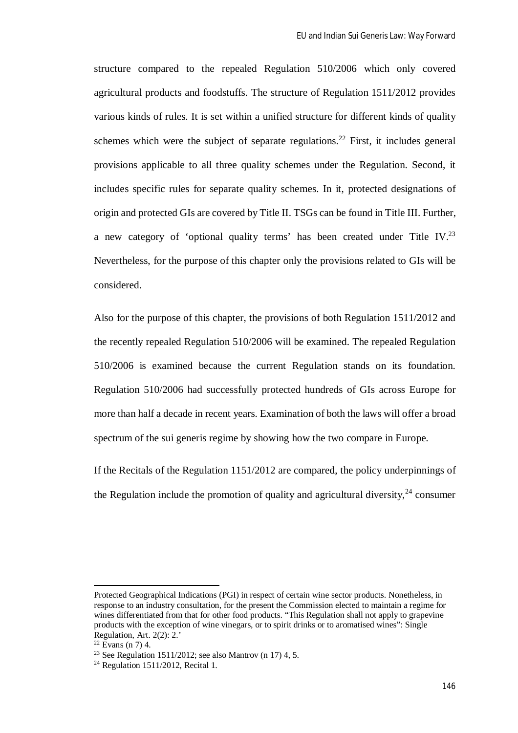structure compared to the repealed Regulation 510/2006 which only covered agricultural products and foodstuffs. The structure of Regulation 1511/2012 provides various kinds of rules. It is set within a unified structure for different kinds of quality schemes which were the subject of separate regulations.[22] First, it includes general provisions applicable to all three quality schemes under the Regulation. Second, it includes specific rules for separate quality schemes. In it, protected designations of origin and protected GIs are covered by Title II. TSGs can be found in Title III. Further, a new category of 'optional quality terms' has been created under Title IV.[23] Nevertheless, for the purpose of this chapter only the provisions related to GIs will be considered.

Also for the purpose of this chapter, the provisions of both Regulation 1511/2012 and the recently repealed Regulation 510/2006 will be examined. The repealed Regulation 510/2006 is examined because the current Regulation stands on its foundation. Regulation 510/2006 had successfully protected hundreds of GIs across Europe for more than half a decade in recent years. Examination of both the laws will offer a broad spectrum of the sui generis regime by showing how the two compare in Europe.

If the Recitals of the Regulation 1151/2012 are compared, the policy underpinnings of the Regulation include the promotion of quality and agricultural diversity,[24] consumer

---

Protected Geographical Indications (PGI) in respect of certain wine sector products. Nonetheless, in response to an industry consultation, for the present the Commission elected to maintain a regime for wines differentiated from that for other food products. "This Regulation shall not apply to grapevine products with the exception of wine vinegars, or to spirit drinks or to aromatised wines": Single Regulation, Art. 2(2): 2.'

[22] Evans (n 7) 4.

[23] See Regulation 1511/2012; see also Mantrov (n 17) 4, 5.

[24] Regulation 1511/2012, Recital 1.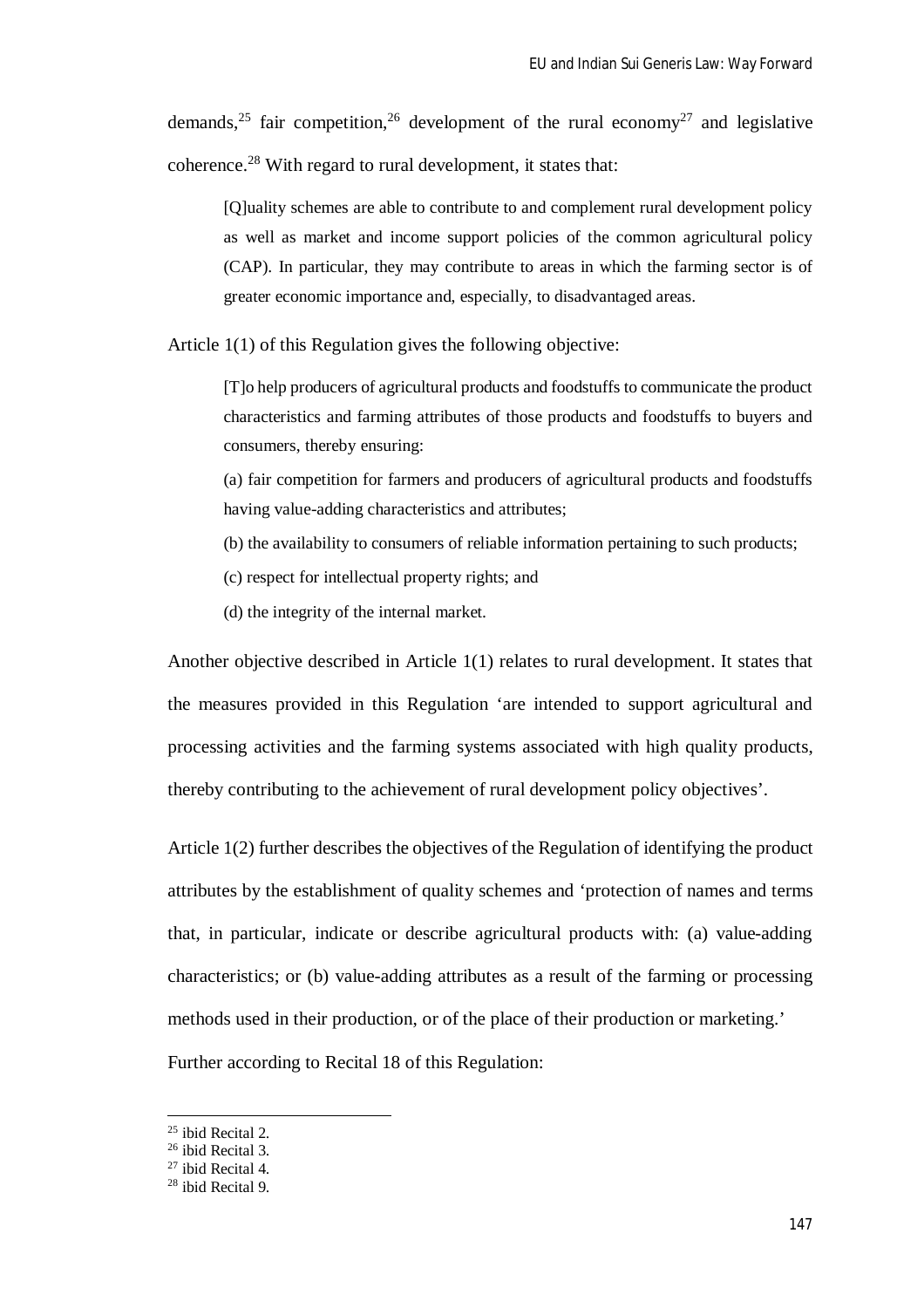demands,[25] fair competition,[26] development of the rural economy[27] and legislative coherence.[28] With regard to rural development, it states that:

> [Q]uality schemes are able to contribute to and complement rural development policy as well as market and income support policies of the common agricultural policy (CAP). In particular, they may contribute to areas in which the farming sector is of greater economic importance and, especially, to disadvantaged areas.

Article 1(1) of this Regulation gives the following objective:

> [T]o help producers of agricultural products and foodstuffs to communicate the product characteristics and farming attributes of those products and foodstuffs to buyers and consumers, thereby ensuring:
>
> (a) fair competition for farmers and producers of agricultural products and foodstuffs having value-adding characteristics and attributes;
>
> (b) the availability to consumers of reliable information pertaining to such products;
>
> (c) respect for intellectual property rights; and
>
> (d) the integrity of the internal market.

Another objective described in Article 1(1) relates to rural development. It states that the measures provided in this Regulation 'are intended to support agricultural and processing activities and the farming systems associated with high quality products, thereby contributing to the achievement of rural development policy objectives'.

Article 1(2) further describes the objectives of the Regulation of identifying the product attributes by the establishment of quality schemes and 'protection of names and terms that, in particular, indicate or describe agricultural products with: (a) value-adding characteristics; or (b) value-adding attributes as a result of the farming or processing methods used in their production, or of the place of their production or marketing.'

Further according to Recital 18 of this Regulation:

---

[25] ibid Recital 2.

[26] ibid Recital 3.

[27] ibid Recital 4.

[28] ibid Recital 9.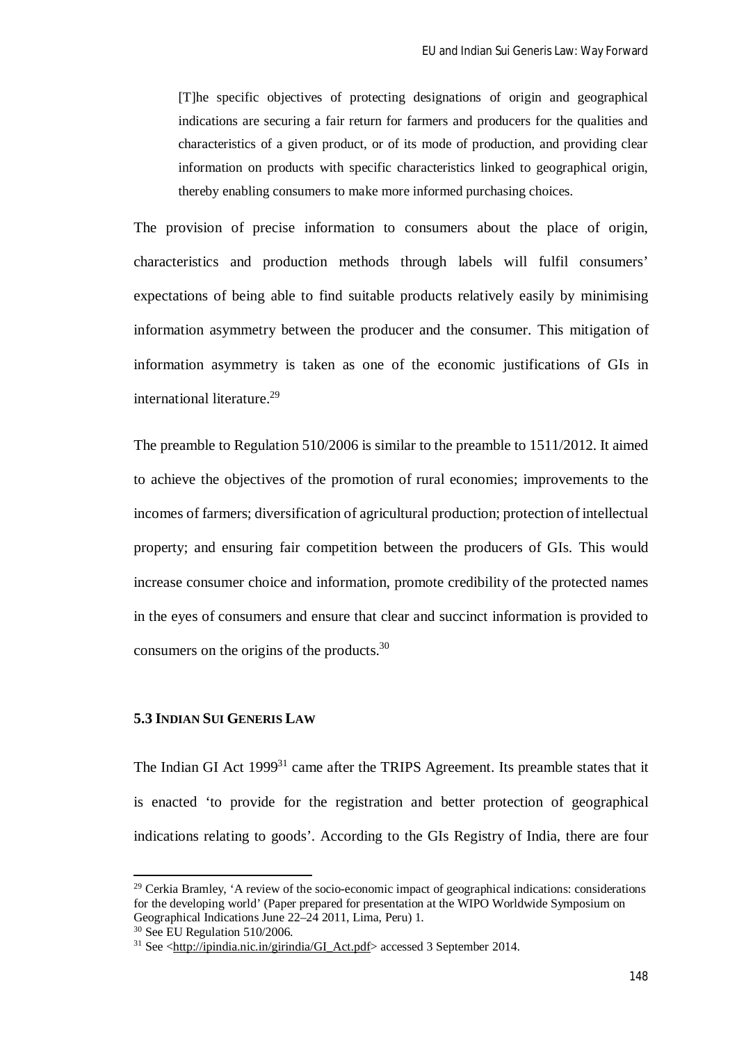> [T]he specific objectives of protecting designations of origin and geographical indications are securing a fair return for farmers and producers for the qualities and characteristics of a given product, or of its mode of production, and providing clear information on products with specific characteristics linked to geographical origin, thereby enabling consumers to make more informed purchasing choices.

The provision of precise information to consumers about the place of origin, characteristics and production methods through labels will fulfil consumers' expectations of being able to find suitable products relatively easily by minimising information asymmetry between the producer and the consumer. This mitigation of information asymmetry is taken as one of the economic justifications of GIs in international literature.[29]

The preamble to Regulation 510/2006 is similar to the preamble to 1511/2012. It aimed to achieve the objectives of the promotion of rural economies; improvements to the incomes of farmers; diversification of agricultural production; protection of intellectual property; and ensuring fair competition between the producers of GIs. This would increase consumer choice and information, promote credibility of the protected names in the eyes of consumers and ensure that clear and succinct information is provided to consumers on the origins of the products.[30]

### 5.3 Indian Sui Generis Law

The Indian GI Act 1999[31] came after the TRIPS Agreement. Its preamble states that it is enacted 'to provide for the registration and better protection of geographical indications relating to goods'. According to the GIs Registry of India, there are four

---

[29] Cerkia Bramley, 'A review of the socio-economic impact of geographical indications: considerations for the developing world' (Paper prepared for presentation at the WIPO Worldwide Symposium on Geographical Indications June 22–24 2011, Lima, Peru) 1.

[30] See EU Regulation 510/2006.

[31] See <http://ipindia.nic.in/girindia/GI_Act.pdf> accessed 3 September 2014.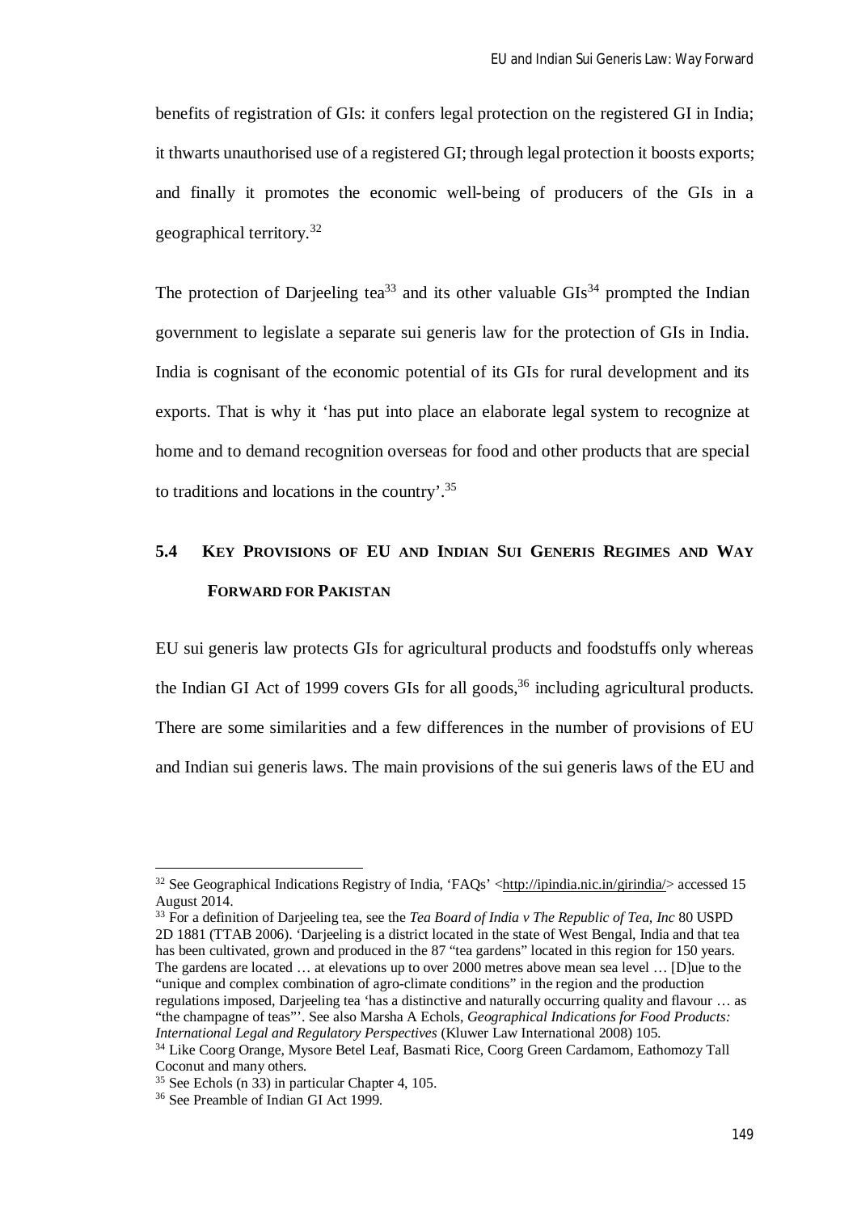benefits of registration of GIs: it confers legal protection on the registered GI in India; it thwarts unauthorised use of a registered GI; through legal protection it boosts exports; and finally it promotes the economic well-being of producers of the GIs in a geographical territory.[32]

The protection of Darjeeling tea[33] and its other valuable GIs[34] prompted the Indian government to legislate a separate sui generis law for the protection of GIs in India. India is cognisant of the economic potential of its GIs for rural development and its exports. That is why it 'has put into place an elaborate legal system to recognize at home and to demand recognition overseas for food and other products that are special to traditions and locations in the country'.[35]

## 5.4 KEY PROVISIONS OF EU AND INDIAN SUI GENERIS REGIMES AND WAY FORWARD FOR PAKISTAN

EU sui generis law protects GIs for agricultural products and foodstuffs only whereas the Indian GI Act of 1999 covers GIs for all goods,[36] including agricultural products. There are some similarities and a few differences in the number of provisions of EU and Indian sui generis laws. The main provisions of the sui generis laws of the EU and

---

[32] See Geographical Indications Registry of India, 'FAQs' <http://ipindia.nic.in/girindia/> accessed 15 August 2014.

[33] For a definition of Darjeeling tea, see the *Tea Board of India v The Republic of Tea, Inc* 80 USPD 2D 1881 (TTAB 2006). 'Darjeeling is a district located in the state of West Bengal, India and that tea has been cultivated, grown and produced in the 87 "tea gardens" located in this region for 150 years. The gardens are located … at elevations up to over 2000 metres above mean sea level … [D]ue to the "unique and complex combination of agro-climate conditions" in the region and the production regulations imposed, Darjeeling tea 'has a distinctive and naturally occurring quality and flavour … as "the champagne of teas"'. See also Marsha A Echols, *Geographical Indications for Food Products: International Legal and Regulatory Perspectives* (Kluwer Law International 2008) 105.

[34] Like Coorg Orange, Mysore Betel Leaf, Basmati Rice, Coorg Green Cardamom, Eathomozy Tall Coconut and many others.

[35] See Echols (n 33) in particular Chapter 4, 105.

[36] See Preamble of Indian GI Act 1999.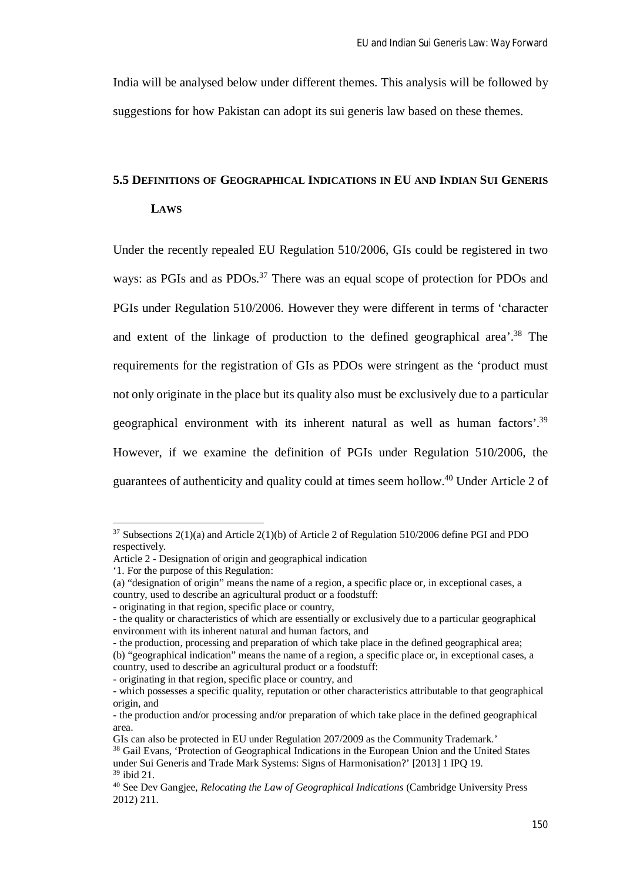India will be analysed below under different themes. This analysis will be followed by suggestions for how Pakistan can adopt its sui generis law based on these themes.

## 5.5 Definitions of Geographical Indications in EU and Indian Sui Generis Laws

Under the recently repealed EU Regulation 510/2006, GIs could be registered in two ways: as PGIs and as PDOs.[37] There was an equal scope of protection for PDOs and PGIs under Regulation 510/2006. However they were different in terms of 'character and extent of the linkage of production to the defined geographical area'.[38] The requirements for the registration of GIs as PDOs were stringent as the 'product must not only originate in the place but its quality also must be exclusively due to a particular geographical environment with its inherent natural as well as human factors'.[39] However, if we examine the definition of PGIs under Regulation 510/2006, the guarantees of authenticity and quality could at times seem hollow.[40] Under Article 2 of

---

[37] Subsections 2(1)(a) and Article 2(1)(b) of Article 2 of Regulation 510/2006 define PGI and PDO respectively.

Article 2 - Designation of origin and geographical indication

'1. For the purpose of this Regulation:

(a) "designation of origin" means the name of a region, a specific place or, in exceptional cases, a country, used to describe an agricultural product or a foodstuff:

- originating in that region, specific place or country,
- the quality or characteristics of which are essentially or exclusively due to a particular geographical environment with its inherent natural and human factors, and
- the production, processing and preparation of which take place in the defined geographical area;

(b) "geographical indication" means the name of a region, a specific place or, in exceptional cases, a country, used to describe an agricultural product or a foodstuff:

- originating in that region, specific place or country, and
- which possesses a specific quality, reputation or other characteristics attributable to that geographical origin, and
- the production and/or processing and/or preparation of which take place in the defined geographical area.

GIs can also be protected in EU under Regulation 207/2009 as the Community Trademark.'

[38] Gail Evans, 'Protection of Geographical Indications in the European Union and the United States under Sui Generis and Trade Mark Systems: Signs of Harmonisation?' [2013] 1 IPQ 19.

[39] ibid 21.

[40] See Dev Gangjee, *Relocating the Law of Geographical Indications* (Cambridge University Press 2012) 211.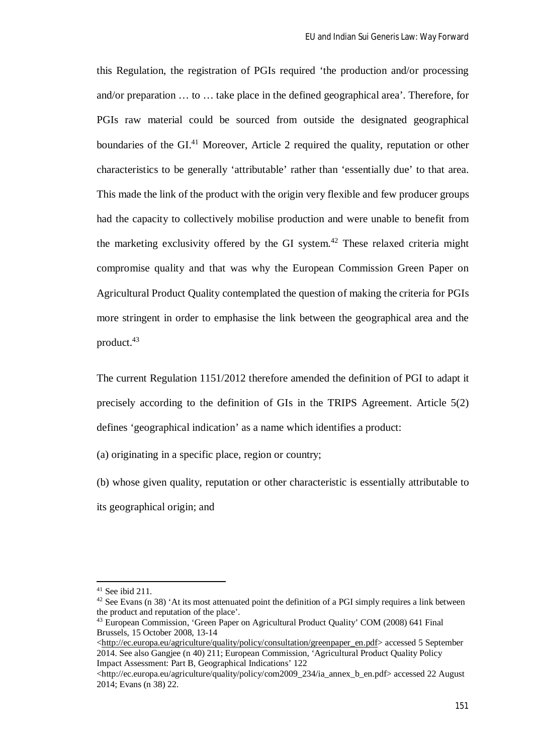this Regulation, the registration of PGIs required 'the production and/or processing and/or preparation … to … take place in the defined geographical area'. Therefore, for PGIs raw material could be sourced from outside the designated geographical boundaries of the GI.[41] Moreover, Article 2 required the quality, reputation or other characteristics to be generally 'attributable' rather than 'essentially due' to that area. This made the link of the product with the origin very flexible and few producer groups had the capacity to collectively mobilise production and were unable to benefit from the marketing exclusivity offered by the GI system.[42] These relaxed criteria might compromise quality and that was why the European Commission Green Paper on Agricultural Product Quality contemplated the question of making the criteria for PGIs more stringent in order to emphasise the link between the geographical area and the product.[43]

The current Regulation 1151/2012 therefore amended the definition of PGI to adapt it precisely according to the definition of GIs in the TRIPS Agreement. Article 5(2) defines 'geographical indication' as a name which identifies a product:

(a) originating in a specific place, region or country;

(b) whose given quality, reputation or other characteristic is essentially attributable to its geographical origin; and

---

[41] See ibid 211.

[42] See Evans (n 38) 'At its most attenuated point the definition of a PGI simply requires a link between the product and reputation of the place'.

[43] European Commission, 'Green Paper on Agricultural Product Quality' COM (2008) 641 Final Brussels, 15 October 2008, 13-14 <http://ec.europa.eu/agriculture/quality/policy/consultation/greenpaper_en.pdf> accessed 5 September 2014. See also Gangjee (n 40) 211; European Commission, 'Agricultural Product Quality Policy Impact Assessment: Part B, Geographical Indications' 122 <http://ec.europa.eu/agriculture/quality/policy/com2009_234/ia_annex_b_en.pdf> accessed 22 August 2014; Evans (n 38) 22.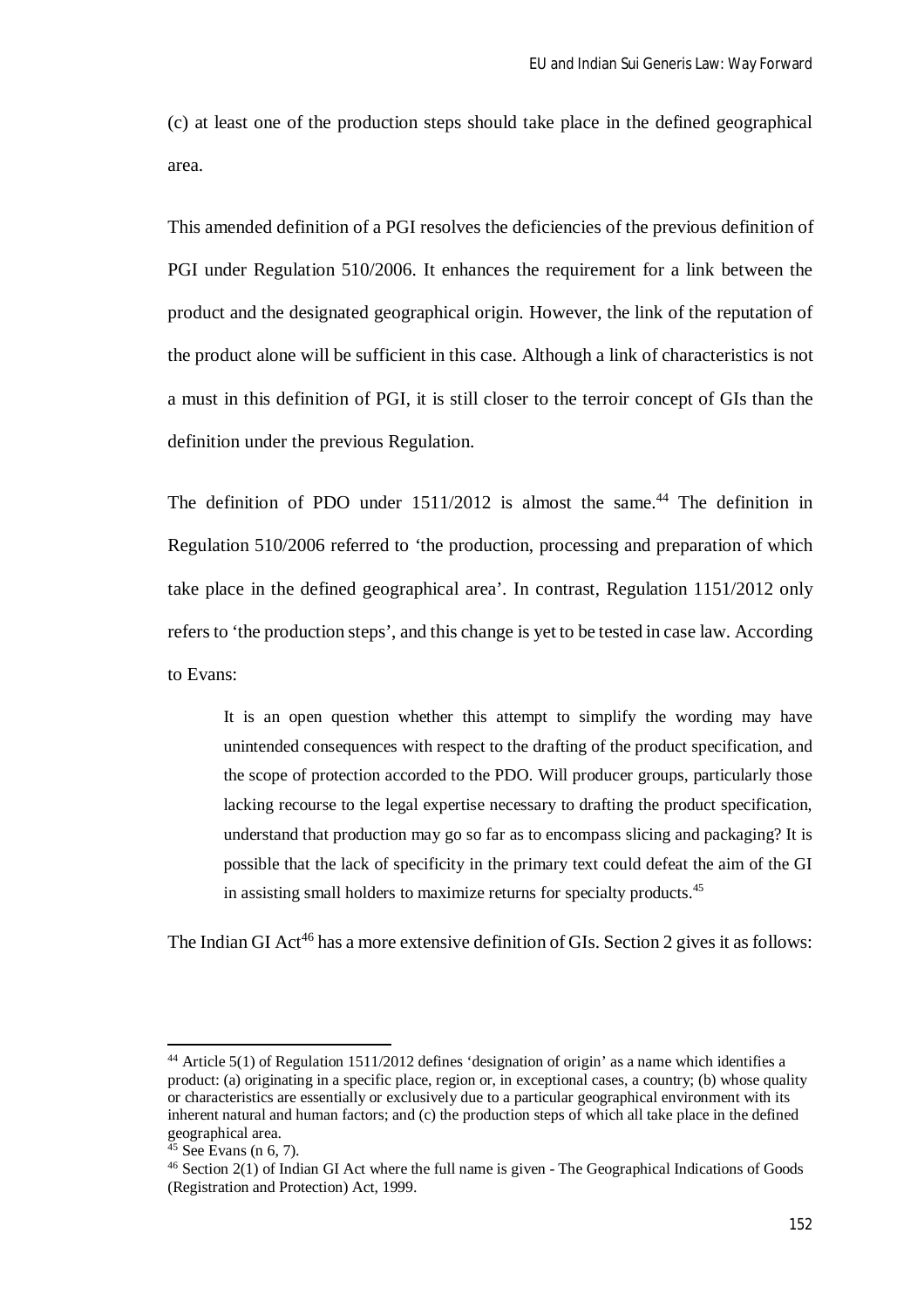(c) at least one of the production steps should take place in the defined geographical area.

This amended definition of a PGI resolves the deficiencies of the previous definition of PGI under Regulation 510/2006. It enhances the requirement for a link between the product and the designated geographical origin. However, the link of the reputation of the product alone will be sufficient in this case. Although a link of characteristics is not a must in this definition of PGI, it is still closer to the terroir concept of GIs than the definition under the previous Regulation.

The definition of PDO under 1511/2012 is almost the same.[44] The definition in Regulation 510/2006 referred to 'the production, processing and preparation of which take place in the defined geographical area'. In contrast, Regulation 1151/2012 only refers to 'the production steps', and this change is yet to be tested in case law. According to Evans:

> It is an open question whether this attempt to simplify the wording may have unintended consequences with respect to the drafting of the product specification, and the scope of protection accorded to the PDO. Will producer groups, particularly those lacking recourse to the legal expertise necessary to drafting the product specification, understand that production may go so far as to encompass slicing and packaging? It is possible that the lack of specificity in the primary text could defeat the aim of the GI in assisting small holders to maximize returns for specialty products.[45]

The Indian GI Act[46] has a more extensive definition of GIs. Section 2 gives it as follows:

---

[44] Article 5(1) of Regulation 1511/2012 defines 'designation of origin' as a name which identifies a product: (a) originating in a specific place, region or, in exceptional cases, a country; (b) whose quality or characteristics are essentially or exclusively due to a particular geographical environment with its inherent natural and human factors; and (c) the production steps of which all take place in the defined geographical area.

[45] See Evans (n 6, 7).

[46] Section 2(1) of Indian GI Act where the full name is given - The Geographical Indications of Goods (Registration and Protection) Act, 1999.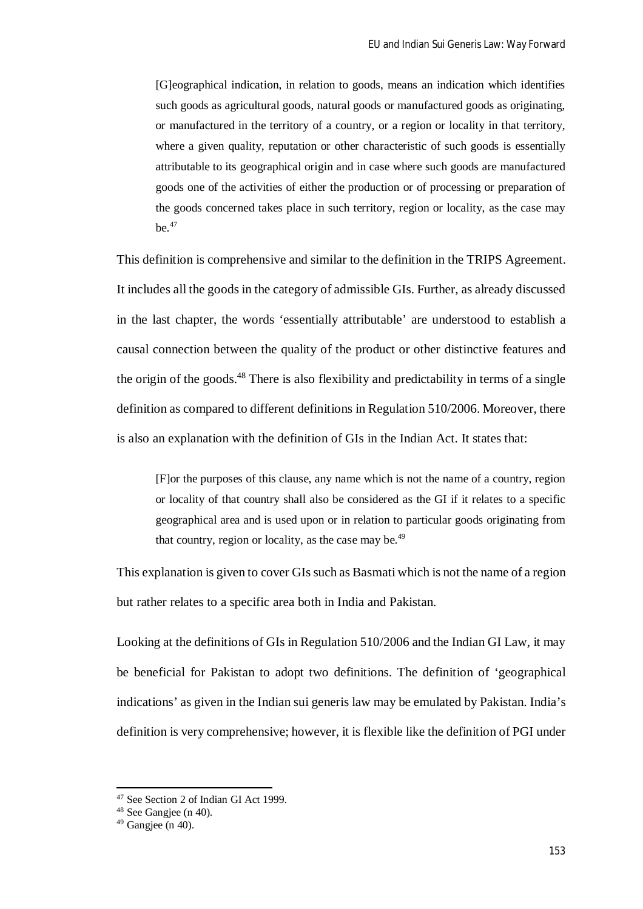> [G]eographical indication, in relation to goods, means an indication which identifies such goods as agricultural goods, natural goods or manufactured goods as originating, or manufactured in the territory of a country, or a region or locality in that territory, where a given quality, reputation or other characteristic of such goods is essentially attributable to its geographical origin and in case where such goods are manufactured goods one of the activities of either the production or of processing or preparation of the goods concerned takes place in such territory, region or locality, as the case may be.[47]

This definition is comprehensive and similar to the definition in the TRIPS Agreement. It includes all the goods in the category of admissible GIs. Further, as already discussed in the last chapter, the words 'essentially attributable' are understood to establish a causal connection between the quality of the product or other distinctive features and the origin of the goods.[48] There is also flexibility and predictability in terms of a single definition as compared to different definitions in Regulation 510/2006. Moreover, there is also an explanation with the definition of GIs in the Indian Act. It states that:

> [F]or the purposes of this clause, any name which is not the name of a country, region or locality of that country shall also be considered as the GI if it relates to a specific geographical area and is used upon or in relation to particular goods originating from that country, region or locality, as the case may be.[49]

This explanation is given to cover GIs such as Basmati which is not the name of a region but rather relates to a specific area both in India and Pakistan.

Looking at the definitions of GIs in Regulation 510/2006 and the Indian GI Law, it may be beneficial for Pakistan to adopt two definitions. The definition of 'geographical indications' as given in the Indian sui generis law may be emulated by Pakistan. India's definition is very comprehensive; however, it is flexible like the definition of PGI under

---

[47] See Section 2 of Indian GI Act 1999.

[48] See Gangjee (n 40).

[49] Gangjee (n 40).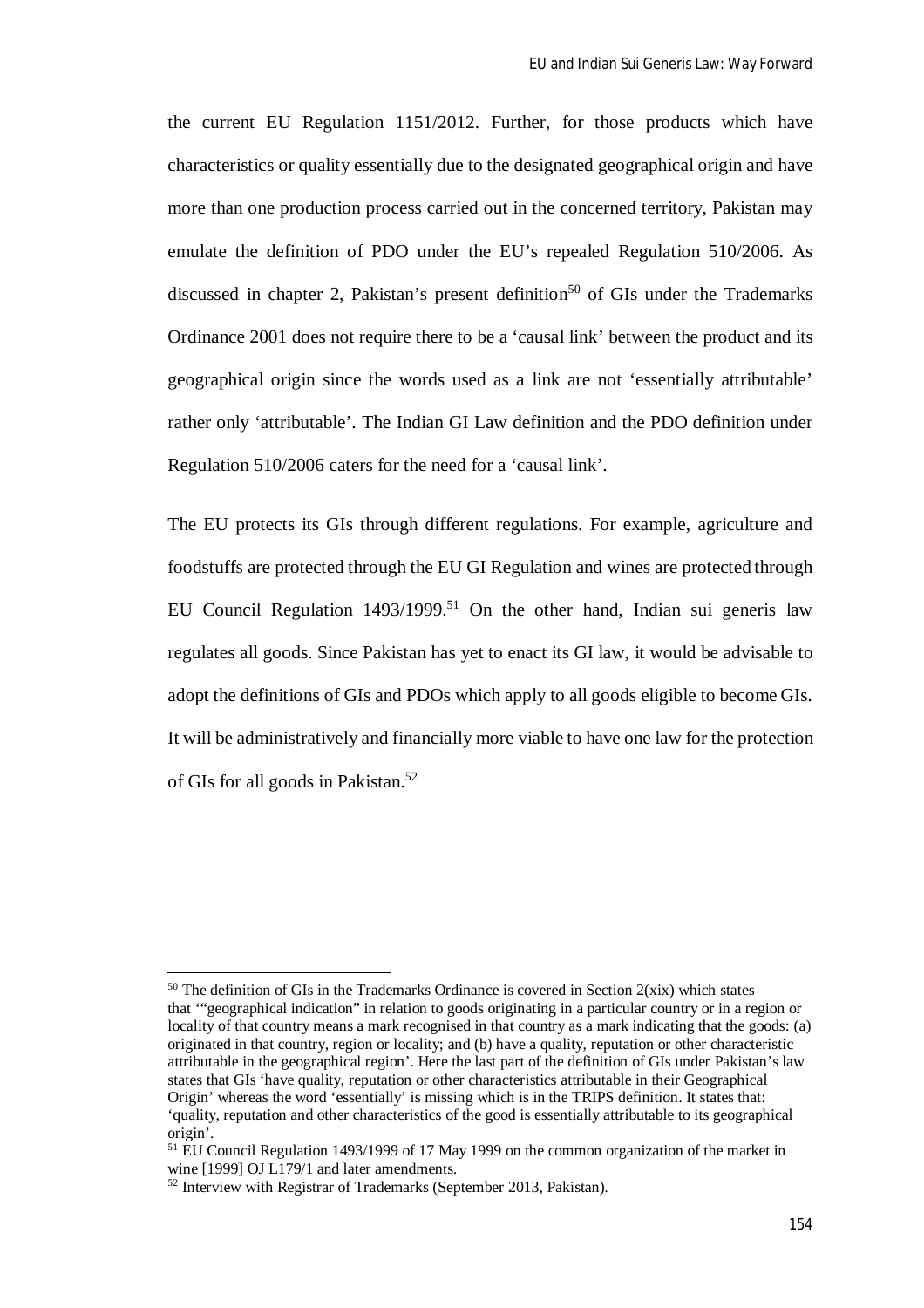the current EU Regulation 1151/2012. Further, for those products which have characteristics or quality essentially due to the designated geographical origin and have more than one production process carried out in the concerned territory, Pakistan may emulate the definition of PDO under the EU's repealed Regulation 510/2006. As discussed in chapter 2, Pakistan's present definition[50] of GIs under the Trademarks Ordinance 2001 does not require there to be a 'causal link' between the product and its geographical origin since the words used as a link are not 'essentially attributable' rather only 'attributable'. The Indian GI Law definition and the PDO definition under Regulation 510/2006 caters for the need for a 'causal link'.

The EU protects its GIs through different regulations. For example, agriculture and foodstuffs are protected through the EU GI Regulation and wines are protected through EU Council Regulation 1493/1999.[51] On the other hand, Indian sui generis law regulates all goods. Since Pakistan has yet to enact its GI law, it would be advisable to adopt the definitions of GIs and PDOs which apply to all goods eligible to become GIs. It will be administratively and financially more viable to have one law for the protection of GIs for all goods in Pakistan.[52]

---

[50] The definition of GIs in the Trademarks Ordinance is covered in Section 2(xix) which states that '"geographical indication" in relation to goods originating in a particular country or in a region or locality of that country means a mark recognised in that country as a mark indicating that the goods: (a) originated in that country, region or locality; and (b) have a quality, reputation or other characteristic attributable in the geographical region'. Here the last part of the definition of GIs under Pakistan's law states that GIs 'have quality, reputation or other characteristics attributable in their Geographical Origin' whereas the word 'essentially' is missing which is in the TRIPS definition. It states that: 'quality, reputation and other characteristics of the good is essentially attributable to its geographical origin'.

[51] EU Council Regulation 1493/1999 of 17 May 1999 on the common organization of the market in wine [1999] OJ L179/1 and later amendments.

[52] Interview with Registrar of Trademarks (September 2013, Pakistan).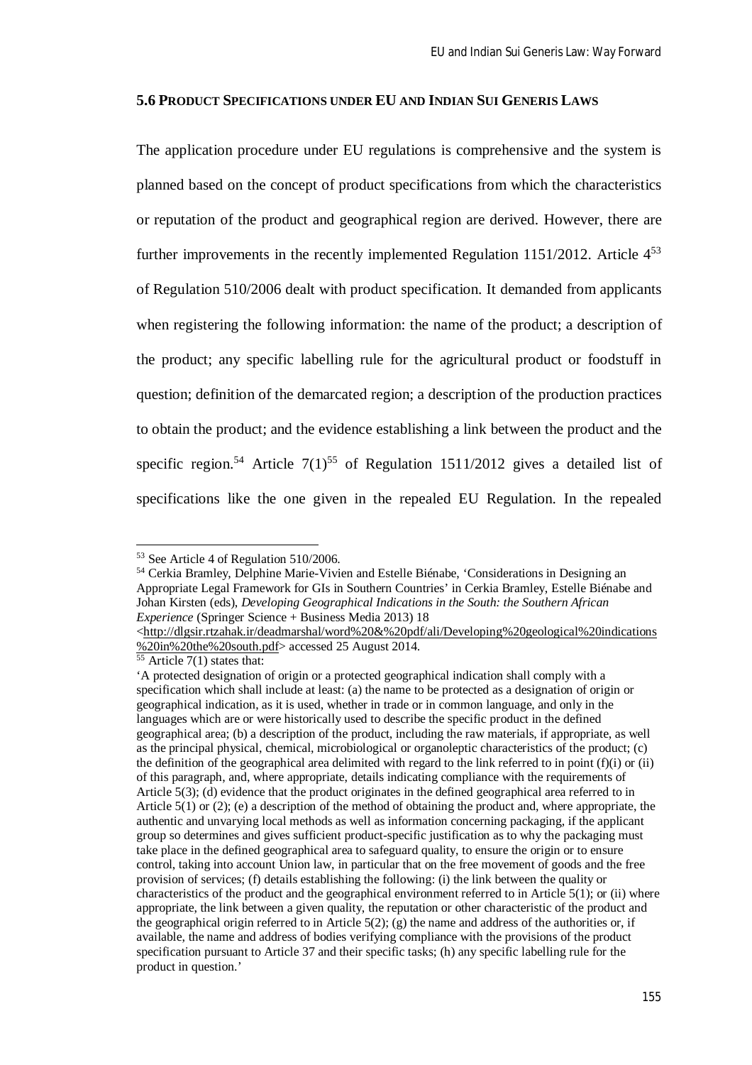### 5.6 Product Specifications under EU and Indian Sui Generis Laws

The application procedure under EU regulations is comprehensive and the system is planned based on the concept of product specifications from which the characteristics or reputation of the product and geographical region are derived. However, there are further improvements in the recently implemented Regulation 1151/2012. Article 4[53] of Regulation 510/2006 dealt with product specification. It demanded from applicants when registering the following information: the name of the product; a description of the product; any specific labelling rule for the agricultural product or foodstuff in question; definition of the demarcated region; a description of the production practices to obtain the product; and the evidence establishing a link between the product and the specific region.[54] Article 7(1)[55] of Regulation 1511/2012 gives a detailed list of specifications like the one given in the repealed EU Regulation. In the repealed

---

[53] See Article 4 of Regulation 510/2006.

[54] Cerkia Bramley, Delphine Marie-Vivien and Estelle Biénabe, 'Considerations in Designing an Appropriate Legal Framework for GIs in Southern Countries' in Cerkia Bramley, Estelle Biénabe and Johan Kirsten (eds), *Developing Geographical Indications in the South: the Southern African Experience* (Springer Science + Business Media 2013) 18 <http://dlgsir.rtzahak.ir/deadmarshal/word%20&%20pdf/ali/Developing%20geological%20indications%20in%20the%20south.pdf> accessed 25 August 2014.

[55] Article 7(1) states that:

'A protected designation of origin or a protected geographical indication shall comply with a specification which shall include at least: (a) the name to be protected as a designation of origin or geographical indication, as it is used, whether in trade or in common language, and only in the languages which are or were historically used to describe the specific product in the defined geographical area; (b) a description of the product, including the raw materials, if appropriate, as well as the principal physical, chemical, microbiological or organoleptic characteristics of the product; (c) the definition of the geographical area delimited with regard to the link referred to in point (f)(i) or (ii) of this paragraph, and, where appropriate, details indicating compliance with the requirements of Article 5(3); (d) evidence that the product originates in the defined geographical area referred to in Article 5(1) or (2); (e) a description of the method of obtaining the product and, where appropriate, the authentic and unvarying local methods as well as information concerning packaging, if the applicant group so determines and gives sufficient product-specific justification as to why the packaging must take place in the defined geographical area to safeguard quality, to ensure the origin or to ensure control, taking into account Union law, in particular that on the free movement of goods and the free provision of services; (f) details establishing the following: (i) the link between the quality or characteristics of the product and the geographical environment referred to in Article 5(1); or (ii) where appropriate, the link between a given quality, the reputation or other characteristic of the product and the geographical origin referred to in Article 5(2); (g) the name and address of the authorities or, if available, the name and address of bodies verifying compliance with the provisions of the product specification pursuant to Article 37 and their specific tasks; (h) any specific labelling rule for the product in question.'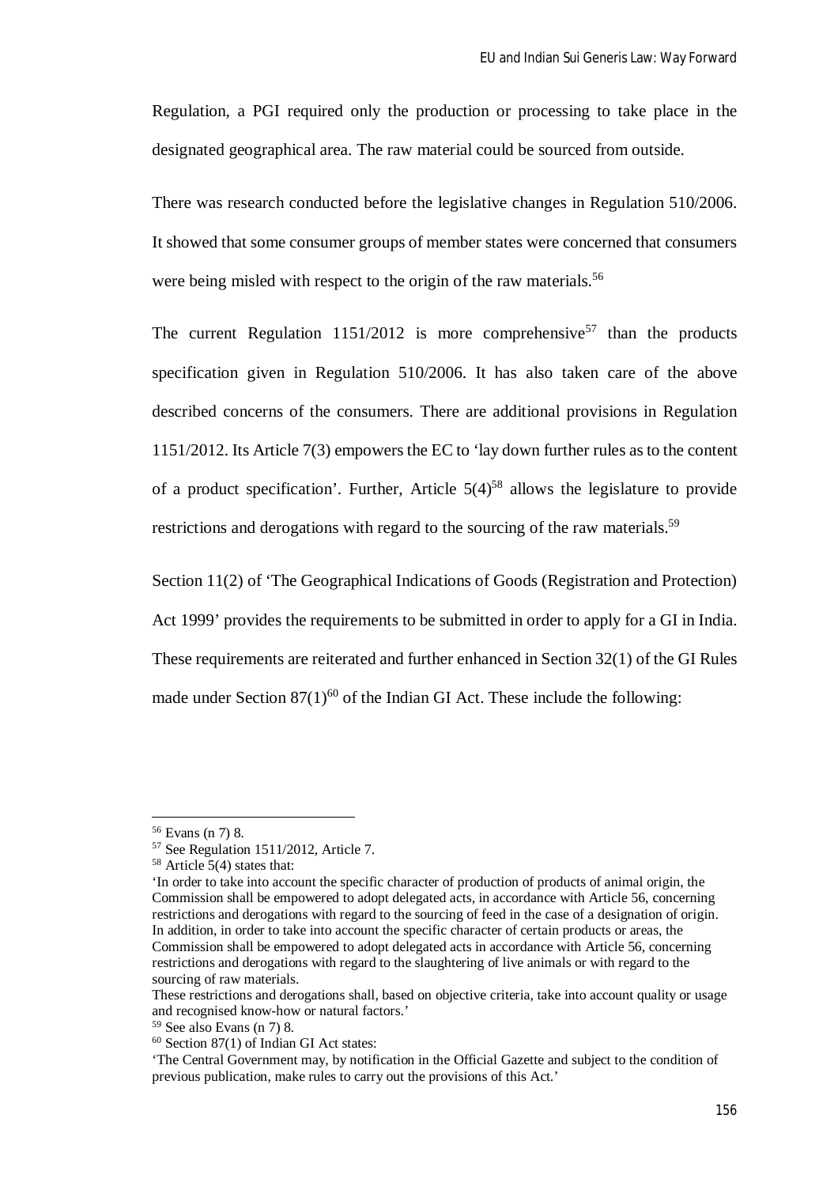Regulation, a PGI required only the production or processing to take place in the designated geographical area. The raw material could be sourced from outside.

There was research conducted before the legislative changes in Regulation 510/2006. It showed that some consumer groups of member states were concerned that consumers were being misled with respect to the origin of the raw materials.[56]

The current Regulation 1151/2012 is more comprehensive[57] than the products specification given in Regulation 510/2006. It has also taken care of the above described concerns of the consumers. There are additional provisions in Regulation 1151/2012. Its Article 7(3) empowers the EC to 'lay down further rules as to the content of a product specification'. Further, Article 5(4)[58] allows the legislature to provide restrictions and derogations with regard to the sourcing of the raw materials.[59]

Section 11(2) of 'The Geographical Indications of Goods (Registration and Protection) Act 1999' provides the requirements to be submitted in order to apply for a GI in India. These requirements are reiterated and further enhanced in Section 32(1) of the GI Rules made under Section 87(1)[60] of the Indian GI Act. These include the following:

---

[56] Evans (n 7) 8.

[57] See Regulation 1511/2012, Article 7.

[58] Article 5(4) states that:

'In order to take into account the specific character of production of products of animal origin, the Commission shall be empowered to adopt delegated acts, in accordance with Article 56, concerning restrictions and derogations with regard to the sourcing of feed in the case of a designation of origin. In addition, in order to take into account the specific character of certain products or areas, the Commission shall be empowered to adopt delegated acts in accordance with Article 56, concerning restrictions and derogations with regard to the slaughtering of live animals or with regard to the sourcing of raw materials.

These restrictions and derogations shall, based on objective criteria, take into account quality or usage and recognised know-how or natural factors.'

[59] See also Evans (n 7) 8.

[60] Section 87(1) of Indian GI Act states:

'The Central Government may, by notification in the Official Gazette and subject to the condition of previous publication, make rules to carry out the provisions of this Act.'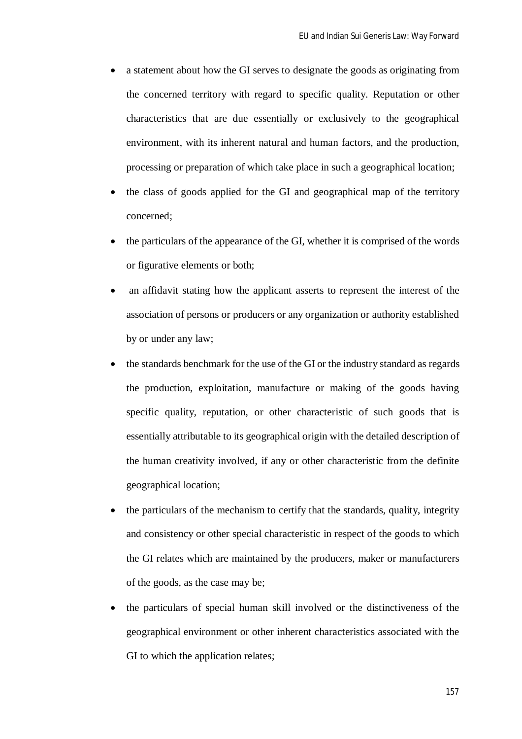- a statement about how the GI serves to designate the goods as originating from the concerned territory with regard to specific quality. Reputation or other characteristics that are due essentially or exclusively to the geographical environment, with its inherent natural and human factors, and the production, processing or preparation of which take place in such a geographical location;
- the class of goods applied for the GI and geographical map of the territory concerned;
- the particulars of the appearance of the GI, whether it is comprised of the words or figurative elements or both;
- an affidavit stating how the applicant asserts to represent the interest of the association of persons or producers or any organization or authority established by or under any law;
- the standards benchmark for the use of the GI or the industry standard as regards the production, exploitation, manufacture or making of the goods having specific quality, reputation, or other characteristic of such goods that is essentially attributable to its geographical origin with the detailed description of the human creativity involved, if any or other characteristic from the definite geographical location;
- the particulars of the mechanism to certify that the standards, quality, integrity and consistency or other special characteristic in respect of the goods to which the GI relates which are maintained by the producers, maker or manufacturers of the goods, as the case may be;
- the particulars of special human skill involved or the distinctiveness of the geographical environment or other inherent characteristics associated with the GI to which the application relates;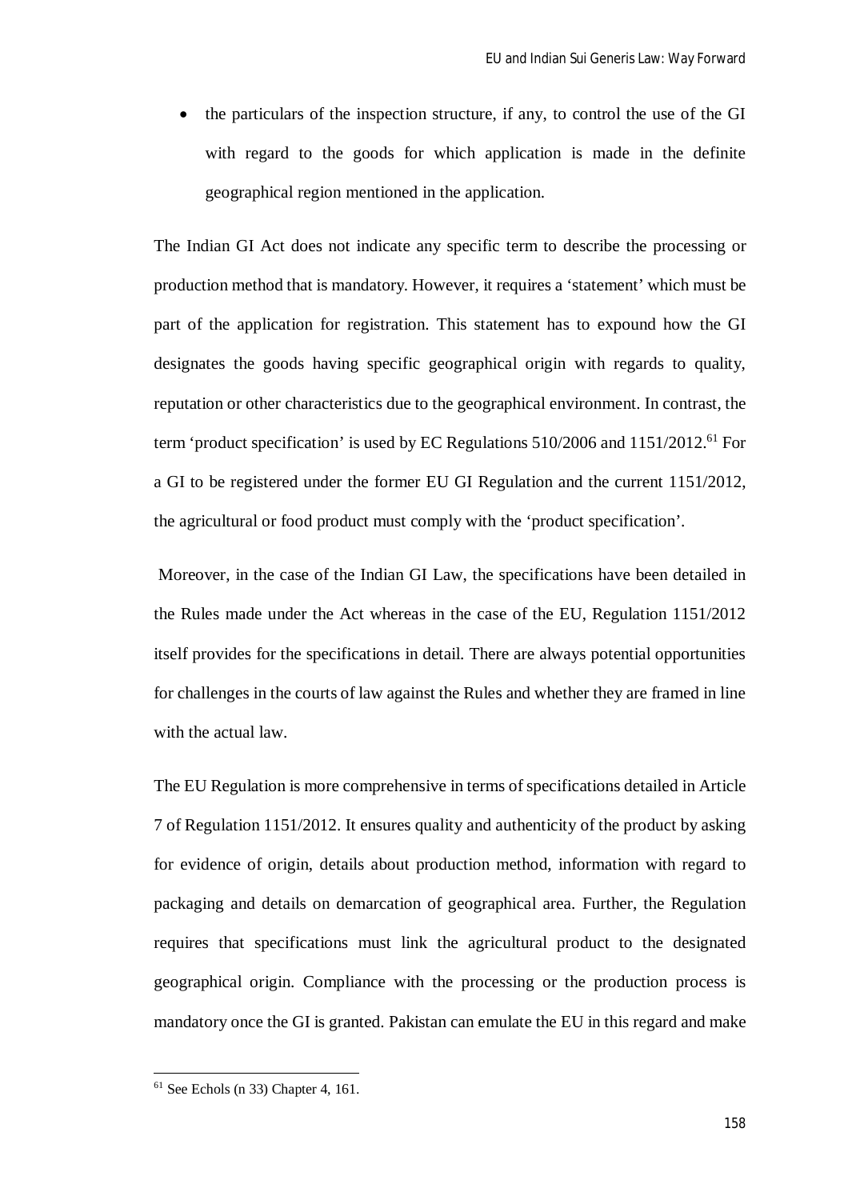- the particulars of the inspection structure, if any, to control the use of the GI with regard to the goods for which application is made in the definite geographical region mentioned in the application.

The Indian GI Act does not indicate any specific term to describe the processing or production method that is mandatory. However, it requires a 'statement' which must be part of the application for registration. This statement has to expound how the GI designates the goods having specific geographical origin with regards to quality, reputation or other characteristics due to the geographical environment. In contrast, the term 'product specification' is used by EC Regulations 510/2006 and 1151/2012.[61] For a GI to be registered under the former EU GI Regulation and the current 1151/2012, the agricultural or food product must comply with the 'product specification'.

Moreover, in the case of the Indian GI Law, the specifications have been detailed in the Rules made under the Act whereas in the case of the EU, Regulation 1151/2012 itself provides for the specifications in detail. There are always potential opportunities for challenges in the courts of law against the Rules and whether they are framed in line with the actual law.

The EU Regulation is more comprehensive in terms of specifications detailed in Article 7 of Regulation 1151/2012. It ensures quality and authenticity of the product by asking for evidence of origin, details about production method, information with regard to packaging and details on demarcation of geographical area. Further, the Regulation requires that specifications must link the agricultural product to the designated geographical origin. Compliance with the processing or the production process is mandatory once the GI is granted. Pakistan can emulate the EU in this regard and make

[61] See Echols (n 33) Chapter 4, 161.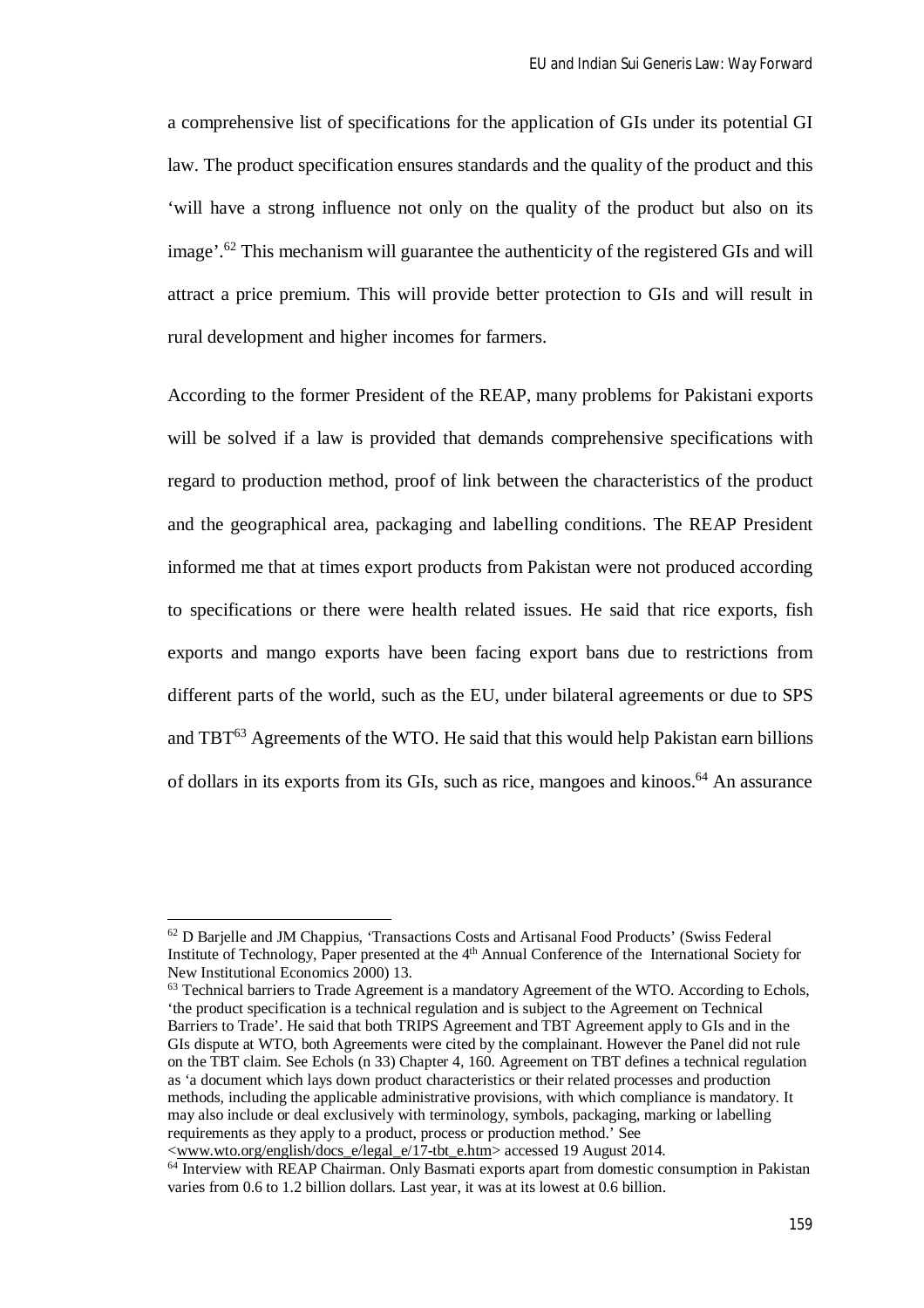a comprehensive list of specifications for the application of GIs under its potential GI law. The product specification ensures standards and the quality of the product and this 'will have a strong influence not only on the quality of the product but also on its image'.[62] This mechanism will guarantee the authenticity of the registered GIs and will attract a price premium. This will provide better protection to GIs and will result in rural development and higher incomes for farmers.

According to the former President of the REAP, many problems for Pakistani exports will be solved if a law is provided that demands comprehensive specifications with regard to production method, proof of link between the characteristics of the product and the geographical area, packaging and labelling conditions. The REAP President informed me that at times export products from Pakistan were not produced according to specifications or there were health related issues. He said that rice exports, fish exports and mango exports have been facing export bans due to restrictions from different parts of the world, such as the EU, under bilateral agreements or due to SPS and TBT[63] Agreements of the WTO. He said that this would help Pakistan earn billions of dollars in its exports from its GIs, such as rice, mangoes and kinoos.[64] An assurance

---

[62] D Barjelle and JM Chappius, 'Transactions Costs and Artisanal Food Products' (Swiss Federal Institute of Technology, Paper presented at the 4th Annual Conference of the International Society for New Institutional Economics 2000) 13.

[63] Technical barriers to Trade Agreement is a mandatory Agreement of the WTO. According to Echols, 'the product specification is a technical regulation and is subject to the Agreement on Technical Barriers to Trade'. He said that both TRIPS Agreement and TBT Agreement apply to GIs and in the GIs dispute at WTO, both Agreements were cited by the complainant. However the Panel did not rule on the TBT claim. See Echols (n 33) Chapter 4, 160. Agreement on TBT defines a technical regulation as 'a document which lays down product characteristics or their related processes and production methods, including the applicable administrative provisions, with which compliance is mandatory. It may also include or deal exclusively with terminology, symbols, packaging, marking or labelling requirements as they apply to a product, process or production method.' See <www.wto.org/english/docs_e/legal_e/17-tbt_e.htm> accessed 19 August 2014.

[64] Interview with REAP Chairman. Only Basmati exports apart from domestic consumption in Pakistan varies from 0.6 to 1.2 billion dollars. Last year, it was at its lowest at 0.6 billion.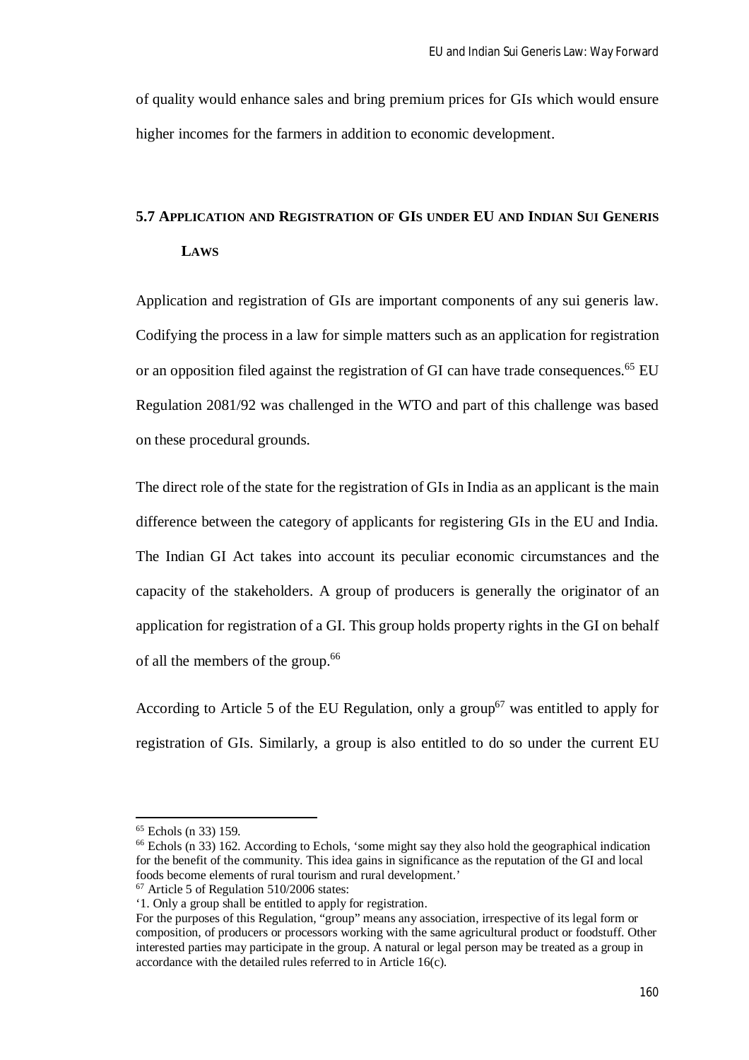of quality would enhance sales and bring premium prices for GIs which would ensure higher incomes for the farmers in addition to economic development.

## 5.7 Application and Registration of GIs under EU and Indian Sui Generis Laws

Application and registration of GIs are important components of any sui generis law. Codifying the process in a law for simple matters such as an application for registration or an opposition filed against the registration of GI can have trade consequences.[65] EU Regulation 2081/92 was challenged in the WTO and part of this challenge was based on these procedural grounds.

The direct role of the state for the registration of GIs in India as an applicant is the main difference between the category of applicants for registering GIs in the EU and India. The Indian GI Act takes into account its peculiar economic circumstances and the capacity of the stakeholders. A group of producers is generally the originator of an application for registration of a GI. This group holds property rights in the GI on behalf of all the members of the group.[66]

According to Article 5 of the EU Regulation, only a group[67] was entitled to apply for registration of GIs. Similarly, a group is also entitled to do so under the current EU

---

[65] Echols (n 33) 159.

[66] Echols (n 33) 162. According to Echols, 'some might say they also hold the geographical indication for the benefit of the community. This idea gains in significance as the reputation of the GI and local foods become elements of rural tourism and rural development.'

[67] Article 5 of Regulation 510/2006 states:

'1. Only a group shall be entitled to apply for registration.

For the purposes of this Regulation, "group" means any association, irrespective of its legal form or composition, of producers or processors working with the same agricultural product or foodstuff. Other interested parties may participate in the group. A natural or legal person may be treated as a group in accordance with the detailed rules referred to in Article 16(c).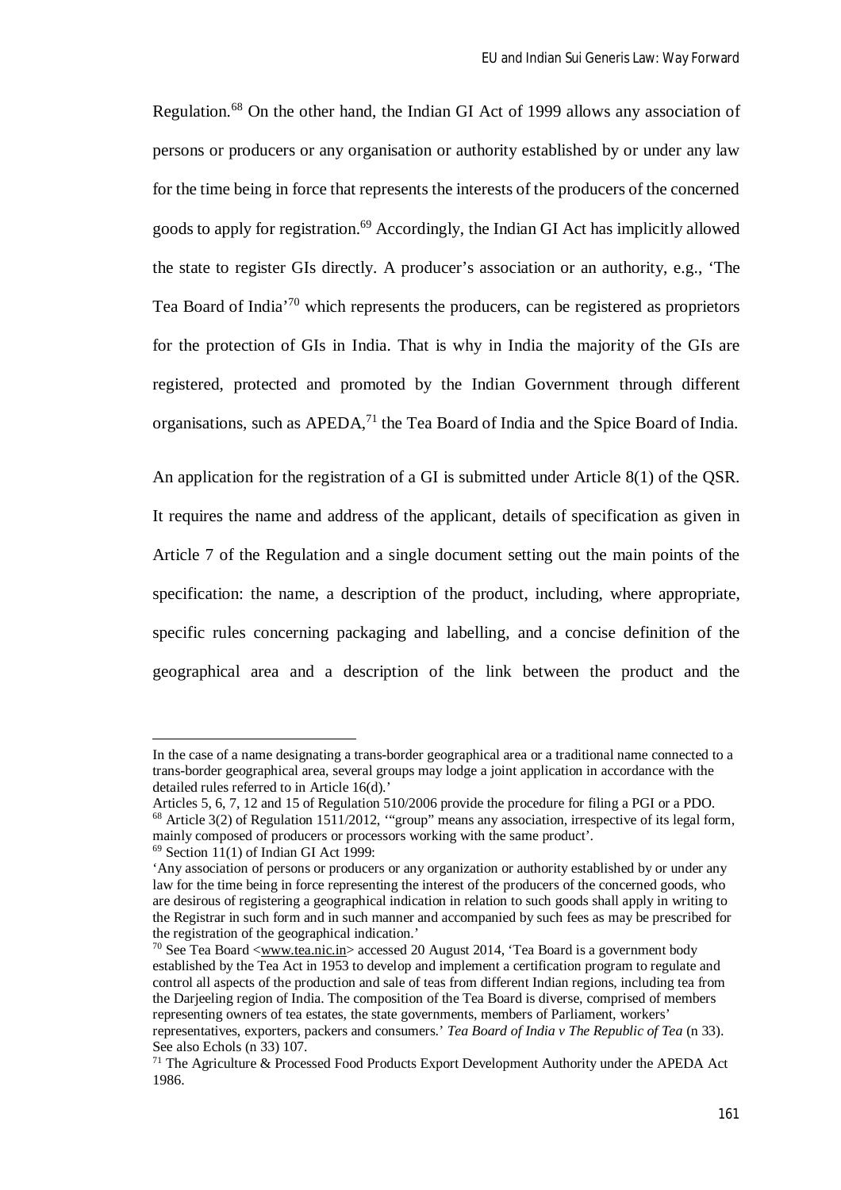Regulation.[68] On the other hand, the Indian GI Act of 1999 allows any association of persons or producers or any organisation or authority established by or under any law for the time being in force that represents the interests of the producers of the concerned goods to apply for registration.[69] Accordingly, the Indian GI Act has implicitly allowed the state to register GIs directly. A producer's association or an authority, e.g., 'The Tea Board of India'[70] which represents the producers, can be registered as proprietors for the protection of GIs in India. That is why in India the majority of the GIs are registered, protected and promoted by the Indian Government through different organisations, such as APEDA,[71] the Tea Board of India and the Spice Board of India.

An application for the registration of a GI is submitted under Article 8(1) of the QSR. It requires the name and address of the applicant, details of specification as given in Article 7 of the Regulation and a single document setting out the main points of the specification: the name, a description of the product, including, where appropriate, specific rules concerning packaging and labelling, and a concise definition of the geographical area and a description of the link between the product and the

---

In the case of a name designating a trans-border geographical area or a traditional name connected to a trans-border geographical area, several groups may lodge a joint application in accordance with the detailed rules referred to in Article 16(d).'

Articles 5, 6, 7, 12 and 15 of Regulation 510/2006 provide the procedure for filing a PGI or a PDO.

[68] Article 3(2) of Regulation 1511/2012, '"group" means any association, irrespective of its legal form, mainly composed of producers or processors working with the same product'.

[69] Section 11(1) of Indian GI Act 1999:

'Any association of persons or producers or any organization or authority established by or under any law for the time being in force representing the interest of the producers of the concerned goods, who are desirous of registering a geographical indication in relation to such goods shall apply in writing to the Registrar in such form and in such manner and accompanied by such fees as may be prescribed for the registration of the geographical indication.'

[70] See Tea Board <www.tea.nic.in> accessed 20 August 2014, 'Tea Board is a government body established by the Tea Act in 1953 to develop and implement a certification program to regulate and control all aspects of the production and sale of teas from different Indian regions, including tea from the Darjeeling region of India. The composition of the Tea Board is diverse, comprised of members representing owners of tea estates, the state governments, members of Parliament, workers' representatives, exporters, packers and consumers.' *Tea Board of India v The Republic of Tea* (n 33). See also Echols (n 33) 107.

[71] The Agriculture & Processed Food Products Export Development Authority under the APEDA Act 1986.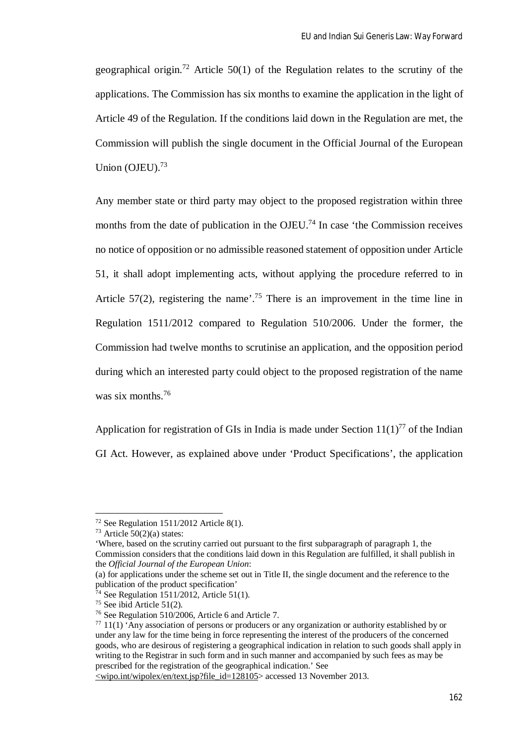geographical origin.[72] Article 50(1) of the Regulation relates to the scrutiny of the applications. The Commission has six months to examine the application in the light of Article 49 of the Regulation. If the conditions laid down in the Regulation are met, the Commission will publish the single document in the Official Journal of the European Union (OJEU).[73]

Any member state or third party may object to the proposed registration within three months from the date of publication in the OJEU.[74] In case 'the Commission receives no notice of opposition or no admissible reasoned statement of opposition under Article 51, it shall adopt implementing acts, without applying the procedure referred to in Article 57(2), registering the name'.[75] There is an improvement in the time line in Regulation 1511/2012 compared to Regulation 510/2006. Under the former, the Commission had twelve months to scrutinise an application, and the opposition period during which an interested party could object to the proposed registration of the name was six months.[76]

Application for registration of GIs in India is made under Section 11(1)[77] of the Indian GI Act. However, as explained above under 'Product Specifications', the application

---

[72] See Regulation 1511/2012 Article 8(1).

[73] Article 50(2)(a) states:
'Where, based on the scrutiny carried out pursuant to the first subparagraph of paragraph 1, the Commission considers that the conditions laid down in this Regulation are fulfilled, it shall publish in the *Official Journal of the European Union*:
(a) for applications under the scheme set out in Title II, the single document and the reference to the publication of the product specification'

[74] See Regulation 1511/2012, Article 51(1).

[75] See ibid Article 51(2).

[76] See Regulation 510/2006, Article 6 and Article 7.

[77] 11(1) 'Any association of persons or producers or any organization or authority established by or under any law for the time being in force representing the interest of the producers of the concerned goods, who are desirous of registering a geographical indication in relation to such goods shall apply in writing to the Registrar in such form and in such manner and accompanied by such fees as may be prescribed for the registration of the geographical indication.' See <wipo.int/wipolex/en/text.jsp?file_id=128105> accessed 13 November 2013.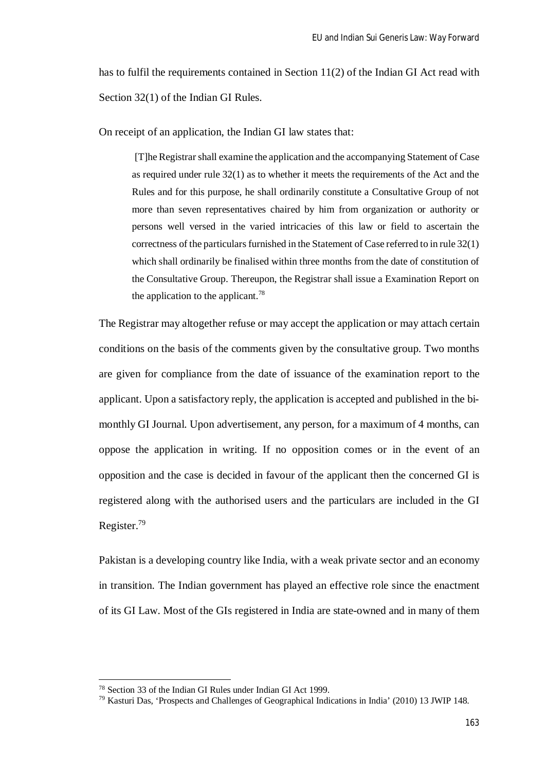has to fulfil the requirements contained in Section 11(2) of the Indian GI Act read with Section 32(1) of the Indian GI Rules.

On receipt of an application, the Indian GI law states that:

> [T]he Registrar shall examine the application and the accompanying Statement of Case as required under rule 32(1) as to whether it meets the requirements of the Act and the Rules and for this purpose, he shall ordinarily constitute a Consultative Group of not more than seven representatives chaired by him from organization or authority or persons well versed in the varied intricacies of this law or field to ascertain the correctness of the particulars furnished in the Statement of Case referred to in rule 32(1) which shall ordinarily be finalised within three months from the date of constitution of the Consultative Group. Thereupon, the Registrar shall issue a Examination Report on the application to the applicant.[78]

The Registrar may altogether refuse or may accept the application or may attach certain conditions on the basis of the comments given by the consultative group. Two months are given for compliance from the date of issuance of the examination report to the applicant. Upon a satisfactory reply, the application is accepted and published in the bi-monthly GI Journal. Upon advertisement, any person, for a maximum of 4 months, can oppose the application in writing. If no opposition comes or in the event of an opposition and the case is decided in favour of the applicant then the concerned GI is registered along with the authorised users and the particulars are included in the GI Register.[79]

Pakistan is a developing country like India, with a weak private sector and an economy in transition. The Indian government has played an effective role since the enactment of its GI Law. Most of the GIs registered in India are state-owned and in many of them

---

[78] Section 33 of the Indian GI Rules under Indian GI Act 1999.

[79] Kasturi Das, 'Prospects and Challenges of Geographical Indications in India' (2010) 13 JWIP 148.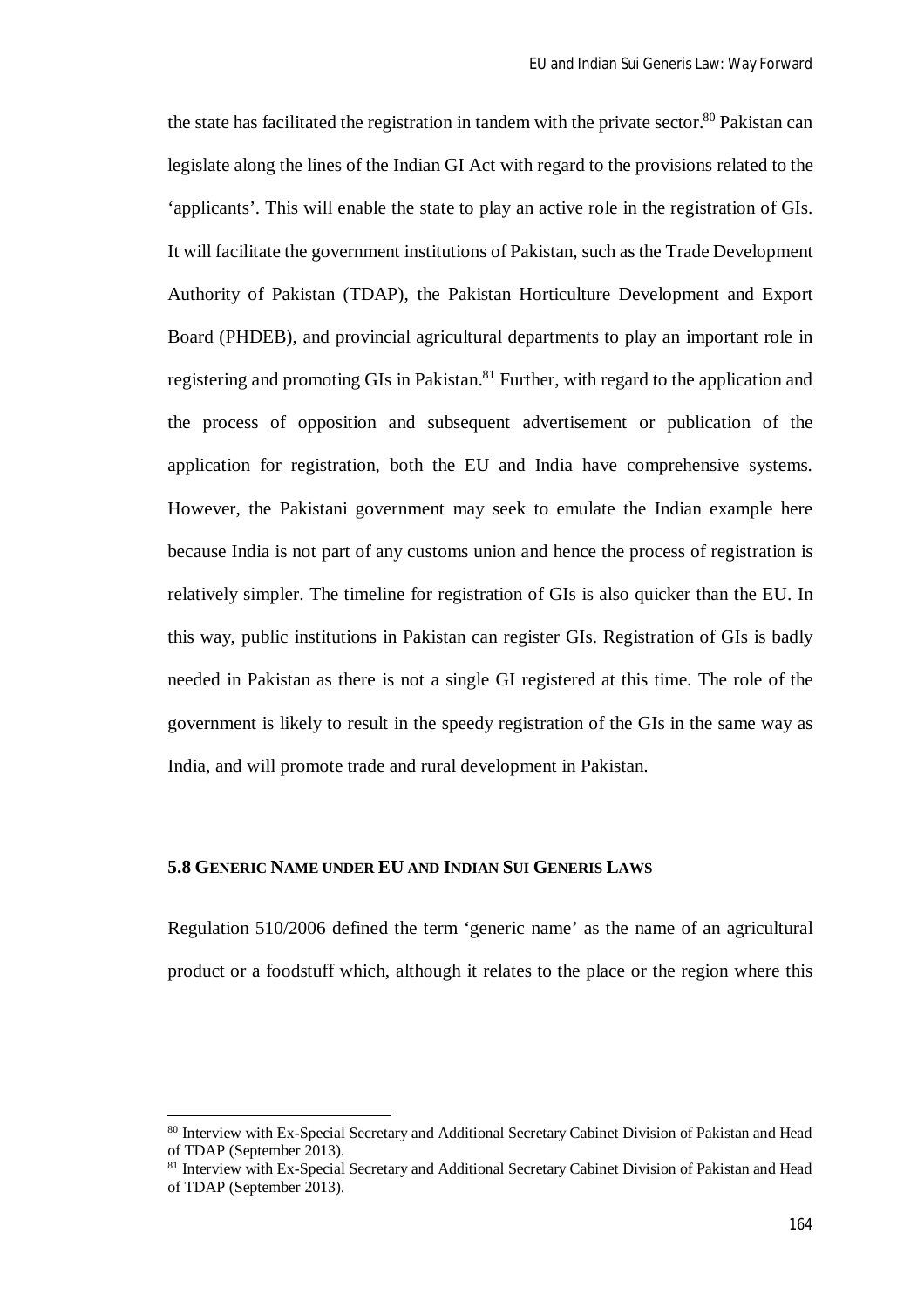the state has facilitated the registration in tandem with the private sector.[80] Pakistan can legislate along the lines of the Indian GI Act with regard to the provisions related to the 'applicants'. This will enable the state to play an active role in the registration of GIs. It will facilitate the government institutions of Pakistan, such as the Trade Development Authority of Pakistan (TDAP), the Pakistan Horticulture Development and Export Board (PHDEB), and provincial agricultural departments to play an important role in registering and promoting GIs in Pakistan.[81] Further, with regard to the application and the process of opposition and subsequent advertisement or publication of the application for registration, both the EU and India have comprehensive systems. However, the Pakistani government may seek to emulate the Indian example here because India is not part of any customs union and hence the process of registration is relatively simpler. The timeline for registration of GIs is also quicker than the EU. In this way, public institutions in Pakistan can register GIs. Registration of GIs is badly needed in Pakistan as there is not a single GI registered at this time. The role of the government is likely to result in the speedy registration of the GIs in the same way as India, and will promote trade and rural development in Pakistan.

### 5.8 Generic Name under EU and Indian Sui Generis Laws

Regulation 510/2006 defined the term 'generic name' as the name of an agricultural product or a foodstuff which, although it relates to the place or the region where this

---

[80] Interview with Ex-Special Secretary and Additional Secretary Cabinet Division of Pakistan and Head of TDAP (September 2013).

[81] Interview with Ex-Special Secretary and Additional Secretary Cabinet Division of Pakistan and Head of TDAP (September 2013).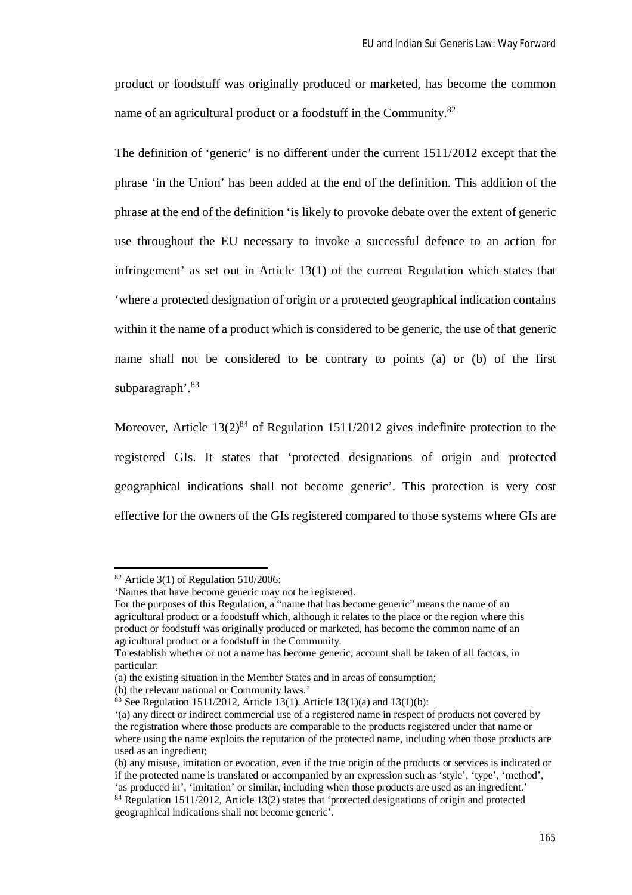product or foodstuff was originally produced or marketed, has become the common name of an agricultural product or a foodstuff in the Community.[82]

The definition of 'generic' is no different under the current 1511/2012 except that the phrase 'in the Union' has been added at the end of the definition. This addition of the phrase at the end of the definition 'is likely to provoke debate over the extent of generic use throughout the EU necessary to invoke a successful defence to an action for infringement' as set out in Article 13(1) of the current Regulation which states that 'where a protected designation of origin or a protected geographical indication contains within it the name of a product which is considered to be generic, the use of that generic name shall not be considered to be contrary to points (a) or (b) of the first subparagraph'.[83]

Moreover, Article 13(2)[84] of Regulation 1511/2012 gives indefinite protection to the registered GIs. It states that 'protected designations of origin and protected geographical indications shall not become generic'. This protection is very cost effective for the owners of the GIs registered compared to those systems where GIs are

---

[82] Article 3(1) of Regulation 510/2006:
'Names that have become generic may not be registered.
For the purposes of this Regulation, a "name that has become generic" means the name of an agricultural product or a foodstuff which, although it relates to the place or the region where this product or foodstuff was originally produced or marketed, has become the common name of an agricultural product or a foodstuff in the Community.
To establish whether or not a name has become generic, account shall be taken of all factors, in particular:
(a) the existing situation in the Member States and in areas of consumption;
(b) the relevant national or Community laws.'

[83] See Regulation 1511/2012, Article 13(1). Article 13(1)(a) and 13(1)(b):
'(a) any direct or indirect commercial use of a registered name in respect of products not covered by the registration where those products are comparable to the products registered under that name or where using the name exploits the reputation of the protected name, including when those products are used as an ingredient;
(b) any misuse, imitation or evocation, even if the true origin of the products or services is indicated or if the protected name is translated or accompanied by an expression such as 'style', 'type', 'method', 'as produced in', 'imitation' or similar, including when those products are used as an ingredient.'

[84] Regulation 1511/2012, Article 13(2) states that 'protected designations of origin and protected geographical indications shall not become generic'.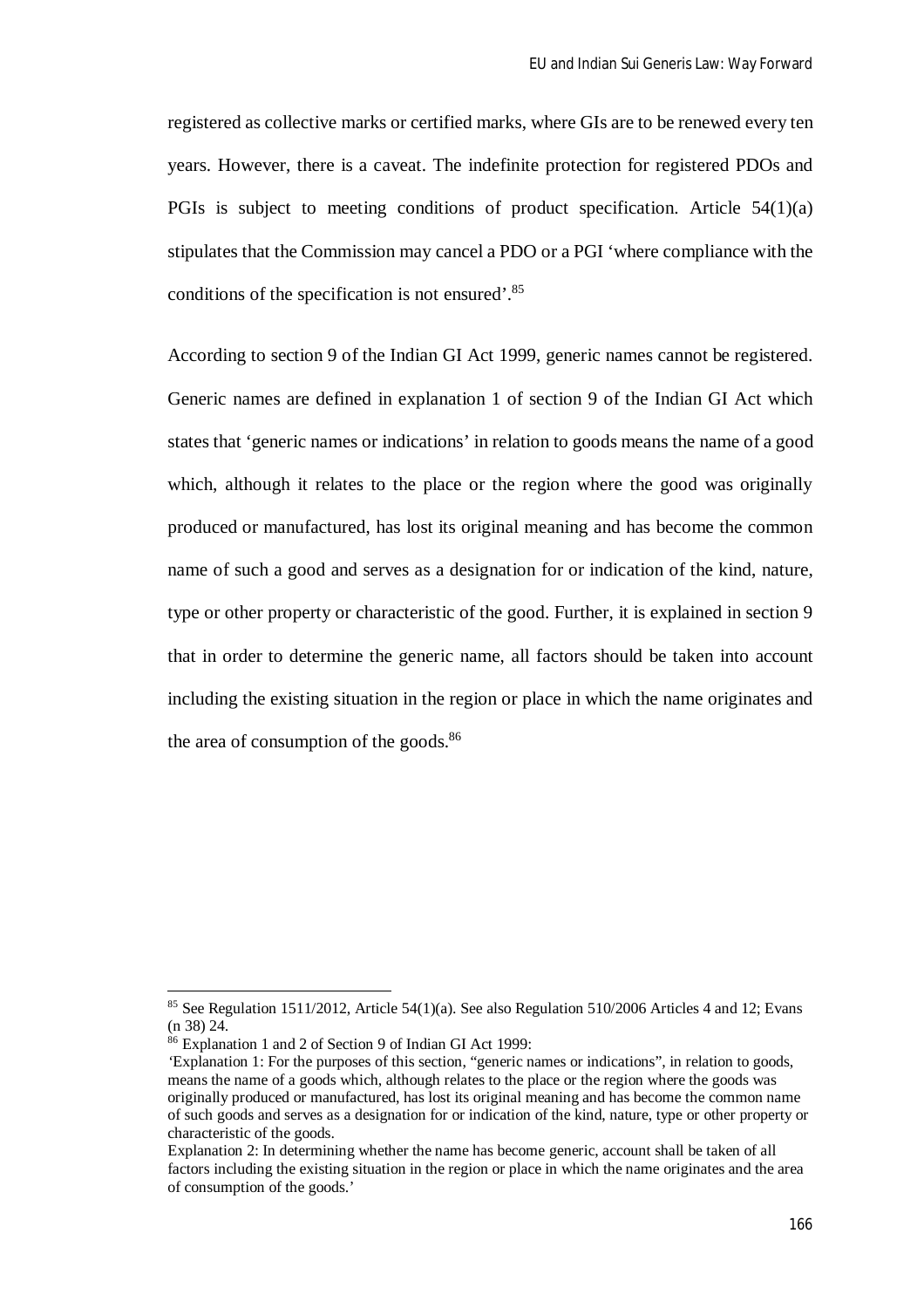registered as collective marks or certified marks, where GIs are to be renewed every ten years. However, there is a caveat. The indefinite protection for registered PDOs and PGIs is subject to meeting conditions of product specification. Article 54(1)(a) stipulates that the Commission may cancel a PDO or a PGI 'where compliance with the conditions of the specification is not ensured'.[85]

According to section 9 of the Indian GI Act 1999, generic names cannot be registered. Generic names are defined in explanation 1 of section 9 of the Indian GI Act which states that 'generic names or indications' in relation to goods means the name of a good which, although it relates to the place or the region where the good was originally produced or manufactured, has lost its original meaning and has become the common name of such a good and serves as a designation for or indication of the kind, nature, type or other property or characteristic of the good. Further, it is explained in section 9 that in order to determine the generic name, all factors should be taken into account including the existing situation in the region or place in which the name originates and the area of consumption of the goods.[86]

---

[85] See Regulation 1511/2012, Article 54(1)(a). See also Regulation 510/2006 Articles 4 and 12; Evans (n 38) 24.

[86] Explanation 1 and 2 of Section 9 of Indian GI Act 1999:
'Explanation 1: For the purposes of this section, "generic names or indications", in relation to goods, means the name of a goods which, although relates to the place or the region where the goods was originally produced or manufactured, has lost its original meaning and has become the common name of such goods and serves as a designation for or indication of the kind, nature, type or other property or characteristic of the goods.
Explanation 2: In determining whether the name has become generic, account shall be taken of all factors including the existing situation in the region or place in which the name originates and the area of consumption of the goods.'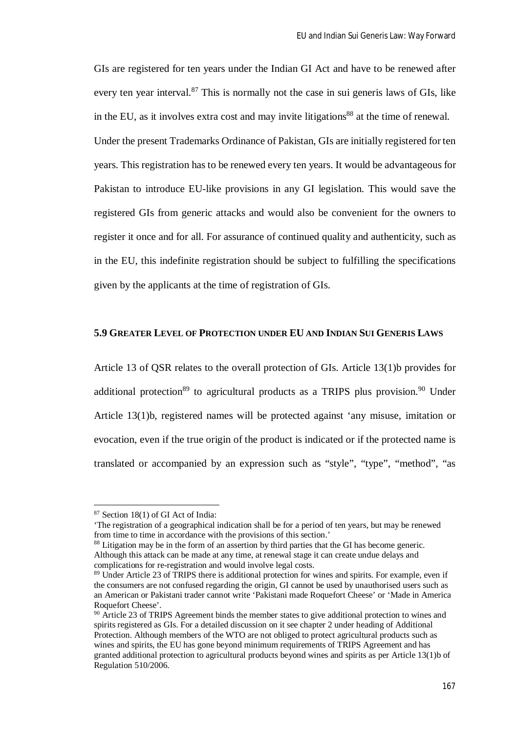GIs are registered for ten years under the Indian GI Act and have to be renewed after every ten year interval.[87] This is normally not the case in sui generis laws of GIs, like in the EU, as it involves extra cost and may invite litigations[88] at the time of renewal. Under the present Trademarks Ordinance of Pakistan, GIs are initially registered for ten years. This registration has to be renewed every ten years. It would be advantageous for Pakistan to introduce EU-like provisions in any GI legislation. This would save the registered GIs from generic attacks and would also be convenient for the owners to register it once and for all. For assurance of continued quality and authenticity, such as in the EU, this indefinite registration should be subject to fulfilling the specifications given by the applicants at the time of registration of GIs.

### 5.9 Greater Level of Protection under EU and Indian Sui Generis Laws

Article 13 of QSR relates to the overall protection of GIs. Article 13(1)b provides for additional protection[89] to agricultural products as a TRIPS plus provision.[90] Under Article 13(1)b, registered names will be protected against 'any misuse, imitation or evocation, even if the true origin of the product is indicated or if the protected name is translated or accompanied by an expression such as "style", "type", "method", "as

---

[87] Section 18(1) of GI Act of India:
'The registration of a geographical indication shall be for a period of ten years, but may be renewed from time to time in accordance with the provisions of this section.'

[88] Litigation may be in the form of an assertion by third parties that the GI has become generic. Although this attack can be made at any time, at renewal stage it can create undue delays and complications for re-registration and would involve legal costs.

[89] Under Article 23 of TRIPS there is additional protection for wines and spirits. For example, even if the consumers are not confused regarding the origin, GI cannot be used by unauthorised users such as an American or Pakistani trader cannot write 'Pakistani made Roquefort Cheese' or 'Made in America Roquefort Cheese'.

[90] Article 23 of TRIPS Agreement binds the member states to give additional protection to wines and spirits registered as GIs. For a detailed discussion on it see chapter 2 under heading of Additional Protection. Although members of the WTO are not obliged to protect agricultural products such as wines and spirits, the EU has gone beyond minimum requirements of TRIPS Agreement and has granted additional protection to agricultural products beyond wines and spirits as per Article 13(1)b of Regulation 510/2006.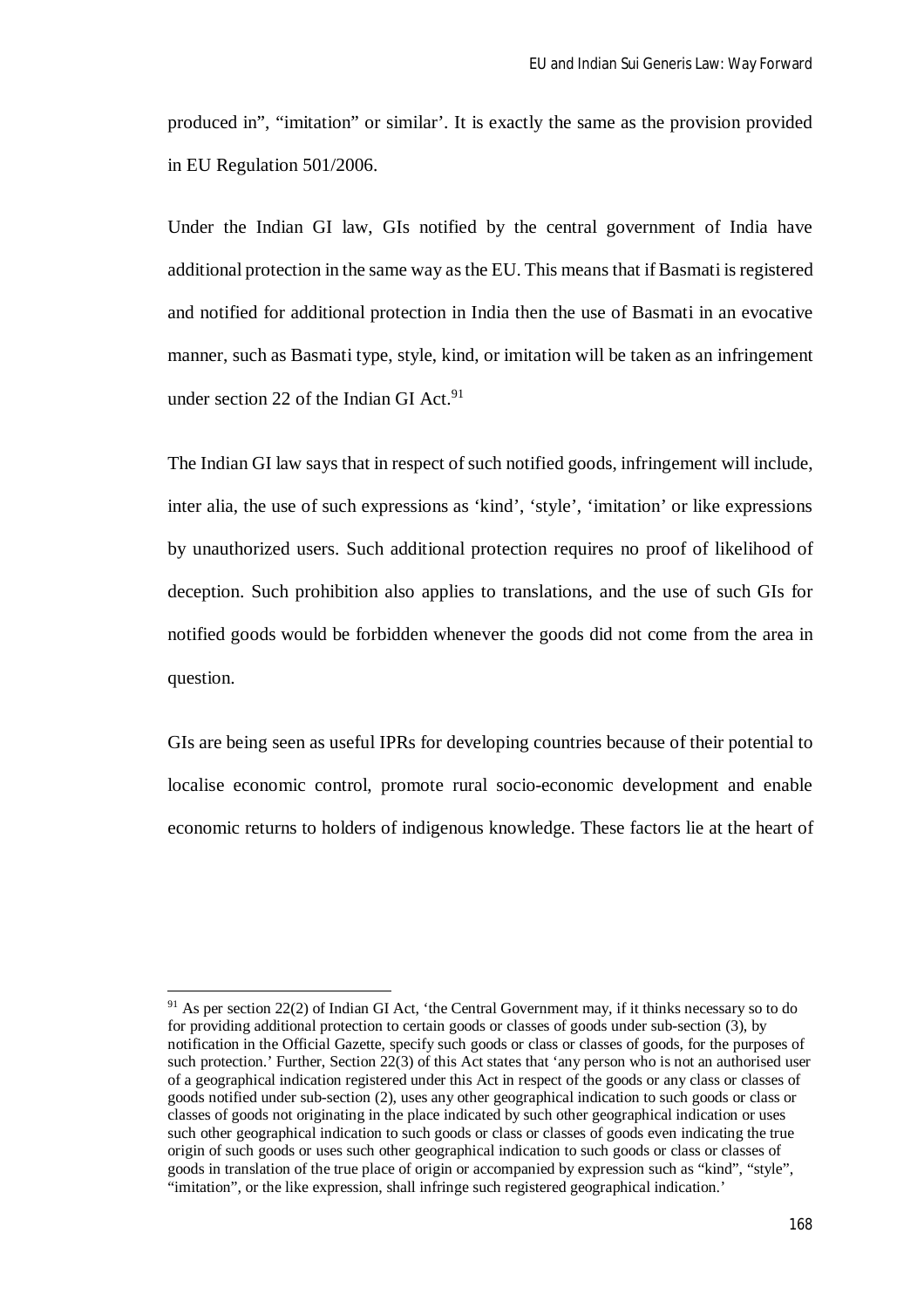produced in", "imitation" or similar'. It is exactly the same as the provision provided in EU Regulation 501/2006.

Under the Indian GI law, GIs notified by the central government of India have additional protection in the same way as the EU. This means that if Basmati is registered and notified for additional protection in India then the use of Basmati in an evocative manner, such as Basmati type, style, kind, or imitation will be taken as an infringement under section 22 of the Indian GI Act.[91]

The Indian GI law says that in respect of such notified goods, infringement will include, inter alia, the use of such expressions as 'kind', 'style', 'imitation' or like expressions by unauthorized users. Such additional protection requires no proof of likelihood of deception. Such prohibition also applies to translations, and the use of such GIs for notified goods would be forbidden whenever the goods did not come from the area in question.

GIs are being seen as useful IPRs for developing countries because of their potential to localise economic control, promote rural socio-economic development and enable economic returns to holders of indigenous knowledge. These factors lie at the heart of

---

[91] As per section 22(2) of Indian GI Act, 'the Central Government may, if it thinks necessary so to do for providing additional protection to certain goods or classes of goods under sub-section (3), by notification in the Official Gazette, specify such goods or class or classes of goods, for the purposes of such protection.' Further, Section 22(3) of this Act states that 'any person who is not an authorised user of a geographical indication registered under this Act in respect of the goods or any class or classes of goods notified under sub-section (2), uses any other geographical indication to such goods or class or classes of goods not originating in the place indicated by such other geographical indication or uses such other geographical indication to such goods or class or classes of goods even indicating the true origin of such goods or uses such other geographical indication to such goods or class or classes of goods in translation of the true place of origin or accompanied by expression such as "kind", "style", "imitation", or the like expression, shall infringe such registered geographical indication.'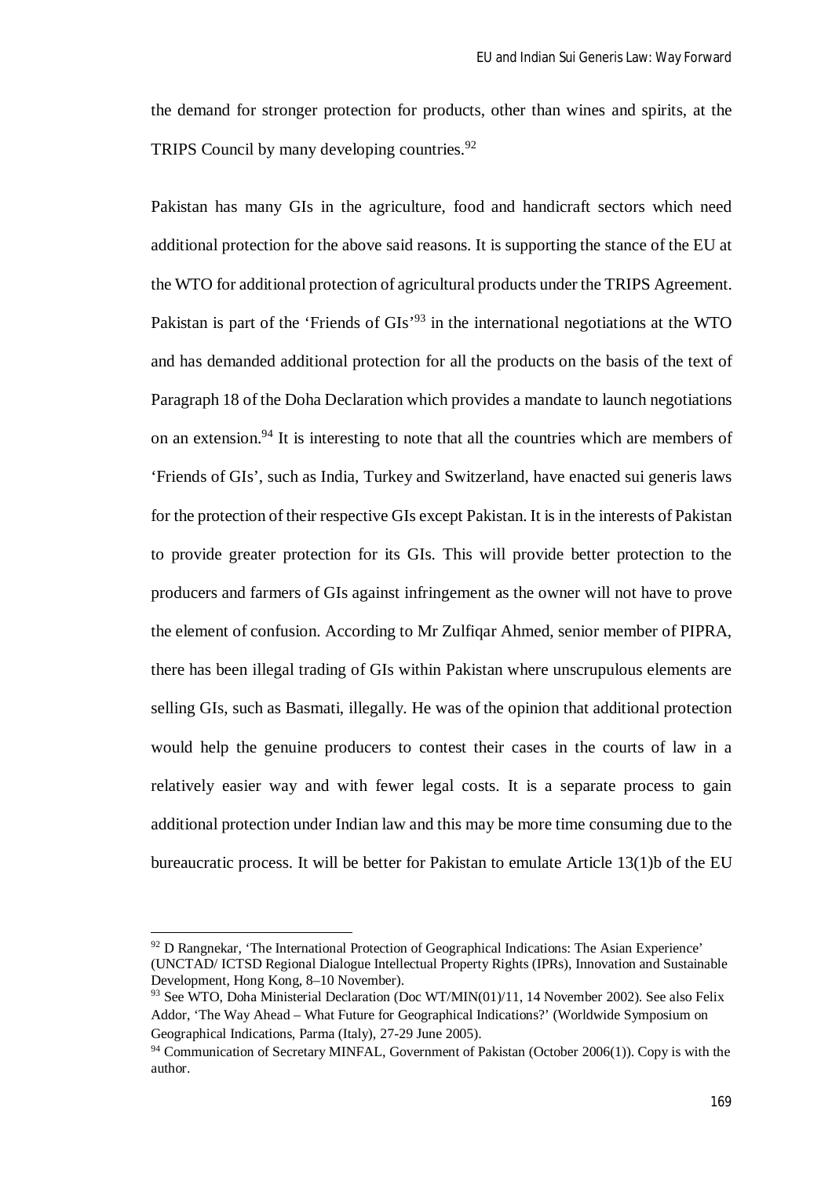the demand for stronger protection for products, other than wines and spirits, at the TRIPS Council by many developing countries.[92]

Pakistan has many GIs in the agriculture, food and handicraft sectors which need additional protection for the above said reasons. It is supporting the stance of the EU at the WTO for additional protection of agricultural products under the TRIPS Agreement. Pakistan is part of the 'Friends of GIs'[93] in the international negotiations at the WTO and has demanded additional protection for all the products on the basis of the text of Paragraph 18 of the Doha Declaration which provides a mandate to launch negotiations on an extension.[94] It is interesting to note that all the countries which are members of 'Friends of GIs', such as India, Turkey and Switzerland, have enacted sui generis laws for the protection of their respective GIs except Pakistan. It is in the interests of Pakistan to provide greater protection for its GIs. This will provide better protection to the producers and farmers of GIs against infringement as the owner will not have to prove the element of confusion. According to Mr Zulfiqar Ahmed, senior member of PIPRA, there has been illegal trading of GIs within Pakistan where unscrupulous elements are selling GIs, such as Basmati, illegally. He was of the opinion that additional protection would help the genuine producers to contest their cases in the courts of law in a relatively easier way and with fewer legal costs. It is a separate process to gain additional protection under Indian law and this may be more time consuming due to the bureaucratic process. It will be better for Pakistan to emulate Article 13(1)b of the EU

---

[92] D Rangnekar, 'The International Protection of Geographical Indications: The Asian Experience' (UNCTAD/ ICTSD Regional Dialogue Intellectual Property Rights (IPRs), Innovation and Sustainable Development, Hong Kong, 8–10 November).

[93] See WTO, Doha Ministerial Declaration (Doc WT/MIN(01)/11, 14 November 2002). See also Felix Addor, 'The Way Ahead – What Future for Geographical Indications?' (Worldwide Symposium on Geographical Indications, Parma (Italy), 27-29 June 2005).

[94] Communication of Secretary MINFAL, Government of Pakistan (October 2006(1)). Copy is with the author.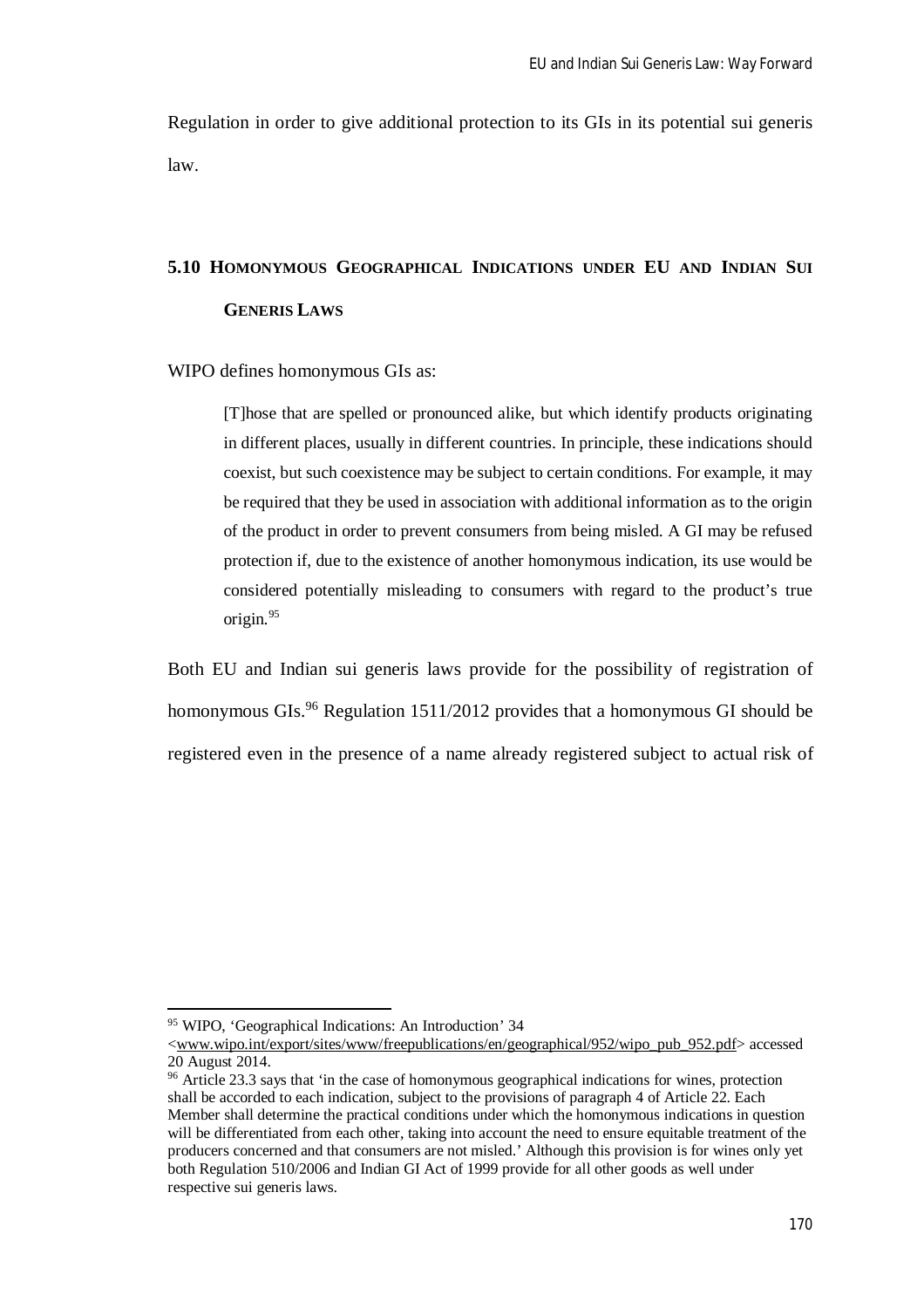Regulation in order to give additional protection to its GIs in its potential sui generis law.

## 5.10 Homonymous Geographical Indications under EU and Indian Sui Generis Laws

WIPO defines homonymous GIs as:

> [T]hose that are spelled or pronounced alike, but which identify products originating in different places, usually in different countries. In principle, these indications should coexist, but such coexistence may be subject to certain conditions. For example, it may be required that they be used in association with additional information as to the origin of the product in order to prevent consumers from being misled. A GI may be refused protection if, due to the existence of another homonymous indication, its use would be considered potentially misleading to consumers with regard to the product's true origin.[95]

Both EU and Indian sui generis laws provide for the possibility of registration of homonymous GIs.[96] Regulation 1511/2012 provides that a homonymous GI should be registered even in the presence of a name already registered subject to actual risk of

---

[95] WIPO, 'Geographical Indications: An Introduction' 34 <www.wipo.int/export/sites/www/freepublications/en/geographical/952/wipo_pub_952.pdf> accessed 20 August 2014.

[96] Article 23.3 says that 'in the case of homonymous geographical indications for wines, protection shall be accorded to each indication, subject to the provisions of paragraph 4 of Article 22. Each Member shall determine the practical conditions under which the homonymous indications in question will be differentiated from each other, taking into account the need to ensure equitable treatment of the producers concerned and that consumers are not misled.' Although this provision is for wines only yet both Regulation 510/2006 and Indian GI Act of 1999 provide for all other goods as well under respective sui generis laws.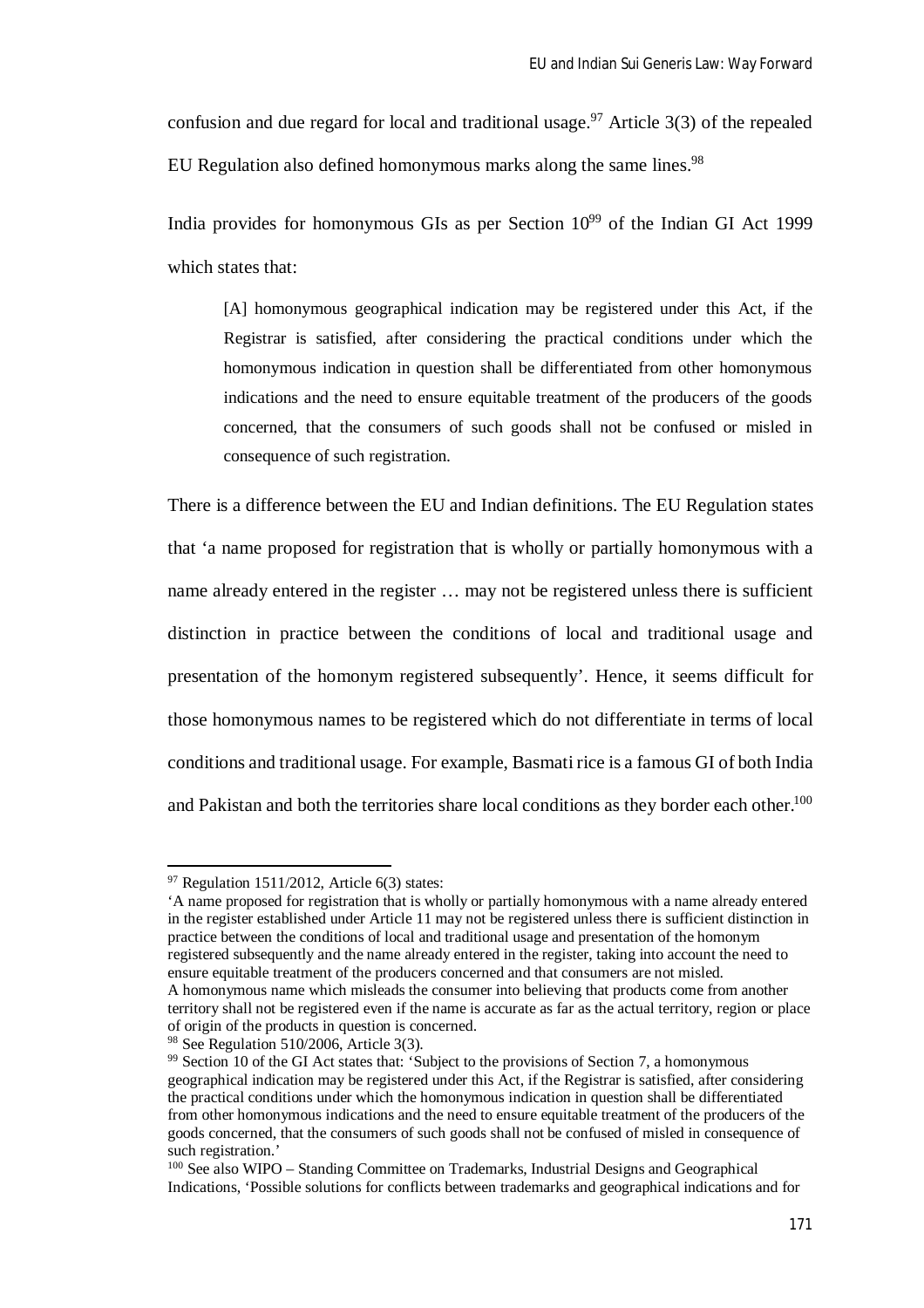confusion and due regard for local and traditional usage.[97] Article 3(3) of the repealed EU Regulation also defined homonymous marks along the same lines.[98]

India provides for homonymous GIs as per Section 10[99] of the Indian GI Act 1999 which states that:

> [A] homonymous geographical indication may be registered under this Act, if the Registrar is satisfied, after considering the practical conditions under which the homonymous indication in question shall be differentiated from other homonymous indications and the need to ensure equitable treatment of the producers of the goods concerned, that the consumers of such goods shall not be confused or misled in consequence of such registration.

There is a difference between the EU and Indian definitions. The EU Regulation states that 'a name proposed for registration that is wholly or partially homonymous with a name already entered in the register … may not be registered unless there is sufficient distinction in practice between the conditions of local and traditional usage and presentation of the homonym registered subsequently'. Hence, it seems difficult for those homonymous names to be registered which do not differentiate in terms of local conditions and traditional usage. For example, Basmati rice is a famous GI of both India and Pakistan and both the territories share local conditions as they border each other.[100]

---

[97] Regulation 1511/2012, Article 6(3) states:
'A name proposed for registration that is wholly or partially homonymous with a name already entered in the register established under Article 11 may not be registered unless there is sufficient distinction in practice between the conditions of local and traditional usage and presentation of the homonym registered subsequently and the name already entered in the register, taking into account the need to ensure equitable treatment of the producers concerned and that consumers are not misled.
A homonymous name which misleads the consumer into believing that products come from another territory shall not be registered even if the name is accurate as far as the actual territory, region or place of origin of the products in question is concerned.

[98] See Regulation 510/2006, Article 3(3).

[99] Section 10 of the GI Act states that: 'Subject to the provisions of Section 7, a homonymous geographical indication may be registered under this Act, if the Registrar is satisfied, after considering the practical conditions under which the homonymous indication in question shall be differentiated from other homonymous indications and the need to ensure equitable treatment of the producers of the goods concerned, that the consumers of such goods shall not be confused of misled in consequence of such registration.'

[100] See also WIPO – Standing Committee on Trademarks, Industrial Designs and Geographical Indications, 'Possible solutions for conflicts between trademarks and geographical indications and for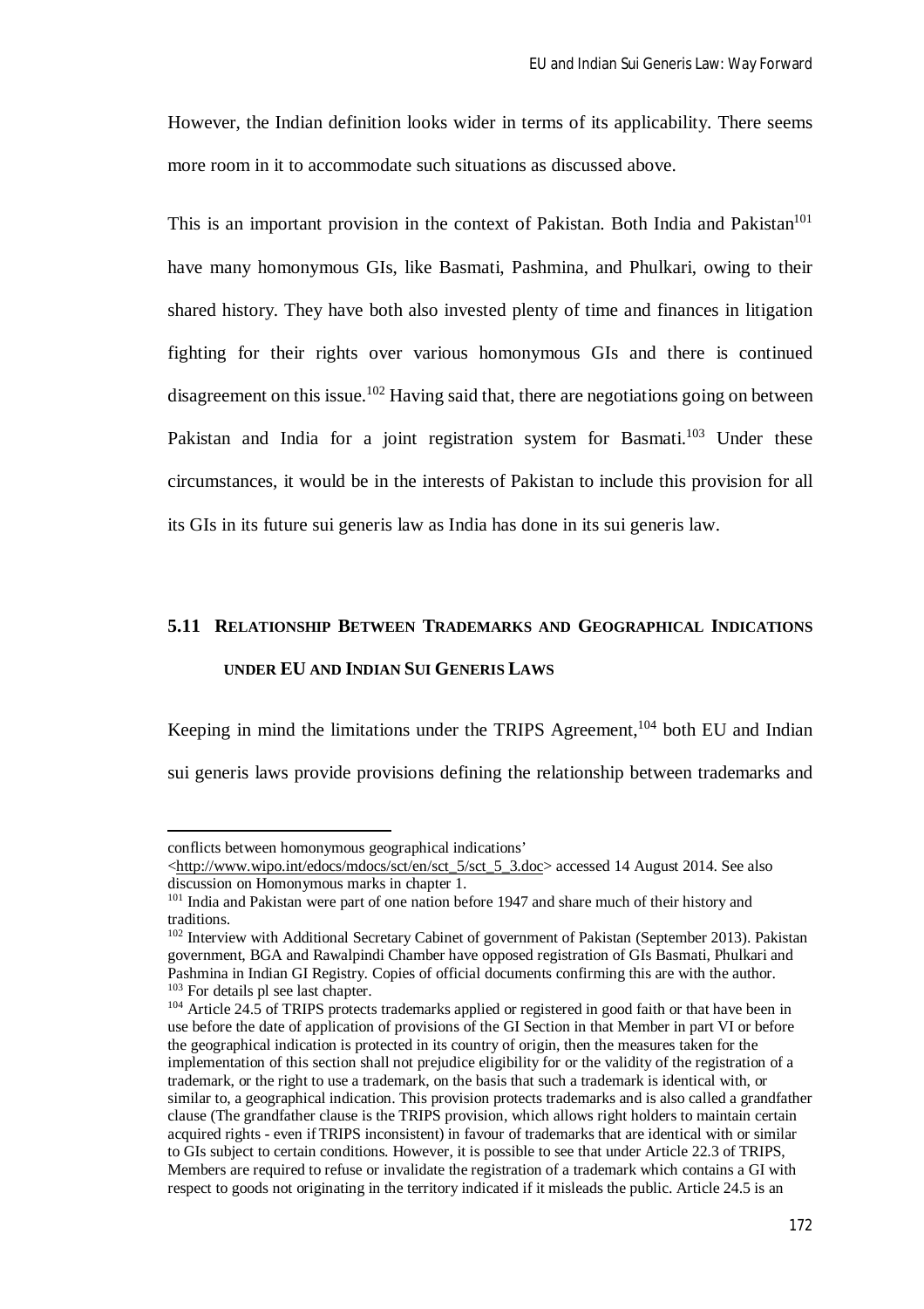However, the Indian definition looks wider in terms of its applicability. There seems more room in it to accommodate such situations as discussed above.

This is an important provision in the context of Pakistan. Both India and Pakistan[101] have many homonymous GIs, like Basmati, Pashmina, and Phulkari, owing to their shared history. They have both also invested plenty of time and finances in litigation fighting for their rights over various homonymous GIs and there is continued disagreement on this issue.[102] Having said that, there are negotiations going on between Pakistan and India for a joint registration system for Basmati.[103] Under these circumstances, it would be in the interests of Pakistan to include this provision for all its GIs in its future sui generis law as India has done in its sui generis law.

### 5.11 Relationship Between Trademarks and Geographical Indications under EU and Indian Sui Generis Laws

Keeping in mind the limitations under the TRIPS Agreement,[104] both EU and Indian sui generis laws provide provisions defining the relationship between trademarks and

---

conflicts between homonymous geographical indications' <http://www.wipo.int/edocs/mdocs/sct/en/sct_5/sct_5_3.doc> accessed 14 August 2014. See also discussion on Homonymous marks in chapter 1.

[101] India and Pakistan were part of one nation before 1947 and share much of their history and traditions.

[102] Interview with Additional Secretary Cabinet of government of Pakistan (September 2013). Pakistan government, BGA and Rawalpindi Chamber have opposed registration of GIs Basmati, Phulkari and Pashmina in Indian GI Registry. Copies of official documents confirming this are with the author.

[103] For details pl see last chapter.

[104] Article 24.5 of TRIPS protects trademarks applied or registered in good faith or that have been in use before the date of application of provisions of the GI Section in that Member in part VI or before the geographical indication is protected in its country of origin, then the measures taken for the implementation of this section shall not prejudice eligibility for or the validity of the registration of a trademark, or the right to use a trademark, on the basis that such a trademark is identical with, or similar to, a geographical indication. This provision protects trademarks and is also called a grandfather clause (The grandfather clause is the TRIPS provision, which allows right holders to maintain certain acquired rights - even if TRIPS inconsistent) in favour of trademarks that are identical with or similar to GIs subject to certain conditions. However, it is possible to see that under Article 22.3 of TRIPS, Members are required to refuse or invalidate the registration of a trademark which contains a GI with respect to goods not originating in the territory indicated if it misleads the public. Article 24.5 is an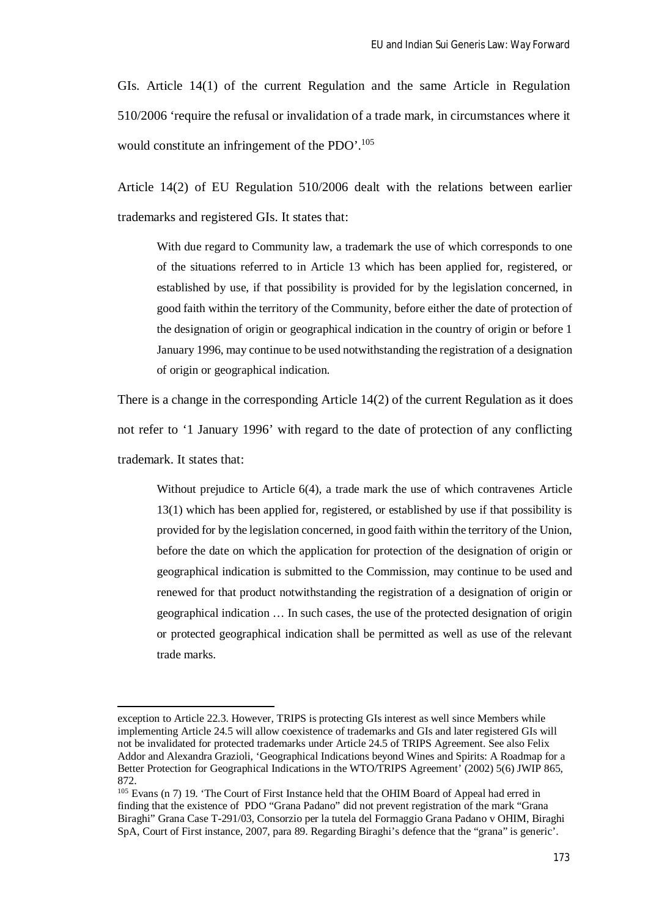GIs. Article 14(1) of the current Regulation and the same Article in Regulation 510/2006 'require the refusal or invalidation of a trade mark, in circumstances where it would constitute an infringement of the PDO'.[105]

Article 14(2) of EU Regulation 510/2006 dealt with the relations between earlier trademarks and registered GIs. It states that:

> With due regard to Community law, a trademark the use of which corresponds to one of the situations referred to in Article 13 which has been applied for, registered, or established by use, if that possibility is provided for by the legislation concerned, in good faith within the territory of the Community, before either the date of protection of the designation of origin or geographical indication in the country of origin or before 1 January 1996, may continue to be used notwithstanding the registration of a designation of origin or geographical indication.

There is a change in the corresponding Article 14(2) of the current Regulation as it does not refer to '1 January 1996' with regard to the date of protection of any conflicting trademark. It states that:

> Without prejudice to Article 6(4), a trade mark the use of which contravenes Article 13(1) which has been applied for, registered, or established by use if that possibility is provided for by the legislation concerned, in good faith within the territory of the Union, before the date on which the application for protection of the designation of origin or geographical indication is submitted to the Commission, may continue to be used and renewed for that product notwithstanding the registration of a designation of origin or geographical indication … In such cases, the use of the protected designation of origin or protected geographical indication shall be permitted as well as use of the relevant trade marks.

---

exception to Article 22.3. However, TRIPS is protecting GIs interest as well since Members while implementing Article 24.5 will allow coexistence of trademarks and GIs and later registered GIs will not be invalidated for protected trademarks under Article 24.5 of TRIPS Agreement. See also Felix Addor and Alexandra Grazioli, 'Geographical Indications beyond Wines and Spirits: A Roadmap for a Better Protection for Geographical Indications in the WTO/TRIPS Agreement' (2002) 5(6) JWIP 865, 872.

[105] Evans (n 7) 19. 'The Court of First Instance held that the OHIM Board of Appeal had erred in finding that the existence of PDO "Grana Padano" did not prevent registration of the mark "Grana Biraghi" Grana Case T-291/03, Consorzio per la tutela del Formaggio Grana Padano v OHIM, Biraghi SpA, Court of First instance, 2007, para 89. Regarding Biraghi's defence that the "grana" is generic'.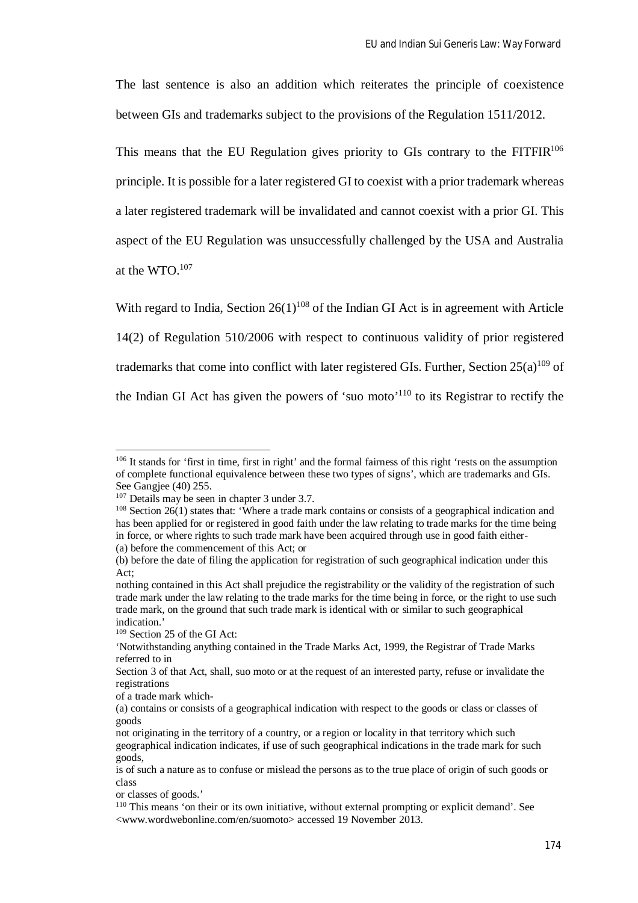The last sentence is also an addition which reiterates the principle of coexistence between GIs and trademarks subject to the provisions of the Regulation 1511/2012.

This means that the EU Regulation gives priority to GIs contrary to the FITFIR[106] principle. It is possible for a later registered GI to coexist with a prior trademark whereas a later registered trademark will be invalidated and cannot coexist with a prior GI. This aspect of the EU Regulation was unsuccessfully challenged by the USA and Australia at the WTO.[107]

With regard to India, Section 26(1)[108] of the Indian GI Act is in agreement with Article 14(2) of Regulation 510/2006 with respect to continuous validity of prior registered trademarks that come into conflict with later registered GIs. Further, Section 25(a)[109] of the Indian GI Act has given the powers of 'suo moto'[110] to its Registrar to rectify the

---

[106] It stands for 'first in time, first in right' and the formal fairness of this right 'rests on the assumption of complete functional equivalence between these two types of signs', which are trademarks and GIs. See Gangjee (40) 255.

[107] Details may be seen in chapter 3 under 3.7.

[108] Section 26(1) states that: 'Where a trade mark contains or consists of a geographical indication and has been applied for or registered in good faith under the law relating to trade marks for the time being in force, or where rights to such trade mark have been acquired through use in good faith either-
(a) before the commencement of this Act; or
(b) before the date of filing the application for registration of such geographical indication under this Act;
nothing contained in this Act shall prejudice the registrability or the validity of the registration of such trade mark under the law relating to the trade marks for the time being in force, or the right to use such trade mark, on the ground that such trade mark is identical with or similar to such geographical indication.'

[109] Section 25 of the GI Act:
'Notwithstanding anything contained in the Trade Marks Act, 1999, the Registrar of Trade Marks referred to in
Section 3 of that Act, shall, suo moto or at the request of an interested party, refuse or invalidate the registrations
of a trade mark which-
(a) contains or consists of a geographical indication with respect to the goods or class or classes of goods
not originating in the territory of a country, or a region or locality in that territory which such geographical indication indicates, if use of such geographical indications in the trade mark for such goods,
is of such a nature as to confuse or mislead the persons as to the true place of origin of such goods or class
or classes of goods.'

[110] This means 'on their or its own initiative, without external prompting or explicit demand'. See <www.wordwebonline.com/en/suomoto> accessed 19 November 2013.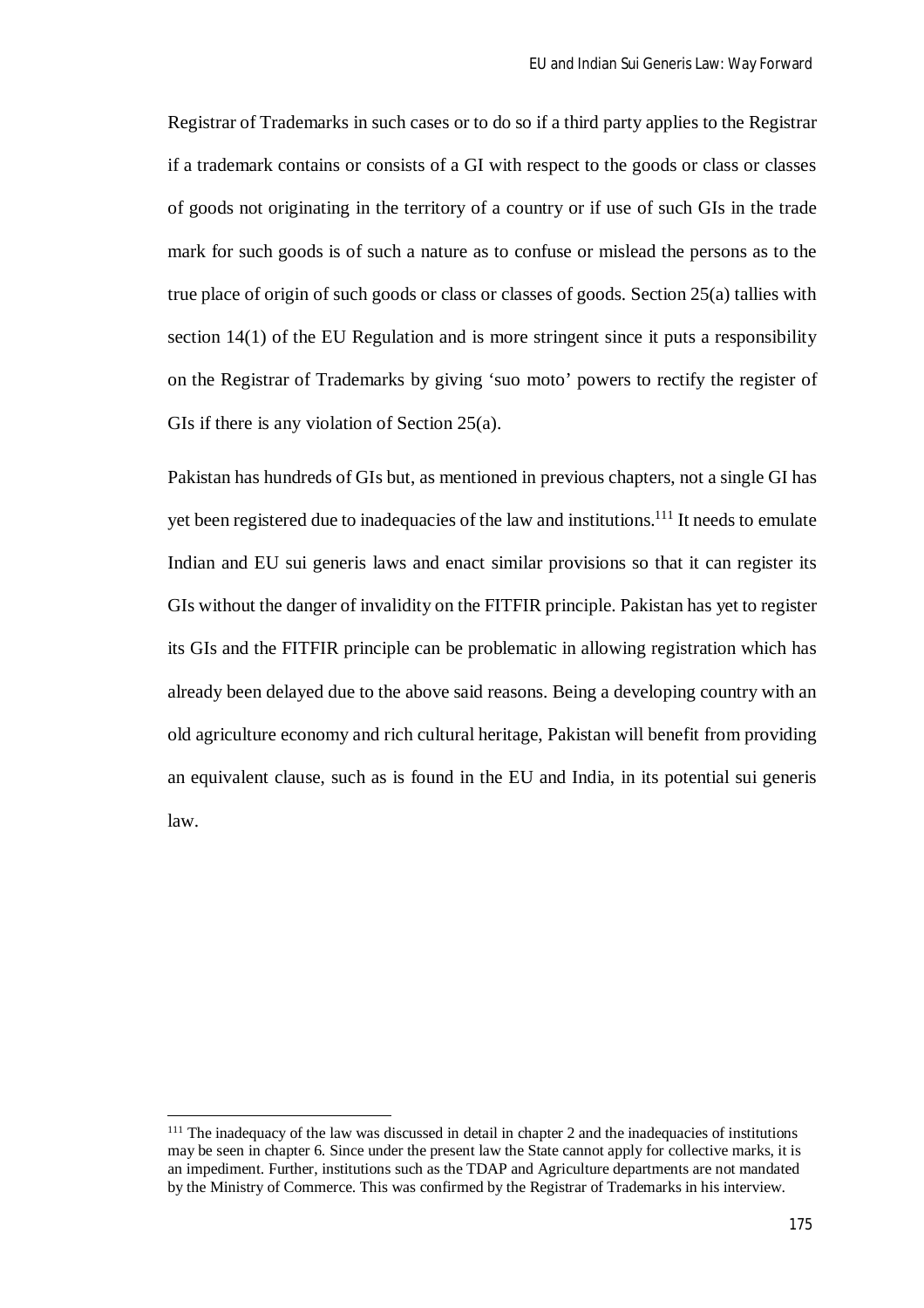Registrar of Trademarks in such cases or to do so if a third party applies to the Registrar if a trademark contains or consists of a GI with respect to the goods or class or classes of goods not originating in the territory of a country or if use of such GIs in the trade mark for such goods is of such a nature as to confuse or mislead the persons as to the true place of origin of such goods or class or classes of goods. Section 25(a) tallies with section 14(1) of the EU Regulation and is more stringent since it puts a responsibility on the Registrar of Trademarks by giving 'suo moto' powers to rectify the register of GIs if there is any violation of Section 25(a).

Pakistan has hundreds of GIs but, as mentioned in previous chapters, not a single GI has yet been registered due to inadequacies of the law and institutions.[111] It needs to emulate Indian and EU sui generis laws and enact similar provisions so that it can register its GIs without the danger of invalidity on the FITFIR principle. Pakistan has yet to register its GIs and the FITFIR principle can be problematic in allowing registration which has already been delayed due to the above said reasons. Being a developing country with an old agriculture economy and rich cultural heritage, Pakistan will benefit from providing an equivalent clause, such as is found in the EU and India, in its potential sui generis law.

---

[111] The inadequacy of the law was discussed in detail in chapter 2 and the inadequacies of institutions may be seen in chapter 6. Since under the present law the State cannot apply for collective marks, it is an impediment. Further, institutions such as the TDAP and Agriculture departments are not mandated by the Ministry of Commerce. This was confirmed by the Registrar of Trademarks in his interview.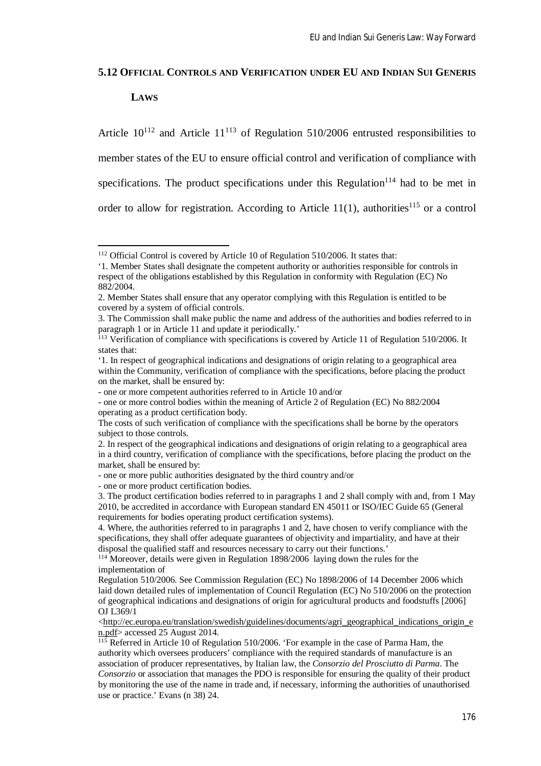## 5.12 OFFICIAL CONTROLS AND VERIFICATION UNDER EU AND INDIAN SUI GENERIS LAWS

Article 10[112] and Article 11[113] of Regulation 510/2006 entrusted responsibilities to member states of the EU to ensure official control and verification of compliance with specifications. The product specifications under this Regulation[114] had to be met in order to allow for registration. According to Article 11(1), authorities[115] or a control

---

[112] Official Control is covered by Article 10 of Regulation 510/2006. It states that:

'1. Member States shall designate the competent authority or authorities responsible for controls in respect of the obligations established by this Regulation in conformity with Regulation (EC) No 882/2004.

2. Member States shall ensure that any operator complying with this Regulation is entitled to be covered by a system of official controls.

3. The Commission shall make public the name and address of the authorities and bodies referred to in paragraph 1 or in Article 11 and update it periodically.'

[113] Verification of compliance with specifications is covered by Article 11 of Regulation 510/2006. It states that:

'1. In respect of geographical indications and designations of origin relating to a geographical area within the Community, verification of compliance with the specifications, before placing the product on the market, shall be ensured by:

- one or more competent authorities referred to in Article 10 and/or
- one or more control bodies within the meaning of Article 2 of Regulation (EC) No 882/2004 operating as a product certification body.

The costs of such verification of compliance with the specifications shall be borne by the operators subject to those controls.

2. In respect of the geographical indications and designations of origin relating to a geographical area in a third country, verification of compliance with the specifications, before placing the product on the market, shall be ensured by:

- one or more public authorities designated by the third country and/or
- one or more product certification bodies.

3. The product certification bodies referred to in paragraphs 1 and 2 shall comply with and, from 1 May 2010, be accredited in accordance with European standard EN 45011 or ISO/IEC Guide 65 (General requirements for bodies operating product certification systems).

4. Where, the authorities referred to in paragraphs 1 and 2, have chosen to verify compliance with the specifications, they shall offer adequate guarantees of objectivity and impartiality, and have at their disposal the qualified staff and resources necessary to carry out their functions.'

[114] Moreover, details were given in Regulation 1898/2006 laying down the rules for the implementation of Regulation 510/2006. See Commission Regulation (EC) No 1898/2006 of 14 December 2006 which laid down detailed rules of implementation of Council Regulation (EC) No 510/2006 on the protection of geographical indications and designations of origin for agricultural products and foodstuffs [2006] OJ L369/1 <http://ec.europa.eu/translation/swedish/guidelines/documents/agri_geographical_indications_origin_en.pdf> accessed 25 August 2014.

[115] Referred in Article 10 of Regulation 510/2006. 'For example in the case of Parma Ham, the authority which oversees producers' compliance with the required standards of manufacture is an association of producer representatives, by Italian law, the *Consorzio del Prosciutto di Parma*. The *Consorzio* or association that manages the PDO is responsible for ensuring the quality of their product by monitoring the use of the name in trade and, if necessary, informing the authorities of unauthorised use or practice.' Evans (n 38) 24.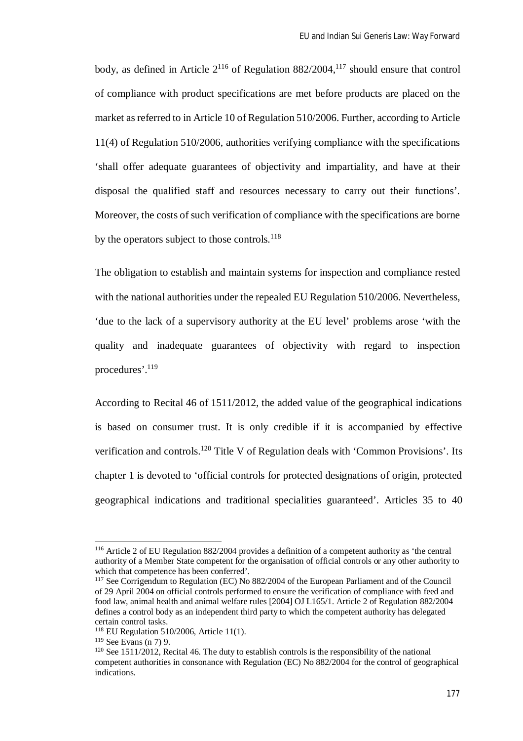body, as defined in Article 2[116] of Regulation 882/2004,[117] should ensure that control of compliance with product specifications are met before products are placed on the market as referred to in Article 10 of Regulation 510/2006. Further, according to Article 11(4) of Regulation 510/2006, authorities verifying compliance with the specifications 'shall offer adequate guarantees of objectivity and impartiality, and have at their disposal the qualified staff and resources necessary to carry out their functions'. Moreover, the costs of such verification of compliance with the specifications are borne by the operators subject to those controls.[118]

The obligation to establish and maintain systems for inspection and compliance rested with the national authorities under the repealed EU Regulation 510/2006. Nevertheless, 'due to the lack of a supervisory authority at the EU level' problems arose 'with the quality and inadequate guarantees of objectivity with regard to inspection procedures'.[119]

According to Recital 46 of 1511/2012, the added value of the geographical indications is based on consumer trust. It is only credible if it is accompanied by effective verification and controls.[120] Title V of Regulation deals with 'Common Provisions'. Its chapter 1 is devoted to 'official controls for protected designations of origin, protected geographical indications and traditional specialities guaranteed'. Articles 35 to 40

---

[116] Article 2 of EU Regulation 882/2004 provides a definition of a competent authority as 'the central authority of a Member State competent for the organisation of official controls or any other authority to which that competence has been conferred'.

[117] See Corrigendum to Regulation (EC) No 882/2004 of the European Parliament and of the Council of 29 April 2004 on official controls performed to ensure the verification of compliance with feed and food law, animal health and animal welfare rules [2004] OJ L165/1. Article 2 of Regulation 882/2004 defines a control body as an independent third party to which the competent authority has delegated certain control tasks.

[118] EU Regulation 510/2006, Article 11(1).

[119] See Evans (n 7) 9.

[120] See 1511/2012, Recital 46. The duty to establish controls is the responsibility of the national competent authorities in consonance with Regulation (EC) No 882/2004 for the control of geographical indications.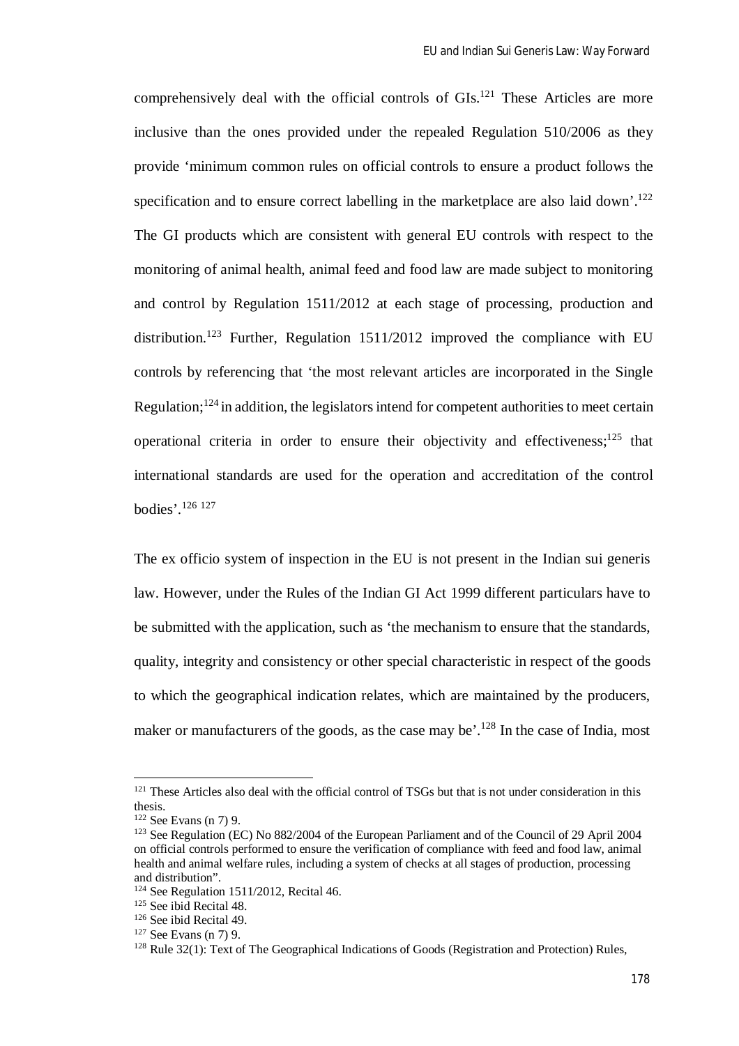comprehensively deal with the official controls of GIs.[121] These Articles are more inclusive than the ones provided under the repealed Regulation 510/2006 as they provide 'minimum common rules on official controls to ensure a product follows the specification and to ensure correct labelling in the marketplace are also laid down'.[122] The GI products which are consistent with general EU controls with respect to the monitoring of animal health, animal feed and food law are made subject to monitoring and control by Regulation 1511/2012 at each stage of processing, production and distribution.[123] Further, Regulation 1511/2012 improved the compliance with EU controls by referencing that 'the most relevant articles are incorporated in the Single Regulation;[124] in addition, the legislators intend for competent authorities to meet certain operational criteria in order to ensure their objectivity and effectiveness;[125] that international standards are used for the operation and accreditation of the control bodies'.[126] [127]

The ex officio system of inspection in the EU is not present in the Indian sui generis law. However, under the Rules of the Indian GI Act 1999 different particulars have to be submitted with the application, such as 'the mechanism to ensure that the standards, quality, integrity and consistency or other special characteristic in respect of the goods to which the geographical indication relates, which are maintained by the producers, maker or manufacturers of the goods, as the case may be'.[128] In the case of India, most

---

[121] These Articles also deal with the official control of TSGs but that is not under consideration in this thesis.

[122] See Evans (n 7) 9.

[123] See Regulation (EC) No 882/2004 of the European Parliament and of the Council of 29 April 2004 on official controls performed to ensure the verification of compliance with feed and food law, animal health and animal welfare rules, including a system of checks at all stages of production, processing and distribution".

[124] See Regulation 1511/2012, Recital 46.

[125] See ibid Recital 48.

[126] See ibid Recital 49.

[127] See Evans (n 7) 9.

[128] Rule 32(1): Text of The Geographical Indications of Goods (Registration and Protection) Rules,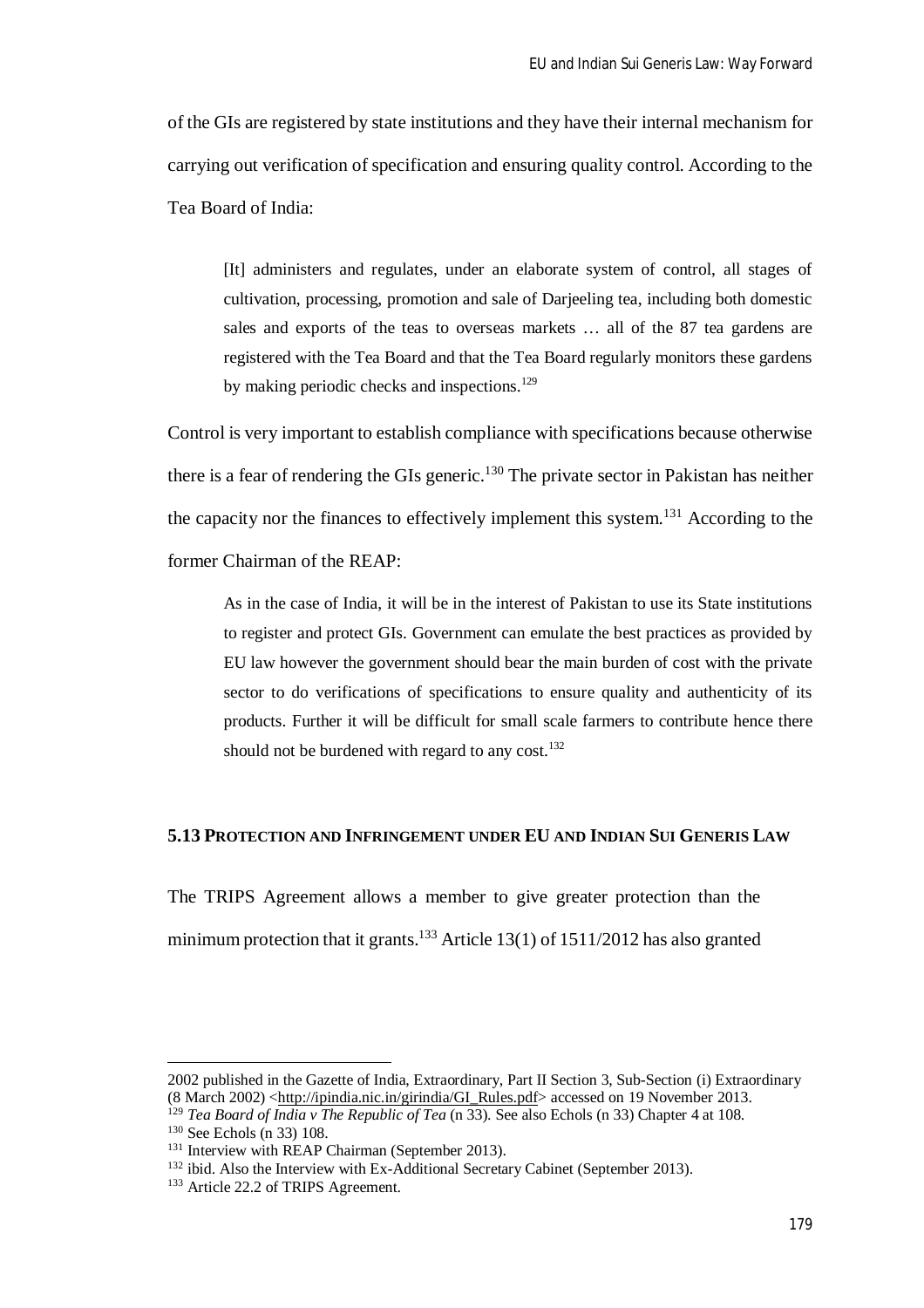of the GIs are registered by state institutions and they have their internal mechanism for carrying out verification of specification and ensuring quality control. According to the Tea Board of India:

> [It] administers and regulates, under an elaborate system of control, all stages of cultivation, processing, promotion and sale of Darjeeling tea, including both domestic sales and exports of the teas to overseas markets … all of the 87 tea gardens are registered with the Tea Board and that the Tea Board regularly monitors these gardens by making periodic checks and inspections.[129]

Control is very important to establish compliance with specifications because otherwise there is a fear of rendering the GIs generic.[130] The private sector in Pakistan has neither the capacity nor the finances to effectively implement this system.[131] According to the former Chairman of the REAP:

> As in the case of India, it will be in the interest of Pakistan to use its State institutions to register and protect GIs. Government can emulate the best practices as provided by EU law however the government should bear the main burden of cost with the private sector to do verifications of specifications to ensure quality and authenticity of its products. Further it will be difficult for small scale farmers to contribute hence there should not be burdened with regard to any cost.[132]

### 5.13 Protection and Infringement under EU and Indian Sui Generis Law

The TRIPS Agreement allows a member to give greater protection than the minimum protection that it grants.[133] Article 13(1) of 1511/2012 has also granted

---

2002 published in the Gazette of India, Extraordinary, Part II Section 3, Sub-Section (i) Extraordinary (8 March 2002) <http://ipindia.nic.in/girindia/GI_Rules.pdf> accessed on 19 November 2013.

[129] *Tea Board of India v The Republic of Tea* (n 33). See also Echols (n 33) Chapter 4 at 108.

[130] See Echols (n 33) 108.

[131] Interview with REAP Chairman (September 2013).

[132] ibid. Also the Interview with Ex-Additional Secretary Cabinet (September 2013).

[133] Article 22.2 of TRIPS Agreement.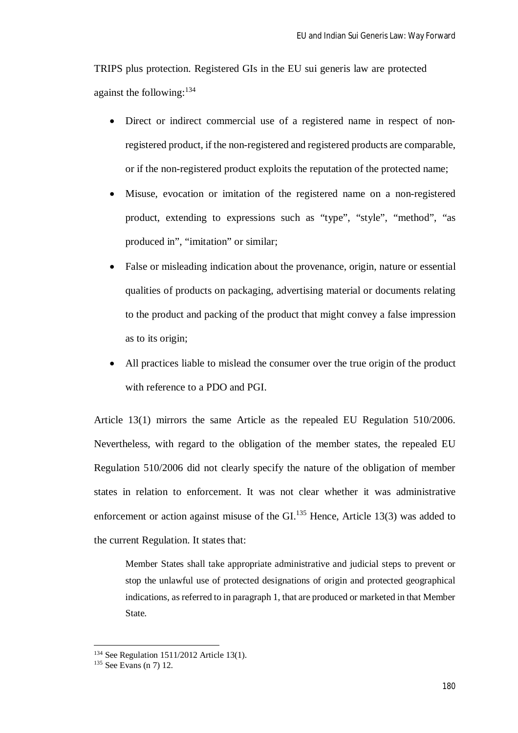TRIPS plus protection. Registered GIs in the EU sui generis law are protected against the following:[134]

- Direct or indirect commercial use of a registered name in respect of non-registered product, if the non-registered and registered products are comparable, or if the non-registered product exploits the reputation of the protected name;
- Misuse, evocation or imitation of the registered name on a non-registered product, extending to expressions such as "type", "style", "method", "as produced in", "imitation" or similar;
- False or misleading indication about the provenance, origin, nature or essential qualities of products on packaging, advertising material or documents relating to the product and packing of the product that might convey a false impression as to its origin;
- All practices liable to mislead the consumer over the true origin of the product with reference to a PDO and PGI.

Article 13(1) mirrors the same Article as the repealed EU Regulation 510/2006. Nevertheless, with regard to the obligation of the member states, the repealed EU Regulation 510/2006 did not clearly specify the nature of the obligation of member states in relation to enforcement. It was not clear whether it was administrative enforcement or action against misuse of the GI.[135] Hence, Article 13(3) was added to the current Regulation. It states that:

> Member States shall take appropriate administrative and judicial steps to prevent or stop the unlawful use of protected designations of origin and protected geographical indications, as referred to in paragraph 1, that are produced or marketed in that Member State.

---

[134] See Regulation 1511/2012 Article 13(1).

[135] See Evans (n 7) 12.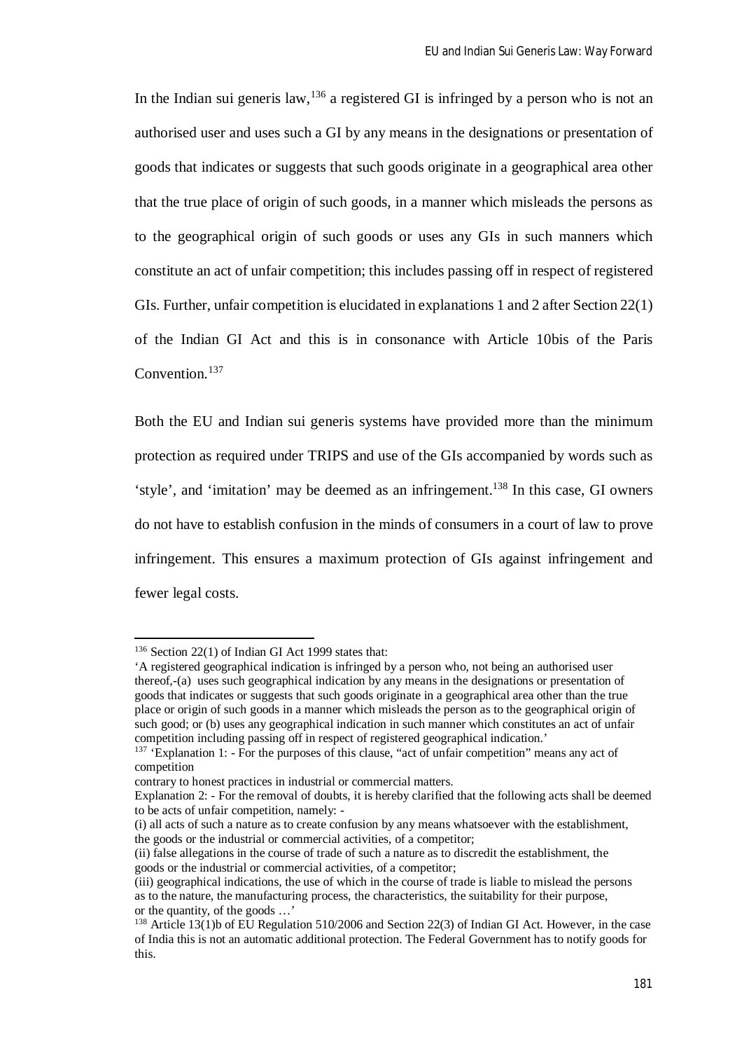In the Indian sui generis law,[136] a registered GI is infringed by a person who is not an authorised user and uses such a GI by any means in the designations or presentation of goods that indicates or suggests that such goods originate in a geographical area other that the true place of origin of such goods, in a manner which misleads the persons as to the geographical origin of such goods or uses any GIs in such manners which constitute an act of unfair competition; this includes passing off in respect of registered GIs. Further, unfair competition is elucidated in explanations 1 and 2 after Section 22(1) of the Indian GI Act and this is in consonance with Article 10bis of the Paris Convention.[137]

Both the EU and Indian sui generis systems have provided more than the minimum protection as required under TRIPS and use of the GIs accompanied by words such as 'style', and 'imitation' may be deemed as an infringement.[138] In this case, GI owners do not have to establish confusion in the minds of consumers in a court of law to prove infringement. This ensures a maximum protection of GIs against infringement and fewer legal costs.

---

[136] Section 22(1) of Indian GI Act 1999 states that:
'A registered geographical indication is infringed by a person who, not being an authorised user thereof,-(a) uses such geographical indication by any means in the designations or presentation of goods that indicates or suggests that such goods originate in a geographical area other than the true place or origin of such goods in a manner which misleads the person as to the geographical origin of such good; or (b) uses any geographical indication in such manner which constitutes an act of unfair competition including passing off in respect of registered geographical indication.'

[137] 'Explanation 1: - For the purposes of this clause, "act of unfair competition" means any act of competition
contrary to honest practices in industrial or commercial matters.
Explanation 2: - For the removal of doubts, it is hereby clarified that the following acts shall be deemed to be acts of unfair competition, namely: -
(i) all acts of such a nature as to create confusion by any means whatsoever with the establishment, the goods or the industrial or commercial activities, of a competitor;
(ii) false allegations in the course of trade of such a nature as to discredit the establishment, the goods or the industrial or commercial activities, of a competitor;
(iii) geographical indications, the use of which in the course of trade is liable to mislead the persons as to the nature, the manufacturing process, the characteristics, the suitability for their purpose, or the quantity, of the goods …'

[138] Article 13(1)b of EU Regulation 510/2006 and Section 22(3) of Indian GI Act. However, in the case of India this is not an automatic additional protection. The Federal Government has to notify goods for this.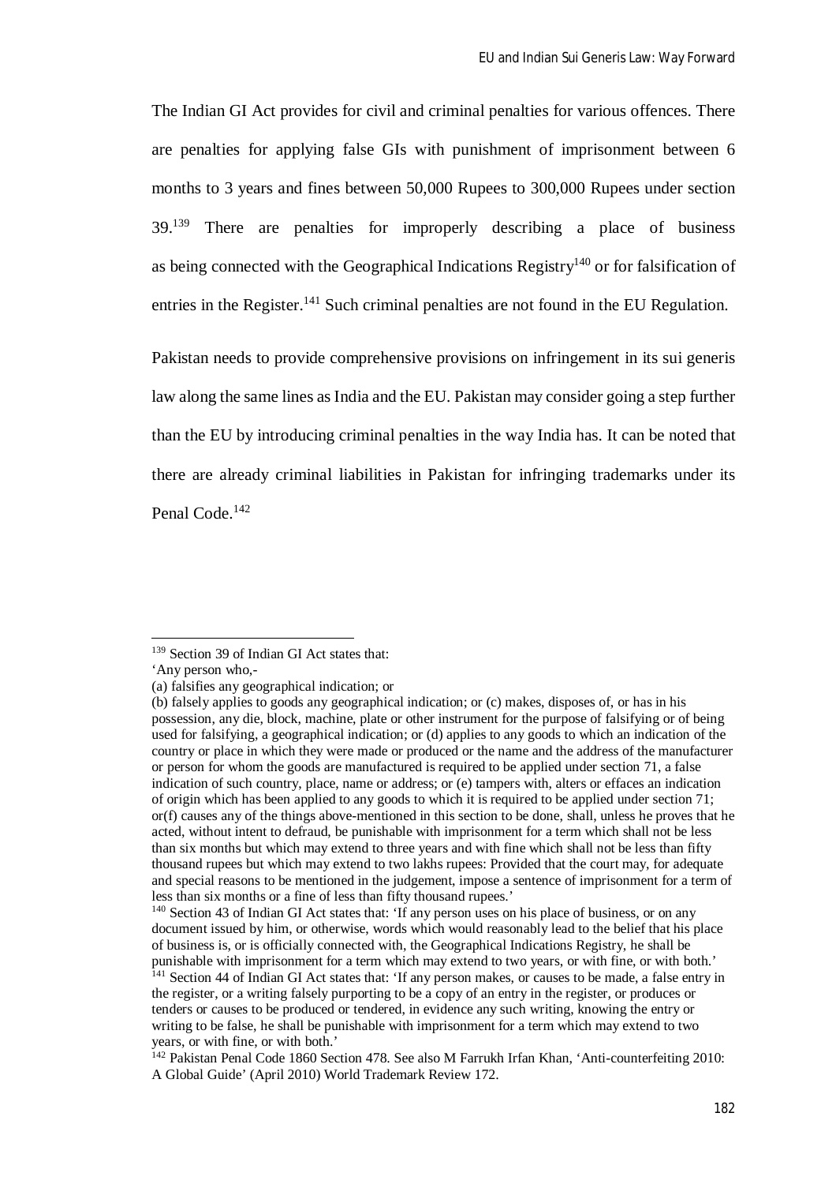The Indian GI Act provides for civil and criminal penalties for various offences. There are penalties for applying false GIs with punishment of imprisonment between 6 months to 3 years and fines between 50,000 Rupees to 300,000 Rupees under section 39.[139] There are penalties for improperly describing a place of business as being connected with the Geographical Indications Registry[140] or for falsification of entries in the Register.[141] Such criminal penalties are not found in the EU Regulation.

Pakistan needs to provide comprehensive provisions on infringement in its sui generis law along the same lines as India and the EU. Pakistan may consider going a step further than the EU by introducing criminal penalties in the way India has. It can be noted that there are already criminal liabilities in Pakistan for infringing trademarks under its Penal Code.[142]

---

[139] Section 39 of Indian GI Act states that:
'Any person who,-
(a) falsifies any geographical indication; or
(b) falsely applies to goods any geographical indication; or (c) makes, disposes of, or has in his possession, any die, block, machine, plate or other instrument for the purpose of falsifying or of being used for falsifying, a geographical indication; or (d) applies to any goods to which an indication of the country or place in which they were made or produced or the name and the address of the manufacturer or person for whom the goods are manufactured is required to be applied under section 71, a false indication of such country, place, name or address; or (e) tampers with, alters or effaces an indication of origin which has been applied to any goods to which it is required to be applied under section 71; or(f) causes any of the things above-mentioned in this section to be done, shall, unless he proves that he acted, without intent to defraud, be punishable with imprisonment for a term which shall not be less than six months but which may extend to three years and with fine which shall not be less than fifty thousand rupees but which may extend to two lakhs rupees: Provided that the court may, for adequate and special reasons to be mentioned in the judgement, impose a sentence of imprisonment for a term of less than six months or a fine of less than fifty thousand rupees.'

[140] Section 43 of Indian GI Act states that: 'If any person uses on his place of business, or on any document issued by him, or otherwise, words which would reasonably lead to the belief that his place of business is, or is officially connected with, the Geographical Indications Registry, he shall be punishable with imprisonment for a term which may extend to two years, or with fine, or with both.'

[141] Section 44 of Indian GI Act states that: 'If any person makes, or causes to be made, a false entry in the register, or a writing falsely purporting to be a copy of an entry in the register, or produces or tenders or causes to be produced or tendered, in evidence any such writing, knowing the entry or writing to be false, he shall be punishable with imprisonment for a term which may extend to two years, or with fine, or with both.'

[142] Pakistan Penal Code 1860 Section 478. See also M Farrukh Irfan Khan, 'Anti-counterfeiting 2010: A Global Guide' (April 2010) World Trademark Review 172.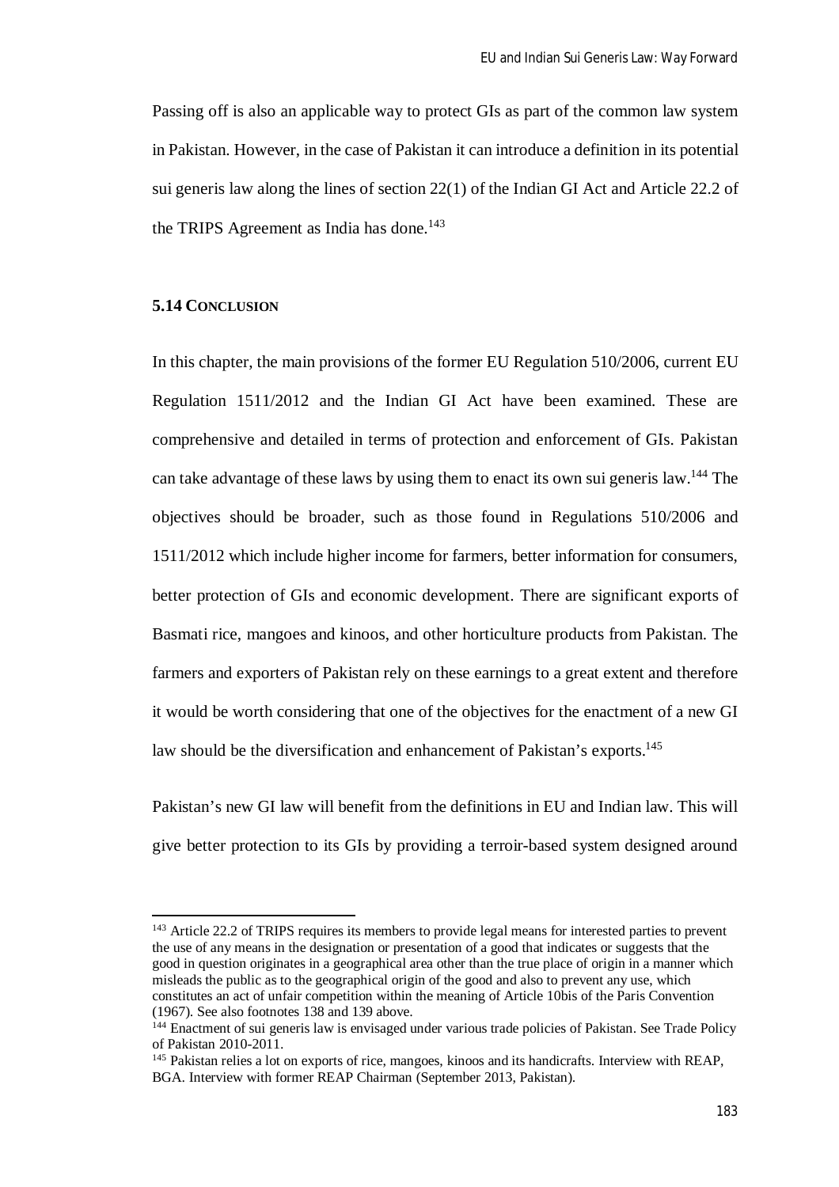Passing off is also an applicable way to protect GIs as part of the common law system in Pakistan. However, in the case of Pakistan it can introduce a definition in its potential sui generis law along the lines of section 22(1) of the Indian GI Act and Article 22.2 of the TRIPS Agreement as India has done.[143]

### 5.14 Conclusion

In this chapter, the main provisions of the former EU Regulation 510/2006, current EU Regulation 1511/2012 and the Indian GI Act have been examined. These are comprehensive and detailed in terms of protection and enforcement of GIs. Pakistan can take advantage of these laws by using them to enact its own sui generis law.[144] The objectives should be broader, such as those found in Regulations 510/2006 and 1511/2012 which include higher income for farmers, better information for consumers, better protection of GIs and economic development. There are significant exports of Basmati rice, mangoes and kinoos, and other horticulture products from Pakistan. The farmers and exporters of Pakistan rely on these earnings to a great extent and therefore it would be worth considering that one of the objectives for the enactment of a new GI law should be the diversification and enhancement of Pakistan's exports.[145]

Pakistan's new GI law will benefit from the definitions in EU and Indian law. This will give better protection to its GIs by providing a terroir-based system designed around

---

[143] Article 22.2 of TRIPS requires its members to provide legal means for interested parties to prevent the use of any means in the designation or presentation of a good that indicates or suggests that the good in question originates in a geographical area other than the true place of origin in a manner which misleads the public as to the geographical origin of the good and also to prevent any use, which constitutes an act of unfair competition within the meaning of Article 10bis of the Paris Convention (1967). See also footnotes 138 and 139 above.

[144] Enactment of sui generis law is envisaged under various trade policies of Pakistan. See Trade Policy of Pakistan 2010-2011.

[145] Pakistan relies a lot on exports of rice, mangoes, kinoos and its handicrafts. Interview with REAP, BGA. Interview with former REAP Chairman (September 2013, Pakistan).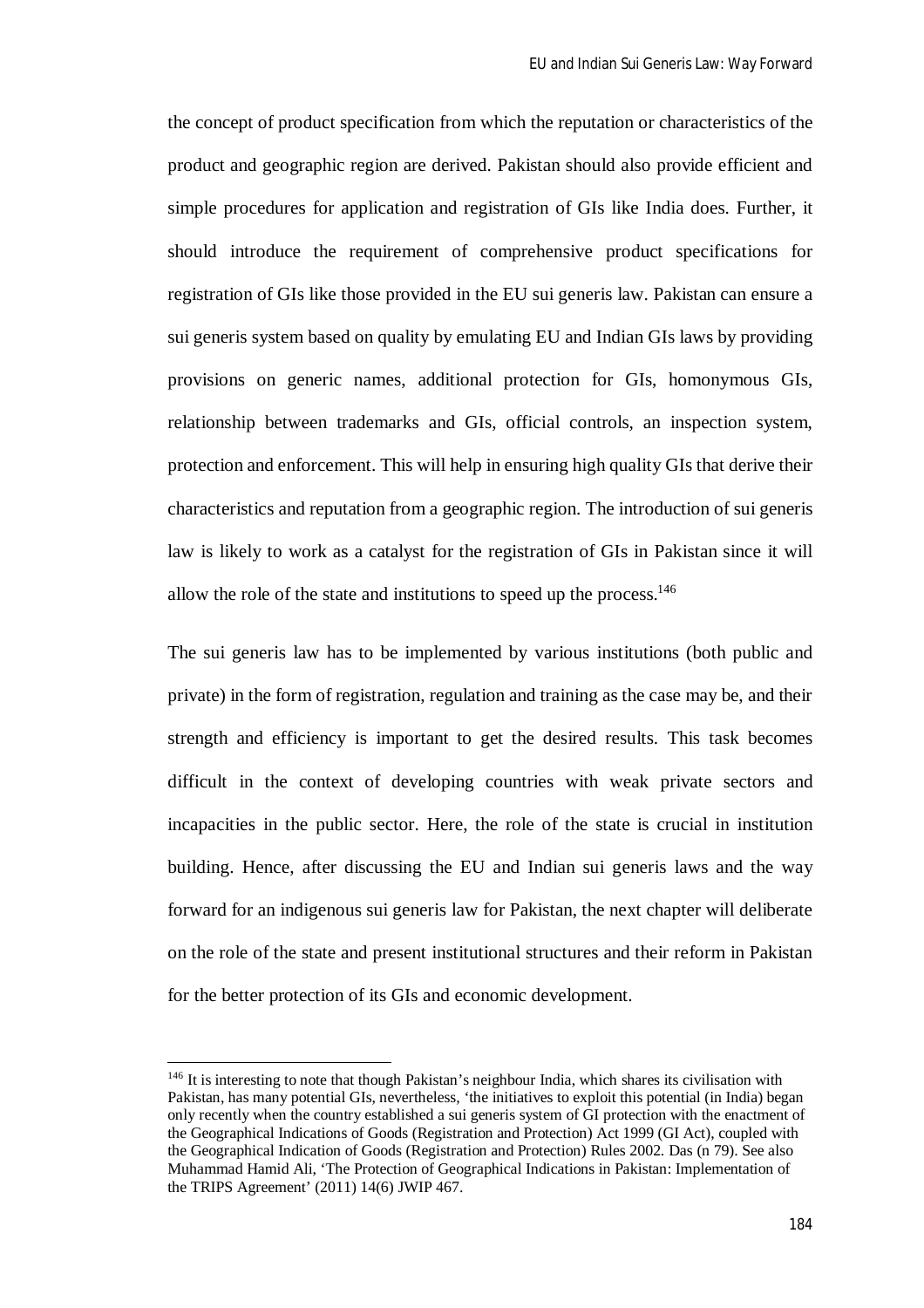the concept of product specification from which the reputation or characteristics of the product and geographic region are derived. Pakistan should also provide efficient and simple procedures for application and registration of GIs like India does. Further, it should introduce the requirement of comprehensive product specifications for registration of GIs like those provided in the EU sui generis law. Pakistan can ensure a sui generis system based on quality by emulating EU and Indian GIs laws by providing provisions on generic names, additional protection for GIs, homonymous GIs, relationship between trademarks and GIs, official controls, an inspection system, protection and enforcement. This will help in ensuring high quality GIs that derive their characteristics and reputation from a geographic region. The introduction of sui generis law is likely to work as a catalyst for the registration of GIs in Pakistan since it will allow the role of the state and institutions to speed up the process.[146]

The sui generis law has to be implemented by various institutions (both public and private) in the form of registration, regulation and training as the case may be, and their strength and efficiency is important to get the desired results. This task becomes difficult in the context of developing countries with weak private sectors and incapacities in the public sector. Here, the role of the state is crucial in institution building. Hence, after discussing the EU and Indian sui generis laws and the way forward for an indigenous sui generis law for Pakistan, the next chapter will deliberate on the role of the state and present institutional structures and their reform in Pakistan for the better protection of its GIs and economic development.

[146] It is interesting to note that though Pakistan's neighbour India, which shares its civilisation with Pakistan, has many potential GIs, nevertheless, 'the initiatives to exploit this potential (in India) began only recently when the country established a sui generis system of GI protection with the enactment of the Geographical Indications of Goods (Registration and Protection) Act 1999 (GI Act), coupled with the Geographical Indication of Goods (Registration and Protection) Rules 2002. Das (n 79). See also Muhammad Hamid Ali, 'The Protection of Geographical Indications in Pakistan: Implementation of the TRIPS Agreement' (2011) 14(6) JWIP 467.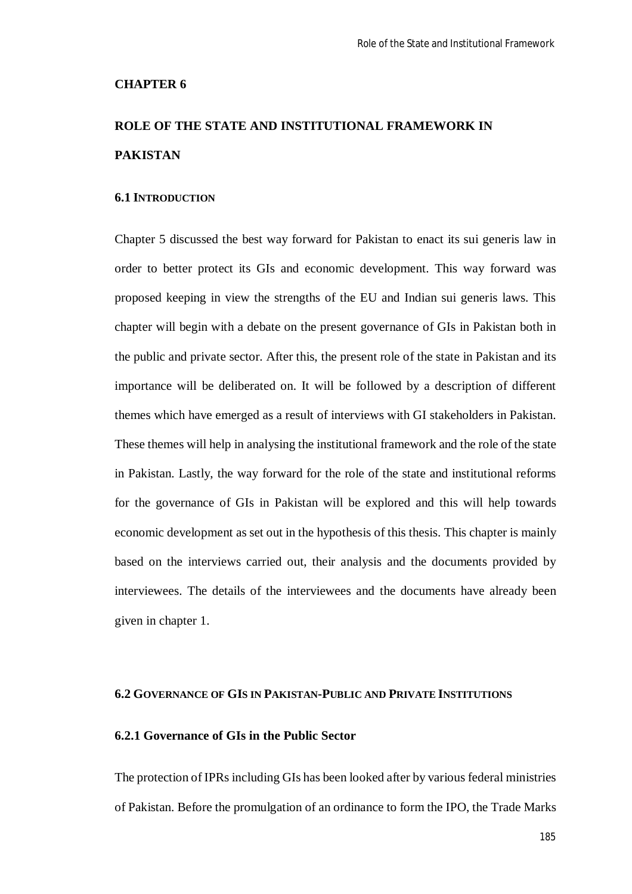**CHAPTER 6**

# ROLE OF THE STATE AND INSTITUTIONAL FRAMEWORK IN PAKISTAN

## 6.1 INTRODUCTION

Chapter 5 discussed the best way forward for Pakistan to enact its sui generis law in order to better protect its GIs and economic development. This way forward was proposed keeping in view the strengths of the EU and Indian sui generis laws. This chapter will begin with a debate on the present governance of GIs in Pakistan both in the public and private sector. After this, the present role of the state in Pakistan and its importance will be deliberated on. It will be followed by a description of different themes which have emerged as a result of interviews with GI stakeholders in Pakistan. These themes will help in analysing the institutional framework and the role of the state in Pakistan. Lastly, the way forward for the role of the state and institutional reforms for the governance of GIs in Pakistan will be explored and this will help towards economic development as set out in the hypothesis of this thesis. This chapter is mainly based on the interviews carried out, their analysis and the documents provided by interviewees. The details of the interviewees and the documents have already been given in chapter 1.

## 6.2 GOVERNANCE OF GIS IN PAKISTAN-PUBLIC AND PRIVATE INSTITUTIONS

### 6.2.1 Governance of GIs in the Public Sector

The protection of IPRs including GIs has been looked after by various federal ministries of Pakistan. Before the promulgation of an ordinance to form the IPO, the Trade Marks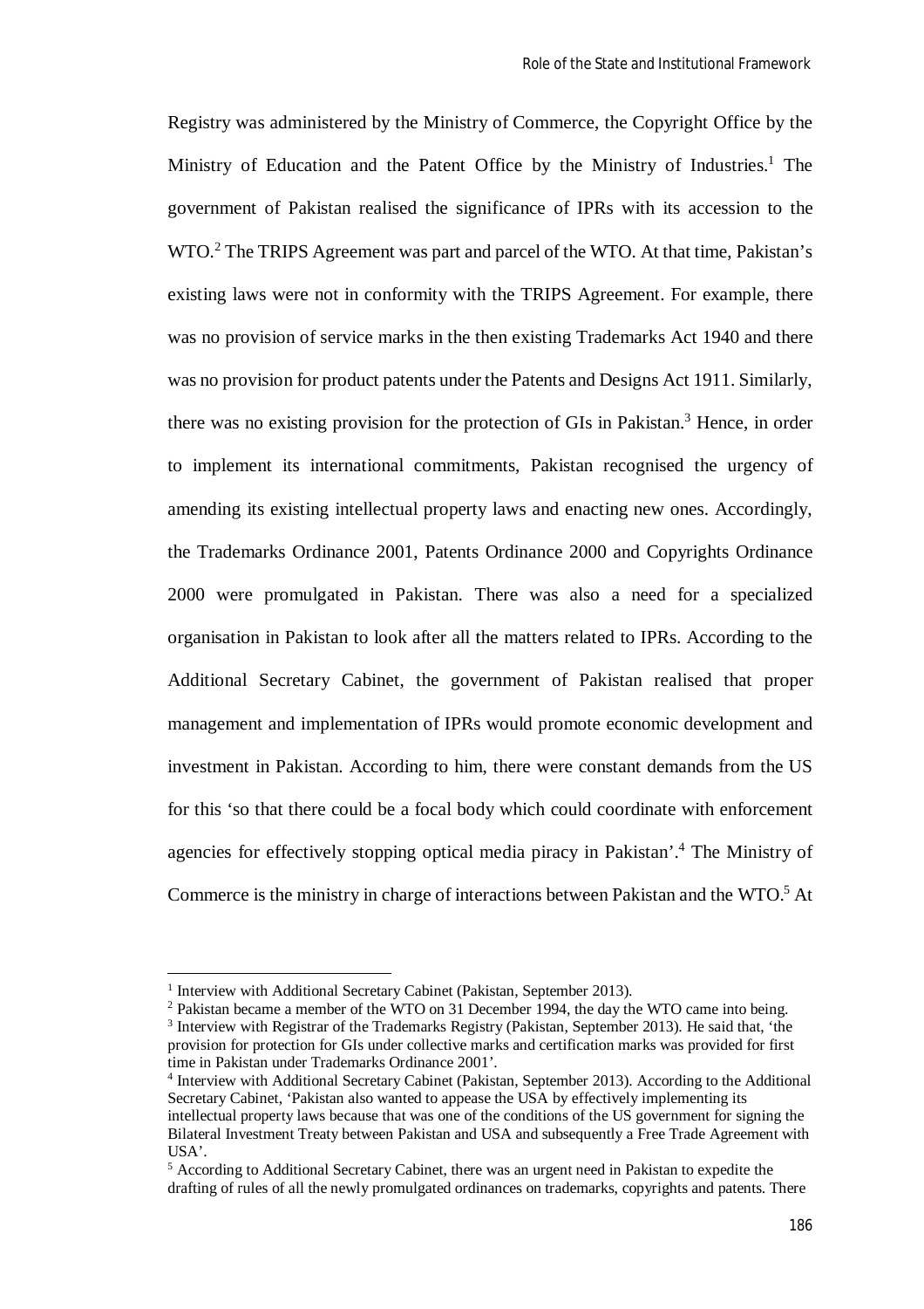Registry was administered by the Ministry of Commerce, the Copyright Office by the Ministry of Education and the Patent Office by the Ministry of Industries.[1] The government of Pakistan realised the significance of IPRs with its accession to the WTO.[2] The TRIPS Agreement was part and parcel of the WTO. At that time, Pakistan's existing laws were not in conformity with the TRIPS Agreement. For example, there was no provision of service marks in the then existing Trademarks Act 1940 and there was no provision for product patents under the Patents and Designs Act 1911. Similarly, there was no existing provision for the protection of GIs in Pakistan.[3] Hence, in order to implement its international commitments, Pakistan recognised the urgency of amending its existing intellectual property laws and enacting new ones. Accordingly, the Trademarks Ordinance 2001, Patents Ordinance 2000 and Copyrights Ordinance 2000 were promulgated in Pakistan. There was also a need for a specialized organisation in Pakistan to look after all the matters related to IPRs. According to the Additional Secretary Cabinet, the government of Pakistan realised that proper management and implementation of IPRs would promote economic development and investment in Pakistan. According to him, there were constant demands from the US for this 'so that there could be a focal body which could coordinate with enforcement agencies for effectively stopping optical media piracy in Pakistan'.[4] The Ministry of Commerce is the ministry in charge of interactions between Pakistan and the WTO.[5] At

---

[1] Interview with Additional Secretary Cabinet (Pakistan, September 2013).

[2] Pakistan became a member of the WTO on 31 December 1994, the day the WTO came into being.

[3] Interview with Registrar of the Trademarks Registry (Pakistan, September 2013). He said that, 'the provision for protection for GIs under collective marks and certification marks was provided for first time in Pakistan under Trademarks Ordinance 2001'.

[4] Interview with Additional Secretary Cabinet (Pakistan, September 2013). According to the Additional Secretary Cabinet, 'Pakistan also wanted to appease the USA by effectively implementing its intellectual property laws because that was one of the conditions of the US government for signing the Bilateral Investment Treaty between Pakistan and USA and subsequently a Free Trade Agreement with USA'.

[5] According to Additional Secretary Cabinet, there was an urgent need in Pakistan to expedite the drafting of rules of all the newly promulgated ordinances on trademarks, copyrights and patents. There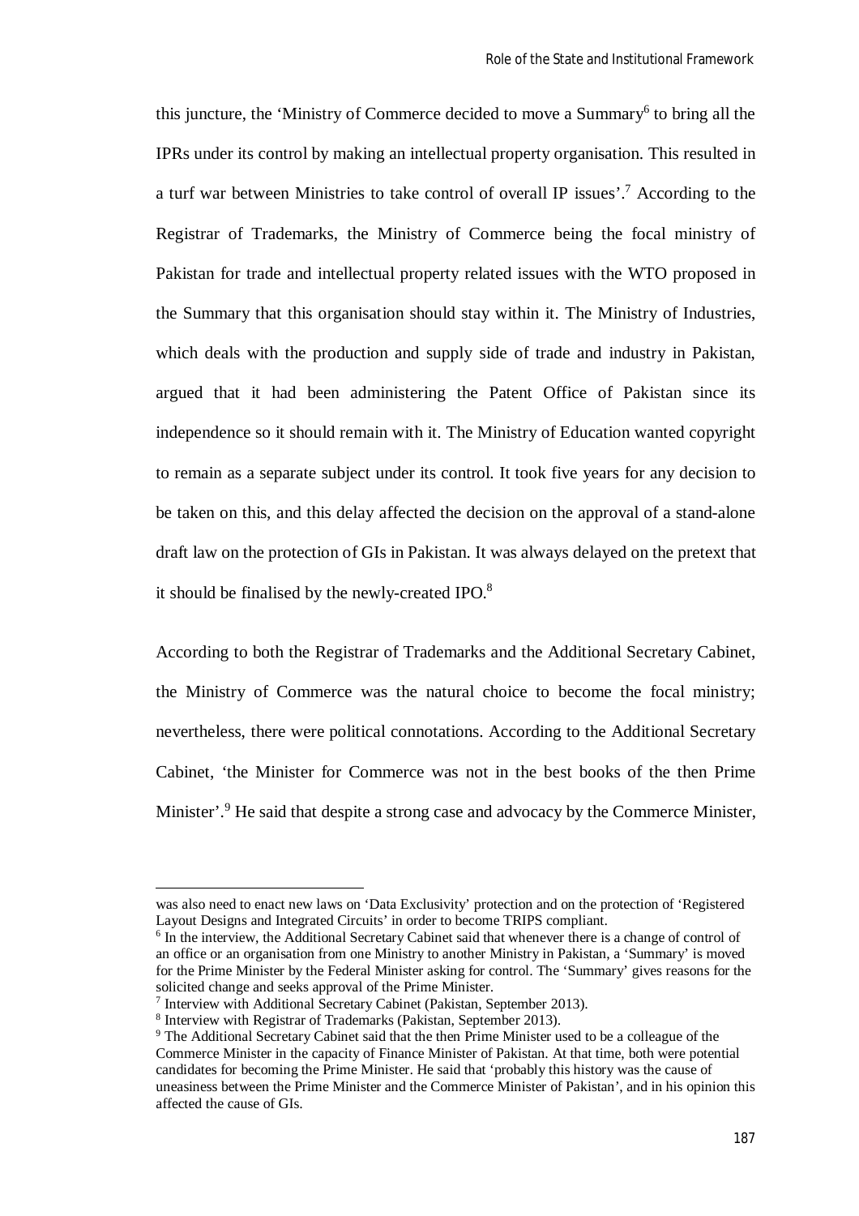this juncture, the 'Ministry of Commerce decided to move a Summary[6] to bring all the IPRs under its control by making an intellectual property organisation. This resulted in a turf war between Ministries to take control of overall IP issues'.[7] According to the Registrar of Trademarks, the Ministry of Commerce being the focal ministry of Pakistan for trade and intellectual property related issues with the WTO proposed in the Summary that this organisation should stay within it. The Ministry of Industries, which deals with the production and supply side of trade and industry in Pakistan, argued that it had been administering the Patent Office of Pakistan since its independence so it should remain with it. The Ministry of Education wanted copyright to remain as a separate subject under its control. It took five years for any decision to be taken on this, and this delay affected the decision on the approval of a stand-alone draft law on the protection of GIs in Pakistan. It was always delayed on the pretext that it should be finalised by the newly-created IPO.[8]

According to both the Registrar of Trademarks and the Additional Secretary Cabinet, the Ministry of Commerce was the natural choice to become the focal ministry; nevertheless, there were political connotations. According to the Additional Secretary Cabinet, 'the Minister for Commerce was not in the best books of the then Prime Minister'.[9] He said that despite a strong case and advocacy by the Commerce Minister,

---

was also need to enact new laws on 'Data Exclusivity' protection and on the protection of 'Registered Layout Designs and Integrated Circuits' in order to become TRIPS compliant.

[6] In the interview, the Additional Secretary Cabinet said that whenever there is a change of control of an office or an organisation from one Ministry to another Ministry in Pakistan, a 'Summary' is moved for the Prime Minister by the Federal Minister asking for control. The 'Summary' gives reasons for the solicited change and seeks approval of the Prime Minister.

[7] Interview with Additional Secretary Cabinet (Pakistan, September 2013).

[8] Interview with Registrar of Trademarks (Pakistan, September 2013).

[9] The Additional Secretary Cabinet said that the then Prime Minister used to be a colleague of the Commerce Minister in the capacity of Finance Minister of Pakistan. At that time, both were potential candidates for becoming the Prime Minister. He said that 'probably this history was the cause of uneasiness between the Prime Minister and the Commerce Minister of Pakistan', and in his opinion this affected the cause of GIs.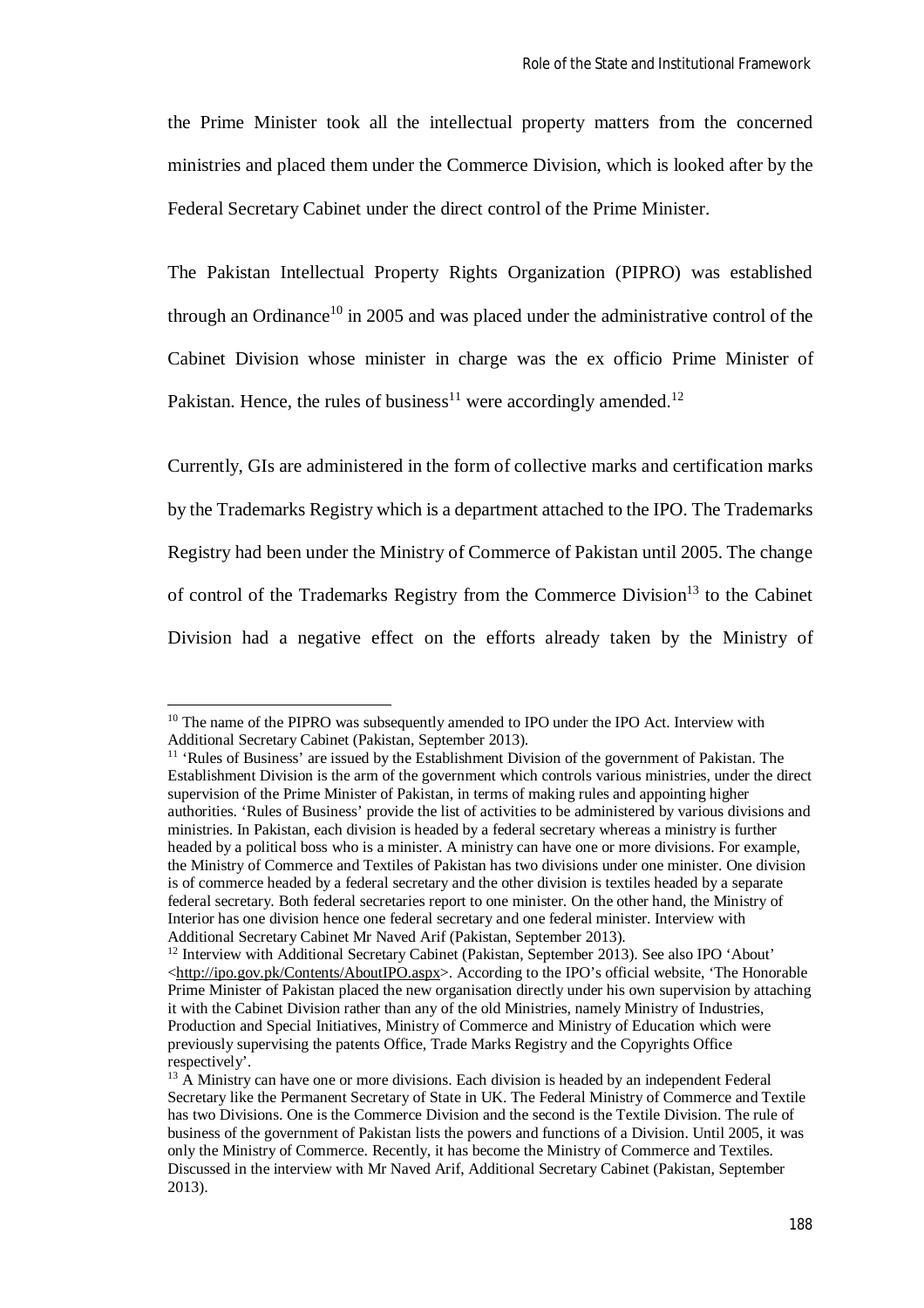the Prime Minister took all the intellectual property matters from the concerned ministries and placed them under the Commerce Division, which is looked after by the Federal Secretary Cabinet under the direct control of the Prime Minister.

The Pakistan Intellectual Property Rights Organization (PIPRO) was established through an Ordinance[10] in 2005 and was placed under the administrative control of the Cabinet Division whose minister in charge was the ex officio Prime Minister of Pakistan. Hence, the rules of business[11] were accordingly amended.[12]

Currently, GIs are administered in the form of collective marks and certification marks by the Trademarks Registry which is a department attached to the IPO. The Trademarks Registry had been under the Ministry of Commerce of Pakistan until 2005. The change of control of the Trademarks Registry from the Commerce Division[13] to the Cabinet Division had a negative effect on the efforts already taken by the Ministry of

---

[10] The name of the PIPRO was subsequently amended to IPO under the IPO Act. Interview with Additional Secretary Cabinet (Pakistan, September 2013).

[11] 'Rules of Business' are issued by the Establishment Division of the government of Pakistan. The Establishment Division is the arm of the government which controls various ministries, under the direct supervision of the Prime Minister of Pakistan, in terms of making rules and appointing higher authorities. 'Rules of Business' provide the list of activities to be administered by various divisions and ministries. In Pakistan, each division is headed by a federal secretary whereas a ministry is further headed by a political boss who is a minister. A ministry can have one or more divisions. For example, the Ministry of Commerce and Textiles of Pakistan has two divisions under one minister. One division is of commerce headed by a federal secretary and the other division is textiles headed by a separate federal secretary. Both federal secretaries report to one minister. On the other hand, the Ministry of Interior has one division hence one federal secretary and one federal minister. Interview with Additional Secretary Cabinet Mr Naved Arif (Pakistan, September 2013).

[12] Interview with Additional Secretary Cabinet (Pakistan, September 2013). See also IPO 'About' <http://ipo.gov.pk/Contents/AboutIPO.aspx>. According to the IPO's official website, 'The Honorable Prime Minister of Pakistan placed the new organisation directly under his own supervision by attaching it with the Cabinet Division rather than any of the old Ministries, namely Ministry of Industries, Production and Special Initiatives, Ministry of Commerce and Ministry of Education which were previously supervising the patents Office, Trade Marks Registry and the Copyrights Office respectively'.

[13] A Ministry can have one or more divisions. Each division is headed by an independent Federal Secretary like the Permanent Secretary of State in UK. The Federal Ministry of Commerce and Textile has two Divisions. One is the Commerce Division and the second is the Textile Division. The rule of business of the government of Pakistan lists the powers and functions of a Division. Until 2005, it was only the Ministry of Commerce. Recently, it has become the Ministry of Commerce and Textiles. Discussed in the interview with Mr Naved Arif, Additional Secretary Cabinet (Pakistan, September 2013).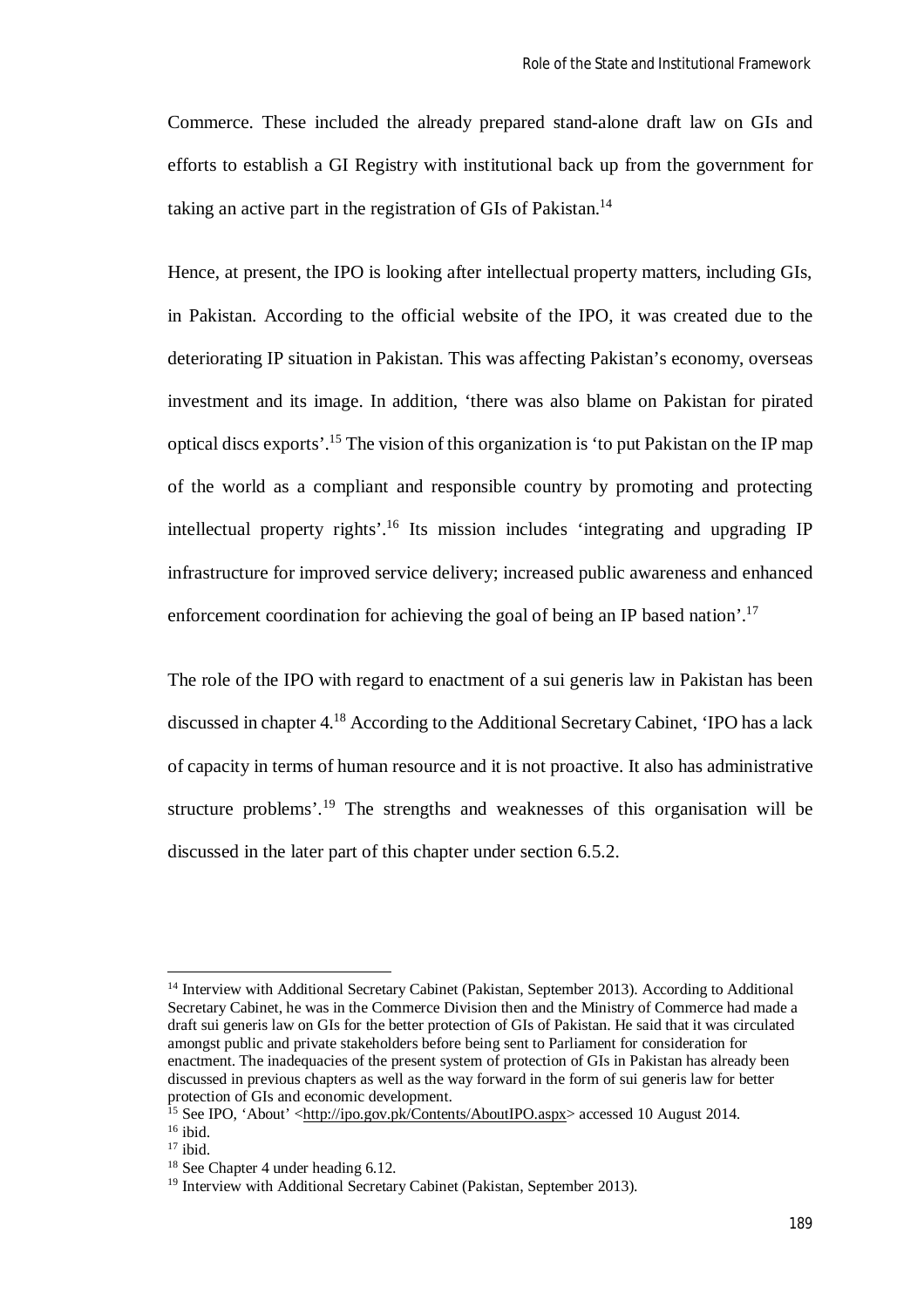Commerce. These included the already prepared stand-alone draft law on GIs and efforts to establish a GI Registry with institutional back up from the government for taking an active part in the registration of GIs of Pakistan.[14]

Hence, at present, the IPO is looking after intellectual property matters, including GIs, in Pakistan. According to the official website of the IPO, it was created due to the deteriorating IP situation in Pakistan. This was affecting Pakistan's economy, overseas investment and its image. In addition, 'there was also blame on Pakistan for pirated optical discs exports'.[15] The vision of this organization is 'to put Pakistan on the IP map of the world as a compliant and responsible country by promoting and protecting intellectual property rights'.[16] Its mission includes 'integrating and upgrading IP infrastructure for improved service delivery; increased public awareness and enhanced enforcement coordination for achieving the goal of being an IP based nation'.[17]

The role of the IPO with regard to enactment of a sui generis law in Pakistan has been discussed in chapter 4.[18] According to the Additional Secretary Cabinet, 'IPO has a lack of capacity in terms of human resource and it is not proactive. It also has administrative structure problems'.[19] The strengths and weaknesses of this organisation will be discussed in the later part of this chapter under section 6.5.2.

---

[14] Interview with Additional Secretary Cabinet (Pakistan, September 2013). According to Additional Secretary Cabinet, he was in the Commerce Division then and the Ministry of Commerce had made a draft sui generis law on GIs for the better protection of GIs of Pakistan. He said that it was circulated amongst public and private stakeholders before being sent to Parliament for consideration for enactment. The inadequacies of the present system of protection of GIs in Pakistan has already been discussed in previous chapters as well as the way forward in the form of sui generis law for better protection of GIs and economic development.

[15] See IPO, 'About' <http://ipo.gov.pk/Contents/AboutIPO.aspx> accessed 10 August 2014.

[16] ibid.

[17] ibid.

[18] See Chapter 4 under heading 6.12.

[19] Interview with Additional Secretary Cabinet (Pakistan, September 2013).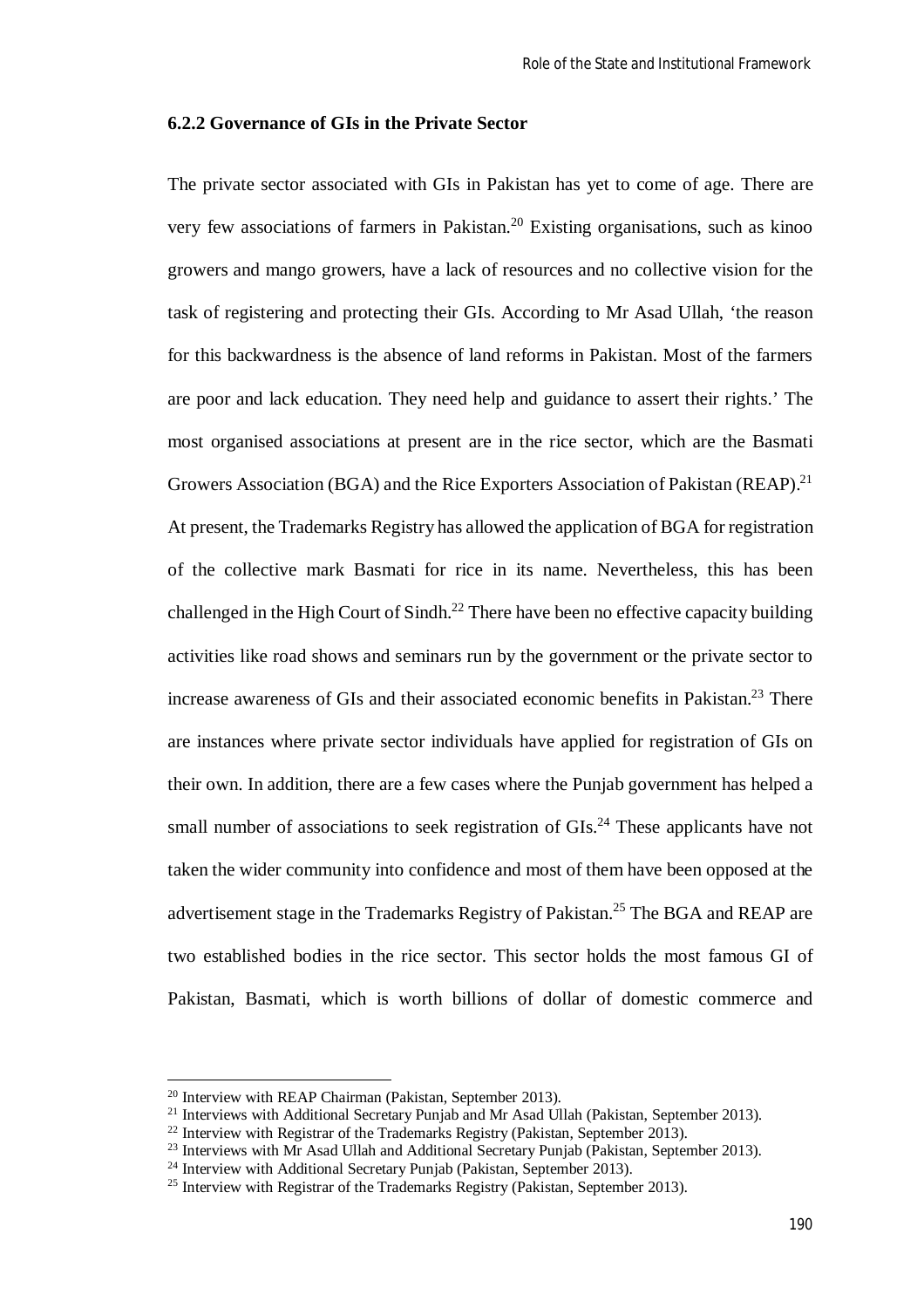### 6.2.2 Governance of GIs in the Private Sector

The private sector associated with GIs in Pakistan has yet to come of age. There are very few associations of farmers in Pakistan.[20] Existing organisations, such as kinoo growers and mango growers, have a lack of resources and no collective vision for the task of registering and protecting their GIs. According to Mr Asad Ullah, 'the reason for this backwardness is the absence of land reforms in Pakistan. Most of the farmers are poor and lack education. They need help and guidance to assert their rights.' The most organised associations at present are in the rice sector, which are the Basmati Growers Association (BGA) and the Rice Exporters Association of Pakistan (REAP).[21] At present, the Trademarks Registry has allowed the application of BGA for registration of the collective mark Basmati for rice in its name. Nevertheless, this has been challenged in the High Court of Sindh.[22] There have been no effective capacity building activities like road shows and seminars run by the government or the private sector to increase awareness of GIs and their associated economic benefits in Pakistan.[23] There are instances where private sector individuals have applied for registration of GIs on their own. In addition, there are a few cases where the Punjab government has helped a small number of associations to seek registration of GIs.[24] These applicants have not taken the wider community into confidence and most of them have been opposed at the advertisement stage in the Trademarks Registry of Pakistan.[25] The BGA and REAP are two established bodies in the rice sector. This sector holds the most famous GI of Pakistan, Basmati, which is worth billions of dollar of domestic commerce and

---

[20] Interview with REAP Chairman (Pakistan, September 2013).

[21] Interviews with Additional Secretary Punjab and Mr Asad Ullah (Pakistan, September 2013).

[22] Interview with Registrar of the Trademarks Registry (Pakistan, September 2013).

[23] Interviews with Mr Asad Ullah and Additional Secretary Punjab (Pakistan, September 2013).

[24] Interview with Additional Secretary Punjab (Pakistan, September 2013).

[25] Interview with Registrar of the Trademarks Registry (Pakistan, September 2013).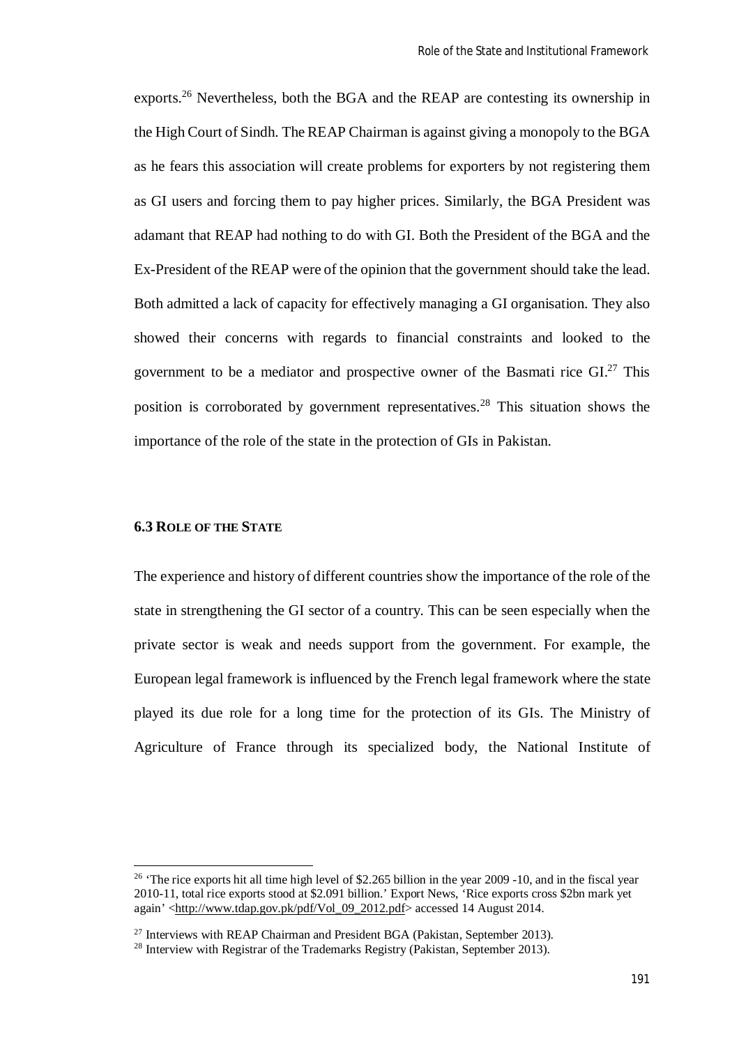exports.[26] Nevertheless, both the BGA and the REAP are contesting its ownership in the High Court of Sindh. The REAP Chairman is against giving a monopoly to the BGA as he fears this association will create problems for exporters by not registering them as GI users and forcing them to pay higher prices. Similarly, the BGA President was adamant that REAP had nothing to do with GI. Both the President of the BGA and the Ex-President of the REAP were of the opinion that the government should take the lead. Both admitted a lack of capacity for effectively managing a GI organisation. They also showed their concerns with regards to financial constraints and looked to the government to be a mediator and prospective owner of the Basmati rice GI.[27] This position is corroborated by government representatives.[28] This situation shows the importance of the role of the state in the protection of GIs in Pakistan.

### 6.3 Role of the State

The experience and history of different countries show the importance of the role of the state in strengthening the GI sector of a country. This can be seen especially when the private sector is weak and needs support from the government. For example, the European legal framework is influenced by the French legal framework where the state played its due role for a long time for the protection of its GIs. The Ministry of Agriculture of France through its specialized body, the National Institute of

---

[26] 'The rice exports hit all time high level of $2.265 billion in the year 2009 -10, and in the fiscal year 2010-11, total rice exports stood at $2.091 billion.' Export News, 'Rice exports cross $2bn mark yet again' <http://www.tdap.gov.pk/pdf/Vol_09_2012.pdf> accessed 14 August 2014.

[27] Interviews with REAP Chairman and President BGA (Pakistan, September 2013).

[28] Interview with Registrar of the Trademarks Registry (Pakistan, September 2013).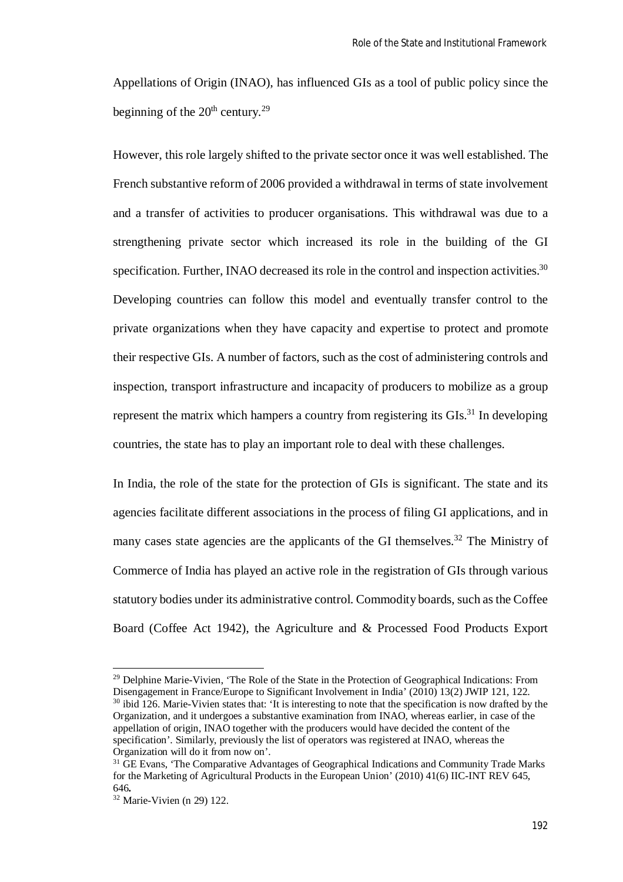Appellations of Origin (INAO), has influenced GIs as a tool of public policy since the beginning of the $20^{th}$ century.[29]

However, this role largely shifted to the private sector once it was well established. The French substantive reform of 2006 provided a withdrawal in terms of state involvement and a transfer of activities to producer organisations. This withdrawal was due to a strengthening private sector which increased its role in the building of the GI specification. Further, INAO decreased its role in the control and inspection activities.[30] Developing countries can follow this model and eventually transfer control to the private organizations when they have capacity and expertise to protect and promote their respective GIs. A number of factors, such as the cost of administering controls and inspection, transport infrastructure and incapacity of producers to mobilize as a group represent the matrix which hampers a country from registering its GIs.[31] In developing countries, the state has to play an important role to deal with these challenges.

In India, the role of the state for the protection of GIs is significant. The state and its agencies facilitate different associations in the process of filing GI applications, and in many cases state agencies are the applicants of the GI themselves.[32] The Ministry of Commerce of India has played an active role in the registration of GIs through various statutory bodies under its administrative control. Commodity boards, such as the Coffee Board (Coffee Act 1942), the Agriculture and & Processed Food Products Export

---

[29] Delphine Marie-Vivien, 'The Role of the State in the Protection of Geographical Indications: From Disengagement in France/Europe to Significant Involvement in India' (2010) 13(2) JWIP 121, 122.

[30] ibid 126. Marie-Vivien states that: 'It is interesting to note that the specification is now drafted by the Organization, and it undergoes a substantive examination from INAO, whereas earlier, in case of the appellation of origin, INAO together with the producers would have decided the content of the specification'. Similarly, previously the list of operators was registered at INAO, whereas the Organization will do it from now on'.

[31] GE Evans, 'The Comparative Advantages of Geographical Indications and Community Trade Marks for the Marketing of Agricultural Products in the European Union' (2010) 41(6) IIC-INT REV 645, 646**.**

[32] Marie-Vivien (n 29) 122.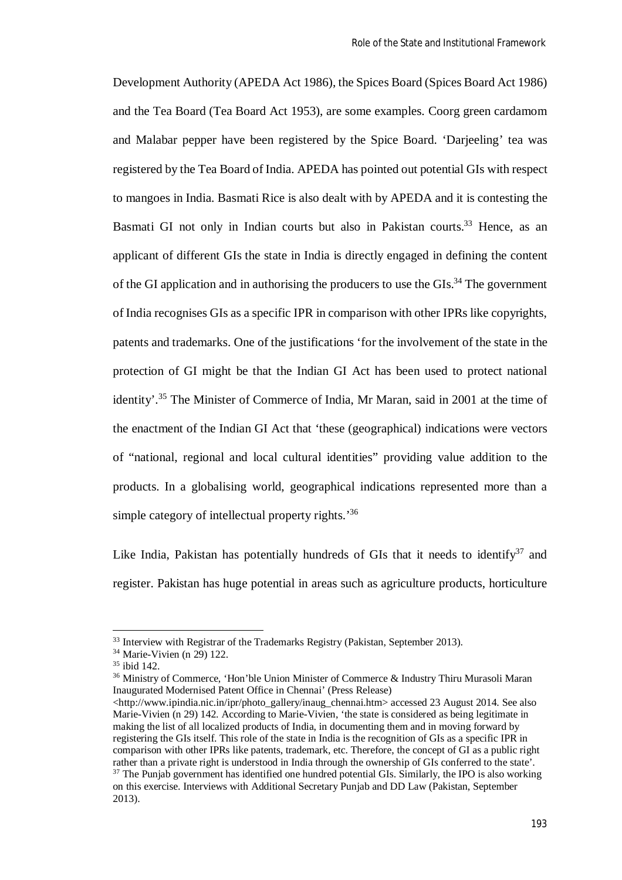Development Authority (APEDA Act 1986), the Spices Board (Spices Board Act 1986) and the Tea Board (Tea Board Act 1953), are some examples. Coorg green cardamom and Malabar pepper have been registered by the Spice Board. 'Darjeeling' tea was registered by the Tea Board of India. APEDA has pointed out potential GIs with respect to mangoes in India. Basmati Rice is also dealt with by APEDA and it is contesting the Basmati GI not only in Indian courts but also in Pakistan courts.[33] Hence, as an applicant of different GIs the state in India is directly engaged in defining the content of the GI application and in authorising the producers to use the GIs.[34] The government of India recognises GIs as a specific IPR in comparison with other IPRs like copyrights, patents and trademarks. One of the justifications 'for the involvement of the state in the protection of GI might be that the Indian GI Act has been used to protect national identity'.[35] The Minister of Commerce of India, Mr Maran, said in 2001 at the time of the enactment of the Indian GI Act that 'these (geographical) indications were vectors of "national, regional and local cultural identities" providing value addition to the products. In a globalising world, geographical indications represented more than a simple category of intellectual property rights.'[36]

Like India, Pakistan has potentially hundreds of GIs that it needs to identify[37] and register. Pakistan has huge potential in areas such as agriculture products, horticulture

---

[33] Interview with Registrar of the Trademarks Registry (Pakistan, September 2013).

[34] Marie-Vivien (n 29) 122.

[35] ibid 142.

[36] Ministry of Commerce, 'Hon'ble Union Minister of Commerce & Industry Thiru Murasoli Maran Inaugurated Modernised Patent Office in Chennai' (Press Release) <http://www.ipindia.nic.in/ipr/photo_gallery/inaug_chennai.htm> accessed 23 August 2014. See also Marie-Vivien (n 29) 142. According to Marie-Vivien, 'the state is considered as being legitimate in making the list of all localized products of India, in documenting them and in moving forward by registering the GIs itself. This role of the state in India is the recognition of GIs as a specific IPR in comparison with other IPRs like patents, trademark, etc. Therefore, the concept of GI as a public right rather than a private right is understood in India through the ownership of GIs conferred to the state'.

[37] The Punjab government has identified one hundred potential GIs. Similarly, the IPO is also working on this exercise. Interviews with Additional Secretary Punjab and DD Law (Pakistan, September 2013).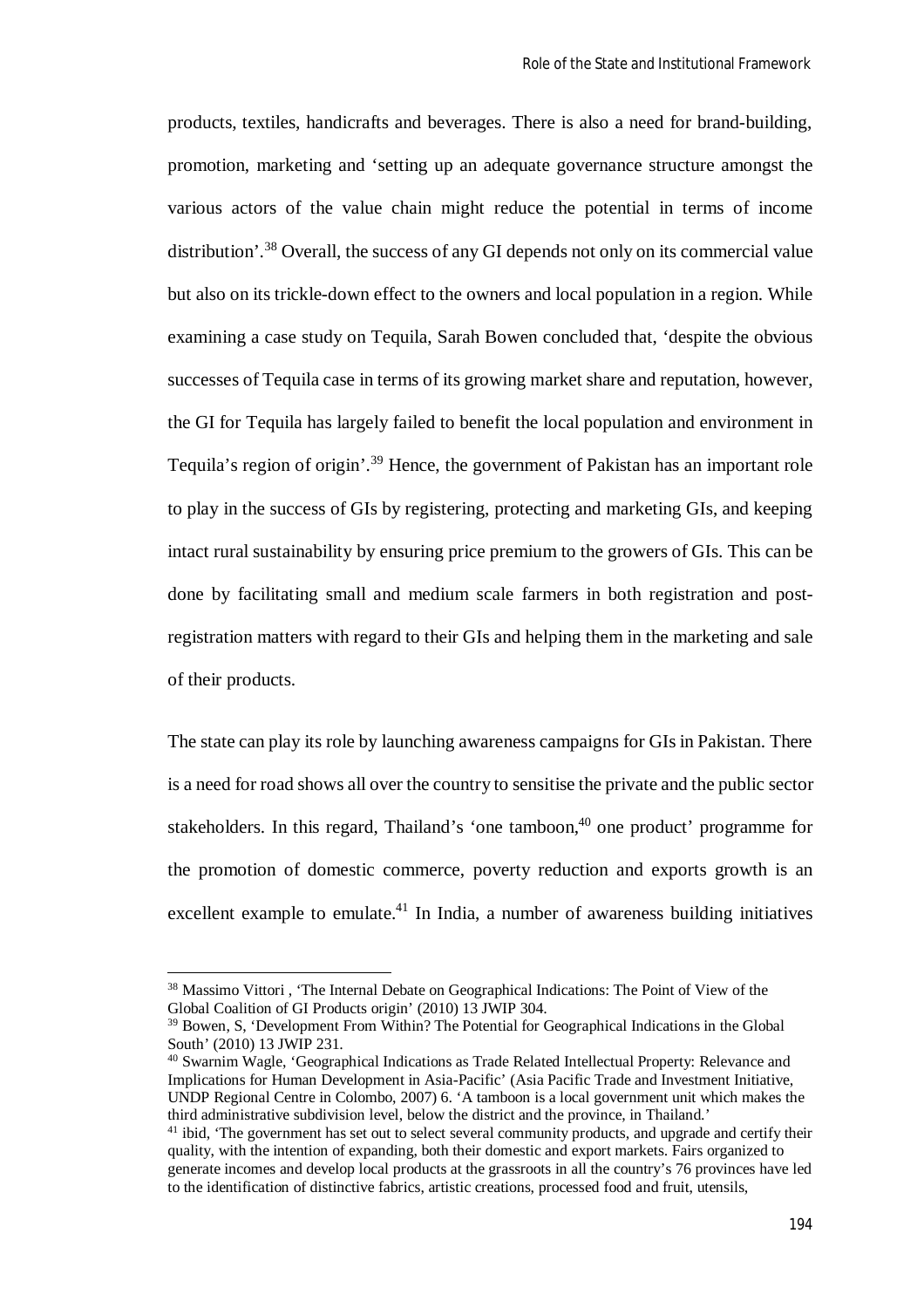products, textiles, handicrafts and beverages. There is also a need for brand-building, promotion, marketing and 'setting up an adequate governance structure amongst the various actors of the value chain might reduce the potential in terms of income distribution'.[38] Overall, the success of any GI depends not only on its commercial value but also on its trickle-down effect to the owners and local population in a region. While examining a case study on Tequila, Sarah Bowen concluded that, 'despite the obvious successes of Tequila case in terms of its growing market share and reputation, however, the GI for Tequila has largely failed to benefit the local population and environment in Tequila's region of origin'.[39] Hence, the government of Pakistan has an important role to play in the success of GIs by registering, protecting and marketing GIs, and keeping intact rural sustainability by ensuring price premium to the growers of GIs. This can be done by facilitating small and medium scale farmers in both registration and post-registration matters with regard to their GIs and helping them in the marketing and sale of their products.

The state can play its role by launching awareness campaigns for GIs in Pakistan. There is a need for road shows all over the country to sensitise the private and the public sector stakeholders. In this regard, Thailand's 'one tamboon,[40] one product' programme for the promotion of domestic commerce, poverty reduction and exports growth is an excellent example to emulate.[41] In India, a number of awareness building initiatives

---

[38] Massimo Vittori , 'The Internal Debate on Geographical Indications: The Point of View of the Global Coalition of GI Products origin' (2010) 13 JWIP 304.

[39] Bowen, S, 'Development From Within? The Potential for Geographical Indications in the Global South' (2010) 13 JWIP 231.

[40] Swarnim Wagle, 'Geographical Indications as Trade Related Intellectual Property: Relevance and Implications for Human Development in Asia-Pacific' (Asia Pacific Trade and Investment Initiative, UNDP Regional Centre in Colombo, 2007) 6. 'A tamboon is a local government unit which makes the third administrative subdivision level, below the district and the province, in Thailand.'

[41] ibid, 'The government has set out to select several community products, and upgrade and certify their quality, with the intention of expanding, both their domestic and export markets. Fairs organized to generate incomes and develop local products at the grassroots in all the country's 76 provinces have led to the identification of distinctive fabrics, artistic creations, processed food and fruit, utensils,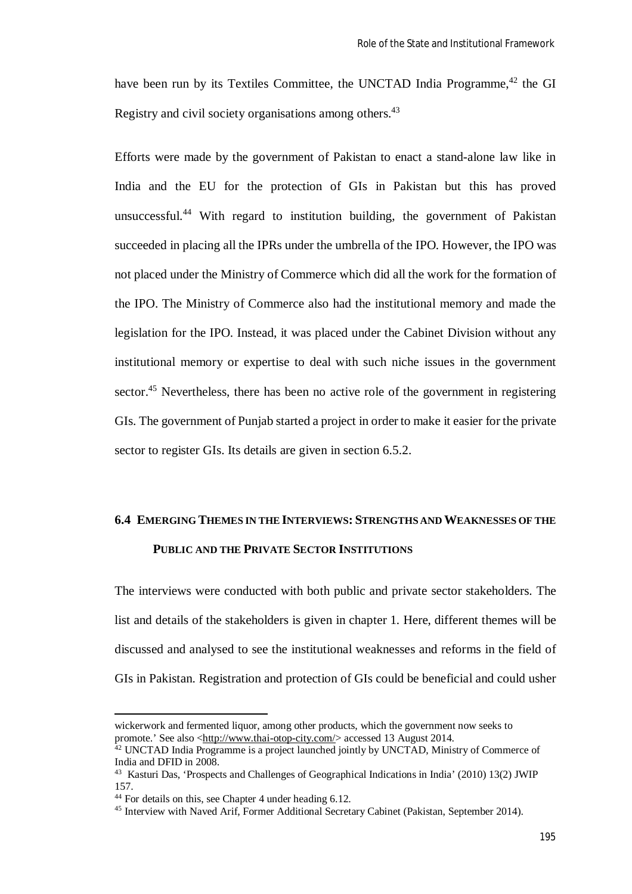have been run by its Textiles Committee, the UNCTAD India Programme,[42] the GI Registry and civil society organisations among others.[43]

Efforts were made by the government of Pakistan to enact a stand-alone law like in India and the EU for the protection of GIs in Pakistan but this has proved unsuccessful.[44] With regard to institution building, the government of Pakistan succeeded in placing all the IPRs under the umbrella of the IPO. However, the IPO was not placed under the Ministry of Commerce which did all the work for the formation of the IPO. The Ministry of Commerce also had the institutional memory and made the legislation for the IPO. Instead, it was placed under the Cabinet Division without any institutional memory or expertise to deal with such niche issues in the government sector.[45] Nevertheless, there has been no active role of the government in registering GIs. The government of Punjab started a project in order to make it easier for the private sector to register GIs. Its details are given in section 6.5.2.

## 6.4 EMERGING THEMES IN THE INTERVIEWS: STRENGTHS AND WEAKNESSES OF THE PUBLIC AND THE PRIVATE SECTOR INSTITUTIONS

The interviews were conducted with both public and private sector stakeholders. The list and details of the stakeholders is given in chapter 1. Here, different themes will be discussed and analysed to see the institutional weaknesses and reforms in the field of GIs in Pakistan. Registration and protection of GIs could be beneficial and could usher

---

wickerwork and fermented liquor, among other products, which the government now seeks to promote.' See also <http://www.thai-otop-city.com/> accessed 13 August 2014.

[42] UNCTAD India Programme is a project launched jointly by UNCTAD, Ministry of Commerce of India and DFID in 2008.

[43] Kasturi Das, 'Prospects and Challenges of Geographical Indications in India' (2010) 13(2) JWIP 157.

[44] For details on this, see Chapter 4 under heading 6.12.

[45] Interview with Naved Arif, Former Additional Secretary Cabinet (Pakistan, September 2014).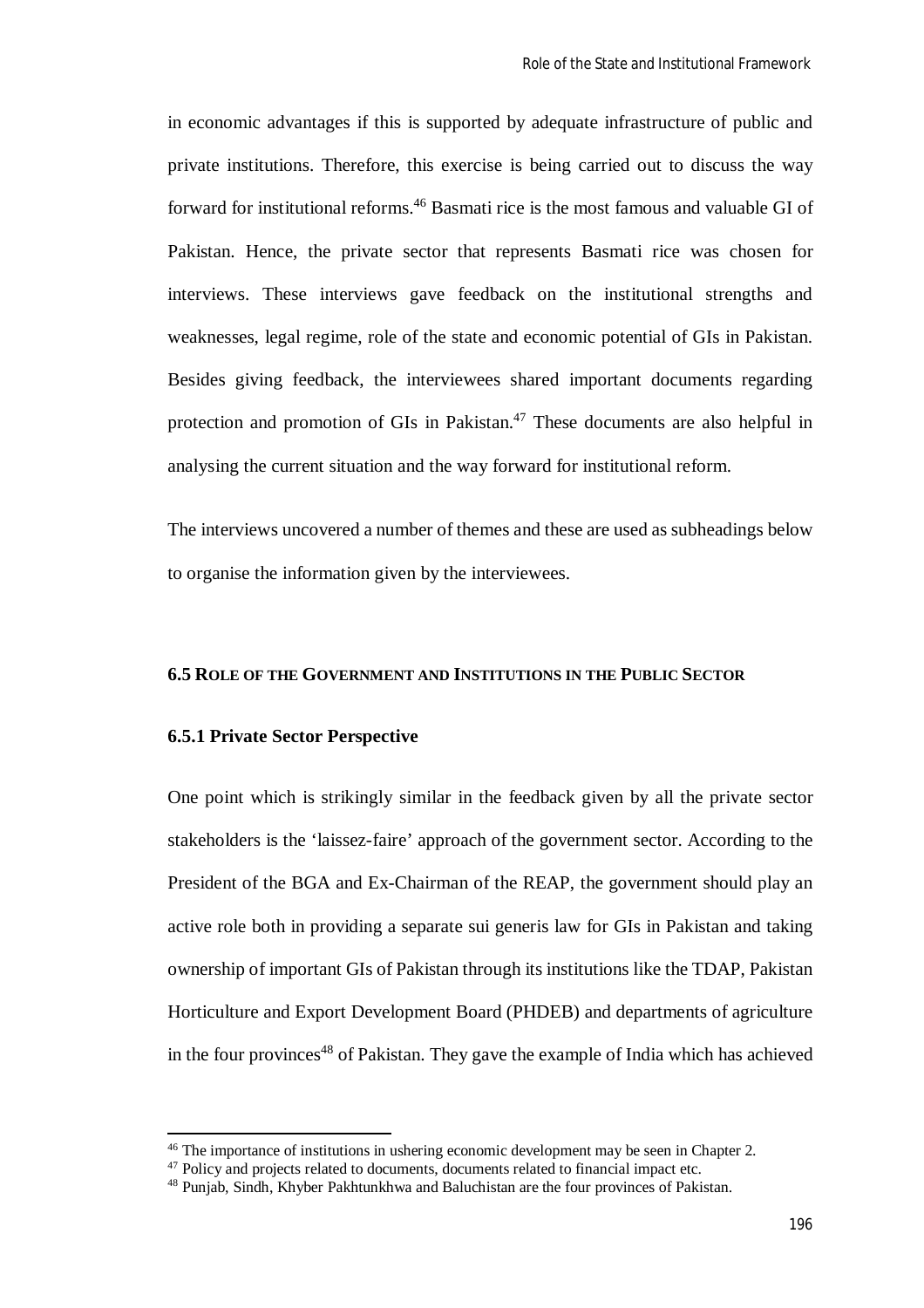in economic advantages if this is supported by adequate infrastructure of public and private institutions. Therefore, this exercise is being carried out to discuss the way forward for institutional reforms.[46] Basmati rice is the most famous and valuable GI of Pakistan. Hence, the private sector that represents Basmati rice was chosen for interviews. These interviews gave feedback on the institutional strengths and weaknesses, legal regime, role of the state and economic potential of GIs in Pakistan. Besides giving feedback, the interviewees shared important documents regarding protection and promotion of GIs in Pakistan.[47] These documents are also helpful in analysing the current situation and the way forward for institutional reform.

The interviews uncovered a number of themes and these are used as subheadings below to organise the information given by the interviewees.

## 6.5 Role of the Government and Institutions in the Public Sector

### 6.5.1 Private Sector Perspective

One point which is strikingly similar in the feedback given by all the private sector stakeholders is the 'laissez-faire' approach of the government sector. According to the President of the BGA and Ex-Chairman of the REAP, the government should play an active role both in providing a separate sui generis law for GIs in Pakistan and taking ownership of important GIs of Pakistan through its institutions like the TDAP, Pakistan Horticulture and Export Development Board (PHDEB) and departments of agriculture in the four provinces[48] of Pakistan. They gave the example of India which has achieved

---

[46] The importance of institutions in ushering economic development may be seen in Chapter 2.

[47] Policy and projects related to documents, documents related to financial impact etc.

[48] Punjab, Sindh, Khyber Pakhtunkhwa and Baluchistan are the four provinces of Pakistan.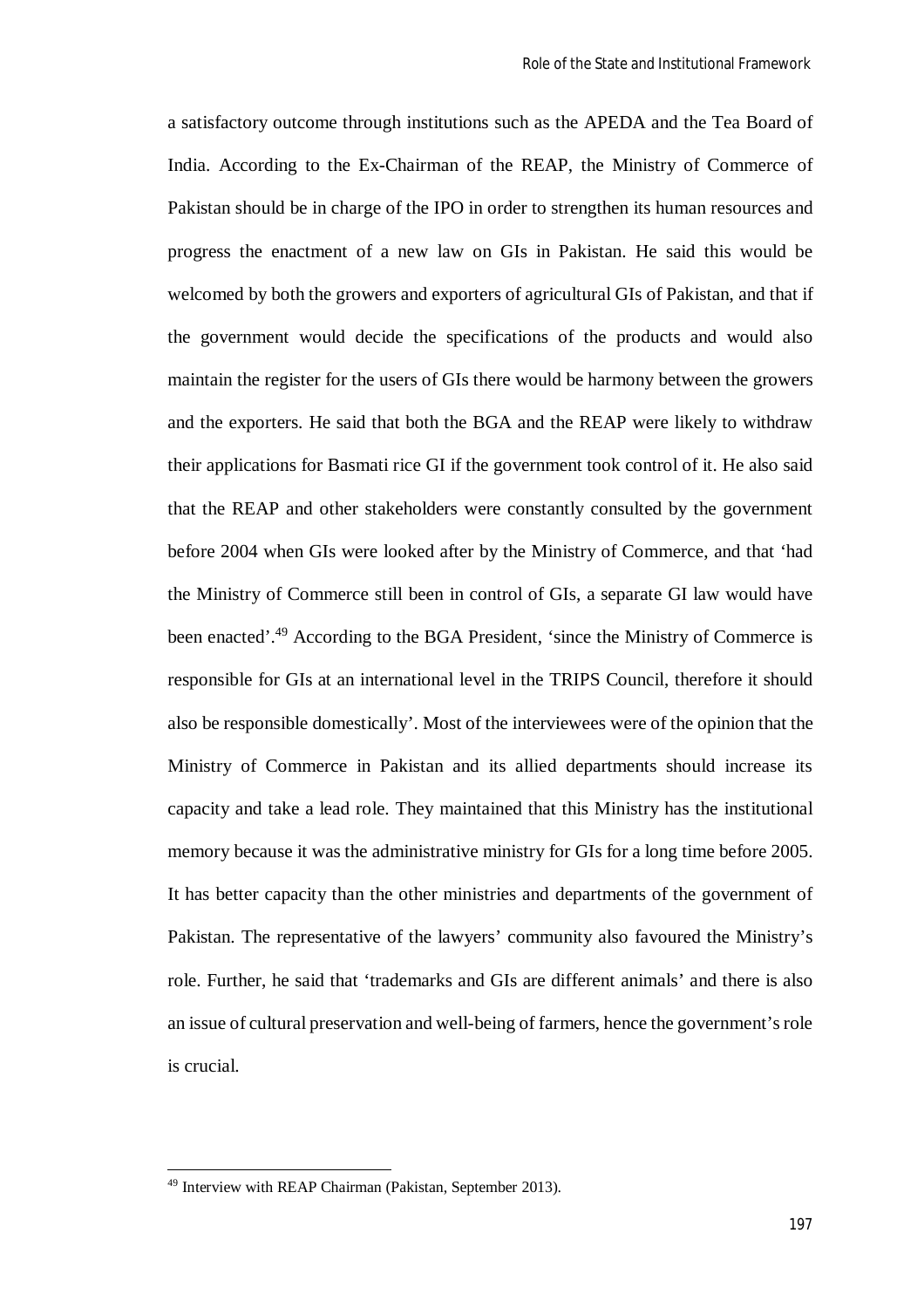a satisfactory outcome through institutions such as the APEDA and the Tea Board of India. According to the Ex-Chairman of the REAP, the Ministry of Commerce of Pakistan should be in charge of the IPO in order to strengthen its human resources and progress the enactment of a new law on GIs in Pakistan. He said this would be welcomed by both the growers and exporters of agricultural GIs of Pakistan, and that if the government would decide the specifications of the products and would also maintain the register for the users of GIs there would be harmony between the growers and the exporters. He said that both the BGA and the REAP were likely to withdraw their applications for Basmati rice GI if the government took control of it. He also said that the REAP and other stakeholders were constantly consulted by the government before 2004 when GIs were looked after by the Ministry of Commerce, and that 'had the Ministry of Commerce still been in control of GIs, a separate GI law would have been enacted'.[49] According to the BGA President, 'since the Ministry of Commerce is responsible for GIs at an international level in the TRIPS Council, therefore it should also be responsible domestically'. Most of the interviewees were of the opinion that the Ministry of Commerce in Pakistan and its allied departments should increase its capacity and take a lead role. They maintained that this Ministry has the institutional memory because it was the administrative ministry for GIs for a long time before 2005. It has better capacity than the other ministries and departments of the government of Pakistan. The representative of the lawyers' community also favoured the Ministry's role. Further, he said that 'trademarks and GIs are different animals' and there is also an issue of cultural preservation and well-being of farmers, hence the government's role is crucial.

---

[49] Interview with REAP Chairman (Pakistan, September 2013).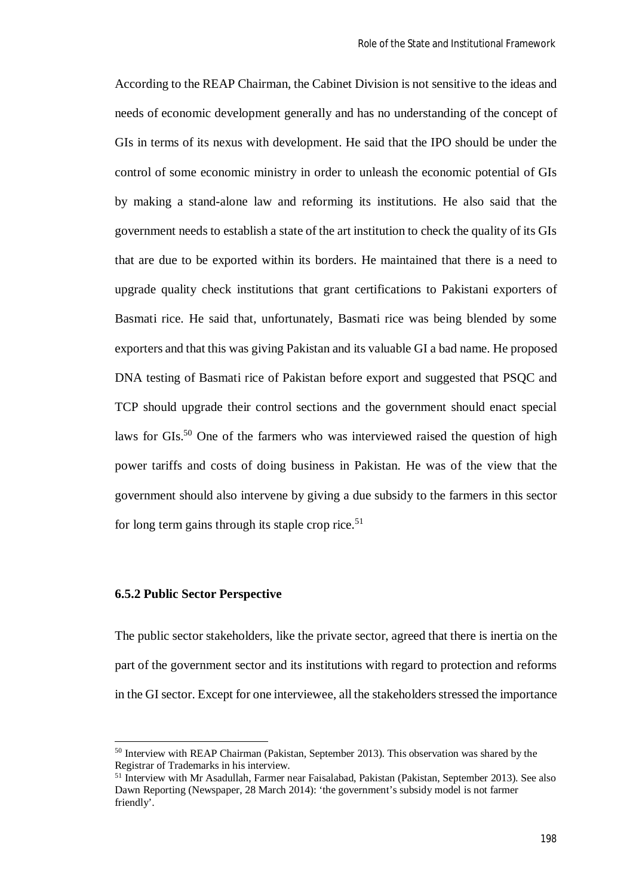According to the REAP Chairman, the Cabinet Division is not sensitive to the ideas and needs of economic development generally and has no understanding of the concept of GIs in terms of its nexus with development. He said that the IPO should be under the control of some economic ministry in order to unleash the economic potential of GIs by making a stand-alone law and reforming its institutions. He also said that the government needs to establish a state of the art institution to check the quality of its GIs that are due to be exported within its borders. He maintained that there is a need to upgrade quality check institutions that grant certifications to Pakistani exporters of Basmati rice. He said that, unfortunately, Basmati rice was being blended by some exporters and that this was giving Pakistan and its valuable GI a bad name. He proposed DNA testing of Basmati rice of Pakistan before export and suggested that PSQC and TCP should upgrade their control sections and the government should enact special laws for GIs.[50] One of the farmers who was interviewed raised the question of high power tariffs and costs of doing business in Pakistan. He was of the view that the government should also intervene by giving a due subsidy to the farmers in this sector for long term gains through its staple crop rice.[51]

### 6.5.2 Public Sector Perspective

The public sector stakeholders, like the private sector, agreed that there is inertia on the part of the government sector and its institutions with regard to protection and reforms in the GI sector. Except for one interviewee, all the stakeholders stressed the importance

---

[50] Interview with REAP Chairman (Pakistan, September 2013). This observation was shared by the Registrar of Trademarks in his interview.

[51] Interview with Mr Asadullah, Farmer near Faisalabad, Pakistan (Pakistan, September 2013). See also Dawn Reporting (Newspaper, 28 March 2014): 'the government's subsidy model is not farmer friendly'.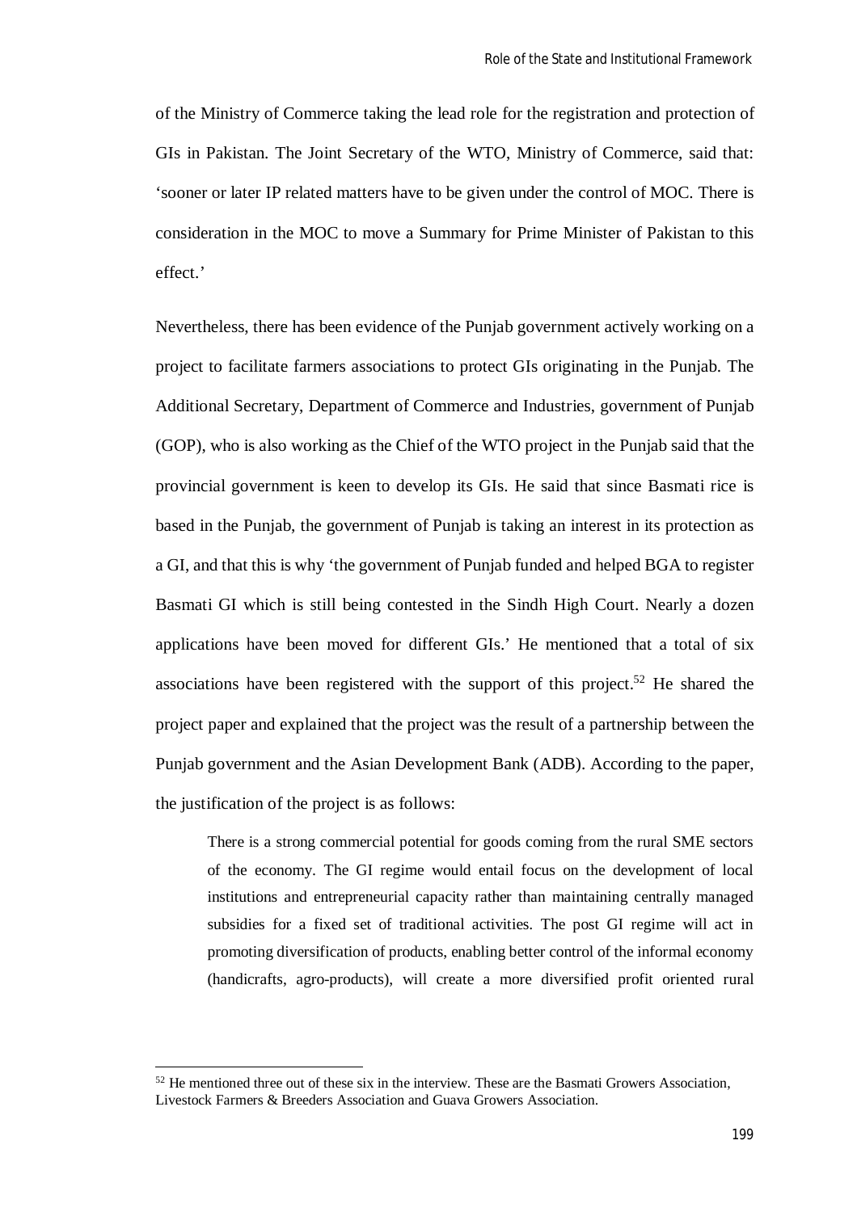of the Ministry of Commerce taking the lead role for the registration and protection of GIs in Pakistan. The Joint Secretary of the WTO, Ministry of Commerce, said that: 'sooner or later IP related matters have to be given under the control of MOC. There is consideration in the MOC to move a Summary for Prime Minister of Pakistan to this effect.'

Nevertheless, there has been evidence of the Punjab government actively working on a project to facilitate farmers associations to protect GIs originating in the Punjab. The Additional Secretary, Department of Commerce and Industries, government of Punjab (GOP), who is also working as the Chief of the WTO project in the Punjab said that the provincial government is keen to develop its GIs. He said that since Basmati rice is based in the Punjab, the government of Punjab is taking an interest in its protection as a GI, and that this is why 'the government of Punjab funded and helped BGA to register Basmati GI which is still being contested in the Sindh High Court. Nearly a dozen applications have been moved for different GIs.' He mentioned that a total of six associations have been registered with the support of this project.[52] He shared the project paper and explained that the project was the result of a partnership between the Punjab government and the Asian Development Bank (ADB). According to the paper, the justification of the project is as follows:

> There is a strong commercial potential for goods coming from the rural SME sectors of the economy. The GI regime would entail focus on the development of local institutions and entrepreneurial capacity rather than maintaining centrally managed subsidies for a fixed set of traditional activities. The post GI regime will act in promoting diversification of products, enabling better control of the informal economy (handicrafts, agro-products), will create a more diversified profit oriented rural

[52] He mentioned three out of these six in the interview. These are the Basmati Growers Association, Livestock Farmers & Breeders Association and Guava Growers Association.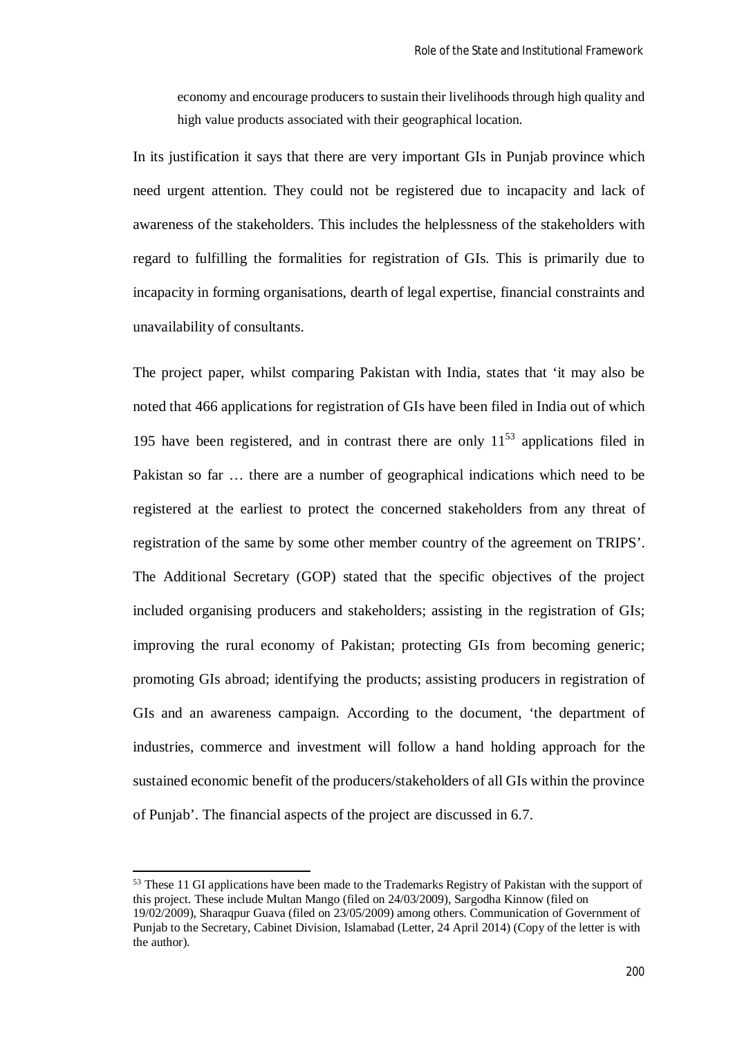> economy and encourage producers to sustain their livelihoods through high quality and high value products associated with their geographical location.

In its justification it says that there are very important GIs in Punjab province which need urgent attention. They could not be registered due to incapacity and lack of awareness of the stakeholders. This includes the helplessness of the stakeholders with regard to fulfilling the formalities for registration of GIs. This is primarily due to incapacity in forming organisations, dearth of legal expertise, financial constraints and unavailability of consultants.

The project paper, whilst comparing Pakistan with India, states that 'it may also be noted that 466 applications for registration of GIs have been filed in India out of which 195 have been registered, and in contrast there are only 11[53] applications filed in Pakistan so far … there are a number of geographical indications which need to be registered at the earliest to protect the concerned stakeholders from any threat of registration of the same by some other member country of the agreement on TRIPS'. The Additional Secretary (GOP) stated that the specific objectives of the project included organising producers and stakeholders; assisting in the registration of GIs; improving the rural economy of Pakistan; protecting GIs from becoming generic; promoting GIs abroad; identifying the products; assisting producers in registration of GIs and an awareness campaign. According to the document, 'the department of industries, commerce and investment will follow a hand holding approach for the sustained economic benefit of the producers/stakeholders of all GIs within the province of Punjab'. The financial aspects of the project are discussed in 6.7.

---

[53] These 11 GI applications have been made to the Trademarks Registry of Pakistan with the support of this project. These include Multan Mango (filed on 24/03/2009), Sargodha Kinnow (filed on 19/02/2009), Sharaqpur Guava (filed on 23/05/2009) among others. Communication of Government of Punjab to the Secretary, Cabinet Division, Islamabad (Letter, 24 April 2014) (Copy of the letter is with the author).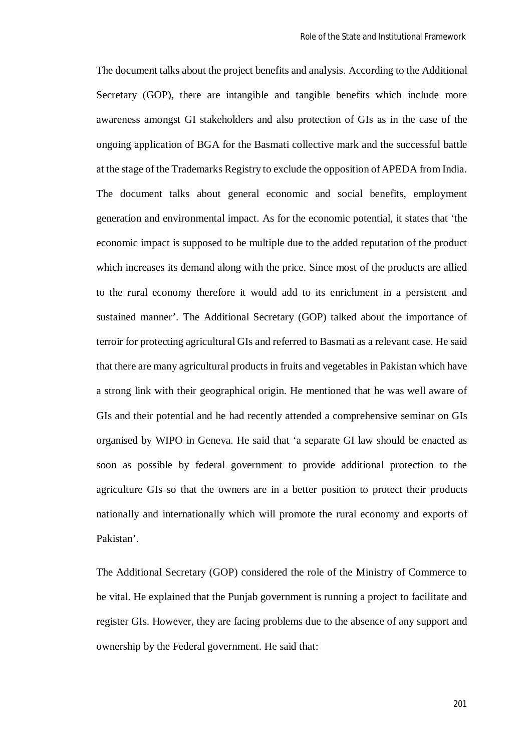The document talks about the project benefits and analysis. According to the Additional Secretary (GOP), there are intangible and tangible benefits which include more awareness amongst GI stakeholders and also protection of GIs as in the case of the ongoing application of BGA for the Basmati collective mark and the successful battle at the stage of the Trademarks Registry to exclude the opposition of APEDA from India. The document talks about general economic and social benefits, employment generation and environmental impact. As for the economic potential, it states that 'the economic impact is supposed to be multiple due to the added reputation of the product which increases its demand along with the price. Since most of the products are allied to the rural economy therefore it would add to its enrichment in a persistent and sustained manner'. The Additional Secretary (GOP) talked about the importance of terroir for protecting agricultural GIs and referred to Basmati as a relevant case. He said that there are many agricultural products in fruits and vegetables in Pakistan which have a strong link with their geographical origin. He mentioned that he was well aware of GIs and their potential and he had recently attended a comprehensive seminar on GIs organised by WIPO in Geneva. He said that 'a separate GI law should be enacted as soon as possible by federal government to provide additional protection to the agriculture GIs so that the owners are in a better position to protect their products nationally and internationally which will promote the rural economy and exports of Pakistan'.

The Additional Secretary (GOP) considered the role of the Ministry of Commerce to be vital. He explained that the Punjab government is running a project to facilitate and register GIs. However, they are facing problems due to the absence of any support and ownership by the Federal government. He said that: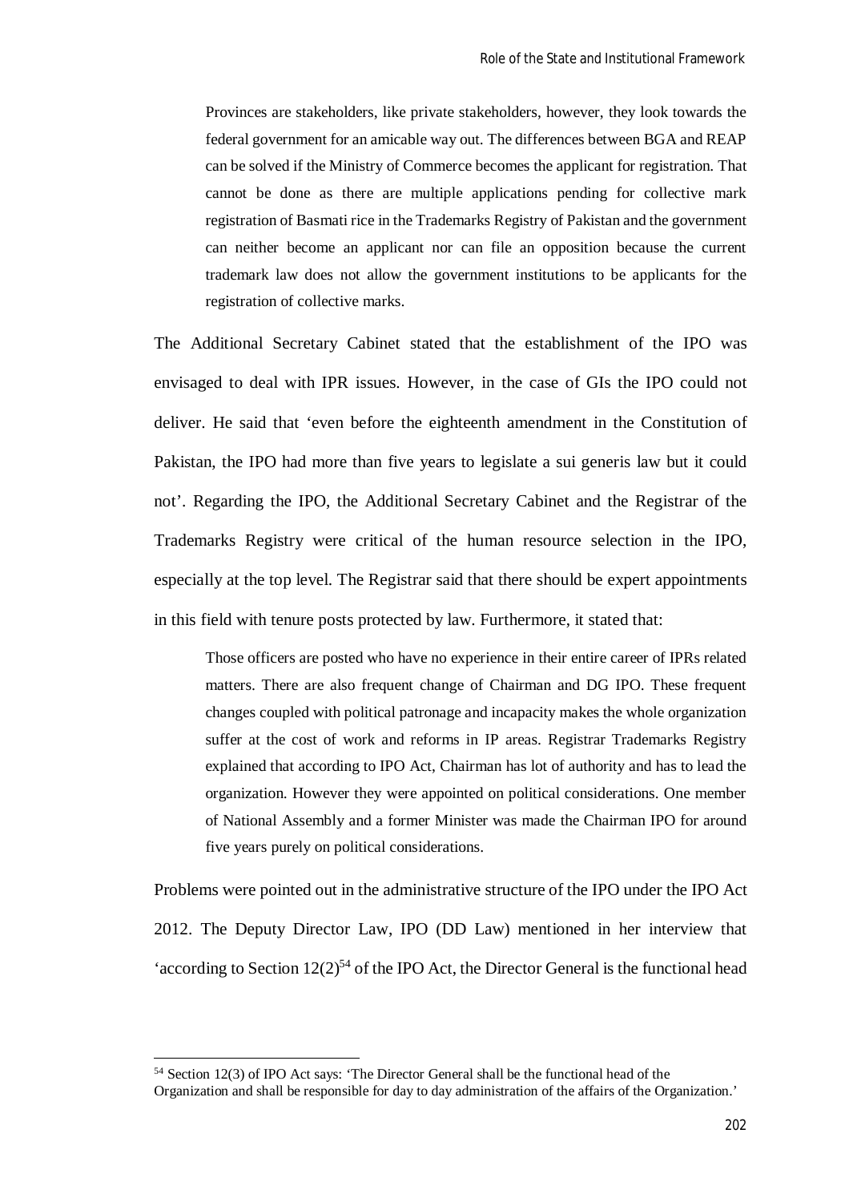> Provinces are stakeholders, like private stakeholders, however, they look towards the federal government for an amicable way out. The differences between BGA and REAP can be solved if the Ministry of Commerce becomes the applicant for registration. That cannot be done as there are multiple applications pending for collective mark registration of Basmati rice in the Trademarks Registry of Pakistan and the government can neither become an applicant nor can file an opposition because the current trademark law does not allow the government institutions to be applicants for the registration of collective marks.

The Additional Secretary Cabinet stated that the establishment of the IPO was envisaged to deal with IPR issues. However, in the case of GIs the IPO could not deliver. He said that 'even before the eighteenth amendment in the Constitution of Pakistan, the IPO had more than five years to legislate a sui generis law but it could not'. Regarding the IPO, the Additional Secretary Cabinet and the Registrar of the Trademarks Registry were critical of the human resource selection in the IPO, especially at the top level. The Registrar said that there should be expert appointments in this field with tenure posts protected by law. Furthermore, it stated that:

> Those officers are posted who have no experience in their entire career of IPRs related matters. There are also frequent change of Chairman and DG IPO. These frequent changes coupled with political patronage and incapacity makes the whole organization suffer at the cost of work and reforms in IP areas. Registrar Trademarks Registry explained that according to IPO Act, Chairman has lot of authority and has to lead the organization. However they were appointed on political considerations. One member of National Assembly and a former Minister was made the Chairman IPO for around five years purely on political considerations.

Problems were pointed out in the administrative structure of the IPO under the IPO Act 2012. The Deputy Director Law, IPO (DD Law) mentioned in her interview that 'according to Section 12(2)[54] of the IPO Act, the Director General is the functional head

---

[54] Section 12(3) of IPO Act says: 'The Director General shall be the functional head of the Organization and shall be responsible for day to day administration of the affairs of the Organization.'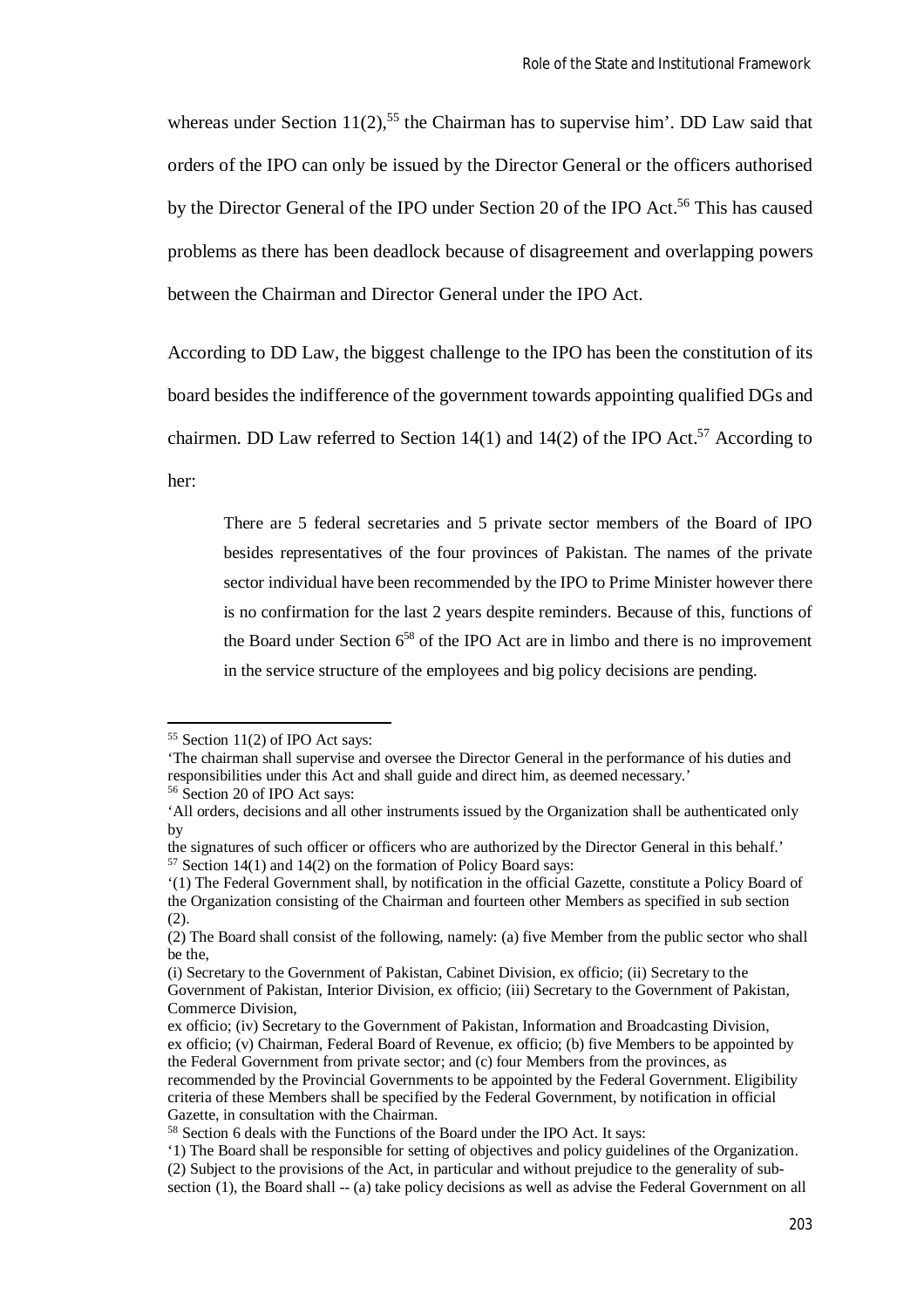whereas under Section 11(2),[55] the Chairman has to supervise him'. DD Law said that orders of the IPO can only be issued by the Director General or the officers authorised by the Director General of the IPO under Section 20 of the IPO Act.[56] This has caused problems as there has been deadlock because of disagreement and overlapping powers between the Chairman and Director General under the IPO Act.

According to DD Law, the biggest challenge to the IPO has been the constitution of its board besides the indifference of the government towards appointing qualified DGs and chairmen. DD Law referred to Section 14(1) and 14(2) of the IPO Act.[57] According to her:

> There are 5 federal secretaries and 5 private sector members of the Board of IPO besides representatives of the four provinces of Pakistan. The names of the private sector individual have been recommended by the IPO to Prime Minister however there is no confirmation for the last 2 years despite reminders. Because of this, functions of the Board under Section 6[58] of the IPO Act are in limbo and there is no improvement in the service structure of the employees and big policy decisions are pending.

---

[55] Section 11(2) of IPO Act says:
'The chairman shall supervise and oversee the Director General in the performance of his duties and responsibilities under this Act and shall guide and direct him, as deemed necessary.'

[56] Section 20 of IPO Act says:
'All orders, decisions and all other instruments issued by the Organization shall be authenticated only by
the signatures of such officer or officers who are authorized by the Director General in this behalf.'

[57] Section 14(1) and 14(2) on the formation of Policy Board says:
'(1) The Federal Government shall, by notification in the official Gazette, constitute a Policy Board of the Organization consisting of the Chairman and fourteen other Members as specified in sub section (2).
(2) The Board shall consist of the following, namely: (a) five Member from the public sector who shall be the,
(i) Secretary to the Government of Pakistan, Cabinet Division, ex officio; (ii) Secretary to the Government of Pakistan, Interior Division, ex officio; (iii) Secretary to the Government of Pakistan, Commerce Division,
ex officio; (iv) Secretary to the Government of Pakistan, Information and Broadcasting Division, ex officio; (v) Chairman, Federal Board of Revenue, ex officio; (b) five Members to be appointed by the Federal Government from private sector; and (c) four Members from the provinces, as recommended by the Provincial Governments to be appointed by the Federal Government. Eligibility criteria of these Members shall be specified by the Federal Government, by notification in official Gazette, in consultation with the Chairman.

[58] Section 6 deals with the Functions of the Board under the IPO Act. It says:
'1) The Board shall be responsible for setting of objectives and policy guidelines of the Organization.
(2) Subject to the provisions of the Act, in particular and without prejudice to the generality of sub-section (1), the Board shall -- (a) take policy decisions as well as advise the Federal Government on all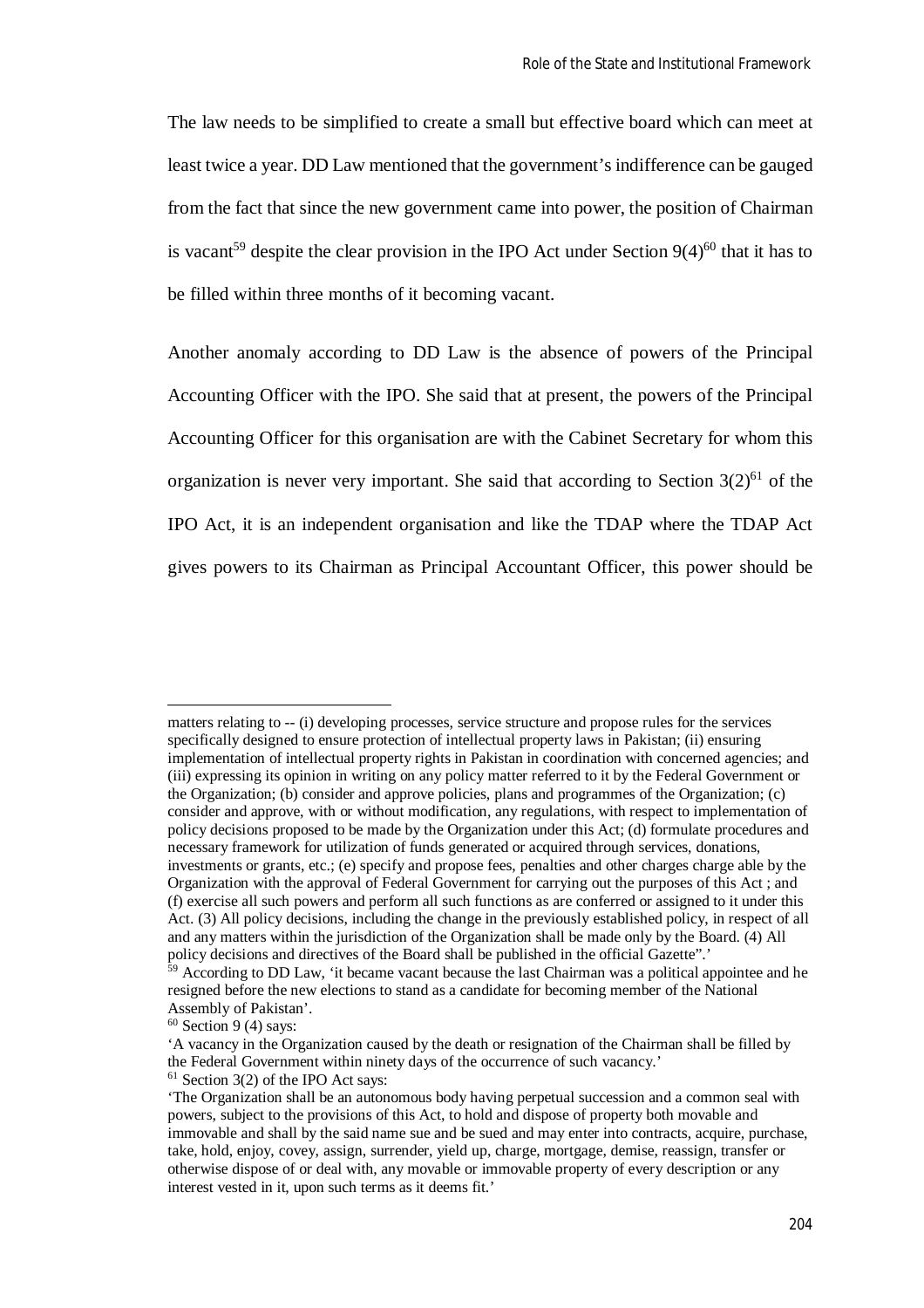The law needs to be simplified to create a small but effective board which can meet at least twice a year. DD Law mentioned that the government's indifference can be gauged from the fact that since the new government came into power, the position of Chairman is vacant[59] despite the clear provision in the IPO Act under Section 9(4)[60] that it has to be filled within three months of it becoming vacant.

Another anomaly according to DD Law is the absence of powers of the Principal Accounting Officer with the IPO. She said that at present, the powers of the Principal Accounting Officer for this organisation are with the Cabinet Secretary for whom this organization is never very important. She said that according to Section 3(2)[61] of the IPO Act, it is an independent organisation and like the TDAP where the TDAP Act gives powers to its Chairman as Principal Accountant Officer, this power should be

---

matters relating to -- (i) developing processes, service structure and propose rules for the services specifically designed to ensure protection of intellectual property laws in Pakistan; (ii) ensuring implementation of intellectual property rights in Pakistan in coordination with concerned agencies; and (iii) expressing its opinion in writing on any policy matter referred to it by the Federal Government or the Organization; (b) consider and approve policies, plans and programmes of the Organization; (c) consider and approve, with or without modification, any regulations, with respect to implementation of policy decisions proposed to be made by the Organization under this Act; (d) formulate procedures and necessary framework for utilization of funds generated or acquired through services, donations, investments or grants, etc.; (e) specify and propose fees, penalties and other charges charge able by the Organization with the approval of Federal Government for carrying out the purposes of this Act ; and (f) exercise all such powers and perform all such functions as are conferred or assigned to it under this Act. (3) All policy decisions, including the change in the previously established policy, in respect of all and any matters within the jurisdiction of the Organization shall be made only by the Board. (4) All policy decisions and directives of the Board shall be published in the official Gazette".'

[59] According to DD Law, 'it became vacant because the last Chairman was a political appointee and he resigned before the new elections to stand as a candidate for becoming member of the National Assembly of Pakistan'.

[60] Section 9 (4) says:

'A vacancy in the Organization caused by the death or resignation of the Chairman shall be filled by the Federal Government within ninety days of the occurrence of such vacancy.'

[61] Section 3(2) of the IPO Act says:

'The Organization shall be an autonomous body having perpetual succession and a common seal with powers, subject to the provisions of this Act, to hold and dispose of property both movable and immovable and shall by the said name sue and be sued and may enter into contracts, acquire, purchase, take, hold, enjoy, covey, assign, surrender, yield up, charge, mortgage, demise, reassign, transfer or otherwise dispose of or deal with, any movable or immovable property of every description or any interest vested in it, upon such terms as it deems fit.'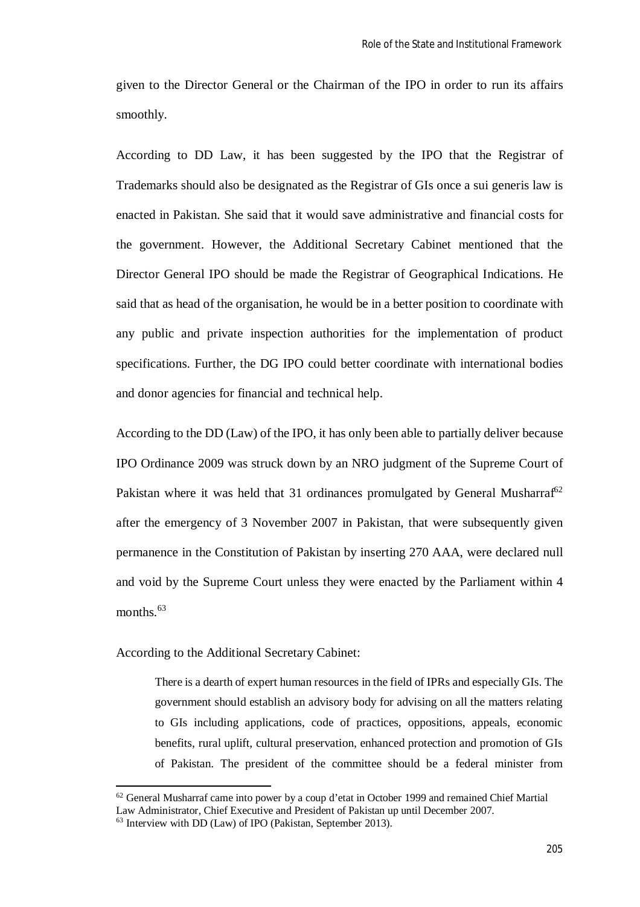given to the Director General or the Chairman of the IPO in order to run its affairs smoothly.

According to DD Law, it has been suggested by the IPO that the Registrar of Trademarks should also be designated as the Registrar of GIs once a sui generis law is enacted in Pakistan. She said that it would save administrative and financial costs for the government. However, the Additional Secretary Cabinet mentioned that the Director General IPO should be made the Registrar of Geographical Indications. He said that as head of the organisation, he would be in a better position to coordinate with any public and private inspection authorities for the implementation of product specifications. Further, the DG IPO could better coordinate with international bodies and donor agencies for financial and technical help.

According to the DD (Law) of the IPO, it has only been able to partially deliver because IPO Ordinance 2009 was struck down by an NRO judgment of the Supreme Court of Pakistan where it was held that 31 ordinances promulgated by General Musharraf[62] after the emergency of 3 November 2007 in Pakistan, that were subsequently given permanence in the Constitution of Pakistan by inserting 270 AAA, were declared null and void by the Supreme Court unless they were enacted by the Parliament within 4 months.[63]

According to the Additional Secretary Cabinet:

> There is a dearth of expert human resources in the field of IPRs and especially GIs. The government should establish an advisory body for advising on all the matters relating to GIs including applications, code of practices, oppositions, appeals, economic benefits, rural uplift, cultural preservation, enhanced protection and promotion of GIs of Pakistan. The president of the committee should be a federal minister from

[62] General Musharraf came into power by a coup d'etat in October 1999 and remained Chief Martial Law Administrator, Chief Executive and President of Pakistan up until December 2007.

[63] Interview with DD (Law) of IPO (Pakistan, September 2013).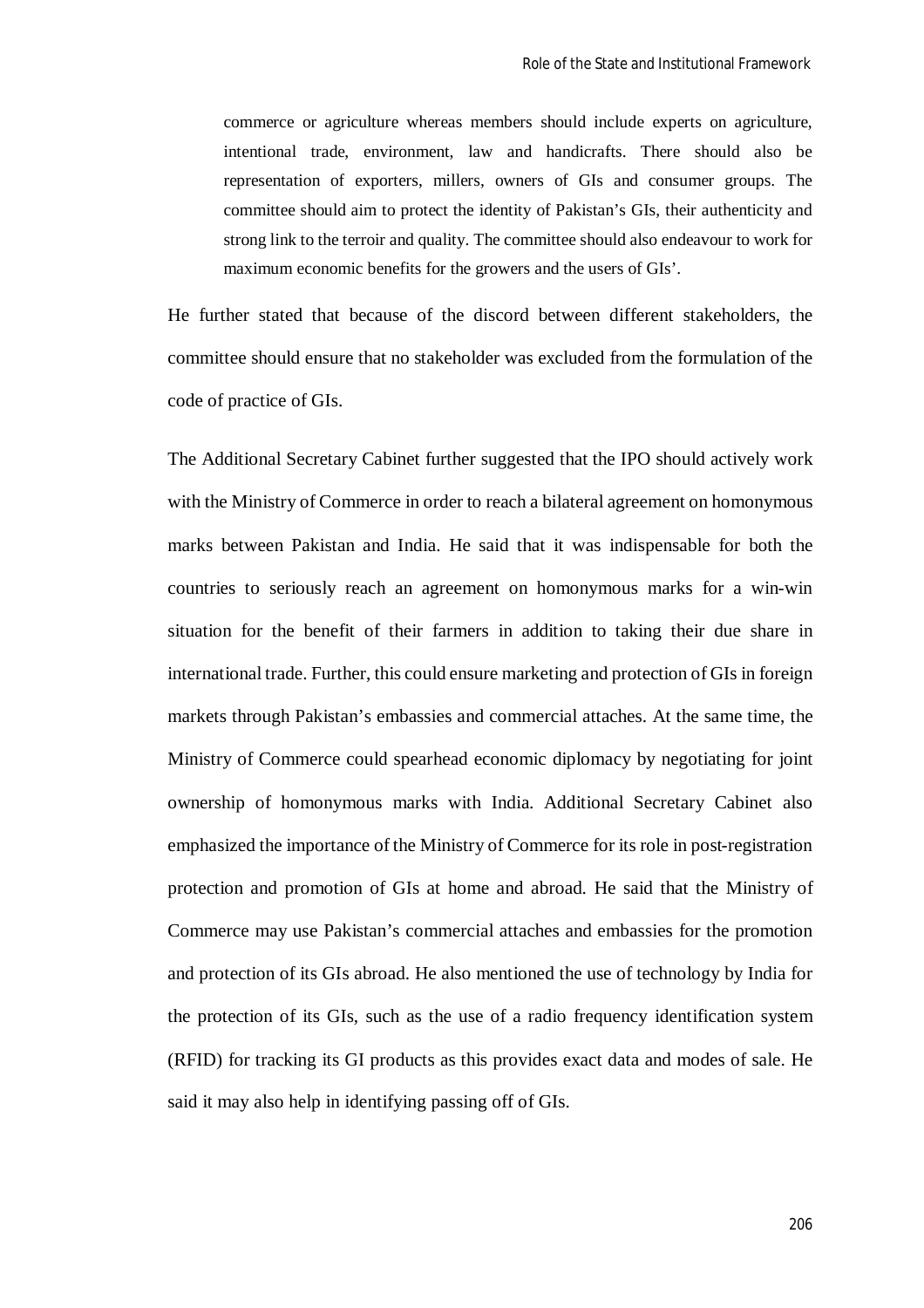> commerce or agriculture whereas members should include experts on agriculture, intentional trade, environment, law and handicrafts. There should also be representation of exporters, millers, owners of GIs and consumer groups. The committee should aim to protect the identity of Pakistan's GIs, their authenticity and strong link to the terroir and quality. The committee should also endeavour to work for maximum economic benefits for the growers and the users of GIs'.

He further stated that because of the discord between different stakeholders, the committee should ensure that no stakeholder was excluded from the formulation of the code of practice of GIs.

The Additional Secretary Cabinet further suggested that the IPO should actively work with the Ministry of Commerce in order to reach a bilateral agreement on homonymous marks between Pakistan and India. He said that it was indispensable for both the countries to seriously reach an agreement on homonymous marks for a win-win situation for the benefit of their farmers in addition to taking their due share in international trade. Further, this could ensure marketing and protection of GIs in foreign markets through Pakistan's embassies and commercial attaches. At the same time, the Ministry of Commerce could spearhead economic diplomacy by negotiating for joint ownership of homonymous marks with India. Additional Secretary Cabinet also emphasized the importance of the Ministry of Commerce for its role in post-registration protection and promotion of GIs at home and abroad. He said that the Ministry of Commerce may use Pakistan's commercial attaches and embassies for the promotion and protection of its GIs abroad. He also mentioned the use of technology by India for the protection of its GIs, such as the use of a radio frequency identification system (RFID) for tracking its GI products as this provides exact data and modes of sale. He said it may also help in identifying passing off of GIs.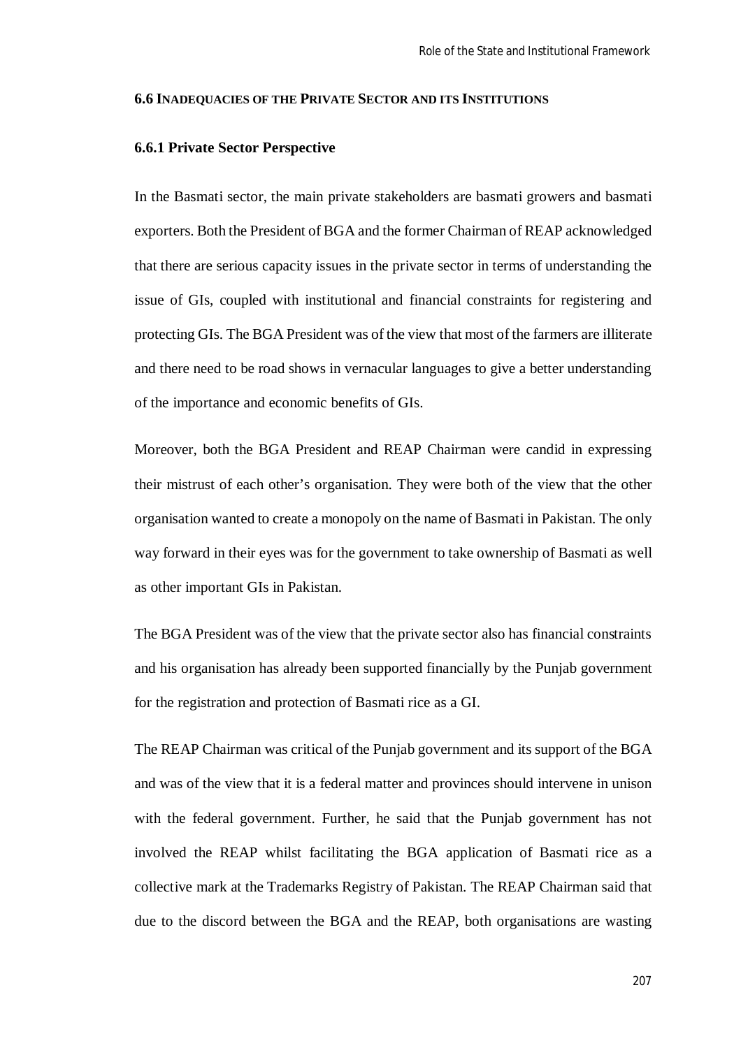## 6.6 Inadequacies of the Private Sector and its Institutions

### 6.6.1 Private Sector Perspective

In the Basmati sector, the main private stakeholders are basmati growers and basmati exporters. Both the President of BGA and the former Chairman of REAP acknowledged that there are serious capacity issues in the private sector in terms of understanding the issue of GIs, coupled with institutional and financial constraints for registering and protecting GIs. The BGA President was of the view that most of the farmers are illiterate and there need to be road shows in vernacular languages to give a better understanding of the importance and economic benefits of GIs.

Moreover, both the BGA President and REAP Chairman were candid in expressing their mistrust of each other's organisation. They were both of the view that the other organisation wanted to create a monopoly on the name of Basmati in Pakistan. The only way forward in their eyes was for the government to take ownership of Basmati as well as other important GIs in Pakistan.

The BGA President was of the view that the private sector also has financial constraints and his organisation has already been supported financially by the Punjab government for the registration and protection of Basmati rice as a GI.

The REAP Chairman was critical of the Punjab government and its support of the BGA and was of the view that it is a federal matter and provinces should intervene in unison with the federal government. Further, he said that the Punjab government has not involved the REAP whilst facilitating the BGA application of Basmati rice as a collective mark at the Trademarks Registry of Pakistan. The REAP Chairman said that due to the discord between the BGA and the REAP, both organisations are wasting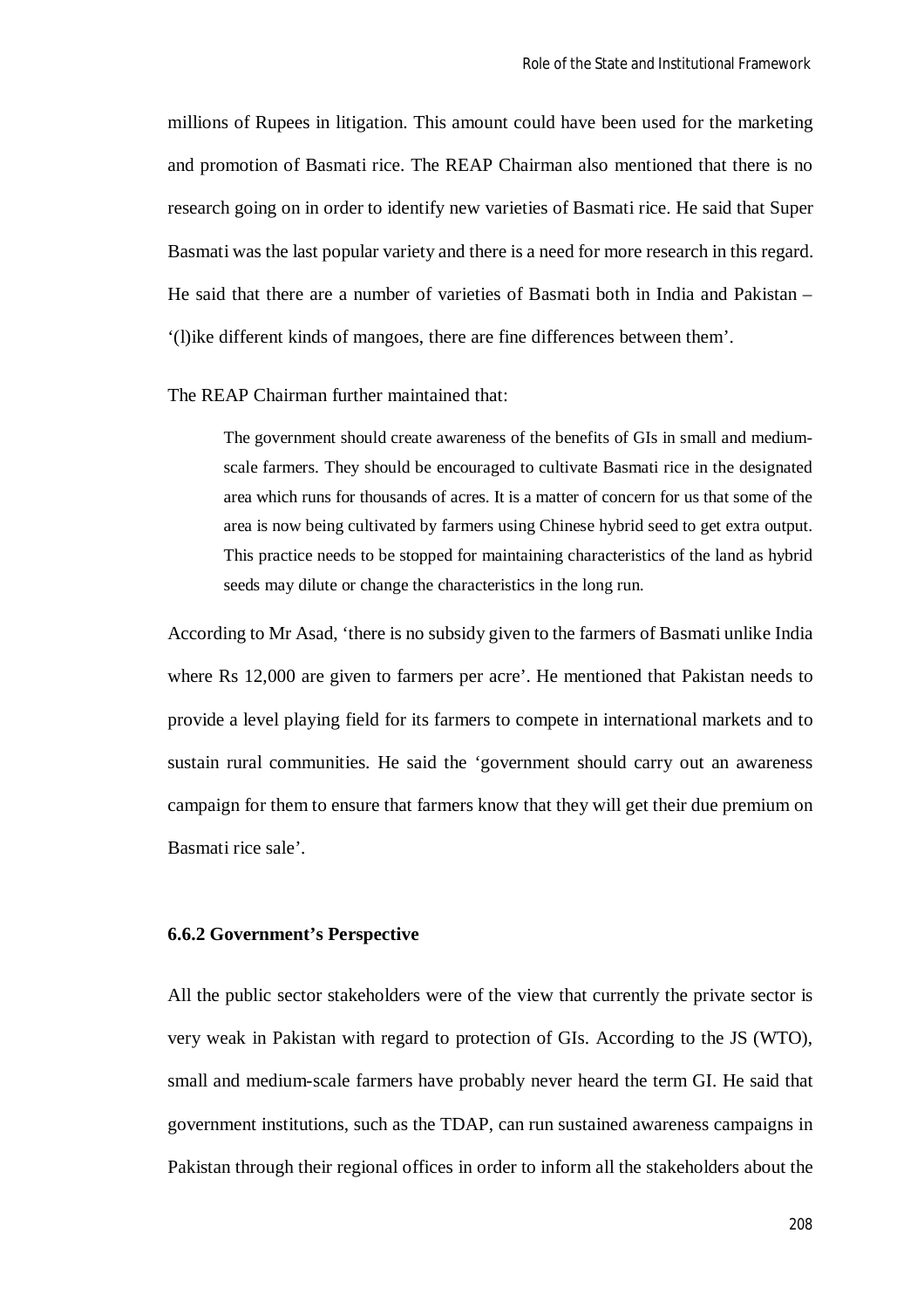millions of Rupees in litigation. This amount could have been used for the marketing and promotion of Basmati rice. The REAP Chairman also mentioned that there is no research going on in order to identify new varieties of Basmati rice. He said that Super Basmati was the last popular variety and there is a need for more research in this regard. He said that there are a number of varieties of Basmati both in India and Pakistan – '(l)ike different kinds of mangoes, there are fine differences between them'.

The REAP Chairman further maintained that:

> The government should create awareness of the benefits of GIs in small and medium-scale farmers. They should be encouraged to cultivate Basmati rice in the designated area which runs for thousands of acres. It is a matter of concern for us that some of the area is now being cultivated by farmers using Chinese hybrid seed to get extra output. This practice needs to be stopped for maintaining characteristics of the land as hybrid seeds may dilute or change the characteristics in the long run.

According to Mr Asad, 'there is no subsidy given to the farmers of Basmati unlike India where Rs 12,000 are given to farmers per acre'. He mentioned that Pakistan needs to provide a level playing field for its farmers to compete in international markets and to sustain rural communities. He said the 'government should carry out an awareness campaign for them to ensure that farmers know that they will get their due premium on Basmati rice sale'.

### 6.6.2 Government's Perspective

All the public sector stakeholders were of the view that currently the private sector is very weak in Pakistan with regard to protection of GIs. According to the JS (WTO), small and medium-scale farmers have probably never heard the term GI. He said that government institutions, such as the TDAP, can run sustained awareness campaigns in Pakistan through their regional offices in order to inform all the stakeholders about the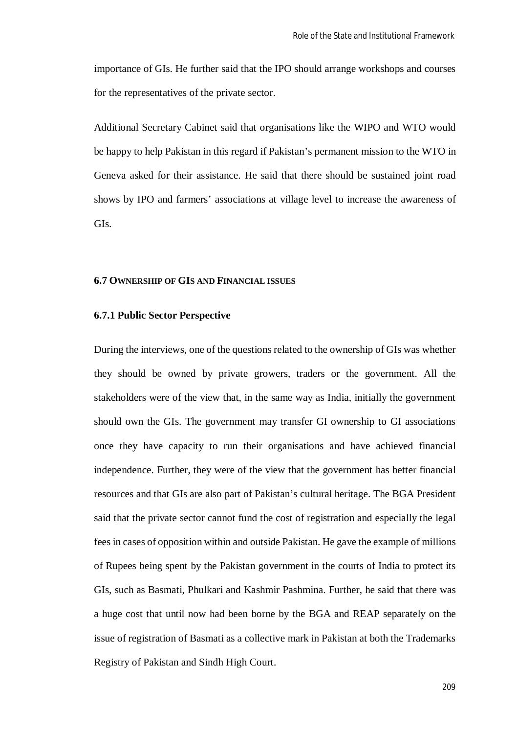importance of GIs. He further said that the IPO should arrange workshops and courses for the representatives of the private sector.

Additional Secretary Cabinet said that organisations like the WIPO and WTO would be happy to help Pakistan in this regard if Pakistan's permanent mission to the WTO in Geneva asked for their assistance. He said that there should be sustained joint road shows by IPO and farmers' associations at village level to increase the awareness of GIs.

## 6.7 OWNERSHIP OF GIS AND FINANCIAL ISSUES

### 6.7.1 Public Sector Perspective

During the interviews, one of the questions related to the ownership of GIs was whether they should be owned by private growers, traders or the government. All the stakeholders were of the view that, in the same way as India, initially the government should own the GIs. The government may transfer GI ownership to GI associations once they have capacity to run their organisations and have achieved financial independence. Further, they were of the view that the government has better financial resources and that GIs are also part of Pakistan's cultural heritage. The BGA President said that the private sector cannot fund the cost of registration and especially the legal fees in cases of opposition within and outside Pakistan. He gave the example of millions of Rupees being spent by the Pakistan government in the courts of India to protect its GIs, such as Basmati, Phulkari and Kashmir Pashmina. Further, he said that there was a huge cost that until now had been borne by the BGA and REAP separately on the issue of registration of Basmati as a collective mark in Pakistan at both the Trademarks Registry of Pakistan and Sindh High Court.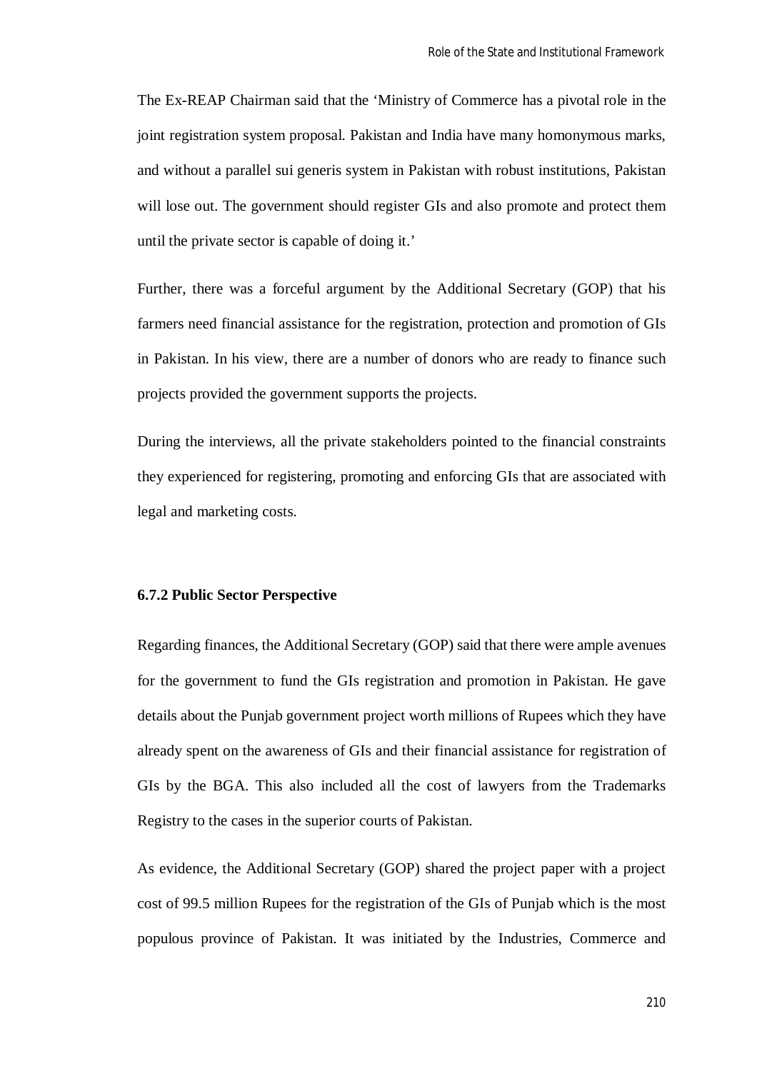The Ex-REAP Chairman said that the 'Ministry of Commerce has a pivotal role in the joint registration system proposal. Pakistan and India have many homonymous marks, and without a parallel sui generis system in Pakistan with robust institutions, Pakistan will lose out. The government should register GIs and also promote and protect them until the private sector is capable of doing it.'

Further, there was a forceful argument by the Additional Secretary (GOP) that his farmers need financial assistance for the registration, protection and promotion of GIs in Pakistan. In his view, there are a number of donors who are ready to finance such projects provided the government supports the projects.

During the interviews, all the private stakeholders pointed to the financial constraints they experienced for registering, promoting and enforcing GIs that are associated with legal and marketing costs.

### 6.7.2 Public Sector Perspective

Regarding finances, the Additional Secretary (GOP) said that there were ample avenues for the government to fund the GIs registration and promotion in Pakistan. He gave details about the Punjab government project worth millions of Rupees which they have already spent on the awareness of GIs and their financial assistance for registration of GIs by the BGA. This also included all the cost of lawyers from the Trademarks Registry to the cases in the superior courts of Pakistan.

As evidence, the Additional Secretary (GOP) shared the project paper with a project cost of 99.5 million Rupees for the registration of the GIs of Punjab which is the most populous province of Pakistan. It was initiated by the Industries, Commerce and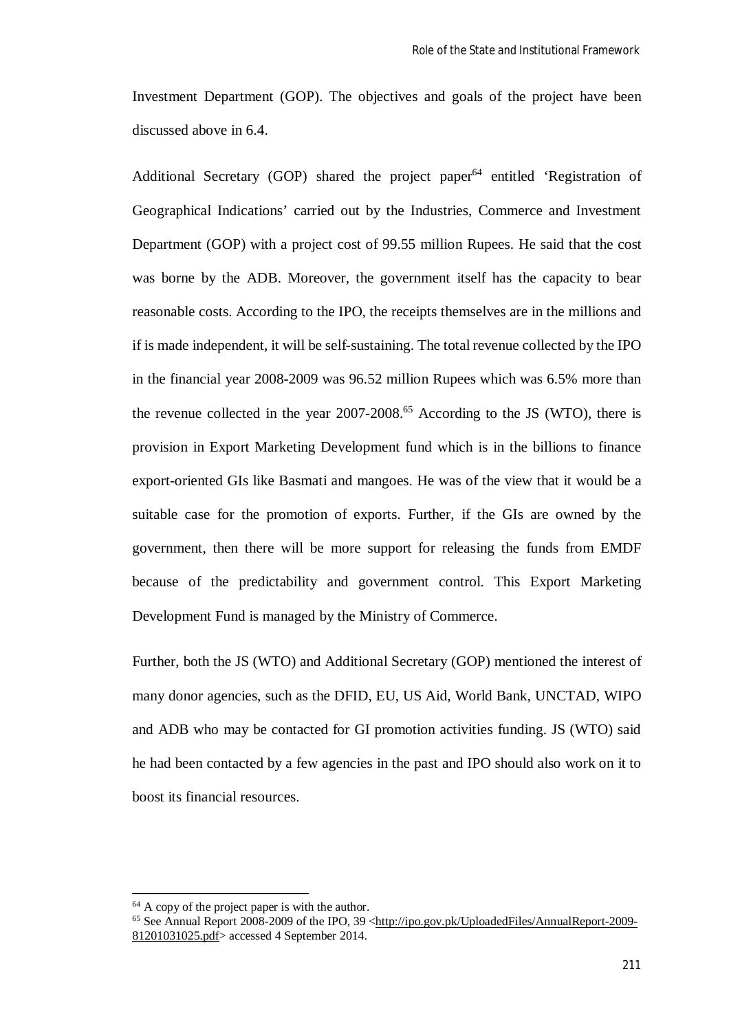Investment Department (GOP). The objectives and goals of the project have been discussed above in 6.4.

Additional Secretary (GOP) shared the project paper[64] entitled 'Registration of Geographical Indications' carried out by the Industries, Commerce and Investment Department (GOP) with a project cost of 99.55 million Rupees. He said that the cost was borne by the ADB. Moreover, the government itself has the capacity to bear reasonable costs. According to the IPO, the receipts themselves are in the millions and if is made independent, it will be self-sustaining. The total revenue collected by the IPO in the financial year 2008-2009 was 96.52 million Rupees which was 6.5% more than the revenue collected in the year 2007-2008.[65] According to the JS (WTO), there is provision in Export Marketing Development fund which is in the billions to finance export-oriented GIs like Basmati and mangoes. He was of the view that it would be a suitable case for the promotion of exports. Further, if the GIs are owned by the government, then there will be more support for releasing the funds from EMDF because of the predictability and government control. This Export Marketing Development Fund is managed by the Ministry of Commerce.

Further, both the JS (WTO) and Additional Secretary (GOP) mentioned the interest of many donor agencies, such as the DFID, EU, US Aid, World Bank, UNCTAD, WIPO and ADB who may be contacted for GI promotion activities funding. JS (WTO) said he had been contacted by a few agencies in the past and IPO should also work on it to boost its financial resources.

---

[64] A copy of the project paper is with the author.

[65] See Annual Report 2008-2009 of the IPO, 39 <http://ipo.gov.pk/UploadedFiles/AnnualReport-2009-81201031025.pdf> accessed 4 September 2014.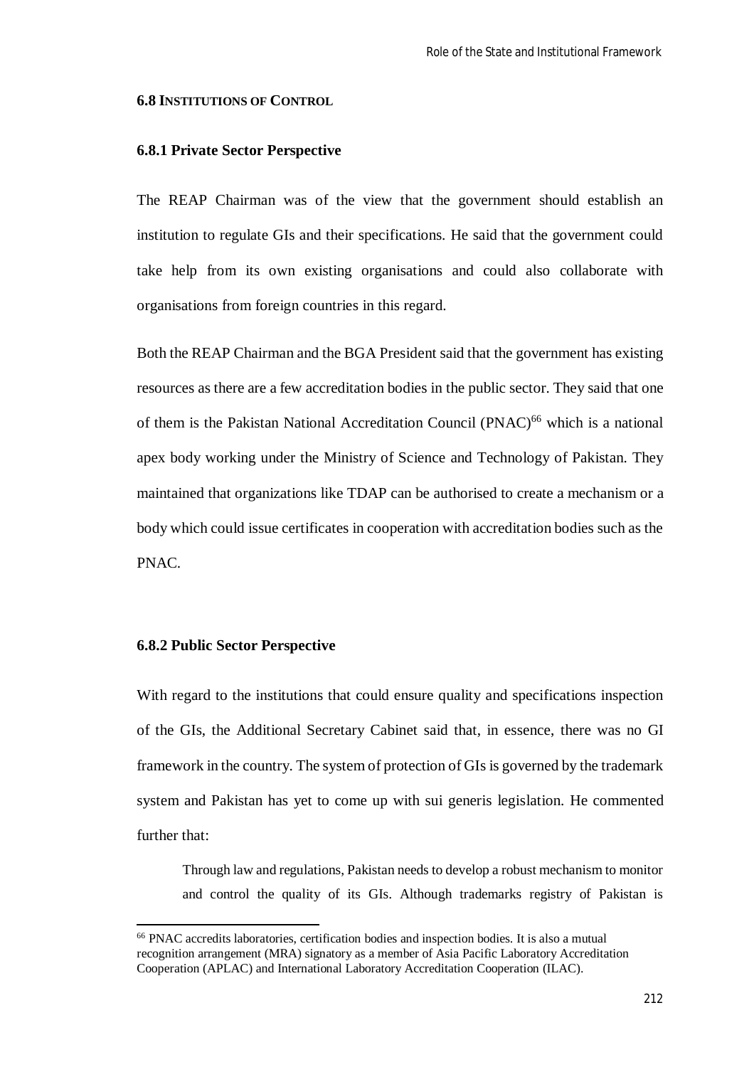### 6.8 Institutions of Control

#### 6.8.1 Private Sector Perspective

The REAP Chairman was of the view that the government should establish an institution to regulate GIs and their specifications. He said that the government could take help from its own existing organisations and could also collaborate with organisations from foreign countries in this regard.

Both the REAP Chairman and the BGA President said that the government has existing resources as there are a few accreditation bodies in the public sector. They said that one of them is the Pakistan National Accreditation Council (PNAC)[66] which is a national apex body working under the Ministry of Science and Technology of Pakistan. They maintained that organizations like TDAP can be authorised to create a mechanism or a body which could issue certificates in cooperation with accreditation bodies such as the PNAC.

#### 6.8.2 Public Sector Perspective

With regard to the institutions that could ensure quality and specifications inspection of the GIs, the Additional Secretary Cabinet said that, in essence, there was no GI framework in the country. The system of protection of GIs is governed by the trademark system and Pakistan has yet to come up with sui generis legislation. He commented further that:

> Through law and regulations, Pakistan needs to develop a robust mechanism to monitor and control the quality of its GIs. Although trademarks registry of Pakistan is

---

[66] PNAC accredits laboratories, certification bodies and inspection bodies. It is also a mutual recognition arrangement (MRA) signatory as a member of Asia Pacific Laboratory Accreditation Cooperation (APLAC) and International Laboratory Accreditation Cooperation (ILAC).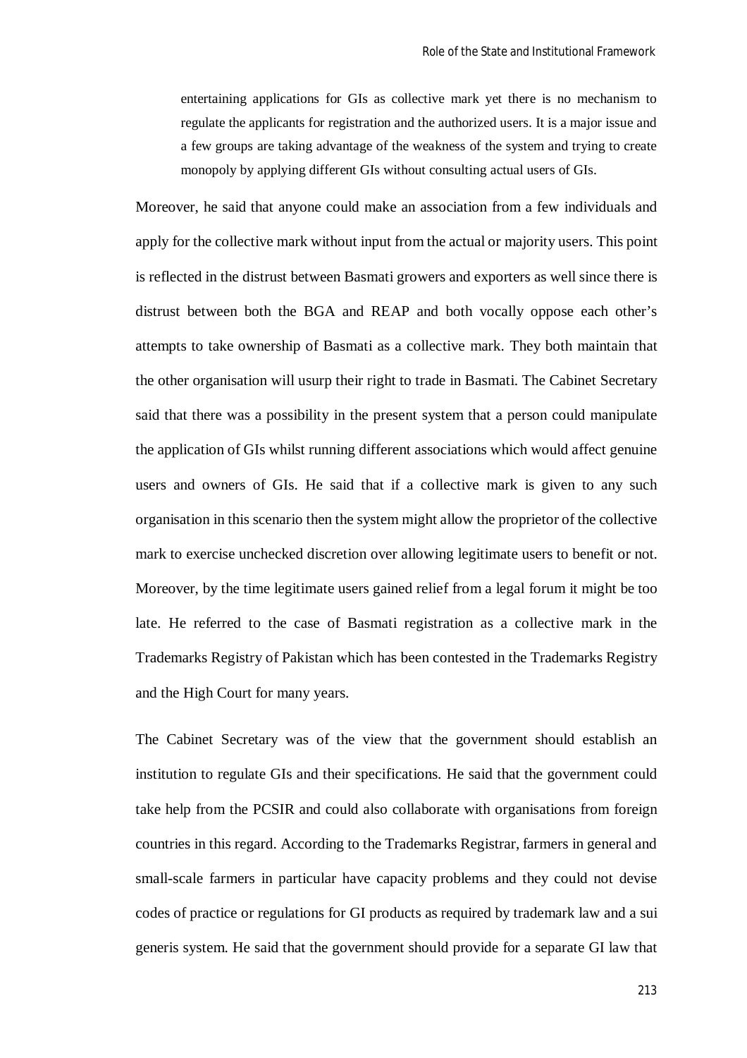> entertaining applications for GIs as collective mark yet there is no mechanism to regulate the applicants for registration and the authorized users. It is a major issue and a few groups are taking advantage of the weakness of the system and trying to create monopoly by applying different GIs without consulting actual users of GIs.

Moreover, he said that anyone could make an association from a few individuals and apply for the collective mark without input from the actual or majority users. This point is reflected in the distrust between Basmati growers and exporters as well since there is distrust between both the BGA and REAP and both vocally oppose each other's attempts to take ownership of Basmati as a collective mark. They both maintain that the other organisation will usurp their right to trade in Basmati. The Cabinet Secretary said that there was a possibility in the present system that a person could manipulate the application of GIs whilst running different associations which would affect genuine users and owners of GIs. He said that if a collective mark is given to any such organisation in this scenario then the system might allow the proprietor of the collective mark to exercise unchecked discretion over allowing legitimate users to benefit or not. Moreover, by the time legitimate users gained relief from a legal forum it might be too late. He referred to the case of Basmati registration as a collective mark in the Trademarks Registry of Pakistan which has been contested in the Trademarks Registry and the High Court for many years.

The Cabinet Secretary was of the view that the government should establish an institution to regulate GIs and their specifications. He said that the government could take help from the PCSIR and could also collaborate with organisations from foreign countries in this regard. According to the Trademarks Registrar, farmers in general and small-scale farmers in particular have capacity problems and they could not devise codes of practice or regulations for GI products as required by trademark law and a sui generis system. He said that the government should provide for a separate GI law that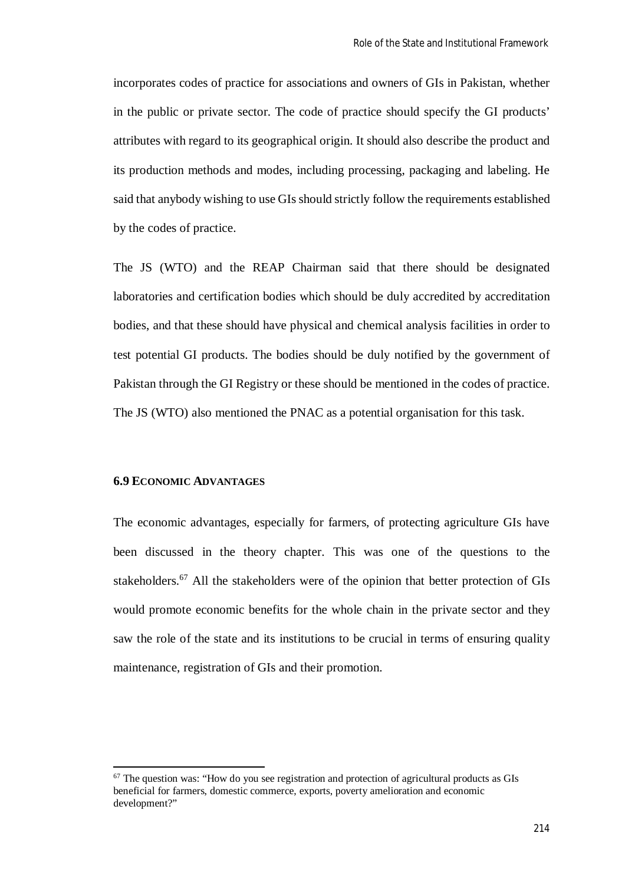incorporates codes of practice for associations and owners of GIs in Pakistan, whether in the public or private sector. The code of practice should specify the GI products' attributes with regard to its geographical origin. It should also describe the product and its production methods and modes, including processing, packaging and labeling. He said that anybody wishing to use GIs should strictly follow the requirements established by the codes of practice.

The JS (WTO) and the REAP Chairman said that there should be designated laboratories and certification bodies which should be duly accredited by accreditation bodies, and that these should have physical and chemical analysis facilities in order to test potential GI products. The bodies should be duly notified by the government of Pakistan through the GI Registry or these should be mentioned in the codes of practice. The JS (WTO) also mentioned the PNAC as a potential organisation for this task.

### 6.9 ECONOMIC ADVANTAGES

The economic advantages, especially for farmers, of protecting agriculture GIs have been discussed in the theory chapter. This was one of the questions to the stakeholders.[67] All the stakeholders were of the opinion that better protection of GIs would promote economic benefits for the whole chain in the private sector and they saw the role of the state and its institutions to be crucial in terms of ensuring quality maintenance, registration of GIs and their promotion.

[67] The question was: "How do you see registration and protection of agricultural products as GIs beneficial for farmers, domestic commerce, exports, poverty amelioration and economic development?"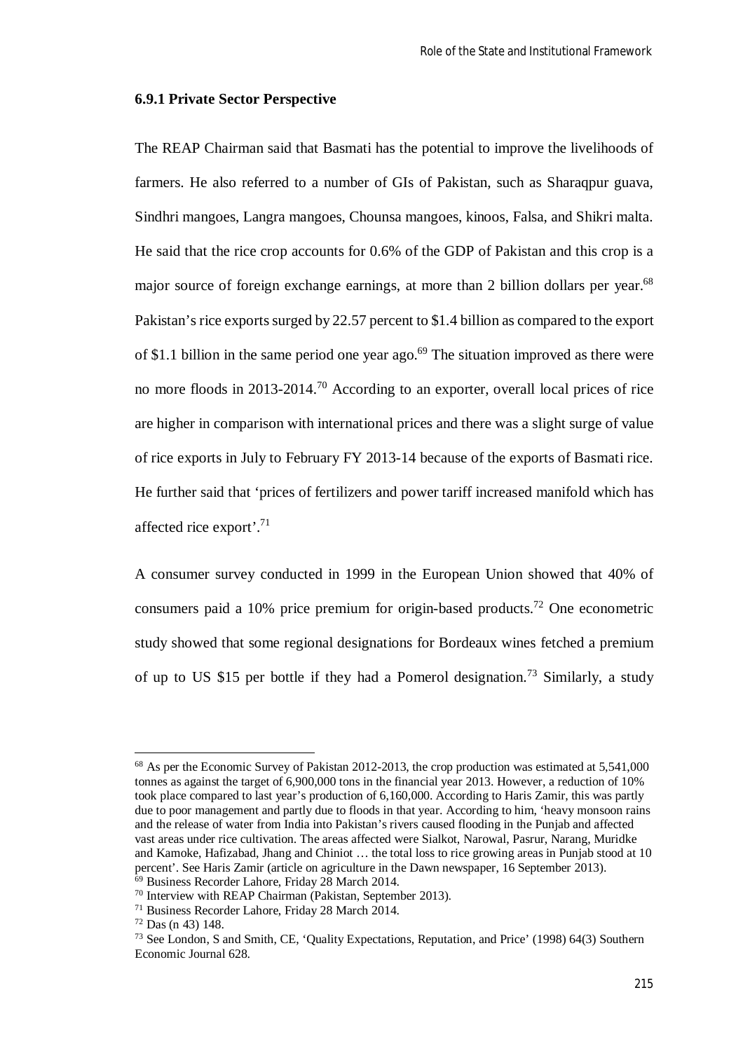### 6.9.1 Private Sector Perspective

The REAP Chairman said that Basmati has the potential to improve the livelihoods of farmers. He also referred to a number of GIs of Pakistan, such as Sharaqpur guava, Sindhri mangoes, Langra mangoes, Chounsa mangoes, kinoos, Falsa, and Shikri malta. He said that the rice crop accounts for 0.6% of the GDP of Pakistan and this crop is a major source of foreign exchange earnings, at more than 2 billion dollars per year.[68] Pakistan's rice exports surged by 22.57 percent to $1.4 billion as compared to the export of $1.1 billion in the same period one year ago.[69] The situation improved as there were no more floods in 2013-2014.[70] According to an exporter, overall local prices of rice are higher in comparison with international prices and there was a slight surge of value of rice exports in July to February FY 2013-14 because of the exports of Basmati rice. He further said that 'prices of fertilizers and power tariff increased manifold which has affected rice export'.[71]

A consumer survey conducted in 1999 in the European Union showed that 40% of consumers paid a 10% price premium for origin-based products.[72] One econometric study showed that some regional designations for Bordeaux wines fetched a premium of up to US $15 per bottle if they had a Pomerol designation.[73] Similarly, a study

---

[68] As per the Economic Survey of Pakistan 2012-2013, the crop production was estimated at 5,541,000 tonnes as against the target of 6,900,000 tons in the financial year 2013. However, a reduction of 10% took place compared to last year's production of 6,160,000. According to Haris Zamir, this was partly due to poor management and partly due to floods in that year. According to him, 'heavy monsoon rains and the release of water from India into Pakistan's rivers caused flooding in the Punjab and affected vast areas under rice cultivation. The areas affected were Sialkot, Narowal, Pasrur, Narang, Muridke and Kamoke, Hafizabad, Jhang and Chiniot … the total loss to rice growing areas in Punjab stood at 10 percent'. See Haris Zamir (article on agriculture in the Dawn newspaper, 16 September 2013).

[69] Business Recorder Lahore, Friday 28 March 2014.

[70] Interview with REAP Chairman (Pakistan, September 2013).

[71] Business Recorder Lahore, Friday 28 March 2014.

[72] Das (n 43) 148.

[73] See London, S and Smith, CE, 'Quality Expectations, Reputation, and Price' (1998) 64(3) Southern Economic Journal 628.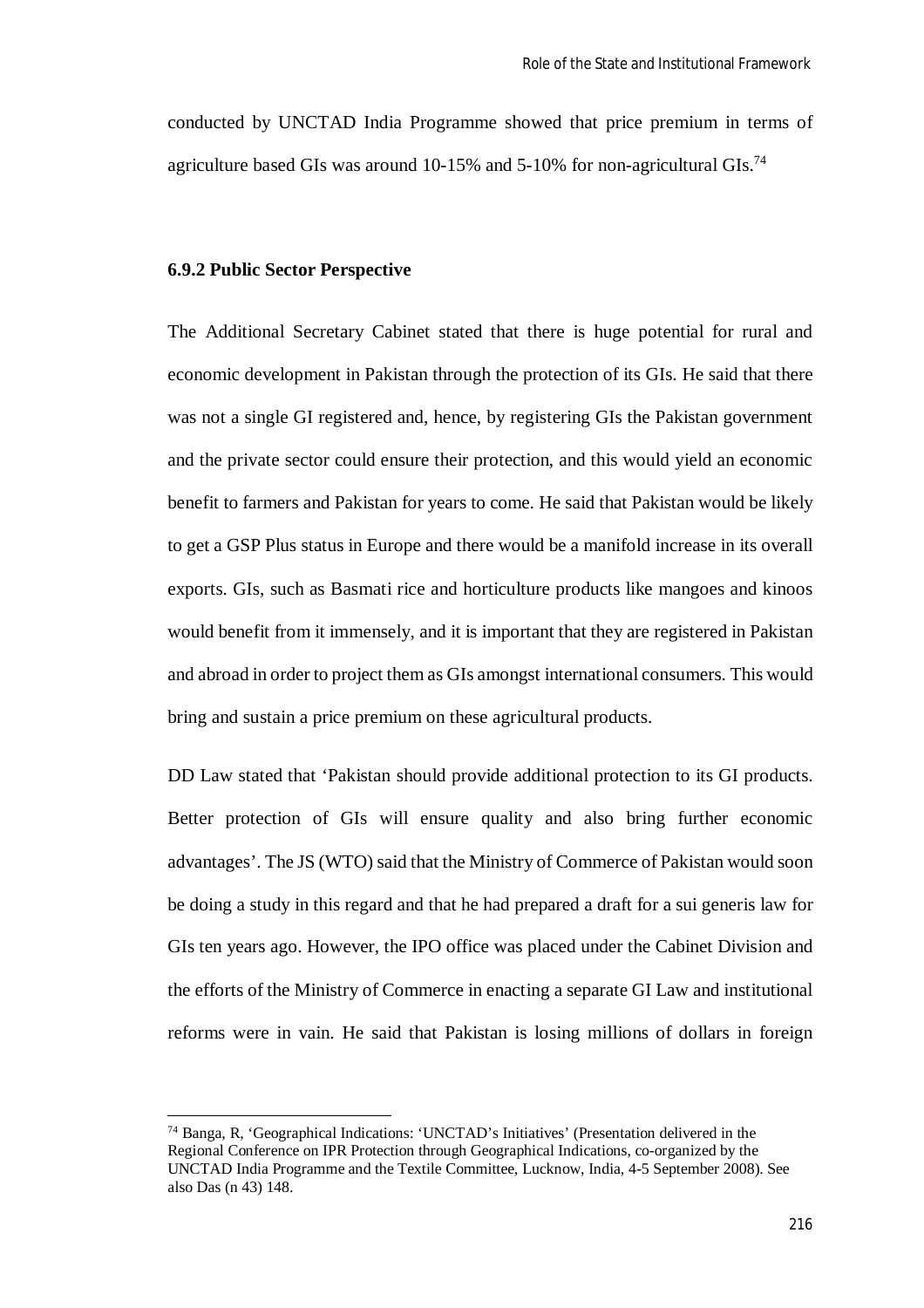conducted by UNCTAD India Programme showed that price premium in terms of agriculture based GIs was around 10-15% and 5-10% for non-agricultural GIs.[74]

### 6.9.2 Public Sector Perspective

The Additional Secretary Cabinet stated that there is huge potential for rural and economic development in Pakistan through the protection of its GIs. He said that there was not a single GI registered and, hence, by registering GIs the Pakistan government and the private sector could ensure their protection, and this would yield an economic benefit to farmers and Pakistan for years to come. He said that Pakistan would be likely to get a GSP Plus status in Europe and there would be a manifold increase in its overall exports. GIs, such as Basmati rice and horticulture products like mangoes and kinoos would benefit from it immensely, and it is important that they are registered in Pakistan and abroad in order to project them as GIs amongst international consumers. This would bring and sustain a price premium on these agricultural products.

DD Law stated that 'Pakistan should provide additional protection to its GI products. Better protection of GIs will ensure quality and also bring further economic advantages'. The JS (WTO) said that the Ministry of Commerce of Pakistan would soon be doing a study in this regard and that he had prepared a draft for a sui generis law for GIs ten years ago. However, the IPO office was placed under the Cabinet Division and the efforts of the Ministry of Commerce in enacting a separate GI Law and institutional reforms were in vain. He said that Pakistan is losing millions of dollars in foreign

---

[74] Banga, R, 'Geographical Indications: 'UNCTAD's Initiatives' (Presentation delivered in the Regional Conference on IPR Protection through Geographical Indications, co-organized by the UNCTAD India Programme and the Textile Committee, Lucknow, India, 4-5 September 2008). See also Das (n 43) 148.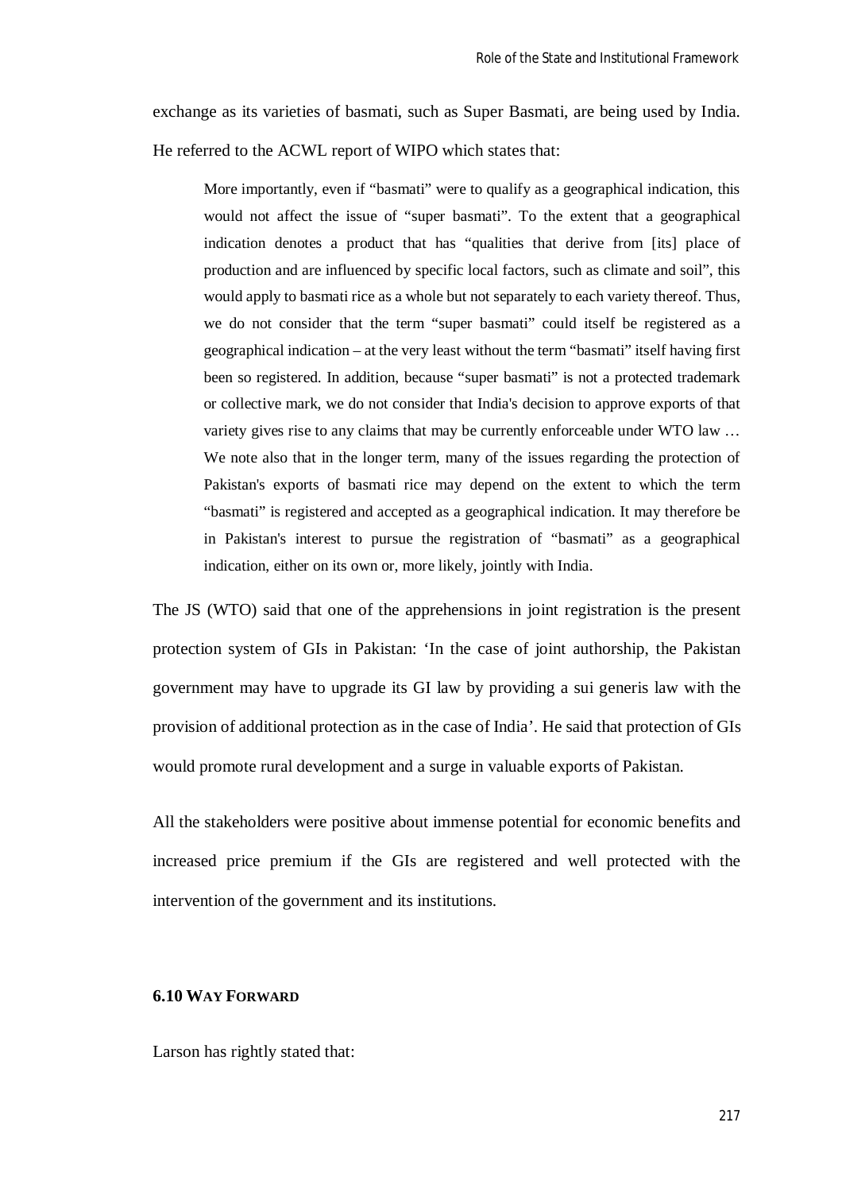exchange as its varieties of basmati, such as Super Basmati, are being used by India. He referred to the ACWL report of WIPO which states that:

> More importantly, even if "basmati" were to qualify as a geographical indication, this would not affect the issue of "super basmati". To the extent that a geographical indication denotes a product that has "qualities that derive from [its] place of production and are influenced by specific local factors, such as climate and soil", this would apply to basmati rice as a whole but not separately to each variety thereof. Thus, we do not consider that the term "super basmati" could itself be registered as a geographical indication – at the very least without the term "basmati" itself having first been so registered. In addition, because "super basmati" is not a protected trademark or collective mark, we do not consider that India's decision to approve exports of that variety gives rise to any claims that may be currently enforceable under WTO law … We note also that in the longer term, many of the issues regarding the protection of Pakistan's exports of basmati rice may depend on the extent to which the term "basmati" is registered and accepted as a geographical indication. It may therefore be in Pakistan's interest to pursue the registration of "basmati" as a geographical indication, either on its own or, more likely, jointly with India.

The JS (WTO) said that one of the apprehensions in joint registration is the present protection system of GIs in Pakistan: 'In the case of joint authorship, the Pakistan government may have to upgrade its GI law by providing a sui generis law with the provision of additional protection as in the case of India'. He said that protection of GIs would promote rural development and a surge in valuable exports of Pakistan.

All the stakeholders were positive about immense potential for economic benefits and increased price premium if the GIs are registered and well protected with the intervention of the government and its institutions.

### 6.10 WAY FORWARD

Larson has rightly stated that: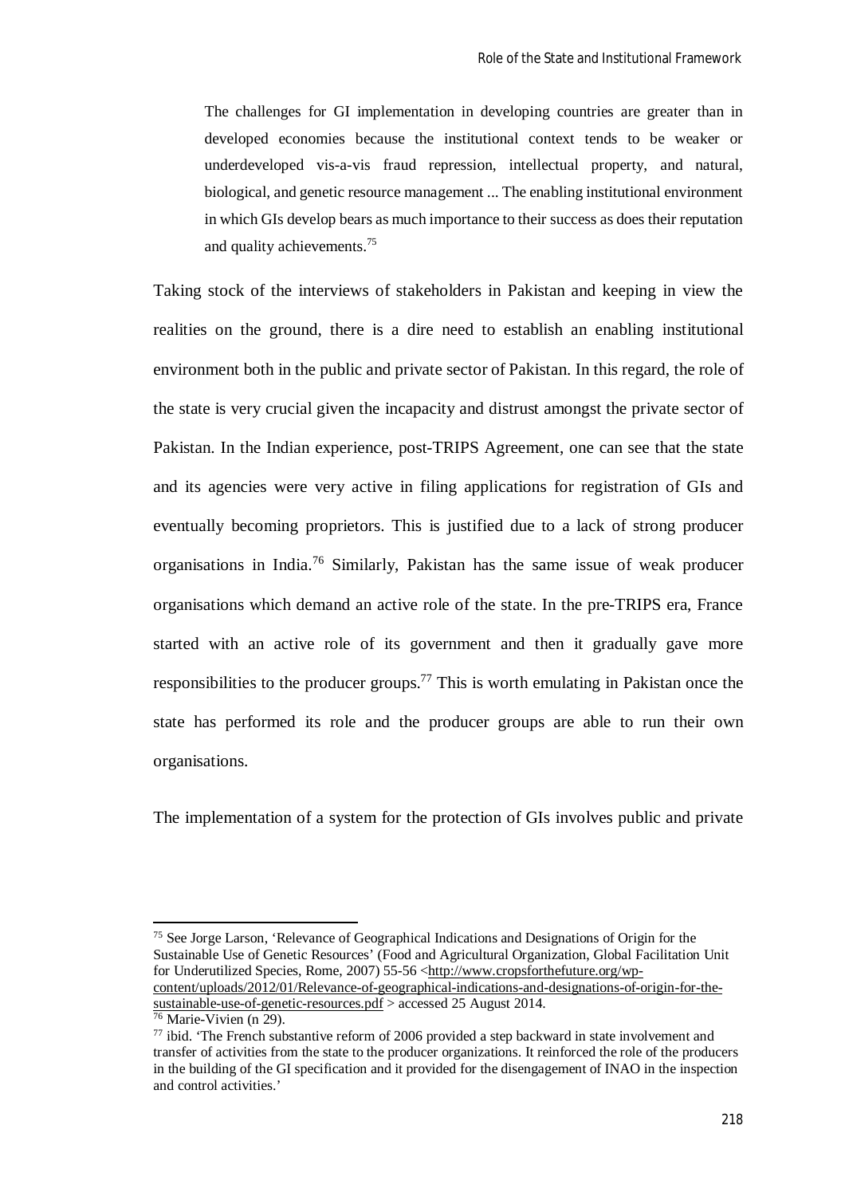> The challenges for GI implementation in developing countries are greater than in developed economies because the institutional context tends to be weaker or underdeveloped vis-a-vis fraud repression, intellectual property, and natural, biological, and genetic resource management ... The enabling institutional environment in which GIs develop bears as much importance to their success as does their reputation and quality achievements.[75]

Taking stock of the interviews of stakeholders in Pakistan and keeping in view the realities on the ground, there is a dire need to establish an enabling institutional environment both in the public and private sector of Pakistan. In this regard, the role of the state is very crucial given the incapacity and distrust amongst the private sector of Pakistan. In the Indian experience, post-TRIPS Agreement, one can see that the state and its agencies were very active in filing applications for registration of GIs and eventually becoming proprietors. This is justified due to a lack of strong producer organisations in India.[76] Similarly, Pakistan has the same issue of weak producer organisations which demand an active role of the state. In the pre-TRIPS era, France started with an active role of its government and then it gradually gave more responsibilities to the producer groups.[77] This is worth emulating in Pakistan once the state has performed its role and the producer groups are able to run their own organisations.

The implementation of a system for the protection of GIs involves public and private

---

[75] See Jorge Larson, 'Relevance of Geographical Indications and Designations of Origin for the Sustainable Use of Genetic Resources' (Food and Agricultural Organization, Global Facilitation Unit for Underutilized Species, Rome, 2007) 55-56 <http://www.cropsforthefuture.org/wp-content/uploads/2012/01/Relevance-of-geographical-indications-and-designations-of-origin-for-the-sustainable-use-of-genetic-resources.pdf > accessed 25 August 2014.

[76] Marie-Vivien (n 29).

[77] ibid. 'The French substantive reform of 2006 provided a step backward in state involvement and transfer of activities from the state to the producer organizations. It reinforced the role of the producers in the building of the GI specification and it provided for the disengagement of INAO in the inspection and control activities.'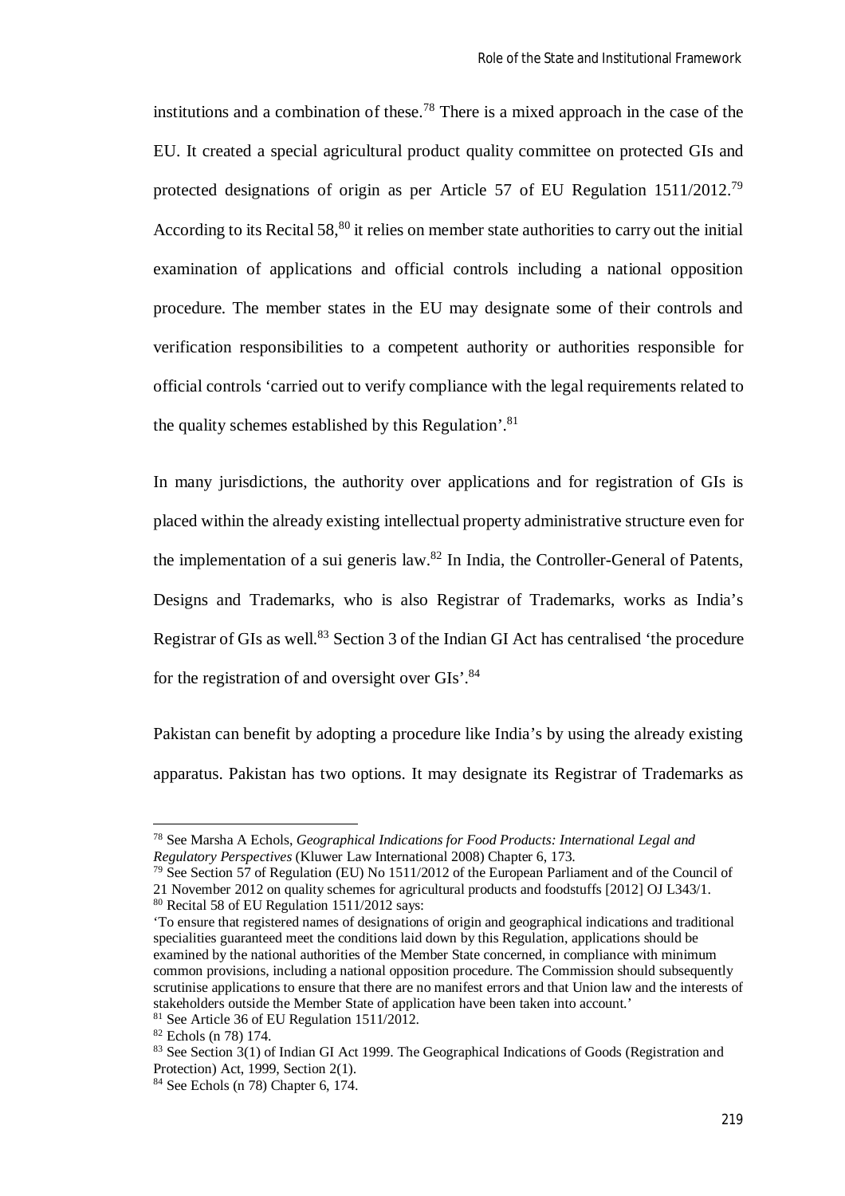institutions and a combination of these.[78] There is a mixed approach in the case of the EU. It created a special agricultural product quality committee on protected GIs and protected designations of origin as per Article 57 of EU Regulation 1511/2012.[79] According to its Recital 58,[80] it relies on member state authorities to carry out the initial examination of applications and official controls including a national opposition procedure. The member states in the EU may designate some of their controls and verification responsibilities to a competent authority or authorities responsible for official controls 'carried out to verify compliance with the legal requirements related to the quality schemes established by this Regulation'.[81]

In many jurisdictions, the authority over applications and for registration of GIs is placed within the already existing intellectual property administrative structure even for the implementation of a sui generis law.[82] In India, the Controller-General of Patents, Designs and Trademarks, who is also Registrar of Trademarks, works as India's Registrar of GIs as well.[83] Section 3 of the Indian GI Act has centralised 'the procedure for the registration of and oversight over GIs'.[84]

Pakistan can benefit by adopting a procedure like India's by using the already existing apparatus. Pakistan has two options. It may designate its Registrar of Trademarks as

---

[78] See Marsha A Echols, *Geographical Indications for Food Products: International Legal and Regulatory Perspectives* (Kluwer Law International 2008) Chapter 6, 173.

[79] See Section 57 of Regulation (EU) No 1511/2012 of the European Parliament and of the Council of 21 November 2012 on quality schemes for agricultural products and foodstuffs [2012] OJ L343/1.

[80] Recital 58 of EU Regulation 1511/2012 says:

'To ensure that registered names of designations of origin and geographical indications and traditional specialities guaranteed meet the conditions laid down by this Regulation, applications should be examined by the national authorities of the Member State concerned, in compliance with minimum common provisions, including a national opposition procedure. The Commission should subsequently scrutinise applications to ensure that there are no manifest errors and that Union law and the interests of stakeholders outside the Member State of application have been taken into account.'

[81] See Article 36 of EU Regulation 1511/2012.

[82] Echols (n 78) 174.

[83] See Section 3(1) of Indian GI Act 1999. The Geographical Indications of Goods (Registration and Protection) Act, 1999, Section 2(1).

[84] See Echols (n 78) Chapter 6, 174.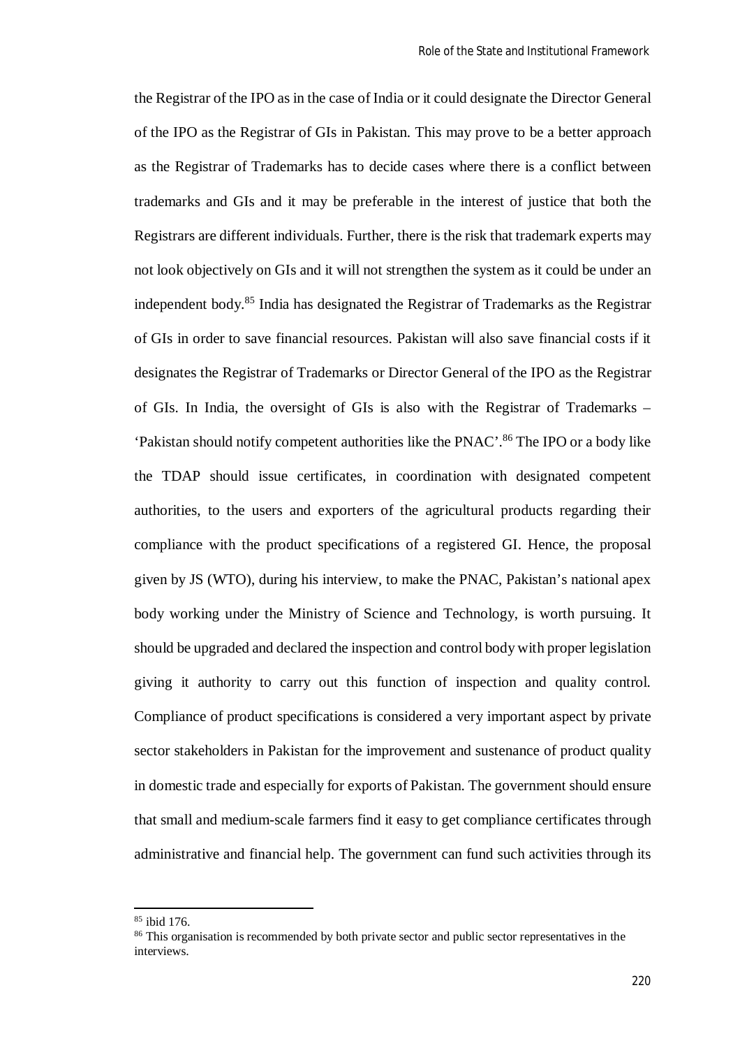the Registrar of the IPO as in the case of India or it could designate the Director General of the IPO as the Registrar of GIs in Pakistan. This may prove to be a better approach as the Registrar of Trademarks has to decide cases where there is a conflict between trademarks and GIs and it may be preferable in the interest of justice that both the Registrars are different individuals. Further, there is the risk that trademark experts may not look objectively on GIs and it will not strengthen the system as it could be under an independent body.[85] India has designated the Registrar of Trademarks as the Registrar of GIs in order to save financial resources. Pakistan will also save financial costs if it designates the Registrar of Trademarks or Director General of the IPO as the Registrar of GIs. In India, the oversight of GIs is also with the Registrar of Trademarks – 'Pakistan should notify competent authorities like the PNAC'.[86] The IPO or a body like the TDAP should issue certificates, in coordination with designated competent authorities, to the users and exporters of the agricultural products regarding their compliance with the product specifications of a registered GI. Hence, the proposal given by JS (WTO), during his interview, to make the PNAC, Pakistan's national apex body working under the Ministry of Science and Technology, is worth pursuing. It should be upgraded and declared the inspection and control body with proper legislation giving it authority to carry out this function of inspection and quality control. Compliance of product specifications is considered a very important aspect by private sector stakeholders in Pakistan for the improvement and sustenance of product quality in domestic trade and especially for exports of Pakistan. The government should ensure that small and medium-scale farmers find it easy to get compliance certificates through administrative and financial help. The government can fund such activities through its

[85] ibid 176.

[86] This organisation is recommended by both private sector and public sector representatives in the interviews.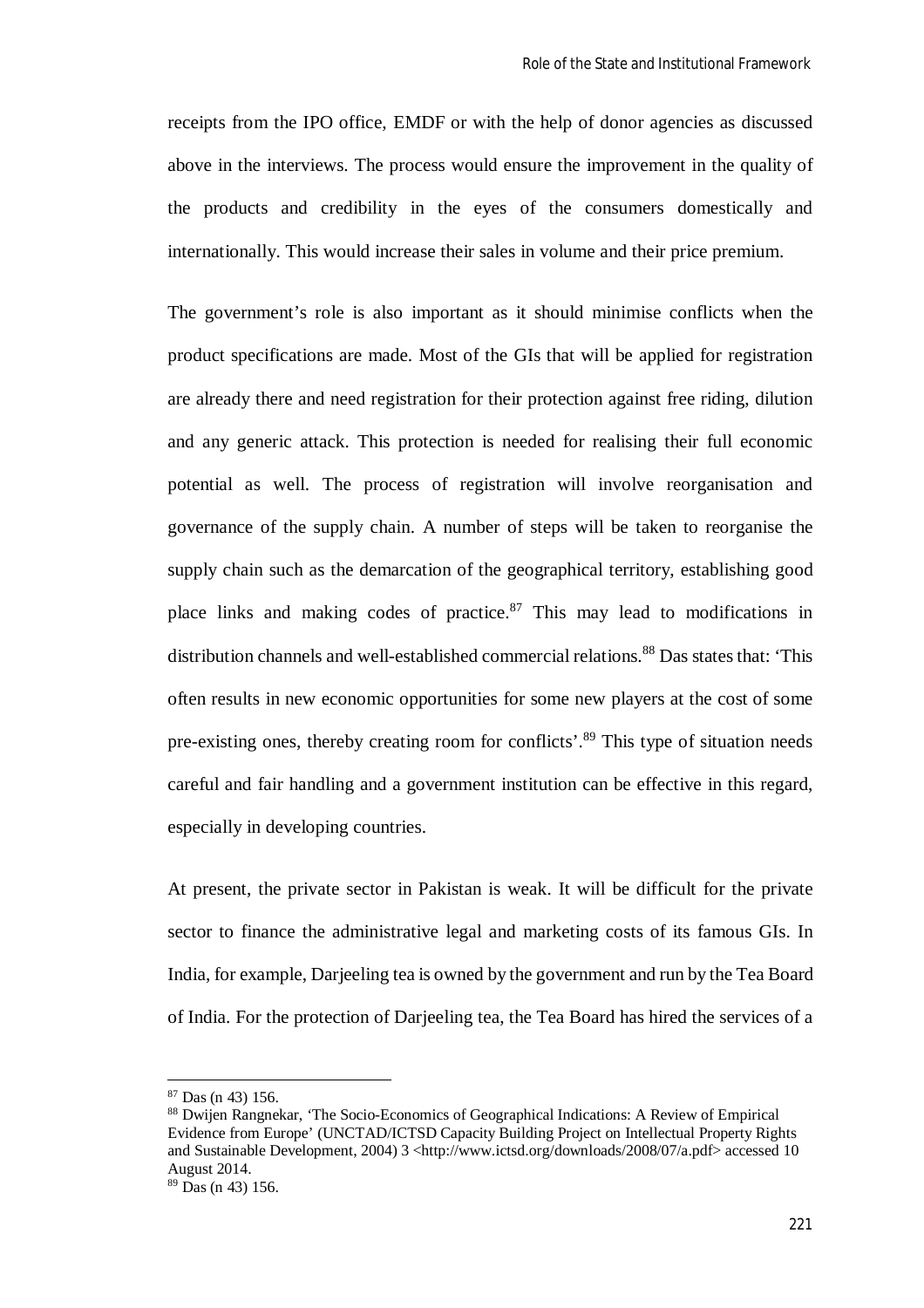receipts from the IPO office, EMDF or with the help of donor agencies as discussed above in the interviews. The process would ensure the improvement in the quality of the products and credibility in the eyes of the consumers domestically and internationally. This would increase their sales in volume and their price premium.

The government's role is also important as it should minimise conflicts when the product specifications are made. Most of the GIs that will be applied for registration are already there and need registration for their protection against free riding, dilution and any generic attack. This protection is needed for realising their full economic potential as well. The process of registration will involve reorganisation and governance of the supply chain. A number of steps will be taken to reorganise the supply chain such as the demarcation of the geographical territory, establishing good place links and making codes of practice.[87] This may lead to modifications in distribution channels and well-established commercial relations.[88] Das states that: 'This often results in new economic opportunities for some new players at the cost of some pre-existing ones, thereby creating room for conflicts'.[89] This type of situation needs careful and fair handling and a government institution can be effective in this regard, especially in developing countries.

At present, the private sector in Pakistan is weak. It will be difficult for the private sector to finance the administrative legal and marketing costs of its famous GIs. In India, for example, Darjeeling tea is owned by the government and run by the Tea Board of India. For the protection of Darjeeling tea, the Tea Board has hired the services of a

---

[87] Das (n 43) 156.

[88] Dwijen Rangnekar, 'The Socio-Economics of Geographical Indications: A Review of Empirical Evidence from Europe' (UNCTAD/ICTSD Capacity Building Project on Intellectual Property Rights and Sustainable Development, 2004) 3 <http://www.ictsd.org/downloads/2008/07/a.pdf> accessed 10 August 2014.

[89] Das (n 43) 156.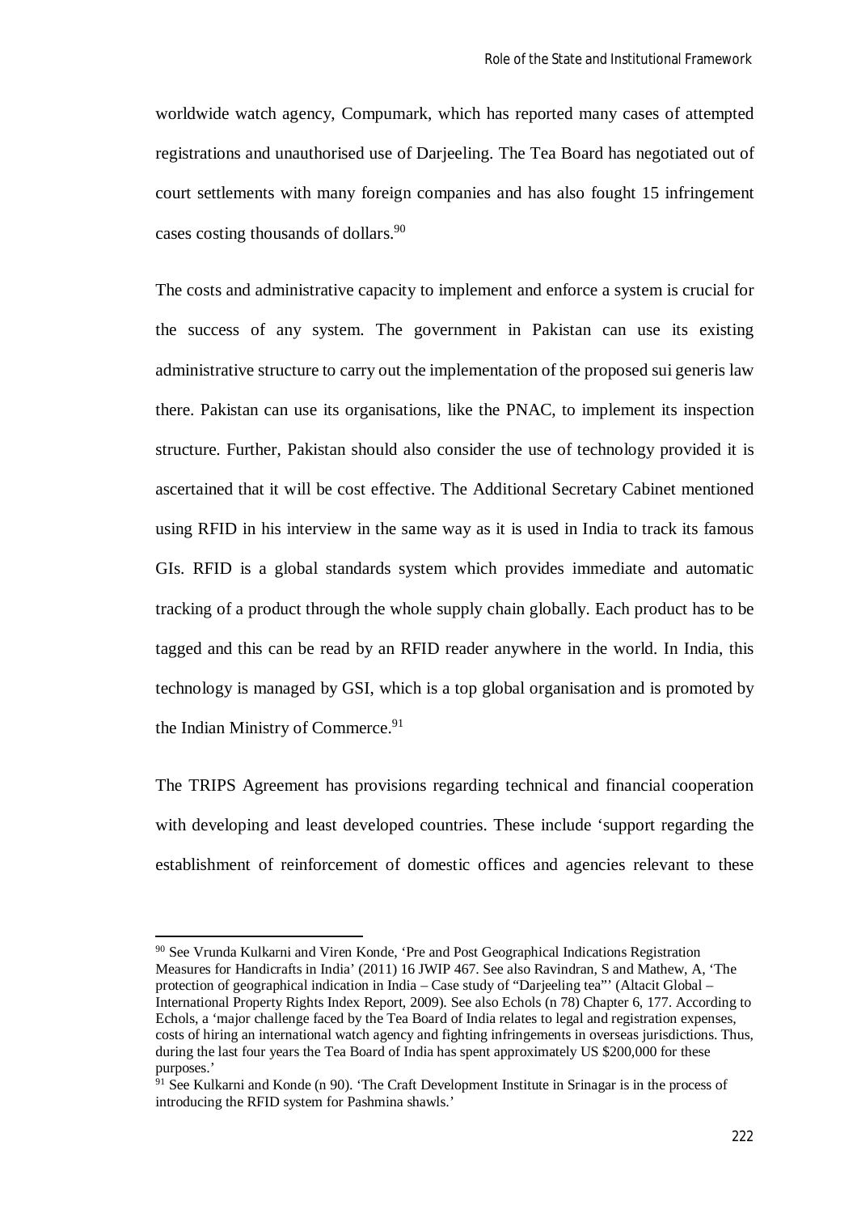worldwide watch agency, Compumark, which has reported many cases of attempted registrations and unauthorised use of Darjeeling. The Tea Board has negotiated out of court settlements with many foreign companies and has also fought 15 infringement cases costing thousands of dollars.[90]

The costs and administrative capacity to implement and enforce a system is crucial for the success of any system. The government in Pakistan can use its existing administrative structure to carry out the implementation of the proposed sui generis law there. Pakistan can use its organisations, like the PNAC, to implement its inspection structure. Further, Pakistan should also consider the use of technology provided it is ascertained that it will be cost effective. The Additional Secretary Cabinet mentioned using RFID in his interview in the same way as it is used in India to track its famous GIs. RFID is a global standards system which provides immediate and automatic tracking of a product through the whole supply chain globally. Each product has to be tagged and this can be read by an RFID reader anywhere in the world. In India, this technology is managed by GSI, which is a top global organisation and is promoted by the Indian Ministry of Commerce.[91]

The TRIPS Agreement has provisions regarding technical and financial cooperation with developing and least developed countries. These include 'support regarding the establishment of reinforcement of domestic offices and agencies relevant to these

---

[90] See Vrunda Kulkarni and Viren Konde, 'Pre and Post Geographical Indications Registration Measures for Handicrafts in India' (2011) 16 JWIP 467. See also Ravindran, S and Mathew, A, 'The protection of geographical indication in India – Case study of "Darjeeling tea"' (Altacit Global – International Property Rights Index Report, 2009). See also Echols (n 78) Chapter 6, 177. According to Echols, a 'major challenge faced by the Tea Board of India relates to legal and registration expenses, costs of hiring an international watch agency and fighting infringements in overseas jurisdictions. Thus, during the last four years the Tea Board of India has spent approximately US $200,000 for these purposes.'

[91] See Kulkarni and Konde (n 90). 'The Craft Development Institute in Srinagar is in the process of introducing the RFID system for Pashmina shawls.'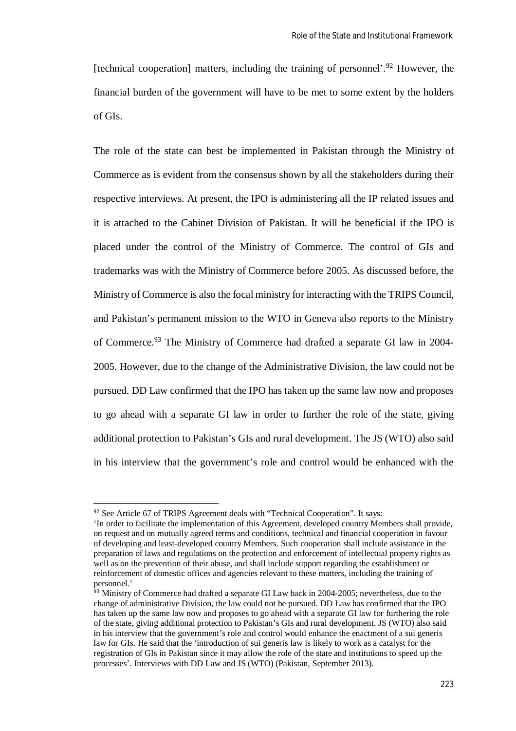[technical cooperation] matters, including the training of personnel'.[92] However, the financial burden of the government will have to be met to some extent by the holders of GIs.

The role of the state can best be implemented in Pakistan through the Ministry of Commerce as is evident from the consensus shown by all the stakeholders during their respective interviews. At present, the IPO is administering all the IP related issues and it is attached to the Cabinet Division of Pakistan. It will be beneficial if the IPO is placed under the control of the Ministry of Commerce. The control of GIs and trademarks was with the Ministry of Commerce before 2005. As discussed before, the Ministry of Commerce is also the focal ministry for interacting with the TRIPS Council, and Pakistan's permanent mission to the WTO in Geneva also reports to the Ministry of Commerce.[93] The Ministry of Commerce had drafted a separate GI law in 2004-2005. However, due to the change of the Administrative Division, the law could not be pursued. DD Law confirmed that the IPO has taken up the same law now and proposes to go ahead with a separate GI law in order to further the role of the state, giving additional protection to Pakistan's GIs and rural development. The JS (WTO) also said in his interview that the government's role and control would be enhanced with the

---

[92] See Article 67 of TRIPS Agreement deals with "Technical Cooperation". It says:
'In order to facilitate the implementation of this Agreement, developed country Members shall provide, on request and on mutually agreed terms and conditions, technical and financial cooperation in favour of developing and least-developed country Members. Such cooperation shall include assistance in the preparation of laws and regulations on the protection and enforcement of intellectual property rights as well as on the prevention of their abuse, and shall include support regarding the establishment or reinforcement of domestic offices and agencies relevant to these matters, including the training of personnel.'

[93] Ministry of Commerce had drafted a separate GI Law back in 2004-2005; nevertheless, due to the change of administrative Division, the law could not be pursued. DD Law has confirmed that the IPO has taken up the same law now and proposes to go ahead with a separate GI law for furthering the role of the state, giving additional protection to Pakistan's GIs and rural development. JS (WTO) also said in his interview that the government's role and control would enhance the enactment of a sui generis law for GIs. He said that the 'introduction of sui generis law is likely to work as a catalyst for the registration of GIs in Pakistan since it may allow the role of the state and institutions to speed up the processes'. Interviews with DD Law and JS (WTO) (Pakistan, September 2013).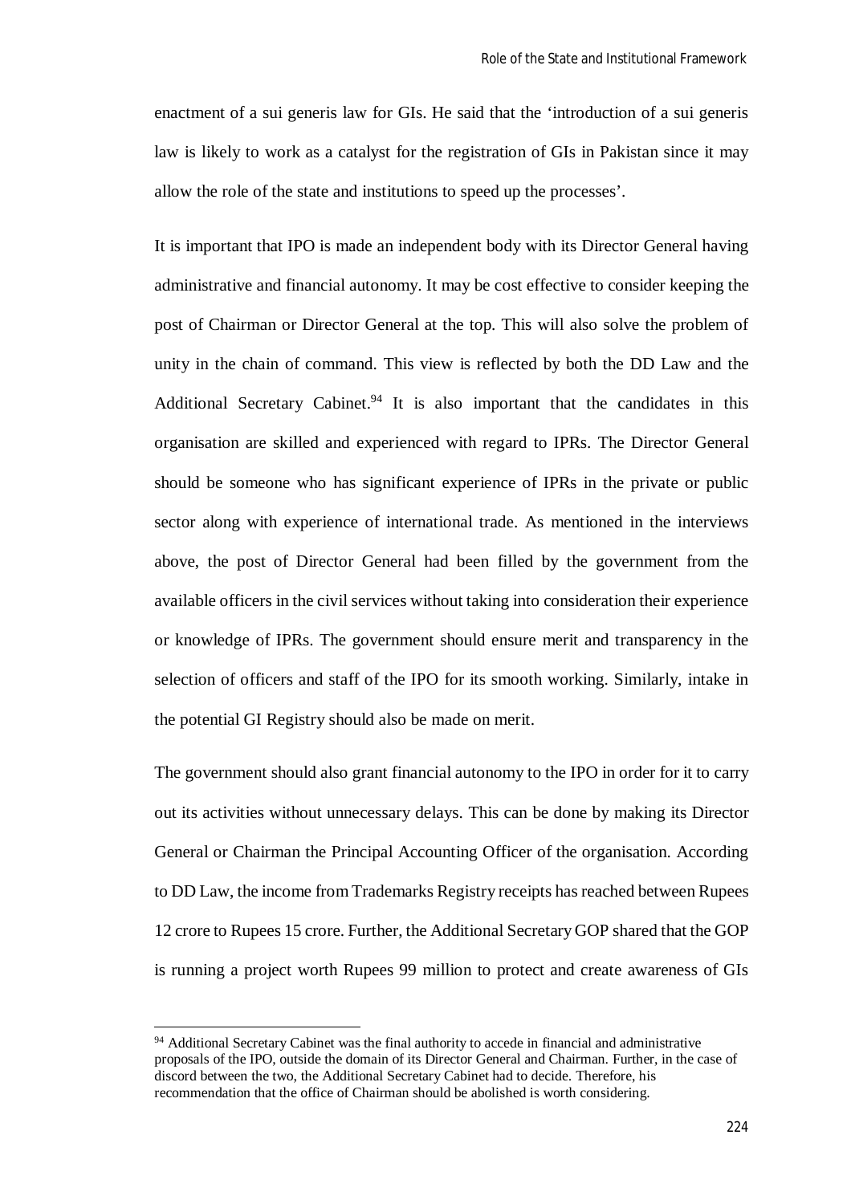enactment of a sui generis law for GIs. He said that the 'introduction of a sui generis law is likely to work as a catalyst for the registration of GIs in Pakistan since it may allow the role of the state and institutions to speed up the processes'.

It is important that IPO is made an independent body with its Director General having administrative and financial autonomy. It may be cost effective to consider keeping the post of Chairman or Director General at the top. This will also solve the problem of unity in the chain of command. This view is reflected by both the DD Law and the Additional Secretary Cabinet.[94] It is also important that the candidates in this organisation are skilled and experienced with regard to IPRs. The Director General should be someone who has significant experience of IPRs in the private or public sector along with experience of international trade. As mentioned in the interviews above, the post of Director General had been filled by the government from the available officers in the civil services without taking into consideration their experience or knowledge of IPRs. The government should ensure merit and transparency in the selection of officers and staff of the IPO for its smooth working. Similarly, intake in the potential GI Registry should also be made on merit.

The government should also grant financial autonomy to the IPO in order for it to carry out its activities without unnecessary delays. This can be done by making its Director General or Chairman the Principal Accounting Officer of the organisation. According to DD Law, the income from Trademarks Registry receipts has reached between Rupees 12 crore to Rupees 15 crore. Further, the Additional Secretary GOP shared that the GOP is running a project worth Rupees 99 million to protect and create awareness of GIs

[94] Additional Secretary Cabinet was the final authority to accede in financial and administrative proposals of the IPO, outside the domain of its Director General and Chairman. Further, in the case of discord between the two, the Additional Secretary Cabinet had to decide. Therefore, his recommendation that the office of Chairman should be abolished is worth considering.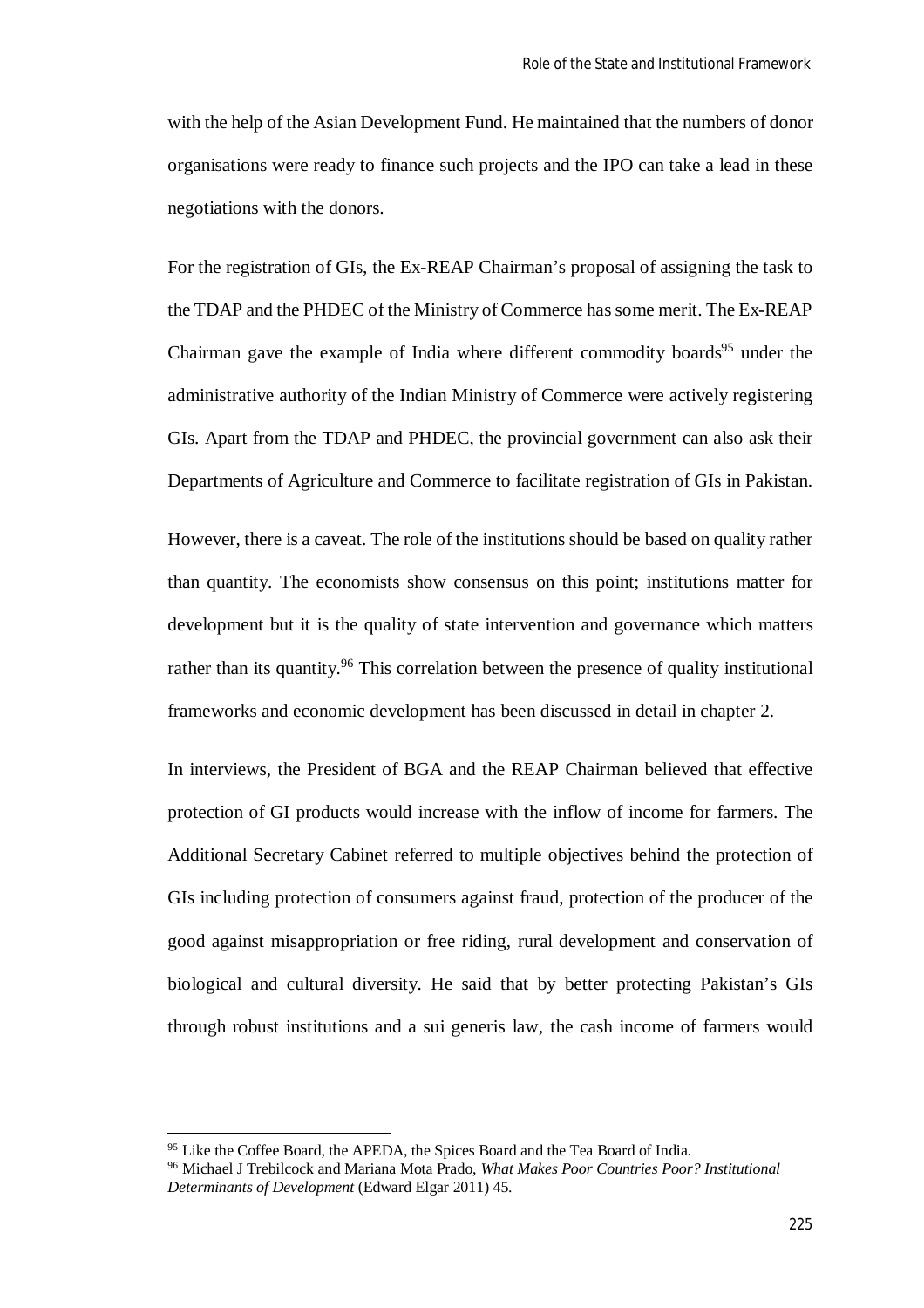with the help of the Asian Development Fund. He maintained that the numbers of donor organisations were ready to finance such projects and the IPO can take a lead in these negotiations with the donors.

For the registration of GIs, the Ex-REAP Chairman's proposal of assigning the task to the TDAP and the PHDEC of the Ministry of Commerce has some merit. The Ex-REAP Chairman gave the example of India where different commodity boards[95] under the administrative authority of the Indian Ministry of Commerce were actively registering GIs. Apart from the TDAP and PHDEC, the provincial government can also ask their Departments of Agriculture and Commerce to facilitate registration of GIs in Pakistan.

However, there is a caveat. The role of the institutions should be based on quality rather than quantity. The economists show consensus on this point; institutions matter for development but it is the quality of state intervention and governance which matters rather than its quantity.[96] This correlation between the presence of quality institutional frameworks and economic development has been discussed in detail in chapter 2.

In interviews, the President of BGA and the REAP Chairman believed that effective protection of GI products would increase with the inflow of income for farmers. The Additional Secretary Cabinet referred to multiple objectives behind the protection of GIs including protection of consumers against fraud, protection of the producer of the good against misappropriation or free riding, rural development and conservation of biological and cultural diversity. He said that by better protecting Pakistan's GIs through robust institutions and a sui generis law, the cash income of farmers would

---

[95] Like the Coffee Board, the APEDA, the Spices Board and the Tea Board of India.

[96] Michael J Trebilcock and Mariana Mota Prado, *What Makes Poor Countries Poor? Institutional Determinants of Development* (Edward Elgar 2011) 45.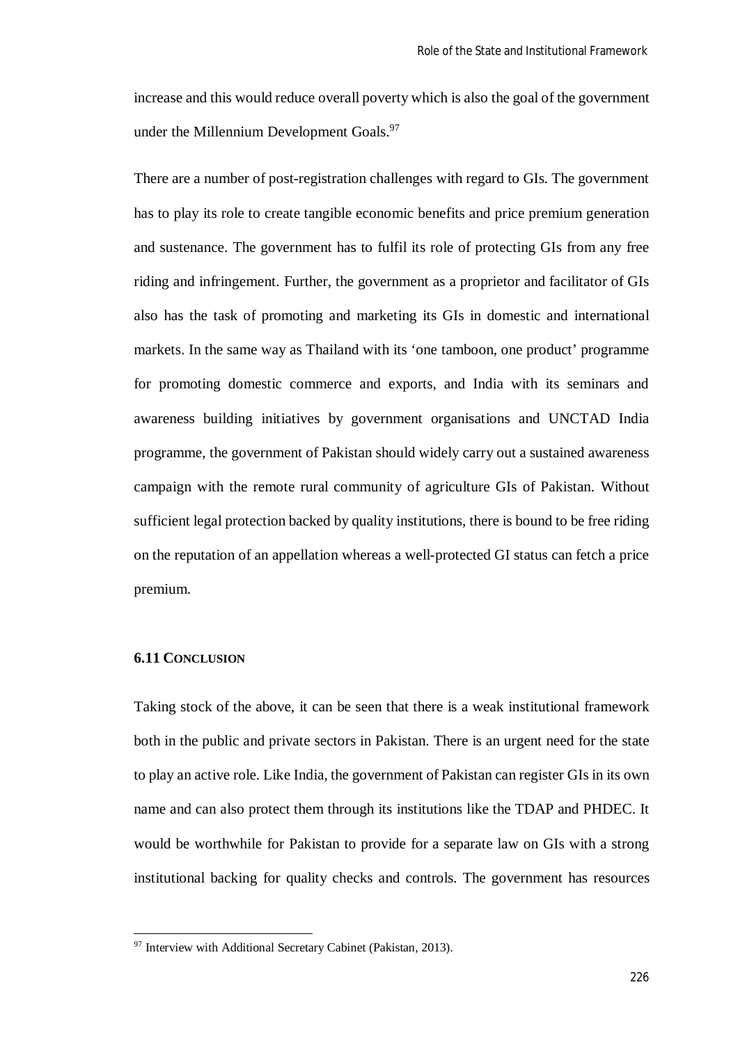increase and this would reduce overall poverty which is also the goal of the government under the Millennium Development Goals.[97]

There are a number of post-registration challenges with regard to GIs. The government has to play its role to create tangible economic benefits and price premium generation and sustenance. The government has to fulfil its role of protecting GIs from any free riding and infringement. Further, the government as a proprietor and facilitator of GIs also has the task of promoting and marketing its GIs in domestic and international markets. In the same way as Thailand with its 'one tamboon, one product' programme for promoting domestic commerce and exports, and India with its seminars and awareness building initiatives by government organisations and UNCTAD India programme, the government of Pakistan should widely carry out a sustained awareness campaign with the remote rural community of agriculture GIs of Pakistan. Without sufficient legal protection backed by quality institutions, there is bound to be free riding on the reputation of an appellation whereas a well-protected GI status can fetch a price premium.

### 6.11 Conclusion

Taking stock of the above, it can be seen that there is a weak institutional framework both in the public and private sectors in Pakistan. There is an urgent need for the state to play an active role. Like India, the government of Pakistan can register GIs in its own name and can also protect them through its institutions like the TDAP and PHDEC. It would be worthwhile for Pakistan to provide for a separate law on GIs with a strong institutional backing for quality checks and controls. The government has resources

[97] Interview with Additional Secretary Cabinet (Pakistan, 2013).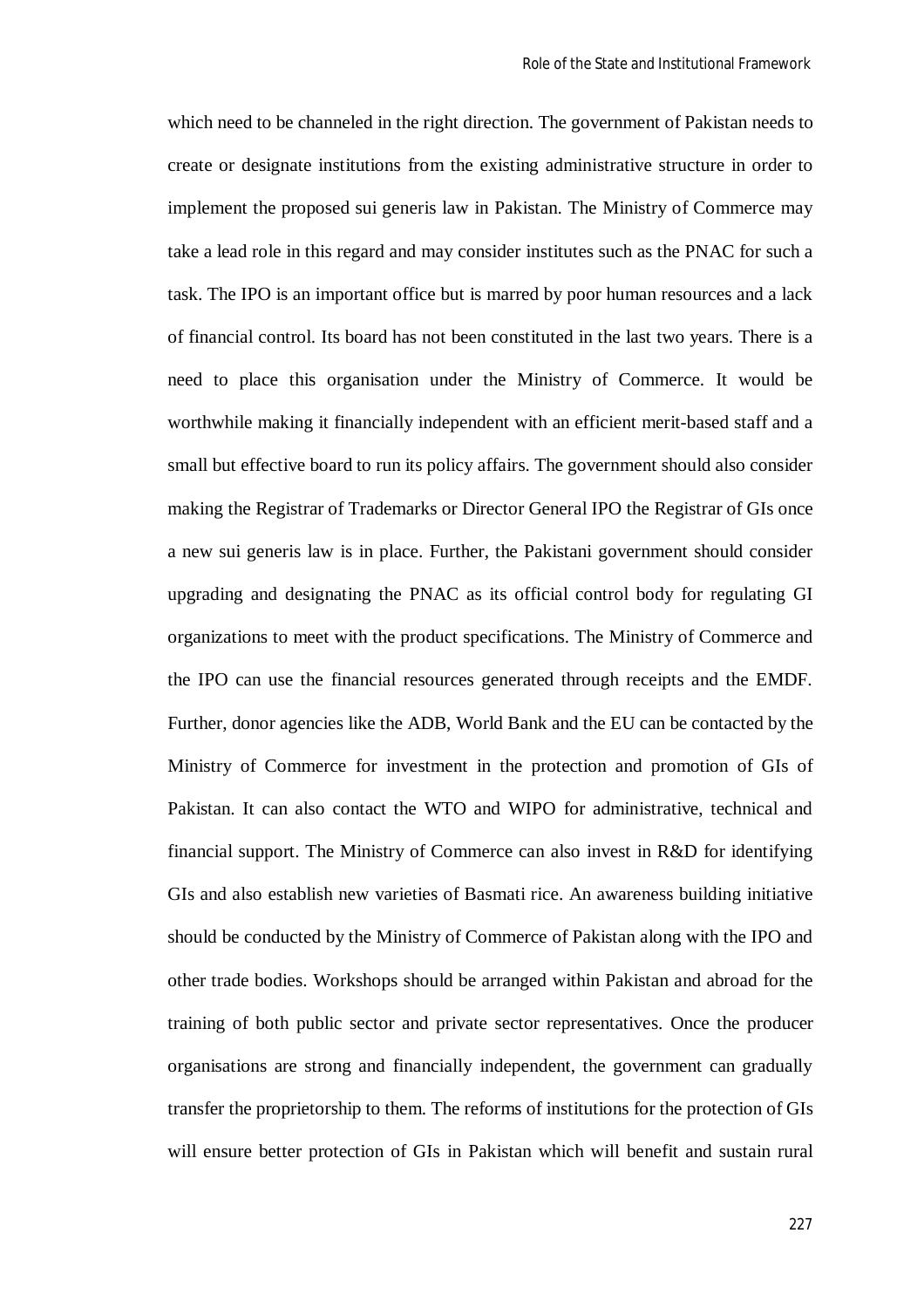which need to be channeled in the right direction. The government of Pakistan needs to create or designate institutions from the existing administrative structure in order to implement the proposed sui generis law in Pakistan. The Ministry of Commerce may take a lead role in this regard and may consider institutes such as the PNAC for such a task. The IPO is an important office but is marred by poor human resources and a lack of financial control. Its board has not been constituted in the last two years. There is a need to place this organisation under the Ministry of Commerce. It would be worthwhile making it financially independent with an efficient merit-based staff and a small but effective board to run its policy affairs. The government should also consider making the Registrar of Trademarks or Director General IPO the Registrar of GIs once a new sui generis law is in place. Further, the Pakistani government should consider upgrading and designating the PNAC as its official control body for regulating GI organizations to meet with the product specifications. The Ministry of Commerce and the IPO can use the financial resources generated through receipts and the EMDF. Further, donor agencies like the ADB, World Bank and the EU can be contacted by the Ministry of Commerce for investment in the protection and promotion of GIs of Pakistan. It can also contact the WTO and WIPO for administrative, technical and financial support. The Ministry of Commerce can also invest in R&D for identifying GIs and also establish new varieties of Basmati rice. An awareness building initiative should be conducted by the Ministry of Commerce of Pakistan along with the IPO and other trade bodies. Workshops should be arranged within Pakistan and abroad for the training of both public sector and private sector representatives. Once the producer organisations are strong and financially independent, the government can gradually transfer the proprietorship to them. The reforms of institutions for the protection of GIs will ensure better protection of GIs in Pakistan which will benefit and sustain rural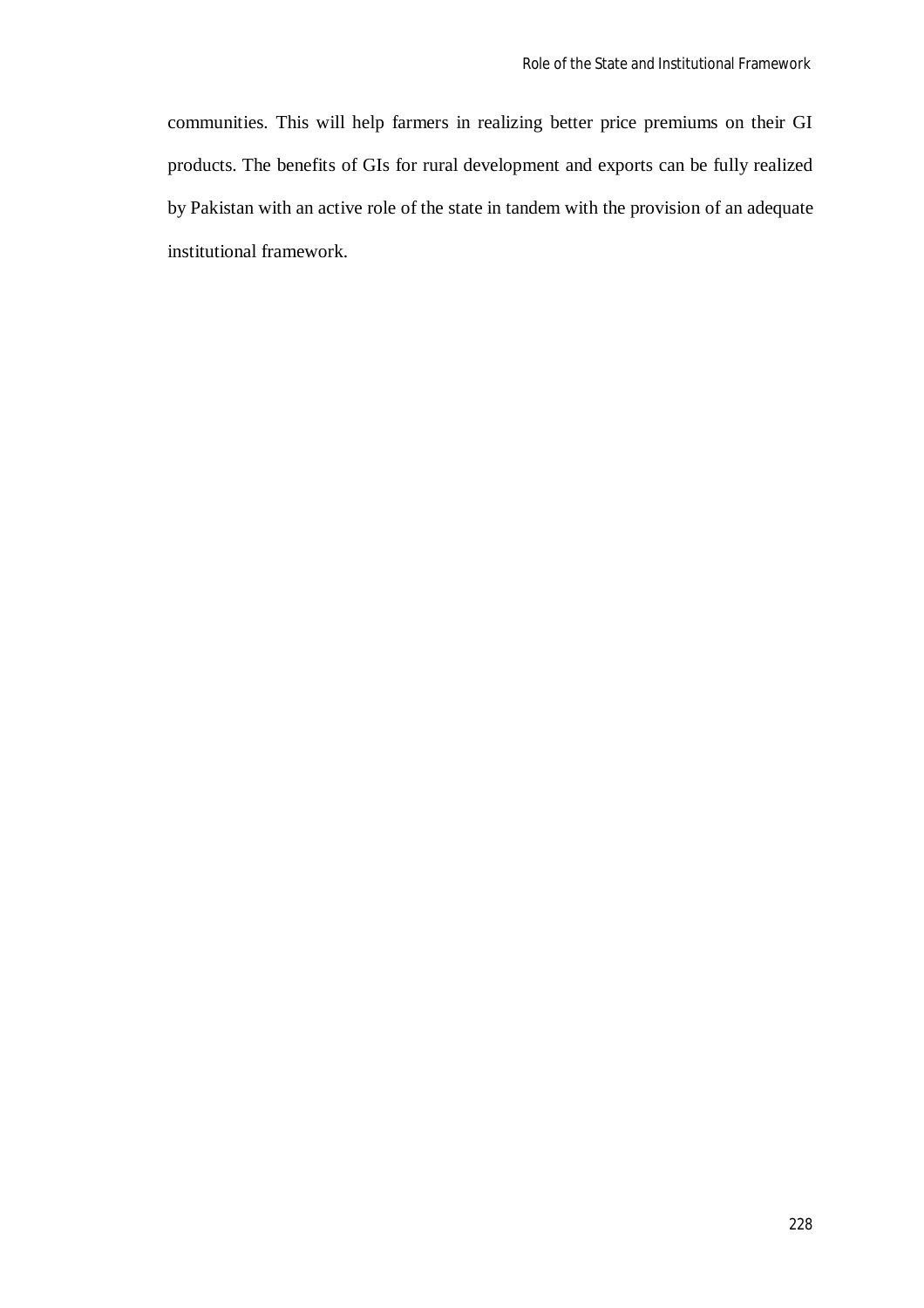communities. This will help farmers in realizing better price premiums on their GI products. The benefits of GIs for rural development and exports can be fully realized by Pakistan with an active role of the state in tandem with the provision of an adequate institutional framework.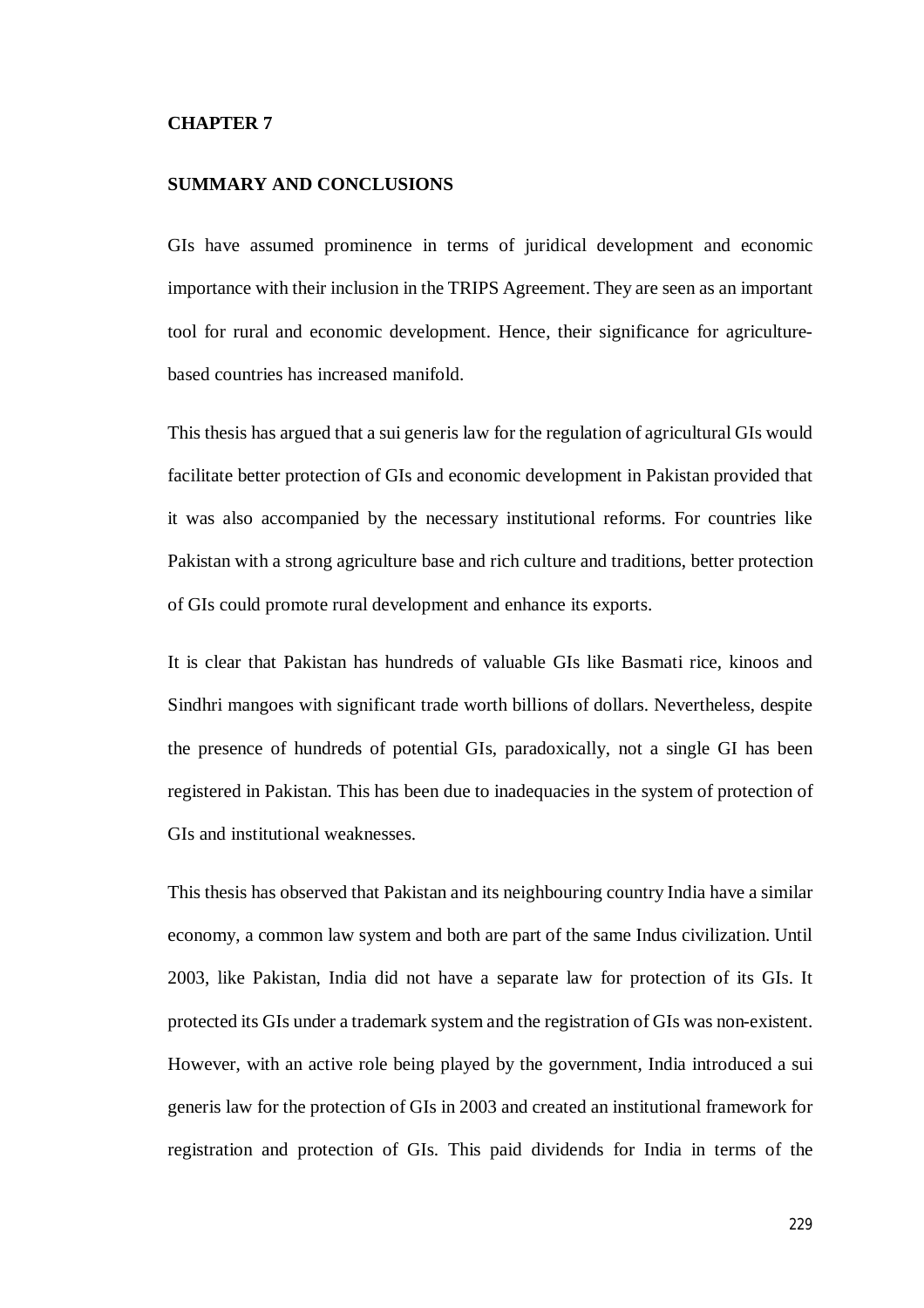# CHAPTER 7

## SUMMARY AND CONCLUSIONS

GIs have assumed prominence in terms of juridical development and economic importance with their inclusion in the TRIPS Agreement. They are seen as an important tool for rural and economic development. Hence, their significance for agriculture-based countries has increased manifold.

This thesis has argued that a sui generis law for the regulation of agricultural GIs would facilitate better protection of GIs and economic development in Pakistan provided that it was also accompanied by the necessary institutional reforms. For countries like Pakistan with a strong agriculture base and rich culture and traditions, better protection of GIs could promote rural development and enhance its exports.

It is clear that Pakistan has hundreds of valuable GIs like Basmati rice, kinoos and Sindhri mangoes with significant trade worth billions of dollars. Nevertheless, despite the presence of hundreds of potential GIs, paradoxically, not a single GI has been registered in Pakistan. This has been due to inadequacies in the system of protection of GIs and institutional weaknesses.

This thesis has observed that Pakistan and its neighbouring country India have a similar economy, a common law system and both are part of the same Indus civilization. Until 2003, like Pakistan, India did not have a separate law for protection of its GIs. It protected its GIs under a trademark system and the registration of GIs was non-existent. However, with an active role being played by the government, India introduced a sui generis law for the protection of GIs in 2003 and created an institutional framework for registration and protection of GIs. This paid dividends for India in terms of the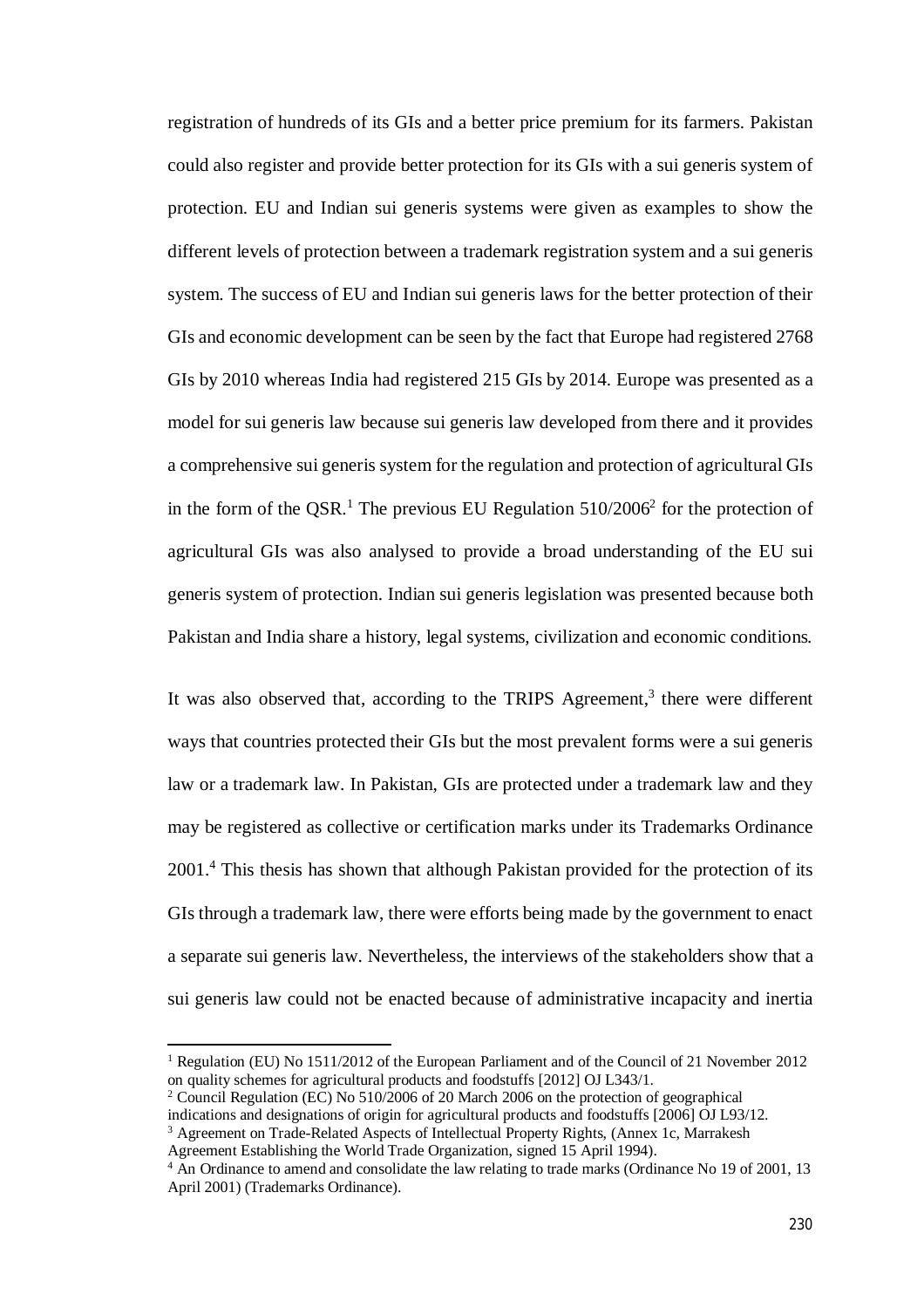registration of hundreds of its GIs and a better price premium for its farmers. Pakistan could also register and provide better protection for its GIs with a sui generis system of protection. EU and Indian sui generis systems were given as examples to show the different levels of protection between a trademark registration system and a sui generis system. The success of EU and Indian sui generis laws for the better protection of their GIs and economic development can be seen by the fact that Europe had registered 2768 GIs by 2010 whereas India had registered 215 GIs by 2014. Europe was presented as a model for sui generis law because sui generis law developed from there and it provides a comprehensive sui generis system for the regulation and protection of agricultural GIs in the form of the QSR.[1] The previous EU Regulation 510/2006[2] for the protection of agricultural GIs was also analysed to provide a broad understanding of the EU sui generis system of protection. Indian sui generis legislation was presented because both Pakistan and India share a history, legal systems, civilization and economic conditions.

It was also observed that, according to the TRIPS Agreement,[3] there were different ways that countries protected their GIs but the most prevalent forms were a sui generis law or a trademark law. In Pakistan, GIs are protected under a trademark law and they may be registered as collective or certification marks under its Trademarks Ordinance 2001.[4] This thesis has shown that although Pakistan provided for the protection of its GIs through a trademark law, there were efforts being made by the government to enact a separate sui generis law. Nevertheless, the interviews of the stakeholders show that a sui generis law could not be enacted because of administrative incapacity and inertia

---

[1] Regulation (EU) No 1511/2012 of the European Parliament and of the Council of 21 November 2012 on quality schemes for agricultural products and foodstuffs [2012] OJ L343/1.

[2] Council Regulation (EC) No 510/2006 of 20 March 2006 on the protection of geographical indications and designations of origin for agricultural products and foodstuffs [2006] OJ L93/12.

[3] Agreement on Trade-Related Aspects of Intellectual Property Rights, (Annex 1c, Marrakesh Agreement Establishing the World Trade Organization, signed 15 April 1994).

[4] An Ordinance to amend and consolidate the law relating to trade marks (Ordinance No 19 of 2001, 13 April 2001) (Trademarks Ordinance).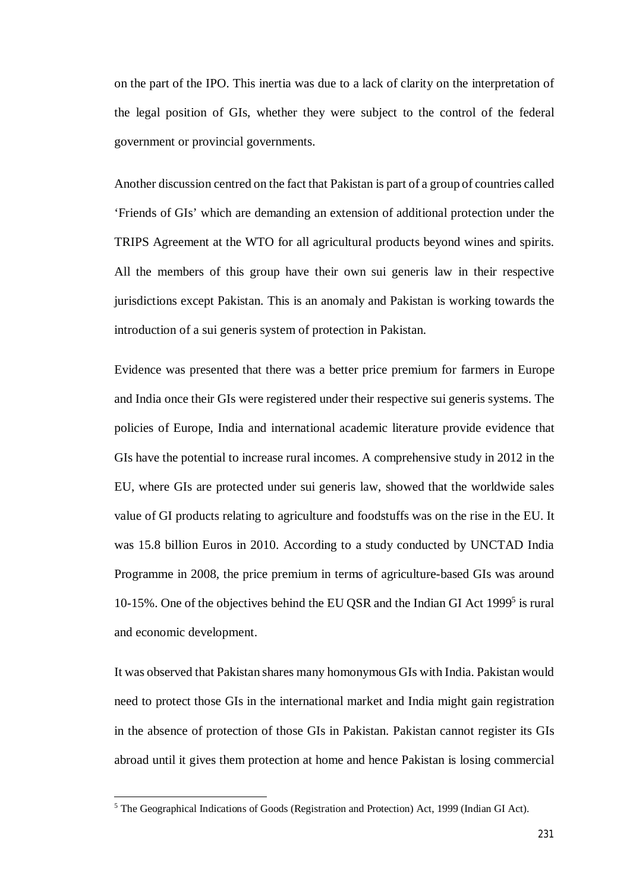on the part of the IPO. This inertia was due to a lack of clarity on the interpretation of the legal position of GIs, whether they were subject to the control of the federal government or provincial governments.

Another discussion centred on the fact that Pakistan is part of a group of countries called 'Friends of GIs' which are demanding an extension of additional protection under the TRIPS Agreement at the WTO for all agricultural products beyond wines and spirits. All the members of this group have their own sui generis law in their respective jurisdictions except Pakistan. This is an anomaly and Pakistan is working towards the introduction of a sui generis system of protection in Pakistan.

Evidence was presented that there was a better price premium for farmers in Europe and India once their GIs were registered under their respective sui generis systems. The policies of Europe, India and international academic literature provide evidence that GIs have the potential to increase rural incomes. A comprehensive study in 2012 in the EU, where GIs are protected under sui generis law, showed that the worldwide sales value of GI products relating to agriculture and foodstuffs was on the rise in the EU. It was 15.8 billion Euros in 2010. According to a study conducted by UNCTAD India Programme in 2008, the price premium in terms of agriculture-based GIs was around 10-15%. One of the objectives behind the EU QSR and the Indian GI Act 1999[5] is rural and economic development.

It was observed that Pakistan shares many homonymous GIs with India. Pakistan would need to protect those GIs in the international market and India might gain registration in the absence of protection of those GIs in Pakistan. Pakistan cannot register its GIs abroad until it gives them protection at home and hence Pakistan is losing commercial

[5] The Geographical Indications of Goods (Registration and Protection) Act, 1999 (Indian GI Act).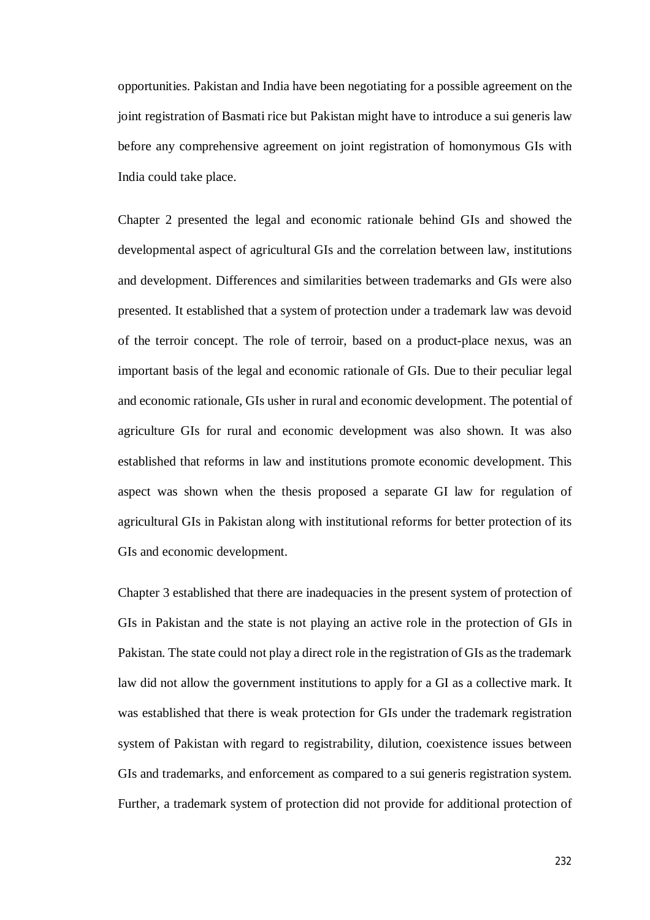opportunities. Pakistan and India have been negotiating for a possible agreement on the joint registration of Basmati rice but Pakistan might have to introduce a sui generis law before any comprehensive agreement on joint registration of homonymous GIs with India could take place.

Chapter 2 presented the legal and economic rationale behind GIs and showed the developmental aspect of agricultural GIs and the correlation between law, institutions and development. Differences and similarities between trademarks and GIs were also presented. It established that a system of protection under a trademark law was devoid of the terroir concept. The role of terroir, based on a product-place nexus, was an important basis of the legal and economic rationale of GIs. Due to their peculiar legal and economic rationale, GIs usher in rural and economic development. The potential of agriculture GIs for rural and economic development was also shown. It was also established that reforms in law and institutions promote economic development. This aspect was shown when the thesis proposed a separate GI law for regulation of agricultural GIs in Pakistan along with institutional reforms for better protection of its GIs and economic development.

Chapter 3 established that there are inadequacies in the present system of protection of GIs in Pakistan and the state is not playing an active role in the protection of GIs in Pakistan. The state could not play a direct role in the registration of GIs as the trademark law did not allow the government institutions to apply for a GI as a collective mark. It was established that there is weak protection for GIs under the trademark registration system of Pakistan with regard to registrability, dilution, coexistence issues between GIs and trademarks, and enforcement as compared to a sui generis registration system. Further, a trademark system of protection did not provide for additional protection of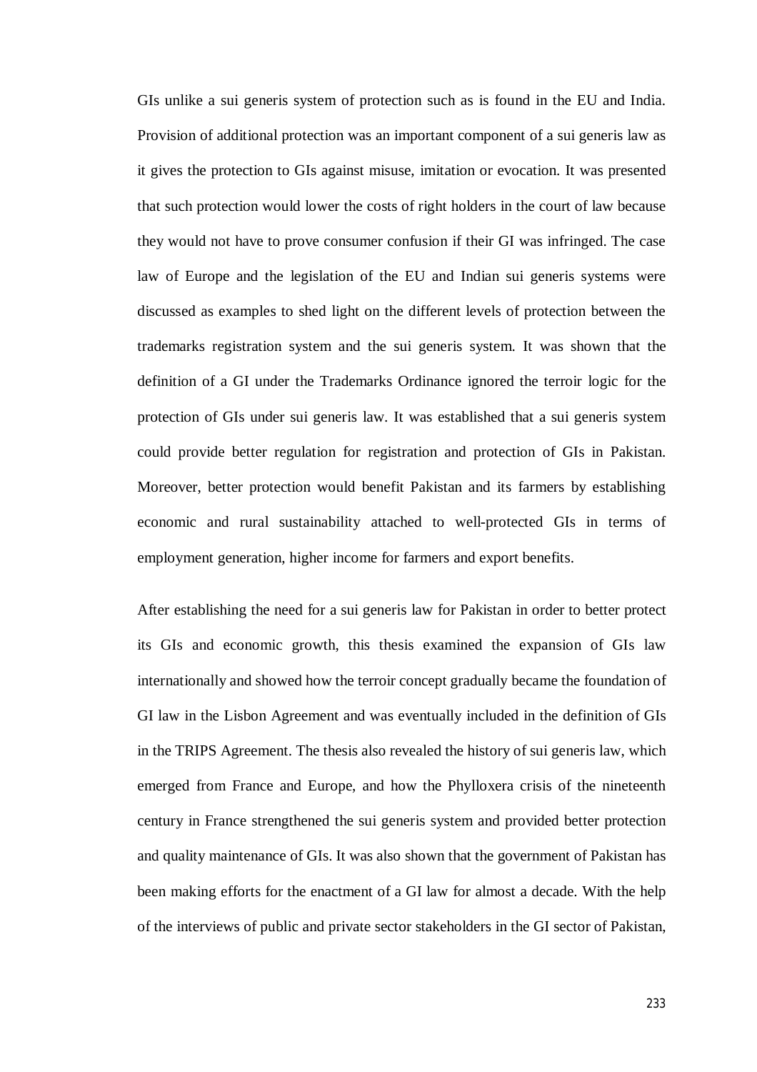GIs unlike a sui generis system of protection such as is found in the EU and India. Provision of additional protection was an important component of a sui generis law as it gives the protection to GIs against misuse, imitation or evocation. It was presented that such protection would lower the costs of right holders in the court of law because they would not have to prove consumer confusion if their GI was infringed. The case law of Europe and the legislation of the EU and Indian sui generis systems were discussed as examples to shed light on the different levels of protection between the trademarks registration system and the sui generis system. It was shown that the definition of a GI under the Trademarks Ordinance ignored the terroir logic for the protection of GIs under sui generis law. It was established that a sui generis system could provide better regulation for registration and protection of GIs in Pakistan. Moreover, better protection would benefit Pakistan and its farmers by establishing economic and rural sustainability attached to well-protected GIs in terms of employment generation, higher income for farmers and export benefits.

After establishing the need for a sui generis law for Pakistan in order to better protect its GIs and economic growth, this thesis examined the expansion of GIs law internationally and showed how the terroir concept gradually became the foundation of GI law in the Lisbon Agreement and was eventually included in the definition of GIs in the TRIPS Agreement. The thesis also revealed the history of sui generis law, which emerged from France and Europe, and how the Phylloxera crisis of the nineteenth century in France strengthened the sui generis system and provided better protection and quality maintenance of GIs. It was also shown that the government of Pakistan has been making efforts for the enactment of a GI law for almost a decade. With the help of the interviews of public and private sector stakeholders in the GI sector of Pakistan,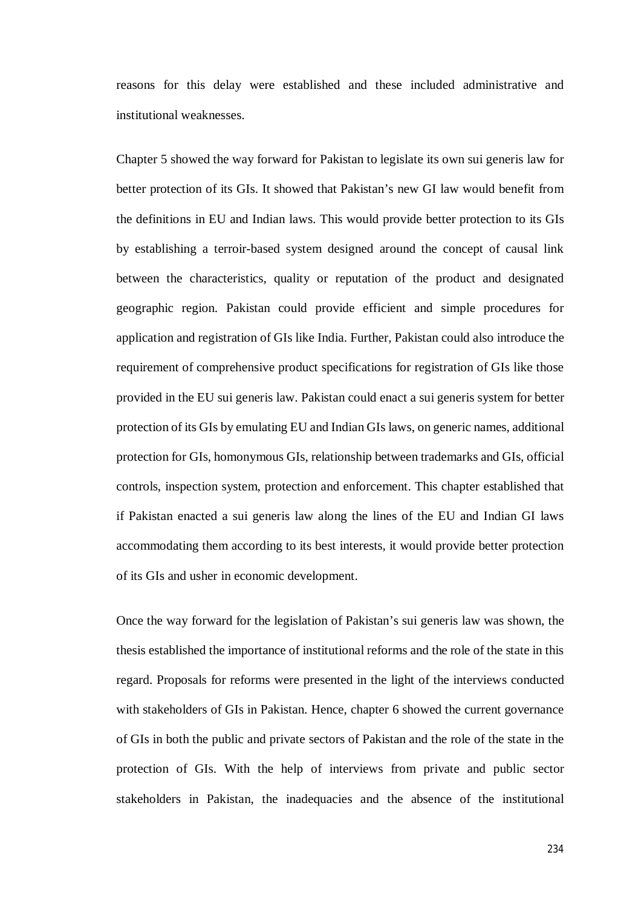reasons for this delay were established and these included administrative and institutional weaknesses.

Chapter 5 showed the way forward for Pakistan to legislate its own sui generis law for better protection of its GIs. It showed that Pakistan's new GI law would benefit from the definitions in EU and Indian laws. This would provide better protection to its GIs by establishing a terroir-based system designed around the concept of causal link between the characteristics, quality or reputation of the product and designated geographic region. Pakistan could provide efficient and simple procedures for application and registration of GIs like India. Further, Pakistan could also introduce the requirement of comprehensive product specifications for registration of GIs like those provided in the EU sui generis law. Pakistan could enact a sui generis system for better protection of its GIs by emulating EU and Indian GIs laws, on generic names, additional protection for GIs, homonymous GIs, relationship between trademarks and GIs, official controls, inspection system, protection and enforcement. This chapter established that if Pakistan enacted a sui generis law along the lines of the EU and Indian GI laws accommodating them according to its best interests, it would provide better protection of its GIs and usher in economic development.

Once the way forward for the legislation of Pakistan's sui generis law was shown, the thesis established the importance of institutional reforms and the role of the state in this regard. Proposals for reforms were presented in the light of the interviews conducted with stakeholders of GIs in Pakistan. Hence, chapter 6 showed the current governance of GIs in both the public and private sectors of Pakistan and the role of the state in the protection of GIs. With the help of interviews from private and public sector stakeholders in Pakistan, the inadequacies and the absence of the institutional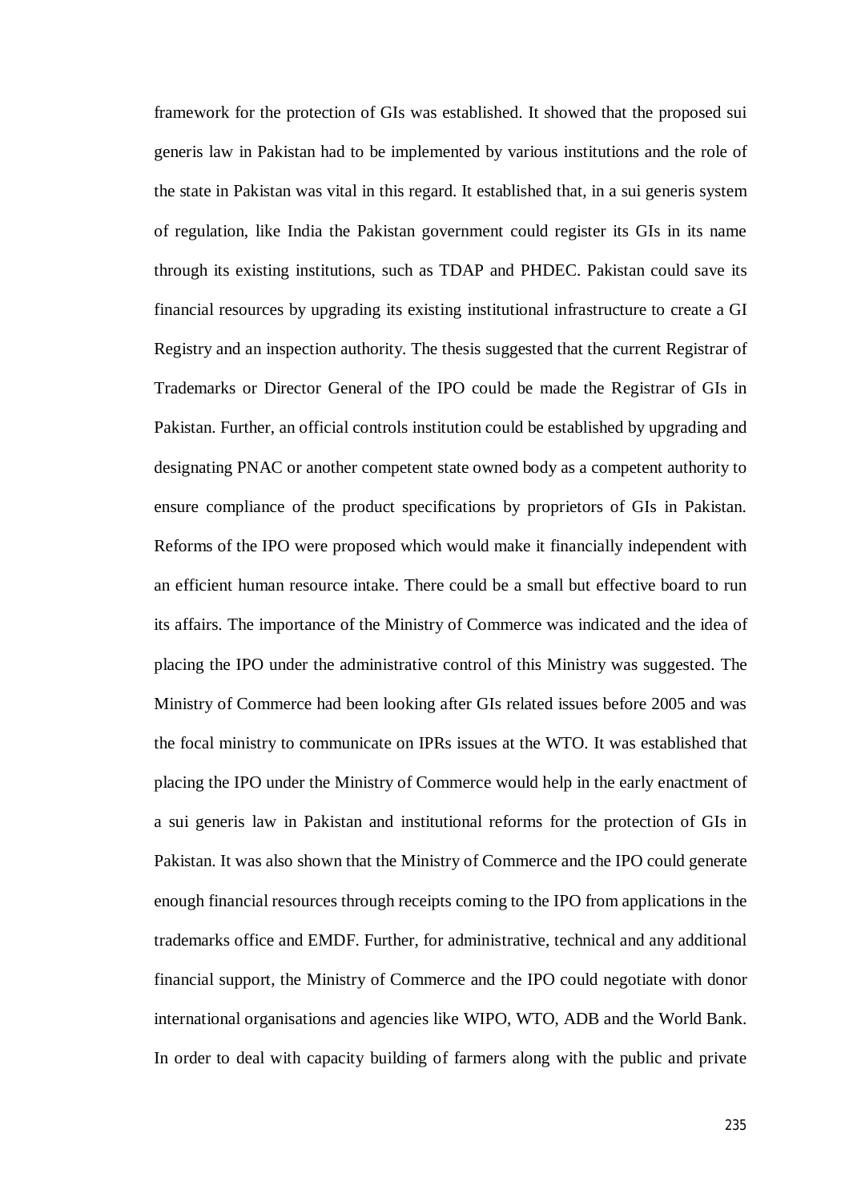framework for the protection of GIs was established. It showed that the proposed sui generis law in Pakistan had to be implemented by various institutions and the role of the state in Pakistan was vital in this regard. It established that, in a sui generis system of regulation, like India the Pakistan government could register its GIs in its name through its existing institutions, such as TDAP and PHDEC. Pakistan could save its financial resources by upgrading its existing institutional infrastructure to create a GI Registry and an inspection authority. The thesis suggested that the current Registrar of Trademarks or Director General of the IPO could be made the Registrar of GIs in Pakistan. Further, an official controls institution could be established by upgrading and designating PNAC or another competent state owned body as a competent authority to ensure compliance of the product specifications by proprietors of GIs in Pakistan. Reforms of the IPO were proposed which would make it financially independent with an efficient human resource intake. There could be a small but effective board to run its affairs. The importance of the Ministry of Commerce was indicated and the idea of placing the IPO under the administrative control of this Ministry was suggested. The Ministry of Commerce had been looking after GIs related issues before 2005 and was the focal ministry to communicate on IPRs issues at the WTO. It was established that placing the IPO under the Ministry of Commerce would help in the early enactment of a sui generis law in Pakistan and institutional reforms for the protection of GIs in Pakistan. It was also shown that the Ministry of Commerce and the IPO could generate enough financial resources through receipts coming to the IPO from applications in the trademarks office and EMDF. Further, for administrative, technical and any additional financial support, the Ministry of Commerce and the IPO could negotiate with donor international organisations and agencies like WIPO, WTO, ADB and the World Bank. In order to deal with capacity building of farmers along with the public and private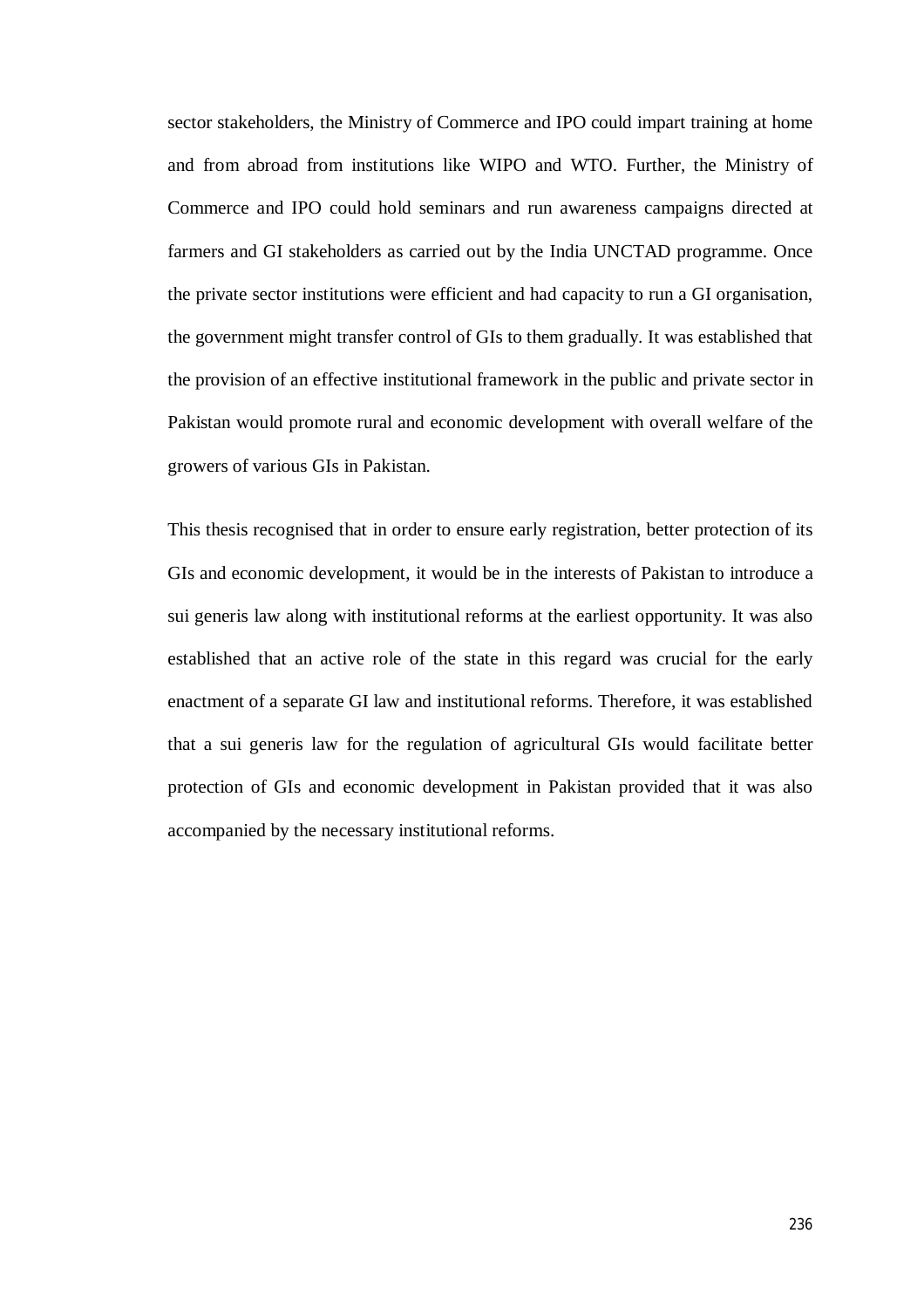sector stakeholders, the Ministry of Commerce and IPO could impart training at home and from abroad from institutions like WIPO and WTO. Further, the Ministry of Commerce and IPO could hold seminars and run awareness campaigns directed at farmers and GI stakeholders as carried out by the India UNCTAD programme. Once the private sector institutions were efficient and had capacity to run a GI organisation, the government might transfer control of GIs to them gradually. It was established that the provision of an effective institutional framework in the public and private sector in Pakistan would promote rural and economic development with overall welfare of the growers of various GIs in Pakistan.

This thesis recognised that in order to ensure early registration, better protection of its GIs and economic development, it would be in the interests of Pakistan to introduce a sui generis law along with institutional reforms at the earliest opportunity. It was also established that an active role of the state in this regard was crucial for the early enactment of a separate GI law and institutional reforms. Therefore, it was established that a sui generis law for the regulation of agricultural GIs would facilitate better protection of GIs and economic development in Pakistan provided that it was also accompanied by the necessary institutional reforms.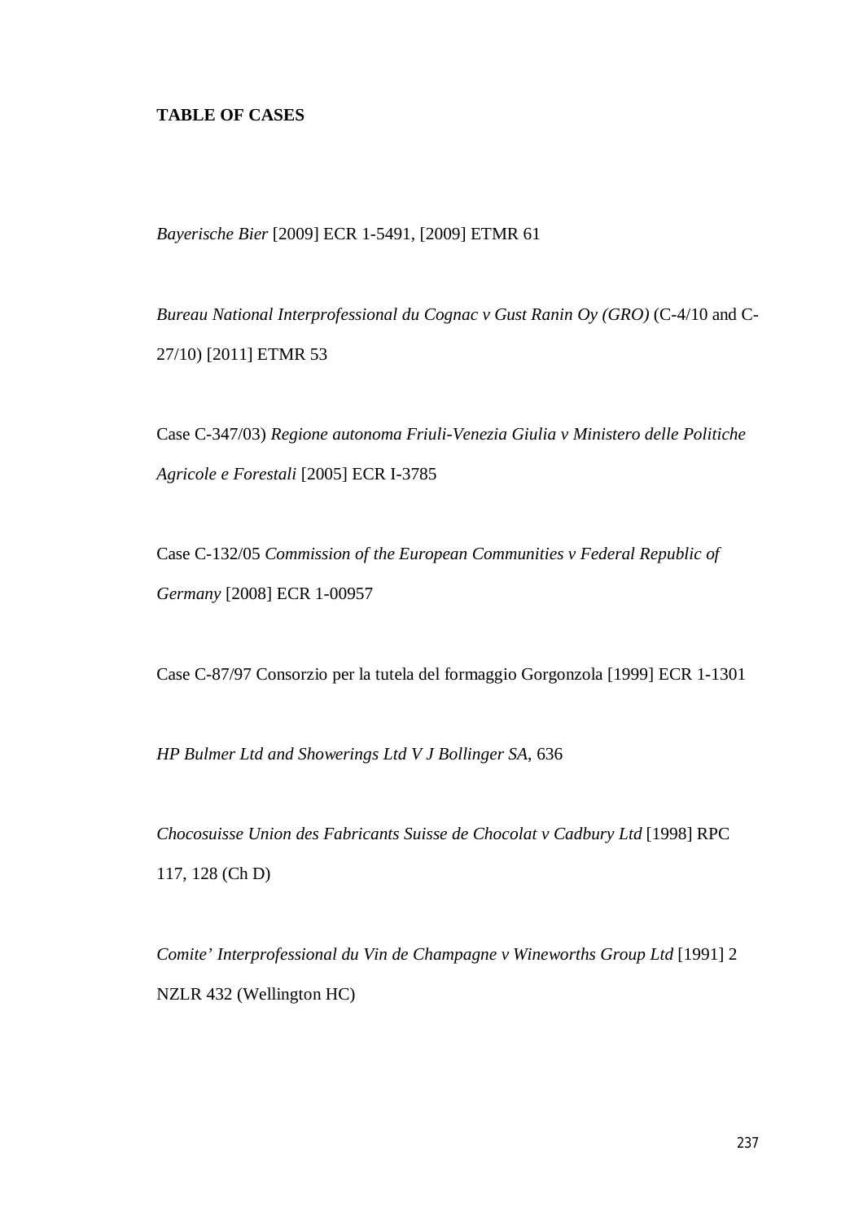**TABLE OF CASES**

*Bayerische Bier* [2009] ECR 1-5491, [2009] ETMR 61

*Bureau National Interprofessional du Cognac v Gust Ranin Oy (GRO)* (C-4/10 and C-27/10) [2011] ETMR 53

Case C-347/03) *Regione autonoma Friuli-Venezia Giulia v Ministero delle Politiche Agricole e Forestali* [2005] ECR I-3785

Case C-132/05 *Commission of the European Communities v Federal Republic of Germany* [2008] ECR 1-00957

Case C-87/97 Consorzio per la tutela del formaggio Gorgonzola [1999] ECR 1-1301

*HP Bulmer Ltd and Showerings Ltd V J Bollinger SA*, 636

*Chocosuisse Union des Fabricants Suisse de Chocolat v Cadbury Ltd* [1998] RPC 117, 128 (Ch D)

*Comite' Interprofessional du Vin de Champagne v Wineworths Group Ltd* [1991] 2 NZLR 432 (Wellington HC)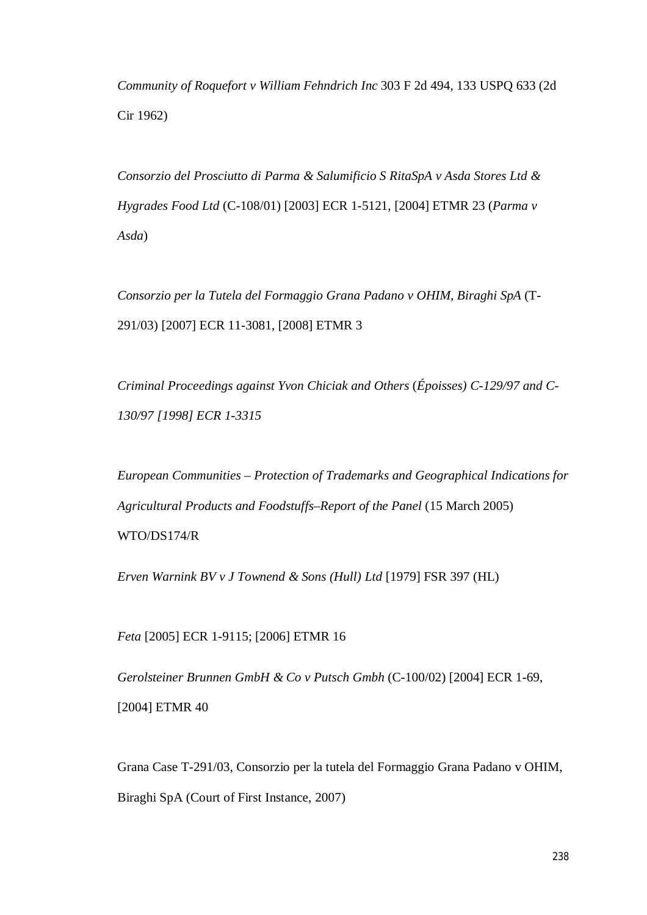*Community of Roquefort v William Fehndrich Inc* 303 F 2d 494, 133 USPQ 633 (2d Cir 1962)

*Consorzio del Prosciutto di Parma & Salumificio S RitaSpA v Asda Stores Ltd & Hygrades Food Ltd* (C-108/01) [2003] ECR 1-5121, [2004] ETMR 23 (*Parma v Asda*)

*Consorzio per la Tutela del Formaggio Grana Padano v OHIM, Biraghi SpA* (T-291/03) [2007] ECR 11-3081, [2008] ETMR 3

*Criminal Proceedings against Yvon Chiciak and Others* (*Époisses) C-129/97 and C-130/97 [1998] ECR 1-3315*

*European Communities – Protection of Trademarks and Geographical Indications for Agricultural Products and Foodstuffs–Report of the Panel* (15 March 2005) WTO/DS174/R

*Erven Warnink BV v J Townend & Sons (Hull) Ltd* [1979] FSR 397 (HL)

*Feta* [2005] ECR 1-9115; [2006] ETMR 16

*Gerolsteiner Brunnen GmbH & Co v Putsch Gmbh* (C-100/02) [2004] ECR 1-69, [2004] ETMR 40

Grana Case T-291/03, Consorzio per la tutela del Formaggio Grana Padano v OHIM, Biraghi SpA (Court of First Instance, 2007)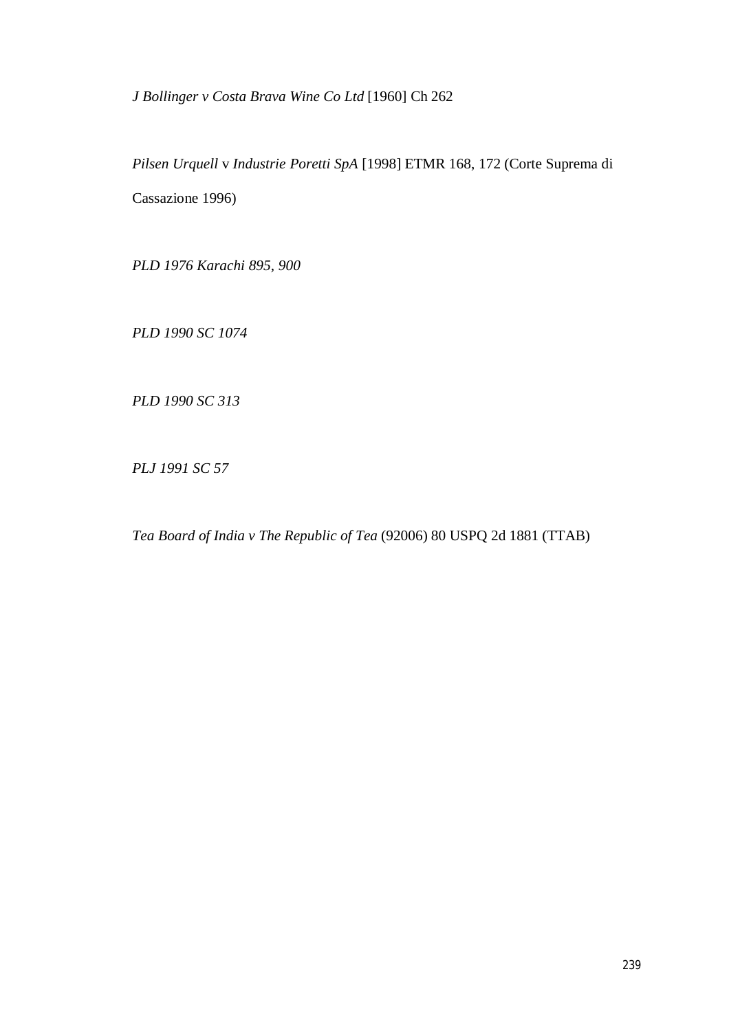*J Bollinger v Costa Brava Wine Co Ltd* [1960] Ch 262

*Pilsen Urquell* v *Industrie Poretti SpA* [1998] ETMR 168, 172 (Corte Suprema di Cassazione 1996)

*PLD 1976 Karachi 895, 900*

*PLD 1990 SC 1074*

*PLD 1990 SC 313*

*PLJ 1991 SC 57*

*Tea Board of India v The Republic of Tea* (92006) 80 USPQ 2d 1881 (TTAB)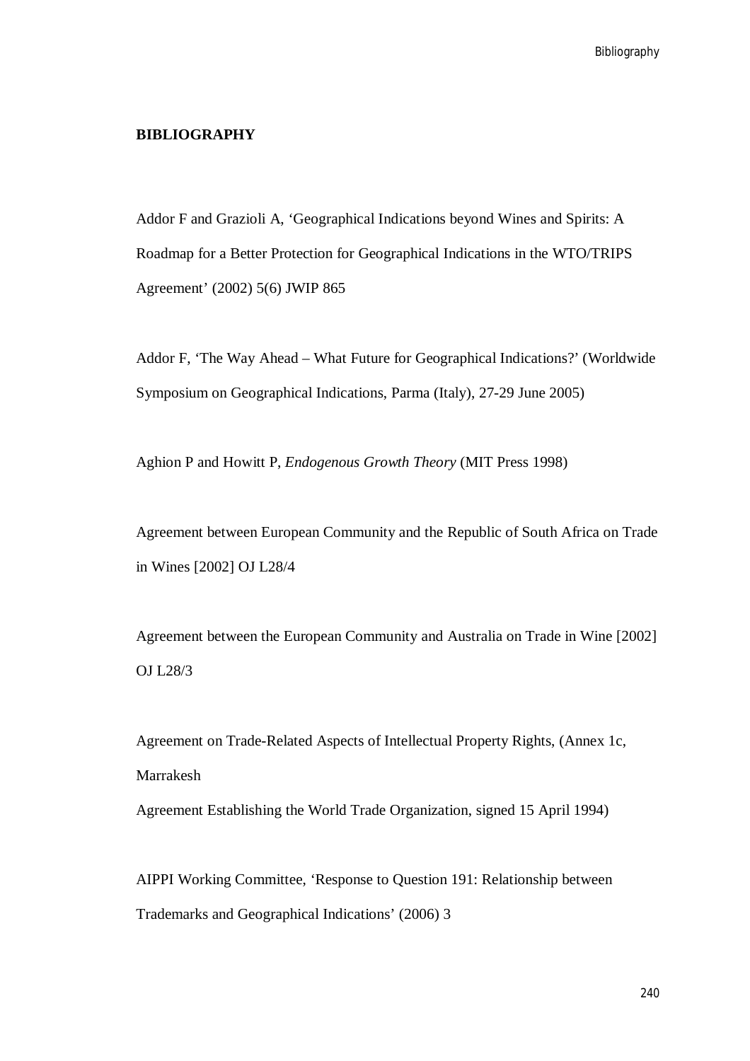**BIBLIOGRAPHY**

Addor F and Grazioli A, 'Geographical Indications beyond Wines and Spirits: A Roadmap for a Better Protection for Geographical Indications in the WTO/TRIPS Agreement' (2002) 5(6) JWIP 865

Addor F, 'The Way Ahead – What Future for Geographical Indications?' (Worldwide Symposium on Geographical Indications, Parma (Italy), 27-29 June 2005)

Aghion P and Howitt P, *Endogenous Growth Theory* (MIT Press 1998)

Agreement between European Community and the Republic of South Africa on Trade in Wines [2002] OJ L28/4

Agreement between the European Community and Australia on Trade in Wine [2002] OJ L28/3

Agreement on Trade-Related Aspects of Intellectual Property Rights, (Annex 1c, Marrakesh
Agreement Establishing the World Trade Organization, signed 15 April 1994)

AIPPI Working Committee, 'Response to Question 191: Relationship between Trademarks and Geographical Indications' (2006) 3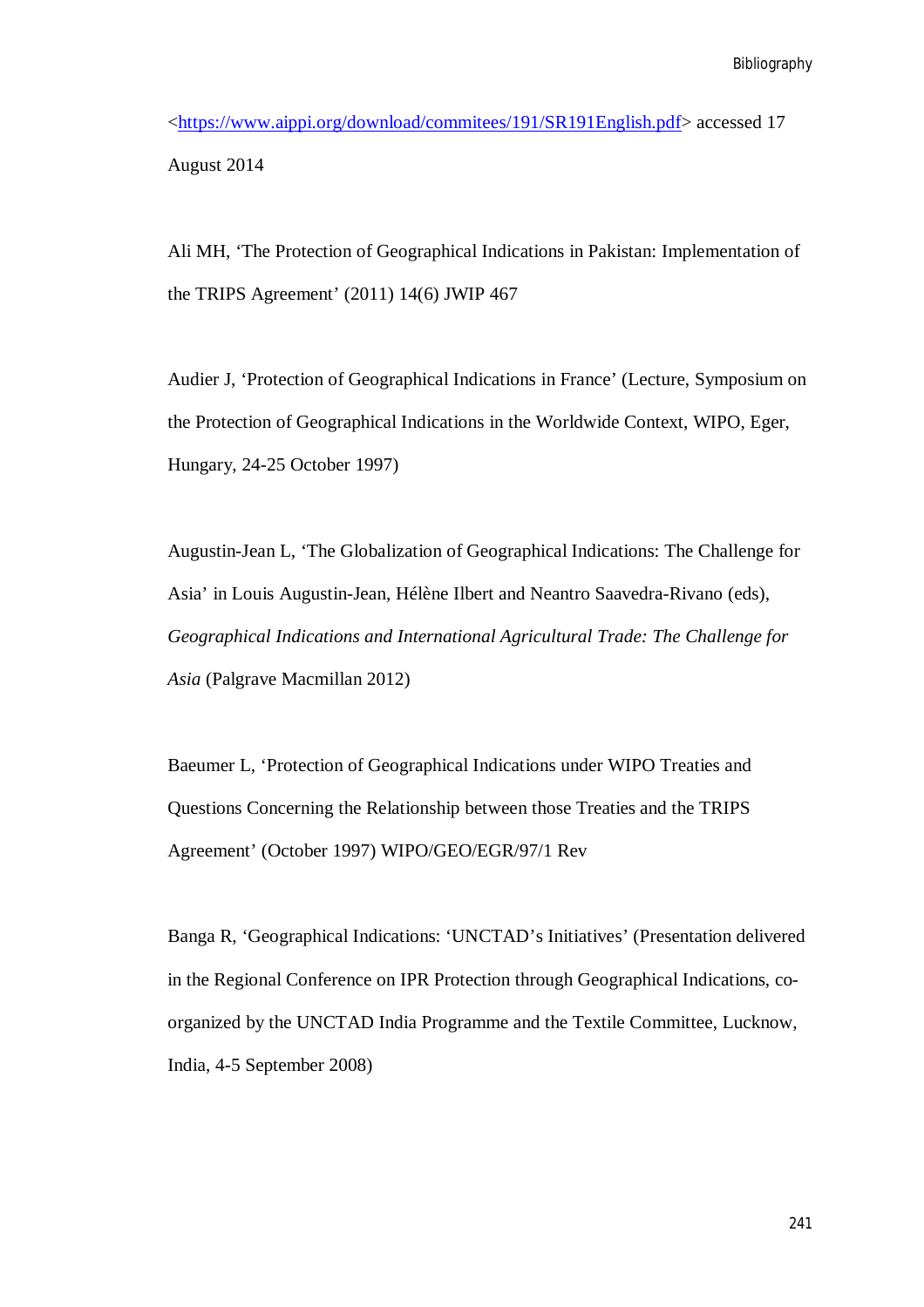<https://www.aippi.org/download/commitees/191/SR191English.pdf> accessed 17 August 2014

Ali MH, 'The Protection of Geographical Indications in Pakistan: Implementation of the TRIPS Agreement' (2011) 14(6) JWIP 467

Audier J, 'Protection of Geographical Indications in France' (Lecture, Symposium on the Protection of Geographical Indications in the Worldwide Context, WIPO, Eger, Hungary, 24-25 October 1997)

Augustin-Jean L, 'The Globalization of Geographical Indications: The Challenge for Asia' in Louis Augustin-Jean, Hélène Ilbert and Neantro Saavedra-Rivano (eds), *Geographical Indications and International Agricultural Trade: The Challenge for Asia* (Palgrave Macmillan 2012)

Baeumer L, 'Protection of Geographical Indications under WIPO Treaties and Questions Concerning the Relationship between those Treaties and the TRIPS Agreement' (October 1997) WIPO/GEO/EGR/97/1 Rev

Banga R, 'Geographical Indications: 'UNCTAD's Initiatives' (Presentation delivered in the Regional Conference on IPR Protection through Geographical Indications, co-organized by the UNCTAD India Programme and the Textile Committee, Lucknow, India, 4-5 September 2008)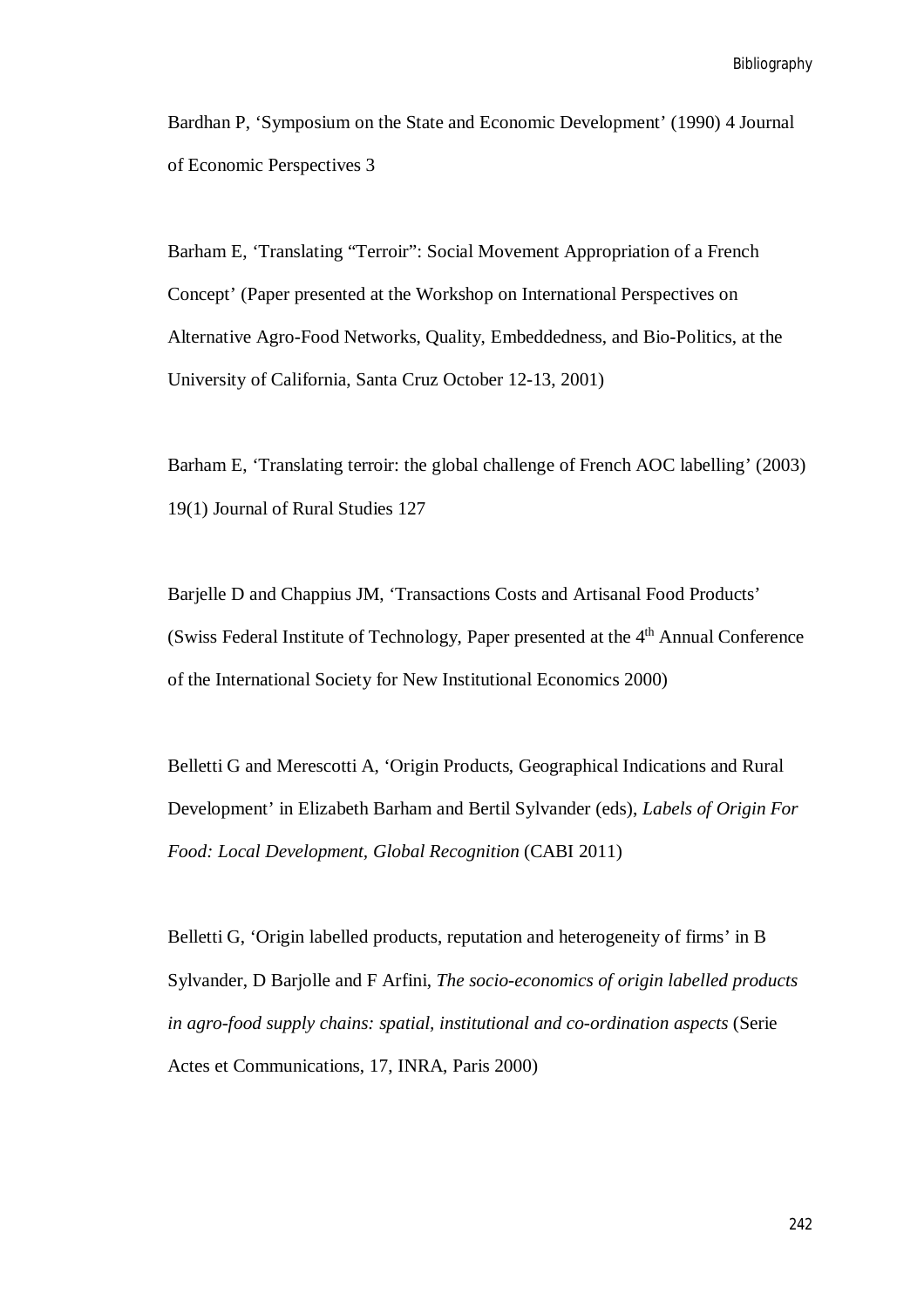Bardhan P, 'Symposium on the State and Economic Development' (1990) 4 Journal of Economic Perspectives 3

Barham E, 'Translating "Terroir": Social Movement Appropriation of a French Concept' (Paper presented at the Workshop on International Perspectives on Alternative Agro-Food Networks, Quality, Embeddedness, and Bio-Politics, at the University of California, Santa Cruz October 12-13, 2001)

Barham E, 'Translating terroir: the global challenge of French AOC labelling' (2003) 19(1) Journal of Rural Studies 127

Barjelle D and Chappius JM, 'Transactions Costs and Artisanal Food Products' (Swiss Federal Institute of Technology, Paper presented at the 4th Annual Conference of the International Society for New Institutional Economics 2000)

Belletti G and Merescotti A, 'Origin Products, Geographical Indications and Rural Development' in Elizabeth Barham and Bertil Sylvander (eds), *Labels of Origin For Food: Local Development, Global Recognition* (CABI 2011)

Belletti G, 'Origin labelled products, reputation and heterogeneity of firms' in B Sylvander, D Barjolle and F Arfini, *The socio-economics of origin labelled products in agro-food supply chains: spatial, institutional and co-ordination aspects* (Serie Actes et Communications, 17, INRA, Paris 2000)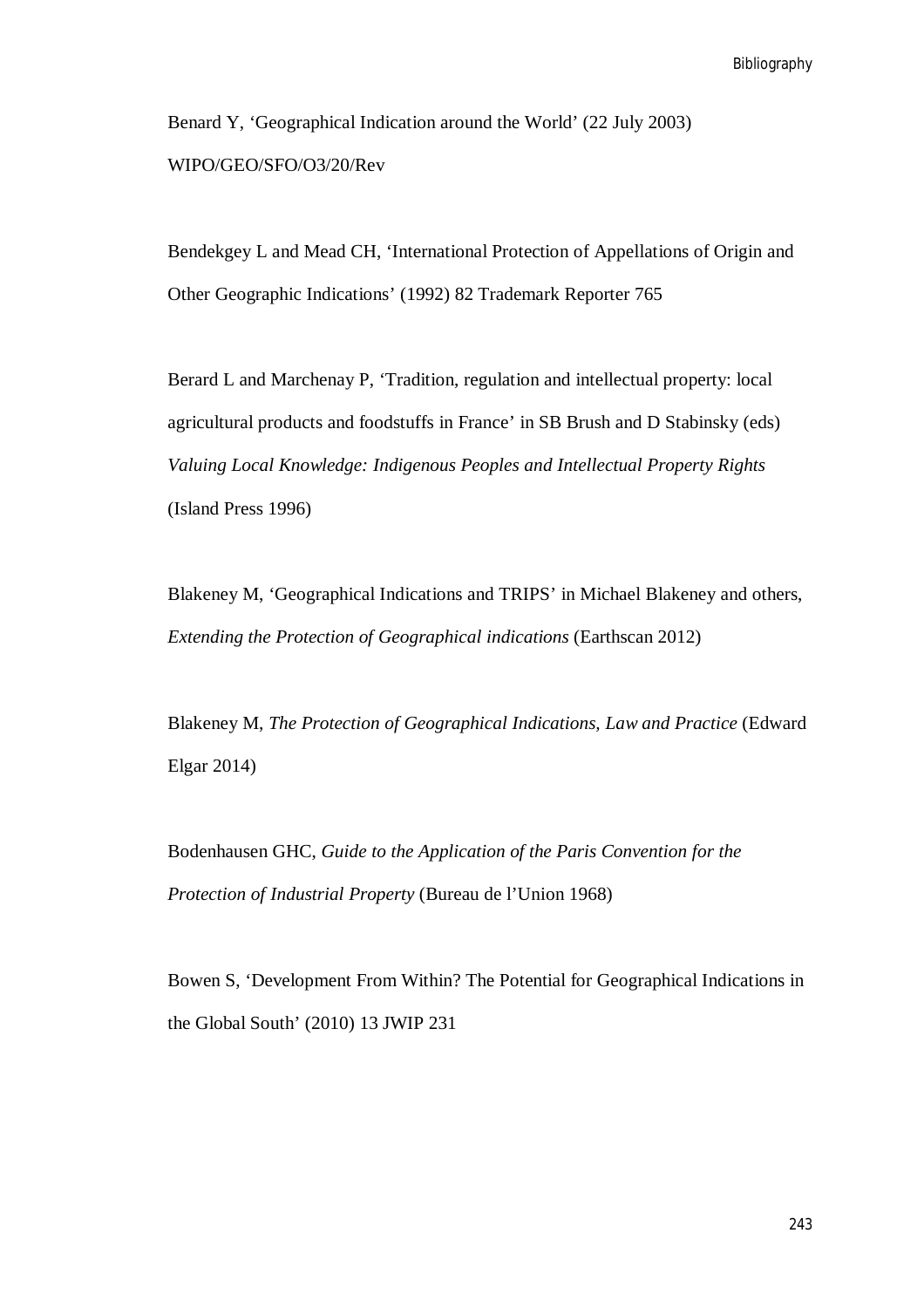Benard Y, 'Geographical Indication around the World' (22 July 2003) WIPO/GEO/SFO/O3/20/Rev

Bendekgey L and Mead CH, 'International Protection of Appellations of Origin and Other Geographic Indications' (1992) 82 Trademark Reporter 765

Berard L and Marchenay P, 'Tradition, regulation and intellectual property: local agricultural products and foodstuffs in France' in SB Brush and D Stabinsky (eds) *Valuing Local Knowledge: Indigenous Peoples and Intellectual Property Rights* (Island Press 1996)

Blakeney M, 'Geographical Indications and TRIPS' in Michael Blakeney and others, *Extending the Protection of Geographical indications* (Earthscan 2012)

Blakeney M, *The Protection of Geographical Indications, Law and Practice* (Edward Elgar 2014)

Bodenhausen GHC, *Guide to the Application of the Paris Convention for the Protection of Industrial Property* (Bureau de l'Union 1968)

Bowen S, 'Development From Within? The Potential for Geographical Indications in the Global South' (2010) 13 JWIP 231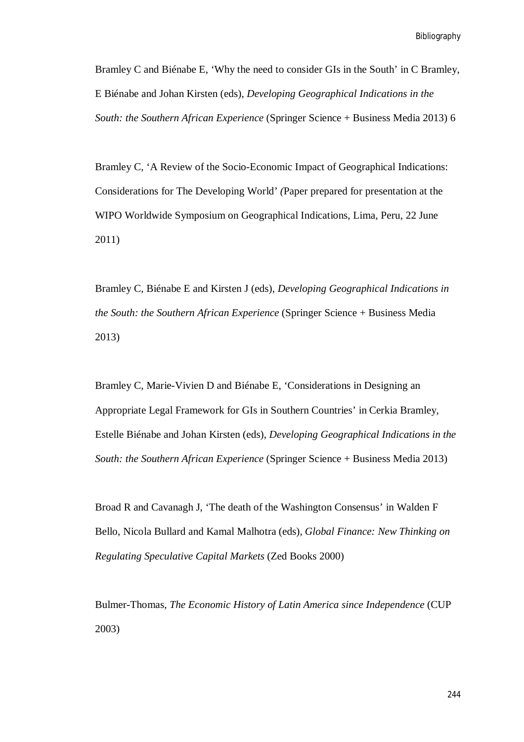Bramley C and Biénabe E, 'Why the need to consider GIs in the South' in C Bramley, E Biénabe and Johan Kirsten (eds), *Developing Geographical Indications in the South: the Southern African Experience* (Springer Science + Business Media 2013) 6

Bramley C, 'A Review of the Socio-Economic Impact of Geographical Indications: Considerations for The Developing World' *(*Paper prepared for presentation at the WIPO Worldwide Symposium on Geographical Indications, Lima, Peru, 22 June 2011)

Bramley C, Biénabe E and Kirsten J (eds), *Developing Geographical Indications in the South: the Southern African Experience* (Springer Science + Business Media 2013)

Bramley C, Marie-Vivien D and Biénabe E, 'Considerations in Designing an Appropriate Legal Framework for GIs in Southern Countries' in Cerkia Bramley, Estelle Biénabe and Johan Kirsten (eds), *Developing Geographical Indications in the South: the Southern African Experience* (Springer Science + Business Media 2013)

Broad R and Cavanagh J, 'The death of the Washington Consensus' in Walden F Bello, Nicola Bullard and Kamal Malhotra (eds), *Global Finance: New Thinking on Regulating Speculative Capital Markets* (Zed Books 2000)

Bulmer-Thomas, *The Economic History of Latin America since Independence* (CUP 2003)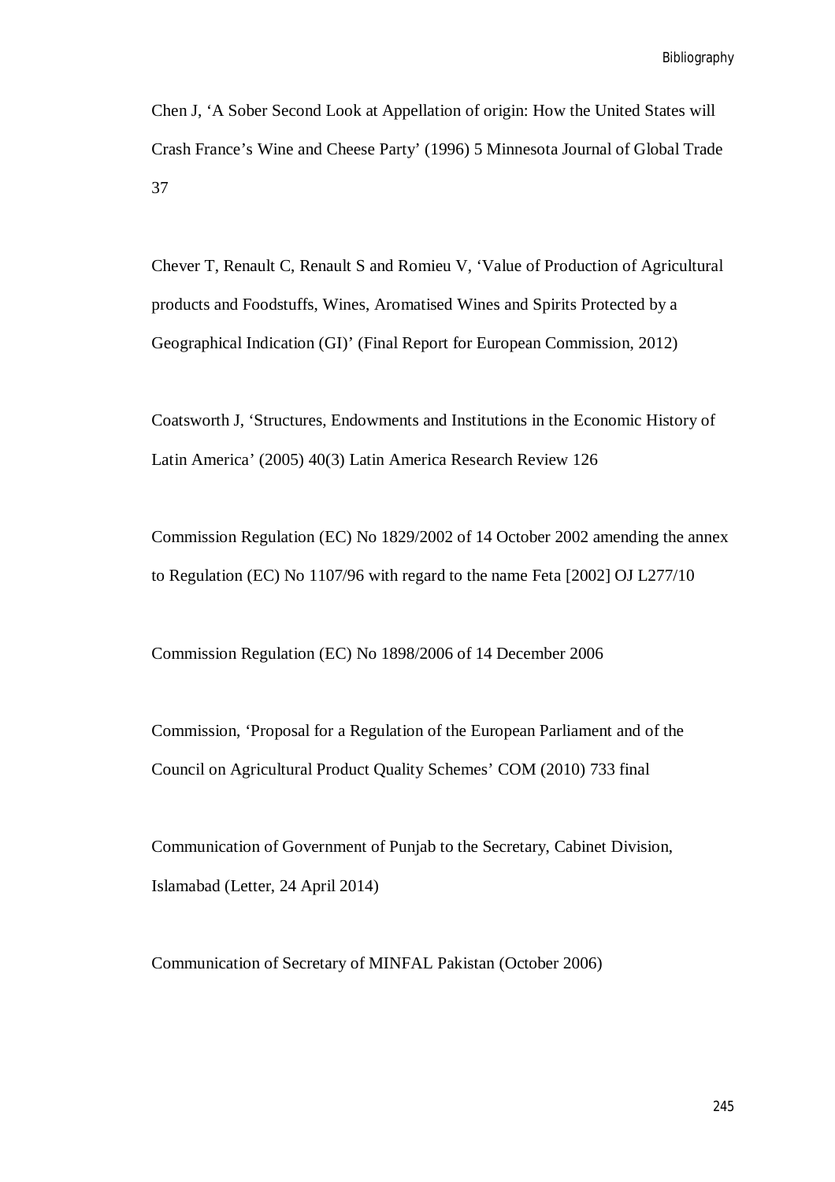Chen J, 'A Sober Second Look at Appellation of origin: How the United States will Crash France's Wine and Cheese Party' (1996) 5 Minnesota Journal of Global Trade 37

Chever T, Renault C, Renault S and Romieu V, 'Value of Production of Agricultural products and Foodstuffs, Wines, Aromatised Wines and Spirits Protected by a Geographical Indication (GI)' (Final Report for European Commission, 2012)

Coatsworth J, 'Structures, Endowments and Institutions in the Economic History of Latin America' (2005) 40(3) Latin America Research Review 126

Commission Regulation (EC) No 1829/2002 of 14 October 2002 amending the annex to Regulation (EC) No 1107/96 with regard to the name Feta [2002] OJ L277/10

Commission Regulation (EC) No 1898/2006 of 14 December 2006

Commission, 'Proposal for a Regulation of the European Parliament and of the Council on Agricultural Product Quality Schemes' COM (2010) 733 final

Communication of Government of Punjab to the Secretary, Cabinet Division, Islamabad (Letter, 24 April 2014)

Communication of Secretary of MINFAL Pakistan (October 2006)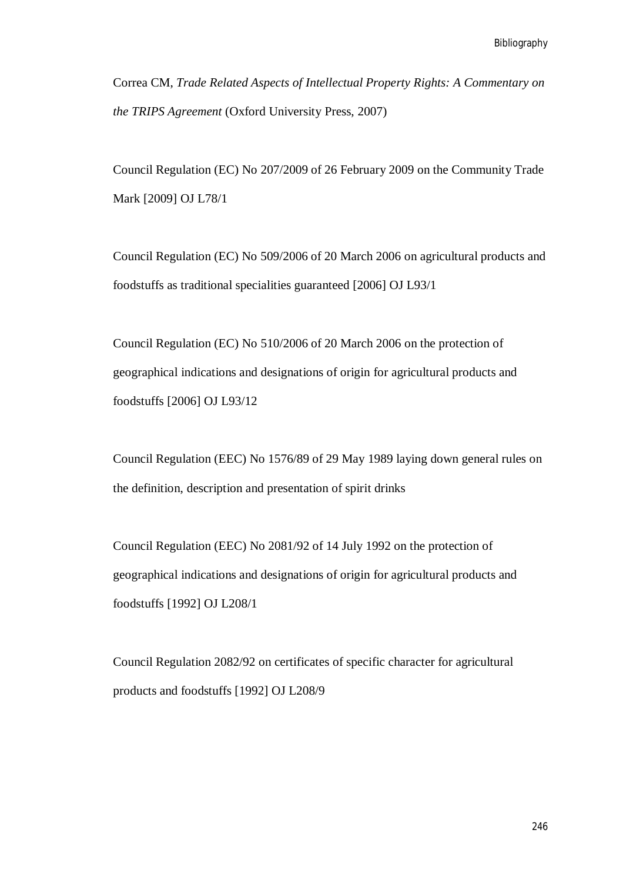Correa CM, *Trade Related Aspects of Intellectual Property Rights: A Commentary on the TRIPS Agreement* (Oxford University Press, 2007)

Council Regulation (EC) No 207/2009 of 26 February 2009 on the Community Trade Mark [2009] OJ L78/1

Council Regulation (EC) No 509/2006 of 20 March 2006 on agricultural products and foodstuffs as traditional specialities guaranteed [2006] OJ L93/1

Council Regulation (EC) No 510/2006 of 20 March 2006 on the protection of geographical indications and designations of origin for agricultural products and foodstuffs [2006] OJ L93/12

Council Regulation (EEC) No 1576/89 of 29 May 1989 laying down general rules on the definition, description and presentation of spirit drinks

Council Regulation (EEC) No 2081/92 of 14 July 1992 on the protection of geographical indications and designations of origin for agricultural products and foodstuffs [1992] OJ L208/1

Council Regulation 2082/92 on certificates of specific character for agricultural products and foodstuffs [1992] OJ L208/9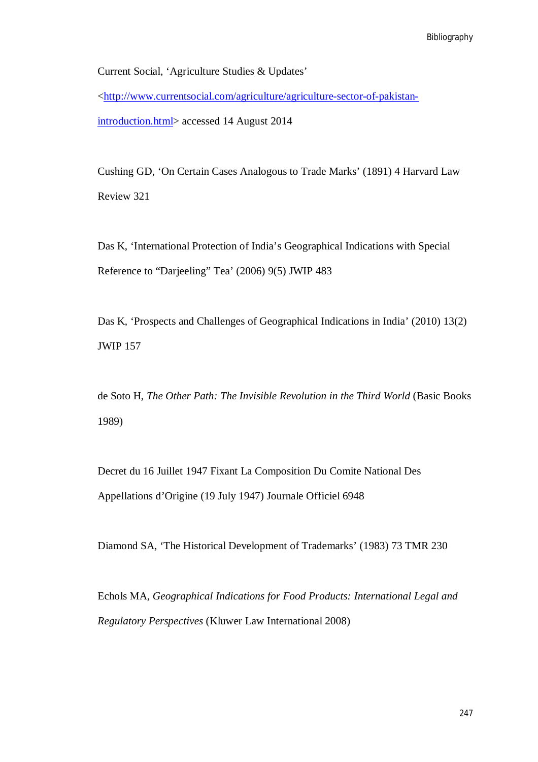Current Social, 'Agriculture Studies & Updates' <http://www.currentsocial.com/agriculture/agriculture-sector-of-pakistan-introduction.html> accessed 14 August 2014

Cushing GD, 'On Certain Cases Analogous to Trade Marks' (1891) 4 Harvard Law Review 321

Das K, 'International Protection of India's Geographical Indications with Special Reference to "Darjeeling" Tea' (2006) 9(5) JWIP 483

Das K, 'Prospects and Challenges of Geographical Indications in India' (2010) 13(2) JWIP 157

de Soto H, *The Other Path: The Invisible Revolution in the Third World* (Basic Books 1989)

Decret du 16 Juillet 1947 Fixant La Composition Du Comite National Des Appellations d'Origine (19 July 1947) Journale Officiel 6948

Diamond SA, 'The Historical Development of Trademarks' (1983) 73 TMR 230

Echols MA, *Geographical Indications for Food Products: International Legal and Regulatory Perspectives* (Kluwer Law International 2008)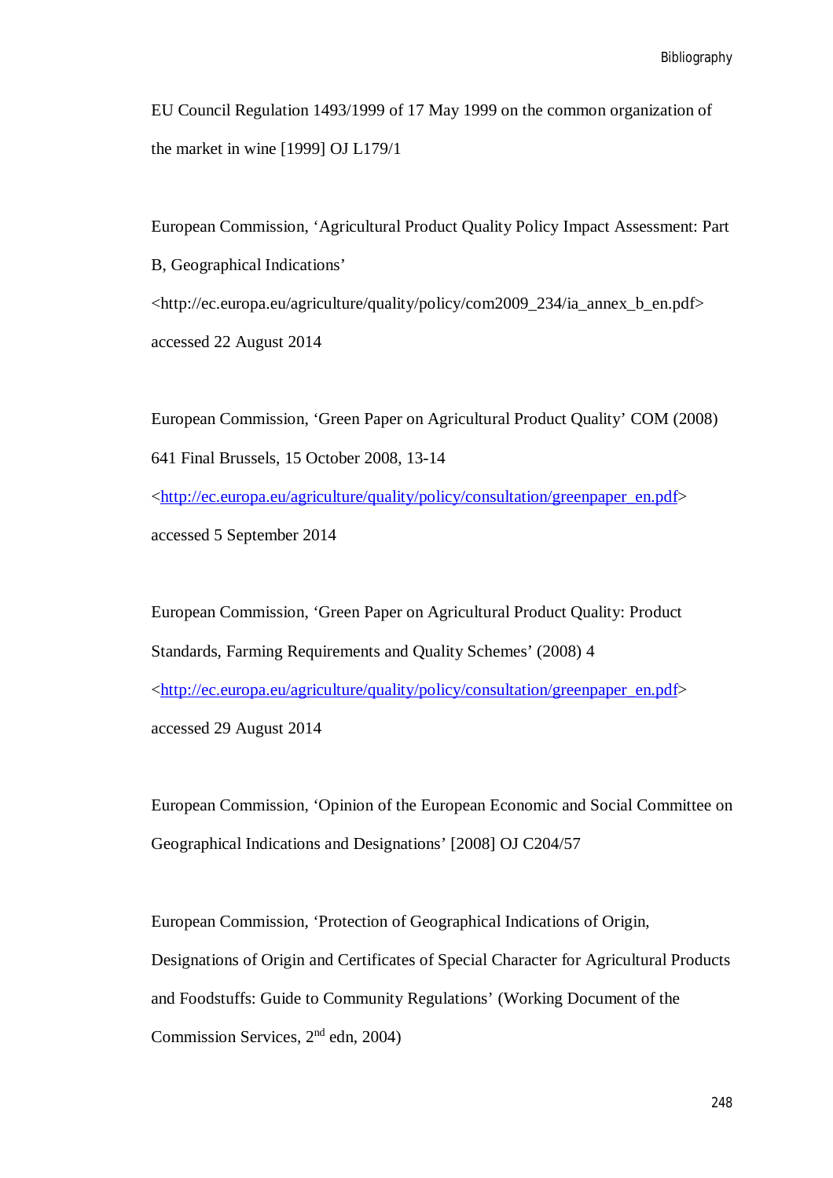EU Council Regulation 1493/1999 of 17 May 1999 on the common organization of the market in wine [1999] OJ L179/1

European Commission, 'Agricultural Product Quality Policy Impact Assessment: Part B, Geographical Indications' <http://ec.europa.eu/agriculture/quality/policy/com2009_234/ia_annex_b_en.pdf> accessed 22 August 2014

European Commission, 'Green Paper on Agricultural Product Quality' COM (2008) 641 Final Brussels, 15 October 2008, 13-14 <http://ec.europa.eu/agriculture/quality/policy/consultation/greenpaper_en.pdf> accessed 5 September 2014

European Commission, 'Green Paper on Agricultural Product Quality: Product Standards, Farming Requirements and Quality Schemes' (2008) 4 <http://ec.europa.eu/agriculture/quality/policy/consultation/greenpaper_en.pdf> accessed 29 August 2014

European Commission, 'Opinion of the European Economic and Social Committee on Geographical Indications and Designations' [2008] OJ C204/57

European Commission, 'Protection of Geographical Indications of Origin, Designations of Origin and Certificates of Special Character for Agricultural Products and Foodstuffs: Guide to Community Regulations' (Working Document of the Commission Services, 2nd edn, 2004)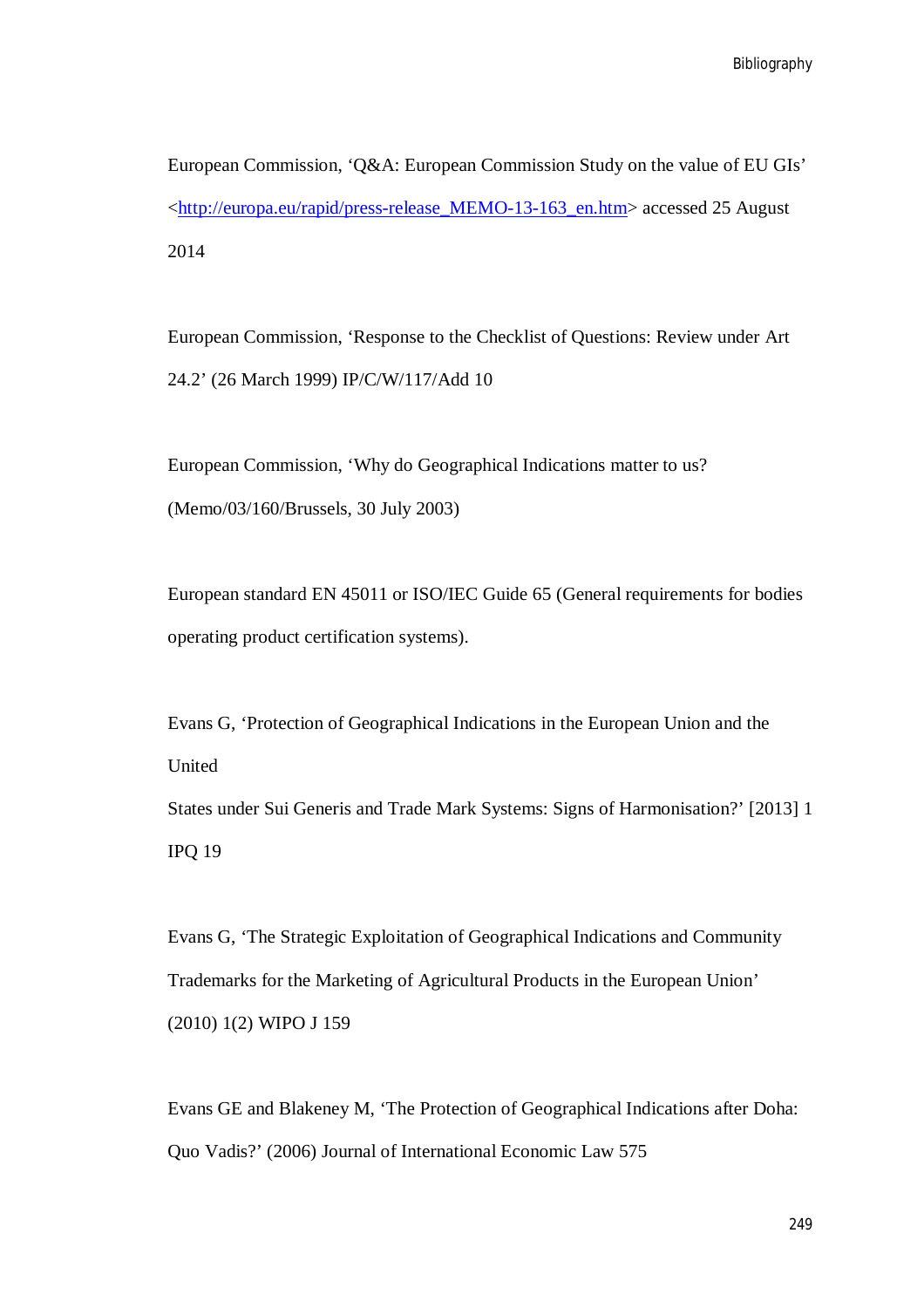European Commission, ‘Q&A: European Commission Study on the value of EU GIs’ <http://europa.eu/rapid/press-release_MEMO-13-163_en.htm> accessed 25 August 2014

European Commission, ‘Response to the Checklist of Questions: Review under Art 24.2’ (26 March 1999) IP/C/W/117/Add 10

European Commission, ‘Why do Geographical Indications matter to us? (Memo/03/160/Brussels, 30 July 2003)

European standard EN 45011 or ISO/IEC Guide 65 (General requirements for bodies operating product certification systems).

Evans G, ‘Protection of Geographical Indications in the European Union and the United States under Sui Generis and Trade Mark Systems: Signs of Harmonisation?’ [2013] 1 IPQ 19

Evans G, ‘The Strategic Exploitation of Geographical Indications and Community Trademarks for the Marketing of Agricultural Products in the European Union’ (2010) 1(2) WIPO J 159

Evans GE and Blakeney M, ‘The Protection of Geographical Indications after Doha: Quo Vadis?’ (2006) Journal of International Economic Law 575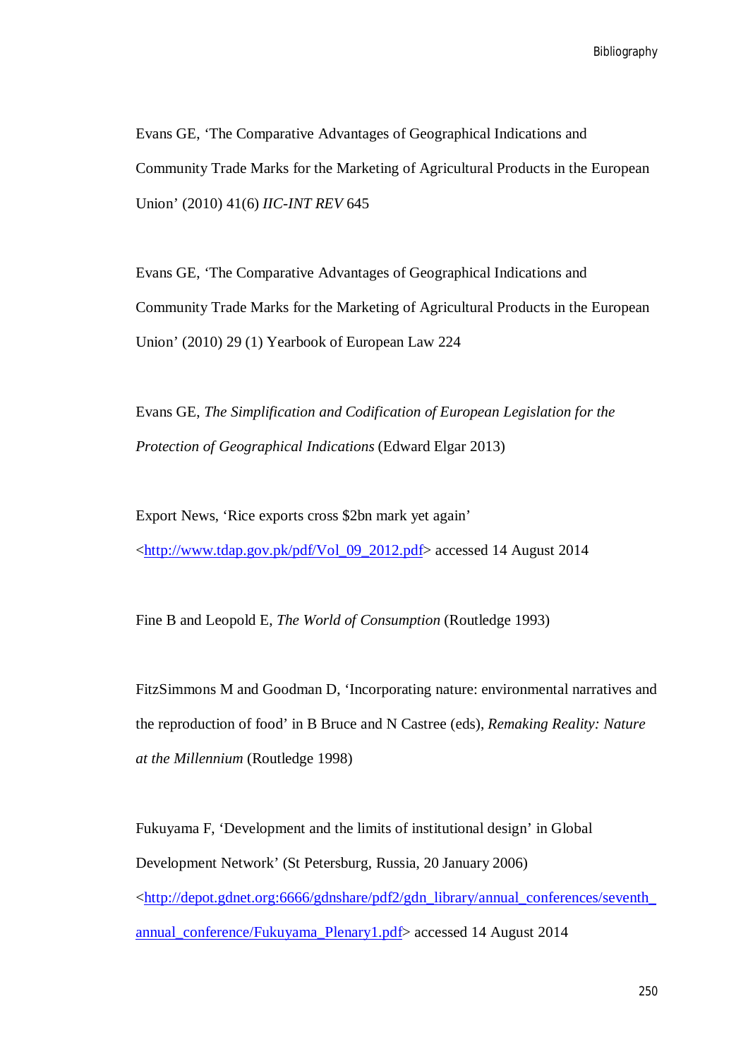Evans GE, 'The Comparative Advantages of Geographical Indications and Community Trade Marks for the Marketing of Agricultural Products in the European Union' (2010) 41(6) *IIC-INT REV* 645

Evans GE, 'The Comparative Advantages of Geographical Indications and Community Trade Marks for the Marketing of Agricultural Products in the European Union' (2010) 29 (1) Yearbook of European Law 224

Evans GE, *The Simplification and Codification of European Legislation for the Protection of Geographical Indications* (Edward Elgar 2013)

Export News, 'Rice exports cross $2bn mark yet again' <http://www.tdap.gov.pk/pdf/Vol_09_2012.pdf> accessed 14 August 2014

Fine B and Leopold E, *The World of Consumption* (Routledge 1993)

FitzSimmons M and Goodman D, 'Incorporating nature: environmental narratives and the reproduction of food' in B Bruce and N Castree (eds), *Remaking Reality: Nature at the Millennium* (Routledge 1998)

Fukuyama F, 'Development and the limits of institutional design' in Global Development Network' (St Petersburg, Russia, 20 January 2006) <http://depot.gdnet.org:6666/gdnshare/pdf2/gdn_library/annual_conferences/seventh_annual_conference/Fukuyama_Plenary1.pdf> accessed 14 August 2014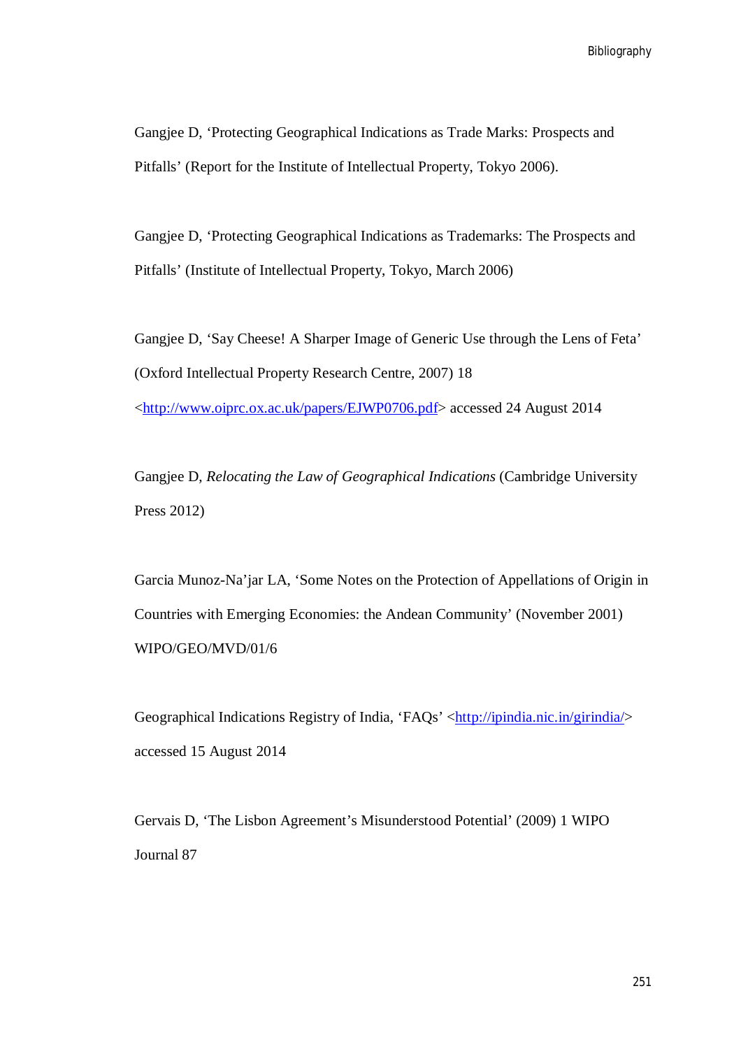Gangjee D, ‘Protecting Geographical Indications as Trade Marks: Prospects and Pitfalls’ (Report for the Institute of Intellectual Property, Tokyo 2006).

Gangjee D, ‘Protecting Geographical Indications as Trademarks: The Prospects and Pitfalls’ (Institute of Intellectual Property, Tokyo, March 2006)

Gangjee D, ‘Say Cheese! A Sharper Image of Generic Use through the Lens of Feta’ (Oxford Intellectual Property Research Centre, 2007) 18 <http://www.oiprc.ox.ac.uk/papers/EJWP0706.pdf> accessed 24 August 2014

Gangjee D, *Relocating the Law of Geographical Indications* (Cambridge University Press 2012)

Garcia Munoz-Na’jar LA, ‘Some Notes on the Protection of Appellations of Origin in Countries with Emerging Economies: the Andean Community’ (November 2001) WIPO/GEO/MVD/01/6

Geographical Indications Registry of India, ‘FAQs’ <http://ipindia.nic.in/girindia/> accessed 15 August 2014

Gervais D, ‘The Lisbon Agreement’s Misunderstood Potential’ (2009) 1 WIPO Journal 87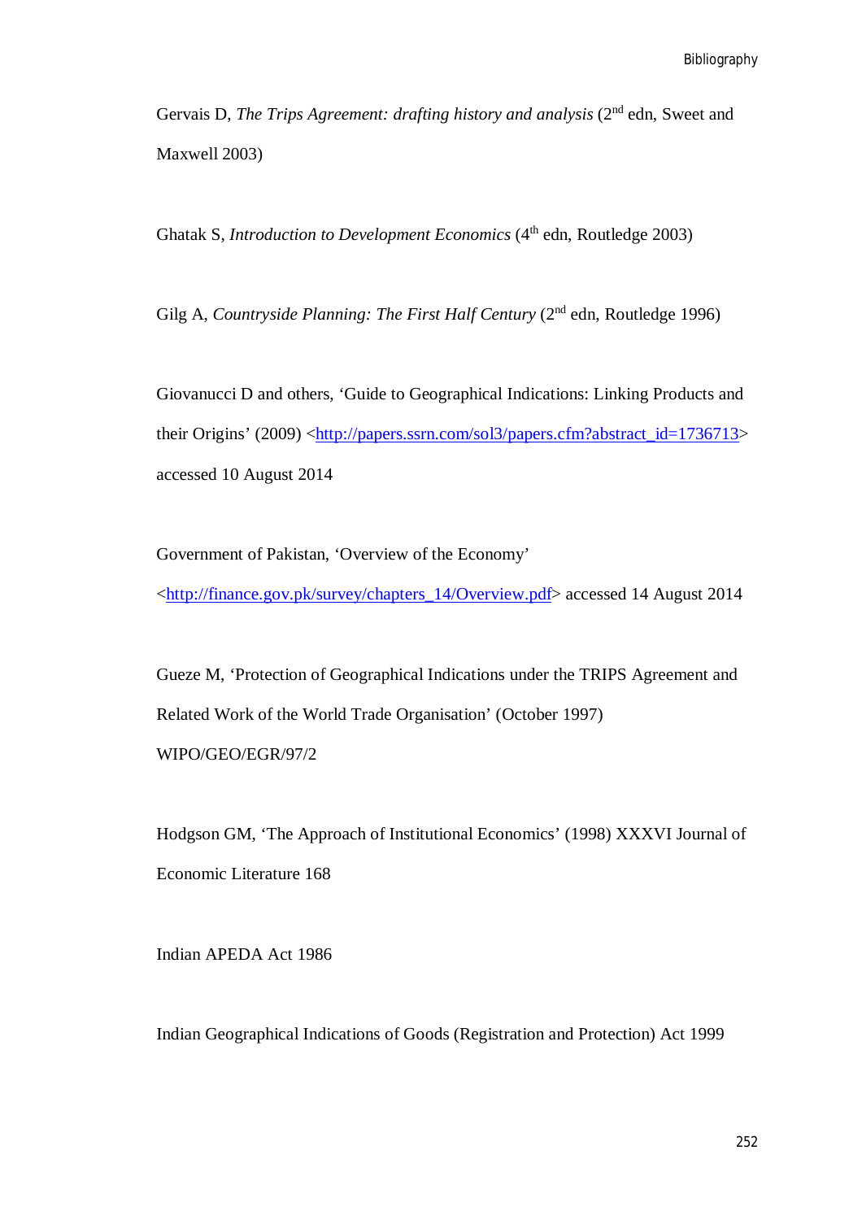Gervais D, *The Trips Agreement: drafting history and analysis* (2nd edn, Sweet and Maxwell 2003)

Ghatak S, *Introduction to Development Economics* (4th edn, Routledge 2003)

Gilg A, *Countryside Planning: The First Half Century* (2nd edn, Routledge 1996)

Giovanucci D and others, 'Guide to Geographical Indications: Linking Products and their Origins' (2009) <http://papers.ssrn.com/sol3/papers.cfm?abstract_id=1736713> accessed 10 August 2014

Government of Pakistan, 'Overview of the Economy' <http://finance.gov.pk/survey/chapters_14/Overview.pdf> accessed 14 August 2014

Gueze M, 'Protection of Geographical Indications under the TRIPS Agreement and Related Work of the World Trade Organisation' (October 1997) WIPO/GEO/EGR/97/2

Hodgson GM, 'The Approach of Institutional Economics' (1998) XXXVI Journal of Economic Literature 168

Indian APEDA Act 1986

Indian Geographical Indications of Goods (Registration and Protection) Act 1999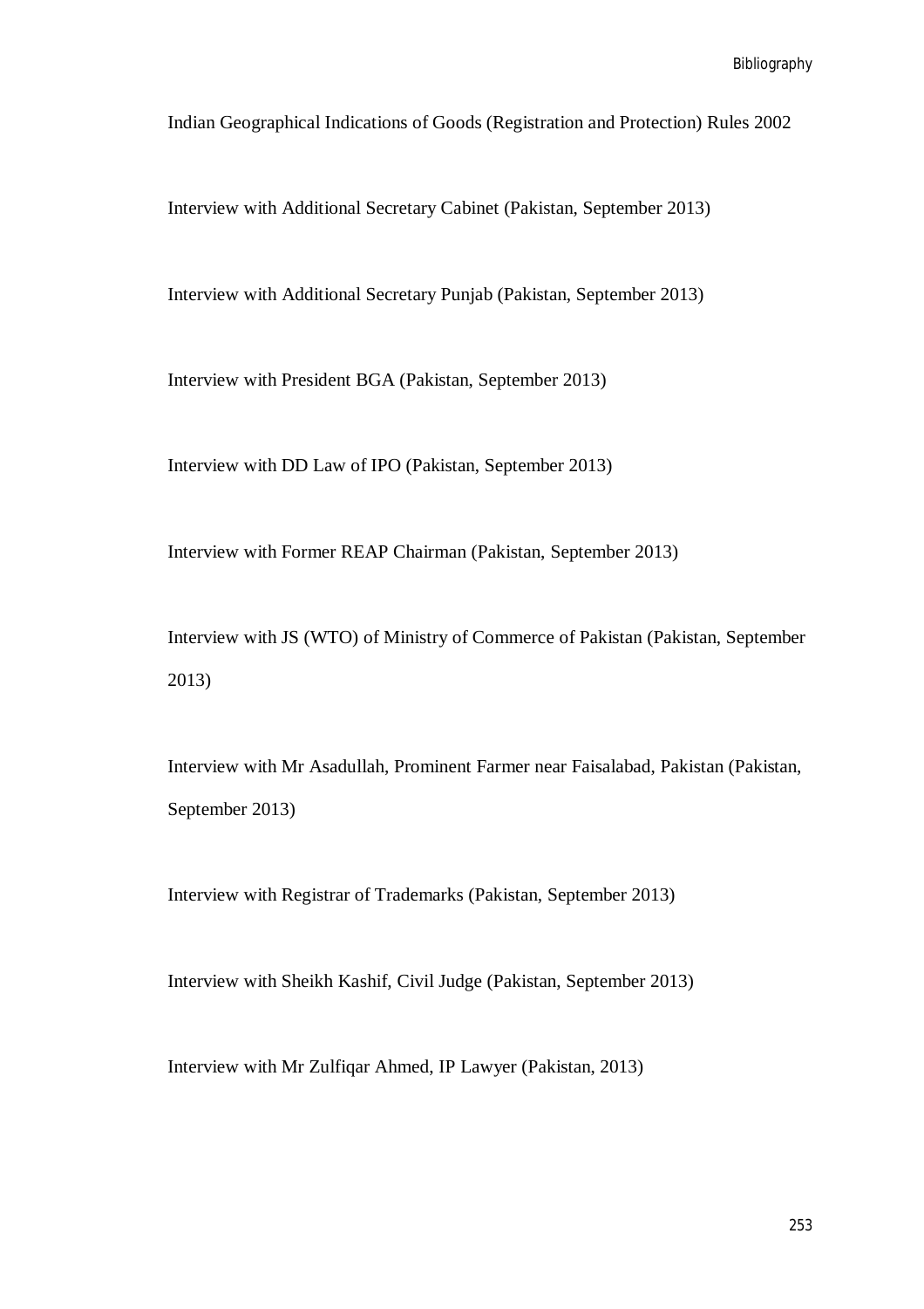Indian Geographical Indications of Goods (Registration and Protection) Rules 2002

Interview with Additional Secretary Cabinet (Pakistan, September 2013)

Interview with Additional Secretary Punjab (Pakistan, September 2013)

Interview with President BGA (Pakistan, September 2013)

Interview with DD Law of IPO (Pakistan, September 2013)

Interview with Former REAP Chairman (Pakistan, September 2013)

Interview with JS (WTO) of Ministry of Commerce of Pakistan (Pakistan, September 2013)

Interview with Mr Asadullah, Prominent Farmer near Faisalabad, Pakistan (Pakistan, September 2013)

Interview with Registrar of Trademarks (Pakistan, September 2013)

Interview with Sheikh Kashif, Civil Judge (Pakistan, September 2013)

Interview with Mr Zulfiqar Ahmed, IP Lawyer (Pakistan, 2013)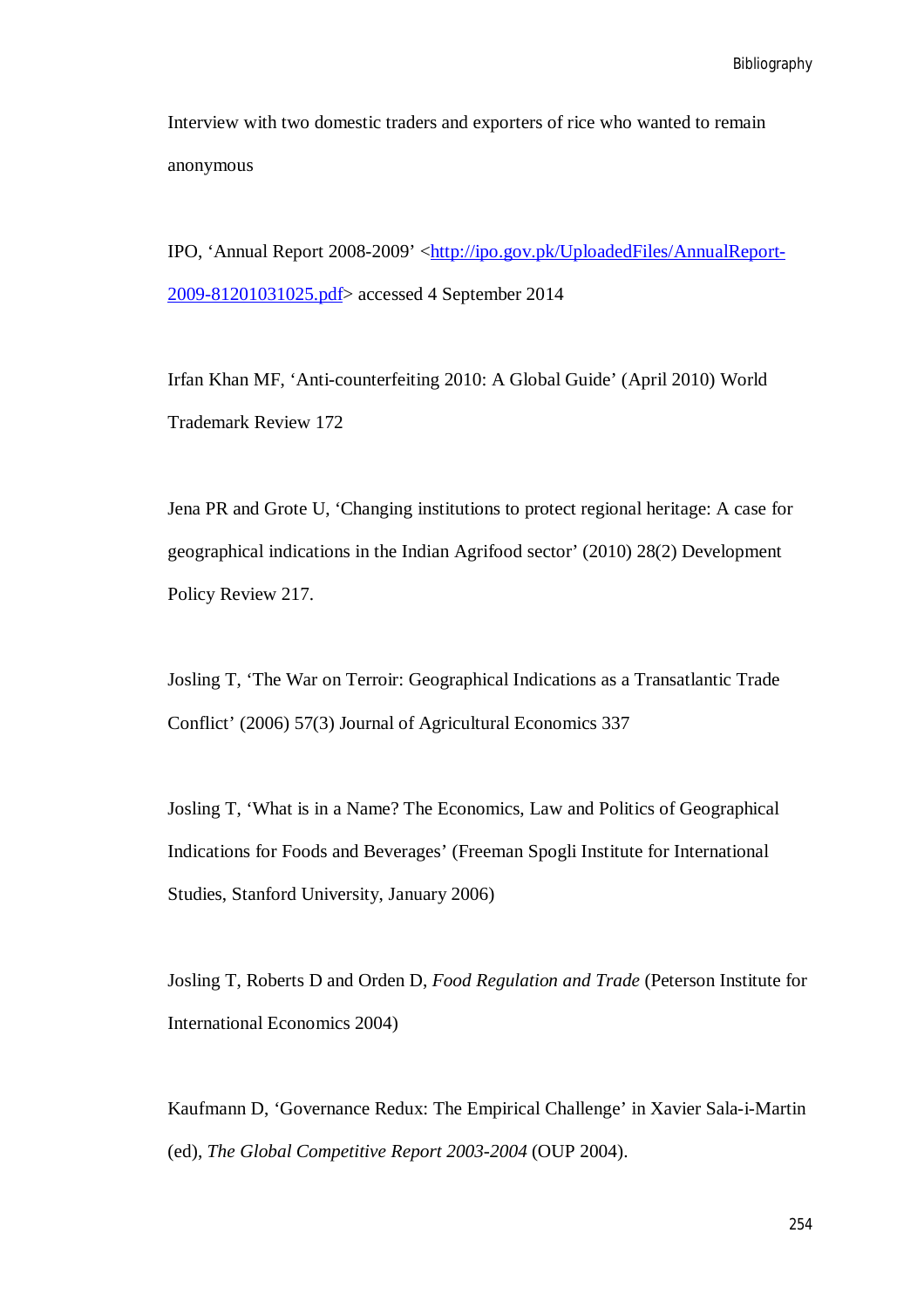Interview with two domestic traders and exporters of rice who wanted to remain anonymous

IPO, 'Annual Report 2008-2009' <http://ipo.gov.pk/UploadedFiles/AnnualReport-2009-81201031025.pdf> accessed 4 September 2014

Irfan Khan MF, 'Anti-counterfeiting 2010: A Global Guide' (April 2010) World Trademark Review 172

Jena PR and Grote U, 'Changing institutions to protect regional heritage: A case for geographical indications in the Indian Agrifood sector' (2010) 28(2) Development Policy Review 217.

Josling T, 'The War on Terroir: Geographical Indications as a Transatlantic Trade Conflict' (2006) 57(3) Journal of Agricultural Economics 337

Josling T, 'What is in a Name? The Economics, Law and Politics of Geographical Indications for Foods and Beverages' (Freeman Spogli Institute for International Studies, Stanford University, January 2006)

Josling T, Roberts D and Orden D, *Food Regulation and Trade* (Peterson Institute for International Economics 2004)

Kaufmann D, 'Governance Redux: The Empirical Challenge' in Xavier Sala-i-Martin (ed), *The Global Competitive Report 2003-2004* (OUP 2004).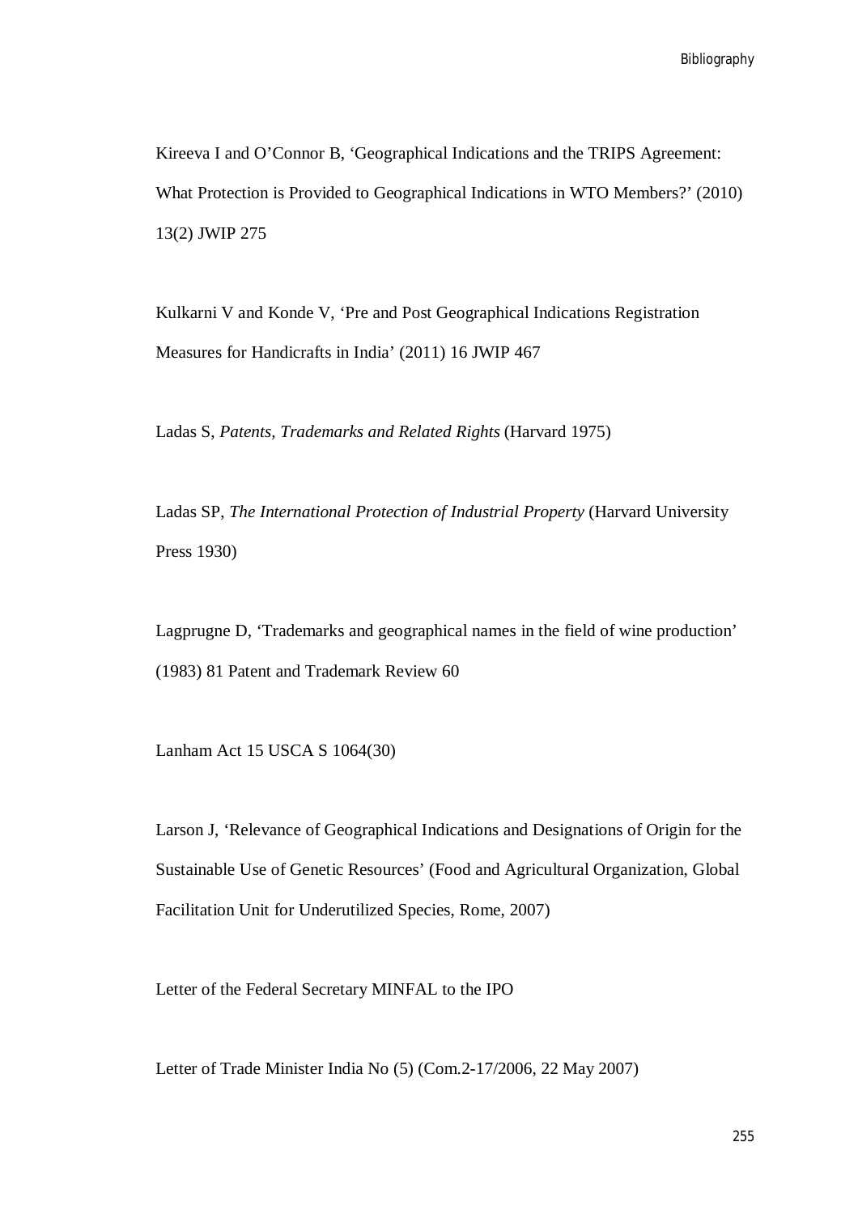Kireeva I and O'Connor B, 'Geographical Indications and the TRIPS Agreement: What Protection is Provided to Geographical Indications in WTO Members?' (2010) 13(2) JWIP 275

Kulkarni V and Konde V, 'Pre and Post Geographical Indications Registration Measures for Handicrafts in India' (2011) 16 JWIP 467

Ladas S, *Patents, Trademarks and Related Rights* (Harvard 1975)

Ladas SP, *The International Protection of Industrial Property* (Harvard University Press 1930)

Lagprugne D, 'Trademarks and geographical names in the field of wine production' (1983) 81 Patent and Trademark Review 60

Lanham Act 15 USCA S 1064(30)

Larson J, 'Relevance of Geographical Indications and Designations of Origin for the Sustainable Use of Genetic Resources' (Food and Agricultural Organization, Global Facilitation Unit for Underutilized Species, Rome, 2007)

Letter of the Federal Secretary MINFAL to the IPO

Letter of Trade Minister India No (5) (Com.2-17/2006, 22 May 2007)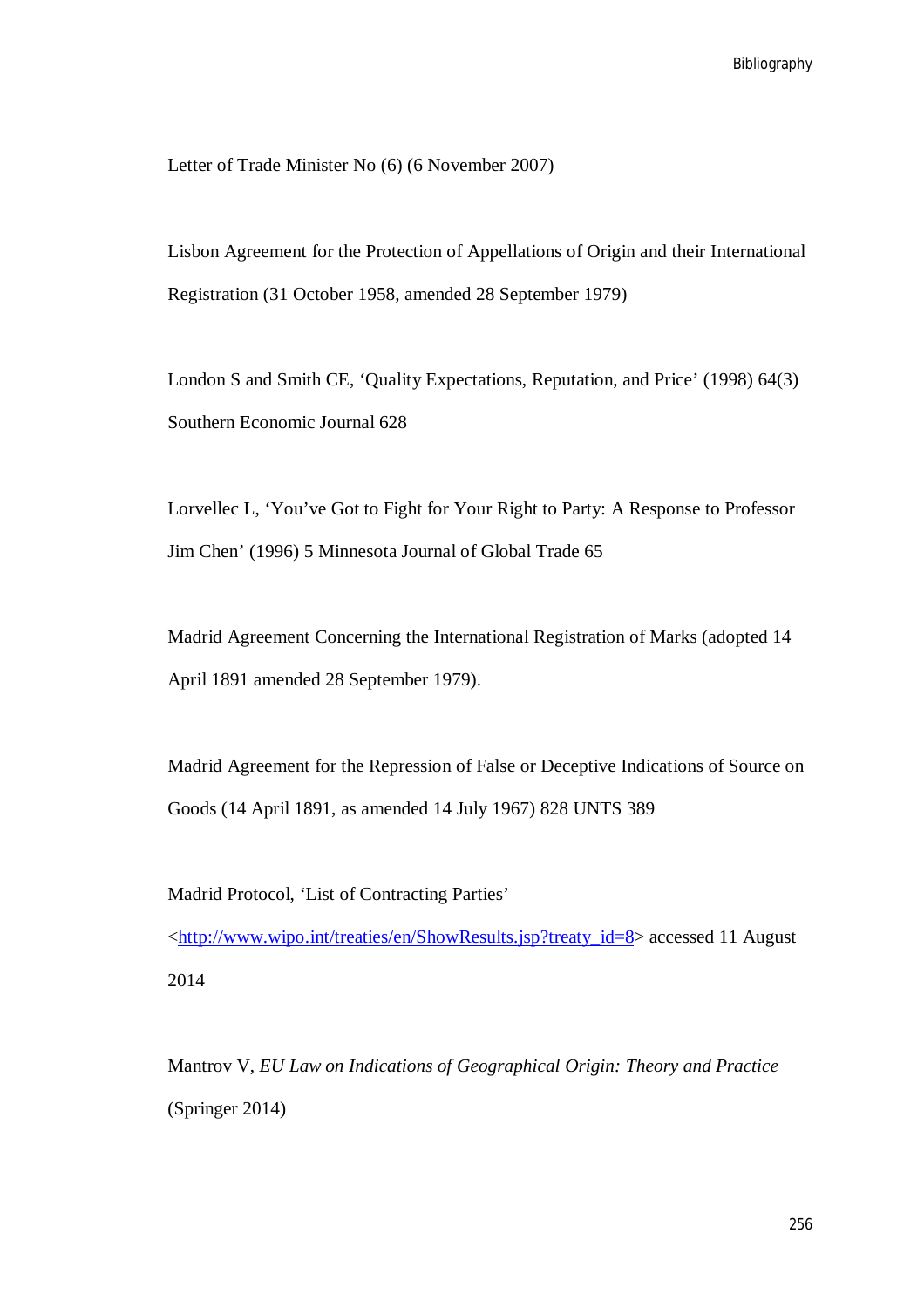Letter of Trade Minister No (6) (6 November 2007)

Lisbon Agreement for the Protection of Appellations of Origin and their International Registration (31 October 1958, amended 28 September 1979)

London S and Smith CE, 'Quality Expectations, Reputation, and Price' (1998) 64(3) Southern Economic Journal 628

Lorvellec L, 'You've Got to Fight for Your Right to Party: A Response to Professor Jim Chen' (1996) 5 Minnesota Journal of Global Trade 65

Madrid Agreement Concerning the International Registration of Marks (adopted 14 April 1891 amended 28 September 1979).

Madrid Agreement for the Repression of False or Deceptive Indications of Source on Goods (14 April 1891, as amended 14 July 1967) 828 UNTS 389

Madrid Protocol, 'List of Contracting Parties' <http://www.wipo.int/treaties/en/ShowResults.jsp?treaty_id=8> accessed 11 August 2014

Mantrov V, *EU Law on Indications of Geographical Origin: Theory and Practice* (Springer 2014)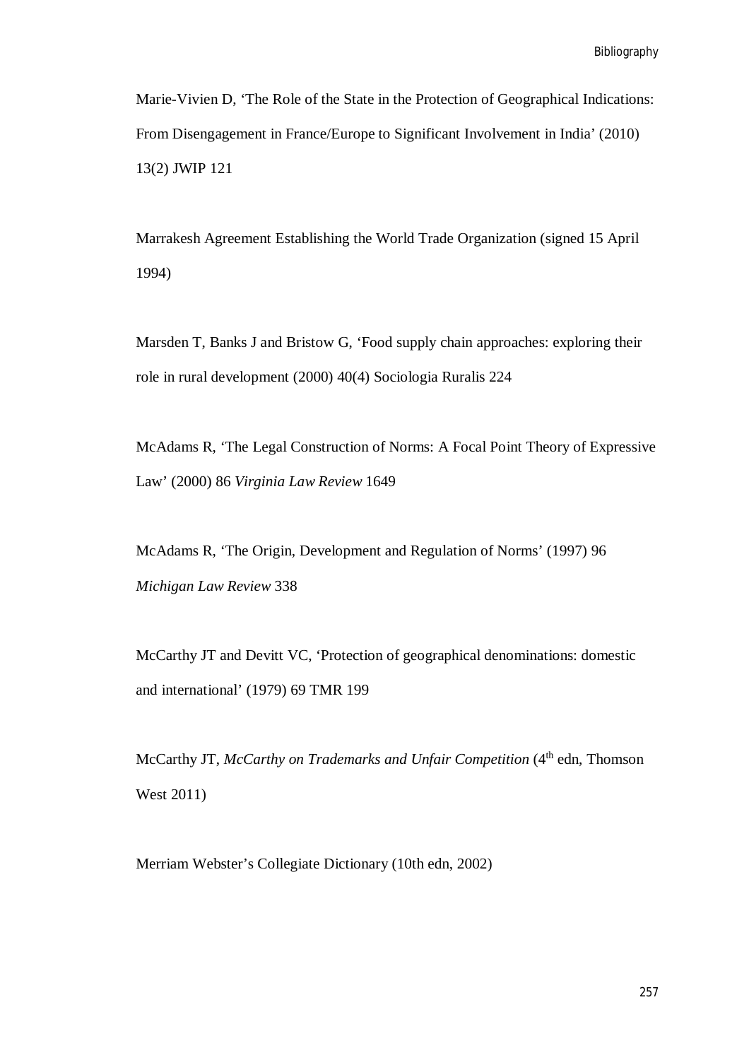Marie-Vivien D, 'The Role of the State in the Protection of Geographical Indications: From Disengagement in France/Europe to Significant Involvement in India' (2010) 13(2) JWIP 121

Marrakesh Agreement Establishing the World Trade Organization (signed 15 April 1994)

Marsden T, Banks J and Bristow G, 'Food supply chain approaches: exploring their role in rural development (2000) 40(4) Sociologia Ruralis 224

McAdams R, 'The Legal Construction of Norms: A Focal Point Theory of Expressive Law' (2000) 86 *Virginia Law Review* 1649

McAdams R, 'The Origin, Development and Regulation of Norms' (1997) 96 *Michigan Law Review* 338

McCarthy JT and Devitt VC, 'Protection of geographical denominations: domestic and international' (1979) 69 TMR 199

McCarthy JT, *McCarthy on Trademarks and Unfair Competition* (4th edn, Thomson West 2011)

Merriam Webster's Collegiate Dictionary (10th edn, 2002)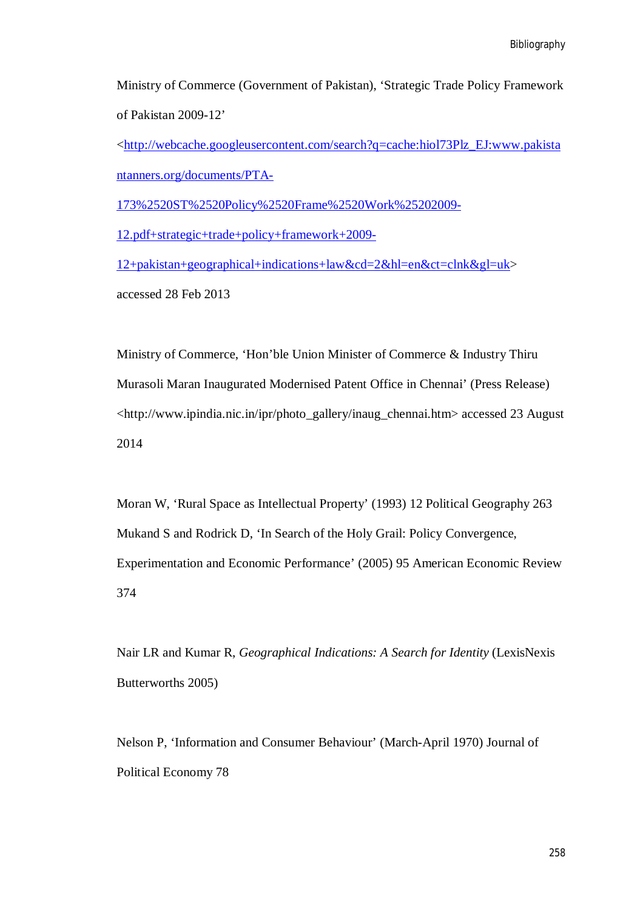Ministry of Commerce (Government of Pakistan), 'Strategic Trade Policy Framework of Pakistan 2009-12' <http://webcache.googleusercontent.com/search?q=cache:hiol73Plz_EJ:www.pakistantanners.org/documents/PTA-173%2520ST%2520Policy%2520Frame%2520Work%25202009-12.pdf+strategic+trade+policy+framework+2009-12+pakistan+geographical+indications+law&cd=2&hl=en&ct=clnk&gl=uk> accessed 28 Feb 2013

Ministry of Commerce, 'Hon'ble Union Minister of Commerce & Industry Thiru Murasoli Maran Inaugurated Modernised Patent Office in Chennai' (Press Release) <http://www.ipindia.nic.in/ipr/photo_gallery/inaug_chennai.htm> accessed 23 August 2014

Moran W, 'Rural Space as Intellectual Property' (1993) 12 Political Geography 263

Mukand S and Rodrick D, 'In Search of the Holy Grail: Policy Convergence, Experimentation and Economic Performance' (2005) 95 American Economic Review 374

Nair LR and Kumar R, *Geographical Indications: A Search for Identity* (LexisNexis Butterworths 2005)

Nelson P, 'Information and Consumer Behaviour' (March-April 1970) Journal of Political Economy 78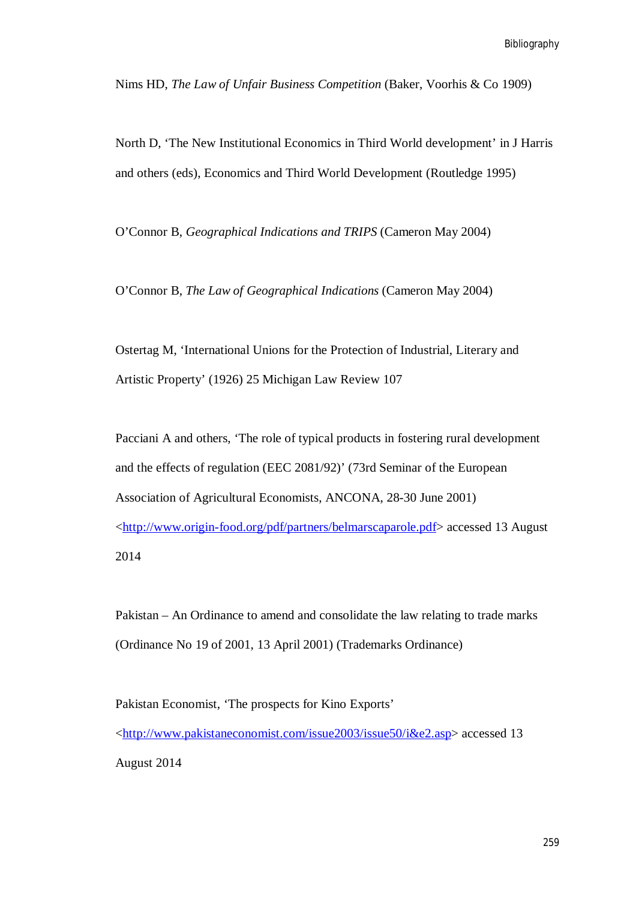Nims HD, *The Law of Unfair Business Competition* (Baker, Voorhis & Co 1909)

North D, 'The New Institutional Economics in Third World development' in J Harris and others (eds), Economics and Third World Development (Routledge 1995)

O'Connor B, *Geographical Indications and TRIPS* (Cameron May 2004)

O'Connor B, *The Law of Geographical Indications* (Cameron May 2004)

Ostertag M, 'International Unions for the Protection of Industrial, Literary and Artistic Property' (1926) 25 Michigan Law Review 107

Pacciani A and others, 'The role of typical products in fostering rural development and the effects of regulation (EEC 2081/92)' (73rd Seminar of the European Association of Agricultural Economists, ANCONA, 28-30 June 2001) <http://www.origin-food.org/pdf/partners/belmarscaparole.pdf> accessed 13 August 2014

Pakistan – An Ordinance to amend and consolidate the law relating to trade marks (Ordinance No 19 of 2001, 13 April 2001) (Trademarks Ordinance)

Pakistan Economist, 'The prospects for Kino Exports' <http://www.pakistaneconomist.com/issue2003/issue50/i&e2.asp> accessed 13 August 2014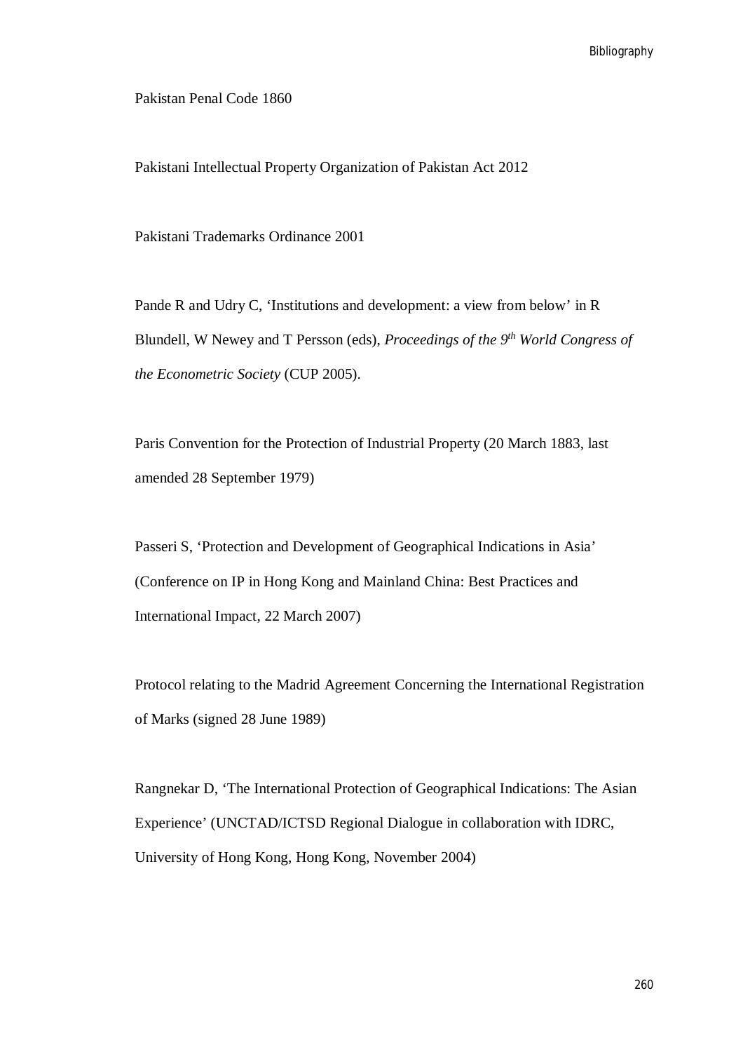Pakistan Penal Code 1860

Pakistani Intellectual Property Organization of Pakistan Act 2012

Pakistani Trademarks Ordinance 2001

Pande R and Udry C, 'Institutions and development: a view from below' in R Blundell, W Newey and T Persson (eds), *Proceedings of the 9th World Congress of the Econometric Society* (CUP 2005).

Paris Convention for the Protection of Industrial Property (20 March 1883, last amended 28 September 1979)

Passeri S, 'Protection and Development of Geographical Indications in Asia' (Conference on IP in Hong Kong and Mainland China: Best Practices and International Impact, 22 March 2007)

Protocol relating to the Madrid Agreement Concerning the International Registration of Marks (signed 28 June 1989)

Rangnekar D, 'The International Protection of Geographical Indications: The Asian Experience' (UNCTAD/ICTSD Regional Dialogue in collaboration with IDRC, University of Hong Kong, Hong Kong, November 2004)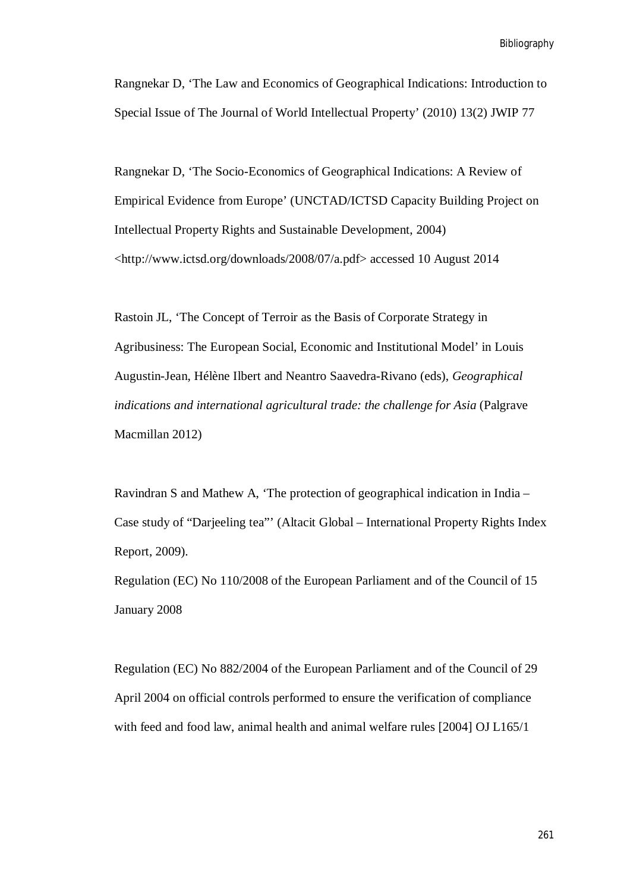Rangnekar D, ‘The Law and Economics of Geographical Indications: Introduction to Special Issue of The Journal of World Intellectual Property’ (2010) 13(2) JWIP 77

Rangnekar D, ‘The Socio-Economics of Geographical Indications: A Review of Empirical Evidence from Europe’ (UNCTAD/ICTSD Capacity Building Project on Intellectual Property Rights and Sustainable Development, 2004) <http://www.ictsd.org/downloads/2008/07/a.pdf> accessed 10 August 2014

Rastoin JL, ‘The Concept of Terroir as the Basis of Corporate Strategy in Agribusiness: The European Social, Economic and Institutional Model’ in Louis Augustin-Jean, Hélène Ilbert and Neantro Saavedra-Rivano (eds), *Geographical indications and international agricultural trade: the challenge for Asia* (Palgrave Macmillan 2012)

Ravindran S and Mathew A, ‘The protection of geographical indication in India – Case study of “Darjeeling tea”’ (Altacit Global – International Property Rights Index Report, 2009).

Regulation (EC) No 110/2008 of the European Parliament and of the Council of 15 January 2008

Regulation (EC) No 882/2004 of the European Parliament and of the Council of 29 April 2004 on official controls performed to ensure the verification of compliance with feed and food law, animal health and animal welfare rules [2004] OJ L165/1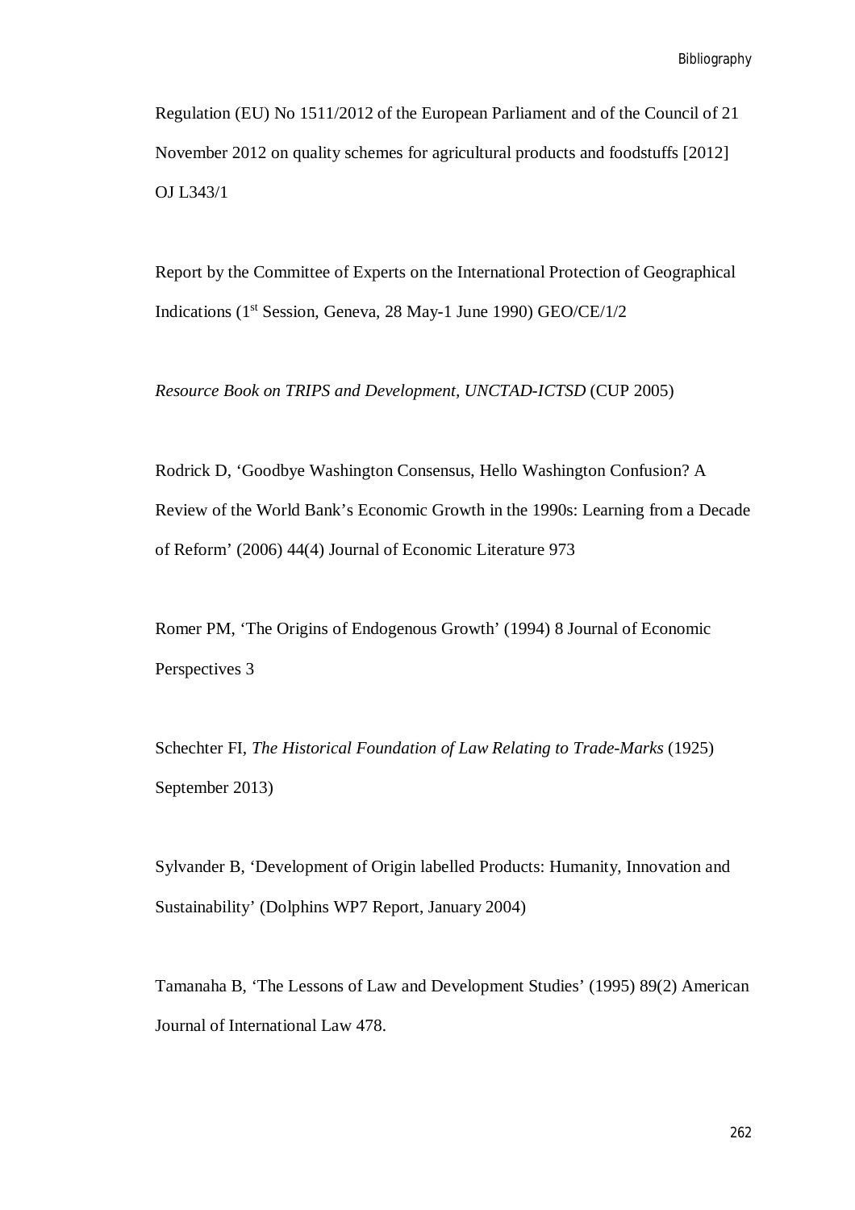Regulation (EU) No 1511/2012 of the European Parliament and of the Council of 21 November 2012 on quality schemes for agricultural products and foodstuffs [2012] OJ L343/1

Report by the Committee of Experts on the International Protection of Geographical Indications (1st Session, Geneva, 28 May-1 June 1990) GEO/CE/1/2

*Resource Book on TRIPS and Development, UNCTAD-ICTSD* (CUP 2005)

Rodrick D, 'Goodbye Washington Consensus, Hello Washington Confusion? A Review of the World Bank's Economic Growth in the 1990s: Learning from a Decade of Reform' (2006) 44(4) Journal of Economic Literature 973

Romer PM, 'The Origins of Endogenous Growth' (1994) 8 Journal of Economic Perspectives 3

Schechter FI, *The Historical Foundation of Law Relating to Trade-Marks* (1925) September 2013)

Sylvander B, 'Development of Origin labelled Products: Humanity, Innovation and Sustainability' (Dolphins WP7 Report, January 2004)

Tamanaha B, 'The Lessons of Law and Development Studies' (1995) 89(2) American Journal of International Law 478.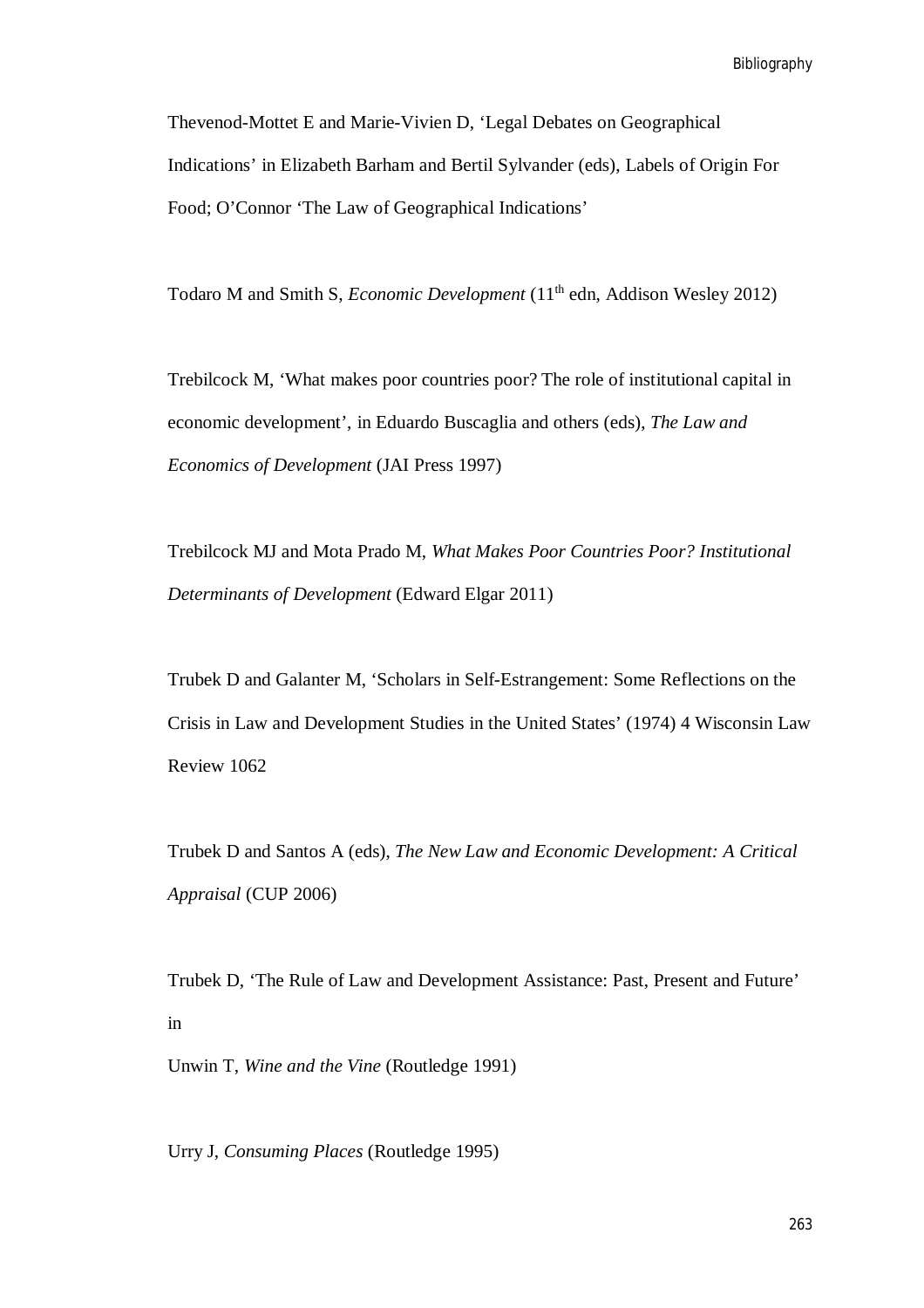Thevenod-Mottet E and Marie-Vivien D, 'Legal Debates on Geographical Indications' in Elizabeth Barham and Bertil Sylvander (eds), Labels of Origin For Food; O'Connor 'The Law of Geographical Indications'

Todaro M and Smith S, *Economic Development* (11th edn, Addison Wesley 2012)

Trebilcock M, 'What makes poor countries poor? The role of institutional capital in economic development', in Eduardo Buscaglia and others (eds), *The Law and Economics of Development* (JAI Press 1997)

Trebilcock MJ and Mota Prado M, *What Makes Poor Countries Poor? Institutional Determinants of Development* (Edward Elgar 2011)

Trubek D and Galanter M, 'Scholars in Self-Estrangement: Some Reflections on the Crisis in Law and Development Studies in the United States' (1974) 4 Wisconsin Law Review 1062

Trubek D and Santos A (eds), *The New Law and Economic Development: A Critical Appraisal* (CUP 2006)

Trubek D, 'The Rule of Law and Development Assistance: Past, Present and Future' in

Unwin T, *Wine and the Vine* (Routledge 1991)

Urry J, *Consuming Places* (Routledge 1995)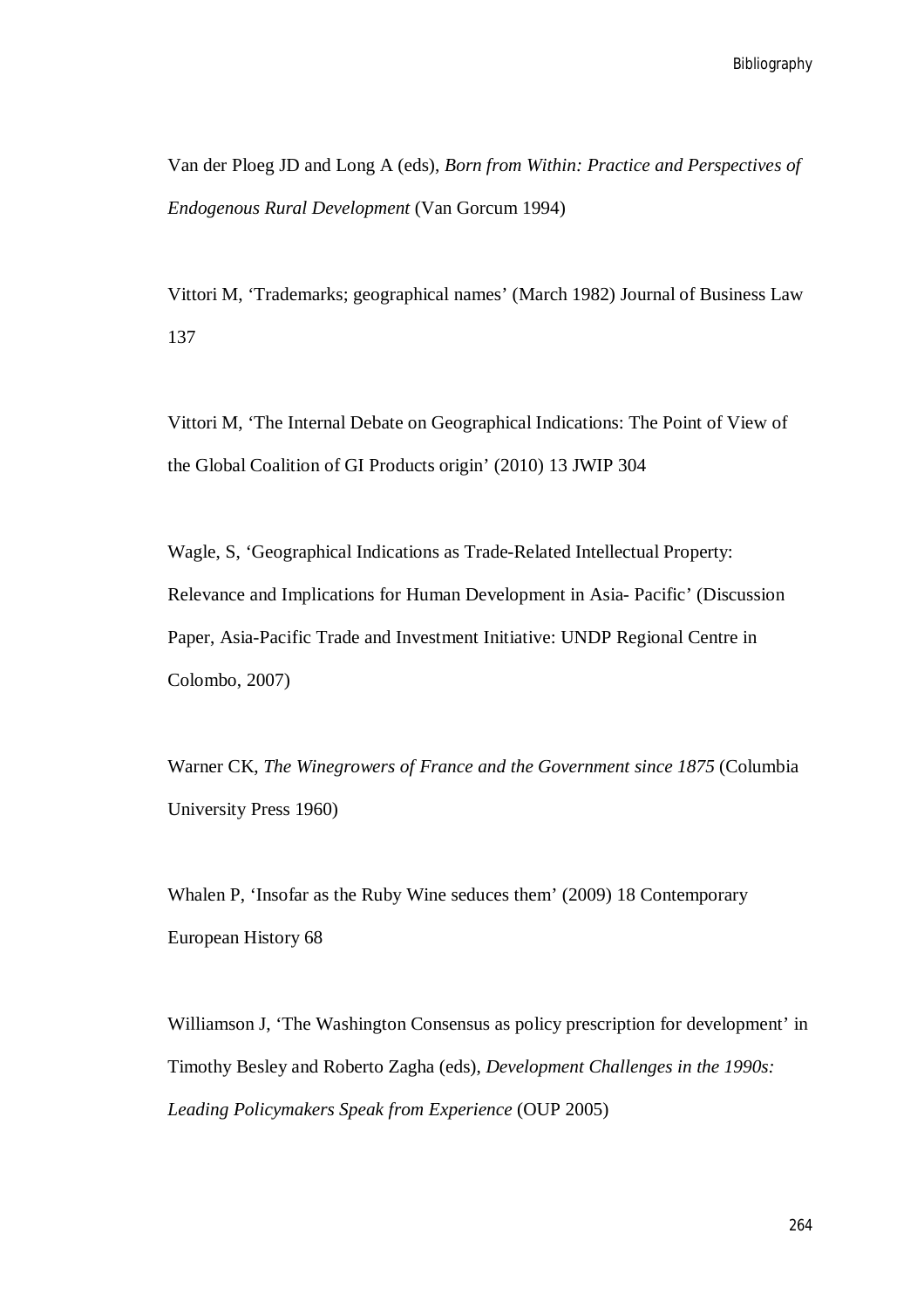Van der Ploeg JD and Long A (eds), *Born from Within: Practice and Perspectives of Endogenous Rural Development* (Van Gorcum 1994)

Vittori M, 'Trademarks; geographical names' (March 1982) Journal of Business Law 137

Vittori M, 'The Internal Debate on Geographical Indications: The Point of View of the Global Coalition of GI Products origin' (2010) 13 JWIP 304

Wagle, S, 'Geographical Indications as Trade-Related Intellectual Property: Relevance and Implications for Human Development in Asia- Pacific' (Discussion Paper, Asia-Pacific Trade and Investment Initiative: UNDP Regional Centre in Colombo, 2007)

Warner CK, *The Winegrowers of France and the Government since 1875* (Columbia University Press 1960)

Whalen P, 'Insofar as the Ruby Wine seduces them' (2009) 18 Contemporary European History 68

Williamson J, 'The Washington Consensus as policy prescription for development' in Timothy Besley and Roberto Zagha (eds), *Development Challenges in the 1990s: Leading Policymakers Speak from Experience* (OUP 2005)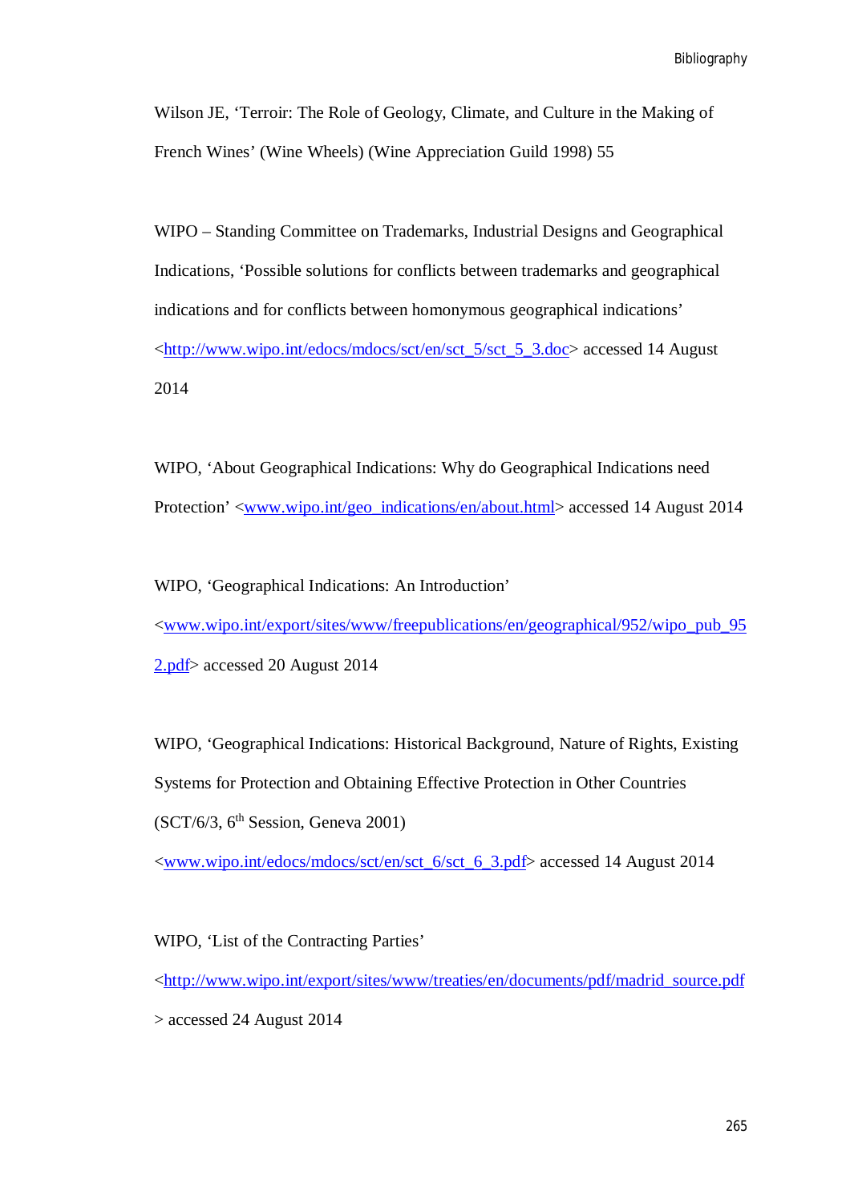Wilson JE, 'Terroir: The Role of Geology, Climate, and Culture in the Making of French Wines' (Wine Wheels) (Wine Appreciation Guild 1998) 55

WIPO – Standing Committee on Trademarks, Industrial Designs and Geographical Indications, 'Possible solutions for conflicts between trademarks and geographical indications and for conflicts between homonymous geographical indications' <http://www.wipo.int/edocs/mdocs/sct/en/sct_5/sct_5_3.doc> accessed 14 August 2014

WIPO, 'About Geographical Indications: Why do Geographical Indications need Protection' <www.wipo.int/geo_indications/en/about.html> accessed 14 August 2014

WIPO, 'Geographical Indications: An Introduction' <www.wipo.int/export/sites/www/freepublications/en/geographical/952/wipo_pub_952.pdf> accessed 20 August 2014

WIPO, 'Geographical Indications: Historical Background, Nature of Rights, Existing Systems for Protection and Obtaining Effective Protection in Other Countries (SCT/6/3, 6th Session, Geneva 2001) <www.wipo.int/edocs/mdocs/sct/en/sct_6/sct_6_3.pdf> accessed 14 August 2014

WIPO, 'List of the Contracting Parties' <http://www.wipo.int/export/sites/www/treaties/en/documents/pdf/madrid_source.pdf> accessed 24 August 2014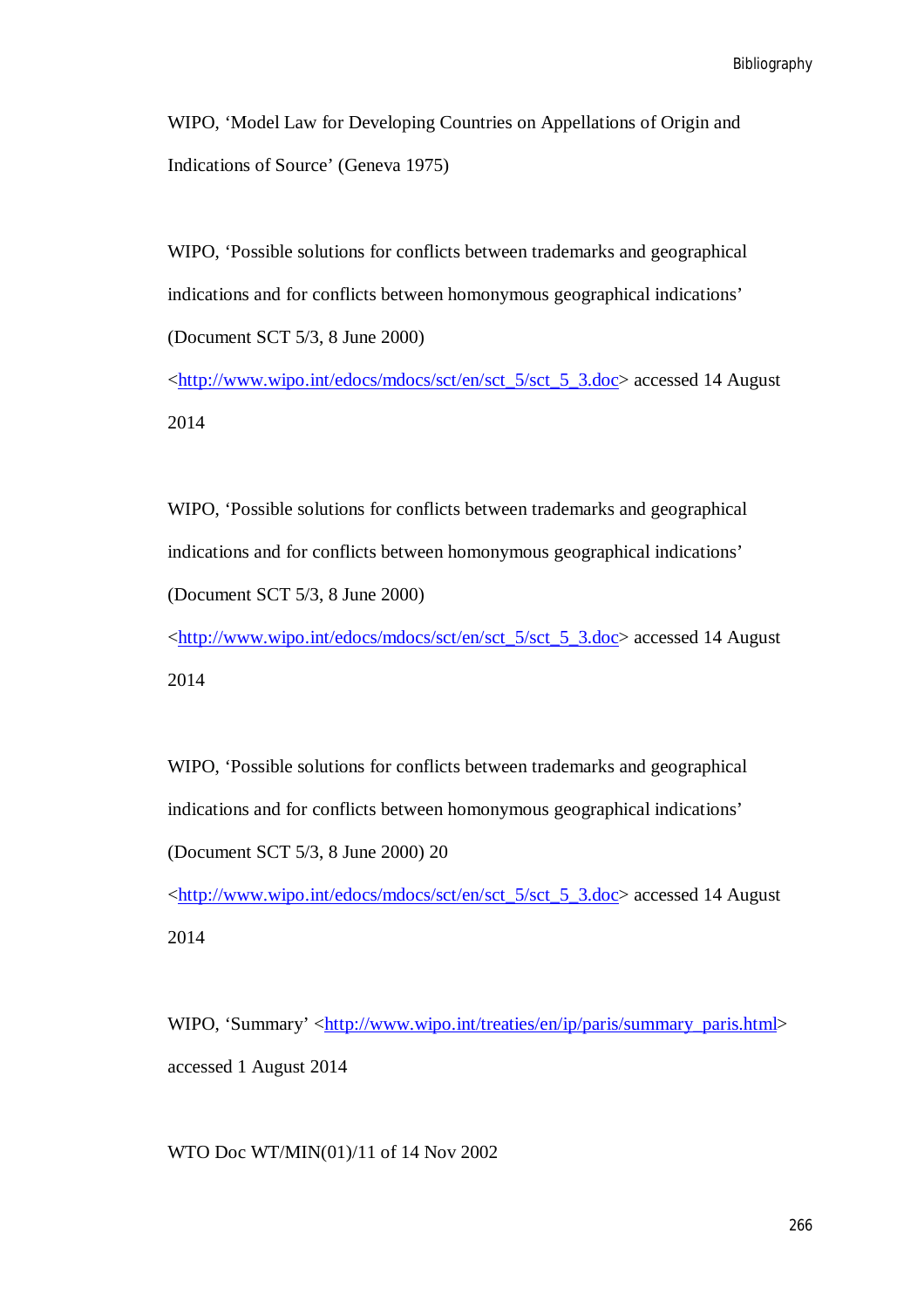WIPO, ‘Model Law for Developing Countries on Appellations of Origin and Indications of Source’ (Geneva 1975)

WIPO, ‘Possible solutions for conflicts between trademarks and geographical indications and for conflicts between homonymous geographical indications’ (Document SCT 5/3, 8 June 2000) <http://www.wipo.int/edocs/mdocs/sct/en/sct_5/sct_5_3.doc> accessed 14 August 2014

WIPO, ‘Possible solutions for conflicts between trademarks and geographical indications and for conflicts between homonymous geographical indications’ (Document SCT 5/3, 8 June 2000) <http://www.wipo.int/edocs/mdocs/sct/en/sct_5/sct_5_3.doc> accessed 14 August 2014

WIPO, ‘Possible solutions for conflicts between trademarks and geographical indications and for conflicts between homonymous geographical indications’ (Document SCT 5/3, 8 June 2000) 20 <http://www.wipo.int/edocs/mdocs/sct/en/sct_5/sct_5_3.doc> accessed 14 August 2014

WIPO, ‘Summary’ <http://www.wipo.int/treaties/en/ip/paris/summary_paris.html> accessed 1 August 2014

WTO Doc WT/MIN(01)/11 of 14 Nov 2002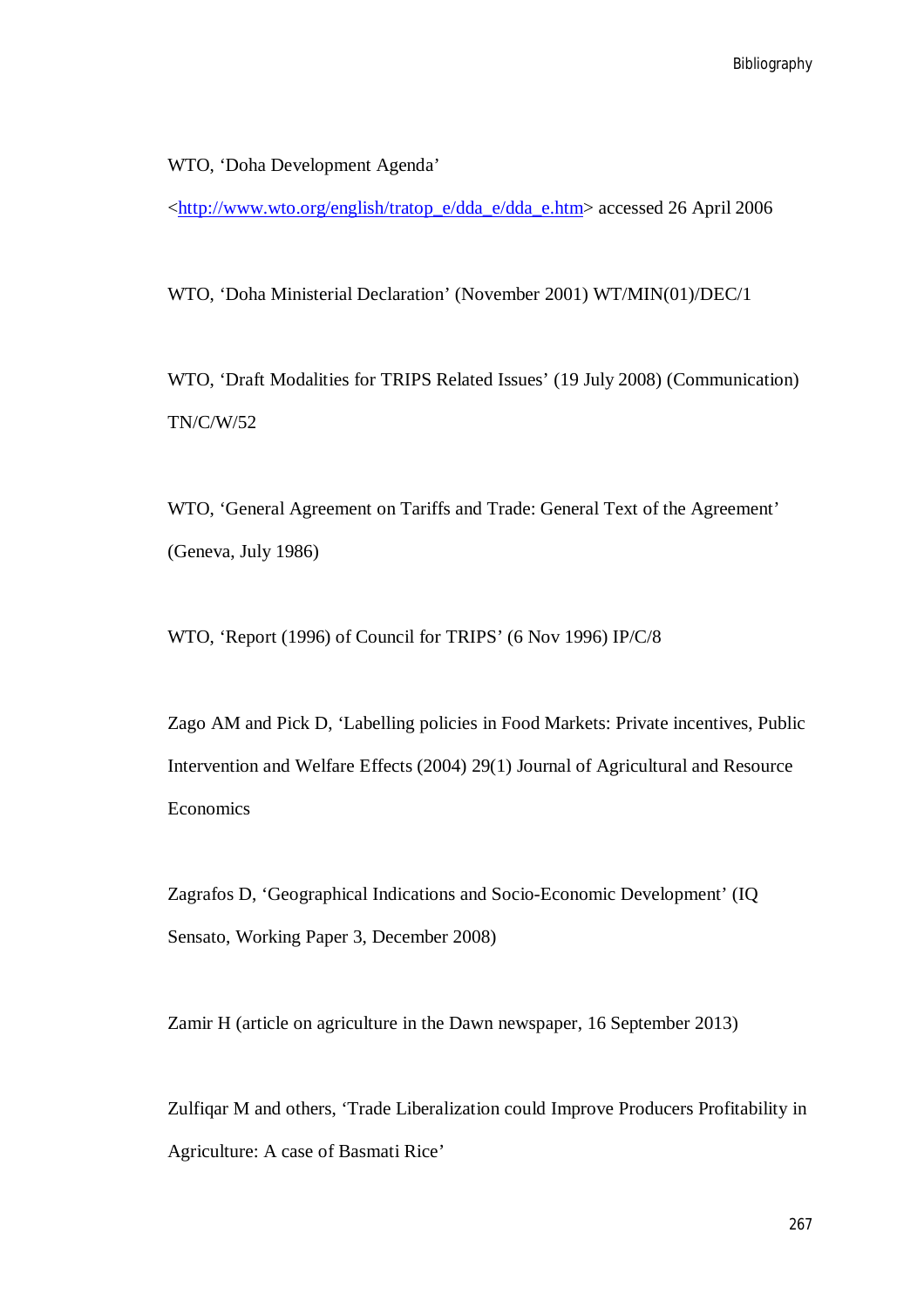WTO, 'Doha Development Agenda' <http://www.wto.org/english/tratop_e/dda_e/dda_e.htm> accessed 26 April 2006

WTO, 'Doha Ministerial Declaration' (November 2001) WT/MIN(01)/DEC/1

WTO, 'Draft Modalities for TRIPS Related Issues' (19 July 2008) (Communication) TN/C/W/52

WTO, 'General Agreement on Tariffs and Trade: General Text of the Agreement' (Geneva, July 1986)

WTO, 'Report (1996) of Council for TRIPS' (6 Nov 1996) IP/C/8

Zago AM and Pick D, 'Labelling policies in Food Markets: Private incentives, Public Intervention and Welfare Effects (2004) 29(1) Journal of Agricultural and Resource Economics

Zagrafos D, 'Geographical Indications and Socio-Economic Development' (IQ Sensato, Working Paper 3, December 2008)

Zamir H (article on agriculture in the Dawn newspaper, 16 September 2013)

Zulfiqar M and others, 'Trade Liberalization could Improve Producers Profitability in Agriculture: A case of Basmati Rice'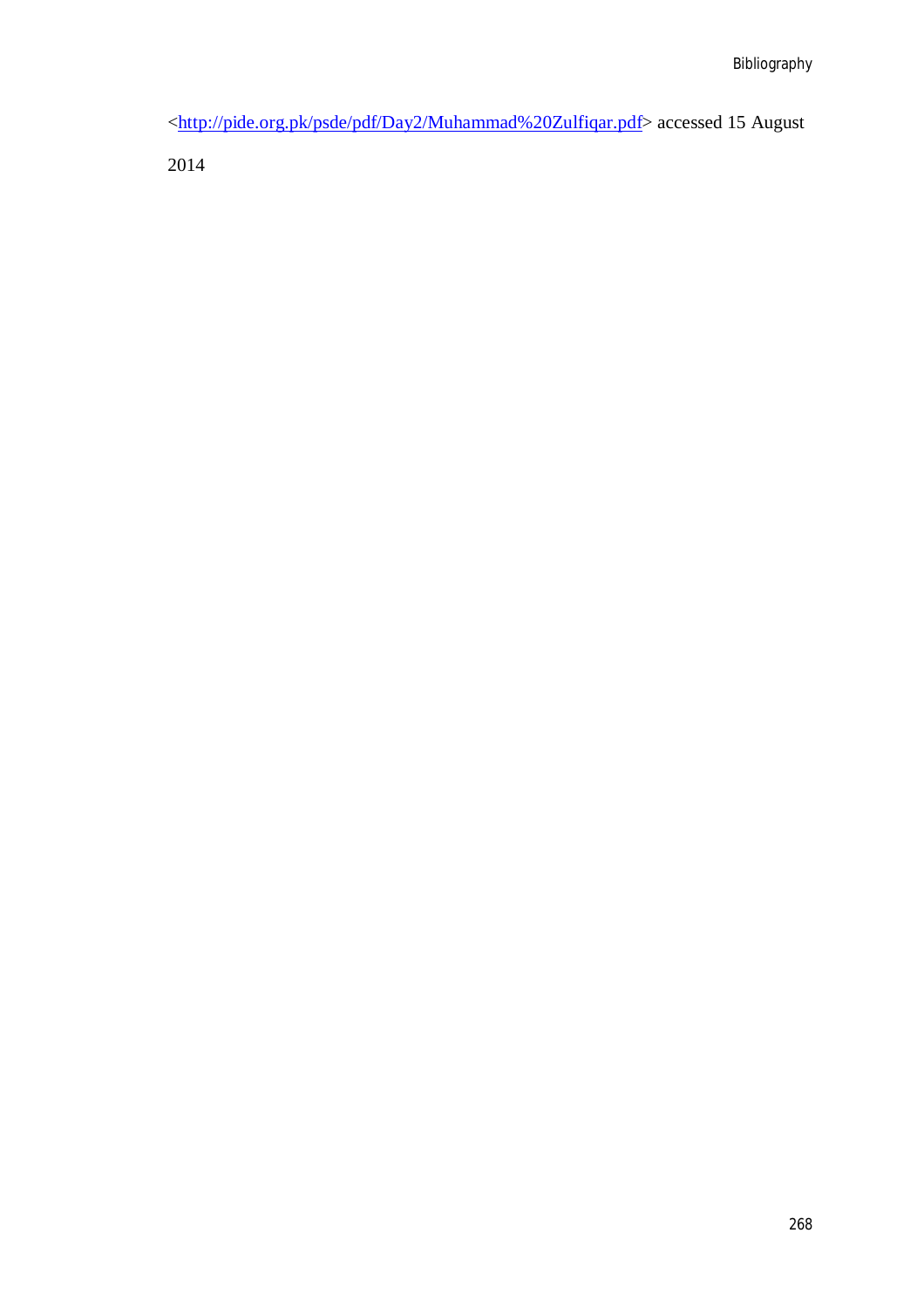<http://pide.org.pk/psde/pdf/Day2/Muhammad%20Zulfiqar.pdf> accessed 15 August 2014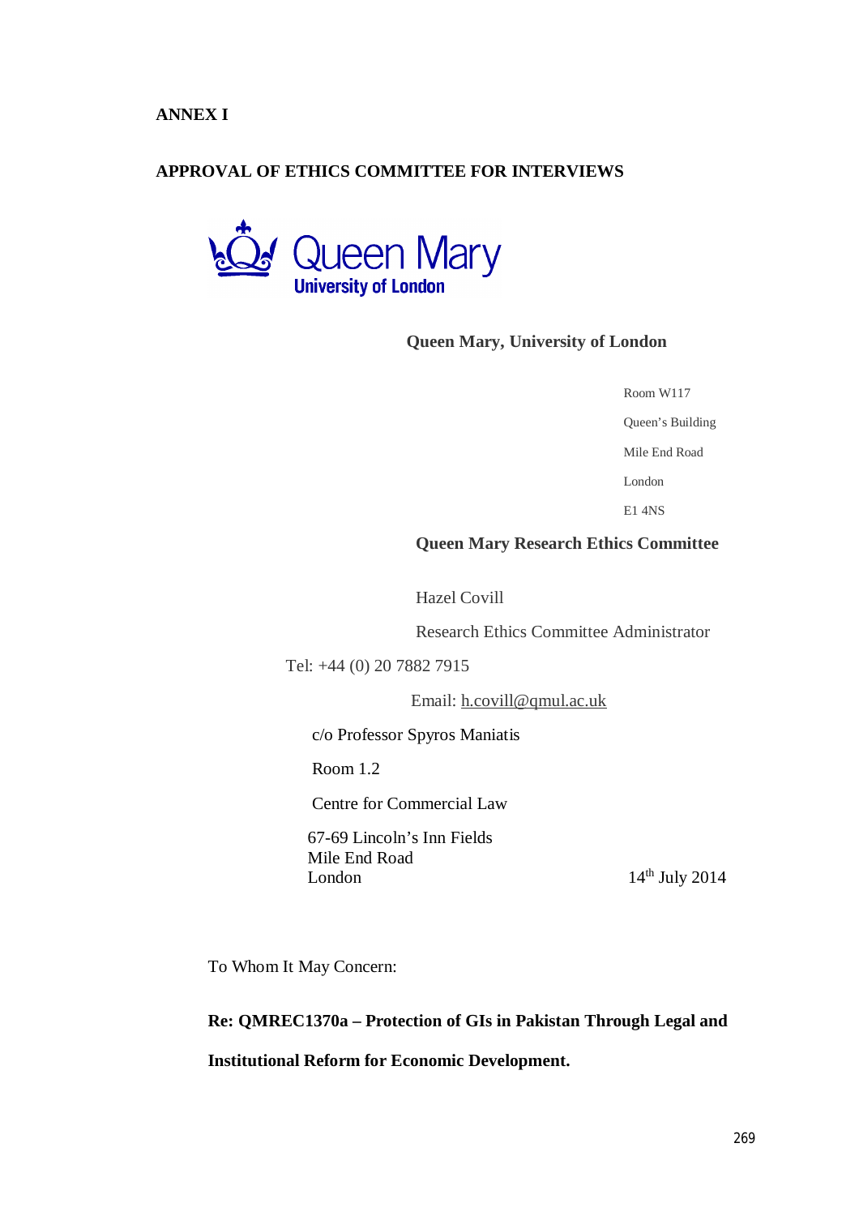**ANNEX I**

**APPROVAL OF ETHICS COMMITTEE FOR INTERVIEWS**

Queen Mary
University of London

**Queen Mary, University of London**

Room W117

Queen's Building

Mile End Road

London

E1 4NS

**Queen Mary Research Ethics Committee**

Hazel Covill

Research Ethics Committee Administrator

Tel: +44 (0) 20 7882 7915

Email: h.covill@qmul.ac.uk

c/o Professor Spyros Maniatis

Room 1.2

Centre for Commercial Law

67-69 Lincoln's Inn Fields
Mile End Road
London

14th July 2014

To Whom It May Concern:

**Re: QMREC1370a – Protection of GIs in Pakistan Through Legal and Institutional Reform for Economic Development.**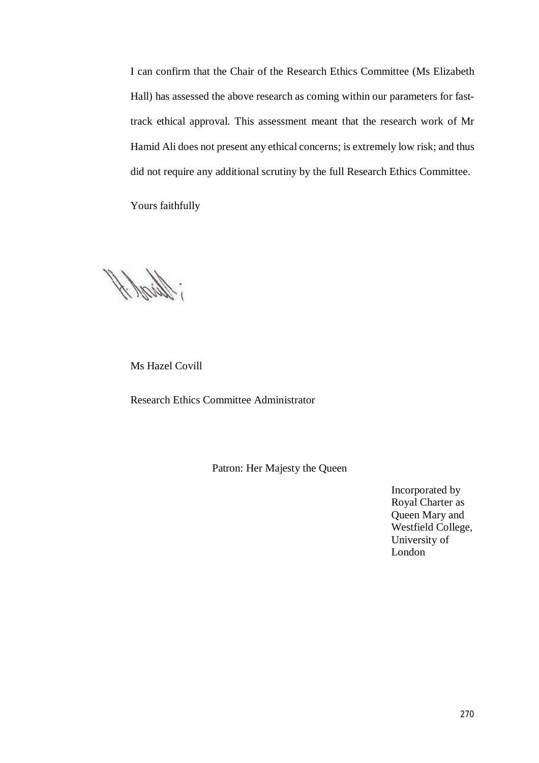I can confirm that the Chair of the Research Ethics Committee (Ms Elizabeth Hall) has assessed the above research as coming within our parameters for fast-track ethical approval. This assessment meant that the research work of Mr Hamid Ali does not present any ethical concerns; is extremely low risk; and thus did not require any additional scrutiny by the full Research Ethics Committee.

Yours faithfully

Ms Hazel Covill

Research Ethics Committee Administrator

Patron: Her Majesty the Queen

Incorporated by Royal Charter as Queen Mary and Westfield College, University of London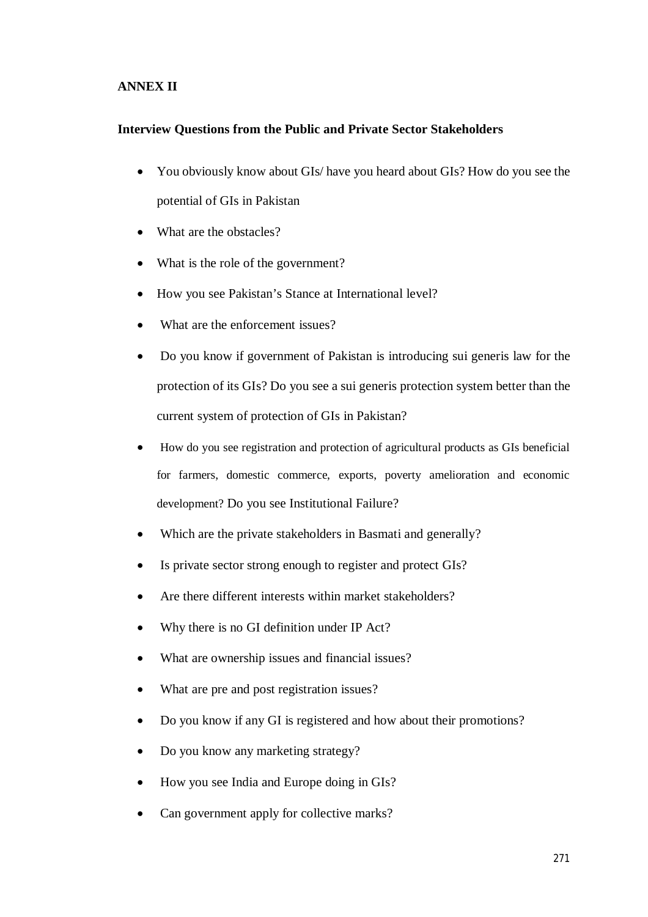**ANNEX II**

**Interview Questions from the Public and Private Sector Stakeholders**

- You obviously know about GIs/ have you heard about GIs? How do you see the potential of GIs in Pakistan
- What are the obstacles?
- What is the role of the government?
- How you see Pakistan's Stance at International level?
- What are the enforcement issues?
- Do you know if government of Pakistan is introducing sui generis law for the protection of its GIs? Do you see a sui generis protection system better than the current system of protection of GIs in Pakistan?
- How do you see registration and protection of agricultural products as GIs beneficial for farmers, domestic commerce, exports, poverty amelioration and economic development? Do you see Institutional Failure?
- Which are the private stakeholders in Basmati and generally?
- Is private sector strong enough to register and protect GIs?
- Are there different interests within market stakeholders?
- Why there is no GI definition under IP Act?
- What are ownership issues and financial issues?
- What are pre and post registration issues?
- Do you know if any GI is registered and how about their promotions?
- Do you know any marketing strategy?
- How you see India and Europe doing in GIs?
- Can government apply for collective marks?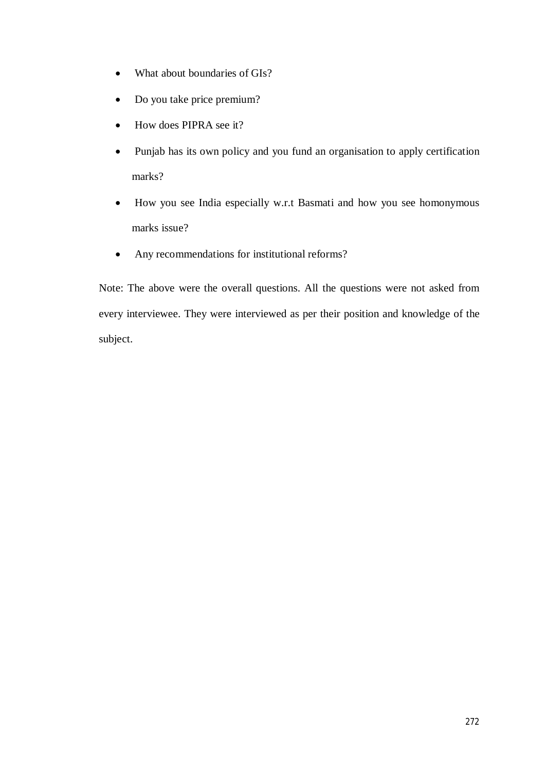- What about boundaries of GIs?
- Do you take price premium?
- How does PIPRA see it?
- Punjab has its own policy and you fund an organisation to apply certification marks?
- How you see India especially w.r.t Basmati and how you see homonymous marks issue?
- Any recommendations for institutional reforms?

Note: The above were the overall questions. All the questions were not asked from every interviewee. They were interviewed as per their position and knowledge of the subject.